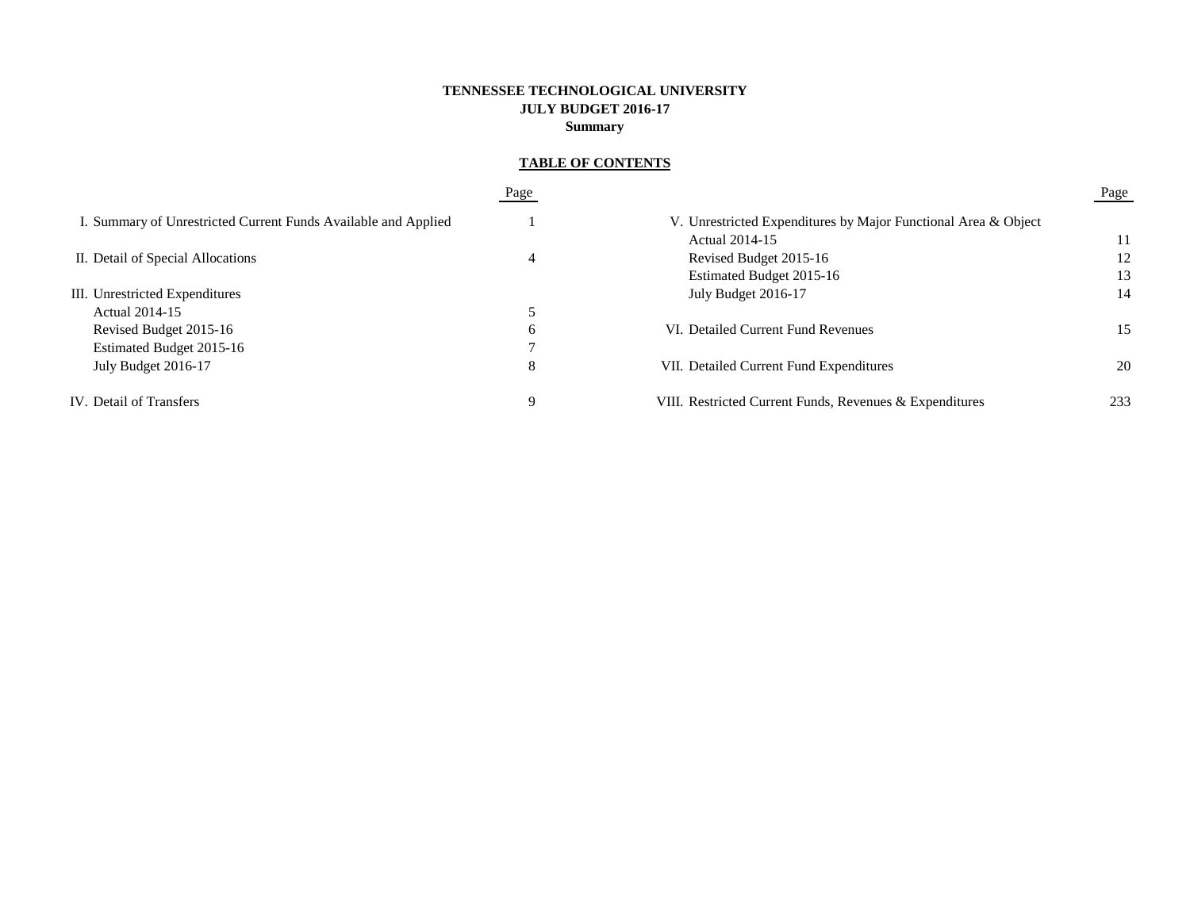**TENNESSEE TECHNOLOGICAL UNIVERSITY**
**JULY BUDGET 2016-17**
**Summary**

## TABLE OF CONTENTS

| | Page |
|---|---|
| I. Summary of Unrestricted Current Funds Available and Applied | 1 |
| II. Detail of Special Allocations | 4 |
| III. Unrestricted Expenditures | |
| Actual 2014-15 | 5 |
| Revised Budget 2015-16 | 6 |
| Estimated Budget 2015-16 | 7 |
| July Budget 2016-17 | 8 |
| IV. Detail of Transfers | 9 |
| V. Unrestricted Expenditures by Major Functional Area & Object | |
| Actual 2014-15 | 11 |
| Revised Budget 2015-16 | 12 |
| Estimated Budget 2015-16 | 13 |
| July Budget 2016-17 | 14 |
| VI. Detailed Current Fund Revenues | 15 |
| VII. Detailed Current Fund Expenditures | 20 |
| VIII. Restricted Current Funds, Revenues & Expenditures | 233 |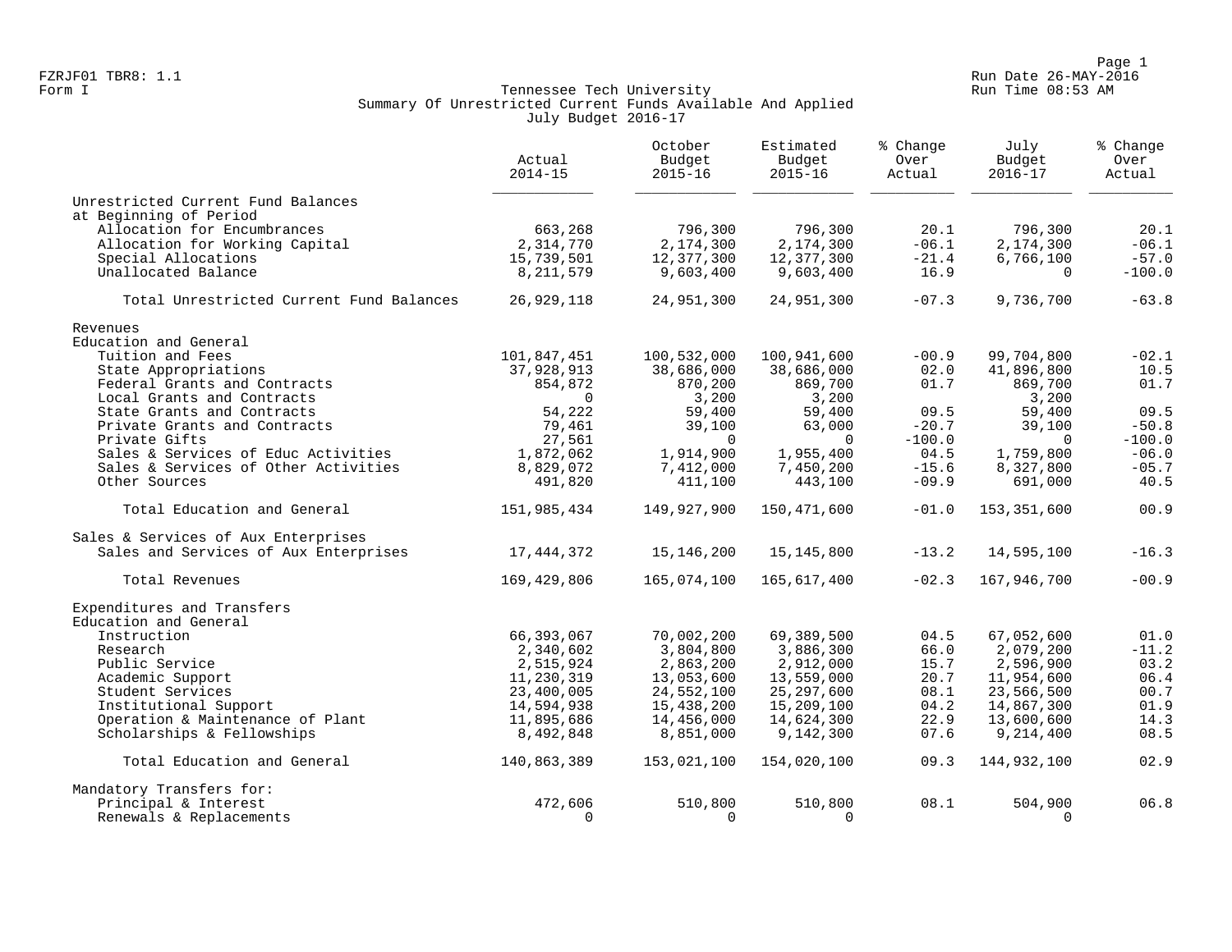FZRJF01 TBR8: 1.1
Form I

# Tennessee Tech University
## Summary Of Unrestricted Current Funds Available And Applied
### July Budget 2016-17

Run Date 26-MAY-2016
Run Time 08:53 AM

| | Actual 2014-15 | October Budget 2015-16 | Estimated Budget 2015-16 | % Change Over Actual | July Budget 2016-17 | % Change Over Actual |
|---|---|---|---|---|---|---|
| **Unrestricted Current Fund Balances at Beginning of Period** | | | | | | |
| Allocation for Encumbrances | 663,268 | 796,300 | 796,300 | 20.1 | 796,300 | 20.1 |
| Allocation for Working Capital | 2,314,770 | 2,174,300 | 2,174,300 | -06.1 | 2,174,300 | -06.1 |
| Special Allocations | 15,739,501 | 12,377,300 | 12,377,300 | -21.4 | 6,766,100 | -57.0 |
| Unallocated Balance | 8,211,579 | 9,603,400 | 9,603,400 | 16.9 | 0 | -100.0 |
| Total Unrestricted Current Fund Balances | 26,929,118 | 24,951,300 | 24,951,300 | -07.3 | 9,736,700 | -63.8 |
| **Revenues** | | | | | | |
| **Education and General** | | | | | | |
| Tuition and Fees | 101,847,451 | 100,532,000 | 100,941,600 | -00.9 | 99,704,800 | -02.1 |
| State Appropriations | 37,928,913 | 38,686,000 | 38,686,000 | 02.0 | 41,896,800 | 10.5 |
| Federal Grants and Contracts | 854,872 | 870,200 | 869,700 | 01.7 | 869,700 | 01.7 |
| Local Grants and Contracts | 0 | 3,200 | 3,200 | | 3,200 | |
| State Grants and Contracts | 54,222 | 59,400 | 59,400 | 09.5 | 59,400 | 09.5 |
| Private Grants and Contracts | 79,461 | 39,100 | 63,000 | -20.7 | 39,100 | -50.8 |
| Private Gifts | 27,561 | 0 | 0 | -100.0 | 0 | -100.0 |
| Sales & Services of Educ Activities | 1,872,062 | 1,914,900 | 1,955,400 | 04.5 | 1,759,800 | -06.0 |
| Sales & Services of Other Activities | 8,829,072 | 7,412,000 | 7,450,200 | -15.6 | 8,327,800 | -05.7 |
| Other Sources | 491,820 | 411,100 | 443,100 | -09.9 | 691,000 | 40.5 |
| Total Education and General | 151,985,434 | 149,927,900 | 150,471,600 | -01.0 | 153,351,600 | 00.9 |
| **Sales & Services of Aux Enterprises** | | | | | | |
| Sales and Services of Aux Enterprises | 17,444,372 | 15,146,200 | 15,145,800 | -13.2 | 14,595,100 | -16.3 |
| Total Revenues | 169,429,806 | 165,074,100 | 165,617,400 | -02.3 | 167,946,700 | -00.9 |
| **Expenditures and Transfers** | | | | | | |
| **Education and General** | | | | | | |
| Instruction | 66,393,067 | 70,002,200 | 69,389,500 | 04.5 | 67,052,600 | 01.0 |
| Research | 2,340,602 | 3,804,800 | 3,886,300 | 66.0 | 2,079,200 | -11.2 |
| Public Service | 2,515,924 | 2,863,200 | 2,912,000 | 15.7 | 2,596,900 | 03.2 |
| Academic Support | 11,230,319 | 13,053,600 | 13,559,000 | 20.7 | 11,954,600 | 06.4 |
| Student Services | 23,400,005 | 24,552,100 | 25,297,600 | 08.1 | 23,566,500 | 00.7 |
| Institutional Support | 14,594,938 | 15,438,200 | 15,209,100 | 04.2 | 14,867,300 | 01.9 |
| Operation & Maintenance of Plant | 11,895,686 | 14,456,000 | 14,624,300 | 22.9 | 13,600,600 | 14.3 |
| Scholarships & Fellowships | 8,492,848 | 8,851,000 | 9,142,300 | 07.6 | 9,214,400 | 08.5 |
| Total Education and General | 140,863,389 | 153,021,100 | 154,020,100 | 09.3 | 144,932,100 | 02.9 |
| **Mandatory Transfers for:** | | | | | | |
| Principal & Interest | 472,606 | 510,800 | 510,800 | 08.1 | 504,900 | 06.8 |
| Renewals & Replacements | 0 | 0 | 0 | | 0 | |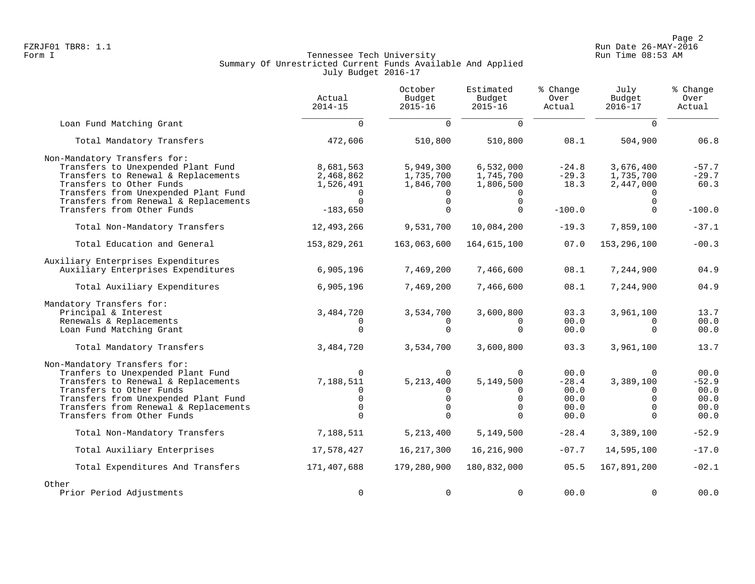FZRJF01 TBR8: 1.1
Form I

Tennessee Tech University
Summary Of Unrestricted Current Funds Available And Applied
July Budget 2016-17

Run Date 26-MAY-2016
Run Time 08:53 AM

| | Actual 2014-15 | October Budget 2015-16 | Estimated Budget 2015-16 | % Change Over Actual | July Budget 2016-17 | % Change Over Actual |
|---|---|---|---|---|---|---|
| Loan Fund Matching Grant | 0 | 0 | 0 | | 0 | |
| Total Mandatory Transfers | 472,606 | 510,800 | 510,800 | 08.1 | 504,900 | 06.8 |
| Non-Mandatory Transfers for: | | | | | | |
| Transfers to Unexpended Plant Fund | 8,681,563 | 5,949,300 | 6,532,000 | -24.8 | 3,676,400 | -57.7 |
| Transfers to Renewal & Replacements | 2,468,862 | 1,735,700 | 1,745,700 | -29.3 | 1,735,700 | -29.7 |
| Transfers to Other Funds | 1,526,491 | 1,846,700 | 1,806,500 | 18.3 | 2,447,000 | 60.3 |
| Transfers from Unexpended Plant Fund | 0 | 0 | 0 | | 0 | |
| Transfers from Renewal & Replacements | 0 | 0 | 0 | | 0 | |
| Transfers from Other Funds | -183,650 | 0 | 0 | -100.0 | 0 | -100.0 |
| Total Non-Mandatory Transfers | 12,493,266 | 9,531,700 | 10,084,200 | -19.3 | 7,859,100 | -37.1 |
| Total Education and General | 153,829,261 | 163,063,600 | 164,615,100 | 07.0 | 153,296,100 | -00.3 |
| Auxiliary Enterprises Expenditures | | | | | | |
| Auxiliary Enterprises Expenditures | 6,905,196 | 7,469,200 | 7,466,600 | 08.1 | 7,244,900 | 04.9 |
| Total Auxiliary Expenditures | 6,905,196 | 7,469,200 | 7,466,600 | 08.1 | 7,244,900 | 04.9 |
| Mandatory Transfers for: | | | | | | |
| Principal & Interest | 3,484,720 | 3,534,700 | 3,600,800 | 03.3 | 3,961,100 | 13.7 |
| Renewals & Replacements | 0 | 0 | 0 | 00.0 | 0 | 00.0 |
| Loan Fund Matching Grant | 0 | 0 | 0 | 00.0 | 0 | 00.0 |
| Total Mandatory Transfers | 3,484,720 | 3,534,700 | 3,600,800 | 03.3 | 3,961,100 | 13.7 |
| Non-Mandatory Transfers for: | | | | | | |
| Tranfers to Unexpended Plant Fund | 0 | 0 | 0 | 00.0 | 0 | 00.0 |
| Transfers to Renewal & Replacements | 7,188,511 | 5,213,400 | 5,149,500 | -28.4 | 3,389,100 | -52.9 |
| Transfers to Other Funds | 0 | 0 | 0 | 00.0 | 0 | 00.0 |
| Transfers from Unexpended Plant Fund | 0 | 0 | 0 | 00.0 | 0 | 00.0 |
| Transfers from Renewal & Replacements | 0 | 0 | 0 | 00.0 | 0 | 00.0 |
| Transfers from Other Funds | 0 | 0 | 0 | 00.0 | 0 | 00.0 |
| Total Non-Mandatory Transfers | 7,188,511 | 5,213,400 | 5,149,500 | -28.4 | 3,389,100 | -52.9 |
| Total Auxiliary Enterprises | 17,578,427 | 16,217,300 | 16,216,900 | -07.7 | 14,595,100 | -17.0 |
| Total Expenditures And Transfers | 171,407,688 | 179,280,900 | 180,832,000 | 05.5 | 167,891,200 | -02.1 |
| Other | | | | | | |
| Prior Period Adjustments | 0 | 0 | 0 | 00.0 | 0 | 00.0 |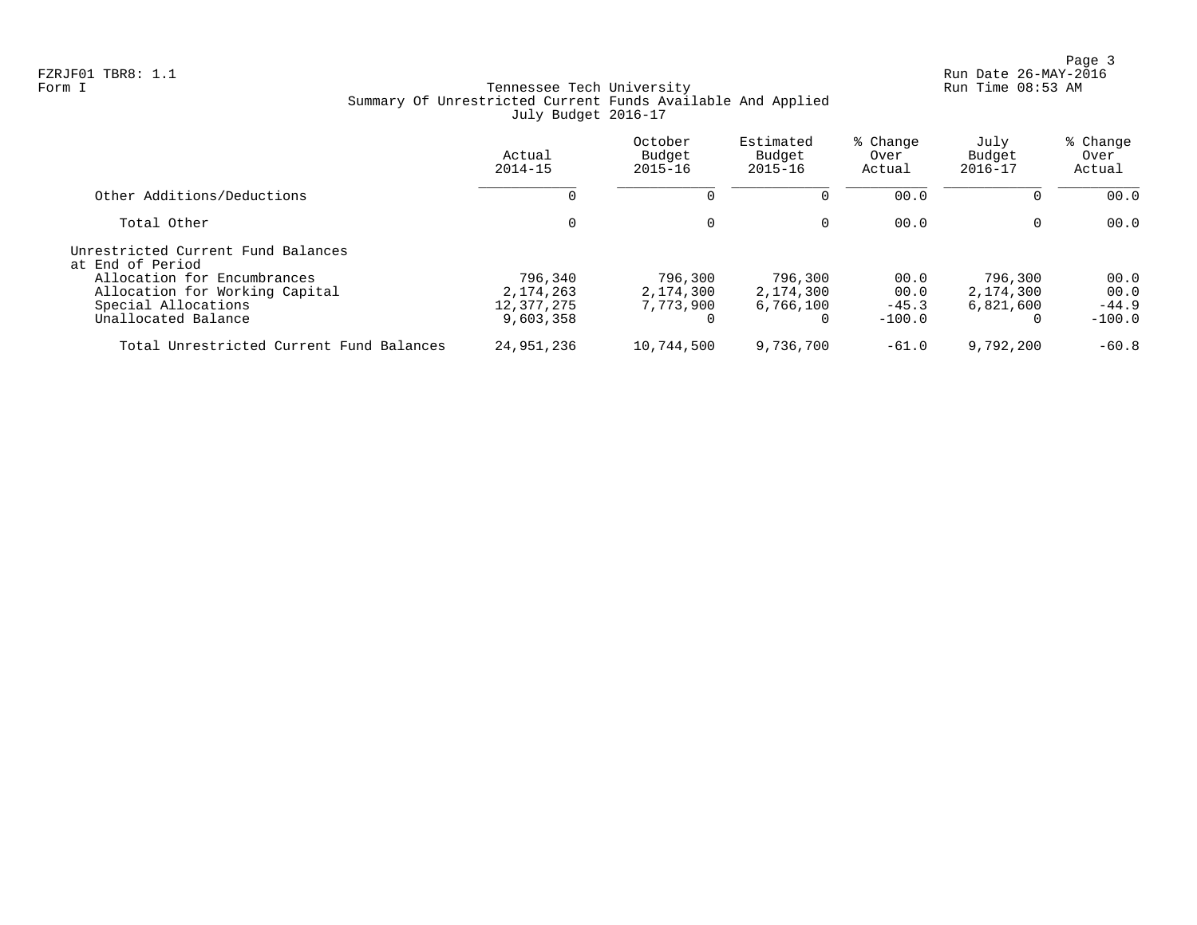FZRJF01 TBR8: 1.1
Form I

Tennessee Tech University
Summary Of Unrestricted Current Funds Available And Applied
July Budget 2016-17

Run Date 26-MAY-2016
Run Time 08:53 AM

| | Actual 2014-15 | October Budget 2015-16 | Estimated Budget 2015-16 | % Change Over Actual | July Budget 2016-17 | % Change Over Actual |
|---|---|---|---|---|---|---|
| Other Additions/Deductions | 0 | 0 | 0 | 00.0 | 0 | 00.0 |
| Total Other | 0 | 0 | 0 | 00.0 | 0 | 00.0 |
| Unrestricted Current Fund Balances at End of Period | | | | | | |
| Allocation for Encumbrances | 796,340 | 796,300 | 796,300 | 00.0 | 796,300 | 00.0 |
| Allocation for Working Capital | 2,174,263 | 2,174,300 | 2,174,300 | 00.0 | 2,174,300 | 00.0 |
| Special Allocations | 12,377,275 | 7,773,900 | 6,766,100 | -45.3 | 6,821,600 | -44.9 |
| Unallocated Balance | 9,603,358 | 0 | 0 | -100.0 | 0 | -100.0 |
| Total Unrestricted Current Fund Balances | 24,951,236 | 10,744,500 | 9,736,700 | -61.0 | 9,792,200 | -60.8 |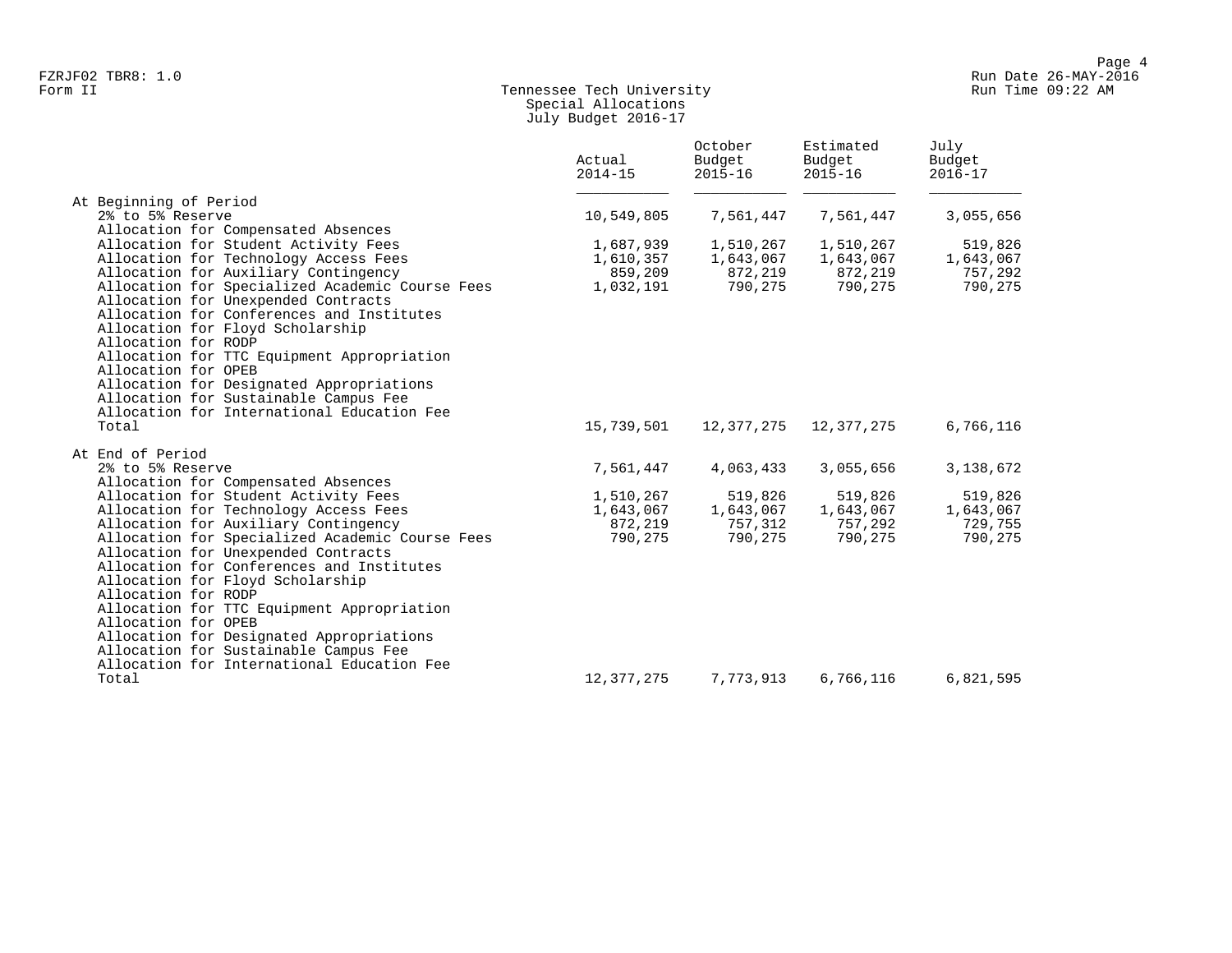FZRJF02 TBR8: 1.0
Form II

Tennessee Tech University
Special Allocations
July Budget 2016-17

Run Date 26-MAY-2016
Run Time 09:22 AM

| | Actual 2014-15 | October Budget 2015-16 | Estimated Budget 2015-16 | July Budget 2016-17 |
|---|---|---|---|---|
| At Beginning of Period | | | | |
| 2% to 5% Reserve | 10,549,805 | 7,561,447 | 7,561,447 | 3,055,656 |
| Allocation for Compensated Absences | | | | |
| Allocation for Student Activity Fees | 1,687,939 | 1,510,267 | 1,510,267 | 519,826 |
| Allocation for Technology Access Fees | 1,610,357 | 1,643,067 | 1,643,067 | 1,643,067 |
| Allocation for Auxiliary Contingency | 859,209 | 872,219 | 872,219 | 757,292 |
| Allocation for Specialized Academic Course Fees | 1,032,191 | 790,275 | 790,275 | 790,275 |
| Allocation for Unexpended Contracts | | | | |
| Allocation for Conferences and Institutes | | | | |
| Allocation for Floyd Scholarship | | | | |
| Allocation for RODP | | | | |
| Allocation for TTC Equipment Appropriation | | | | |
| Allocation for OPEB | | | | |
| Allocation for Designated Appropriations | | | | |
| Allocation for Sustainable Campus Fee | | | | |
| Allocation for International Education Fee | | | | |
| Total | 15,739,501 | 12,377,275 | 12,377,275 | 6,766,116 |
| At End of Period | | | | |
| 2% to 5% Reserve | 7,561,447 | 4,063,433 | 3,055,656 | 3,138,672 |
| Allocation for Compensated Absences | | | | |
| Allocation for Student Activity Fees | 1,510,267 | 519,826 | 519,826 | 519,826 |
| Allocation for Technology Access Fees | 1,643,067 | 1,643,067 | 1,643,067 | 1,643,067 |
| Allocation for Auxiliary Contingency | 872,219 | 757,312 | 757,292 | 729,755 |
| Allocation for Specialized Academic Course Fees | 790,275 | 790,275 | 790,275 | 790,275 |
| Allocation for Unexpended Contracts | | | | |
| Allocation for Conferences and Institutes | | | | |
| Allocation for Floyd Scholarship | | | | |
| Allocation for RODP | | | | |
| Allocation for TTC Equipment Appropriation | | | | |
| Allocation for OPEB | | | | |
| Allocation for Designated Appropriations | | | | |
| Allocation for Sustainable Campus Fee | | | | |
| Allocation for International Education Fee | | | | |
| Total | 12,377,275 | 7,773,913 | 6,766,116 | 6,821,595 |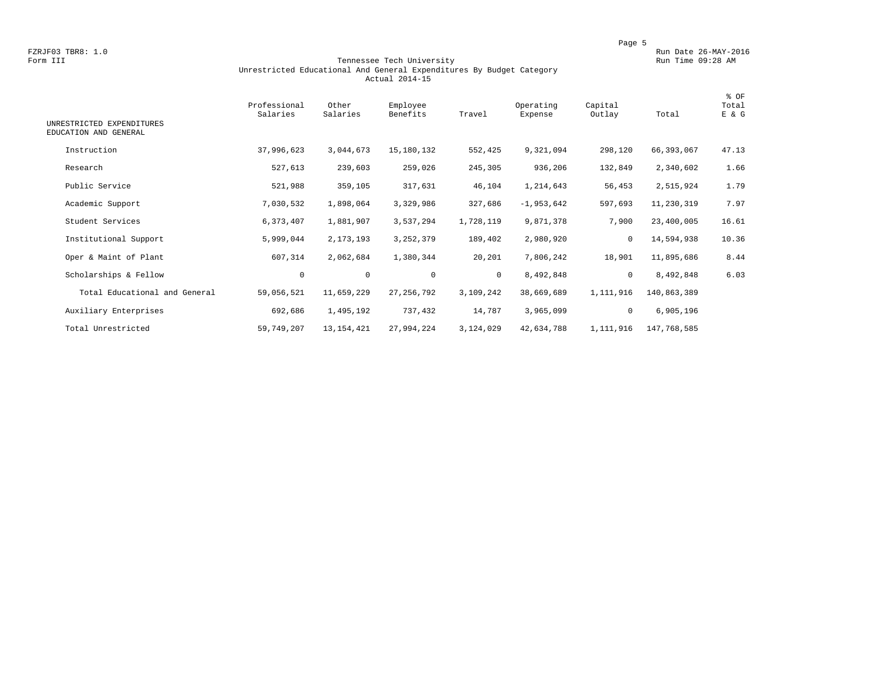FZRJF03 TBR8: 1.0
Form III

Run Date 26-MAY-2016
Run Time 09:28 AM

# Tennessee Tech University
## Unrestricted Educational And General Expenditures By Budget Category
### Actual 2014-15

| UNRESTRICTED EXPENDITURES EDUCATION AND GENERAL | Professional Salaries | Other Salaries | Employee Benefits | Travel | Operating Expense | Capital Outlay | Total | % OF Total E & G |
|---|---|---|---|---|---|---|---|---|
| Instruction | 37,996,623 | 3,044,673 | 15,180,132 | 552,425 | 9,321,094 | 298,120 | 66,393,067 | 47.13 |
| Research | 527,613 | 239,603 | 259,026 | 245,305 | 936,206 | 132,849 | 2,340,602 | 1.66 |
| Public Service | 521,988 | 359,105 | 317,631 | 46,104 | 1,214,643 | 56,453 | 2,515,924 | 1.79 |
| Academic Support | 7,030,532 | 1,898,064 | 3,329,986 | 327,686 | -1,953,642 | 597,693 | 11,230,319 | 7.97 |
| Student Services | 6,373,407 | 1,881,907 | 3,537,294 | 1,728,119 | 9,871,378 | 7,900 | 23,400,005 | 16.61 |
| Institutional Support | 5,999,044 | 2,173,193 | 3,252,379 | 189,402 | 2,980,920 | 0 | 14,594,938 | 10.36 |
| Oper & Maint of Plant | 607,314 | 2,062,684 | 1,380,344 | 20,201 | 7,806,242 | 18,901 | 11,895,686 | 8.44 |
| Scholarships & Fellow | 0 | 0 | 0 | 0 | 8,492,848 | 0 | 8,492,848 | 6.03 |
| Total Educational and General | 59,056,521 | 11,659,229 | 27,256,792 | 3,109,242 | 38,669,689 | 1,111,916 | 140,863,389 | |
| Auxiliary Enterprises | 692,686 | 1,495,192 | 737,432 | 14,787 | 3,965,099 | 0 | 6,905,196 | |
| Total Unrestricted | 59,749,207 | 13,154,421 | 27,994,224 | 3,124,029 | 42,634,788 | 1,111,916 | 147,768,585 | |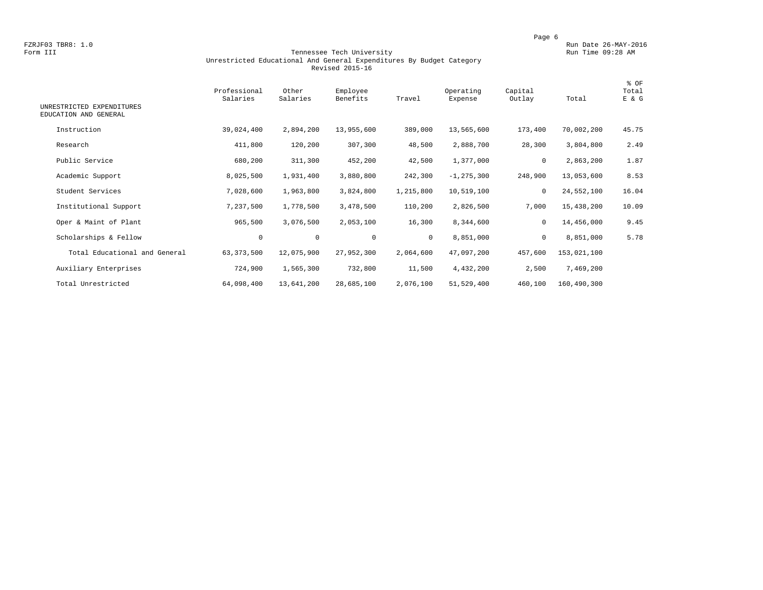FZRJF03 TBR8: 1.0
Form III

Run Date 26-MAY-2016
Run Time 09:28 AM

# Tennessee Tech University
## Unrestricted Educational And General Expenditures By Budget Category
### Revised 2015-16

| UNRESTRICTED EXPENDITURES EDUCATION AND GENERAL | Professional Salaries | Other Salaries | Employee Benefits | Travel | Operating Expense | Capital Outlay | Total | % OF Total E & G |
|---|---|---|---|---|---|---|---|---|
| Instruction | 39,024,400 | 2,894,200 | 13,955,600 | 389,000 | 13,565,600 | 173,400 | 70,002,200 | 45.75 |
| Research | 411,800 | 120,200 | 307,300 | 48,500 | 2,888,700 | 28,300 | 3,804,800 | 2.49 |
| Public Service | 680,200 | 311,300 | 452,200 | 42,500 | 1,377,000 | 0 | 2,863,200 | 1.87 |
| Academic Support | 8,025,500 | 1,931,400 | 3,880,800 | 242,300 | -1,275,300 | 248,900 | 13,053,600 | 8.53 |
| Student Services | 7,028,600 | 1,963,800 | 3,824,800 | 1,215,800 | 10,519,100 | 0 | 24,552,100 | 16.04 |
| Institutional Support | 7,237,500 | 1,778,500 | 3,478,500 | 110,200 | 2,826,500 | 7,000 | 15,438,200 | 10.09 |
| Oper & Maint of Plant | 965,500 | 3,076,500 | 2,053,100 | 16,300 | 8,344,600 | 0 | 14,456,000 | 9.45 |
| Scholarships & Fellow | 0 | 0 | 0 | 0 | 8,851,000 | 0 | 8,851,000 | 5.78 |
| Total Educational and General | 63,373,500 | 12,075,900 | 27,952,300 | 2,064,600 | 47,097,200 | 457,600 | 153,021,100 | |
| Auxiliary Enterprises | 724,900 | 1,565,300 | 732,800 | 11,500 | 4,432,200 | 2,500 | 7,469,200 | |
| Total Unrestricted | 64,098,400 | 13,641,200 | 28,685,100 | 2,076,100 | 51,529,400 | 460,100 | 160,490,300 | |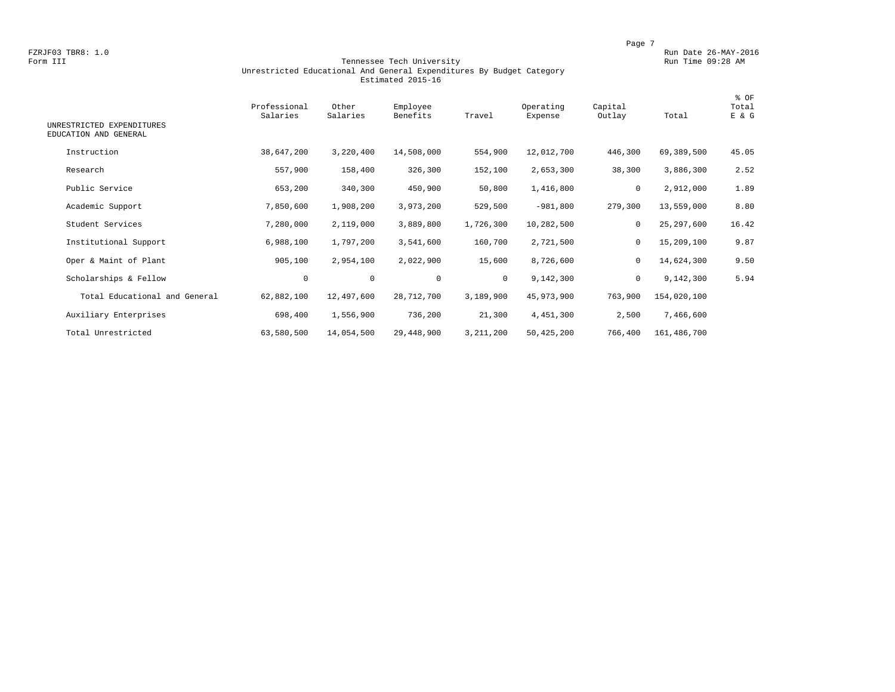FZRJF03 TBR8: 1.0
Form III

Run Date 26-MAY-2016
Run Time 09:28 AM

# Tennessee Tech University
## Unrestricted Educational And General Expenditures By Budget Category
### Estimated 2015-16

| UNRESTRICTED EXPENDITURES EDUCATION AND GENERAL | Professional Salaries | Other Salaries | Employee Benefits | Travel | Operating Expense | Capital Outlay | Total | % OF Total E & G |
|---|---|---|---|---|---|---|---|---|
| Instruction | 38,647,200 | 3,220,400 | 14,508,000 | 554,900 | 12,012,700 | 446,300 | 69,389,500 | 45.05 |
| Research | 557,900 | 158,400 | 326,300 | 152,100 | 2,653,300 | 38,300 | 3,886,300 | 2.52 |
| Public Service | 653,200 | 340,300 | 450,900 | 50,800 | 1,416,800 | 0 | 2,912,000 | 1.89 |
| Academic Support | 7,850,600 | 1,908,200 | 3,973,200 | 529,500 | -981,800 | 279,300 | 13,559,000 | 8.80 |
| Student Services | 7,280,000 | 2,119,000 | 3,889,800 | 1,726,300 | 10,282,500 | 0 | 25,297,600 | 16.42 |
| Institutional Support | 6,988,100 | 1,797,200 | 3,541,600 | 160,700 | 2,721,500 | 0 | 15,209,100 | 9.87 |
| Oper & Maint of Plant | 905,100 | 2,954,100 | 2,022,900 | 15,600 | 8,726,600 | 0 | 14,624,300 | 9.50 |
| Scholarships & Fellow | 0 | 0 | 0 | 0 | 9,142,300 | 0 | 9,142,300 | 5.94 |
| Total Educational and General | 62,882,100 | 12,497,600 | 28,712,700 | 3,189,900 | 45,973,900 | 763,900 | 154,020,100 | |
| Auxiliary Enterprises | 698,400 | 1,556,900 | 736,200 | 21,300 | 4,451,300 | 2,500 | 7,466,600 | |
| Total Unrestricted | 63,580,500 | 14,054,500 | 29,448,900 | 3,211,200 | 50,425,200 | 766,400 | 161,486,700 | |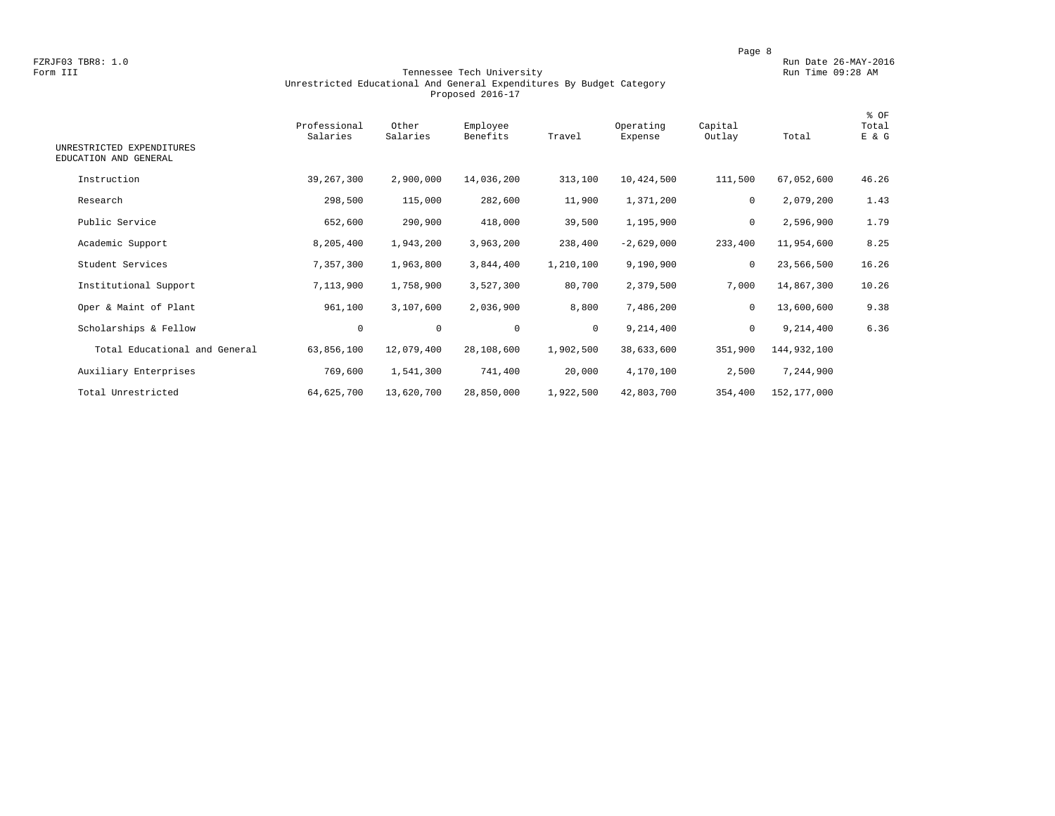FZRJF03 TBR8: 1.0

Form III

Run Date 26-MAY-2016

Run Time 09:28 AM

# Tennessee Tech University
## Unrestricted Educational And General Expenditures By Budget Category
### Proposed 2016-17

| UNRESTRICTED EXPENDITURES EDUCATION AND GENERAL | Professional Salaries | Other Salaries | Employee Benefits | Travel | Operating Expense | Capital Outlay | Total | % OF Total E & G |
|---|---|---|---|---|---|---|---|---|
| Instruction | 39,267,300 | 2,900,000 | 14,036,200 | 313,100 | 10,424,500 | 111,500 | 67,052,600 | 46.26 |
| Research | 298,500 | 115,000 | 282,600 | 11,900 | 1,371,200 | 0 | 2,079,200 | 1.43 |
| Public Service | 652,600 | 290,900 | 418,000 | 39,500 | 1,195,900 | 0 | 2,596,900 | 1.79 |
| Academic Support | 8,205,400 | 1,943,200 | 3,963,200 | 238,400 | -2,629,000 | 233,400 | 11,954,600 | 8.25 |
| Student Services | 7,357,300 | 1,963,800 | 3,844,400 | 1,210,100 | 9,190,900 | 0 | 23,566,500 | 16.26 |
| Institutional Support | 7,113,900 | 1,758,900 | 3,527,300 | 80,700 | 2,379,500 | 7,000 | 14,867,300 | 10.26 |
| Oper & Maint of Plant | 961,100 | 3,107,600 | 2,036,900 | 8,800 | 7,486,200 | 0 | 13,600,600 | 9.38 |
| Scholarships & Fellow | 0 | 0 | 0 | 0 | 9,214,400 | 0 | 9,214,400 | 6.36 |
| Total Educational and General | 63,856,100 | 12,079,400 | 28,108,600 | 1,902,500 | 38,633,600 | 351,900 | 144,932,100 | |
| Auxiliary Enterprises | 769,600 | 1,541,300 | 741,400 | 20,000 | 4,170,100 | 2,500 | 7,244,900 | |
| Total Unrestricted | 64,625,700 | 13,620,700 | 28,850,000 | 1,922,500 | 42,803,700 | 354,400 | 152,177,000 | |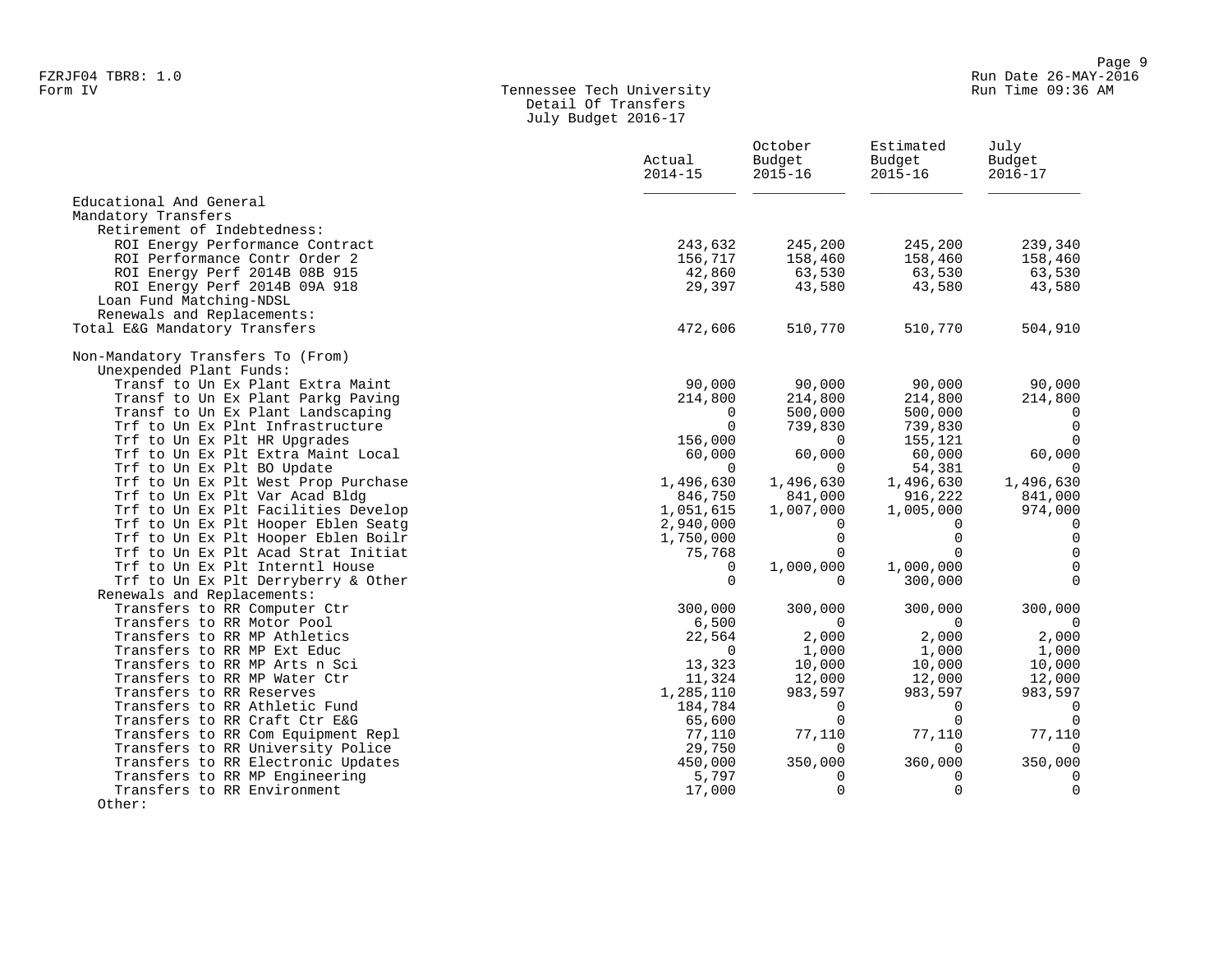FZRJF04 TBR8: 1.0
Form IV

Tennessee Tech University
Detail Of Transfers
July Budget 2016-17

| | Actual 2014-15 | October Budget 2015-16 | Estimated Budget 2015-16 | July Budget 2016-17 |
|---|---|---|---|---|
| Educational And General | | | | |
| Mandatory Transfers | | | | |
| Retirement of Indebtedness: | | | | |
| ROI Energy Performance Contract | 243,632 | 245,200 | 245,200 | 239,340 |
| ROI Performance Contr Order 2 | 156,717 | 158,460 | 158,460 | 158,460 |
| ROI Energy Perf 2014B 08B 915 | 42,860 | 63,530 | 63,530 | 63,530 |
| ROI Energy Perf 2014B 09A 918 | 29,397 | 43,580 | 43,580 | 43,580 |
| Loan Fund Matching-NDSL | | | | |
| Renewals and Replacements: | | | | |
| Total E&G Mandatory Transfers | 472,606 | 510,770 | 510,770 | 504,910 |
| | | | | |
| Non-Mandatory Transfers To (From) | | | | |
| Unexpended Plant Funds: | | | | |
| Transf to Un Ex Plant Extra Maint | 90,000 | 90,000 | 90,000 | 90,000 |
| Transf to Un Ex Plant Parkg Paving | 214,800 | 214,800 | 214,800 | 214,800 |
| Transf to Un Ex Plant Landscaping | 0 | 500,000 | 500,000 | 0 |
| Trf to Un Ex Plnt Infrastructure | 0 | 739,830 | 739,830 | 0 |
| Trf to Un Ex Plt HR Upgrades | 156,000 | 0 | 155,121 | 0 |
| Trf to Un Ex Plt Extra Maint Local | 60,000 | 60,000 | 60,000 | 60,000 |
| Trf to Un Ex Plt BO Update | 0 | 0 | 54,381 | 0 |
| Trf to Un Ex Plt West Prop Purchase | 1,496,630 | 1,496,630 | 1,496,630 | 1,496,630 |
| Trf to Un Ex Plt Var Acad Bldg | 846,750 | 841,000 | 916,222 | 841,000 |
| Trf to Un Ex Plt Facilities Develop | 1,051,615 | 1,007,000 | 1,005,000 | 974,000 |
| Trf to Un Ex Plt Hooper Eblen Seatg | 2,940,000 | 0 | 0 | 0 |
| Trf to Un Ex Plt Hooper Eblen Boilr | 1,750,000 | 0 | 0 | 0 |
| Trf to Un Ex Plt Acad Strat Initiat | 75,768 | 0 | 0 | 0 |
| Trf to Un Ex Plt Interntl House | 0 | 1,000,000 | 1,000,000 | 0 |
| Trf to Un Ex Plt Derryberry & Other | 0 | 0 | 300,000 | 0 |
| Renewals and Replacements: | | | | |
| Transfers to RR Computer Ctr | 300,000 | 300,000 | 300,000 | 300,000 |
| Transfers to RR Motor Pool | 6,500 | 0 | 0 | 0 |
| Transfers to RR MP Athletics | 22,564 | 2,000 | 2,000 | 2,000 |
| Transfers to RR MP Ext Educ | 0 | 1,000 | 1,000 | 1,000 |
| Transfers to RR MP Arts n Sci | 13,323 | 10,000 | 10,000 | 10,000 |
| Transfers to RR MP Water Ctr | 11,324 | 12,000 | 12,000 | 12,000 |
| Transfers to RR Reserves | 1,285,110 | 983,597 | 983,597 | 983,597 |
| Transfers to RR Athletic Fund | 184,784 | 0 | 0 | 0 |
| Transfers to RR Craft Ctr E&G | 65,600 | 0 | 0 | 0 |
| Transfers to RR Com Equipment Repl | 77,110 | 77,110 | 77,110 | 77,110 |
| Transfers to RR University Police | 29,750 | 0 | 0 | 0 |
| Transfers to RR Electronic Updates | 450,000 | 350,000 | 360,000 | 350,000 |
| Transfers to RR MP Engineering | 5,797 | 0 | 0 | 0 |
| Transfers to RR Environment | 17,000 | 0 | 0 | 0 |
| Other: | | | | |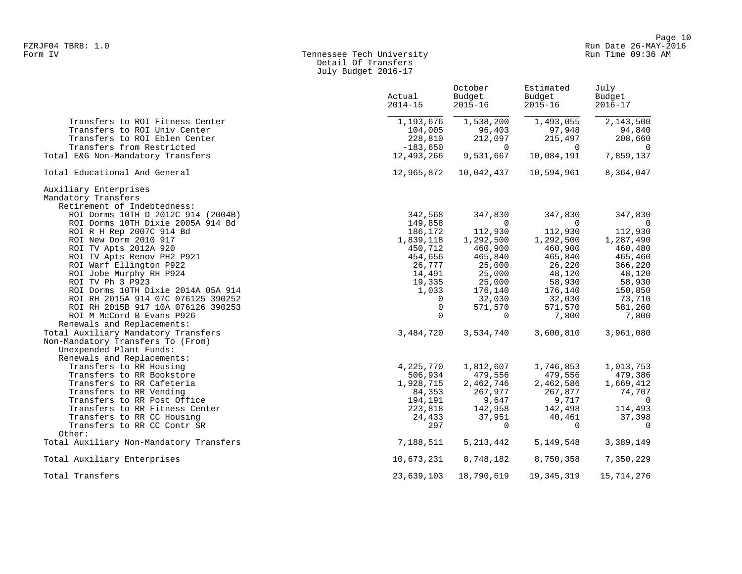Tennessee Tech University
Detail Of Transfers
July Budget 2016-17

| | Actual 2014-15 | October Budget 2015-16 | Estimated Budget 2015-16 | July Budget 2016-17 |
|---|---|---|---|---|
| Transfers to ROI Fitness Center | 1,193,676 | 1,538,200 | 1,493,055 | 2,143,500 |
| Transfers to ROI Univ Center | 104,005 | 96,403 | 97,948 | 94,840 |
| Transfers to ROI Eblen Center | 228,810 | 212,097 | 215,497 | 208,660 |
| Transfers from Restricted | -183,650 | 0 | 0 | 0 |
| Total E&G Non-Mandatory Transfers | 12,493,266 | 9,531,667 | 10,084,191 | 7,859,137 |
| | | | | |
| Total Educational And General | 12,965,872 | 10,042,437 | 10,594,961 | 8,364,047 |
| | | | | |
| Auxiliary Enterprises | | | | |
| Mandatory Transfers | | | | |
| Retirement of Indebtedness: | | | | |
| ROI Dorms 10TH D 2012C 914 (2004B) | 342,568 | 347,830 | 347,830 | 347,830 |
| ROI Dorms 10TH Dixie 2005A 914 Bd | 149,858 | 0 | 0 | 0 |
| ROI R H Rep 2007C 914 Bd | 186,172 | 112,930 | 112,930 | 112,930 |
| ROI New Dorm 2010 917 | 1,839,118 | 1,292,500 | 1,292,500 | 1,287,490 |
| ROI TV Apts 2012A 920 | 450,712 | 460,900 | 460,900 | 460,480 |
| ROI TV Apts Renov PH2 P921 | 454,656 | 465,840 | 465,840 | 465,460 |
| ROI Warf Ellington P922 | 26,777 | 25,000 | 26,220 | 366,220 |
| ROI Jobe Murphy RH P924 | 14,491 | 25,000 | 48,120 | 48,120 |
| ROI TV Ph 3 P923 | 19,335 | 25,000 | 58,930 | 58,930 |
| ROI Dorms 10TH Dixie 2014A 05A 914 | 1,033 | 176,140 | 176,140 | 150,850 |
| ROI RH 2015A 914 07C 076125 390252 | 0 | 32,030 | 32,030 | 73,710 |
| ROI RH 2015B 917 10A 076126 390253 | 0 | 571,570 | 571,570 | 581,260 |
| ROI M McCord B Evans P926 | 0 | 0 | 7,800 | 7,800 |
| Renewals and Replacements: | | | | |
| Total Auxiliary Mandatory Transfers | 3,484,720 | 3,534,740 | 3,600,810 | 3,961,080 |
| Non-Mandatory Transfers To (From) | | | | |
| Unexpended Plant Funds: | | | | |
| Renewals and Replacements: | | | | |
| Transfers to RR Housing | 4,225,770 | 1,812,607 | 1,746,853 | 1,013,753 |
| Transfers to RR Bookstore | 506,934 | 479,556 | 479,556 | 479,386 |
| Transfers to RR Cafeteria | 1,928,715 | 2,462,746 | 2,462,586 | 1,669,412 |
| Transfers to RR Vending | 84,353 | 267,977 | 267,877 | 74,707 |
| Transfers to RR Post Office | 194,191 | 9,647 | 9,717 | 0 |
| Transfers to RR Fitness Center | 223,818 | 142,958 | 142,498 | 114,493 |
| Transfers to RR CC Housing | 24,433 | 37,951 | 40,461 | 37,398 |
| Transfers to RR CC Contr SR | 297 | 0 | 0 | 0 |
| Other: | | | | |
| Total Auxiliary Non-Mandatory Transfers | 7,188,511 | 5,213,442 | 5,149,548 | 3,389,149 |
| | | | | |
| Total Auxiliary Enterprises | 10,673,231 | 8,748,182 | 8,750,358 | 7,350,229 |
| | | | | |
| Total Transfers | 23,639,103 | 18,790,619 | 19,345,319 | 15,714,276 |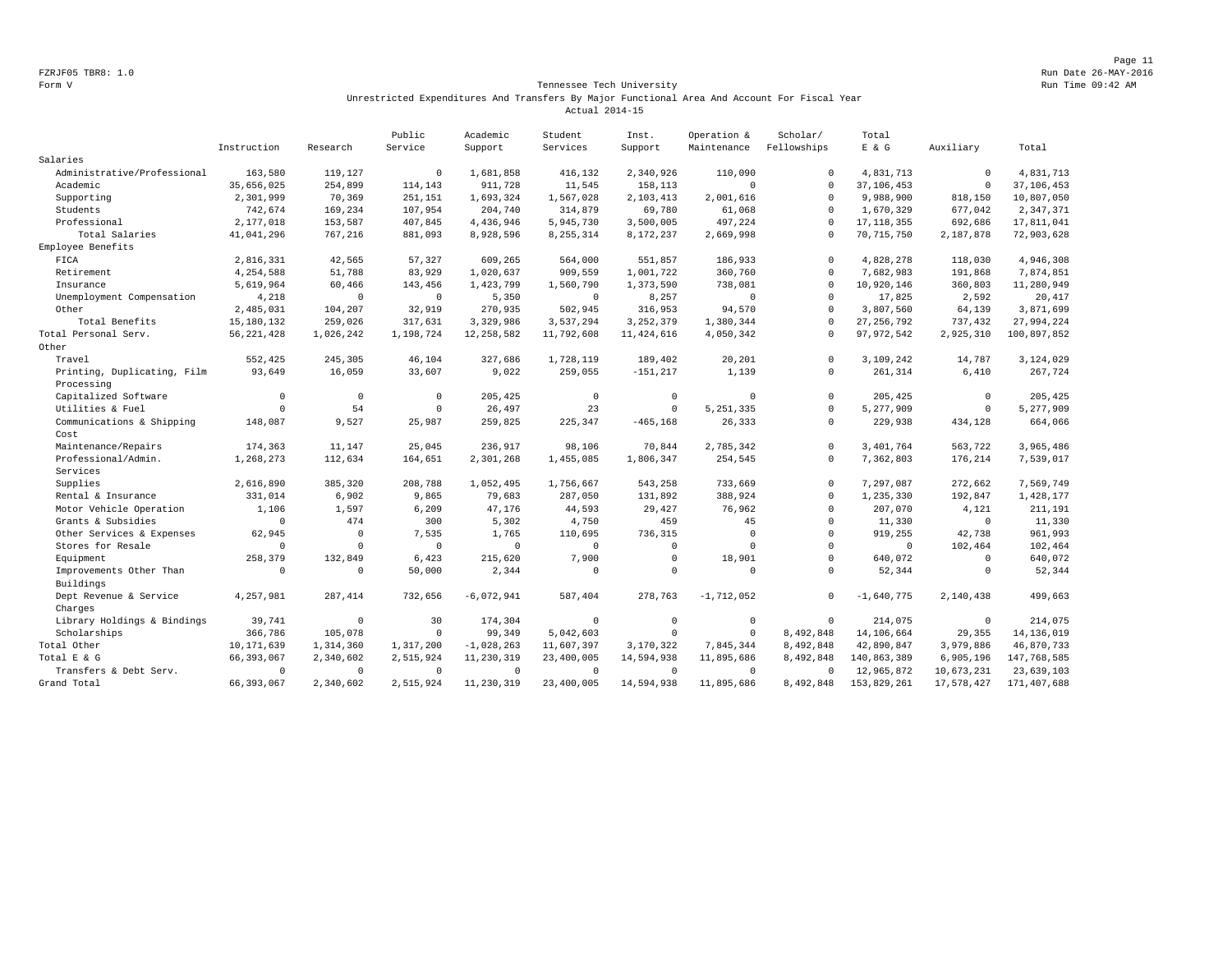FZRJF05 TBR8: 1.0

Form V

Run Date 26-MAY-2016

Run Time 09:42 AM

Tennessee Tech University

Unrestricted Expenditures And Transfers By Major Functional Area And Account For Fiscal Year

Actual 2014-15

| | Instruction | Research | Public Service | Academic Support | Student Services | Inst. Support | Operation & Maintenance | Scholar/ Fellowships | Total E & G | Auxiliary | Total |
|---|---|---|---|---|---|---|---|---|---|---|---|
| Salaries | | | | | | | | | | | |
| Administrative/Professional | 163,580 | 119,127 | 0 | 1,681,858 | 416,132 | 2,340,926 | 110,090 | 0 | 4,831,713 | 0 | 4,831,713 |
| Academic | 35,656,025 | 254,899 | 114,143 | 911,728 | 11,545 | 158,113 | 0 | 0 | 37,106,453 | 0 | 37,106,453 |
| Supporting | 2,301,999 | 70,369 | 251,151 | 1,693,324 | 1,567,028 | 2,103,413 | 2,001,616 | 0 | 9,988,900 | 818,150 | 10,807,050 |
| Students | 742,674 | 169,234 | 107,954 | 204,740 | 314,879 | 69,780 | 61,068 | 0 | 1,670,329 | 677,042 | 2,347,371 |
| Professional | 2,177,018 | 153,587 | 407,845 | 4,436,946 | 5,945,730 | 3,500,005 | 497,224 | 0 | 17,118,355 | 692,686 | 17,811,041 |
| Total Salaries | 41,041,296 | 767,216 | 881,093 | 8,928,596 | 8,255,314 | 8,172,237 | 2,669,998 | 0 | 70,715,750 | 2,187,878 | 72,903,628 |
| Employee Benefits | | | | | | | | | | | |
| FICA | 2,816,331 | 42,565 | 57,327 | 609,265 | 564,000 | 551,857 | 186,933 | 0 | 4,828,278 | 118,030 | 4,946,308 |
| Retirement | 4,254,588 | 51,788 | 83,929 | 1,020,637 | 909,559 | 1,001,722 | 360,760 | 0 | 7,682,983 | 191,868 | 7,874,851 |
| Insurance | 5,619,964 | 60,466 | 143,456 | 1,423,799 | 1,560,790 | 1,373,590 | 738,081 | 0 | 10,920,146 | 360,803 | 11,280,949 |
| Unemployment Compensation | 4,218 | 0 | 0 | 5,350 | 0 | 8,257 | 0 | 0 | 17,825 | 2,592 | 20,417 |
| Other | 2,485,031 | 104,207 | 32,919 | 270,935 | 502,945 | 316,953 | 94,570 | 0 | 3,807,560 | 64,139 | 3,871,699 |
| Total Benefits | 15,180,132 | 259,026 | 317,631 | 3,329,986 | 3,537,294 | 3,252,379 | 1,380,344 | 0 | 27,256,792 | 737,432 | 27,994,224 |
| Total Personal Serv. | 56,221,428 | 1,026,242 | 1,198,724 | 12,258,582 | 11,792,608 | 11,424,616 | 4,050,342 | 0 | 97,972,542 | 2,925,310 | 100,897,852 |
| Other | | | | | | | | | | | |
| Travel | 552,425 | 245,305 | 46,104 | 327,686 | 1,728,119 | 189,402 | 20,201 | 0 | 3,109,242 | 14,787 | 3,124,029 |
| Printing, Duplicating, Film Processing | 93,649 | 16,059 | 33,607 | 9,022 | 259,055 | -151,217 | 1,139 | 0 | 261,314 | 6,410 | 267,724 |
| Capitalized Software | 0 | 0 | 0 | 205,425 | 0 | 0 | 0 | 0 | 205,425 | 0 | 205,425 |
| Utilities & Fuel | 0 | 54 | 0 | 26,497 | 23 | 0 | 5,251,335 | 0 | 5,277,909 | 0 | 5,277,909 |
| Communications & Shipping Cost | 148,087 | 9,527 | 25,987 | 259,825 | 225,347 | -465,168 | 26,333 | 0 | 229,938 | 434,128 | 664,066 |
| Maintenance/Repairs | 174,363 | 11,147 | 25,045 | 236,917 | 98,106 | 70,844 | 2,785,342 | 0 | 3,401,764 | 563,722 | 3,965,486 |
| Professional/Admin. Services | 1,268,273 | 112,634 | 164,651 | 2,301,268 | 1,455,085 | 1,806,347 | 254,545 | 0 | 7,362,803 | 176,214 | 7,539,017 |
| Supplies | 2,616,890 | 385,320 | 208,788 | 1,052,495 | 1,756,667 | 543,258 | 733,669 | 0 | 7,297,087 | 272,662 | 7,569,749 |
| Rental & Insurance | 331,014 | 6,902 | 9,865 | 79,683 | 287,050 | 131,892 | 388,924 | 0 | 1,235,330 | 192,847 | 1,428,177 |
| Motor Vehicle Operation | 1,106 | 1,597 | 6,209 | 47,176 | 44,593 | 29,427 | 76,962 | 0 | 207,070 | 4,121 | 211,191 |
| Grants & Subsidies | 0 | 474 | 300 | 5,302 | 4,750 | 459 | 45 | 0 | 11,330 | 0 | 11,330 |
| Other Services & Expenses | 62,945 | 0 | 7,535 | 1,765 | 110,695 | 736,315 | 0 | 0 | 919,255 | 42,738 | 961,993 |
| Stores for Resale | 0 | 0 | 0 | 0 | 0 | 0 | 0 | 0 | 0 | 102,464 | 102,464 |
| Equipment | 258,379 | 132,849 | 6,423 | 215,620 | 7,900 | 0 | 18,901 | 0 | 640,072 | 0 | 640,072 |
| Improvements Other Than Buildings | 0 | 0 | 50,000 | 2,344 | 0 | 0 | 0 | 0 | 52,344 | 0 | 52,344 |
| Dept Revenue & Service Charges | 4,257,981 | 287,414 | 732,656 | -6,072,941 | 587,404 | 278,763 | -1,712,052 | 0 | -1,640,775 | 2,140,438 | 499,663 |
| Library Holdings & Bindings | 39,741 | 0 | 30 | 174,304 | 0 | 0 | 0 | 0 | 214,075 | 0 | 214,075 |
| Scholarships | 366,786 | 105,078 | 0 | 99,349 | 5,042,603 | 0 | 0 | 8,492,848 | 14,106,664 | 29,355 | 14,136,019 |
| Total Other | 10,171,639 | 1,314,360 | 1,317,200 | -1,028,263 | 11,607,397 | 3,170,322 | 7,845,344 | 8,492,848 | 42,890,847 | 3,979,886 | 46,870,733 |
| Total E & G | 66,393,067 | 2,340,602 | 2,515,924 | 11,230,319 | 23,400,005 | 14,594,938 | 11,895,686 | 8,492,848 | 140,863,389 | 6,905,196 | 147,768,585 |
| Transfers & Debt Serv. | 0 | 0 | 0 | 0 | 0 | 0 | 0 | 0 | 12,965,872 | 10,673,231 | 23,639,103 |
| Grand Total | 66,393,067 | 2,340,602 | 2,515,924 | 11,230,319 | 23,400,005 | 14,594,938 | 11,895,686 | 8,492,848 | 153,829,261 | 17,578,427 | 171,407,688 |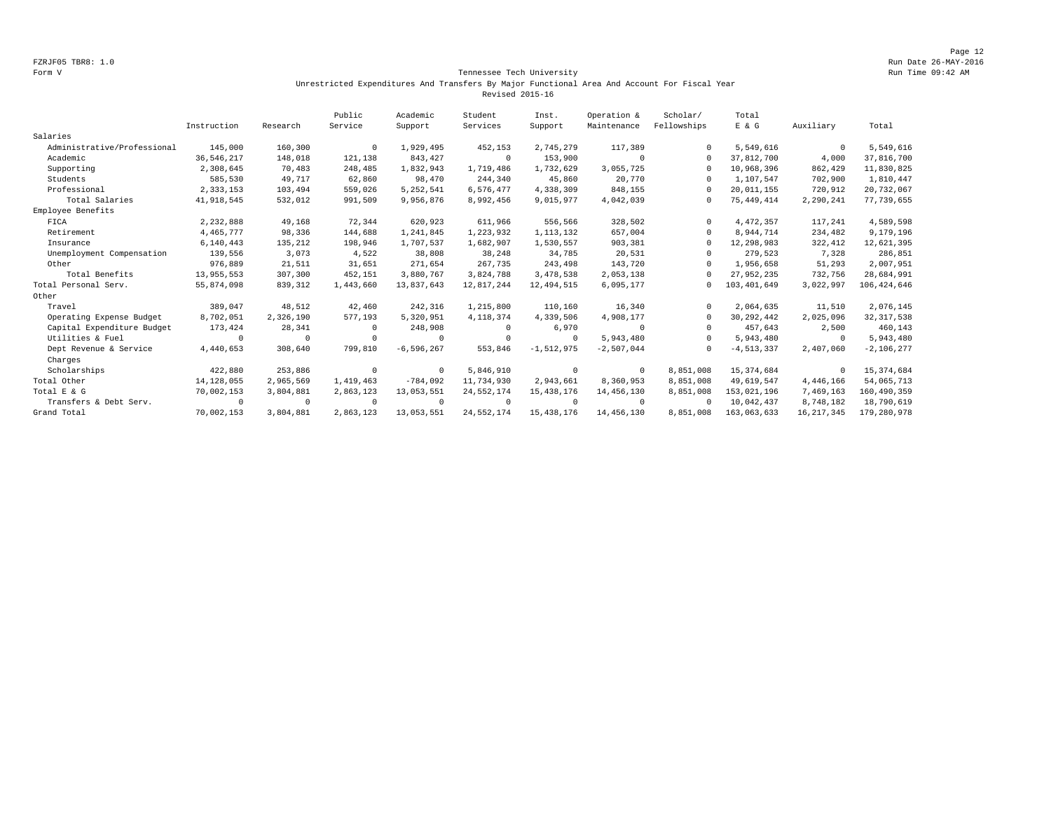FZRJF05 TBR8: 1.0 Run Date 26-MAY-2016

Form V Run Time 09:42 AM

Tennessee Tech University

Unrestricted Expenditures And Transfers By Major Functional Area And Account For Fiscal Year

Revised 2015-16

| | Instruction | Research | Public Service | Academic Support | Student Services | Inst. Support | Operation & Maintenance | Scholar/ Fellowships | Total E & G | Auxiliary | Total |
|---|---|---|---|---|---|---|---|---|---|---|---|
| Salaries | | | | | | | | | | | |
| Administrative/Professional | 145,000 | 160,300 | 0 | 1,929,495 | 452,153 | 2,745,279 | 117,389 | 0 | 5,549,616 | 0 | 5,549,616 |
| Academic | 36,546,217 | 148,018 | 121,138 | 843,427 | 0 | 153,900 | 0 | 0 | 37,812,700 | 4,000 | 37,816,700 |
| Supporting | 2,308,645 | 70,483 | 248,485 | 1,832,943 | 1,719,486 | 1,732,629 | 3,055,725 | 0 | 10,968,396 | 862,429 | 11,830,825 |
| Students | 585,530 | 49,717 | 62,860 | 98,470 | 244,340 | 45,860 | 20,770 | 0 | 1,107,547 | 702,900 | 1,810,447 |
| Professional | 2,333,153 | 103,494 | 559,026 | 5,252,541 | 6,576,477 | 4,338,309 | 848,155 | 0 | 20,011,155 | 720,912 | 20,732,067 |
| Total Salaries | 41,918,545 | 532,012 | 991,509 | 9,956,876 | 8,992,456 | 9,015,977 | 4,042,039 | 0 | 75,449,414 | 2,290,241 | 77,739,655 |
| Employee Benefits | | | | | | | | | | | |
| FICA | 2,232,888 | 49,168 | 72,344 | 620,923 | 611,966 | 556,566 | 328,502 | 0 | 4,472,357 | 117,241 | 4,589,598 |
| Retirement | 4,465,777 | 98,336 | 144,688 | 1,241,845 | 1,223,932 | 1,113,132 | 657,004 | 0 | 8,944,714 | 234,482 | 9,179,196 |
| Insurance | 6,140,443 | 135,212 | 198,946 | 1,707,537 | 1,682,907 | 1,530,557 | 903,381 | 0 | 12,298,983 | 322,412 | 12,621,395 |
| Unemployment Compensation | 139,556 | 3,073 | 4,522 | 38,808 | 38,248 | 34,785 | 20,531 | 0 | 279,523 | 7,328 | 286,851 |
| Other | 976,889 | 21,511 | 31,651 | 271,654 | 267,735 | 243,498 | 143,720 | 0 | 1,956,658 | 51,293 | 2,007,951 |
| Total Benefits | 13,955,553 | 307,300 | 452,151 | 3,880,767 | 3,824,788 | 3,478,538 | 2,053,138 | 0 | 27,952,235 | 732,756 | 28,684,991 |
| Total Personal Serv. | 55,874,098 | 839,312 | 1,443,660 | 13,837,643 | 12,817,244 | 12,494,515 | 6,095,177 | 0 | 103,401,649 | 3,022,997 | 106,424,646 |
| Other | | | | | | | | | | | |
| Travel | 389,047 | 48,512 | 42,460 | 242,316 | 1,215,800 | 110,160 | 16,340 | 0 | 2,064,635 | 11,510 | 2,076,145 |
| Operating Expense Budget | 8,702,051 | 2,326,190 | 577,193 | 5,320,951 | 4,118,374 | 4,339,506 | 4,908,177 | 0 | 30,292,442 | 2,025,096 | 32,317,538 |
| Capital Expenditure Budget | 173,424 | 28,341 | 0 | 248,908 | 0 | 6,970 | 0 | 0 | 457,643 | 2,500 | 460,143 |
| Utilities & Fuel | 0 | 0 | 0 | 0 | 0 | 0 | 5,943,480 | 0 | 5,943,480 | 0 | 5,943,480 |
| Dept Revenue & Service Charges | 4,440,653 | 308,640 | 799,810 | -6,596,267 | 553,846 | -1,512,975 | -2,507,044 | 0 | -4,513,337 | 2,407,060 | -2,106,277 |
| Scholarships | 422,880 | 253,886 | 0 | 0 | 5,846,910 | 0 | 0 | 8,851,008 | 15,374,684 | 0 | 15,374,684 |
| Total Other | 14,128,055 | 2,965,569 | 1,419,463 | -784,092 | 11,734,930 | 2,943,661 | 8,360,953 | 8,851,008 | 49,619,547 | 4,446,166 | 54,065,713 |
| Total E & G | 70,002,153 | 3,804,881 | 2,863,123 | 13,053,551 | 24,552,174 | 15,438,176 | 14,456,130 | 8,851,008 | 153,021,196 | 7,469,163 | 160,490,359 |
| Transfers & Debt Serv. | 0 | 0 | 0 | 0 | 0 | 0 | 0 | 0 | 10,042,437 | 8,748,182 | 18,790,619 |
| Grand Total | 70,002,153 | 3,804,881 | 2,863,123 | 13,053,551 | 24,552,174 | 15,438,176 | 14,456,130 | 8,851,008 | 163,063,633 | 16,217,345 | 179,280,978 |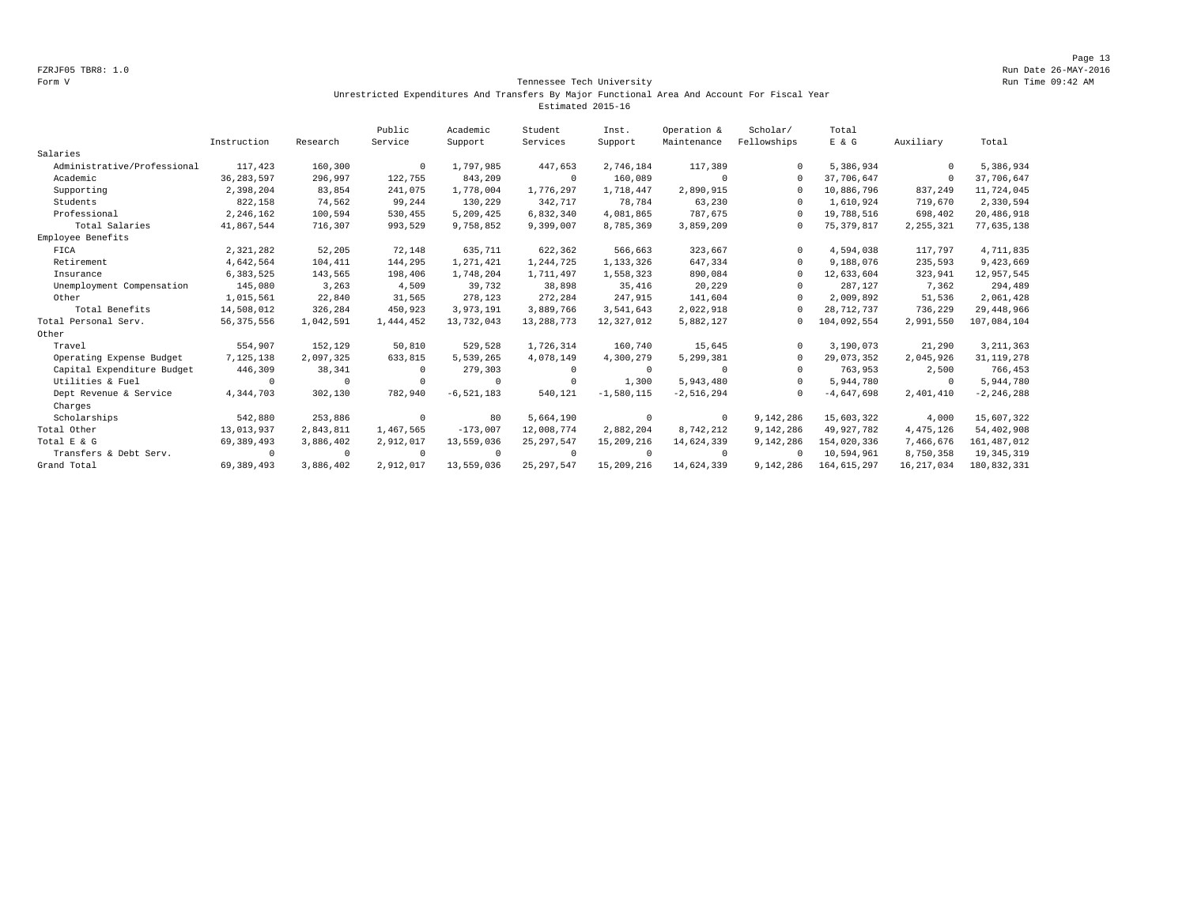FZRJF05 TBR8: 1.0

Run Date 26-MAY-2016

Form V

Run Time 09:42 AM

# Tennessee Tech University

## Unrestricted Expenditures And Transfers By Major Functional Area And Account For Fiscal Year

### Estimated 2015-16

| | Instruction | Research | Public Service | Academic Support | Student Services | Inst. Support | Operation & Maintenance | Scholar/ Fellowships | Total E & G | Auxiliary | Total |
|---|---|---|---|---|---|---|---|---|---|---|---|
| Salaries | | | | | | | | | | | |
| Administrative/Professional | 117,423 | 160,300 | 0 | 1,797,985 | 447,653 | 2,746,184 | 117,389 | 0 | 5,386,934 | 0 | 5,386,934 |
| Academic | 36,283,597 | 296,997 | 122,755 | 843,209 | 0 | 160,089 | 0 | 0 | 37,706,647 | 0 | 37,706,647 |
| Supporting | 2,398,204 | 83,854 | 241,075 | 1,778,004 | 1,776,297 | 1,718,447 | 2,890,915 | 0 | 10,886,796 | 837,249 | 11,724,045 |
| Students | 822,158 | 74,562 | 99,244 | 130,229 | 342,717 | 78,784 | 63,230 | 0 | 1,610,924 | 719,670 | 2,330,594 |
| Professional | 2,246,162 | 100,594 | 530,455 | 5,209,425 | 6,832,340 | 4,081,865 | 787,675 | 0 | 19,788,516 | 698,402 | 20,486,918 |
| Total Salaries | 41,867,544 | 716,307 | 993,529 | 9,758,852 | 9,399,007 | 8,785,369 | 3,859,209 | 0 | 75,379,817 | 2,255,321 | 77,635,138 |
| Employee Benefits | | | | | | | | | | | |
| FICA | 2,321,282 | 52,205 | 72,148 | 635,711 | 622,362 | 566,663 | 323,667 | 0 | 4,594,038 | 117,797 | 4,711,835 |
| Retirement | 4,642,564 | 104,411 | 144,295 | 1,271,421 | 1,244,725 | 1,133,326 | 647,334 | 0 | 9,188,076 | 235,593 | 9,423,669 |
| Insurance | 6,383,525 | 143,565 | 198,406 | 1,748,204 | 1,711,497 | 1,558,323 | 890,084 | 0 | 12,633,604 | 323,941 | 12,957,545 |
| Unemployment Compensation | 145,080 | 3,263 | 4,509 | 39,732 | 38,898 | 35,416 | 20,229 | 0 | 287,127 | 7,362 | 294,489 |
| Other | 1,015,561 | 22,840 | 31,565 | 278,123 | 272,284 | 247,915 | 141,604 | 0 | 2,009,892 | 51,536 | 2,061,428 |
| Total Benefits | 14,508,012 | 326,284 | 450,923 | 3,973,191 | 3,889,766 | 3,541,643 | 2,022,918 | 0 | 28,712,737 | 736,229 | 29,448,966 |
| Total Personal Serv. | 56,375,556 | 1,042,591 | 1,444,452 | 13,732,043 | 13,288,773 | 12,327,012 | 5,882,127 | 0 | 104,092,554 | 2,991,550 | 107,084,104 |
| Other | | | | | | | | | | | |
| Travel | 554,907 | 152,129 | 50,810 | 529,528 | 1,726,314 | 160,740 | 15,645 | 0 | 3,190,073 | 21,290 | 3,211,363 |
| Operating Expense Budget | 7,125,138 | 2,097,325 | 633,815 | 5,539,265 | 4,078,149 | 4,300,279 | 5,299,381 | 0 | 29,073,352 | 2,045,926 | 31,119,278 |
| Capital Expenditure Budget | 446,309 | 38,341 | 0 | 279,303 | 0 | 0 | 0 | 0 | 763,953 | 2,500 | 766,453 |
| Utilities & Fuel | 0 | 0 | 0 | 0 | 0 | 1,300 | 5,943,480 | 0 | 5,944,780 | 0 | 5,944,780 |
| Dept Revenue & Service Charges | 4,344,703 | 302,130 | 782,940 | -6,521,183 | 540,121 | -1,580,115 | -2,516,294 | 0 | -4,647,698 | 2,401,410 | -2,246,288 |
| Scholarships | 542,880 | 253,886 | 0 | 80 | 5,664,190 | 0 | 0 | 9,142,286 | 15,603,322 | 4,000 | 15,607,322 |
| Total Other | 13,013,937 | 2,843,811 | 1,467,565 | -173,007 | 12,008,774 | 2,882,204 | 8,742,212 | 9,142,286 | 49,927,782 | 4,475,126 | 54,402,908 |
| Total E & G | 69,389,493 | 3,886,402 | 2,912,017 | 13,559,036 | 25,297,547 | 15,209,216 | 14,624,339 | 9,142,286 | 154,020,336 | 7,466,676 | 161,487,012 |
| Transfers & Debt Serv. | 0 | 0 | 0 | 0 | 0 | 0 | 0 | 0 | 10,594,961 | 8,750,358 | 19,345,319 |
| Grand Total | 69,389,493 | 3,886,402 | 2,912,017 | 13,559,036 | 25,297,547 | 15,209,216 | 14,624,339 | 9,142,286 | 164,615,297 | 16,217,034 | 180,832,331 |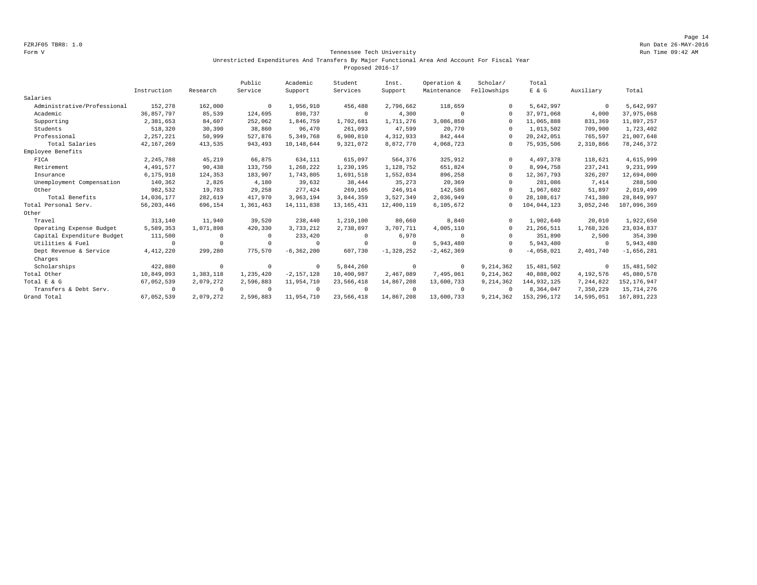FZRJF05 TBR8: 1.0
Form V

Run Date 26-MAY-2016
Run Time 09:42 AM

## Tennessee Tech University
### Unrestricted Expenditures And Transfers By Major Functional Area And Account For Fiscal Year
### Proposed 2016-17

| | Instruction | Research | Public Service | Academic Support | Student Services | Inst. Support | Operation & Maintenance | Scholar/ Fellowships | Total E & G | Auxiliary | Total |
|---|---|---|---|---|---|---|---|---|---|---|---|
| Salaries | | | | | | | | | | | |
| Administrative/Professional | 152,278 | 162,000 | 0 | 1,956,910 | 456,488 | 2,796,662 | 118,659 | 0 | 5,642,997 | 0 | 5,642,997 |
| Academic | 36,857,797 | 85,539 | 124,695 | 898,737 | 0 | 4,300 | 0 | 0 | 37,971,068 | 4,000 | 37,975,068 |
| Supporting | 2,381,653 | 84,607 | 252,062 | 1,846,759 | 1,702,681 | 1,711,276 | 3,086,850 | 0 | 11,065,888 | 831,369 | 11,897,257 |
| Students | 518,320 | 30,390 | 38,860 | 96,470 | 261,093 | 47,599 | 20,770 | 0 | 1,013,502 | 709,900 | 1,723,402 |
| Professional | 2,257,221 | 50,999 | 527,876 | 5,349,768 | 6,900,810 | 4,312,933 | 842,444 | 0 | 20,242,051 | 765,597 | 21,007,648 |
| Total Salaries | 42,167,269 | 413,535 | 943,493 | 10,148,644 | 9,321,072 | 8,872,770 | 4,068,723 | 0 | 75,935,506 | 2,310,866 | 78,246,372 |
| Employee Benefits | | | | | | | | | | | |
| FICA | 2,245,788 | 45,219 | 66,875 | 634,111 | 615,097 | 564,376 | 325,912 | 0 | 4,497,378 | 118,621 | 4,615,999 |
| Retirement | 4,491,577 | 90,438 | 133,750 | 1,268,222 | 1,230,195 | 1,128,752 | 651,824 | 0 | 8,994,758 | 237,241 | 9,231,999 |
| Insurance | 6,175,918 | 124,353 | 183,907 | 1,743,805 | 1,691,518 | 1,552,034 | 896,258 | 0 | 12,367,793 | 326,207 | 12,694,000 |
| Unemployment Compensation | 140,362 | 2,826 | 4,180 | 39,632 | 38,444 | 35,273 | 20,369 | 0 | 281,086 | 7,414 | 288,500 |
| Other | 982,532 | 19,783 | 29,258 | 277,424 | 269,105 | 246,914 | 142,586 | 0 | 1,967,602 | 51,897 | 2,019,499 |
| Total Benefits | 14,036,177 | 282,619 | 417,970 | 3,963,194 | 3,844,359 | 3,527,349 | 2,036,949 | 0 | 28,108,617 | 741,380 | 28,849,997 |
| Total Personal Serv. | 56,203,446 | 696,154 | 1,361,463 | 14,111,838 | 13,165,431 | 12,400,119 | 6,105,672 | 0 | 104,044,123 | 3,052,246 | 107,096,369 |
| Other | | | | | | | | | | | |
| Travel | 313,140 | 11,940 | 39,520 | 238,440 | 1,210,100 | 80,660 | 8,840 | 0 | 1,902,640 | 20,010 | 1,922,650 |
| Operating Expense Budget | 5,589,353 | 1,071,898 | 420,330 | 3,733,212 | 2,738,897 | 3,707,711 | 4,005,110 | 0 | 21,266,511 | 1,768,326 | 23,034,837 |
| Capital Expenditure Budget | 111,500 | 0 | 0 | 233,420 | 0 | 6,970 | 0 | 0 | 351,890 | 2,500 | 354,390 |
| Utilities & Fuel | 0 | 0 | 0 | 0 | 0 | 0 | 5,943,480 | 0 | 5,943,480 | 0 | 5,943,480 |
| Dept Revenue & Service Charges | 4,412,220 | 299,280 | 775,570 | -6,362,200 | 607,730 | -1,328,252 | -2,462,369 | 0 | -4,058,021 | 2,401,740 | -1,656,281 |
| Scholarships | 422,880 | 0 | 0 | 0 | 5,844,260 | 0 | 0 | 9,214,362 | 15,481,502 | 0 | 15,481,502 |
| Total Other | 10,849,093 | 1,383,118 | 1,235,420 | -2,157,128 | 10,400,987 | 2,467,089 | 7,495,061 | 9,214,362 | 40,888,002 | 4,192,576 | 45,080,578 |
| Total E & G | 67,052,539 | 2,079,272 | 2,596,883 | 11,954,710 | 23,566,418 | 14,867,208 | 13,600,733 | 9,214,362 | 144,932,125 | 7,244,822 | 152,176,947 |
| Transfers & Debt Serv. | 0 | 0 | 0 | 0 | 0 | 0 | 0 | 0 | 8,364,047 | 7,350,229 | 15,714,276 |
| Grand Total | 67,052,539 | 2,079,272 | 2,596,883 | 11,954,710 | 23,566,418 | 14,867,208 | 13,600,733 | 9,214,362 | 153,296,172 | 14,595,051 | 167,891,223 |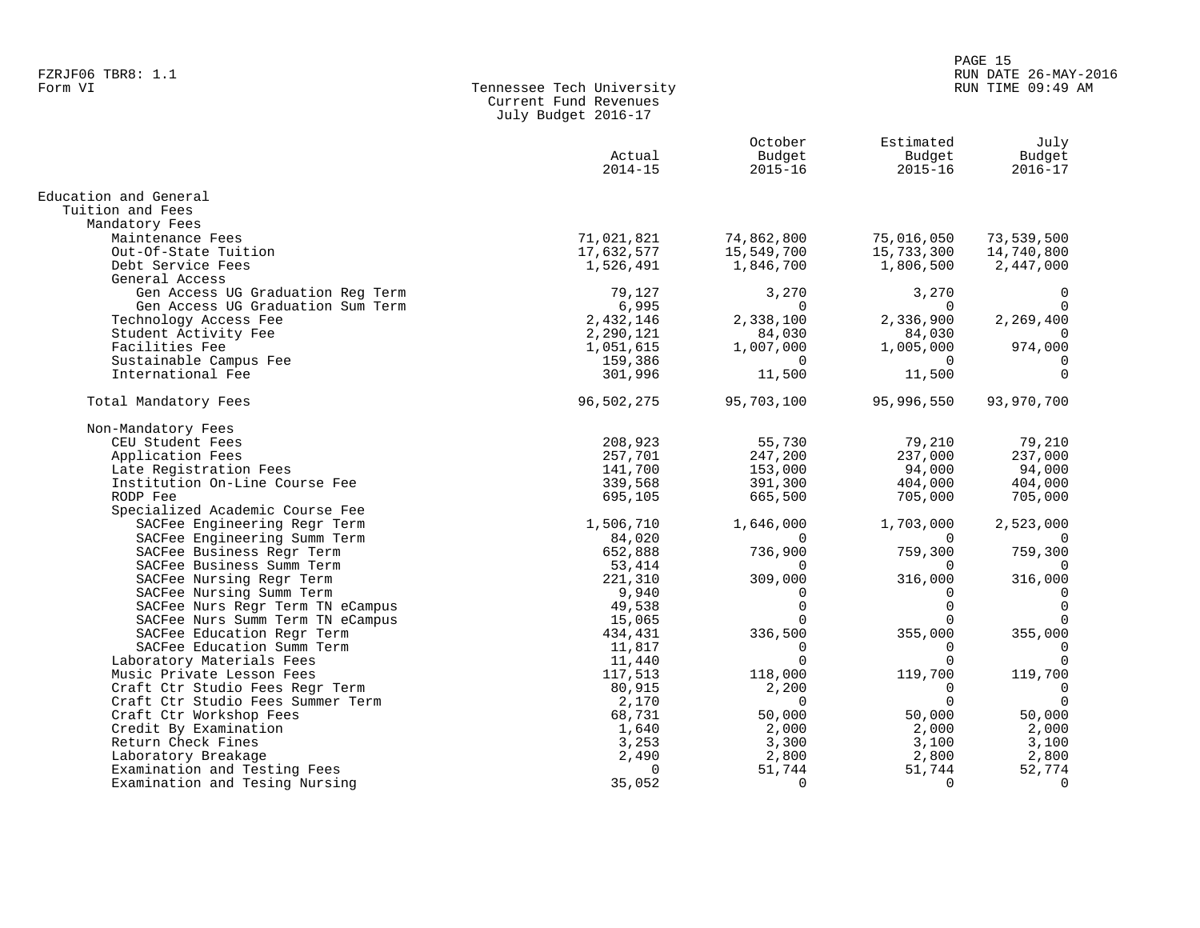FZRJF06 TBR8: 1.1
Form VI

# Tennessee Tech University
## Current Fund Revenues
### July Budget 2016-17

| | Actual 2014-15 | October Budget 2015-16 | Estimated Budget 2015-16 | July Budget 2016-17 |
|---|---|---|---|---|
| **Education and General** | | | | |
| Tuition and Fees | | | | |
| Mandatory Fees | | | | |
| Maintenance Fees | 71,021,821 | 74,862,800 | 75,016,050 | 73,539,500 |
| Out-Of-State Tuition | 17,632,577 | 15,549,700 | 15,733,300 | 14,740,800 |
| Debt Service Fees | 1,526,491 | 1,846,700 | 1,806,500 | 2,447,000 |
| General Access | | | | |
| Gen Access UG Graduation Reg Term | 79,127 | 3,270 | 3,270 | 0 |
| Gen Access UG Graduation Sum Term | 6,995 | 0 | 0 | 0 |
| Technology Access Fee | 2,432,146 | 2,338,100 | 2,336,900 | 2,269,400 |
| Student Activity Fee | 2,290,121 | 84,030 | 84,030 | 0 |
| Facilities Fee | 1,051,615 | 1,007,000 | 1,005,000 | 974,000 |
| Sustainable Campus Fee | 159,386 | 0 | 0 | 0 |
| International Fee | 301,996 | 11,500 | 11,500 | 0 |
| Total Mandatory Fees | 96,502,275 | 95,703,100 | 95,996,550 | 93,970,700 |
| Non-Mandatory Fees | | | | |
| CEU Student Fees | 208,923 | 55,730 | 79,210 | 79,210 |
| Application Fees | 257,701 | 247,200 | 237,000 | 237,000 |
| Late Registration Fees | 141,700 | 153,000 | 94,000 | 94,000 |
| Institution On-Line Course Fee | 339,568 | 391,300 | 404,000 | 404,000 |
| RODP Fee | 695,105 | 665,500 | 705,000 | 705,000 |
| Specialized Academic Course Fee | | | | |
| SACFee Engineering Regr Term | 1,506,710 | 1,646,000 | 1,703,000 | 2,523,000 |
| SACFee Engineering Summ Term | 84,020 | 0 | 0 | 0 |
| SACFee Business Regr Term | 652,888 | 736,900 | 759,300 | 759,300 |
| SACFee Business Summ Term | 53,414 | 0 | 0 | 0 |
| SACFee Nursing Regr Term | 221,310 | 309,000 | 316,000 | 316,000 |
| SACFee Nursing Summ Term | 9,940 | 0 | 0 | 0 |
| SACFee Nurs Regr Term TN eCampus | 49,538 | 0 | 0 | 0 |
| SACFee Nurs Summ Term TN eCampus | 15,065 | 0 | 0 | 0 |
| SACFee Education Regr Term | 434,431 | 336,500 | 355,000 | 355,000 |
| SACFee Education Summ Term | 11,817 | 0 | 0 | 0 |
| Laboratory Materials Fees | 11,440 | 0 | 0 | 0 |
| Music Private Lesson Fees | 117,513 | 118,000 | 119,700 | 119,700 |
| Craft Ctr Studio Fees Regr Term | 80,915 | 2,200 | 0 | 0 |
| Craft Ctr Studio Fees Summer Term | 2,170 | 0 | 0 | 0 |
| Craft Ctr Workshop Fees | 68,731 | 50,000 | 50,000 | 50,000 |
| Credit By Examination | 1,640 | 2,000 | 2,000 | 2,000 |
| Return Check Fines | 3,253 | 3,300 | 3,100 | 3,100 |
| Laboratory Breakage | 2,490 | 2,800 | 2,800 | 2,800 |
| Examination and Testing Fees | 0 | 51,744 | 51,744 | 52,774 |
| Examination and Tesing Nursing | 35,052 | 0 | 0 | 0 |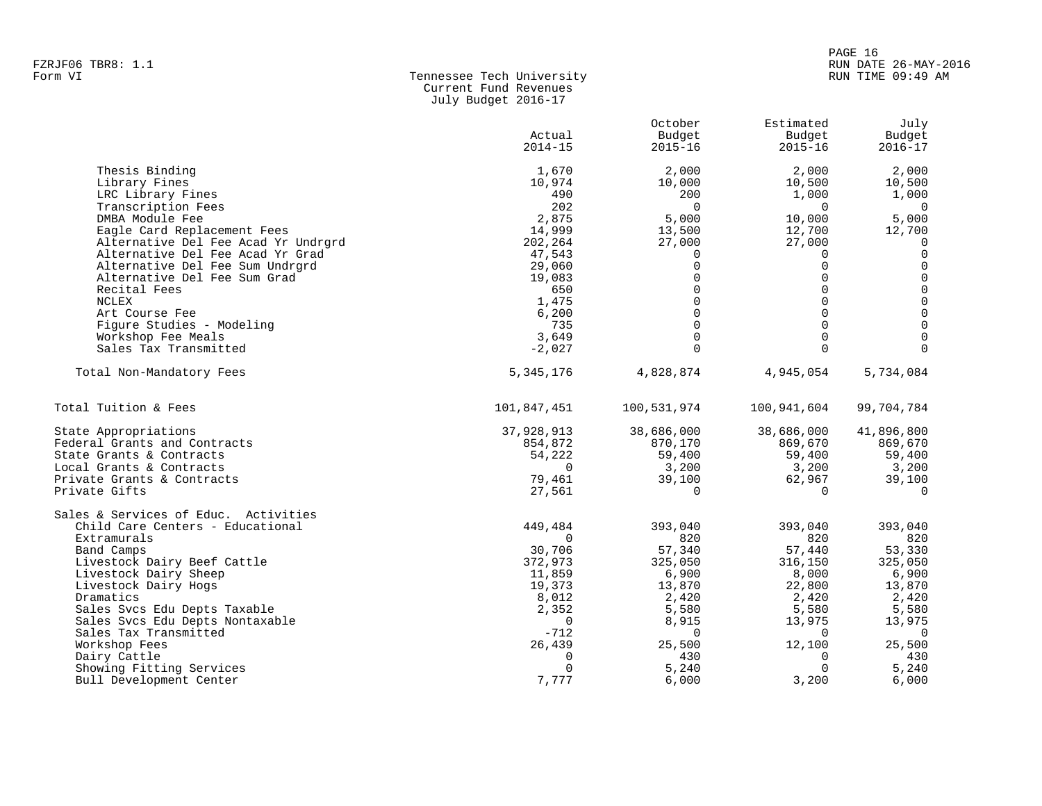Form VI

Tennessee Tech University
Current Fund Revenues
July Budget 2016-17

| | Actual 2014-15 | October Budget 2015-16 | Estimated Budget 2015-16 | July Budget 2016-17 |
|---|---|---|---|---|
| Thesis Binding | 1,670 | 2,000 | 2,000 | 2,000 |
| Library Fines | 10,974 | 10,000 | 10,500 | 10,500 |
| LRC Library Fines | 490 | 200 | 1,000 | 1,000 |
| Transcription Fees | 202 | 0 | 0 | 0 |
| DMBA Module Fee | 2,875 | 5,000 | 10,000 | 5,000 |
| Eagle Card Replacement Fees | 14,999 | 13,500 | 12,700 | 12,700 |
| Alternative Del Fee Acad Yr Undrgrd | 202,264 | 27,000 | 27,000 | 0 |
| Alternative Del Fee Acad Yr Grad | 47,543 | 0 | 0 | 0 |
| Alternative Del Fee Sum Undrgrd | 29,060 | 0 | 0 | 0 |
| Alternative Del Fee Sum Grad | 19,083 | 0 | 0 | 0 |
| Recital Fees | 650 | 0 | 0 | 0 |
| NCLEX | 1,475 | 0 | 0 | 0 |
| Art Course Fee | 6,200 | 0 | 0 | 0 |
| Figure Studies - Modeling | 735 | 0 | 0 | 0 |
| Workshop Fee Meals | 3,649 | 0 | 0 | 0 |
| Sales Tax Transmitted | -2,027 | 0 | 0 | 0 |
| Total Non-Mandatory Fees | 5,345,176 | 4,828,874 | 4,945,054 | 5,734,084 |
| Total Tuition & Fees | 101,847,451 | 100,531,974 | 100,941,604 | 99,704,784 |
| State Appropriations | 37,928,913 | 38,686,000 | 38,686,000 | 41,896,800 |
| Federal Grants and Contracts | 854,872 | 870,170 | 869,670 | 869,670 |
| State Grants & Contracts | 54,222 | 59,400 | 59,400 | 59,400 |
| Local Grants & Contracts | 0 | 3,200 | 3,200 | 3,200 |
| Private Grants & Contracts | 79,461 | 39,100 | 62,967 | 39,100 |
| Private Gifts | 27,561 | 0 | 0 | 0 |
| Sales & Services of Educ. Activities | | | | |
| Child Care Centers - Educational | 449,484 | 393,040 | 393,040 | 393,040 |
| Extramurals | 0 | 820 | 820 | 820 |
| Band Camps | 30,706 | 57,340 | 57,440 | 53,330 |
| Livestock Dairy Beef Cattle | 372,973 | 325,050 | 316,150 | 325,050 |
| Livestock Dairy Sheep | 11,859 | 6,900 | 8,000 | 6,900 |
| Livestock Dairy Hogs | 19,373 | 13,870 | 22,800 | 13,870 |
| Dramatics | 8,012 | 2,420 | 2,420 | 2,420 |
| Sales Svcs Edu Depts Taxable | 2,352 | 5,580 | 5,580 | 5,580 |
| Sales Svcs Edu Depts Nontaxable | 0 | 8,915 | 13,975 | 13,975 |
| Sales Tax Transmitted | -712 | 0 | 0 | 0 |
| Workshop Fees | 26,439 | 25,500 | 12,100 | 25,500 |
| Dairy Cattle | 0 | 430 | 0 | 430 |
| Showing Fitting Services | 0 | 5,240 | 0 | 5,240 |
| Bull Development Center | 7,777 | 6,000 | 3,200 | 6,000 |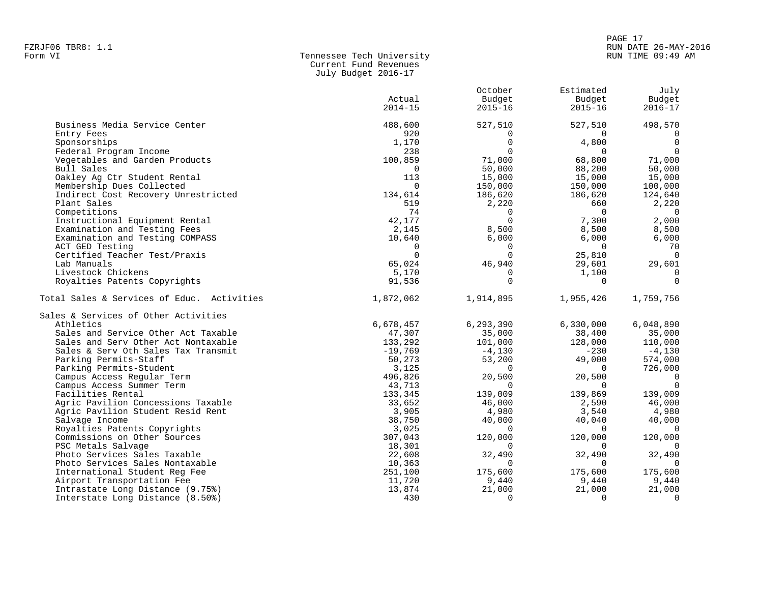Tennessee Tech University
Current Fund Revenues
July Budget 2016-17

Form VI

| | Actual 2014-15 | October Budget 2015-16 | Estimated Budget 2015-16 | July Budget 2016-17 |
|---|---|---|---|---|
| Business Media Service Center | 488,600 | 527,510 | 527,510 | 498,570 |
| Entry Fees | 920 | 0 | 0 | 0 |
| Sponsorships | 1,170 | 0 | 4,800 | 0 |
| Federal Program Income | 238 | 0 | 0 | 0 |
| Vegetables and Garden Products | 100,859 | 71,000 | 68,800 | 71,000 |
| Bull Sales | 0 | 50,000 | 88,200 | 50,000 |
| Oakley Ag Ctr Student Rental | 113 | 15,000 | 15,000 | 15,000 |
| Membership Dues Collected | 0 | 150,000 | 150,000 | 100,000 |
| Indirect Cost Recovery Unrestricted | 134,614 | 186,620 | 186,620 | 124,640 |
| Plant Sales | 519 | 2,220 | 660 | 2,220 |
| Competitions | 74 | 0 | 0 | 0 |
| Instructional Equipment Rental | 42,177 | 0 | 7,300 | 2,000 |
| Examination and Testing Fees | 2,145 | 8,500 | 8,500 | 8,500 |
| Examination and Testing COMPASS | 10,640 | 6,000 | 6,000 | 6,000 |
| ACT GED Testing | 0 | 0 | 0 | 70 |
| Certified Teacher Test/Praxis | 0 | 0 | 25,810 | 0 |
| Lab Manuals | 65,024 | 46,940 | 29,601 | 29,601 |
| Livestock Chickens | 5,170 | 0 | 1,100 | 0 |
| Royalties Patents Copyrights | 91,536 | 0 | 0 | 0 |
| Total Sales & Services of Educ. Activities | 1,872,062 | 1,914,895 | 1,955,426 | 1,759,756 |
| Sales & Services of Other Activities | | | | |
| Athletics | 6,678,457 | 6,293,390 | 6,330,000 | 6,048,890 |
| Sales and Service Other Act Taxable | 47,307 | 35,000 | 38,400 | 35,000 |
| Sales and Serv Other Act Nontaxable | 133,292 | 101,000 | 128,000 | 110,000 |
| Sales & Serv Oth Sales Tax Transmit | -19,769 | -4,130 | -230 | -4,130 |
| Parking Permits-Staff | 50,273 | 53,200 | 49,000 | 574,000 |
| Parking Permits-Student | 3,125 | 0 | 0 | 726,000 |
| Campus Access Regular Term | 496,826 | 20,500 | 20,500 | 0 |
| Campus Access Summer Term | 43,713 | 0 | 0 | 0 |
| Facilities Rental | 133,345 | 139,009 | 139,869 | 139,009 |
| Agric Pavilion Concessions Taxable | 33,652 | 46,000 | 2,590 | 46,000 |
| Agric Pavilion Student Resid Rent | 3,905 | 4,980 | 3,540 | 4,980 |
| Salvage Income | 38,750 | 40,000 | 40,040 | 40,000 |
| Royalties Patents Copyrights | 3,025 | 0 | 0 | 0 |
| Commissions on Other Sources | 307,043 | 120,000 | 120,000 | 120,000 |
| PSC Metals Salvage | 18,301 | 0 | 0 | 0 |
| Photo Services Sales Taxable | 22,608 | 32,490 | 32,490 | 32,490 |
| Photo Services Sales Nontaxable | 10,363 | 0 | 0 | 0 |
| International Student Reg Fee | 251,100 | 175,600 | 175,600 | 175,600 |
| Airport Transportation Fee | 11,720 | 9,440 | 9,440 | 9,440 |
| Intrastate Long Distance (9.75%) | 13,874 | 21,000 | 21,000 | 21,000 |
| Interstate Long Distance (8.50%) | 430 | 0 | 0 | 0 |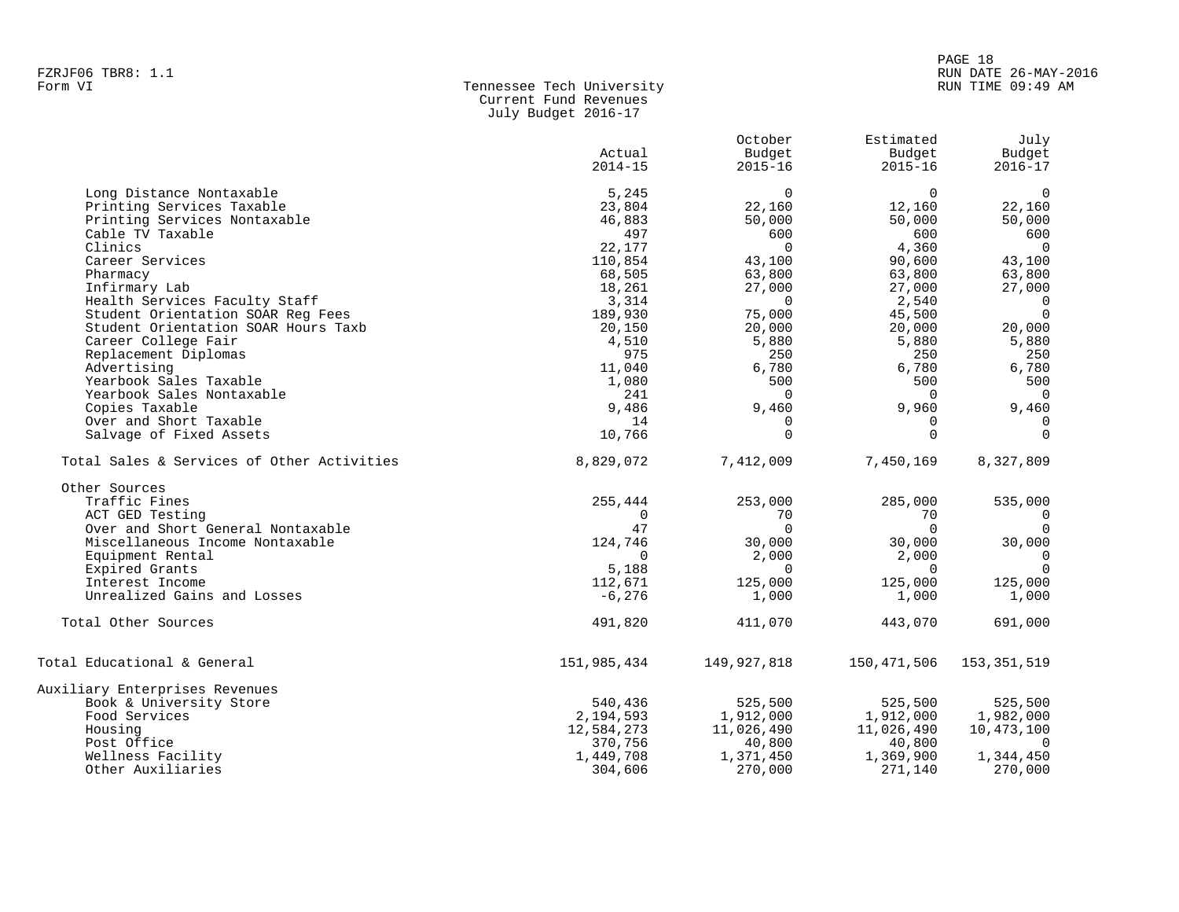FZRJF06 TBR8: 1.1
Form VI

Tennessee Tech University
Current Fund Revenues
July Budget 2016-17

RUN DATE 26-MAY-2016
RUN TIME 09:49 AM

| | Actual 2014-15 | October Budget 2015-16 | Estimated Budget 2015-16 | July Budget 2016-17 |
|---|---|---|---|---|
| Long Distance Nontaxable | 5,245 | 0 | 0 | 0 |
| Printing Services Taxable | 23,804 | 22,160 | 12,160 | 22,160 |
| Printing Services Nontaxable | 46,883 | 50,000 | 50,000 | 50,000 |
| Cable TV Taxable | 497 | 600 | 600 | 600 |
| Clinics | 22,177 | 0 | 4,360 | 0 |
| Career Services | 110,854 | 43,100 | 90,600 | 43,100 |
| Pharmacy | 68,505 | 63,800 | 63,800 | 63,800 |
| Infirmary Lab | 18,261 | 27,000 | 27,000 | 27,000 |
| Health Services Faculty Staff | 3,314 | 0 | 2,540 | 0 |
| Student Orientation SOAR Reg Fees | 189,930 | 75,000 | 45,500 | 0 |
| Student Orientation SOAR Hours Taxb | 20,150 | 20,000 | 20,000 | 20,000 |
| Career College Fair | 4,510 | 5,880 | 5,880 | 5,880 |
| Replacement Diplomas | 975 | 250 | 250 | 250 |
| Advertising | 11,040 | 6,780 | 6,780 | 6,780 |
| Yearbook Sales Taxable | 1,080 | 500 | 500 | 500 |
| Yearbook Sales Nontaxable | 241 | 0 | 0 | 0 |
| Copies Taxable | 9,486 | 9,460 | 9,960 | 9,460 |
| Over and Short Taxable | 14 | 0 | 0 | 0 |
| Salvage of Fixed Assets | 10,766 | 0 | 0 | 0 |
| Total Sales & Services of Other Activities | 8,829,072 | 7,412,009 | 7,450,169 | 8,327,809 |
| Other Sources | | | | |
| Traffic Fines | 255,444 | 253,000 | 285,000 | 535,000 |
| ACT GED Testing | 0 | 70 | 70 | 0 |
| Over and Short General Nontaxable | 47 | 0 | 0 | 0 |
| Miscellaneous Income Nontaxable | 124,746 | 30,000 | 30,000 | 30,000 |
| Equipment Rental | 0 | 2,000 | 2,000 | 0 |
| Expired Grants | 5,188 | 0 | 0 | 0 |
| Interest Income | 112,671 | 125,000 | 125,000 | 125,000 |
| Unrealized Gains and Losses | -6,276 | 1,000 | 1,000 | 1,000 |
| Total Other Sources | 491,820 | 411,070 | 443,070 | 691,000 |
| Total Educational & General | 151,985,434 | 149,927,818 | 150,471,506 | 153,351,519 |
| Auxiliary Enterprises Revenues | | | | |
| Book & University Store | 540,436 | 525,500 | 525,500 | 525,500 |
| Food Services | 2,194,593 | 1,912,000 | 1,912,000 | 1,982,000 |
| Housing | 12,584,273 | 11,026,490 | 11,026,490 | 10,473,100 |
| Post Office | 370,756 | 40,800 | 40,800 | 0 |
| Wellness Facility | 1,449,708 | 1,371,450 | 1,369,900 | 1,344,450 |
| Other Auxiliaries | 304,606 | 270,000 | 271,140 | 270,000 |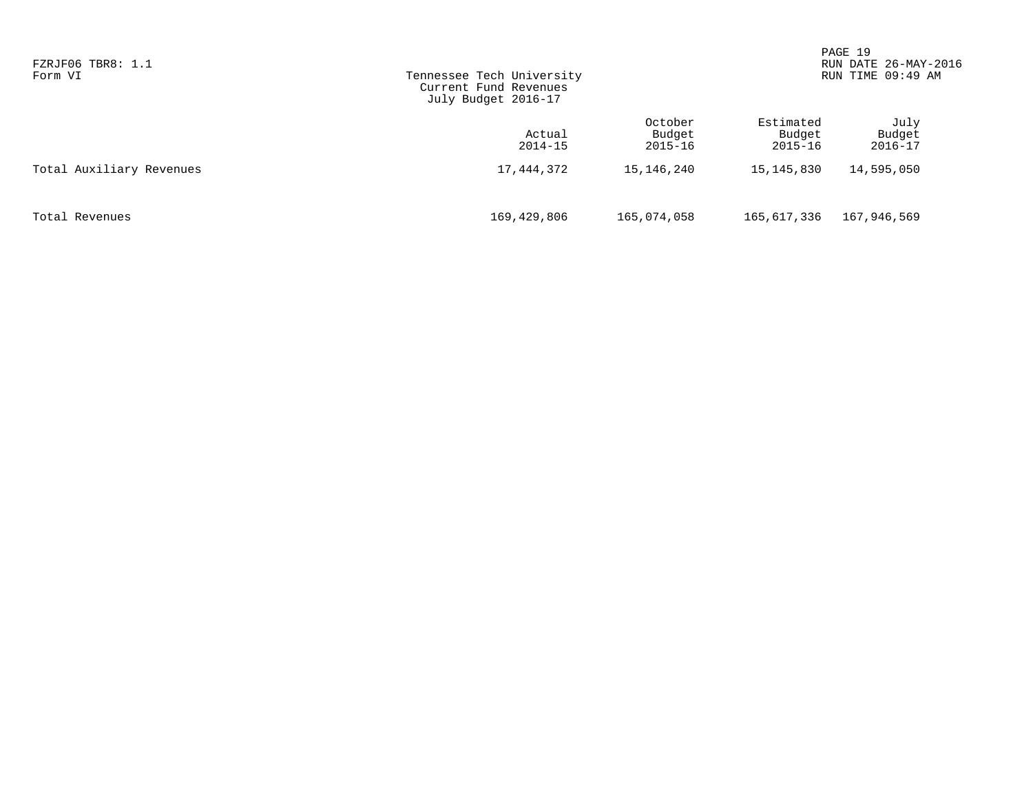FZRJF06 TBR8: 1.1
Form VI

Tennessee Tech University
Current Fund Revenues
July Budget 2016-17

| | Actual 2014-15 | October Budget 2015-16 | Estimated Budget 2015-16 | July Budget 2016-17 |
|---|---|---|---|---|
| Total Auxiliary Revenues | 17,444,372 | 15,146,240 | 15,145,830 | 14,595,050 |
| Total Revenues | 169,429,806 | 165,074,058 | 165,617,336 | 167,946,569 |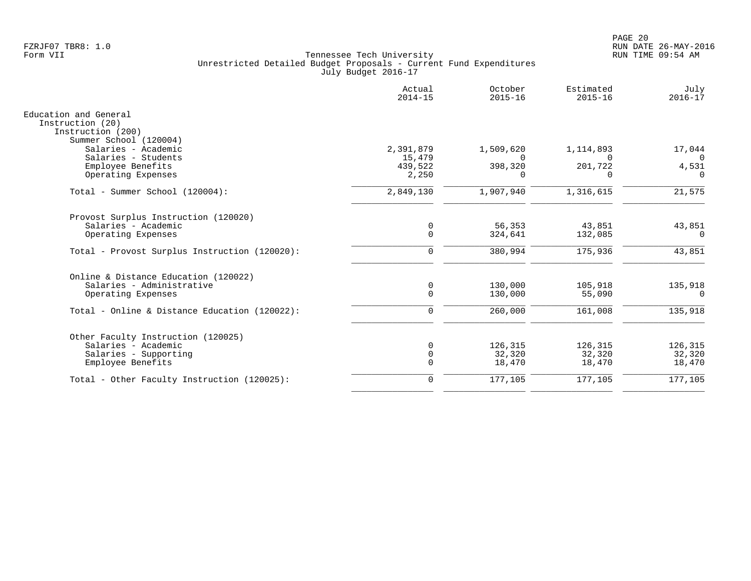FZRJF07 TBR8: 1.0
Form VII

Tennessee Tech University
Unrestricted Detailed Budget Proposals - Current Fund Expenditures
July Budget 2016-17

RUN DATE 26-MAY-2016
RUN TIME 09:54 AM

| | Actual 2014-15 | October 2015-16 | Estimated 2015-16 | July 2016-17 |
|---|---|---|---|---|
| **Education and General** | | | | |
| Instruction (20) | | | | |
| Instruction (200) | | | | |
| Summer School (120004) | | | | |
| Salaries - Academic | 2,391,879 | 1,509,620 | 1,114,893 | 17,044 |
| Salaries - Students | 15,479 | 0 | 0 | 0 |
| Employee Benefits | 439,522 | 398,320 | 201,722 | 4,531 |
| Operating Expenses | 2,250 | 0 | 0 | 0 |
| Total - Summer School (120004): | 2,849,130 | 1,907,940 | 1,316,615 | 21,575 |
| Provost Surplus Instruction (120020) | | | | |
| Salaries - Academic | 0 | 56,353 | 43,851 | 43,851 |
| Operating Expenses | 0 | 324,641 | 132,085 | 0 |
| Total - Provost Surplus Instruction (120020): | 0 | 380,994 | 175,936 | 43,851 |
| Online & Distance Education (120022) | | | | |
| Salaries - Administrative | 0 | 130,000 | 105,918 | 135,918 |
| Operating Expenses | 0 | 130,000 | 55,090 | 0 |
| Total - Online & Distance Education (120022): | 0 | 260,000 | 161,008 | 135,918 |
| Other Faculty Instruction (120025) | | | | |
| Salaries - Academic | 0 | 126,315 | 126,315 | 126,315 |
| Salaries - Supporting | 0 | 32,320 | 32,320 | 32,320 |
| Employee Benefits | 0 | 18,470 | 18,470 | 18,470 |
| Total - Other Faculty Instruction (120025): | 0 | 177,105 | 177,105 | 177,105 |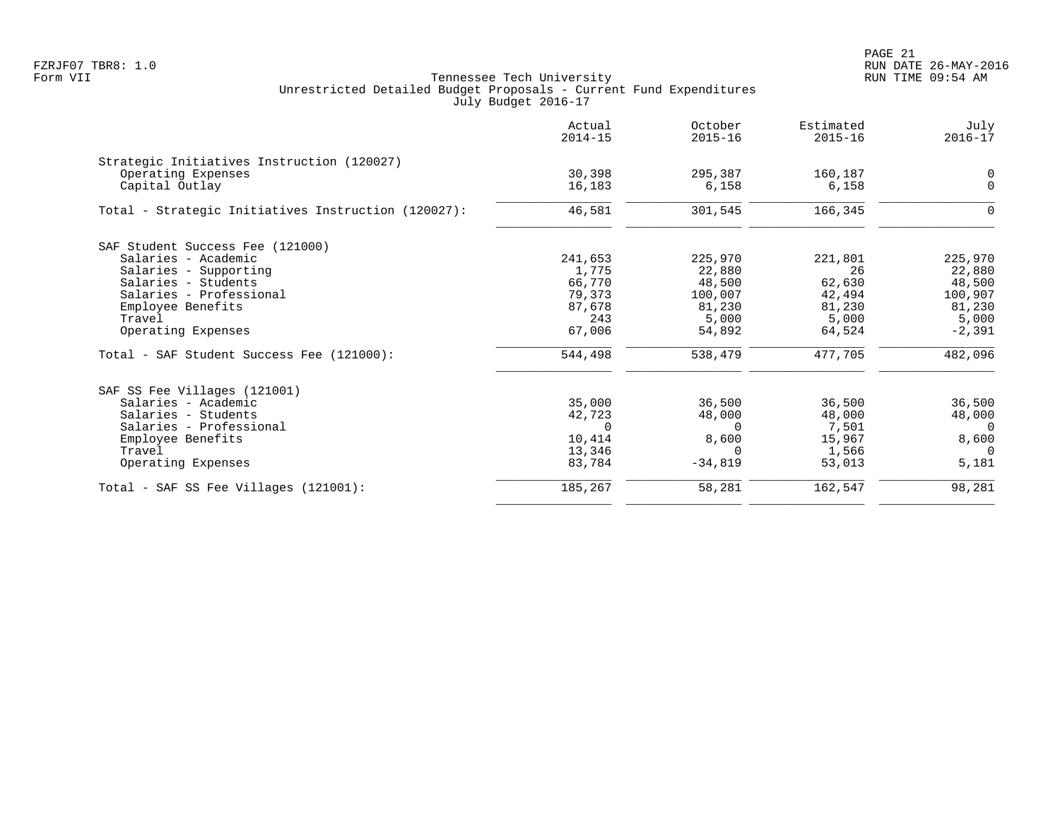Tennessee Tech University
Unrestricted Detailed Budget Proposals - Current Fund Expenditures
July Budget 2016-17

FZRJF07 TBR8: 1.0
Form VII

RUN DATE 26-MAY-2016
RUN TIME 09:54 AM

| | Actual 2014-15 | October 2015-16 | Estimated 2015-16 | July 2016-17 |
|---|---|---|---|---|
| **Strategic Initiatives Instruction (120027)** | | | | |
| Operating Expenses | 30,398 | 295,387 | 160,187 | 0 |
| Capital Outlay | 16,183 | 6,158 | 6,158 | 0 |
| Total - Strategic Initiatives Instruction (120027): | 46,581 | 301,545 | 166,345 | 0 |
| **SAF Student Success Fee (121000)** | | | | |
| Salaries - Academic | 241,653 | 225,970 | 221,801 | 225,970 |
| Salaries - Supporting | 1,775 | 22,880 | 26 | 22,880 |
| Salaries - Students | 66,770 | 48,500 | 62,630 | 48,500 |
| Salaries - Professional | 79,373 | 100,007 | 42,494 | 100,907 |
| Employee Benefits | 87,678 | 81,230 | 81,230 | 81,230 |
| Travel | 243 | 5,000 | 5,000 | 5,000 |
| Operating Expenses | 67,006 | 54,892 | 64,524 | -2,391 |
| Total - SAF Student Success Fee (121000): | 544,498 | 538,479 | 477,705 | 482,096 |
| **SAF SS Fee Villages (121001)** | | | | |
| Salaries - Academic | 35,000 | 36,500 | 36,500 | 36,500 |
| Salaries - Students | 42,723 | 48,000 | 48,000 | 48,000 |
| Salaries - Professional | 0 | 0 | 7,501 | 0 |
| Employee Benefits | 10,414 | 8,600 | 15,967 | 8,600 |
| Travel | 13,346 | 0 | 1,566 | 0 |
| Operating Expenses | 83,784 | -34,819 | 53,013 | 5,181 |
| Total - SAF SS Fee Villages (121001): | 185,267 | 58,281 | 162,547 | 98,281 |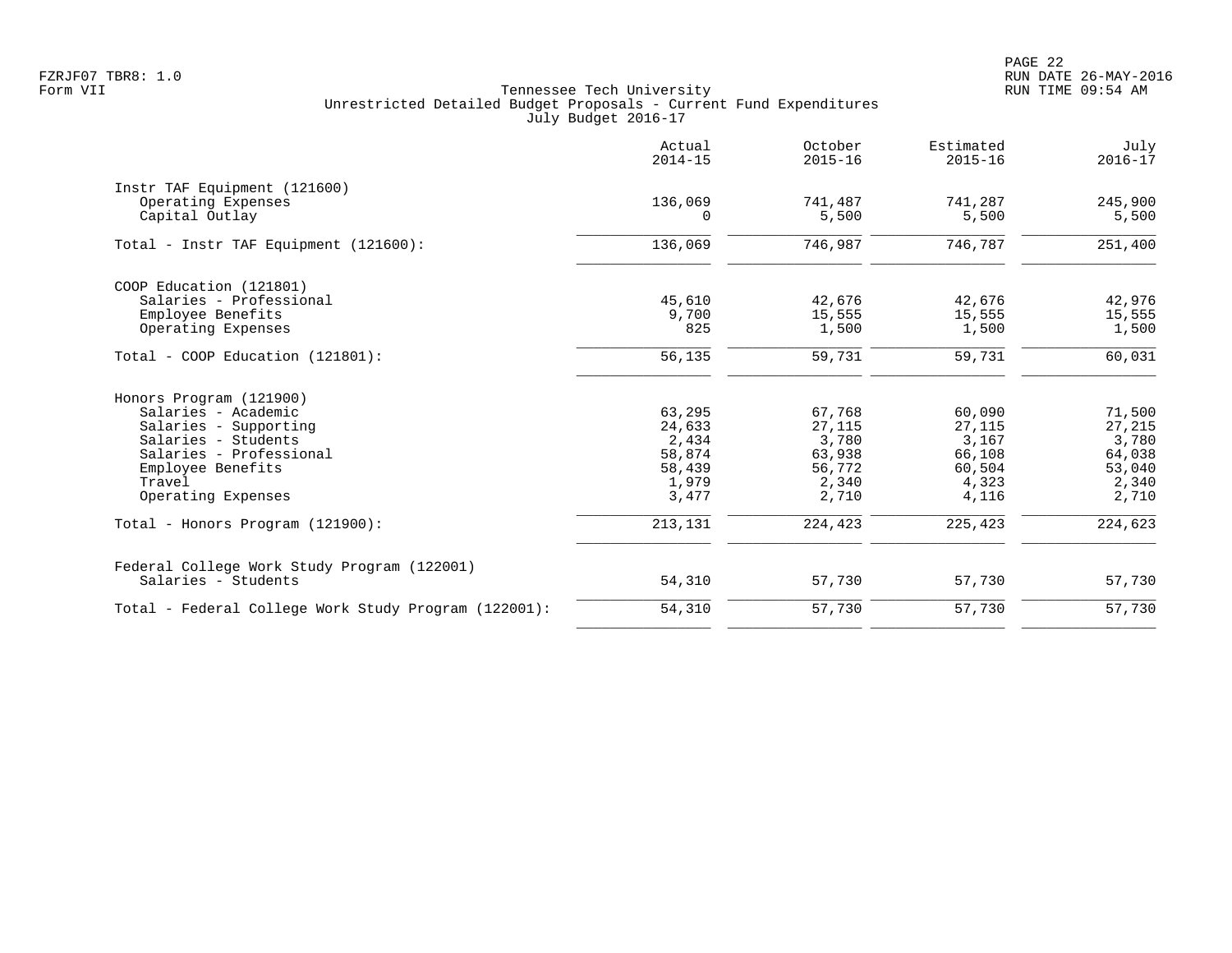Tennessee Tech University
Unrestricted Detailed Budget Proposals - Current Fund Expenditures
July Budget 2016-17

| | Actual 2014-15 | October 2015-16 | Estimated 2015-16 | July 2016-17 |
|---|---|---|---|---|
| **Instr TAF Equipment (121600)** | | | | |
| Operating Expenses | 136,069 | 741,487 | 741,287 | 245,900 |
| Capital Outlay | 0 | 5,500 | 5,500 | 5,500 |
| Total - Instr TAF Equipment (121600): | 136,069 | 746,987 | 746,787 | 251,400 |
| **COOP Education (121801)** | | | | |
| Salaries - Professional | 45,610 | 42,676 | 42,676 | 42,976 |
| Employee Benefits | 9,700 | 15,555 | 15,555 | 15,555 |
| Operating Expenses | 825 | 1,500 | 1,500 | 1,500 |
| Total - COOP Education (121801): | 56,135 | 59,731 | 59,731 | 60,031 |
| **Honors Program (121900)** | | | | |
| Salaries - Academic | 63,295 | 67,768 | 60,090 | 71,500 |
| Salaries - Supporting | 24,633 | 27,115 | 27,115 | 27,215 |
| Salaries - Students | 2,434 | 3,780 | 3,167 | 3,780 |
| Salaries - Professional | 58,874 | 63,938 | 66,108 | 64,038 |
| Employee Benefits | 58,439 | 56,772 | 60,504 | 53,040 |
| Travel | 1,979 | 2,340 | 4,323 | 2,340 |
| Operating Expenses | 3,477 | 2,710 | 4,116 | 2,710 |
| Total - Honors Program (121900): | 213,131 | 224,423 | 225,423 | 224,623 |
| **Federal College Work Study Program (122001)** | | | | |
| Salaries - Students | 54,310 | 57,730 | 57,730 | 57,730 |
| Total - Federal College Work Study Program (122001): | 54,310 | 57,730 | 57,730 | 57,730 |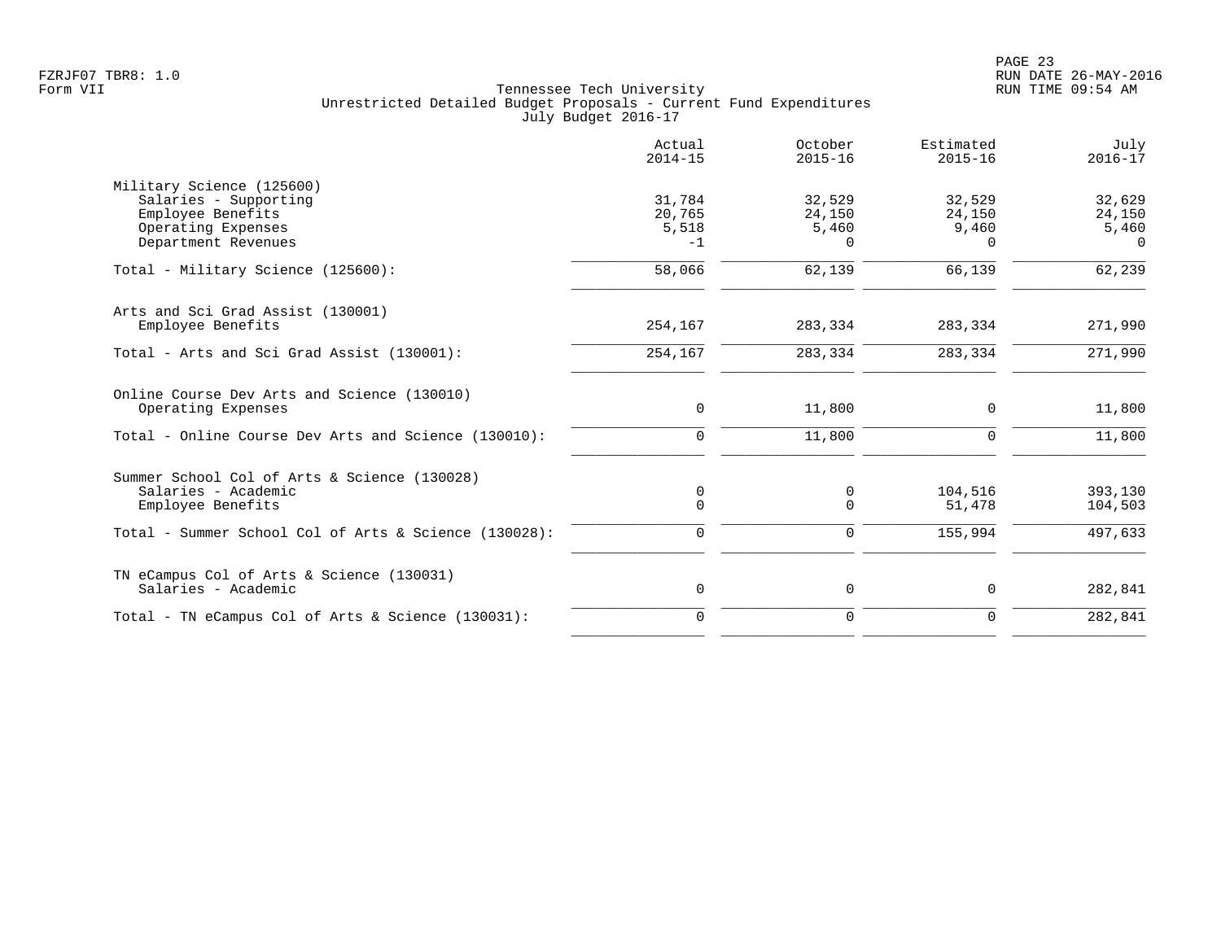FZRJF07 TBR8: 1.0
Form VII

Tennessee Tech University
Unrestricted Detailed Budget Proposals - Current Fund Expenditures
July Budget 2016-17

RUN DATE 26-MAY-2016
RUN TIME 09:54 AM

| | Actual 2014-15 | October 2015-16 | Estimated 2015-16 | July 2016-17 |
|---|---|---|---|---|
| **Military Science (125600)** | | | | |
| Salaries - Supporting | 31,784 | 32,529 | 32,529 | 32,629 |
| Employee Benefits | 20,765 | 24,150 | 24,150 | 24,150 |
| Operating Expenses | 5,518 | 5,460 | 9,460 | 5,460 |
| Department Revenues | -1 | 0 | 0 | 0 |
| Total - Military Science (125600): | 58,066 | 62,139 | 66,139 | 62,239 |
| **Arts and Sci Grad Assist (130001)** | | | | |
| Employee Benefits | 254,167 | 283,334 | 283,334 | 271,990 |
| Total - Arts and Sci Grad Assist (130001): | 254,167 | 283,334 | 283,334 | 271,990 |
| **Online Course Dev Arts and Science (130010)** | | | | |
| Operating Expenses | 0 | 11,800 | 0 | 11,800 |
| Total - Online Course Dev Arts and Science (130010): | 0 | 11,800 | 0 | 11,800 |
| **Summer School Col of Arts & Science (130028)** | | | | |
| Salaries - Academic | 0 | 0 | 104,516 | 393,130 |
| Employee Benefits | 0 | 0 | 51,478 | 104,503 |
| Total - Summer School Col of Arts & Science (130028): | 0 | 0 | 155,994 | 497,633 |
| **TN eCampus Col of Arts & Science (130031)** | | | | |
| Salaries - Academic | 0 | 0 | 0 | 282,841 |
| Total - TN eCampus Col of Arts & Science (130031): | 0 | 0 | 0 | 282,841 |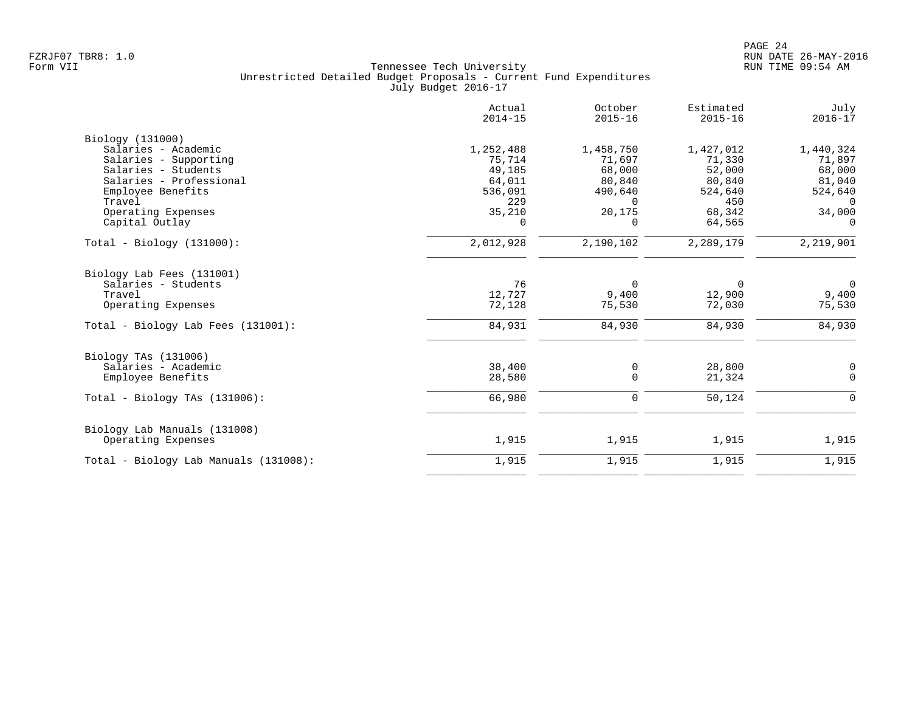Tennessee Tech University
Unrestricted Detailed Budget Proposals - Current Fund Expenditures
July Budget 2016-17

Form VII

| | Actual 2014-15 | October 2015-16 | Estimated 2015-16 | July 2016-17 |
|---|---|---|---|---|
| **Biology (131000)** | | | | |
| Salaries - Academic | 1,252,488 | 1,458,750 | 1,427,012 | 1,440,324 |
| Salaries - Supporting | 75,714 | 71,697 | 71,330 | 71,897 |
| Salaries - Students | 49,185 | 68,000 | 52,000 | 68,000 |
| Salaries - Professional | 64,011 | 80,840 | 80,840 | 81,040 |
| Employee Benefits | 536,091 | 490,640 | 524,640 | 524,640 |
| Travel | 229 | 0 | 450 | 0 |
| Operating Expenses | 35,210 | 20,175 | 68,342 | 34,000 |
| Capital Outlay | 0 | 0 | 64,565 | 0 |
| Total - Biology (131000): | 2,012,928 | 2,190,102 | 2,289,179 | 2,219,901 |
| **Biology Lab Fees (131001)** | | | | |
| Salaries - Students | 76 | 0 | 0 | 0 |
| Travel | 12,727 | 9,400 | 12,900 | 9,400 |
| Operating Expenses | 72,128 | 75,530 | 72,030 | 75,530 |
| Total - Biology Lab Fees (131001): | 84,931 | 84,930 | 84,930 | 84,930 |
| **Biology TAs (131006)** | | | | |
| Salaries - Academic | 38,400 | 0 | 28,800 | 0 |
| Employee Benefits | 28,580 | 0 | 21,324 | 0 |
| Total - Biology TAs (131006): | 66,980 | 0 | 50,124 | 0 |
| **Biology Lab Manuals (131008)** | | | | |
| Operating Expenses | 1,915 | 1,915 | 1,915 | 1,915 |
| Total - Biology Lab Manuals (131008): | 1,915 | 1,915 | 1,915 | 1,915 |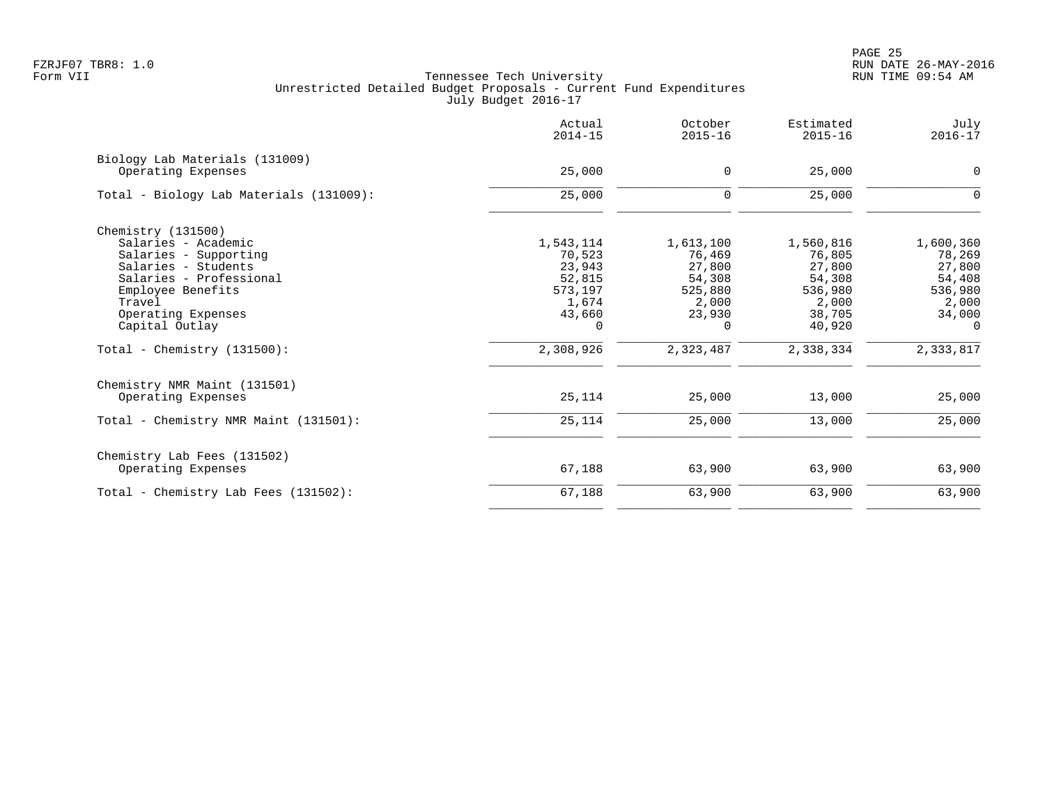Tennessee Tech University
Unrestricted Detailed Budget Proposals - Current Fund Expenditures
July Budget 2016-17

FZRJF07 TBR8: 1.0
Form VII

| | Actual 2014-15 | October 2015-16 | Estimated 2015-16 | July 2016-17 |
|---|---|---|---|---|
| **Biology Lab Materials (131009)** | | | | |
| Operating Expenses | 25,000 | 0 | 25,000 | 0 |
| Total - Biology Lab Materials (131009): | 25,000 | 0 | 25,000 | 0 |
| **Chemistry (131500)** | | | | |
| Salaries - Academic | 1,543,114 | 1,613,100 | 1,560,816 | 1,600,360 |
| Salaries - Supporting | 70,523 | 76,469 | 76,805 | 78,269 |
| Salaries - Students | 23,943 | 27,800 | 27,800 | 27,800 |
| Salaries - Professional | 52,815 | 54,308 | 54,308 | 54,408 |
| Employee Benefits | 573,197 | 525,880 | 536,980 | 536,980 |
| Travel | 1,674 | 2,000 | 2,000 | 2,000 |
| Operating Expenses | 43,660 | 23,930 | 38,705 | 34,000 |
| Capital Outlay | 0 | 0 | 40,920 | 0 |
| Total - Chemistry (131500): | 2,308,926 | 2,323,487 | 2,338,334 | 2,333,817 |
| **Chemistry NMR Maint (131501)** | | | | |
| Operating Expenses | 25,114 | 25,000 | 13,000 | 25,000 |
| Total - Chemistry NMR Maint (131501): | 25,114 | 25,000 | 13,000 | 25,000 |
| **Chemistry Lab Fees (131502)** | | | | |
| Operating Expenses | 67,188 | 63,900 | 63,900 | 63,900 |
| Total - Chemistry Lab Fees (131502): | 67,188 | 63,900 | 63,900 | 63,900 |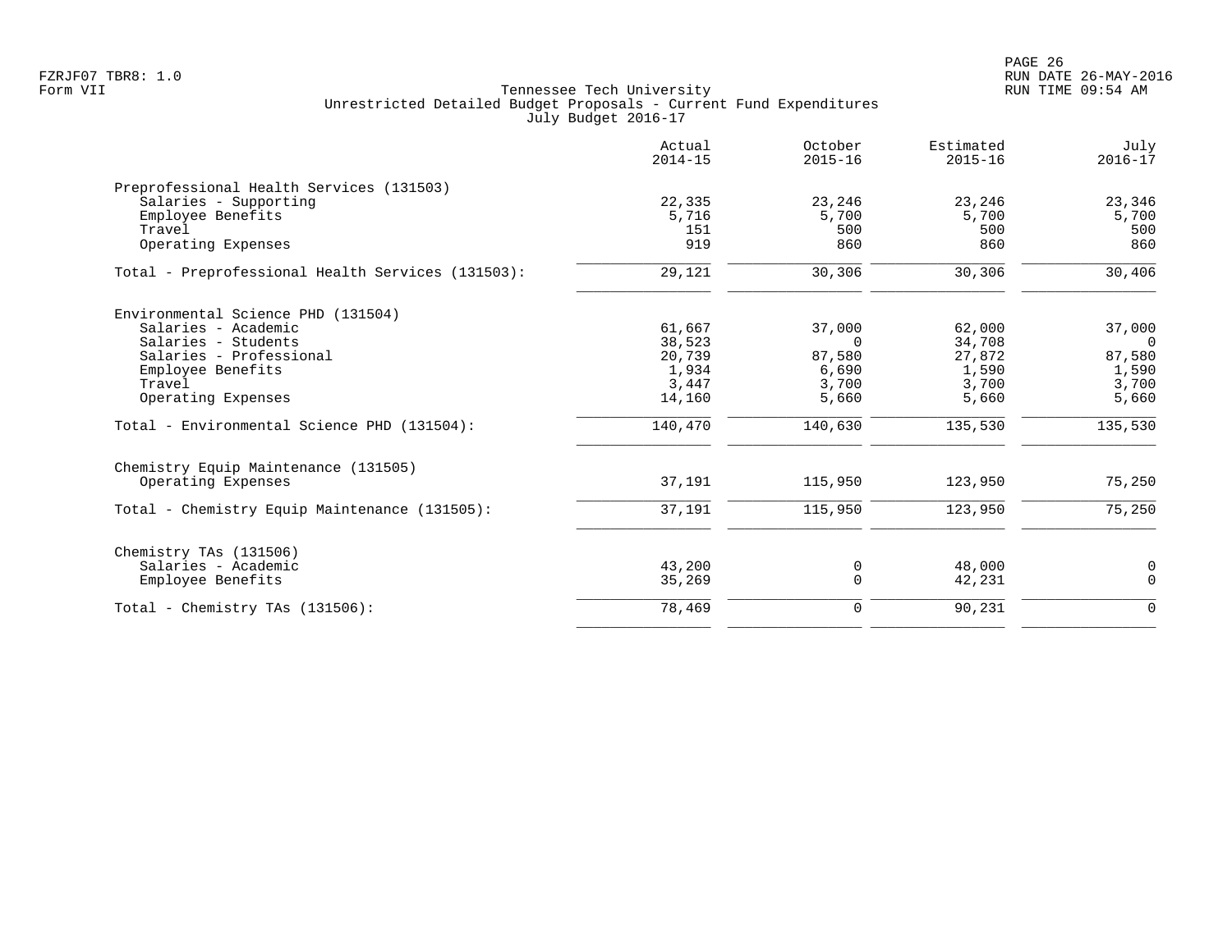Tennessee Tech University
Unrestricted Detailed Budget Proposals - Current Fund Expenditures
July Budget 2016-17

FZRJF07 TBR8: 1.0
Form VII

RUN DATE 26-MAY-2016
RUN TIME 09:54 AM

| | Actual 2014-15 | October 2015-16 | Estimated 2015-16 | July 2016-17 |
|---|---|---|---|---|
| **Preprofessional Health Services (131503)** | | | | |
| Salaries - Supporting | 22,335 | 23,246 | 23,246 | 23,346 |
| Employee Benefits | 5,716 | 5,700 | 5,700 | 5,700 |
| Travel | 151 | 500 | 500 | 500 |
| Operating Expenses | 919 | 860 | 860 | 860 |
| Total - Preprofessional Health Services (131503): | 29,121 | 30,306 | 30,306 | 30,406 |
| **Environmental Science PHD (131504)** | | | | |
| Salaries - Academic | 61,667 | 37,000 | 62,000 | 37,000 |
| Salaries - Students | 38,523 | 0 | 34,708 | 0 |
| Salaries - Professional | 20,739 | 87,580 | 27,872 | 87,580 |
| Employee Benefits | 1,934 | 6,690 | 1,590 | 1,590 |
| Travel | 3,447 | 3,700 | 3,700 | 3,700 |
| Operating Expenses | 14,160 | 5,660 | 5,660 | 5,660 |
| Total - Environmental Science PHD (131504): | 140,470 | 140,630 | 135,530 | 135,530 |
| **Chemistry Equip Maintenance (131505)** | | | | |
| Operating Expenses | 37,191 | 115,950 | 123,950 | 75,250 |
| Total - Chemistry Equip Maintenance (131505): | 37,191 | 115,950 | 123,950 | 75,250 |
| **Chemistry TAs (131506)** | | | | |
| Salaries - Academic | 43,200 | 0 | 48,000 | 0 |
| Employee Benefits | 35,269 | 0 | 42,231 | 0 |
| Total - Chemistry TAs (131506): | 78,469 | 0 | 90,231 | 0 |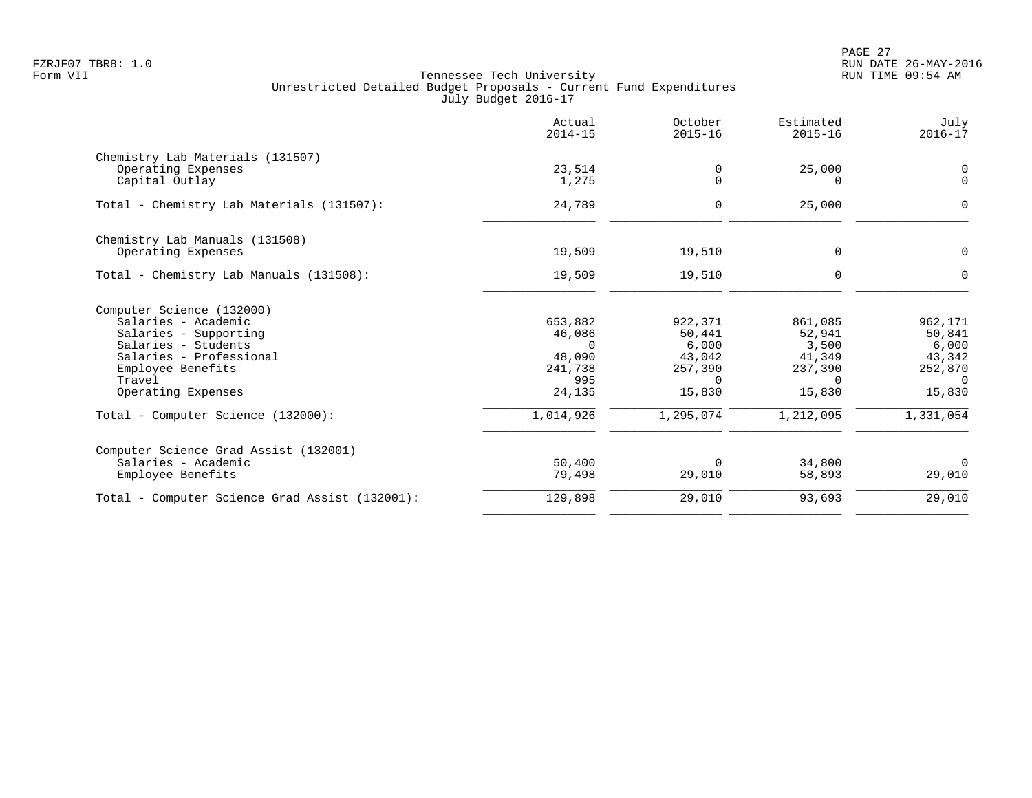FZRJF07 TBR8: 1.0
Form VII

Tennessee Tech University
Unrestricted Detailed Budget Proposals - Current Fund Expenditures
July Budget 2016-17

| | Actual 2014-15 | October 2015-16 | Estimated 2015-16 | July 2016-17 |
|---|---|---|---|---|
| **Chemistry Lab Materials (131507)** | | | | |
| Operating Expenses | 23,514 | 0 | 25,000 | 0 |
| Capital Outlay | 1,275 | 0 | 0 | 0 |
| Total - Chemistry Lab Materials (131507): | 24,789 | 0 | 25,000 | 0 |
| **Chemistry Lab Manuals (131508)** | | | | |
| Operating Expenses | 19,509 | 19,510 | 0 | 0 |
| Total - Chemistry Lab Manuals (131508): | 19,509 | 19,510 | 0 | 0 |
| **Computer Science (132000)** | | | | |
| Salaries - Academic | 653,882 | 922,371 | 861,085 | 962,171 |
| Salaries - Supporting | 46,086 | 50,441 | 52,941 | 50,841 |
| Salaries - Students | 0 | 6,000 | 3,500 | 6,000 |
| Salaries - Professional | 48,090 | 43,042 | 41,349 | 43,342 |
| Employee Benefits | 241,738 | 257,390 | 237,390 | 252,870 |
| Travel | 995 | 0 | 0 | 0 |
| Operating Expenses | 24,135 | 15,830 | 15,830 | 15,830 |
| Total - Computer Science (132000): | 1,014,926 | 1,295,074 | 1,212,095 | 1,331,054 |
| **Computer Science Grad Assist (132001)** | | | | |
| Salaries - Academic | 50,400 | 0 | 34,800 | 0 |
| Employee Benefits | 79,498 | 29,010 | 58,893 | 29,010 |
| Total - Computer Science Grad Assist (132001): | 129,898 | 29,010 | 93,693 | 29,010 |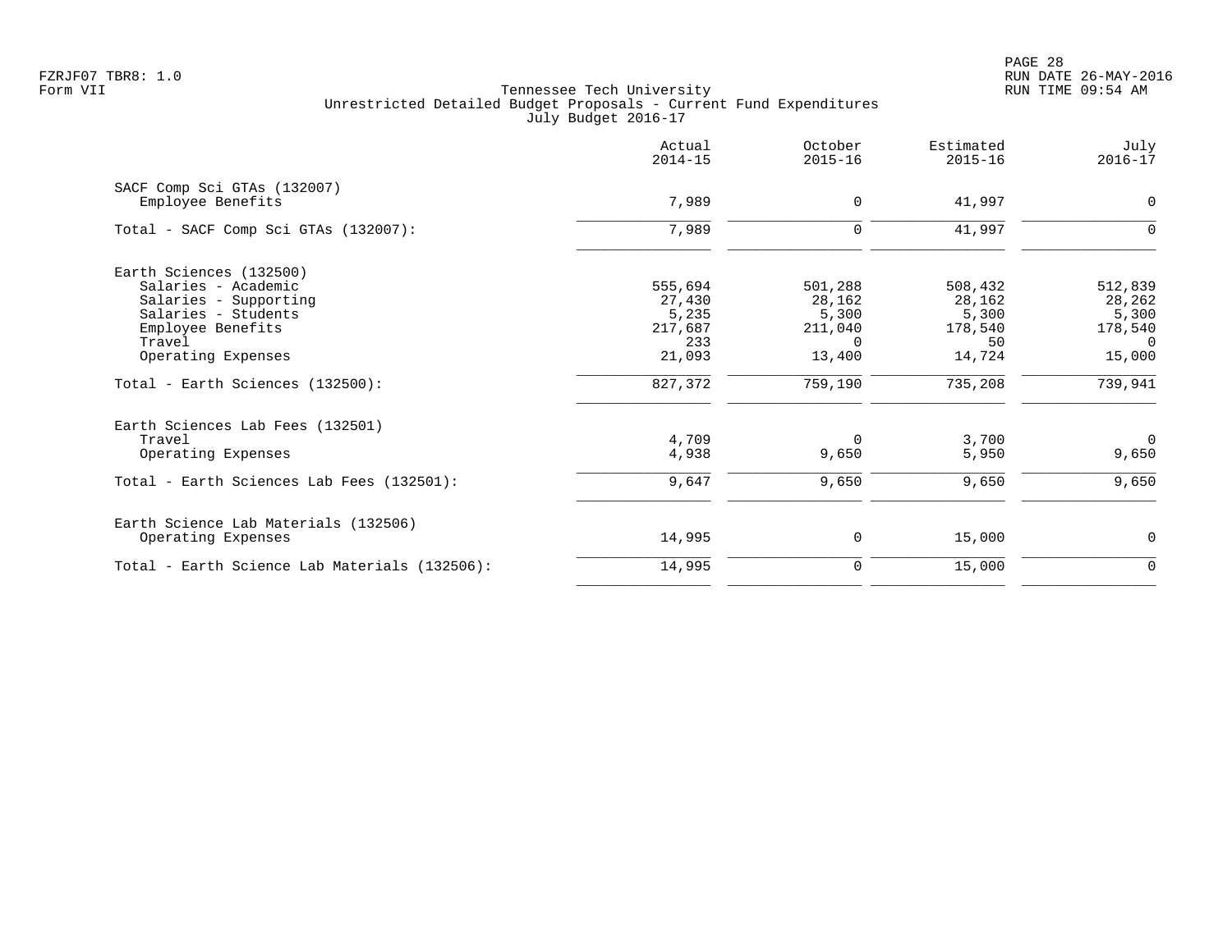Tennessee Tech University
Unrestricted Detailed Budget Proposals - Current Fund Expenditures
July Budget 2016-17

Form VII

| | Actual 2014-15 | October 2015-16 | Estimated 2015-16 | July 2016-17 |
|---|---|---|---|---|
| **SACF Comp Sci GTAs (132007)** | | | | |
| Employee Benefits | 7,989 | 0 | 41,997 | 0 |
| Total - SACF Comp Sci GTAs (132007): | 7,989 | 0 | 41,997 | 0 |
| **Earth Sciences (132500)** | | | | |
| Salaries - Academic | 555,694 | 501,288 | 508,432 | 512,839 |
| Salaries - Supporting | 27,430 | 28,162 | 28,162 | 28,262 |
| Salaries - Students | 5,235 | 5,300 | 5,300 | 5,300 |
| Employee Benefits | 217,687 | 211,040 | 178,540 | 178,540 |
| Travel | 233 | 0 | 50 | 0 |
| Operating Expenses | 21,093 | 13,400 | 14,724 | 15,000 |
| Total - Earth Sciences (132500): | 827,372 | 759,190 | 735,208 | 739,941 |
| **Earth Sciences Lab Fees (132501)** | | | | |
| Travel | 4,709 | 0 | 3,700 | 0 |
| Operating Expenses | 4,938 | 9,650 | 5,950 | 9,650 |
| Total - Earth Sciences Lab Fees (132501): | 9,647 | 9,650 | 9,650 | 9,650 |
| **Earth Science Lab Materials (132506)** | | | | |
| Operating Expenses | 14,995 | 0 | 15,000 | 0 |
| Total - Earth Science Lab Materials (132506): | 14,995 | 0 | 15,000 | 0 |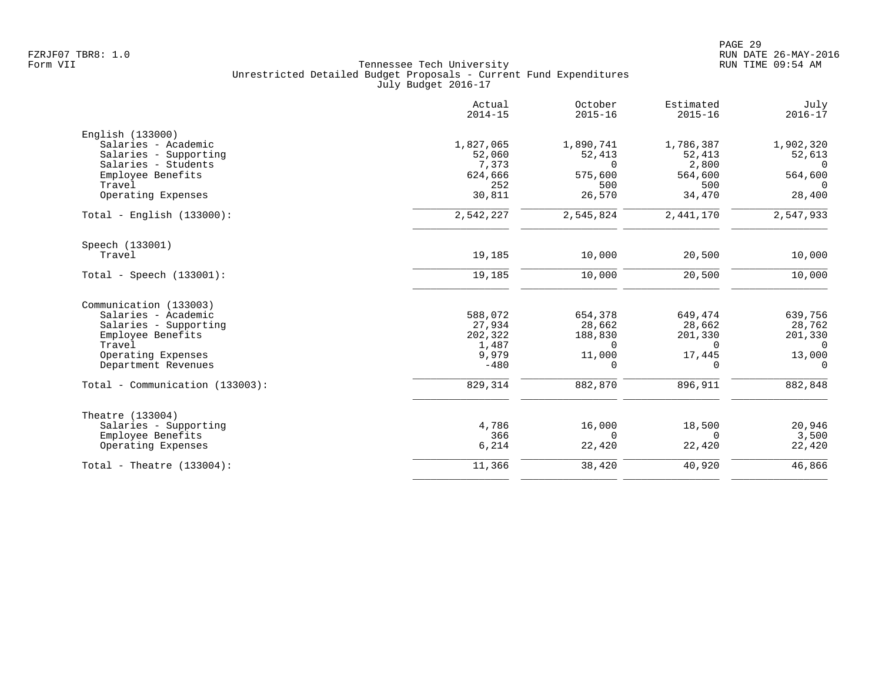Tennessee Tech University
Unrestricted Detailed Budget Proposals - Current Fund Expenditures
July Budget 2016-17

FZRJF07 TBR8: 1.0
Form VII

RUN DATE 26-MAY-2016
RUN TIME 09:54 AM

| | Actual 2014-15 | October 2015-16 | Estimated 2015-16 | July 2016-17 |
|---|---|---|---|---|
| **English (133000)** | | | | |
| Salaries - Academic | 1,827,065 | 1,890,741 | 1,786,387 | 1,902,320 |
| Salaries - Supporting | 52,060 | 52,413 | 52,413 | 52,613 |
| Salaries - Students | 7,373 | 0 | 2,800 | 0 |
| Employee Benefits | 624,666 | 575,600 | 564,600 | 564,600 |
| Travel | 252 | 500 | 500 | 0 |
| Operating Expenses | 30,811 | 26,570 | 34,470 | 28,400 |
| Total - English (133000): | 2,542,227 | 2,545,824 | 2,441,170 | 2,547,933 |
| **Speech (133001)** | | | | |
| Travel | 19,185 | 10,000 | 20,500 | 10,000 |
| Total - Speech (133001): | 19,185 | 10,000 | 20,500 | 10,000 |
| **Communication (133003)** | | | | |
| Salaries - Academic | 588,072 | 654,378 | 649,474 | 639,756 |
| Salaries - Supporting | 27,934 | 28,662 | 28,662 | 28,762 |
| Employee Benefits | 202,322 | 188,830 | 201,330 | 201,330 |
| Travel | 1,487 | 0 | 0 | 0 |
| Operating Expenses | 9,979 | 11,000 | 17,445 | 13,000 |
| Department Revenues | -480 | 0 | 0 | 0 |
| Total - Communication (133003): | 829,314 | 882,870 | 896,911 | 882,848 |
| **Theatre (133004)** | | | | |
| Salaries - Supporting | 4,786 | 16,000 | 18,500 | 20,946 |
| Employee Benefits | 366 | 0 | 0 | 3,500 |
| Operating Expenses | 6,214 | 22,420 | 22,420 | 22,420 |
| Total - Theatre (133004): | 11,366 | 38,420 | 40,920 | 46,866 |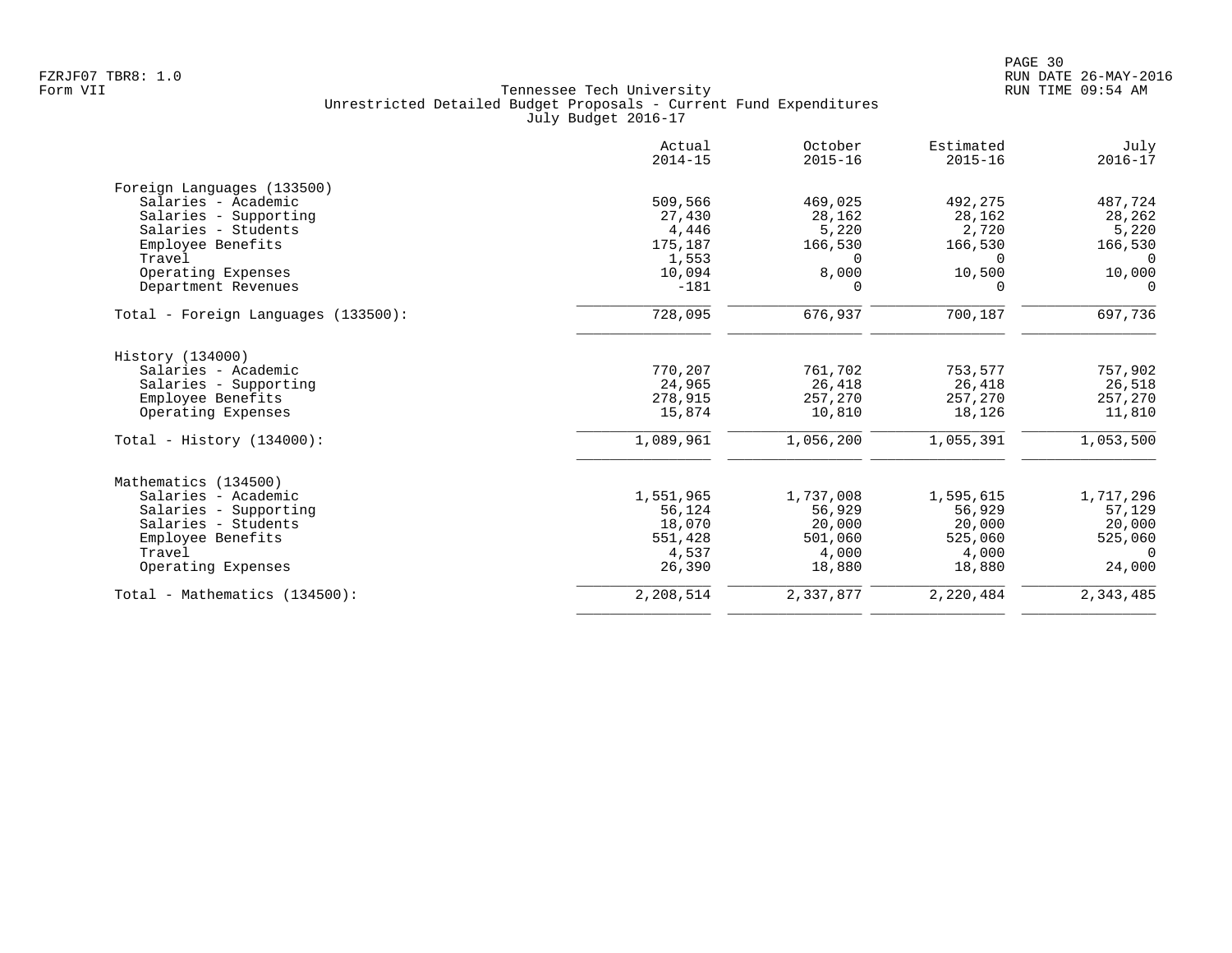FZRJF07 TBR8: 1.0
Form VII

# Tennessee Tech University
## Unrestricted Detailed Budget Proposals - Current Fund Expenditures
### July Budget 2016-17

RUN DATE 26-MAY-2016
RUN TIME 09:54 AM

| | Actual 2014-15 | October 2015-16 | Estimated 2015-16 | July 2016-17 |
|---|---|---|---|---|
| **Foreign Languages (133500)** | | | | |
| Salaries - Academic | 509,566 | 469,025 | 492,275 | 487,724 |
| Salaries - Supporting | 27,430 | 28,162 | 28,162 | 28,262 |
| Salaries - Students | 4,446 | 5,220 | 2,720 | 5,220 |
| Employee Benefits | 175,187 | 166,530 | 166,530 | 166,530 |
| Travel | 1,553 | 0 | 0 | 0 |
| Operating Expenses | 10,094 | 8,000 | 10,500 | 10,000 |
| Department Revenues | -181 | 0 | 0 | 0 |
| Total - Foreign Languages (133500): | 728,095 | 676,937 | 700,187 | 697,736 |
| **History (134000)** | | | | |
| Salaries - Academic | 770,207 | 761,702 | 753,577 | 757,902 |
| Salaries - Supporting | 24,965 | 26,418 | 26,418 | 26,518 |
| Employee Benefits | 278,915 | 257,270 | 257,270 | 257,270 |
| Operating Expenses | 15,874 | 10,810 | 18,126 | 11,810 |
| Total - History (134000): | 1,089,961 | 1,056,200 | 1,055,391 | 1,053,500 |
| **Mathematics (134500)** | | | | |
| Salaries - Academic | 1,551,965 | 1,737,008 | 1,595,615 | 1,717,296 |
| Salaries - Supporting | 56,124 | 56,929 | 56,929 | 57,129 |
| Salaries - Students | 18,070 | 20,000 | 20,000 | 20,000 |
| Employee Benefits | 551,428 | 501,060 | 525,060 | 525,060 |
| Travel | 4,537 | 4,000 | 4,000 | 0 |
| Operating Expenses | 26,390 | 18,880 | 18,880 | 24,000 |
| Total - Mathematics (134500): | 2,208,514 | 2,337,877 | 2,220,484 | 2,343,485 |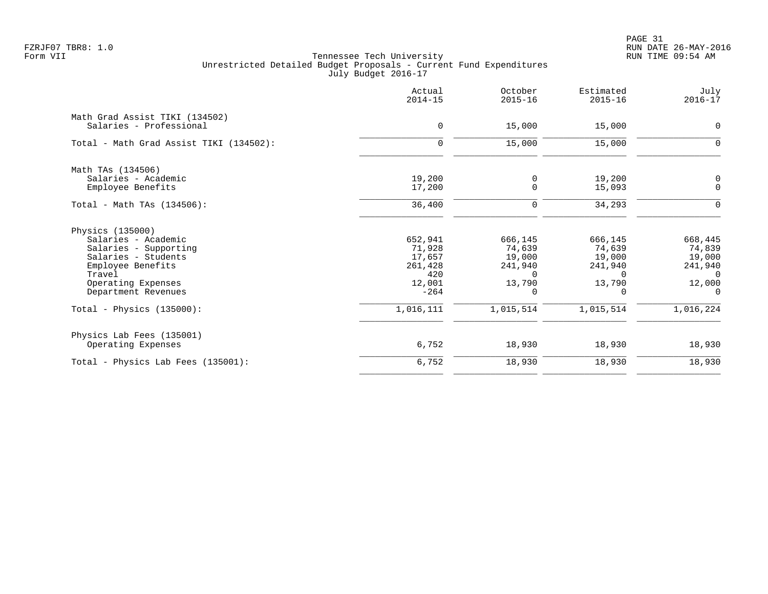FZRJF07 TBR8: 1.0
Form VII

Tennessee Tech University
Unrestricted Detailed Budget Proposals - Current Fund Expenditures
July Budget 2016-17

RUN DATE 26-MAY-2016
RUN TIME 09:54 AM

| | Actual 2014-15 | October 2015-16 | Estimated 2015-16 | July 2016-17 |
|---|---|---|---|---|
| Math Grad Assist TIKI (134502) | | | | |
| Salaries - Professional | 0 | 15,000 | 15,000 | 0 |
| Total - Math Grad Assist TIKI (134502): | 0 | 15,000 | 15,000 | 0 |
| Math TAs (134506) | | | | |
| Salaries - Academic | 19,200 | 0 | 19,200 | 0 |
| Employee Benefits | 17,200 | 0 | 15,093 | 0 |
| Total - Math TAs (134506): | 36,400 | 0 | 34,293 | 0 |
| Physics (135000) | | | | |
| Salaries - Academic | 652,941 | 666,145 | 666,145 | 668,445 |
| Salaries - Supporting | 71,928 | 74,639 | 74,639 | 74,839 |
| Salaries - Students | 17,657 | 19,000 | 19,000 | 19,000 |
| Employee Benefits | 261,428 | 241,940 | 241,940 | 241,940 |
| Travel | 420 | 0 | 0 | 0 |
| Operating Expenses | 12,001 | 13,790 | 13,790 | 12,000 |
| Department Revenues | -264 | 0 | 0 | 0 |
| Total - Physics (135000): | 1,016,111 | 1,015,514 | 1,015,514 | 1,016,224 |
| Physics Lab Fees (135001) | | | | |
| Operating Expenses | 6,752 | 18,930 | 18,930 | 18,930 |
| Total - Physics Lab Fees (135001): | 6,752 | 18,930 | 18,930 | 18,930 |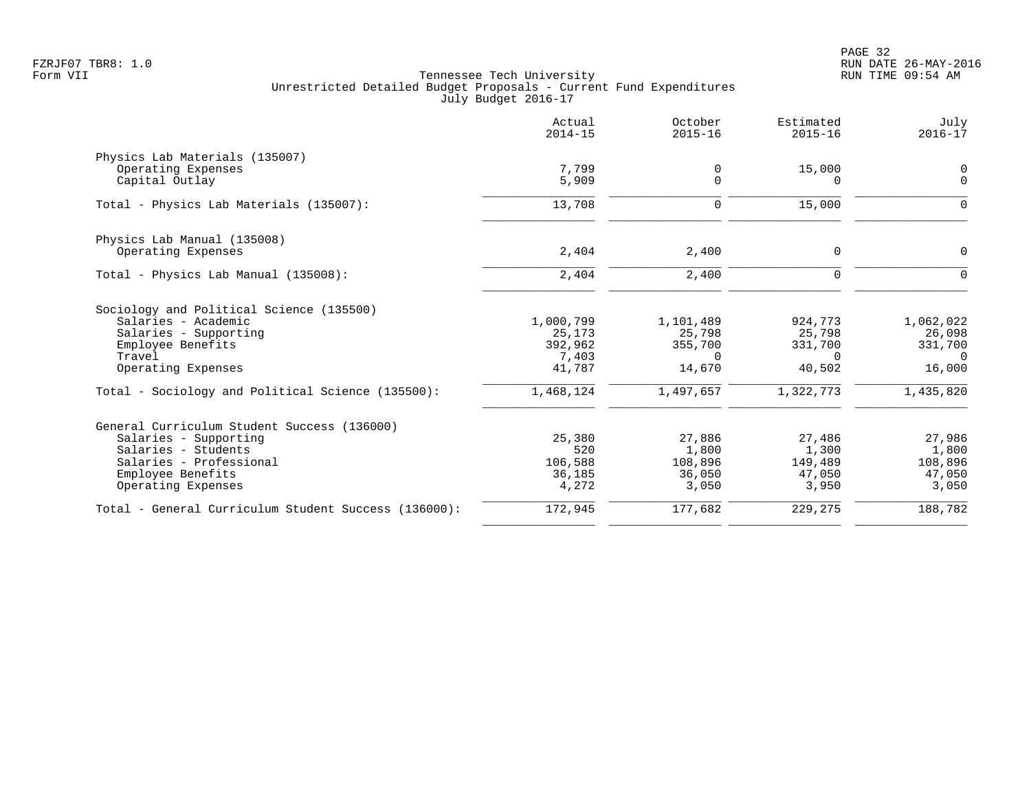Tennessee Tech University
Unrestricted Detailed Budget Proposals - Current Fund Expenditures
July Budget 2016-17

| | Actual 2014-15 | October 2015-16 | Estimated 2015-16 | July 2016-17 |
|---|---|---|---|---|
| **Physics Lab Materials (135007)** | | | | |
| Operating Expenses | 7,799 | 0 | 15,000 | 0 |
| Capital Outlay | 5,909 | 0 | 0 | 0 |
| Total - Physics Lab Materials (135007): | 13,708 | 0 | 15,000 | 0 |
| **Physics Lab Manual (135008)** | | | | |
| Operating Expenses | 2,404 | 2,400 | 0 | 0 |
| Total - Physics Lab Manual (135008): | 2,404 | 2,400 | 0 | 0 |
| **Sociology and Political Science (135500)** | | | | |
| Salaries - Academic | 1,000,799 | 1,101,489 | 924,773 | 1,062,022 |
| Salaries - Supporting | 25,173 | 25,798 | 25,798 | 26,098 |
| Employee Benefits | 392,962 | 355,700 | 331,700 | 331,700 |
| Travel | 7,403 | 0 | 0 | 0 |
| Operating Expenses | 41,787 | 14,670 | 40,502 | 16,000 |
| Total - Sociology and Political Science (135500): | 1,468,124 | 1,497,657 | 1,322,773 | 1,435,820 |
| **General Curriculum Student Success (136000)** | | | | |
| Salaries - Supporting | 25,380 | 27,886 | 27,486 | 27,986 |
| Salaries - Students | 520 | 1,800 | 1,300 | 1,800 |
| Salaries - Professional | 106,588 | 108,896 | 149,489 | 108,896 |
| Employee Benefits | 36,185 | 36,050 | 47,050 | 47,050 |
| Operating Expenses | 4,272 | 3,050 | 3,950 | 3,050 |
| Total - General Curriculum Student Success (136000): | 172,945 | 177,682 | 229,275 | 188,782 |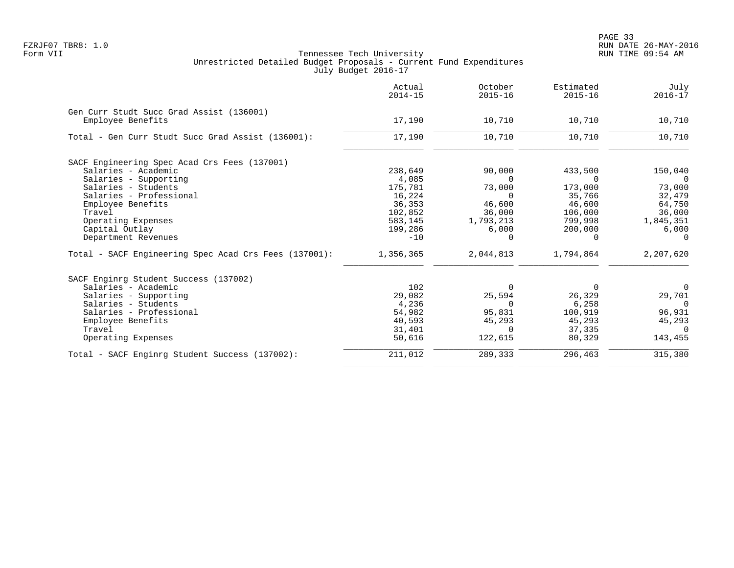Tennessee Tech University
Unrestricted Detailed Budget Proposals - Current Fund Expenditures
July Budget 2016-17

Form VII

| | Actual 2014-15 | October 2015-16 | Estimated 2015-16 | July 2016-17 |
|---|---|---|---|---|
| **Gen Curr Studt Succ Grad Assist (136001)** | | | | |
| Employee Benefits | 17,190 | 10,710 | 10,710 | 10,710 |
| Total - Gen Curr Studt Succ Grad Assist (136001): | 17,190 | 10,710 | 10,710 | 10,710 |
| **SACF Engineering Spec Acad Crs Fees (137001)** | | | | |
| Salaries - Academic | 238,649 | 90,000 | 433,500 | 150,040 |
| Salaries - Supporting | 4,085 | 0 | 0 | 0 |
| Salaries - Students | 175,781 | 73,000 | 173,000 | 73,000 |
| Salaries - Professional | 16,224 | 0 | 35,766 | 32,479 |
| Employee Benefits | 36,353 | 46,600 | 46,600 | 64,750 |
| Travel | 102,852 | 36,000 | 106,000 | 36,000 |
| Operating Expenses | 583,145 | 1,793,213 | 799,998 | 1,845,351 |
| Capital Outlay | 199,286 | 6,000 | 200,000 | 6,000 |
| Department Revenues | -10 | 0 | 0 | 0 |
| Total - SACF Engineering Spec Acad Crs Fees (137001): | 1,356,365 | 2,044,813 | 1,794,864 | 2,207,620 |
| **SACF Enginrg Student Success (137002)** | | | | |
| Salaries - Academic | 102 | 0 | 0 | 0 |
| Salaries - Supporting | 29,082 | 25,594 | 26,329 | 29,701 |
| Salaries - Students | 4,236 | 0 | 6,258 | 0 |
| Salaries - Professional | 54,982 | 95,831 | 100,919 | 96,931 |
| Employee Benefits | 40,593 | 45,293 | 45,293 | 45,293 |
| Travel | 31,401 | 0 | 37,335 | 0 |
| Operating Expenses | 50,616 | 122,615 | 80,329 | 143,455 |
| Total - SACF Enginrg Student Success (137002): | 211,012 | 289,333 | 296,463 | 315,380 |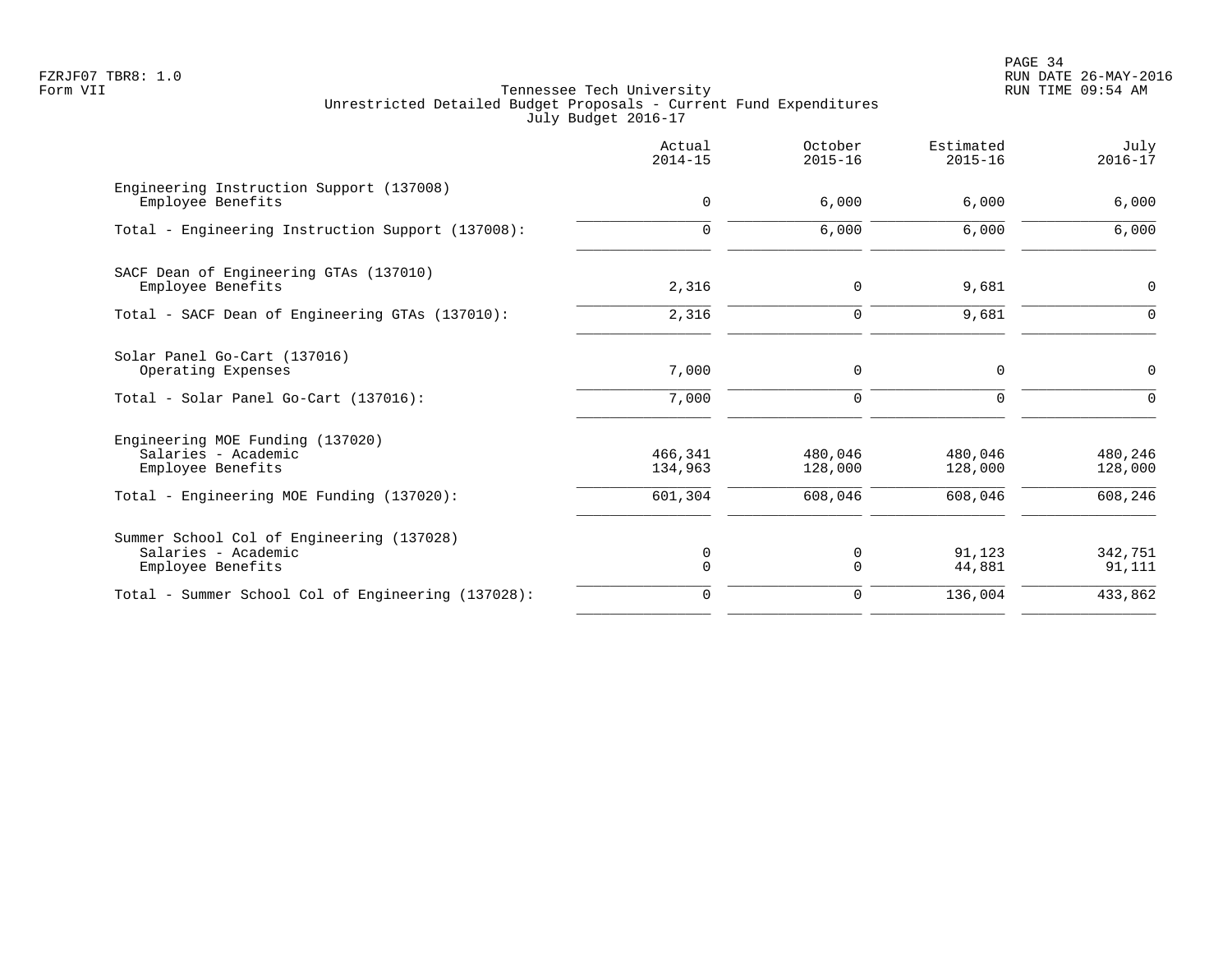Tennessee Tech University
Unrestricted Detailed Budget Proposals - Current Fund Expenditures
July Budget 2016-17

| | Actual 2014-15 | October 2015-16 | Estimated 2015-16 | July 2016-17 |
|---|---:|---:|---:|---:|
| Engineering Instruction Support (137008) | | | | |
| Employee Benefits | 0 | 6,000 | 6,000 | 6,000 |
| Total - Engineering Instruction Support (137008): | 0 | 6,000 | 6,000 | 6,000 |
| SACF Dean of Engineering GTAs (137010) | | | | |
| Employee Benefits | 2,316 | 0 | 9,681 | 0 |
| Total - SACF Dean of Engineering GTAs (137010): | 2,316 | 0 | 9,681 | 0 |
| Solar Panel Go-Cart (137016) | | | | |
| Operating Expenses | 7,000 | 0 | 0 | 0 |
| Total - Solar Panel Go-Cart (137016): | 7,000 | 0 | 0 | 0 |
| Engineering MOE Funding (137020) | | | | |
| Salaries - Academic | 466,341 | 480,046 | 480,046 | 480,246 |
| Employee Benefits | 134,963 | 128,000 | 128,000 | 128,000 |
| Total - Engineering MOE Funding (137020): | 601,304 | 608,046 | 608,046 | 608,246 |
| Summer School Col of Engineering (137028) | | | | |
| Salaries - Academic | 0 | 0 | 91,123 | 342,751 |
| Employee Benefits | 0 | 0 | 44,881 | 91,111 |
| Total - Summer School Col of Engineering (137028): | 0 | 0 | 136,004 | 433,862 |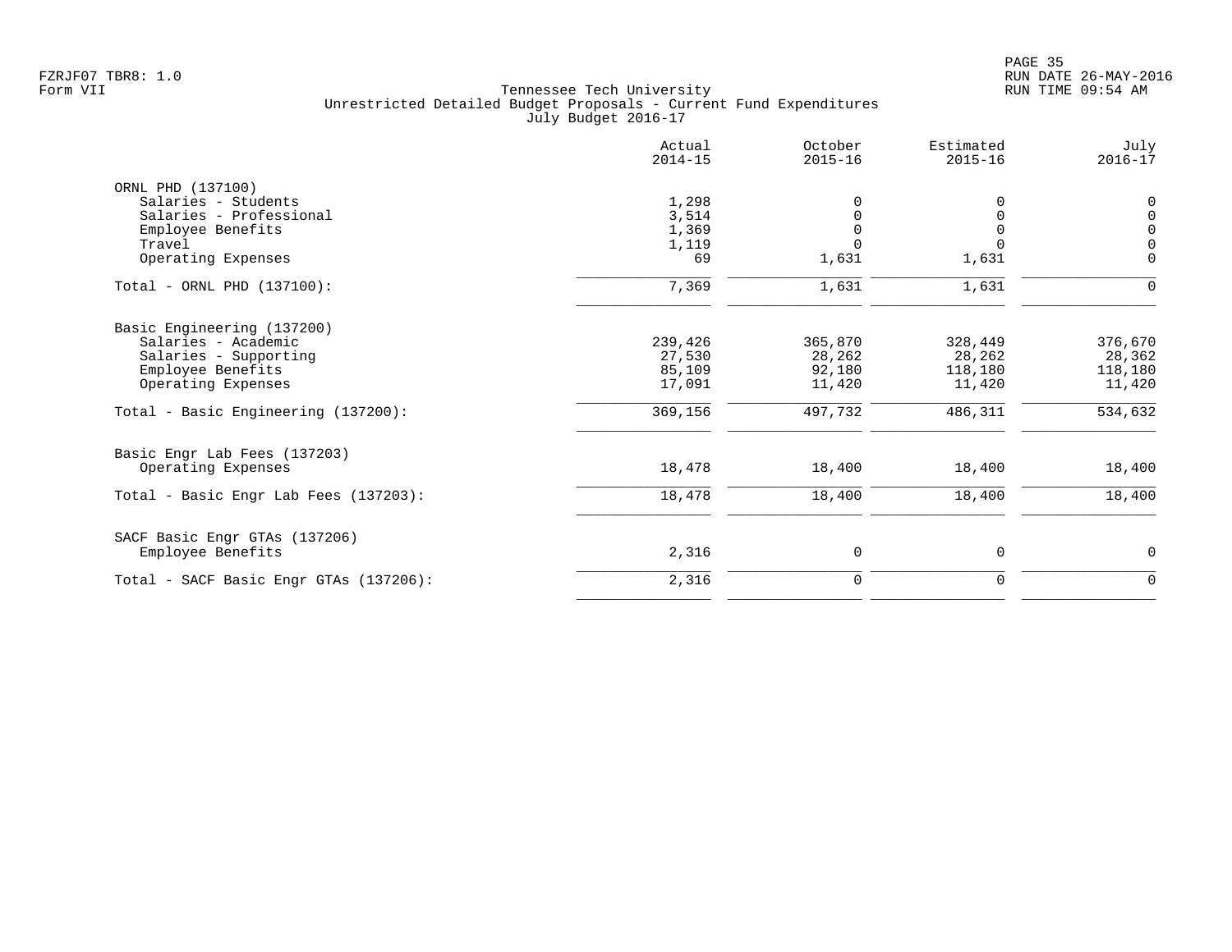FZRJF07 TBR8: 1.0
Form VII

Tennessee Tech University
Unrestricted Detailed Budget Proposals - Current Fund Expenditures
July Budget 2016-17

RUN DATE 26-MAY-2016
RUN TIME 09:54 AM

| | Actual 2014-15 | October 2015-16 | Estimated 2015-16 | July 2016-17 |
|---|---|---|---|---|
| ORNL PHD (137100) | | | | |
| Salaries - Students | 1,298 | 0 | 0 | 0 |
| Salaries - Professional | 3,514 | 0 | 0 | 0 |
| Employee Benefits | 1,369 | 0 | 0 | 0 |
| Travel | 1,119 | 0 | 0 | 0 |
| Operating Expenses | 69 | 1,631 | 1,631 | 0 |
| Total - ORNL PHD (137100): | 7,369 | 1,631 | 1,631 | 0 |
| Basic Engineering (137200) | | | | |
| Salaries - Academic | 239,426 | 365,870 | 328,449 | 376,670 |
| Salaries - Supporting | 27,530 | 28,262 | 28,262 | 28,362 |
| Employee Benefits | 85,109 | 92,180 | 118,180 | 118,180 |
| Operating Expenses | 17,091 | 11,420 | 11,420 | 11,420 |
| Total - Basic Engineering (137200): | 369,156 | 497,732 | 486,311 | 534,632 |
| Basic Engr Lab Fees (137203) | | | | |
| Operating Expenses | 18,478 | 18,400 | 18,400 | 18,400 |
| Total - Basic Engr Lab Fees (137203): | 18,478 | 18,400 | 18,400 | 18,400 |
| SACF Basic Engr GTAs (137206) | | | | |
| Employee Benefits | 2,316 | 0 | 0 | 0 |
| Total - SACF Basic Engr GTAs (137206): | 2,316 | 0 | 0 | 0 |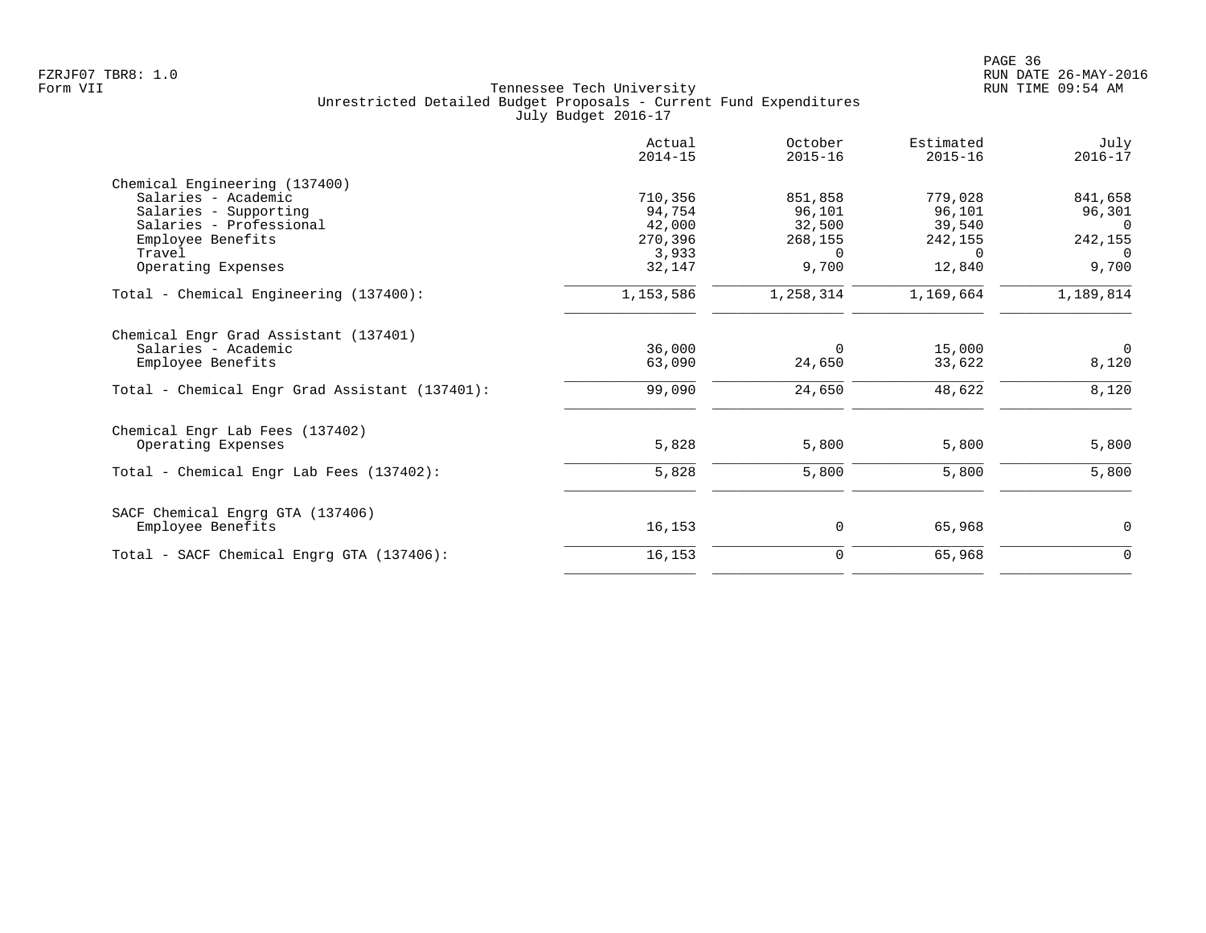Tennessee Tech University
Unrestricted Detailed Budget Proposals - Current Fund Expenditures
July Budget 2016-17

| | Actual 2014-15 | October 2015-16 | Estimated 2015-16 | July 2016-17 |
|---|---|---|---|---|
| **Chemical Engineering (137400)** | | | | |
| Salaries - Academic | 710,356 | 851,858 | 779,028 | 841,658 |
| Salaries - Supporting | 94,754 | 96,101 | 96,101 | 96,301 |
| Salaries - Professional | 42,000 | 32,500 | 39,540 | 0 |
| Employee Benefits | 270,396 | 268,155 | 242,155 | 242,155 |
| Travel | 3,933 | 0 | 0 | 0 |
| Operating Expenses | 32,147 | 9,700 | 12,840 | 9,700 |
| Total - Chemical Engineering (137400): | 1,153,586 | 1,258,314 | 1,169,664 | 1,189,814 |
| **Chemical Engr Grad Assistant (137401)** | | | | |
| Salaries - Academic | 36,000 | 0 | 15,000 | 0 |
| Employee Benefits | 63,090 | 24,650 | 33,622 | 8,120 |
| Total - Chemical Engr Grad Assistant (137401): | 99,090 | 24,650 | 48,622 | 8,120 |
| **Chemical Engr Lab Fees (137402)** | | | | |
| Operating Expenses | 5,828 | 5,800 | 5,800 | 5,800 |
| Total - Chemical Engr Lab Fees (137402): | 5,828 | 5,800 | 5,800 | 5,800 |
| **SACF Chemical Engrg GTA (137406)** | | | | |
| Employee Benefits | 16,153 | 0 | 65,968 | 0 |
| Total - SACF Chemical Engrg GTA (137406): | 16,153 | 0 | 65,968 | 0 |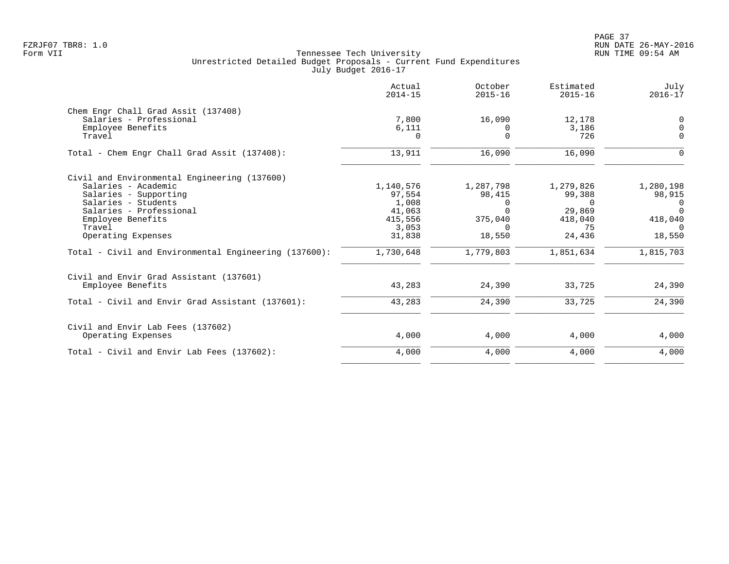Tennessee Tech University
Unrestricted Detailed Budget Proposals - Current Fund Expenditures
July Budget 2016-17

| | Actual 2014-15 | October 2015-16 | Estimated 2015-16 | July 2016-17 |
|---|---|---|---|---|
| **Chem Engr Chall Grad Assit (137408)** | | | | |
| Salaries - Professional | 7,800 | 16,090 | 12,178 | 0 |
| Employee Benefits | 6,111 | 0 | 3,186 | 0 |
| Travel | 0 | 0 | 726 | 0 |
| Total - Chem Engr Chall Grad Assit (137408): | 13,911 | 16,090 | 16,090 | 0 |
| **Civil and Environmental Engineering (137600)** | | | | |
| Salaries - Academic | 1,140,576 | 1,287,798 | 1,279,826 | 1,280,198 |
| Salaries - Supporting | 97,554 | 98,415 | 99,388 | 98,915 |
| Salaries - Students | 1,008 | 0 | 0 | 0 |
| Salaries - Professional | 41,063 | 0 | 29,869 | 0 |
| Employee Benefits | 415,556 | 375,040 | 418,040 | 418,040 |
| Travel | 3,053 | 0 | 75 | 0 |
| Operating Expenses | 31,838 | 18,550 | 24,436 | 18,550 |
| Total - Civil and Environmental Engineering (137600): | 1,730,648 | 1,779,803 | 1,851,634 | 1,815,703 |
| **Civil and Envir Grad Assistant (137601)** | | | | |
| Employee Benefits | 43,283 | 24,390 | 33,725 | 24,390 |
| Total - Civil and Envir Grad Assistant (137601): | 43,283 | 24,390 | 33,725 | 24,390 |
| **Civil and Envir Lab Fees (137602)** | | | | |
| Operating Expenses | 4,000 | 4,000 | 4,000 | 4,000 |
| Total - Civil and Envir Lab Fees (137602): | 4,000 | 4,000 | 4,000 | 4,000 |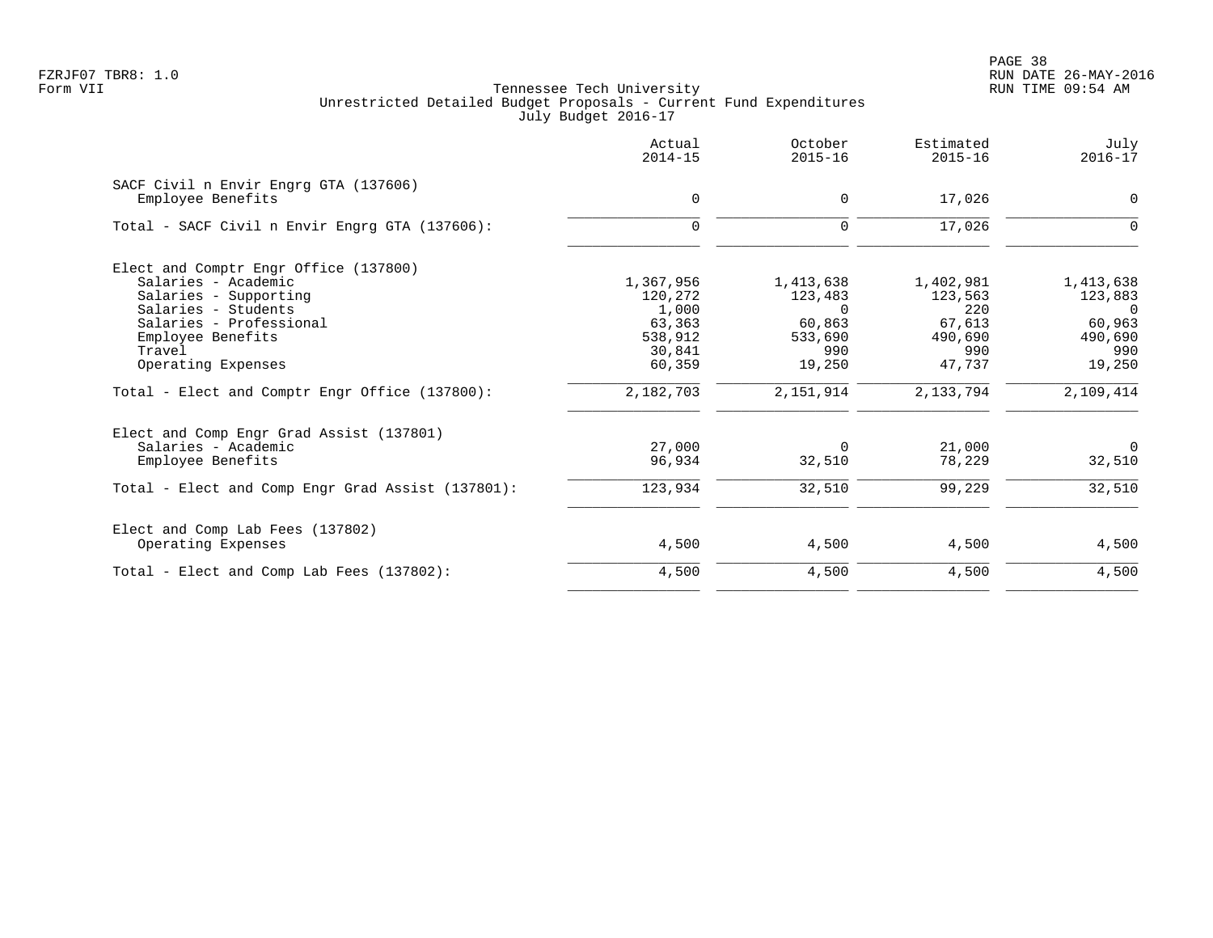Tennessee Tech University
Unrestricted Detailed Budget Proposals - Current Fund Expenditures
July Budget 2016-17

| | Actual 2014-15 | October 2015-16 | Estimated 2015-16 | July 2016-17 |
|---|---:|---:|---:|---:|
| **SACF Civil n Envir Engrg GTA (137606)** | | | | |
| Employee Benefits | 0 | 0 | 17,026 | 0 |
| Total - SACF Civil n Envir Engrg GTA (137606): | 0 | 0 | 17,026 | 0 |
| **Elect and Comptr Engr Office (137800)** | | | | |
| Salaries - Academic | 1,367,956 | 1,413,638 | 1,402,981 | 1,413,638 |
| Salaries - Supporting | 120,272 | 123,483 | 123,563 | 123,883 |
| Salaries - Students | 1,000 | 0 | 220 | 0 |
| Salaries - Professional | 63,363 | 60,863 | 67,613 | 60,963 |
| Employee Benefits | 538,912 | 533,690 | 490,690 | 490,690 |
| Travel | 30,841 | 990 | 990 | 990 |
| Operating Expenses | 60,359 | 19,250 | 47,737 | 19,250 |
| Total - Elect and Comptr Engr Office (137800): | 2,182,703 | 2,151,914 | 2,133,794 | 2,109,414 |
| **Elect and Comp Engr Grad Assist (137801)** | | | | |
| Salaries - Academic | 27,000 | 0 | 21,000 | 0 |
| Employee Benefits | 96,934 | 32,510 | 78,229 | 32,510 |
| Total - Elect and Comp Engr Grad Assist (137801): | 123,934 | 32,510 | 99,229 | 32,510 |
| **Elect and Comp Lab Fees (137802)** | | | | |
| Operating Expenses | 4,500 | 4,500 | 4,500 | 4,500 |
| Total - Elect and Comp Lab Fees (137802): | 4,500 | 4,500 | 4,500 | 4,500 |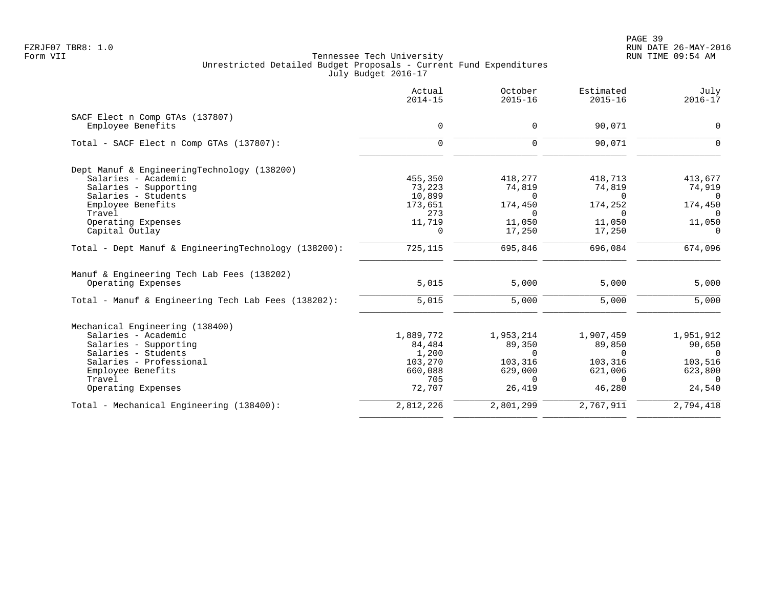Tennessee Tech University
Unrestricted Detailed Budget Proposals - Current Fund Expenditures
July Budget 2016-17

| | Actual 2014-15 | October 2015-16 | Estimated 2015-16 | July 2016-17 |
|---|---|---|---|---|
| **SACF Elect n Comp GTAs (137807)** | | | | |
| Employee Benefits | 0 | 0 | 90,071 | 0 |
| Total - SACF Elect n Comp GTAs (137807): | 0 | 0 | 90,071 | 0 |
| **Dept Manuf & EngineeringTechnology (138200)** | | | | |
| Salaries - Academic | 455,350 | 418,277 | 418,713 | 413,677 |
| Salaries - Supporting | 73,223 | 74,819 | 74,819 | 74,919 |
| Salaries - Students | 10,899 | 0 | 0 | 0 |
| Employee Benefits | 173,651 | 174,450 | 174,252 | 174,450 |
| Travel | 273 | 0 | 0 | 0 |
| Operating Expenses | 11,719 | 11,050 | 11,050 | 11,050 |
| Capital Outlay | 0 | 17,250 | 17,250 | 0 |
| Total - Dept Manuf & EngineeringTechnology (138200): | 725,115 | 695,846 | 696,084 | 674,096 |
| **Manuf & Engineering Tech Lab Fees (138202)** | | | | |
| Operating Expenses | 5,015 | 5,000 | 5,000 | 5,000 |
| Total - Manuf & Engineering Tech Lab Fees (138202): | 5,015 | 5,000 | 5,000 | 5,000 |
| **Mechanical Engineering (138400)** | | | | |
| Salaries - Academic | 1,889,772 | 1,953,214 | 1,907,459 | 1,951,912 |
| Salaries - Supporting | 84,484 | 89,350 | 89,850 | 90,650 |
| Salaries - Students | 1,200 | 0 | 0 | 0 |
| Salaries - Professional | 103,270 | 103,316 | 103,316 | 103,516 |
| Employee Benefits | 660,088 | 629,000 | 621,006 | 623,800 |
| Travel | 705 | 0 | 0 | 0 |
| Operating Expenses | 72,707 | 26,419 | 46,280 | 24,540 |
| Total - Mechanical Engineering (138400): | 2,812,226 | 2,801,299 | 2,767,911 | 2,794,418 |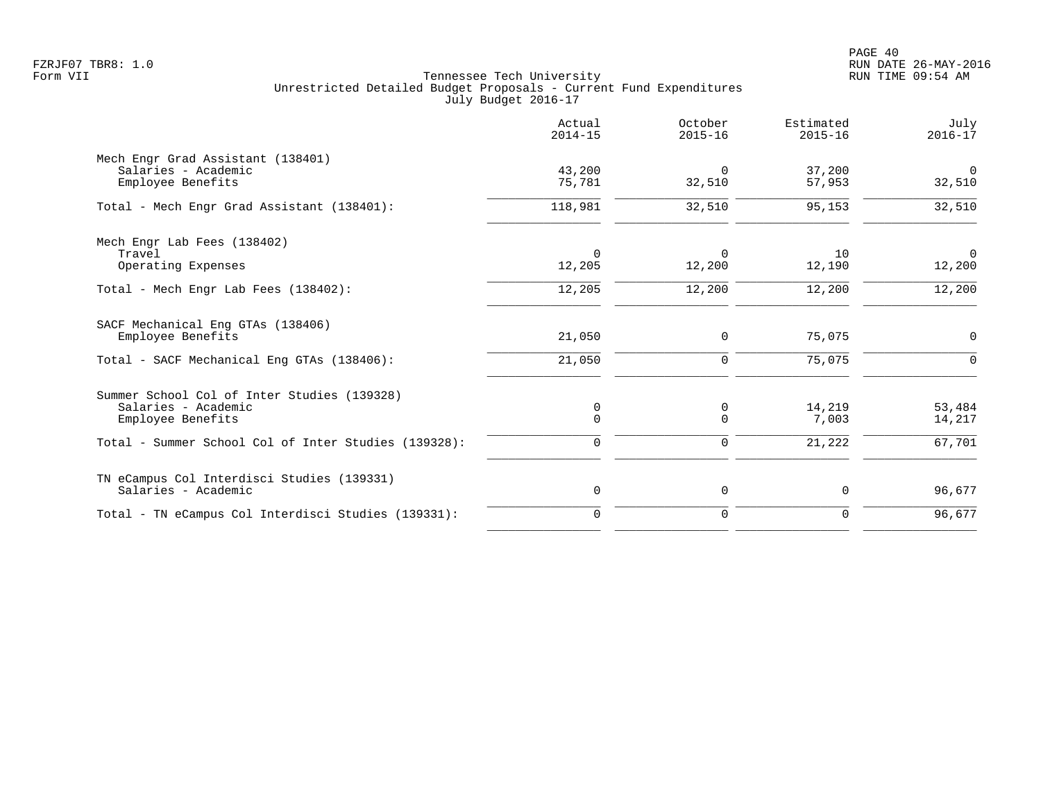Tennessee Tech University
Unrestricted Detailed Budget Proposals - Current Fund Expenditures
July Budget 2016-17

| | Actual 2014-15 | October 2015-16 | Estimated 2015-16 | July 2016-17 |
|---|---|---|---|---|
| **Mech Engr Grad Assistant (138401)** | | | | |
| Salaries - Academic | 43,200 | 0 | 37,200 | 0 |
| Employee Benefits | 75,781 | 32,510 | 57,953 | 32,510 |
| Total - Mech Engr Grad Assistant (138401): | 118,981 | 32,510 | 95,153 | 32,510 |
| **Mech Engr Lab Fees (138402)** | | | | |
| Travel | 0 | 0 | 10 | 0 |
| Operating Expenses | 12,205 | 12,200 | 12,190 | 12,200 |
| Total - Mech Engr Lab Fees (138402): | 12,205 | 12,200 | 12,200 | 12,200 |
| **SACF Mechanical Eng GTAs (138406)** | | | | |
| Employee Benefits | 21,050 | 0 | 75,075 | 0 |
| Total - SACF Mechanical Eng GTAs (138406): | 21,050 | 0 | 75,075 | 0 |
| **Summer School Col of Inter Studies (139328)** | | | | |
| Salaries - Academic | 0 | 0 | 14,219 | 53,484 |
| Employee Benefits | 0 | 0 | 7,003 | 14,217 |
| Total - Summer School Col of Inter Studies (139328): | 0 | 0 | 21,222 | 67,701 |
| **TN eCampus Col Interdisci Studies (139331)** | | | | |
| Salaries - Academic | 0 | 0 | 0 | 96,677 |
| Total - TN eCampus Col Interdisci Studies (139331): | 0 | 0 | 0 | 96,677 |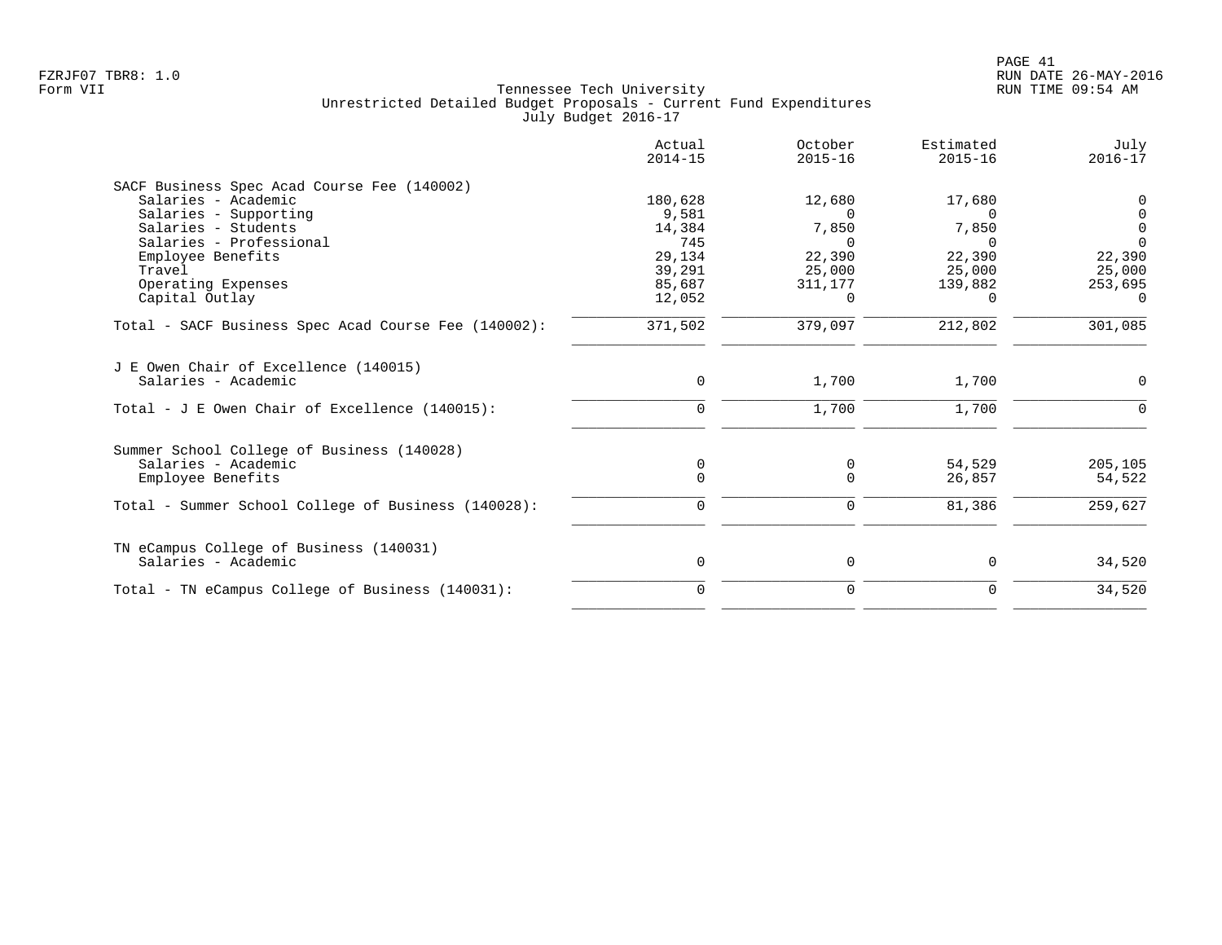Tennessee Tech University
Unrestricted Detailed Budget Proposals - Current Fund Expenditures
July Budget 2016-17

| | Actual 2014-15 | October 2015-16 | Estimated 2015-16 | July 2016-17 |
|---|---|---|---|---|
| **SACF Business Spec Acad Course Fee (140002)** | | | | |
| Salaries - Academic | 180,628 | 12,680 | 17,680 | 0 |
| Salaries - Supporting | 9,581 | 0 | 0 | 0 |
| Salaries - Students | 14,384 | 7,850 | 7,850 | 0 |
| Salaries - Professional | 745 | 0 | 0 | 0 |
| Employee Benefits | 29,134 | 22,390 | 22,390 | 22,390 |
| Travel | 39,291 | 25,000 | 25,000 | 25,000 |
| Operating Expenses | 85,687 | 311,177 | 139,882 | 253,695 |
| Capital Outlay | 12,052 | 0 | 0 | 0 |
| Total - SACF Business Spec Acad Course Fee (140002): | 371,502 | 379,097 | 212,802 | 301,085 |
| **J E Owen Chair of Excellence (140015)** | | | | |
| Salaries - Academic | 0 | 1,700 | 1,700 | 0 |
| Total - J E Owen Chair of Excellence (140015): | 0 | 1,700 | 1,700 | 0 |
| **Summer School College of Business (140028)** | | | | |
| Salaries - Academic | 0 | 0 | 54,529 | 205,105 |
| Employee Benefits | 0 | 0 | 26,857 | 54,522 |
| Total - Summer School College of Business (140028): | 0 | 0 | 81,386 | 259,627 |
| **TN eCampus College of Business (140031)** | | | | |
| Salaries - Academic | 0 | 0 | 0 | 34,520 |
| Total - TN eCampus College of Business (140031): | 0 | 0 | 0 | 34,520 |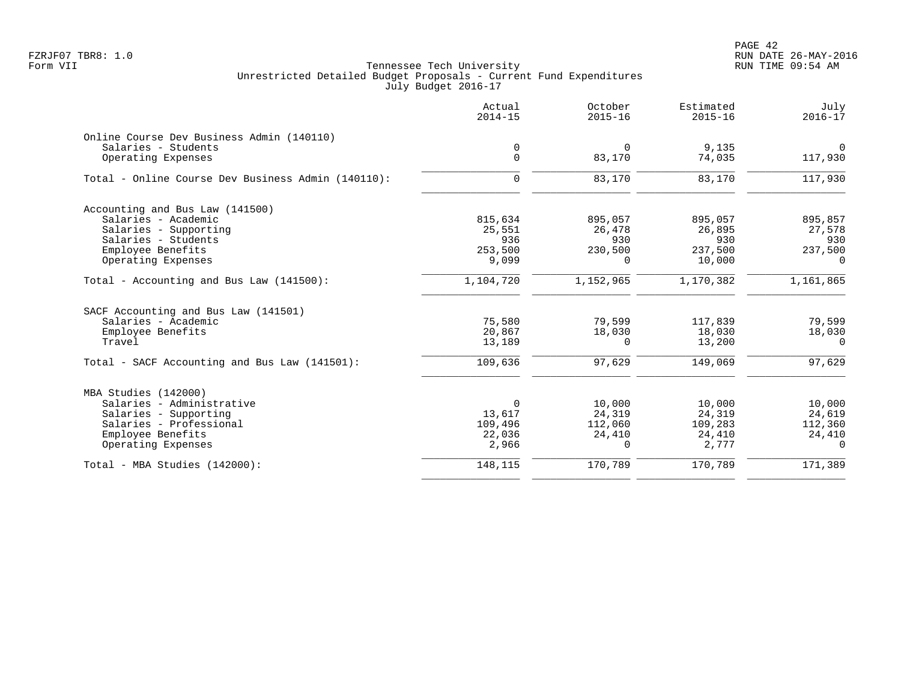Tennessee Tech University
Unrestricted Detailed Budget Proposals - Current Fund Expenditures
July Budget 2016-17

| | Actual 2014-15 | October 2015-16 | Estimated 2015-16 | July 2016-17 |
|---|---|---|---|---|
| **Online Course Dev Business Admin (140110)** | | | | |
| Salaries - Students | 0 | 0 | 9,135 | 0 |
| Operating Expenses | 0 | 83,170 | 74,035 | 117,930 |
| Total - Online Course Dev Business Admin (140110): | 0 | 83,170 | 83,170 | 117,930 |
| **Accounting and Bus Law (141500)** | | | | |
| Salaries - Academic | 815,634 | 895,057 | 895,057 | 895,857 |
| Salaries - Supporting | 25,551 | 26,478 | 26,895 | 27,578 |
| Salaries - Students | 936 | 930 | 930 | 930 |
| Employee Benefits | 253,500 | 230,500 | 237,500 | 237,500 |
| Operating Expenses | 9,099 | 0 | 10,000 | 0 |
| Total - Accounting and Bus Law (141500): | 1,104,720 | 1,152,965 | 1,170,382 | 1,161,865 |
| **SACF Accounting and Bus Law (141501)** | | | | |
| Salaries - Academic | 75,580 | 79,599 | 117,839 | 79,599 |
| Employee Benefits | 20,867 | 18,030 | 18,030 | 18,030 |
| Travel | 13,189 | 0 | 13,200 | 0 |
| Total - SACF Accounting and Bus Law (141501): | 109,636 | 97,629 | 149,069 | 97,629 |
| **MBA Studies (142000)** | | | | |
| Salaries - Administrative | 0 | 10,000 | 10,000 | 10,000 |
| Salaries - Supporting | 13,617 | 24,319 | 24,319 | 24,619 |
| Salaries - Professional | 109,496 | 112,060 | 109,283 | 112,360 |
| Employee Benefits | 22,036 | 24,410 | 24,410 | 24,410 |
| Operating Expenses | 2,966 | 0 | 2,777 | 0 |
| Total - MBA Studies (142000): | 148,115 | 170,789 | 170,789 | 171,389 |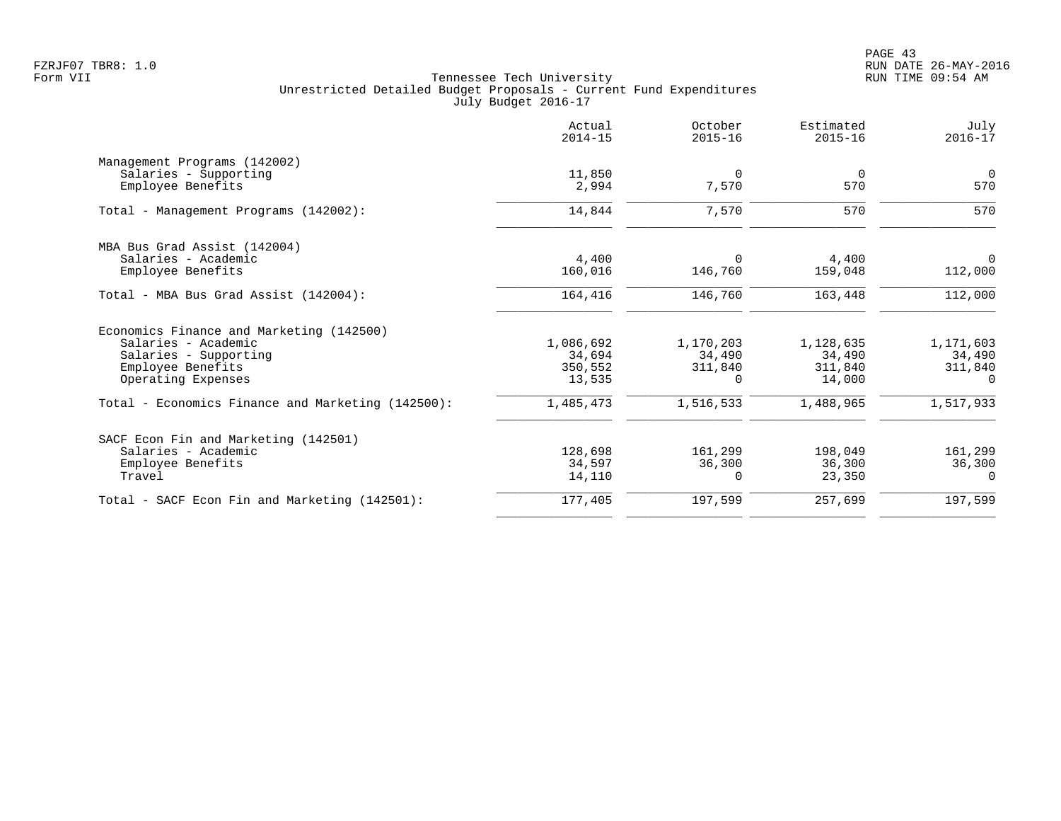FZRJF07 TBR8: 1.0
Form VII

Tennessee Tech University
Unrestricted Detailed Budget Proposals - Current Fund Expenditures
July Budget 2016-17

RUN DATE 26-MAY-2016
RUN TIME 09:54 AM

| | Actual 2014-15 | October 2015-16 | Estimated 2015-16 | July 2016-17 |
|---|---|---|---|---|
| **Management Programs (142002)** | | | | |
| Salaries - Supporting | 11,850 | 0 | 0 | 0 |
| Employee Benefits | 2,994 | 7,570 | 570 | 570 |
| Total - Management Programs (142002): | 14,844 | 7,570 | 570 | 570 |
| **MBA Bus Grad Assist (142004)** | | | | |
| Salaries - Academic | 4,400 | 0 | 4,400 | 0 |
| Employee Benefits | 160,016 | 146,760 | 159,048 | 112,000 |
| Total - MBA Bus Grad Assist (142004): | 164,416 | 146,760 | 163,448 | 112,000 |
| **Economics Finance and Marketing (142500)** | | | | |
| Salaries - Academic | 1,086,692 | 1,170,203 | 1,128,635 | 1,171,603 |
| Salaries - Supporting | 34,694 | 34,490 | 34,490 | 34,490 |
| Employee Benefits | 350,552 | 311,840 | 311,840 | 311,840 |
| Operating Expenses | 13,535 | 0 | 14,000 | 0 |
| Total - Economics Finance and Marketing (142500): | 1,485,473 | 1,516,533 | 1,488,965 | 1,517,933 |
| **SACF Econ Fin and Marketing (142501)** | | | | |
| Salaries - Academic | 128,698 | 161,299 | 198,049 | 161,299 |
| Employee Benefits | 34,597 | 36,300 | 36,300 | 36,300 |
| Travel | 14,110 | 0 | 23,350 | 0 |
| Total - SACF Econ Fin and Marketing (142501): | 177,405 | 197,599 | 257,699 | 197,599 |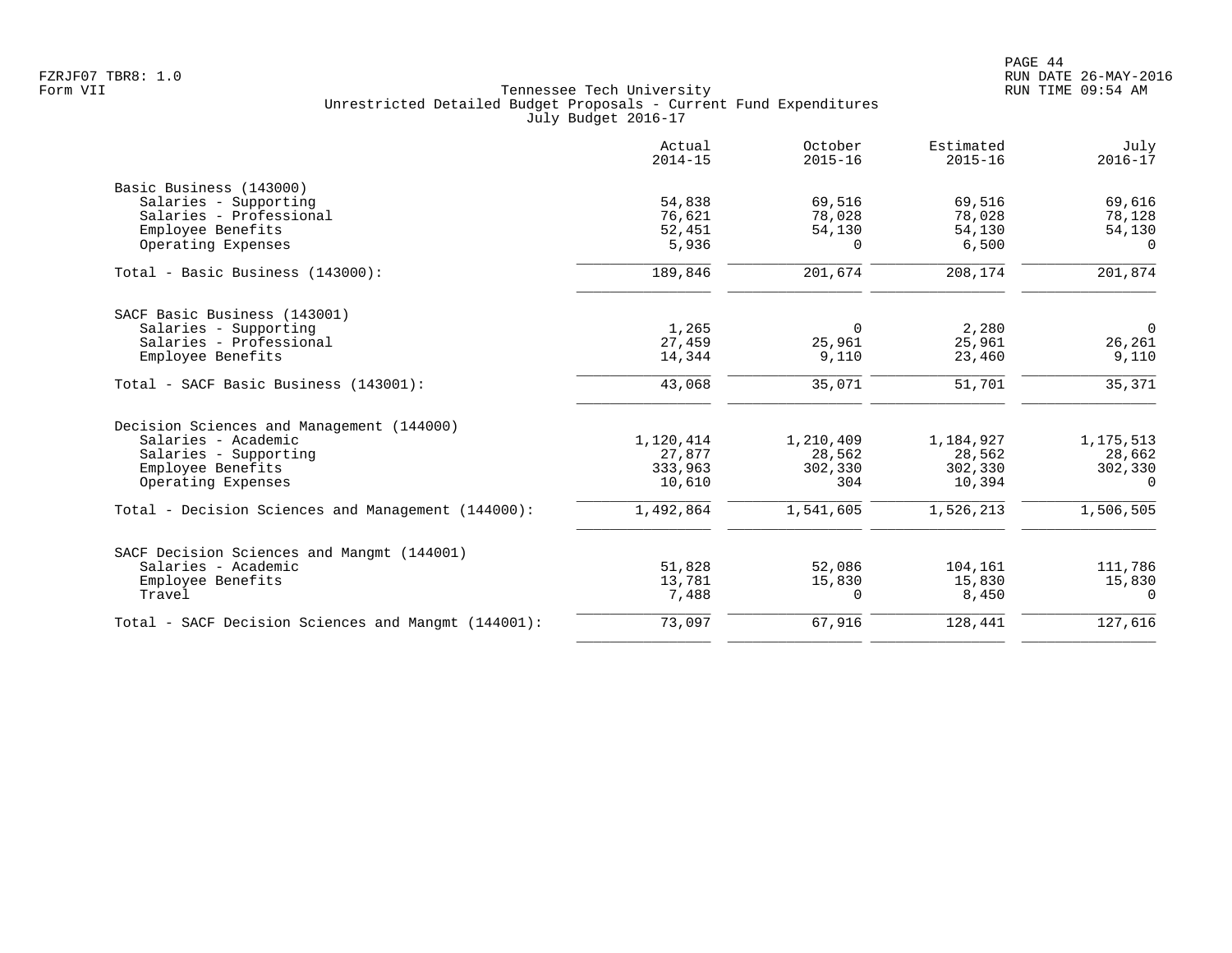FZRJF07 TBR8: 1.0
Form VII

Tennessee Tech University
Unrestricted Detailed Budget Proposals - Current Fund Expenditures
July Budget 2016-17

RUN DATE 26-MAY-2016
RUN TIME 09:54 AM

| | Actual 2014-15 | October 2015-16 | Estimated 2015-16 | July 2016-17 |
|---|---|---|---|---|
| **Basic Business (143000)** | | | | |
| Salaries - Supporting | 54,838 | 69,516 | 69,516 | 69,616 |
| Salaries - Professional | 76,621 | 78,028 | 78,028 | 78,128 |
| Employee Benefits | 52,451 | 54,130 | 54,130 | 54,130 |
| Operating Expenses | 5,936 | 0 | 6,500 | 0 |
| Total - Basic Business (143000): | 189,846 | 201,674 | 208,174 | 201,874 |
| **SACF Basic Business (143001)** | | | | |
| Salaries - Supporting | 1,265 | 0 | 2,280 | 0 |
| Salaries - Professional | 27,459 | 25,961 | 25,961 | 26,261 |
| Employee Benefits | 14,344 | 9,110 | 23,460 | 9,110 |
| Total - SACF Basic Business (143001): | 43,068 | 35,071 | 51,701 | 35,371 |
| **Decision Sciences and Management (144000)** | | | | |
| Salaries - Academic | 1,120,414 | 1,210,409 | 1,184,927 | 1,175,513 |
| Salaries - Supporting | 27,877 | 28,562 | 28,562 | 28,662 |
| Employee Benefits | 333,963 | 302,330 | 302,330 | 302,330 |
| Operating Expenses | 10,610 | 304 | 10,394 | 0 |
| Total - Decision Sciences and Management (144000): | 1,492,864 | 1,541,605 | 1,526,213 | 1,506,505 |
| **SACF Decision Sciences and Mangmt (144001)** | | | | |
| Salaries - Academic | 51,828 | 52,086 | 104,161 | 111,786 |
| Employee Benefits | 13,781 | 15,830 | 15,830 | 15,830 |
| Travel | 7,488 | 0 | 8,450 | 0 |
| Total - SACF Decision Sciences and Mangmt (144001): | 73,097 | 67,916 | 128,441 | 127,616 |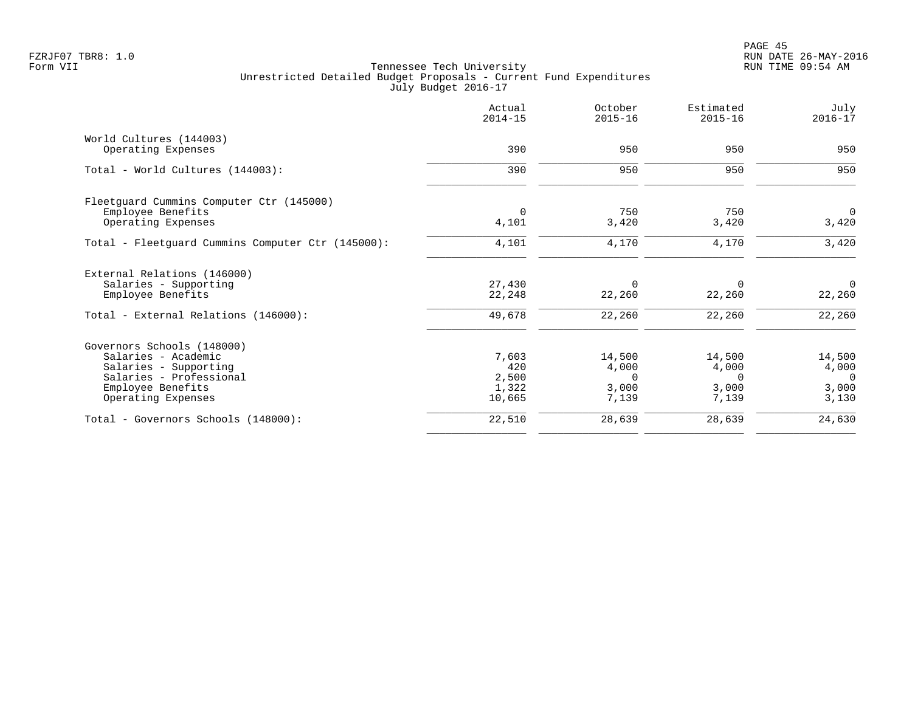Tennessee Tech University
Unrestricted Detailed Budget Proposals - Current Fund Expenditures
July Budget 2016-17

| | Actual 2014-15 | October 2015-16 | Estimated 2015-16 | July 2016-17 |
|---|---|---|---|---|
| **World Cultures (144003)** | | | | |
| Operating Expenses | 390 | 950 | 950 | 950 |
| Total - World Cultures (144003): | 390 | 950 | 950 | 950 |
| **Fleetguard Cummins Computer Ctr (145000)** | | | | |
| Employee Benefits | 0 | 750 | 750 | 0 |
| Operating Expenses | 4,101 | 3,420 | 3,420 | 3,420 |
| Total - Fleetguard Cummins Computer Ctr (145000): | 4,101 | 4,170 | 4,170 | 3,420 |
| **External Relations (146000)** | | | | |
| Salaries - Supporting | 27,430 | 0 | 0 | 0 |
| Employee Benefits | 22,248 | 22,260 | 22,260 | 22,260 |
| Total - External Relations (146000): | 49,678 | 22,260 | 22,260 | 22,260 |
| **Governors Schools (148000)** | | | | |
| Salaries - Academic | 7,603 | 14,500 | 14,500 | 14,500 |
| Salaries - Supporting | 420 | 4,000 | 4,000 | 4,000 |
| Salaries - Professional | 2,500 | 0 | 0 | 0 |
| Employee Benefits | 1,322 | 3,000 | 3,000 | 3,000 |
| Operating Expenses | 10,665 | 7,139 | 7,139 | 3,130 |
| Total - Governors Schools (148000): | 22,510 | 28,639 | 28,639 | 24,630 |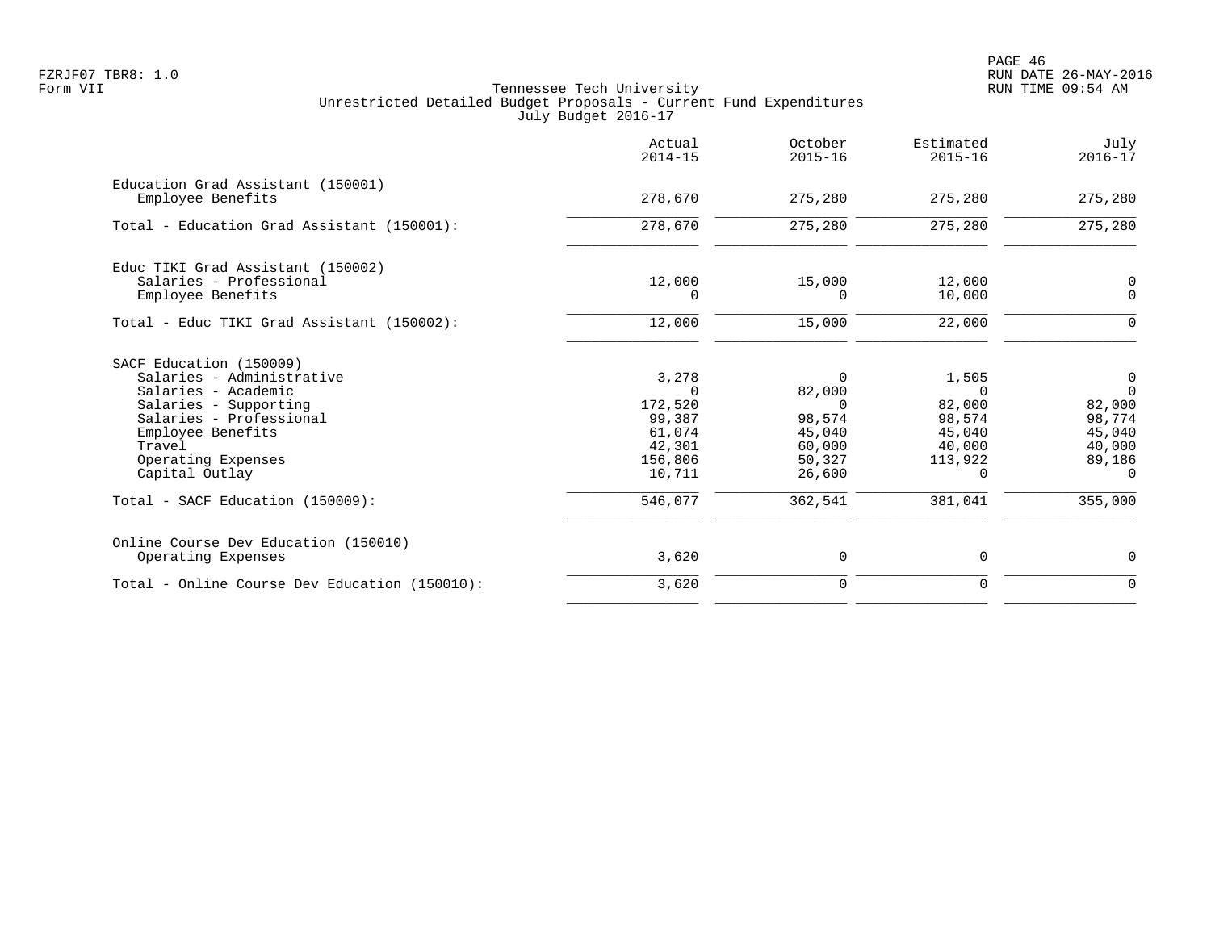Tennessee Tech University
Unrestricted Detailed Budget Proposals - Current Fund Expenditures
July Budget 2016-17

Form VII

| | Actual 2014-15 | October 2015-16 | Estimated 2015-16 | July 2016-17 |
|---|---|---|---|---|
| **Education Grad Assistant (150001)** | | | | |
| Employee Benefits | 278,670 | 275,280 | 275,280 | 275,280 |
| Total - Education Grad Assistant (150001): | 278,670 | 275,280 | 275,280 | 275,280 |
| **Educ TIKI Grad Assistant (150002)** | | | | |
| Salaries - Professional | 12,000 | 15,000 | 12,000 | 0 |
| Employee Benefits | 0 | 0 | 10,000 | 0 |
| Total - Educ TIKI Grad Assistant (150002): | 12,000 | 15,000 | 22,000 | 0 |
| **SACF Education (150009)** | | | | |
| Salaries - Administrative | 3,278 | 0 | 1,505 | 0 |
| Salaries - Academic | 0 | 82,000 | 0 | 0 |
| Salaries - Supporting | 172,520 | 0 | 82,000 | 82,000 |
| Salaries - Professional | 99,387 | 98,574 | 98,574 | 98,774 |
| Employee Benefits | 61,074 | 45,040 | 45,040 | 45,040 |
| Travel | 42,301 | 60,000 | 40,000 | 40,000 |
| Operating Expenses | 156,806 | 50,327 | 113,922 | 89,186 |
| Capital Outlay | 10,711 | 26,600 | 0 | 0 |
| Total - SACF Education (150009): | 546,077 | 362,541 | 381,041 | 355,000 |
| **Online Course Dev Education (150010)** | | | | |
| Operating Expenses | 3,620 | 0 | 0 | 0 |
| Total - Online Course Dev Education (150010): | 3,620 | 0 | 0 | 0 |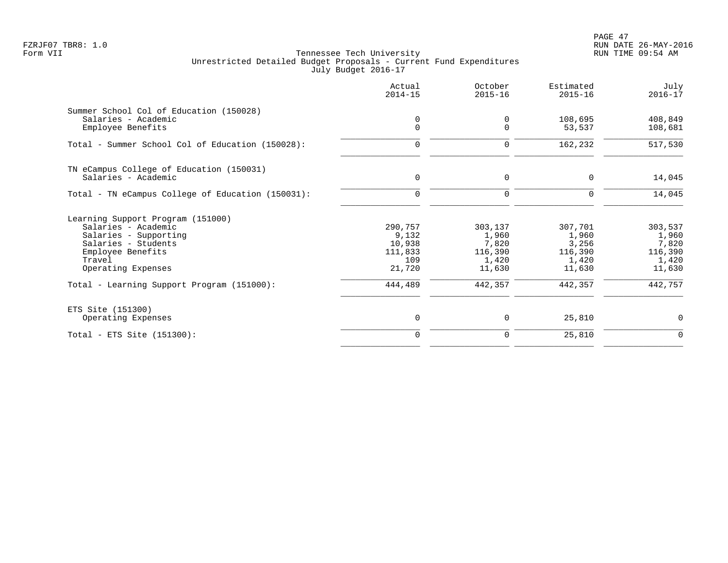FZRJF07 TBR8: 1.0
Form VII

Tennessee Tech University
Unrestricted Detailed Budget Proposals - Current Fund Expenditures
July Budget 2016-17

| | Actual 2014-15 | October 2015-16 | Estimated 2015-16 | July 2016-17 |
|---|---|---|---|---|
| **Summer School Col of Education (150028)** | | | | |
| Salaries - Academic | 0 | 0 | 108,695 | 408,849 |
| Employee Benefits | 0 | 0 | 53,537 | 108,681 |
| Total - Summer School Col of Education (150028): | 0 | 0 | 162,232 | 517,530 |
| **TN eCampus College of Education (150031)** | | | | |
| Salaries - Academic | 0 | 0 | 0 | 14,045 |
| Total - TN eCampus College of Education (150031): | 0 | 0 | 0 | 14,045 |
| **Learning Support Program (151000)** | | | | |
| Salaries - Academic | 290,757 | 303,137 | 307,701 | 303,537 |
| Salaries - Supporting | 9,132 | 1,960 | 1,960 | 1,960 |
| Salaries - Students | 10,938 | 7,820 | 3,256 | 7,820 |
| Employee Benefits | 111,833 | 116,390 | 116,390 | 116,390 |
| Travel | 109 | 1,420 | 1,420 | 1,420 |
| Operating Expenses | 21,720 | 11,630 | 11,630 | 11,630 |
| Total - Learning Support Program (151000): | 444,489 | 442,357 | 442,357 | 442,757 |
| **ETS Site (151300)** | | | | |
| Operating Expenses | 0 | 0 | 25,810 | 0 |
| Total - ETS Site (151300): | 0 | 0 | 25,810 | 0 |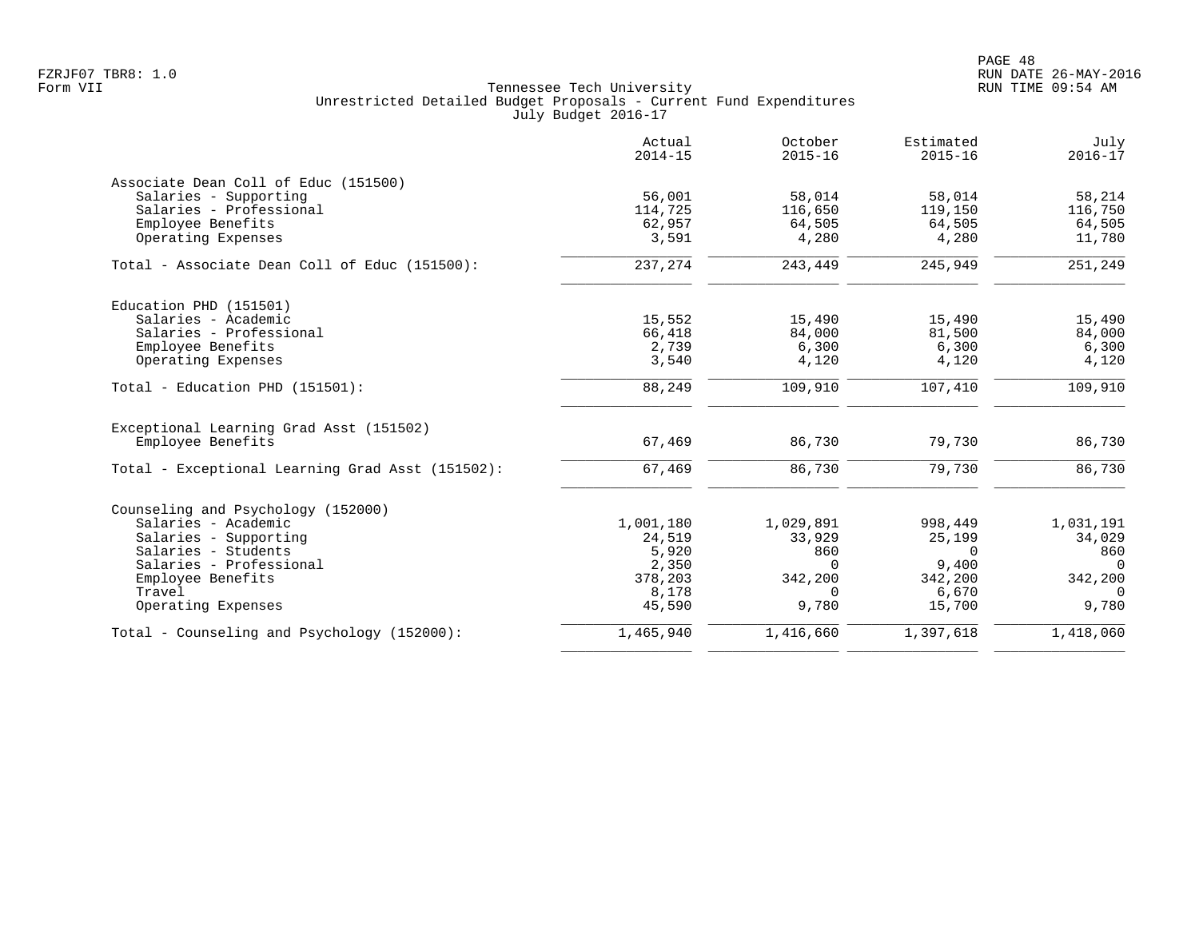Tennessee Tech University
Unrestricted Detailed Budget Proposals - Current Fund Expenditures
July Budget 2016-17

| | Actual 2014-15 | October 2015-16 | Estimated 2015-16 | July 2016-17 |
|---|---|---|---|---|
| **Associate Dean Coll of Educ (151500)** | | | | |
| Salaries - Supporting | 56,001 | 58,014 | 58,014 | 58,214 |
| Salaries - Professional | 114,725 | 116,650 | 119,150 | 116,750 |
| Employee Benefits | 62,957 | 64,505 | 64,505 | 64,505 |
| Operating Expenses | 3,591 | 4,280 | 4,280 | 11,780 |
| Total - Associate Dean Coll of Educ (151500): | 237,274 | 243,449 | 245,949 | 251,249 |
| **Education PHD (151501)** | | | | |
| Salaries - Academic | 15,552 | 15,490 | 15,490 | 15,490 |
| Salaries - Professional | 66,418 | 84,000 | 81,500 | 84,000 |
| Employee Benefits | 2,739 | 6,300 | 6,300 | 6,300 |
| Operating Expenses | 3,540 | 4,120 | 4,120 | 4,120 |
| Total - Education PHD (151501): | 88,249 | 109,910 | 107,410 | 109,910 |
| **Exceptional Learning Grad Asst (151502)** | | | | |
| Employee Benefits | 67,469 | 86,730 | 79,730 | 86,730 |
| Total - Exceptional Learning Grad Asst (151502): | 67,469 | 86,730 | 79,730 | 86,730 |
| **Counseling and Psychology (152000)** | | | | |
| Salaries - Academic | 1,001,180 | 1,029,891 | 998,449 | 1,031,191 |
| Salaries - Supporting | 24,519 | 33,929 | 25,199 | 34,029 |
| Salaries - Students | 5,920 | 860 | 0 | 860 |
| Salaries - Professional | 2,350 | 0 | 9,400 | 0 |
| Employee Benefits | 378,203 | 342,200 | 342,200 | 342,200 |
| Travel | 8,178 | 0 | 6,670 | 0 |
| Operating Expenses | 45,590 | 9,780 | 15,700 | 9,780 |
| Total - Counseling and Psychology (152000): | 1,465,940 | 1,416,660 | 1,397,618 | 1,418,060 |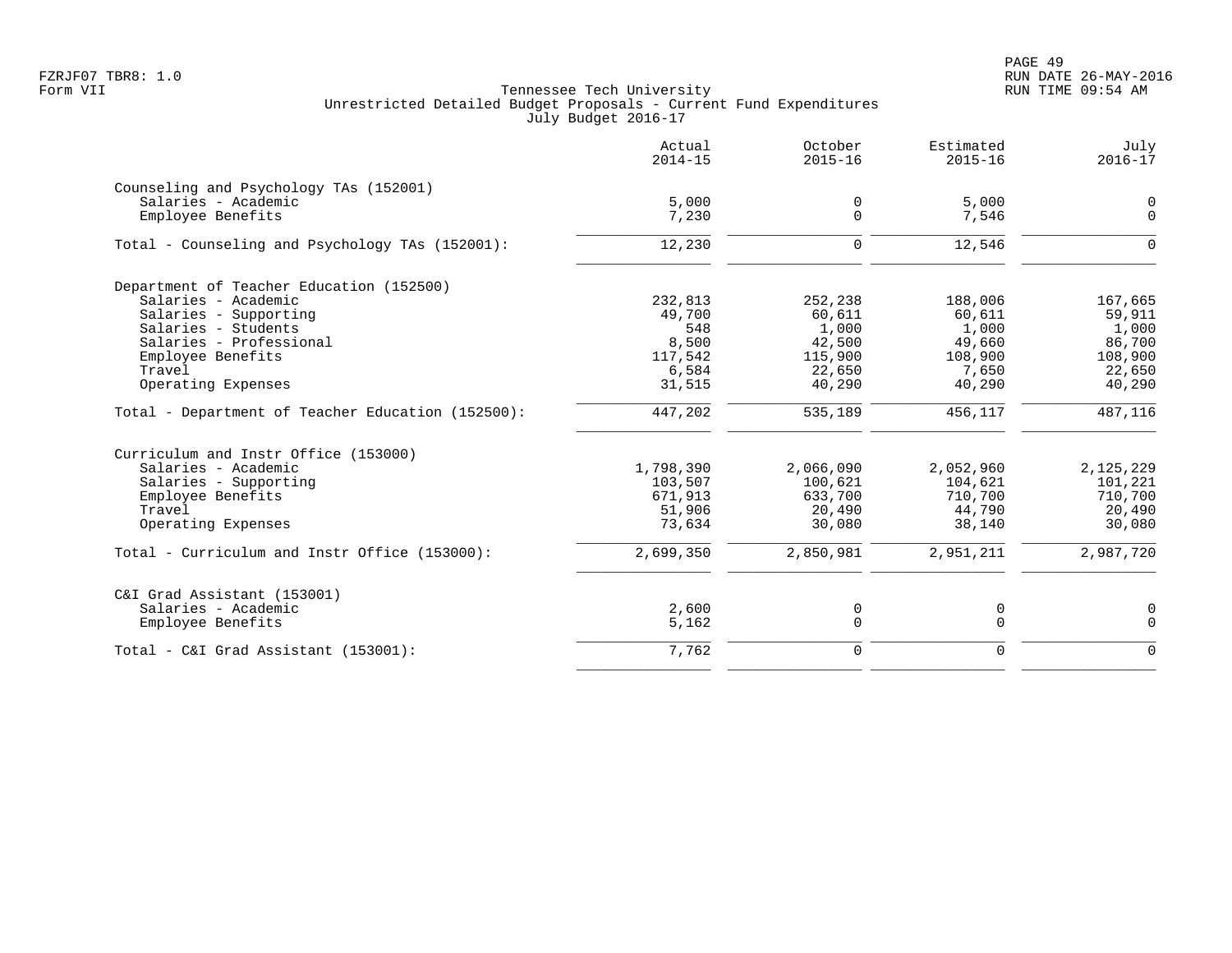Tennessee Tech University
Unrestricted Detailed Budget Proposals - Current Fund Expenditures
July Budget 2016-17

| | Actual 2014-15 | October 2015-16 | Estimated 2015-16 | July 2016-17 |
|---|---|---|---|---|
| **Counseling and Psychology TAs (152001)** | | | | |
| Salaries - Academic | 5,000 | 0 | 5,000 | 0 |
| Employee Benefits | 7,230 | 0 | 7,546 | 0 |
| Total - Counseling and Psychology TAs (152001): | 12,230 | 0 | 12,546 | 0 |
| **Department of Teacher Education (152500)** | | | | |
| Salaries - Academic | 232,813 | 252,238 | 188,006 | 167,665 |
| Salaries - Supporting | 49,700 | 60,611 | 60,611 | 59,911 |
| Salaries - Students | 548 | 1,000 | 1,000 | 1,000 |
| Salaries - Professional | 8,500 | 42,500 | 49,660 | 86,700 |
| Employee Benefits | 117,542 | 115,900 | 108,900 | 108,900 |
| Travel | 6,584 | 22,650 | 7,650 | 22,650 |
| Operating Expenses | 31,515 | 40,290 | 40,290 | 40,290 |
| Total - Department of Teacher Education (152500): | 447,202 | 535,189 | 456,117 | 487,116 |
| **Curriculum and Instr Office (153000)** | | | | |
| Salaries - Academic | 1,798,390 | 2,066,090 | 2,052,960 | 2,125,229 |
| Salaries - Supporting | 103,507 | 100,621 | 104,621 | 101,221 |
| Employee Benefits | 671,913 | 633,700 | 710,700 | 710,700 |
| Travel | 51,906 | 20,490 | 44,790 | 20,490 |
| Operating Expenses | 73,634 | 30,080 | 38,140 | 30,080 |
| Total - Curriculum and Instr Office (153000): | 2,699,350 | 2,850,981 | 2,951,211 | 2,987,720 |
| **C&I Grad Assistant (153001)** | | | | |
| Salaries - Academic | 2,600 | 0 | 0 | 0 |
| Employee Benefits | 5,162 | 0 | 0 | 0 |
| Total - C&I Grad Assistant (153001): | 7,762 | 0 | 0 | 0 |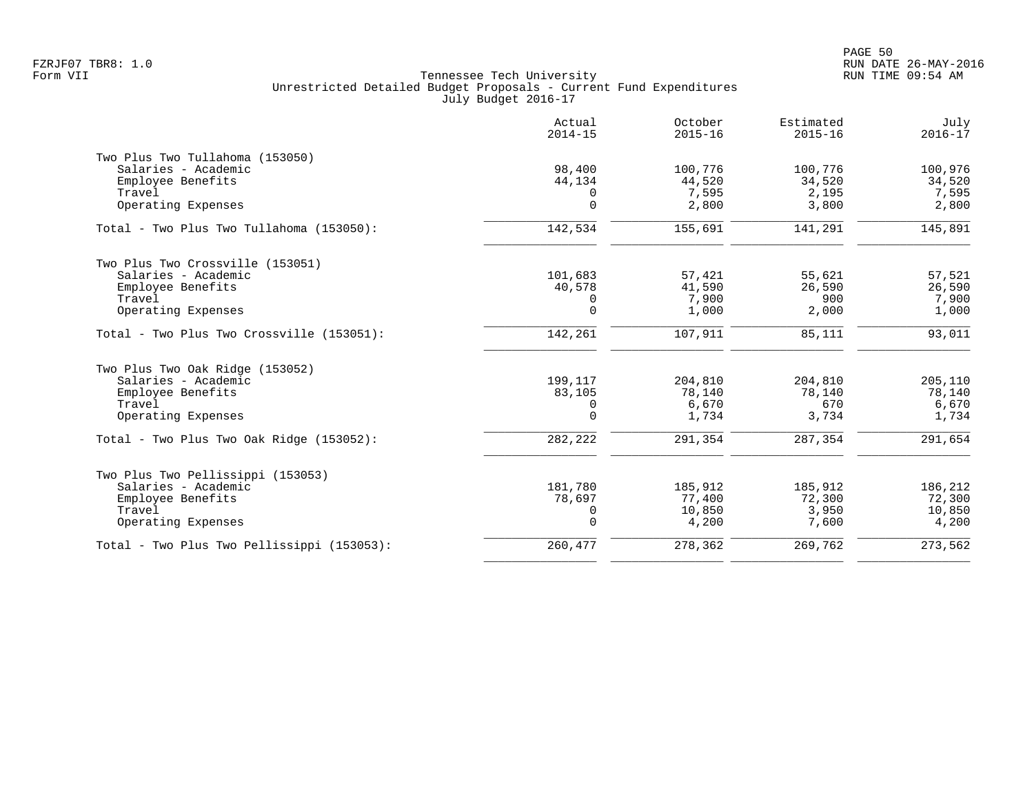FZRJF07 TBR8: 1.0
Form VII

Tennessee Tech University
Unrestricted Detailed Budget Proposals - Current Fund Expenditures
July Budget 2016-17

RUN DATE 26-MAY-2016
RUN TIME 09:54 AM

| | Actual 2014-15 | October 2015-16 | Estimated 2015-16 | July 2016-17 |
|---|---|---|---|---|
| **Two Plus Two Tullahoma (153050)** | | | | |
| Salaries - Academic | 98,400 | 100,776 | 100,776 | 100,976 |
| Employee Benefits | 44,134 | 44,520 | 34,520 | 34,520 |
| Travel | 0 | 7,595 | 2,195 | 7,595 |
| Operating Expenses | 0 | 2,800 | 3,800 | 2,800 |
| Total - Two Plus Two Tullahoma (153050): | 142,534 | 155,691 | 141,291 | 145,891 |
| **Two Plus Two Crossville (153051)** | | | | |
| Salaries - Academic | 101,683 | 57,421 | 55,621 | 57,521 |
| Employee Benefits | 40,578 | 41,590 | 26,590 | 26,590 |
| Travel | 0 | 7,900 | 900 | 7,900 |
| Operating Expenses | 0 | 1,000 | 2,000 | 1,000 |
| Total - Two Plus Two Crossville (153051): | 142,261 | 107,911 | 85,111 | 93,011 |
| **Two Plus Two Oak Ridge (153052)** | | | | |
| Salaries - Academic | 199,117 | 204,810 | 204,810 | 205,110 |
| Employee Benefits | 83,105 | 78,140 | 78,140 | 78,140 |
| Travel | 0 | 6,670 | 670 | 6,670 |
| Operating Expenses | 0 | 1,734 | 3,734 | 1,734 |
| Total - Two Plus Two Oak Ridge (153052): | 282,222 | 291,354 | 287,354 | 291,654 |
| **Two Plus Two Pellissippi (153053)** | | | | |
| Salaries - Academic | 181,780 | 185,912 | 185,912 | 186,212 |
| Employee Benefits | 78,697 | 77,400 | 72,300 | 72,300 |
| Travel | 0 | 10,850 | 3,950 | 10,850 |
| Operating Expenses | 0 | 4,200 | 7,600 | 4,200 |
| Total - Two Plus Two Pellissippi (153053): | 260,477 | 278,362 | 269,762 | 273,562 |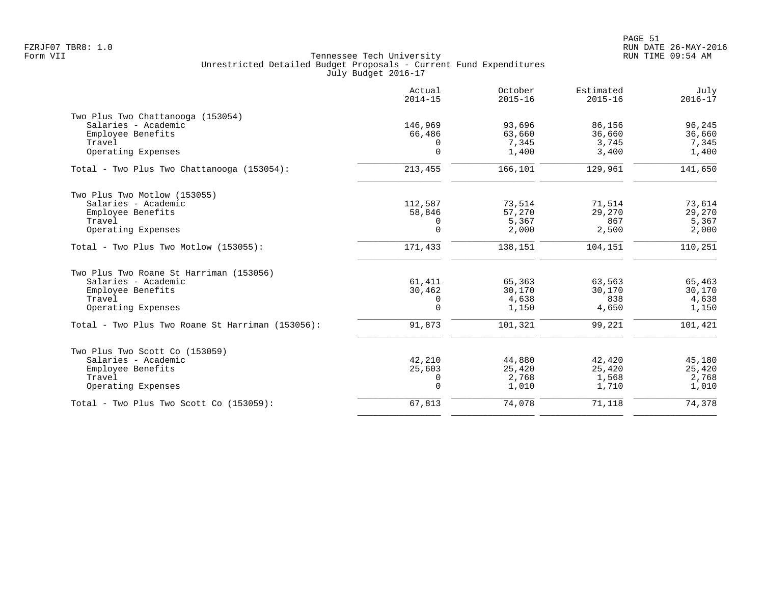Tennessee Tech University
Unrestricted Detailed Budget Proposals - Current Fund Expenditures
July Budget 2016-17

| | Actual 2014-15 | October 2015-16 | Estimated 2015-16 | July 2016-17 |
|---|---|---|---|---|
| **Two Plus Two Chattanooga (153054)** | | | | |
| Salaries - Academic | 146,969 | 93,696 | 86,156 | 96,245 |
| Employee Benefits | 66,486 | 63,660 | 36,660 | 36,660 |
| Travel | 0 | 7,345 | 3,745 | 7,345 |
| Operating Expenses | 0 | 1,400 | 3,400 | 1,400 |
| Total - Two Plus Two Chattanooga (153054): | 213,455 | 166,101 | 129,961 | 141,650 |
| **Two Plus Two Motlow (153055)** | | | | |
| Salaries - Academic | 112,587 | 73,514 | 71,514 | 73,614 |
| Employee Benefits | 58,846 | 57,270 | 29,270 | 29,270 |
| Travel | 0 | 5,367 | 867 | 5,367 |
| Operating Expenses | 0 | 2,000 | 2,500 | 2,000 |
| Total - Two Plus Two Motlow (153055): | 171,433 | 138,151 | 104,151 | 110,251 |
| **Two Plus Two Roane St Harriman (153056)** | | | | |
| Salaries - Academic | 61,411 | 65,363 | 63,563 | 65,463 |
| Employee Benefits | 30,462 | 30,170 | 30,170 | 30,170 |
| Travel | 0 | 4,638 | 838 | 4,638 |
| Operating Expenses | 0 | 1,150 | 4,650 | 1,150 |
| Total - Two Plus Two Roane St Harriman (153056): | 91,873 | 101,321 | 99,221 | 101,421 |
| **Two Plus Two Scott Co (153059)** | | | | |
| Salaries - Academic | 42,210 | 44,880 | 42,420 | 45,180 |
| Employee Benefits | 25,603 | 25,420 | 25,420 | 25,420 |
| Travel | 0 | 2,768 | 1,568 | 2,768 |
| Operating Expenses | 0 | 1,010 | 1,710 | 1,010 |
| Total - Two Plus Two Scott Co (153059): | 67,813 | 74,078 | 71,118 | 74,378 |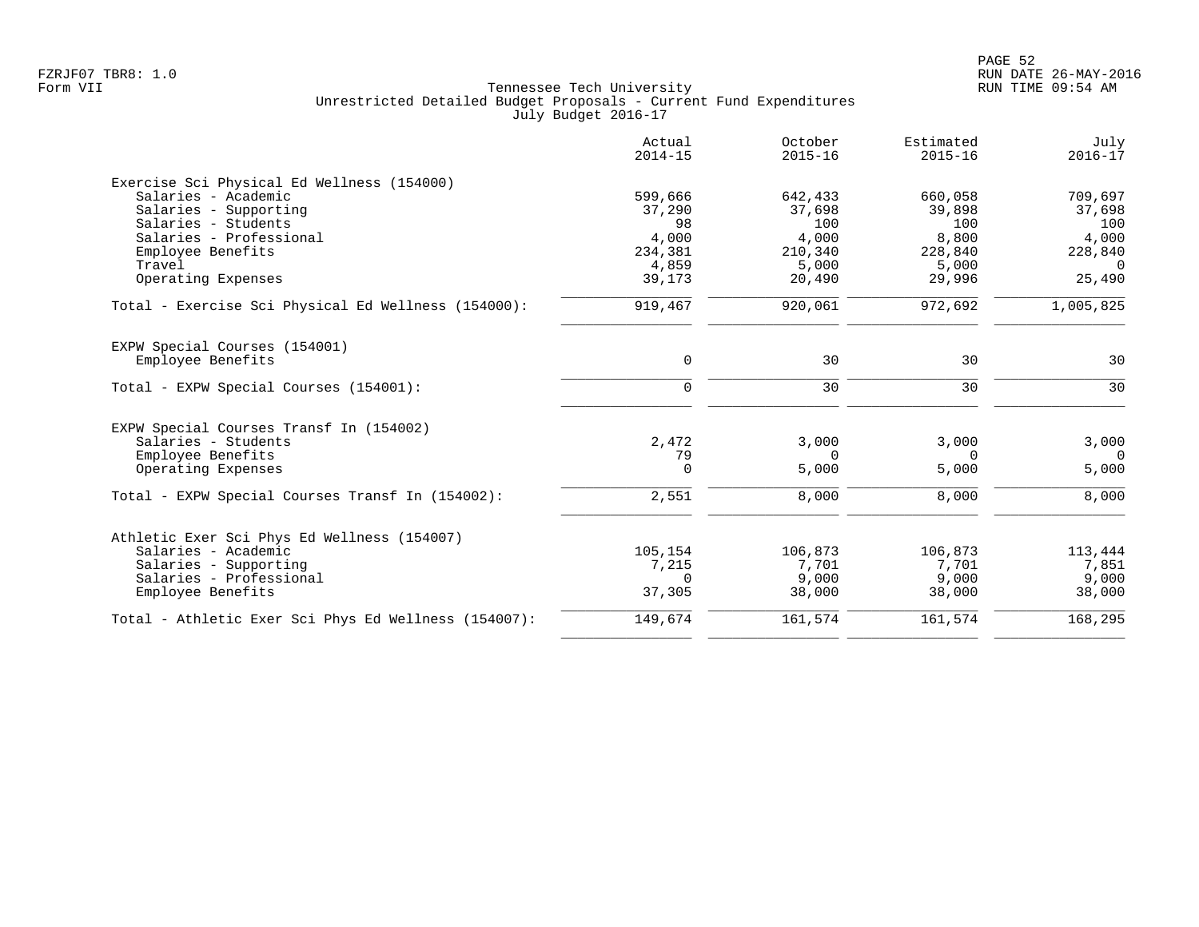Tennessee Tech University
Unrestricted Detailed Budget Proposals - Current Fund Expenditures
July Budget 2016-17

Form VII

| | Actual 2014-15 | October 2015-16 | Estimated 2015-16 | July 2016-17 |
|---|---|---|---|---|
| **Exercise Sci Physical Ed Wellness (154000)** | | | | |
| Salaries - Academic | 599,666 | 642,433 | 660,058 | 709,697 |
| Salaries - Supporting | 37,290 | 37,698 | 39,898 | 37,698 |
| Salaries - Students | 98 | 100 | 100 | 100 |
| Salaries - Professional | 4,000 | 4,000 | 8,800 | 4,000 |
| Employee Benefits | 234,381 | 210,340 | 228,840 | 228,840 |
| Travel | 4,859 | 5,000 | 5,000 | 0 |
| Operating Expenses | 39,173 | 20,490 | 29,996 | 25,490 |
| Total - Exercise Sci Physical Ed Wellness (154000): | 919,467 | 920,061 | 972,692 | 1,005,825 |
| **EXPW Special Courses (154001)** | | | | |
| Employee Benefits | 0 | 30 | 30 | 30 |
| Total - EXPW Special Courses (154001): | 0 | 30 | 30 | 30 |
| **EXPW Special Courses Transf In (154002)** | | | | |
| Salaries - Students | 2,472 | 3,000 | 3,000 | 3,000 |
| Employee Benefits | 79 | 0 | 0 | 0 |
| Operating Expenses | 0 | 5,000 | 5,000 | 5,000 |
| Total - EXPW Special Courses Transf In (154002): | 2,551 | 8,000 | 8,000 | 8,000 |
| **Athletic Exer Sci Phys Ed Wellness (154007)** | | | | |
| Salaries - Academic | 105,154 | 106,873 | 106,873 | 113,444 |
| Salaries - Supporting | 7,215 | 7,701 | 7,701 | 7,851 |
| Salaries - Professional | 0 | 9,000 | 9,000 | 9,000 |
| Employee Benefits | 37,305 | 38,000 | 38,000 | 38,000 |
| Total - Athletic Exer Sci Phys Ed Wellness (154007): | 149,674 | 161,574 | 161,574 | 168,295 |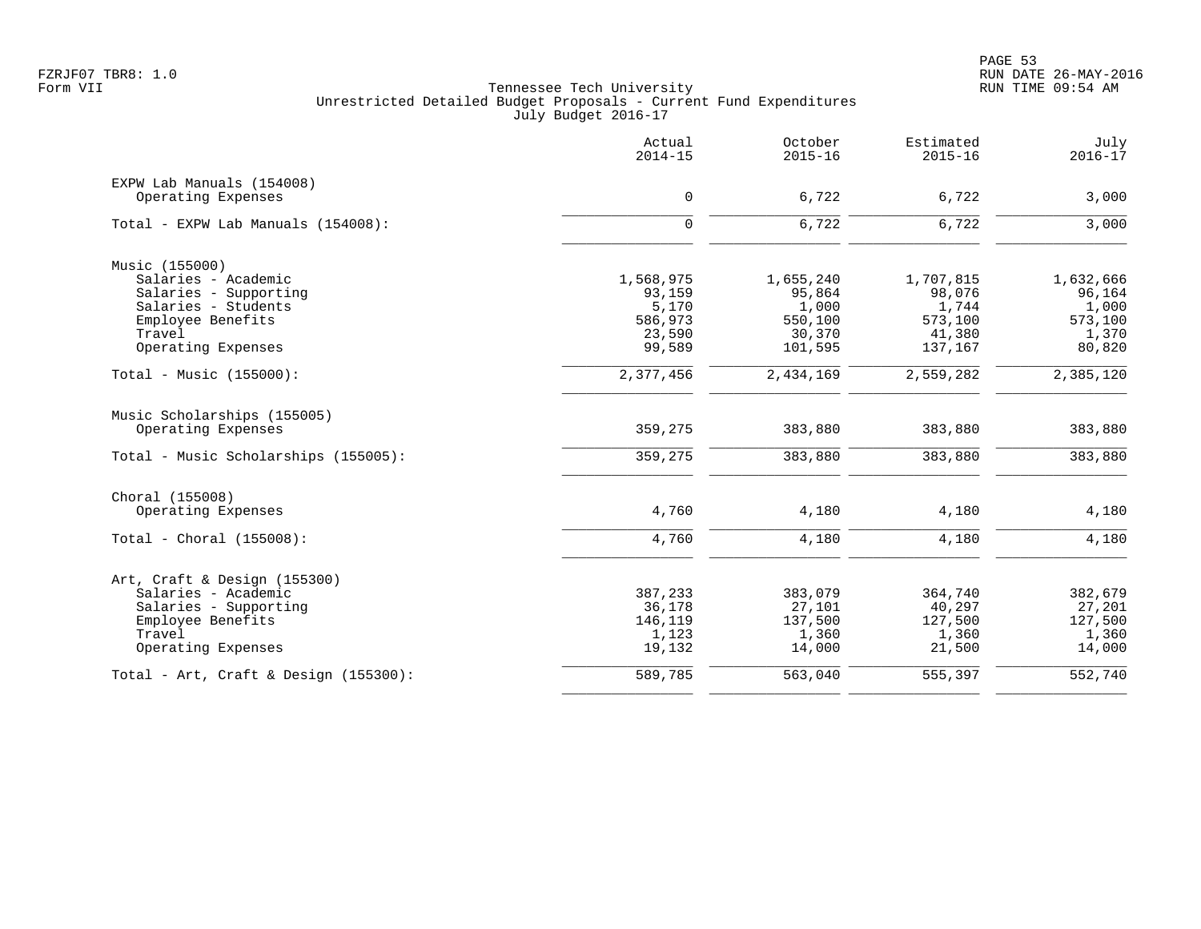Tennessee Tech University
Unrestricted Detailed Budget Proposals - Current Fund Expenditures
July Budget 2016-17

| | Actual 2014-15 | October 2015-16 | Estimated 2015-16 | July 2016-17 |
|---|---|---|---|---|
| **EXPW Lab Manuals (154008)** | | | | |
| Operating Expenses | 0 | 6,722 | 6,722 | 3,000 |
| Total - EXPW Lab Manuals (154008): | 0 | 6,722 | 6,722 | 3,000 |
| **Music (155000)** | | | | |
| Salaries - Academic | 1,568,975 | 1,655,240 | 1,707,815 | 1,632,666 |
| Salaries - Supporting | 93,159 | 95,864 | 98,076 | 96,164 |
| Salaries - Students | 5,170 | 1,000 | 1,744 | 1,000 |
| Employee Benefits | 586,973 | 550,100 | 573,100 | 573,100 |
| Travel | 23,590 | 30,370 | 41,380 | 1,370 |
| Operating Expenses | 99,589 | 101,595 | 137,167 | 80,820 |
| Total - Music (155000): | 2,377,456 | 2,434,169 | 2,559,282 | 2,385,120 |
| **Music Scholarships (155005)** | | | | |
| Operating Expenses | 359,275 | 383,880 | 383,880 | 383,880 |
| Total - Music Scholarships (155005): | 359,275 | 383,880 | 383,880 | 383,880 |
| **Choral (155008)** | | | | |
| Operating Expenses | 4,760 | 4,180 | 4,180 | 4,180 |
| Total - Choral (155008): | 4,760 | 4,180 | 4,180 | 4,180 |
| **Art, Craft & Design (155300)** | | | | |
| Salaries - Academic | 387,233 | 383,079 | 364,740 | 382,679 |
| Salaries - Supporting | 36,178 | 27,101 | 40,297 | 27,201 |
| Employee Benefits | 146,119 | 137,500 | 127,500 | 127,500 |
| Travel | 1,123 | 1,360 | 1,360 | 1,360 |
| Operating Expenses | 19,132 | 14,000 | 21,500 | 14,000 |
| Total - Art, Craft & Design (155300): | 589,785 | 563,040 | 555,397 | 552,740 |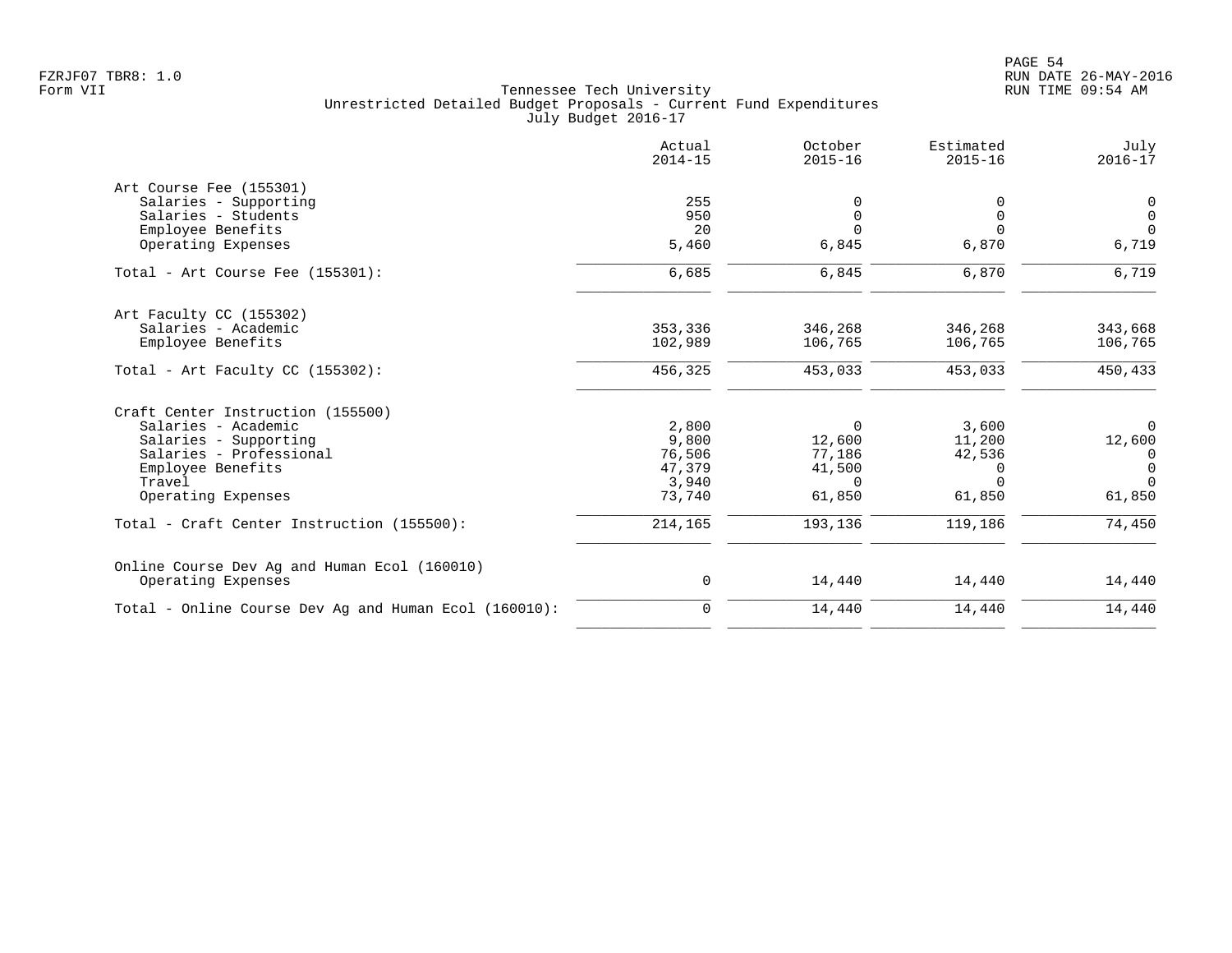Tennessee Tech University
Unrestricted Detailed Budget Proposals - Current Fund Expenditures
July Budget 2016-17

| | Actual 2014-15 | October 2015-16 | Estimated 2015-16 | July 2016-17 |
|---|---|---|---|---|
| **Art Course Fee (155301)** | | | | |
| Salaries - Supporting | 255 | 0 | 0 | 0 |
| Salaries - Students | 950 | 0 | 0 | 0 |
| Employee Benefits | 20 | 0 | 0 | 0 |
| Operating Expenses | 5,460 | 6,845 | 6,870 | 6,719 |
| Total - Art Course Fee (155301): | 6,685 | 6,845 | 6,870 | 6,719 |
| **Art Faculty CC (155302)** | | | | |
| Salaries - Academic | 353,336 | 346,268 | 346,268 | 343,668 |
| Employee Benefits | 102,989 | 106,765 | 106,765 | 106,765 |
| Total - Art Faculty CC (155302): | 456,325 | 453,033 | 453,033 | 450,433 |
| **Craft Center Instruction (155500)** | | | | |
| Salaries - Academic | 2,800 | 0 | 3,600 | 0 |
| Salaries - Supporting | 9,800 | 12,600 | 11,200 | 12,600 |
| Salaries - Professional | 76,506 | 77,186 | 42,536 | 0 |
| Employee Benefits | 47,379 | 41,500 | 0 | 0 |
| Travel | 3,940 | 0 | 0 | 0 |
| Operating Expenses | 73,740 | 61,850 | 61,850 | 61,850 |
| Total - Craft Center Instruction (155500): | 214,165 | 193,136 | 119,186 | 74,450 |
| **Online Course Dev Ag and Human Ecol (160010)** | | | | |
| Operating Expenses | 0 | 14,440 | 14,440 | 14,440 |
| Total - Online Course Dev Ag and Human Ecol (160010): | 0 | 14,440 | 14,440 | 14,440 |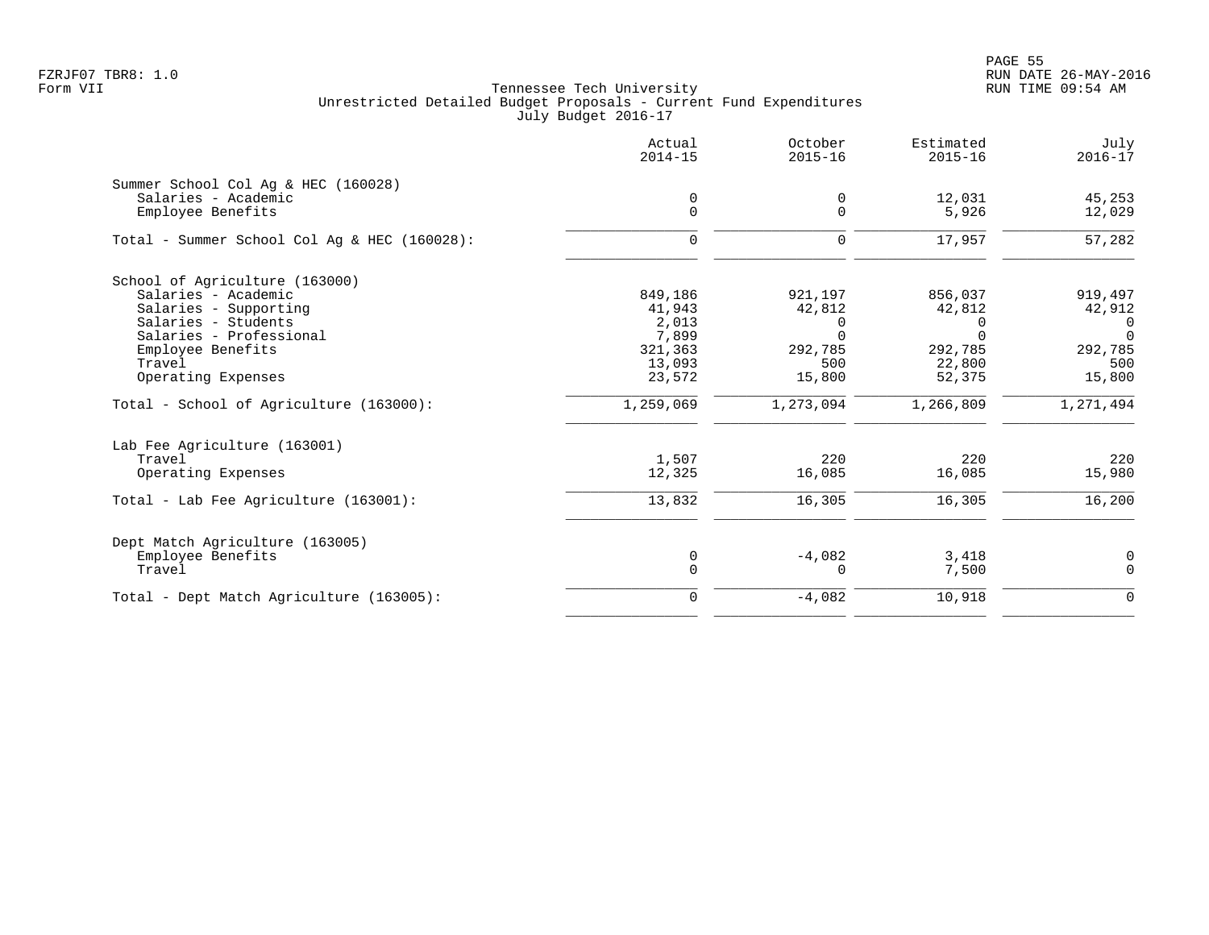FZRJF07 TBR8: 1.0
Form VII

Tennessee Tech University
Unrestricted Detailed Budget Proposals - Current Fund Expenditures
July Budget 2016-17

RUN DATE 26-MAY-2016
RUN TIME 09:54 AM

| | Actual 2014-15 | October 2015-16 | Estimated 2015-16 | July 2016-17 |
|---|---|---|---|---|
| **Summer School Col Ag & HEC (160028)** | | | | |
| Salaries - Academic | 0 | 0 | 12,031 | 45,253 |
| Employee Benefits | 0 | 0 | 5,926 | 12,029 |
| Total - Summer School Col Ag & HEC (160028): | 0 | 0 | 17,957 | 57,282 |
| **School of Agriculture (163000)** | | | | |
| Salaries - Academic | 849,186 | 921,197 | 856,037 | 919,497 |
| Salaries - Supporting | 41,943 | 42,812 | 42,812 | 42,912 |
| Salaries - Students | 2,013 | 0 | 0 | 0 |
| Salaries - Professional | 7,899 | 0 | 0 | 0 |
| Employee Benefits | 321,363 | 292,785 | 292,785 | 292,785 |
| Travel | 13,093 | 500 | 22,800 | 500 |
| Operating Expenses | 23,572 | 15,800 | 52,375 | 15,800 |
| Total - School of Agriculture (163000): | 1,259,069 | 1,273,094 | 1,266,809 | 1,271,494 |
| **Lab Fee Agriculture (163001)** | | | | |
| Travel | 1,507 | 220 | 220 | 220 |
| Operating Expenses | 12,325 | 16,085 | 16,085 | 15,980 |
| Total - Lab Fee Agriculture (163001): | 13,832 | 16,305 | 16,305 | 16,200 |
| **Dept Match Agriculture (163005)** | | | | |
| Employee Benefits | 0 | -4,082 | 3,418 | 0 |
| Travel | 0 | 0 | 7,500 | 0 |
| Total - Dept Match Agriculture (163005): | 0 | -4,082 | 10,918 | 0 |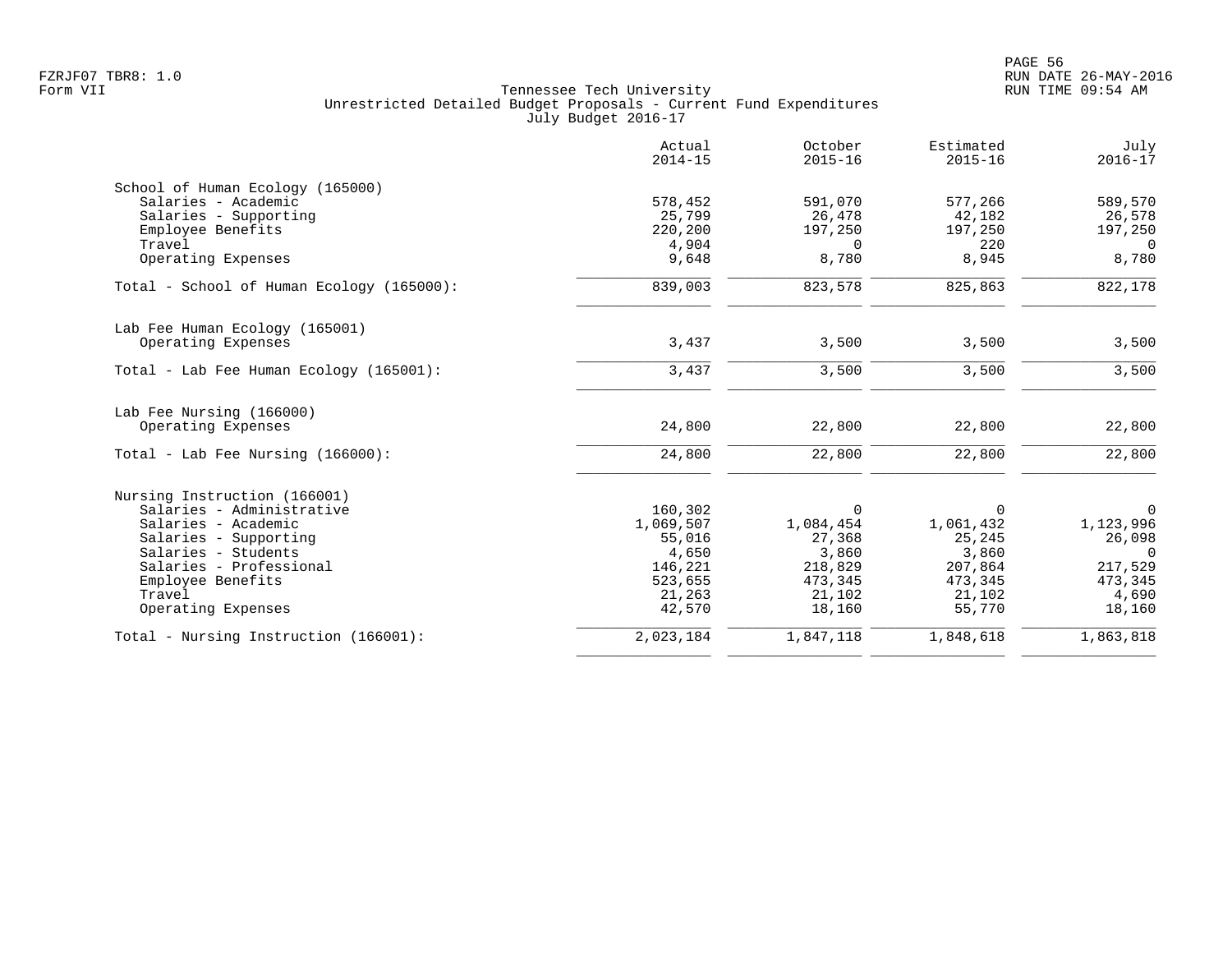FZRJF07 TBR8: 1.0
Form VII

Tennessee Tech University
Unrestricted Detailed Budget Proposals - Current Fund Expenditures
July Budget 2016-17

RUN DATE 26-MAY-2016
RUN TIME 09:54 AM

| | Actual 2014-15 | October 2015-16 | Estimated 2015-16 | July 2016-17 |
|---|---|---|---|---|
| **School of Human Ecology (165000)** | | | | |
| Salaries - Academic | 578,452 | 591,070 | 577,266 | 589,570 |
| Salaries - Supporting | 25,799 | 26,478 | 42,182 | 26,578 |
| Employee Benefits | 220,200 | 197,250 | 197,250 | 197,250 |
| Travel | 4,904 | 0 | 220 | 0 |
| Operating Expenses | 9,648 | 8,780 | 8,945 | 8,780 |
| Total - School of Human Ecology (165000): | 839,003 | 823,578 | 825,863 | 822,178 |
| **Lab Fee Human Ecology (165001)** | | | | |
| Operating Expenses | 3,437 | 3,500 | 3,500 | 3,500 |
| Total - Lab Fee Human Ecology (165001): | 3,437 | 3,500 | 3,500 | 3,500 |
| **Lab Fee Nursing (166000)** | | | | |
| Operating Expenses | 24,800 | 22,800 | 22,800 | 22,800 |
| Total - Lab Fee Nursing (166000): | 24,800 | 22,800 | 22,800 | 22,800 |
| **Nursing Instruction (166001)** | | | | |
| Salaries - Administrative | 160,302 | 0 | 0 | 0 |
| Salaries - Academic | 1,069,507 | 1,084,454 | 1,061,432 | 1,123,996 |
| Salaries - Supporting | 55,016 | 27,368 | 25,245 | 26,098 |
| Salaries - Students | 4,650 | 3,860 | 3,860 | 0 |
| Salaries - Professional | 146,221 | 218,829 | 207,864 | 217,529 |
| Employee Benefits | 523,655 | 473,345 | 473,345 | 473,345 |
| Travel | 21,263 | 21,102 | 21,102 | 4,690 |
| Operating Expenses | 42,570 | 18,160 | 55,770 | 18,160 |
| Total - Nursing Instruction (166001): | 2,023,184 | 1,847,118 | 1,848,618 | 1,863,818 |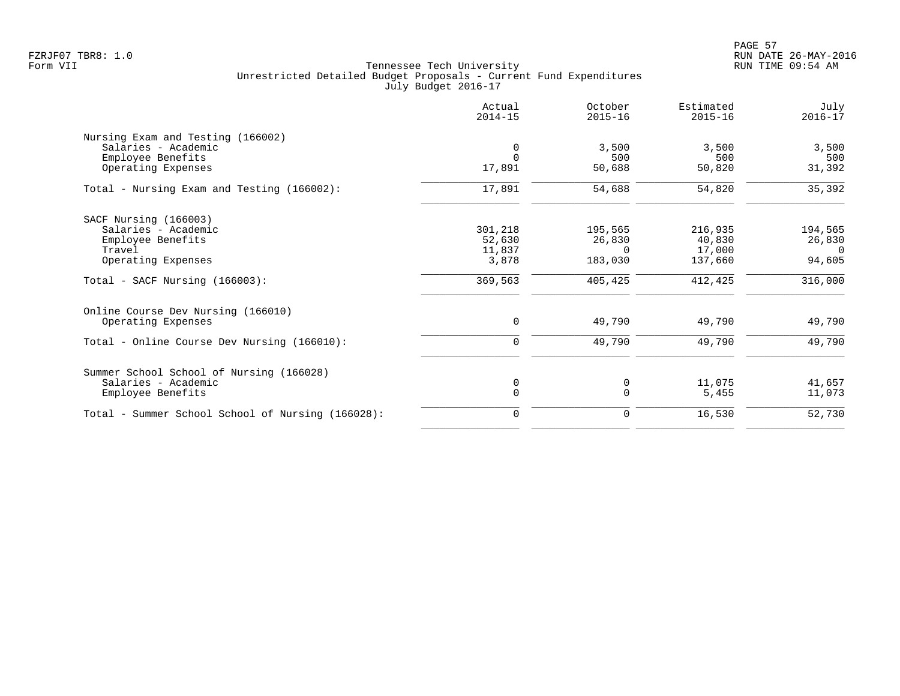Tennessee Tech University
Unrestricted Detailed Budget Proposals - Current Fund Expenditures
July Budget 2016-17

Form VII

| | Actual 2014-15 | October 2015-16 | Estimated 2015-16 | July 2016-17 |
|---|---|---|---|---|
| **Nursing Exam and Testing (166002)** | | | | |
| Salaries - Academic | 0 | 3,500 | 3,500 | 3,500 |
| Employee Benefits | 0 | 500 | 500 | 500 |
| Operating Expenses | 17,891 | 50,688 | 50,820 | 31,392 |
| Total - Nursing Exam and Testing (166002): | 17,891 | 54,688 | 54,820 | 35,392 |
| **SACF Nursing (166003)** | | | | |
| Salaries - Academic | 301,218 | 195,565 | 216,935 | 194,565 |
| Employee Benefits | 52,630 | 26,830 | 40,830 | 26,830 |
| Travel | 11,837 | 0 | 17,000 | 0 |
| Operating Expenses | 3,878 | 183,030 | 137,660 | 94,605 |
| Total - SACF Nursing (166003): | 369,563 | 405,425 | 412,425 | 316,000 |
| **Online Course Dev Nursing (166010)** | | | | |
| Operating Expenses | 0 | 49,790 | 49,790 | 49,790 |
| Total - Online Course Dev Nursing (166010): | 0 | 49,790 | 49,790 | 49,790 |
| **Summer School School of Nursing (166028)** | | | | |
| Salaries - Academic | 0 | 0 | 11,075 | 41,657 |
| Employee Benefits | 0 | 0 | 5,455 | 11,073 |
| Total - Summer School School of Nursing (166028): | 0 | 0 | 16,530 | 52,730 |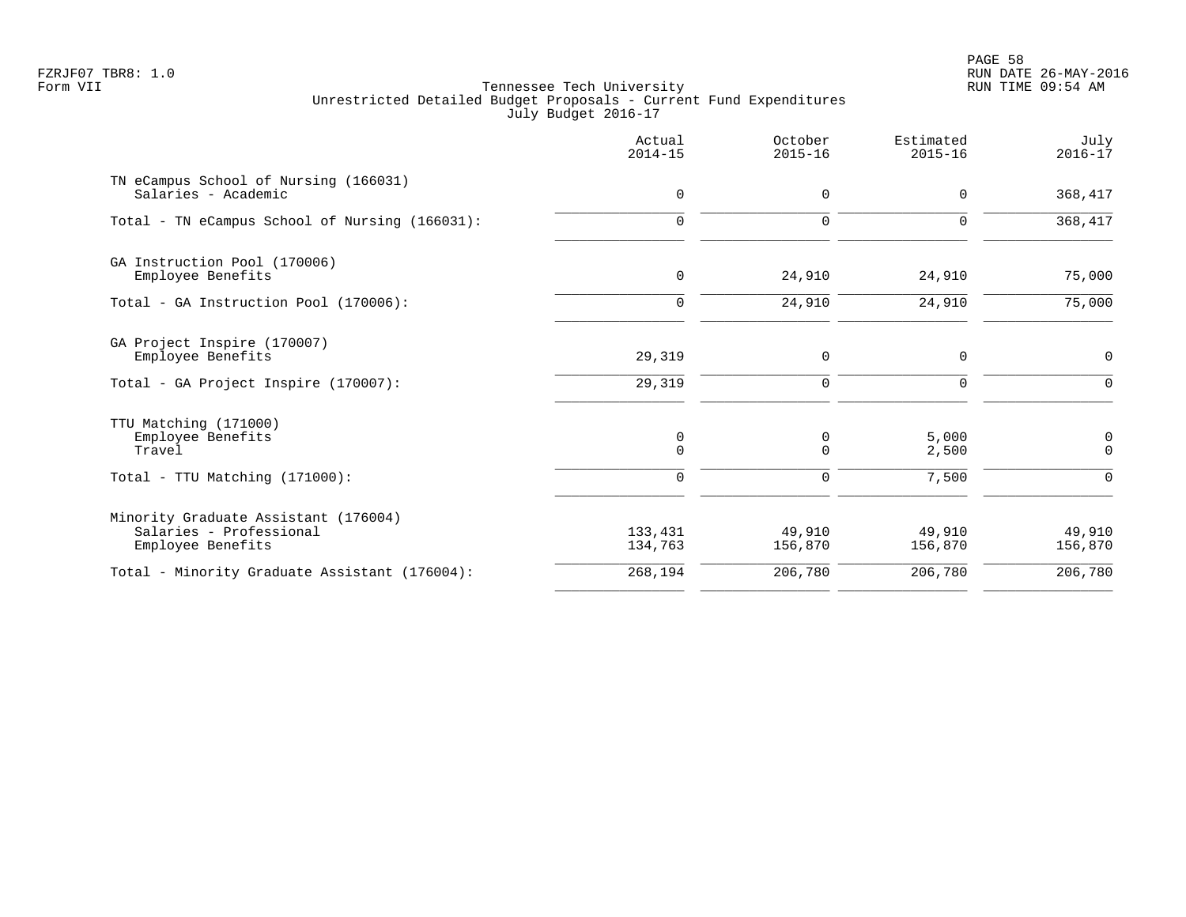FZRJF07 TBR8: 1.0
Form VII

# Tennessee Tech University
## Unrestricted Detailed Budget Proposals - Current Fund Expenditures
### July Budget 2016-17

| | Actual 2014-15 | October 2015-16 | Estimated 2015-16 | July 2016-17 |
|---|---|---|---|---|
| **TN eCampus School of Nursing (166031)** | | | | |
| Salaries - Academic | 0 | 0 | 0 | 368,417 |
| Total - TN eCampus School of Nursing (166031): | 0 | 0 | 0 | 368,417 |
| **GA Instruction Pool (170006)** | | | | |
| Employee Benefits | 0 | 24,910 | 24,910 | 75,000 |
| Total - GA Instruction Pool (170006): | 0 | 24,910 | 24,910 | 75,000 |
| **GA Project Inspire (170007)** | | | | |
| Employee Benefits | 29,319 | 0 | 0 | 0 |
| Total - GA Project Inspire (170007): | 29,319 | 0 | 0 | 0 |
| **TTU Matching (171000)** | | | | |
| Employee Benefits | 0 | 0 | 5,000 | 0 |
| Travel | 0 | 0 | 2,500 | 0 |
| Total - TTU Matching (171000): | 0 | 0 | 7,500 | 0 |
| **Minority Graduate Assistant (176004)** | | | | |
| Salaries - Professional | 133,431 | 49,910 | 49,910 | 49,910 |
| Employee Benefits | 134,763 | 156,870 | 156,870 | 156,870 |
| Total - Minority Graduate Assistant (176004): | 268,194 | 206,780 | 206,780 | 206,780 |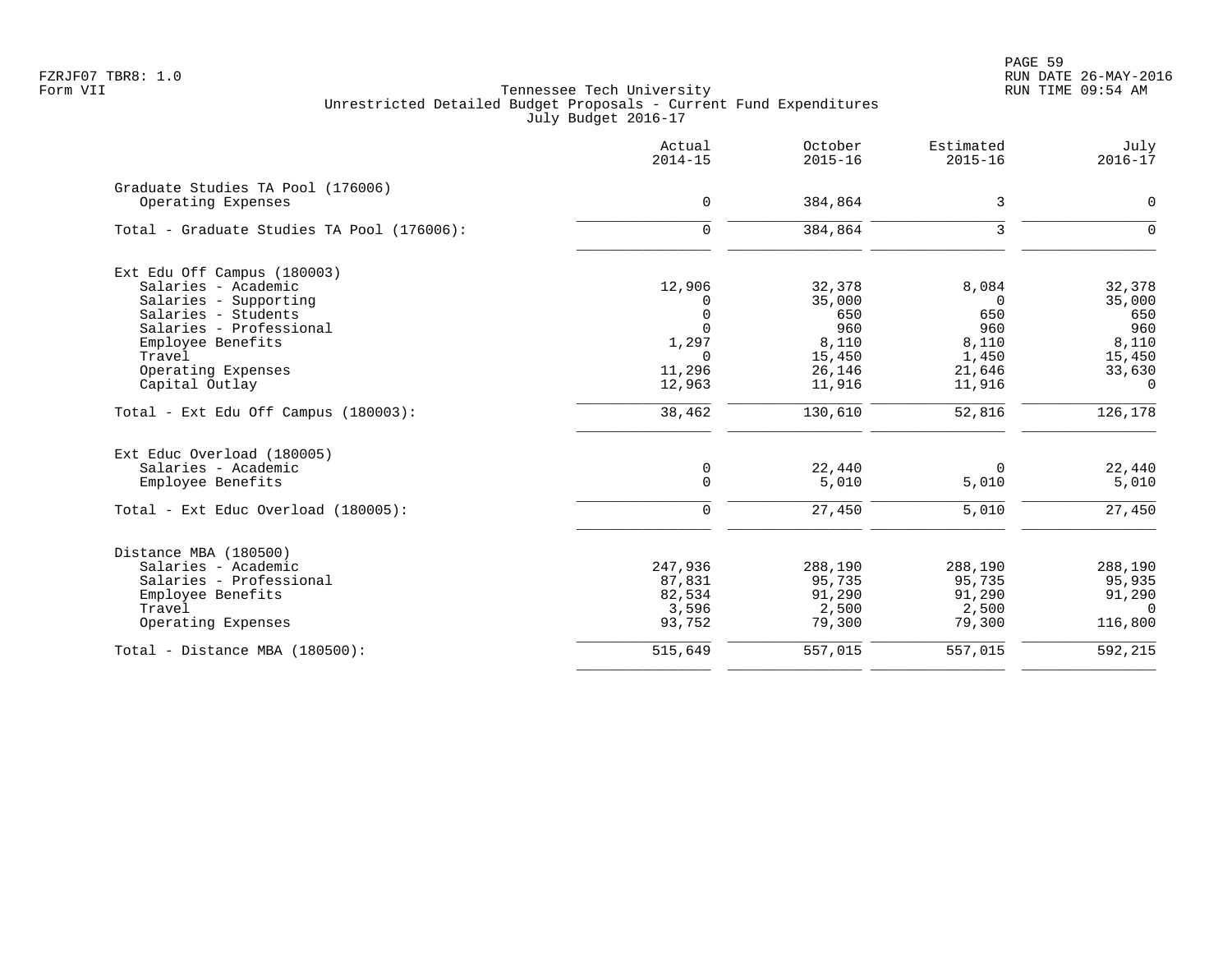Tennessee Tech University
Unrestricted Detailed Budget Proposals - Current Fund Expenditures
July Budget 2016-17

| | Actual 2014-15 | October 2015-16 | Estimated 2015-16 | July 2016-17 |
|---|---|---|---|---|
| **Graduate Studies TA Pool (176006)** | | | | |
| Operating Expenses | 0 | 384,864 | 3 | 0 |
| Total - Graduate Studies TA Pool (176006): | 0 | 384,864 | 3 | 0 |
| **Ext Edu Off Campus (180003)** | | | | |
| Salaries - Academic | 12,906 | 32,378 | 8,084 | 32,378 |
| Salaries - Supporting | 0 | 35,000 | 0 | 35,000 |
| Salaries - Students | 0 | 650 | 650 | 650 |
| Salaries - Professional | 0 | 960 | 960 | 960 |
| Employee Benefits | 1,297 | 8,110 | 8,110 | 8,110 |
| Travel | 0 | 15,450 | 1,450 | 15,450 |
| Operating Expenses | 11,296 | 26,146 | 21,646 | 33,630 |
| Capital Outlay | 12,963 | 11,916 | 11,916 | 0 |
| Total - Ext Edu Off Campus (180003): | 38,462 | 130,610 | 52,816 | 126,178 |
| **Ext Educ Overload (180005)** | | | | |
| Salaries - Academic | 0 | 22,440 | 0 | 22,440 |
| Employee Benefits | 0 | 5,010 | 5,010 | 5,010 |
| Total - Ext Educ Overload (180005): | 0 | 27,450 | 5,010 | 27,450 |
| **Distance MBA (180500)** | | | | |
| Salaries - Academic | 247,936 | 288,190 | 288,190 | 288,190 |
| Salaries - Professional | 87,831 | 95,735 | 95,735 | 95,935 |
| Employee Benefits | 82,534 | 91,290 | 91,290 | 91,290 |
| Travel | 3,596 | 2,500 | 2,500 | 0 |
| Operating Expenses | 93,752 | 79,300 | 79,300 | 116,800 |
| Total - Distance MBA (180500): | 515,649 | 557,015 | 557,015 | 592,215 |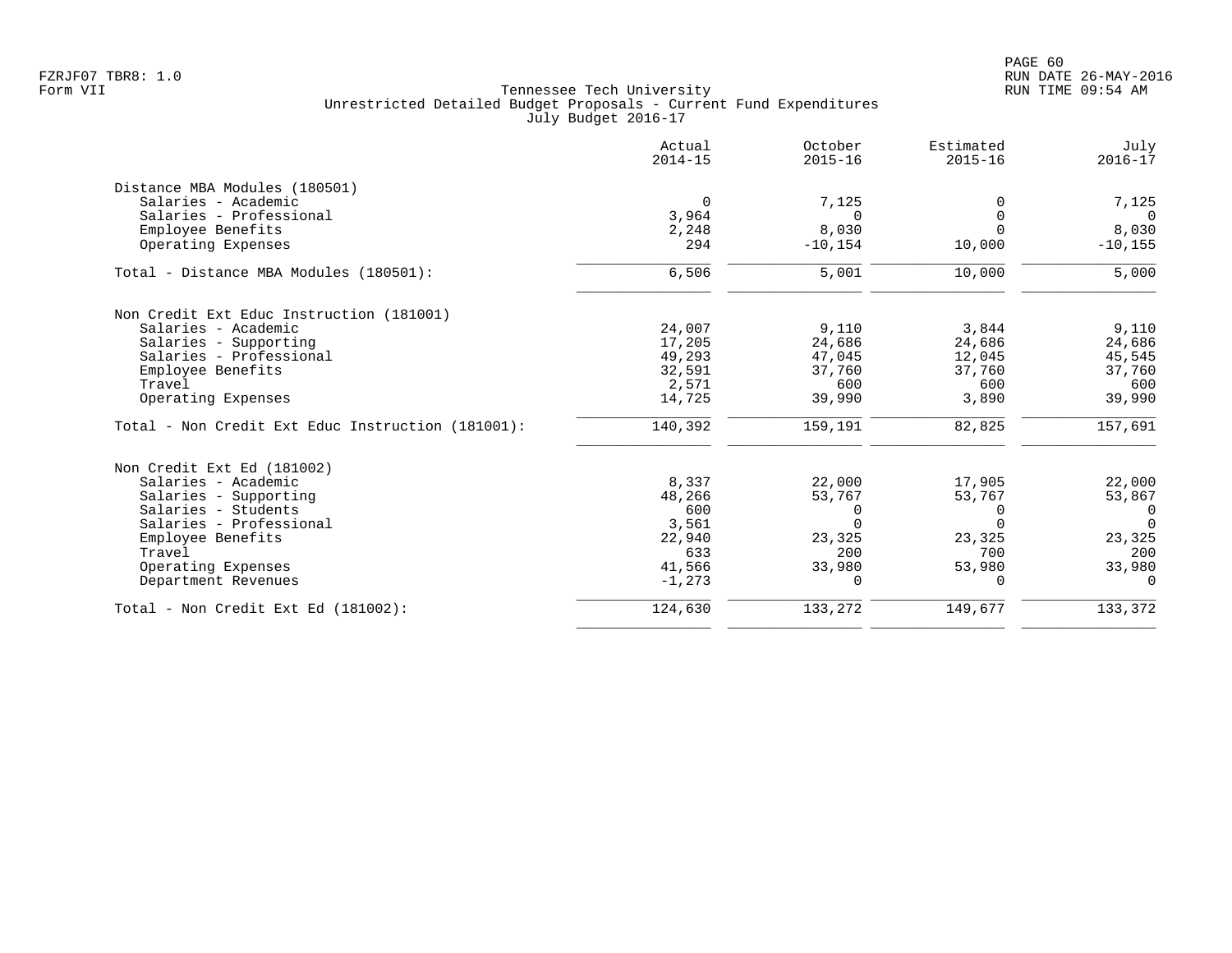Tennessee Tech University
Unrestricted Detailed Budget Proposals - Current Fund Expenditures
July Budget 2016-17

| | Actual 2014-15 | October 2015-16 | Estimated 2015-16 | July 2016-17 |
|---|---|---|---|---|
| **Distance MBA Modules (180501)** | | | | |
| Salaries - Academic | 0 | 7,125 | 0 | 7,125 |
| Salaries - Professional | 3,964 | 0 | 0 | 0 |
| Employee Benefits | 2,248 | 8,030 | 0 | 8,030 |
| Operating Expenses | 294 | -10,154 | 10,000 | -10,155 |
| Total - Distance MBA Modules (180501): | 6,506 | 5,001 | 10,000 | 5,000 |
| **Non Credit Ext Educ Instruction (181001)** | | | | |
| Salaries - Academic | 24,007 | 9,110 | 3,844 | 9,110 |
| Salaries - Supporting | 17,205 | 24,686 | 24,686 | 24,686 |
| Salaries - Professional | 49,293 | 47,045 | 12,045 | 45,545 |
| Employee Benefits | 32,591 | 37,760 | 37,760 | 37,760 |
| Travel | 2,571 | 600 | 600 | 600 |
| Operating Expenses | 14,725 | 39,990 | 3,890 | 39,990 |
| Total - Non Credit Ext Educ Instruction (181001): | 140,392 | 159,191 | 82,825 | 157,691 |
| **Non Credit Ext Ed (181002)** | | | | |
| Salaries - Academic | 8,337 | 22,000 | 17,905 | 22,000 |
| Salaries - Supporting | 48,266 | 53,767 | 53,767 | 53,867 |
| Salaries - Students | 600 | 0 | 0 | 0 |
| Salaries - Professional | 3,561 | 0 | 0 | 0 |
| Employee Benefits | 22,940 | 23,325 | 23,325 | 23,325 |
| Travel | 633 | 200 | 700 | 200 |
| Operating Expenses | 41,566 | 33,980 | 53,980 | 33,980 |
| Department Revenues | -1,273 | 0 | 0 | 0 |
| Total - Non Credit Ext Ed (181002): | 124,630 | 133,272 | 149,677 | 133,372 |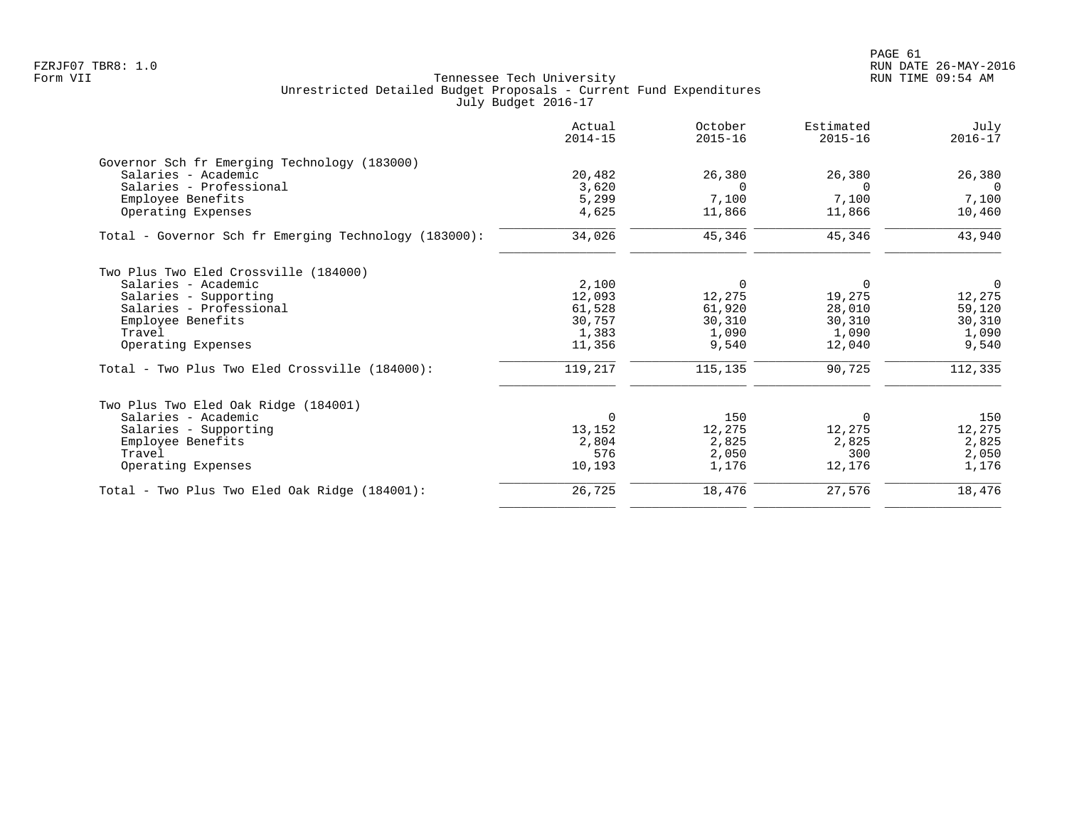Tennessee Tech University
Unrestricted Detailed Budget Proposals - Current Fund Expenditures
July Budget 2016-17

| | Actual 2014-15 | October 2015-16 | Estimated 2015-16 | July 2016-17 |
|---|---|---|---|---|
| **Governor Sch fr Emerging Technology (183000)** | | | | |
| Salaries - Academic | 20,482 | 26,380 | 26,380 | 26,380 |
| Salaries - Professional | 3,620 | 0 | 0 | 0 |
| Employee Benefits | 5,299 | 7,100 | 7,100 | 7,100 |
| Operating Expenses | 4,625 | 11,866 | 11,866 | 10,460 |
| Total - Governor Sch fr Emerging Technology (183000): | 34,026 | 45,346 | 45,346 | 43,940 |
| **Two Plus Two Eled Crossville (184000)** | | | | |
| Salaries - Academic | 2,100 | 0 | 0 | 0 |
| Salaries - Supporting | 12,093 | 12,275 | 19,275 | 12,275 |
| Salaries - Professional | 61,528 | 61,920 | 28,010 | 59,120 |
| Employee Benefits | 30,757 | 30,310 | 30,310 | 30,310 |
| Travel | 1,383 | 1,090 | 1,090 | 1,090 |
| Operating Expenses | 11,356 | 9,540 | 12,040 | 9,540 |
| Total - Two Plus Two Eled Crossville (184000): | 119,217 | 115,135 | 90,725 | 112,335 |
| **Two Plus Two Eled Oak Ridge (184001)** | | | | |
| Salaries - Academic | 0 | 150 | 0 | 150 |
| Salaries - Supporting | 13,152 | 12,275 | 12,275 | 12,275 |
| Employee Benefits | 2,804 | 2,825 | 2,825 | 2,825 |
| Travel | 576 | 2,050 | 300 | 2,050 |
| Operating Expenses | 10,193 | 1,176 | 12,176 | 1,176 |
| Total - Two Plus Two Eled Oak Ridge (184001): | 26,725 | 18,476 | 27,576 | 18,476 |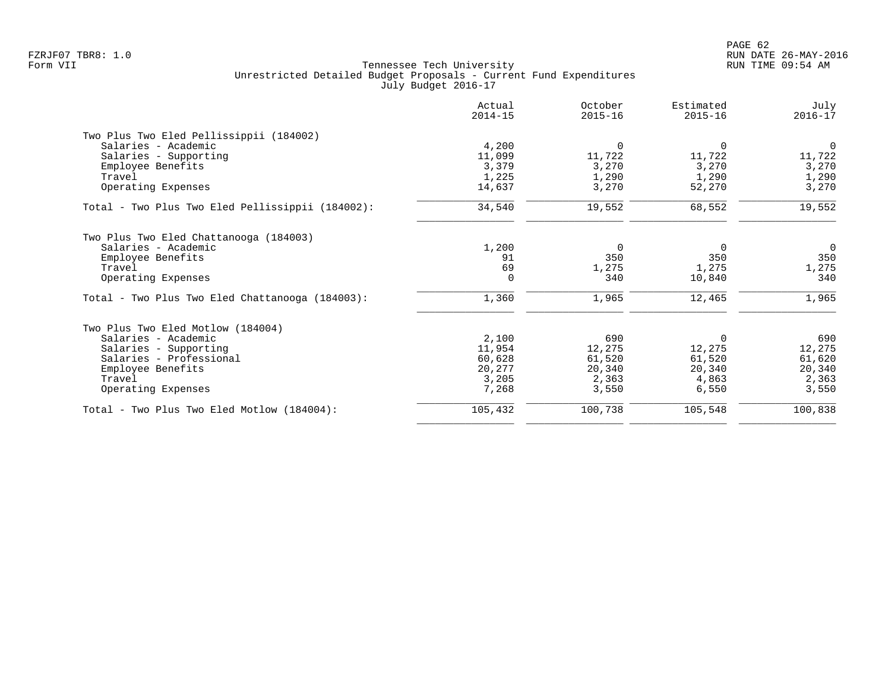FZRJF07 TBR8: 1.0
Form VII

Tennessee Tech University
Unrestricted Detailed Budget Proposals - Current Fund Expenditures
July Budget 2016-17

RUN DATE 26-MAY-2016
RUN TIME 09:54 AM

| | Actual 2014-15 | October 2015-16 | Estimated 2015-16 | July 2016-17 |
|---|---|---|---|---|
| **Two Plus Two Eled Pellissippii (184002)** | | | | |
| Salaries - Academic | 4,200 | 0 | 0 | 0 |
| Salaries - Supporting | 11,099 | 11,722 | 11,722 | 11,722 |
| Employee Benefits | 3,379 | 3,270 | 3,270 | 3,270 |
| Travel | 1,225 | 1,290 | 1,290 | 1,290 |
| Operating Expenses | 14,637 | 3,270 | 52,270 | 3,270 |
| Total - Two Plus Two Eled Pellissippii (184002): | 34,540 | 19,552 | 68,552 | 19,552 |
| **Two Plus Two Eled Chattanooga (184003)** | | | | |
| Salaries - Academic | 1,200 | 0 | 0 | 0 |
| Employee Benefits | 91 | 350 | 350 | 350 |
| Travel | 69 | 1,275 | 1,275 | 1,275 |
| Operating Expenses | 0 | 340 | 10,840 | 340 |
| Total - Two Plus Two Eled Chattanooga (184003): | 1,360 | 1,965 | 12,465 | 1,965 |
| **Two Plus Two Eled Motlow (184004)** | | | | |
| Salaries - Academic | 2,100 | 690 | 0 | 690 |
| Salaries - Supporting | 11,954 | 12,275 | 12,275 | 12,275 |
| Salaries - Professional | 60,628 | 61,520 | 61,520 | 61,620 |
| Employee Benefits | 20,277 | 20,340 | 20,340 | 20,340 |
| Travel | 3,205 | 2,363 | 4,863 | 2,363 |
| Operating Expenses | 7,268 | 3,550 | 6,550 | 3,550 |
| Total - Two Plus Two Eled Motlow (184004): | 105,432 | 100,738 | 105,548 | 100,838 |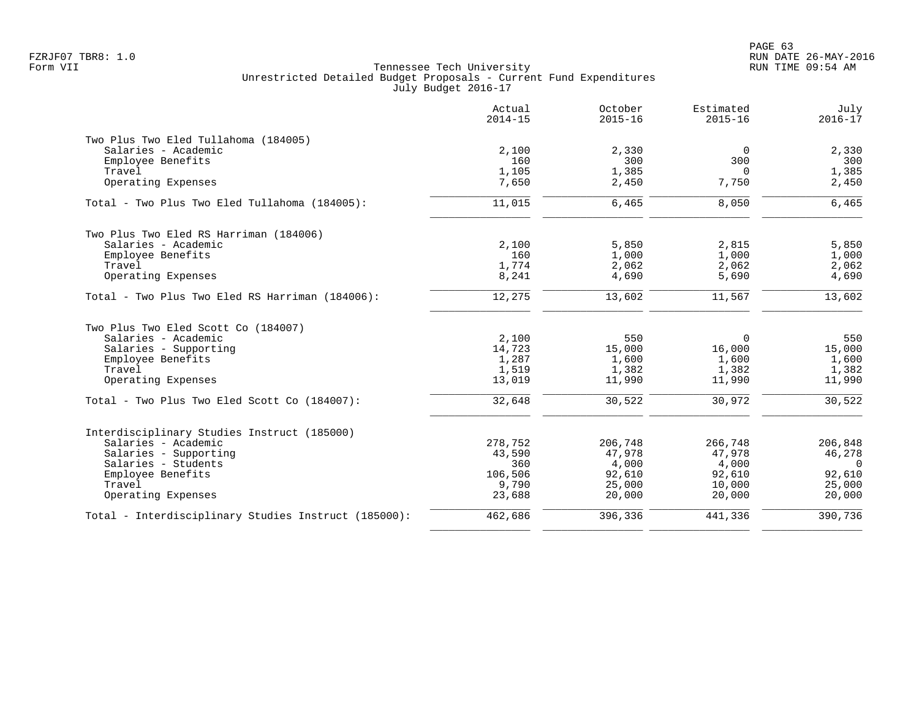Tennessee Tech University
Unrestricted Detailed Budget Proposals - Current Fund Expenditures
July Budget 2016-17

| | Actual 2014-15 | October 2015-16 | Estimated 2015-16 | July 2016-17 |
|---|---|---|---|---|
| **Two Plus Two Eled Tullahoma (184005)** | | | | |
| Salaries - Academic | 2,100 | 2,330 | 0 | 2,330 |
| Employee Benefits | 160 | 300 | 300 | 300 |
| Travel | 1,105 | 1,385 | 0 | 1,385 |
| Operating Expenses | 7,650 | 2,450 | 7,750 | 2,450 |
| Total - Two Plus Two Eled Tullahoma (184005): | 11,015 | 6,465 | 8,050 | 6,465 |
| **Two Plus Two Eled RS Harriman (184006)** | | | | |
| Salaries - Academic | 2,100 | 5,850 | 2,815 | 5,850 |
| Employee Benefits | 160 | 1,000 | 1,000 | 1,000 |
| Travel | 1,774 | 2,062 | 2,062 | 2,062 |
| Operating Expenses | 8,241 | 4,690 | 5,690 | 4,690 |
| Total - Two Plus Two Eled RS Harriman (184006): | 12,275 | 13,602 | 11,567 | 13,602 |
| **Two Plus Two Eled Scott Co (184007)** | | | | |
| Salaries - Academic | 2,100 | 550 | 0 | 550 |
| Salaries - Supporting | 14,723 | 15,000 | 16,000 | 15,000 |
| Employee Benefits | 1,287 | 1,600 | 1,600 | 1,600 |
| Travel | 1,519 | 1,382 | 1,382 | 1,382 |
| Operating Expenses | 13,019 | 11,990 | 11,990 | 11,990 |
| Total - Two Plus Two Eled Scott Co (184007): | 32,648 | 30,522 | 30,972 | 30,522 |
| **Interdisciplinary Studies Instruct (185000)** | | | | |
| Salaries - Academic | 278,752 | 206,748 | 266,748 | 206,848 |
| Salaries - Supporting | 43,590 | 47,978 | 47,978 | 46,278 |
| Salaries - Students | 360 | 4,000 | 4,000 | 0 |
| Employee Benefits | 106,506 | 92,610 | 92,610 | 92,610 |
| Travel | 9,790 | 25,000 | 10,000 | 25,000 |
| Operating Expenses | 23,688 | 20,000 | 20,000 | 20,000 |
| Total - Interdisciplinary Studies Instruct (185000): | 462,686 | 396,336 | 441,336 | 390,736 |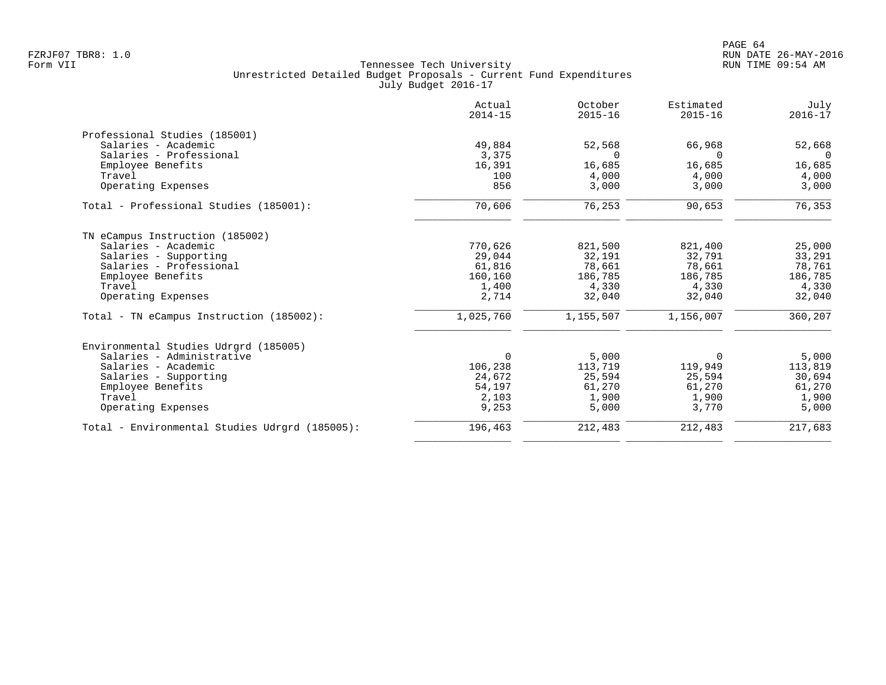FZRJF07 TBR8: 1.0
Form VII

Tennessee Tech University
Unrestricted Detailed Budget Proposals - Current Fund Expenditures
July Budget 2016-17

RUN DATE 26-MAY-2016
RUN TIME 09:54 AM

| | Actual 2014-15 | October 2015-16 | Estimated 2015-16 | July 2016-17 |
|---|---:|---:|---:|---:|
| **Professional Studies (185001)** | | | | |
| Salaries - Academic | 49,884 | 52,568 | 66,968 | 52,668 |
| Salaries - Professional | 3,375 | 0 | 0 | 0 |
| Employee Benefits | 16,391 | 16,685 | 16,685 | 16,685 |
| Travel | 100 | 4,000 | 4,000 | 4,000 |
| Operating Expenses | 856 | 3,000 | 3,000 | 3,000 |
| Total - Professional Studies (185001): | 70,606 | 76,253 | 90,653 | 76,353 |
| **TN eCampus Instruction (185002)** | | | | |
| Salaries - Academic | 770,626 | 821,500 | 821,400 | 25,000 |
| Salaries - Supporting | 29,044 | 32,191 | 32,791 | 33,291 |
| Salaries - Professional | 61,816 | 78,661 | 78,661 | 78,761 |
| Employee Benefits | 160,160 | 186,785 | 186,785 | 186,785 |
| Travel | 1,400 | 4,330 | 4,330 | 4,330 |
| Operating Expenses | 2,714 | 32,040 | 32,040 | 32,040 |
| Total - TN eCampus Instruction (185002): | 1,025,760 | 1,155,507 | 1,156,007 | 360,207 |
| **Environmental Studies Udrgrd (185005)** | | | | |
| Salaries - Administrative | 0 | 5,000 | 0 | 5,000 |
| Salaries - Academic | 106,238 | 113,719 | 119,949 | 113,819 |
| Salaries - Supporting | 24,672 | 25,594 | 25,594 | 30,694 |
| Employee Benefits | 54,197 | 61,270 | 61,270 | 61,270 |
| Travel | 2,103 | 1,900 | 1,900 | 1,900 |
| Operating Expenses | 9,253 | 5,000 | 3,770 | 5,000 |
| Total - Environmental Studies Udrgrd (185005): | 196,463 | 212,483 | 212,483 | 217,683 |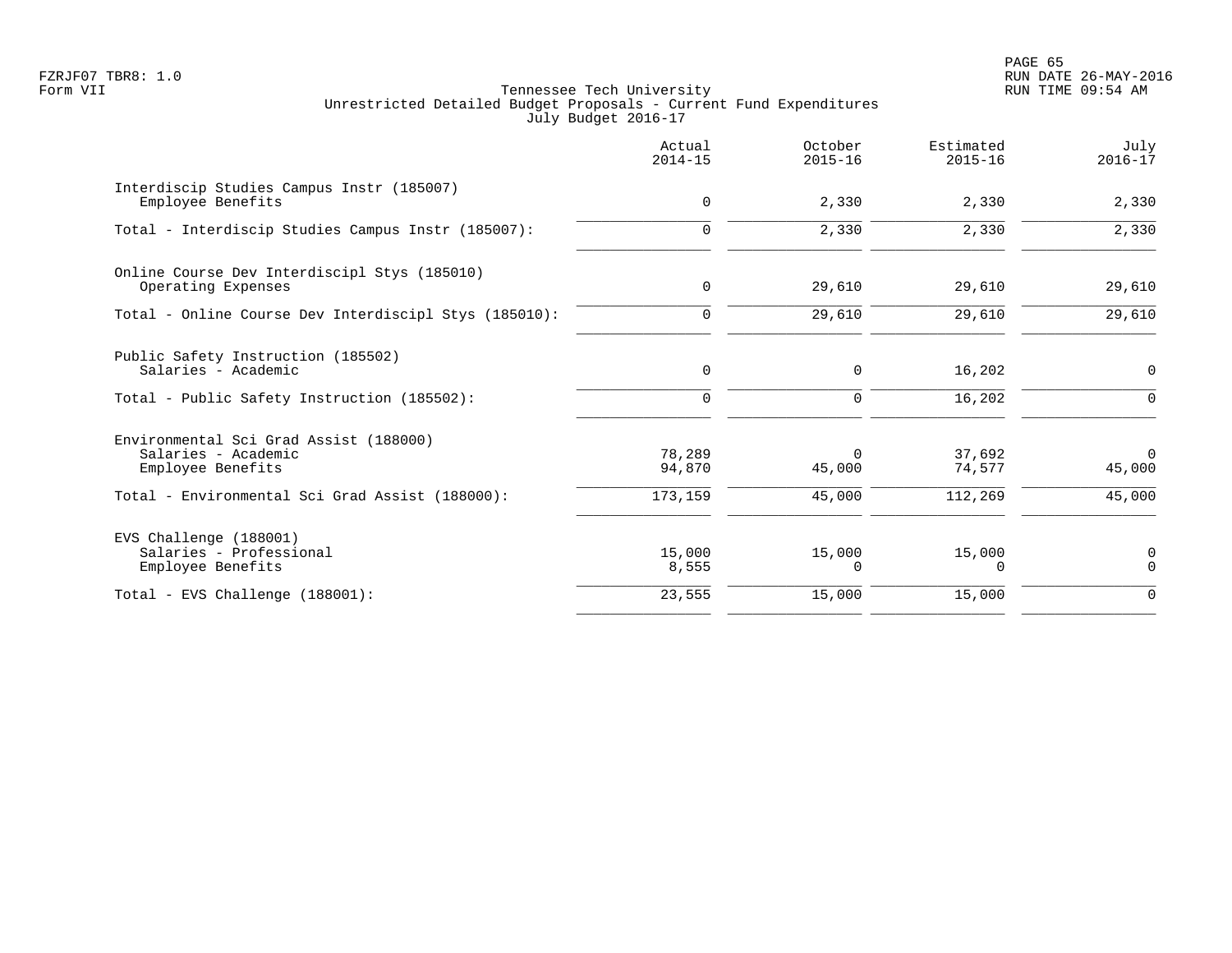FZRJF07 TBR8: 1.0
Form VII

Tennessee Tech University
Unrestricted Detailed Budget Proposals - Current Fund Expenditures
July Budget 2016-17

RUN DATE 26-MAY-2016
RUN TIME 09:54 AM

| | Actual 2014-15 | October 2015-16 | Estimated 2015-16 | July 2016-17 |
|---|---|---|---|---|
| **Interdiscip Studies Campus Instr (185007)** | | | | |
| Employee Benefits | 0 | 2,330 | 2,330 | 2,330 |
| Total - Interdiscip Studies Campus Instr (185007): | 0 | 2,330 | 2,330 | 2,330 |
| **Online Course Dev Interdiscipl Stys (185010)** | | | | |
| Operating Expenses | 0 | 29,610 | 29,610 | 29,610 |
| Total - Online Course Dev Interdiscipl Stys (185010): | 0 | 29,610 | 29,610 | 29,610 |
| **Public Safety Instruction (185502)** | | | | |
| Salaries - Academic | 0 | 0 | 16,202 | 0 |
| Total - Public Safety Instruction (185502): | 0 | 0 | 16,202 | 0 |
| **Environmental Sci Grad Assist (188000)** | | | | |
| Salaries - Academic | 78,289 | 0 | 37,692 | 0 |
| Employee Benefits | 94,870 | 45,000 | 74,577 | 45,000 |
| Total - Environmental Sci Grad Assist (188000): | 173,159 | 45,000 | 112,269 | 45,000 |
| **EVS Challenge (188001)** | | | | |
| Salaries - Professional | 15,000 | 15,000 | 15,000 | 0 |
| Employee Benefits | 8,555 | 0 | 0 | 0 |
| Total - EVS Challenge (188001): | 23,555 | 15,000 | 15,000 | 0 |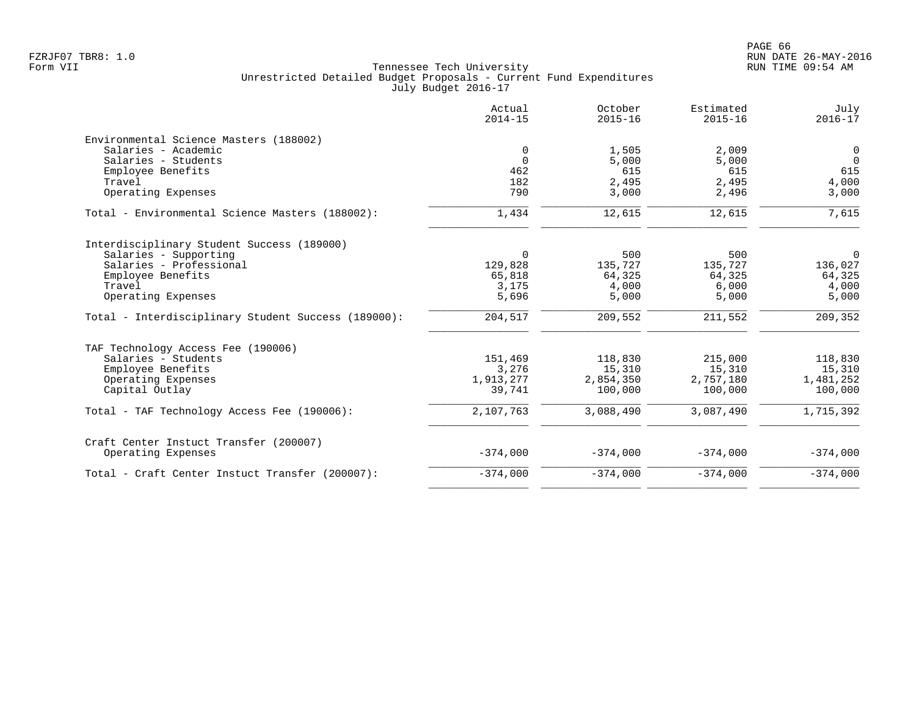FZRJF07 TBR8: 1.0
Form VII

Tennessee Tech University
Unrestricted Detailed Budget Proposals - Current Fund Expenditures
July Budget 2016-17

| | Actual 2014-15 | October 2015-16 | Estimated 2015-16 | July 2016-17 |
|---|---|---|---|---|
| **Environmental Science Masters (188002)** | | | | |
| Salaries - Academic | 0 | 1,505 | 2,009 | 0 |
| Salaries - Students | 0 | 5,000 | 5,000 | 0 |
| Employee Benefits | 462 | 615 | 615 | 615 |
| Travel | 182 | 2,495 | 2,495 | 4,000 |
| Operating Expenses | 790 | 3,000 | 2,496 | 3,000 |
| Total - Environmental Science Masters (188002): | 1,434 | 12,615 | 12,615 | 7,615 |
| **Interdisciplinary Student Success (189000)** | | | | |
| Salaries - Supporting | 0 | 500 | 500 | 0 |
| Salaries - Professional | 129,828 | 135,727 | 135,727 | 136,027 |
| Employee Benefits | 65,818 | 64,325 | 64,325 | 64,325 |
| Travel | 3,175 | 4,000 | 6,000 | 4,000 |
| Operating Expenses | 5,696 | 5,000 | 5,000 | 5,000 |
| Total - Interdisciplinary Student Success (189000): | 204,517 | 209,552 | 211,552 | 209,352 |
| **TAF Technology Access Fee (190006)** | | | | |
| Salaries - Students | 151,469 | 118,830 | 215,000 | 118,830 |
| Employee Benefits | 3,276 | 15,310 | 15,310 | 15,310 |
| Operating Expenses | 1,913,277 | 2,854,350 | 2,757,180 | 1,481,252 |
| Capital Outlay | 39,741 | 100,000 | 100,000 | 100,000 |
| Total - TAF Technology Access Fee (190006): | 2,107,763 | 3,088,490 | 3,087,490 | 1,715,392 |
| **Craft Center Instuct Transfer (200007)** | | | | |
| Operating Expenses | -374,000 | -374,000 | -374,000 | -374,000 |
| Total - Craft Center Instuct Transfer (200007): | -374,000 | -374,000 | -374,000 | -374,000 |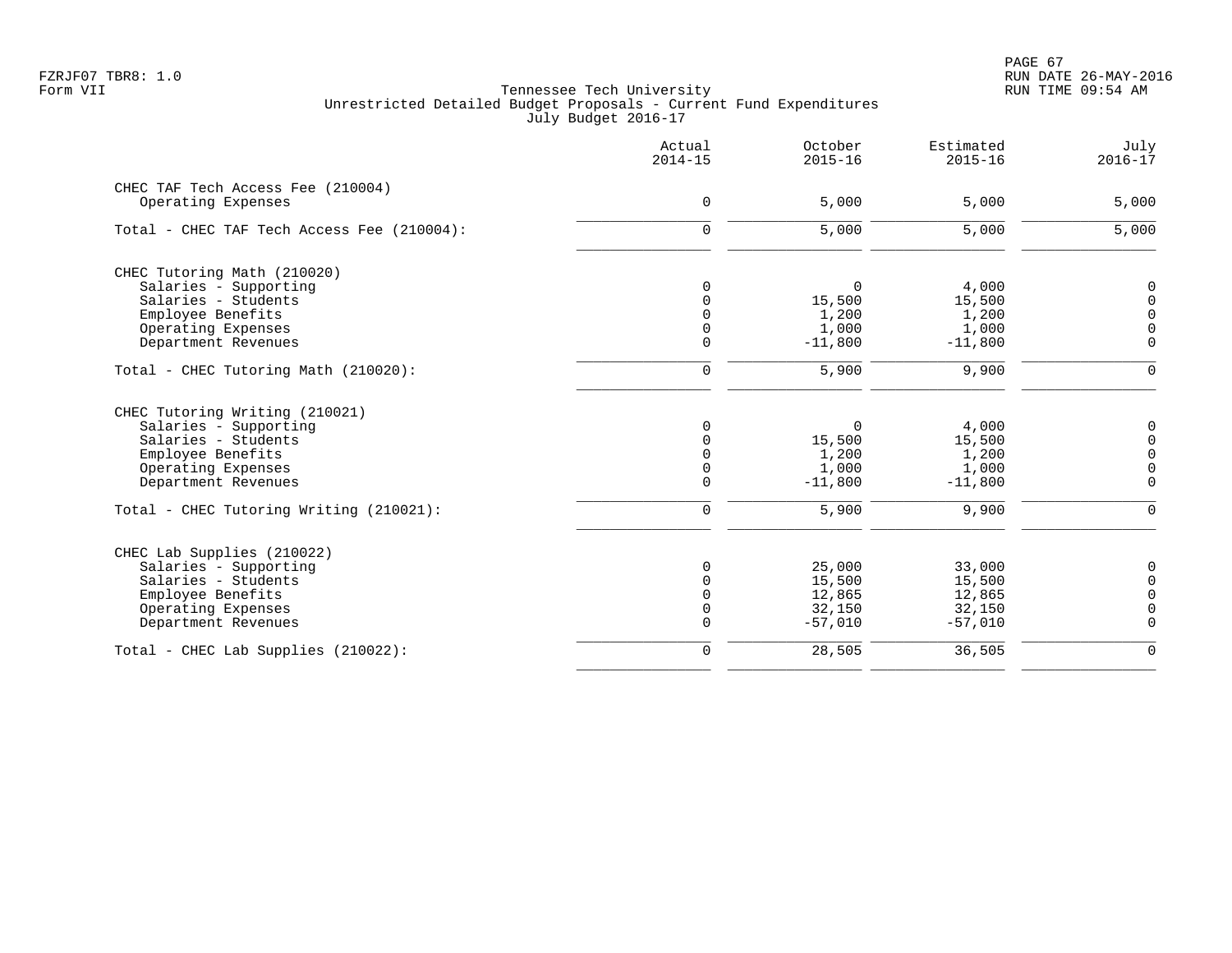Tennessee Tech University
Unrestricted Detailed Budget Proposals - Current Fund Expenditures
July Budget 2016-17

| | Actual 2014-15 | October 2015-16 | Estimated 2015-16 | July 2016-17 |
|---|---|---|---|---|
| **CHEC TAF Tech Access Fee (210004)** | | | | |
| Operating Expenses | 0 | 5,000 | 5,000 | 5,000 |
| Total - CHEC TAF Tech Access Fee (210004): | 0 | 5,000 | 5,000 | 5,000 |
| **CHEC Tutoring Math (210020)** | | | | |
| Salaries - Supporting | 0 | 0 | 4,000 | 0 |
| Salaries - Students | 0 | 15,500 | 15,500 | 0 |
| Employee Benefits | 0 | 1,200 | 1,200 | 0 |
| Operating Expenses | 0 | 1,000 | 1,000 | 0 |
| Department Revenues | 0 | -11,800 | -11,800 | 0 |
| Total - CHEC Tutoring Math (210020): | 0 | 5,900 | 9,900 | 0 |
| **CHEC Tutoring Writing (210021)** | | | | |
| Salaries - Supporting | 0 | 0 | 4,000 | 0 |
| Salaries - Students | 0 | 15,500 | 15,500 | 0 |
| Employee Benefits | 0 | 1,200 | 1,200 | 0 |
| Operating Expenses | 0 | 1,000 | 1,000 | 0 |
| Department Revenues | 0 | -11,800 | -11,800 | 0 |
| Total - CHEC Tutoring Writing (210021): | 0 | 5,900 | 9,900 | 0 |
| **CHEC Lab Supplies (210022)** | | | | |
| Salaries - Supporting | 0 | 25,000 | 33,000 | 0 |
| Salaries - Students | 0 | 15,500 | 15,500 | 0 |
| Employee Benefits | 0 | 12,865 | 12,865 | 0 |
| Operating Expenses | 0 | 32,150 | 32,150 | 0 |
| Department Revenues | 0 | -57,010 | -57,010 | 0 |
| Total - CHEC Lab Supplies (210022): | 0 | 28,505 | 36,505 | 0 |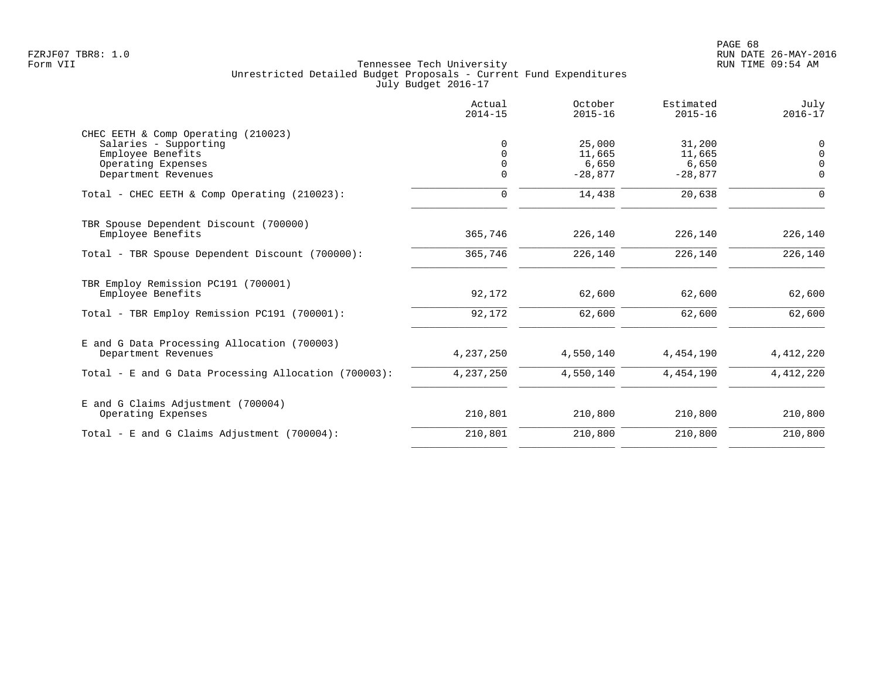Tennessee Tech University
Unrestricted Detailed Budget Proposals - Current Fund Expenditures
July Budget 2016-17

| | Actual 2014-15 | October 2015-16 | Estimated 2015-16 | July 2016-17 |
|---|---|---|---|---|
| CHEC EETH & Comp Operating (210023) | | | | |
| Salaries - Supporting | 0 | 25,000 | 31,200 | 0 |
| Employee Benefits | 0 | 11,665 | 11,665 | 0 |
| Operating Expenses | 0 | 6,650 | 6,650 | 0 |
| Department Revenues | 0 | -28,877 | -28,877 | 0 |
| Total - CHEC EETH & Comp Operating (210023): | 0 | 14,438 | 20,638 | 0 |
| TBR Spouse Dependent Discount (700000) | | | | |
| Employee Benefits | 365,746 | 226,140 | 226,140 | 226,140 |
| Total - TBR Spouse Dependent Discount (700000): | 365,746 | 226,140 | 226,140 | 226,140 |
| TBR Employ Remission PC191 (700001) | | | | |
| Employee Benefits | 92,172 | 62,600 | 62,600 | 62,600 |
| Total - TBR Employ Remission PC191 (700001): | 92,172 | 62,600 | 62,600 | 62,600 |
| E and G Data Processing Allocation (700003) | | | | |
| Department Revenues | 4,237,250 | 4,550,140 | 4,454,190 | 4,412,220 |
| Total - E and G Data Processing Allocation (700003): | 4,237,250 | 4,550,140 | 4,454,190 | 4,412,220 |
| E and G Claims Adjustment (700004) | | | | |
| Operating Expenses | 210,801 | 210,800 | 210,800 | 210,800 |
| Total - E and G Claims Adjustment (700004): | 210,801 | 210,800 | 210,800 | 210,800 |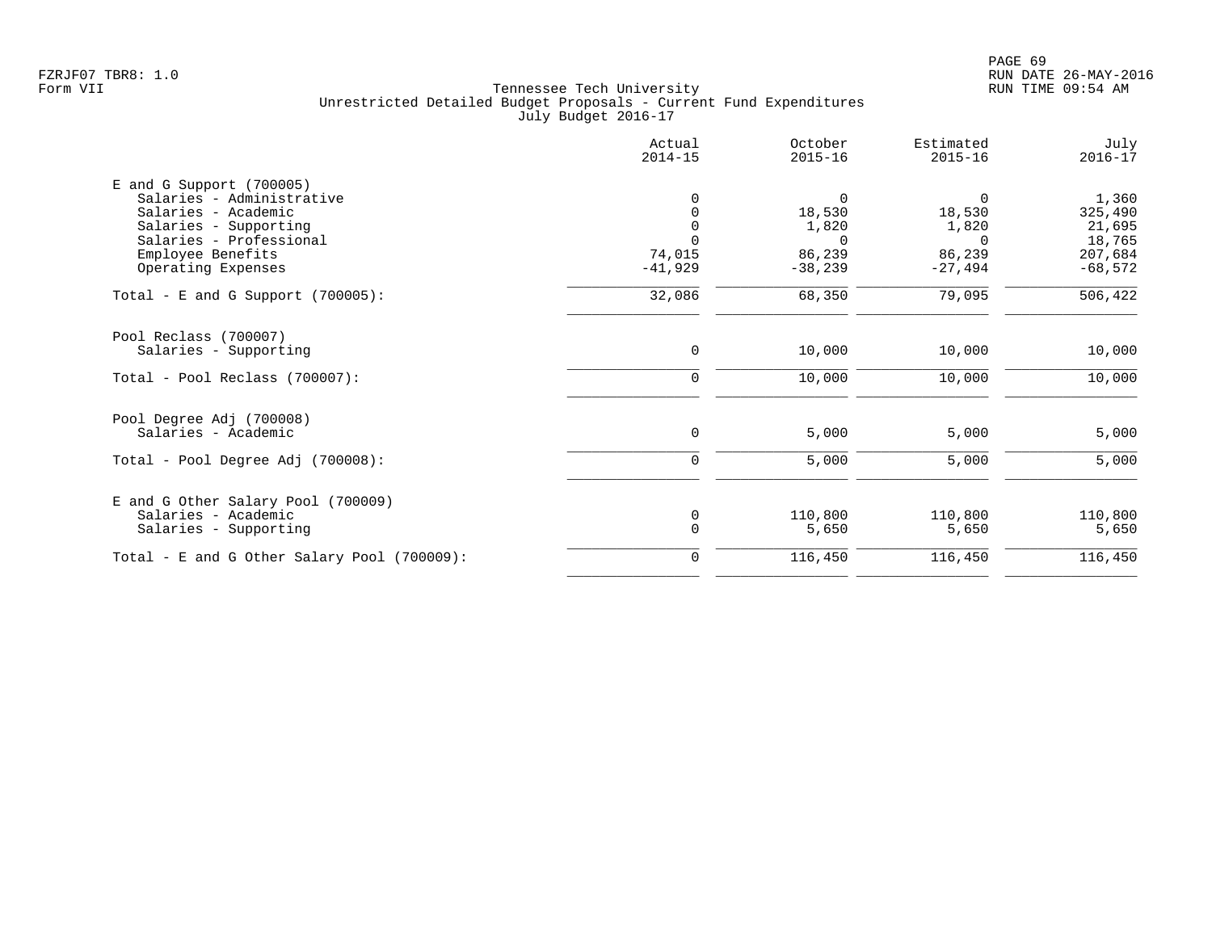Tennessee Tech University
Unrestricted Detailed Budget Proposals - Current Fund Expenditures
July Budget 2016-17

| | Actual 2014-15 | October 2015-16 | Estimated 2015-16 | July 2016-17 |
|---|---|---|---|---|
| E and G Support (700005) | | | | |
| Salaries - Administrative | 0 | 0 | 0 | 1,360 |
| Salaries - Academic | 0 | 18,530 | 18,530 | 325,490 |
| Salaries - Supporting | 0 | 1,820 | 1,820 | 21,695 |
| Salaries - Professional | 0 | 0 | 0 | 18,765 |
| Employee Benefits | 74,015 | 86,239 | 86,239 | 207,684 |
| Operating Expenses | -41,929 | -38,239 | -27,494 | -68,572 |
| Total - E and G Support (700005): | 32,086 | 68,350 | 79,095 | 506,422 |
| Pool Reclass (700007) | | | | |
| Salaries - Supporting | 0 | 10,000 | 10,000 | 10,000 |
| Total - Pool Reclass (700007): | 0 | 10,000 | 10,000 | 10,000 |
| Pool Degree Adj (700008) | | | | |
| Salaries - Academic | 0 | 5,000 | 5,000 | 5,000 |
| Total - Pool Degree Adj (700008): | 0 | 5,000 | 5,000 | 5,000 |
| E and G Other Salary Pool (700009) | | | | |
| Salaries - Academic | 0 | 110,800 | 110,800 | 110,800 |
| Salaries - Supporting | 0 | 5,650 | 5,650 | 5,650 |
| Total - E and G Other Salary Pool (700009): | 0 | 116,450 | 116,450 | 116,450 |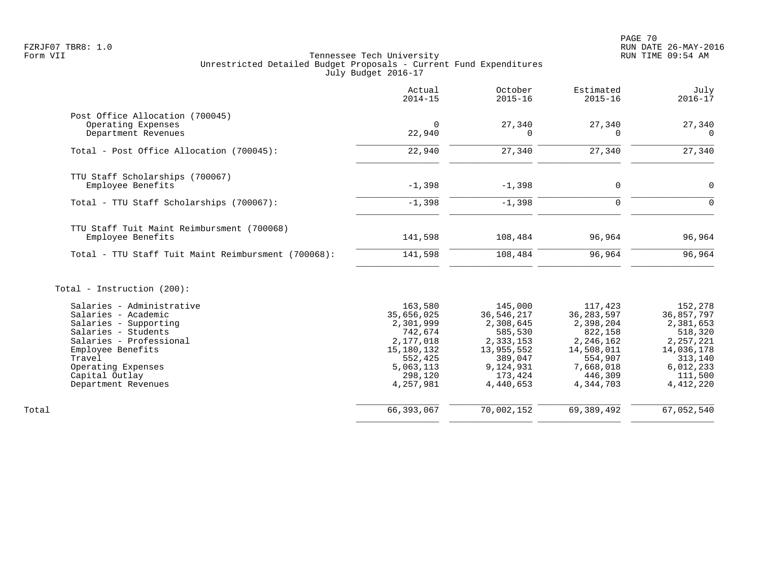Tennessee Tech University
Unrestricted Detailed Budget Proposals - Current Fund Expenditures
July Budget 2016-17

| | Actual 2014-15 | October 2015-16 | Estimated 2015-16 | July 2016-17 |
|---|---|---|---|---|
| **Post Office Allocation (700045)** | | | | |
| Operating Expenses | 0 | 27,340 | 27,340 | 27,340 |
| Department Revenues | 22,940 | 0 | 0 | 0 |
| Total - Post Office Allocation (700045): | 22,940 | 27,340 | 27,340 | 27,340 |
| **TTU Staff Scholarships (700067)** | | | | |
| Employee Benefits | -1,398 | -1,398 | 0 | 0 |
| Total - TTU Staff Scholarships (700067): | -1,398 | -1,398 | 0 | 0 |
| **TTU Staff Tuit Maint Reimbursment (700068)** | | | | |
| Employee Benefits | 141,598 | 108,484 | 96,964 | 96,964 |
| Total - TTU Staff Tuit Maint Reimbursment (700068): | 141,598 | 108,484 | 96,964 | 96,964 |
| **Total - Instruction (200):** | | | | |
| Salaries - Administrative | 163,580 | 145,000 | 117,423 | 152,278 |
| Salaries - Academic | 35,656,025 | 36,546,217 | 36,283,597 | 36,857,797 |
| Salaries - Supporting | 2,301,999 | 2,308,645 | 2,398,204 | 2,381,653 |
| Salaries - Students | 742,674 | 585,530 | 822,158 | 518,320 |
| Salaries - Professional | 2,177,018 | 2,333,153 | 2,246,162 | 2,257,221 |
| Employee Benefits | 15,180,132 | 13,955,552 | 14,508,011 | 14,036,178 |
| Travel | 552,425 | 389,047 | 554,907 | 313,140 |
| Operating Expenses | 5,063,113 | 9,124,931 | 7,668,018 | 6,012,233 |
| Capital Outlay | 298,120 | 173,424 | 446,309 | 111,500 |
| Department Revenues | 4,257,981 | 4,440,653 | 4,344,703 | 4,412,220 |
| **Total** | 66,393,067 | 70,002,152 | 69,389,492 | 67,052,540 |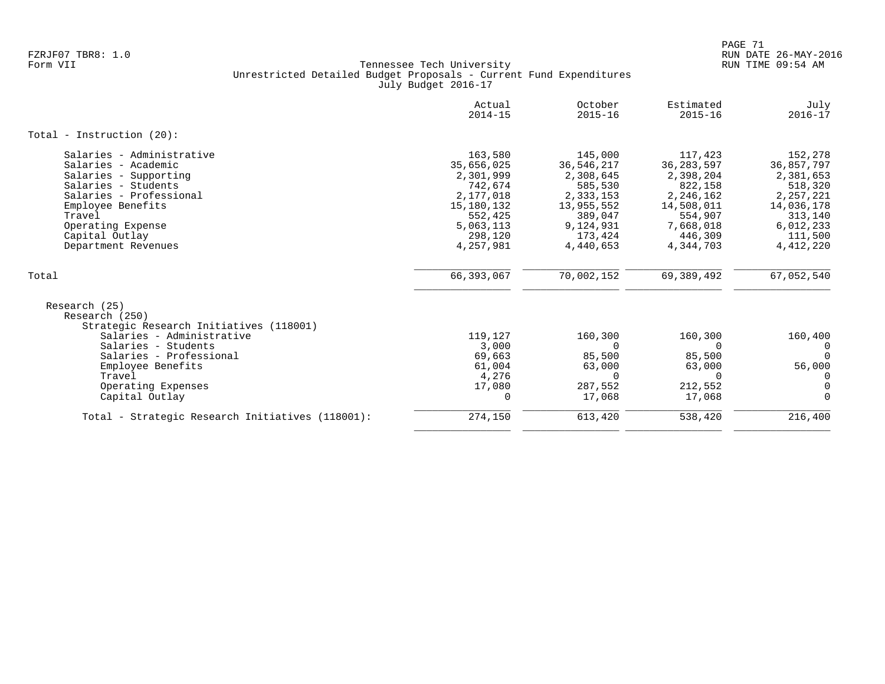FZRJF07 TBR8: 1.0
Form VII

Tennessee Tech University
Unrestricted Detailed Budget Proposals - Current Fund Expenditures
July Budget 2016-17

| | Actual 2014-15 | October 2015-16 | Estimated 2015-16 | July 2016-17 |
|---|---|---|---|---|
| **Total - Instruction (20):** | | | | |
| Salaries - Administrative | 163,580 | 145,000 | 117,423 | 152,278 |
| Salaries - Academic | 35,656,025 | 36,546,217 | 36,283,597 | 36,857,797 |
| Salaries - Supporting | 2,301,999 | 2,308,645 | 2,398,204 | 2,381,653 |
| Salaries - Students | 742,674 | 585,530 | 822,158 | 518,320 |
| Salaries - Professional | 2,177,018 | 2,333,153 | 2,246,162 | 2,257,221 |
| Employee Benefits | 15,180,132 | 13,955,552 | 14,508,011 | 14,036,178 |
| Travel | 552,425 | 389,047 | 554,907 | 313,140 |
| Operating Expense | 5,063,113 | 9,124,931 | 7,668,018 | 6,012,233 |
| Capital Outlay | 298,120 | 173,424 | 446,309 | 111,500 |
| Department Revenues | 4,257,981 | 4,440,653 | 4,344,703 | 4,412,220 |
| **Total** | 66,393,067 | 70,002,152 | 69,389,492 | 67,052,540 |
| Research (25) | | | | |
| Research (250) | | | | |
| Strategic Research Initiatives (118001) | | | | |
| Salaries - Administrative | 119,127 | 160,300 | 160,300 | 160,400 |
| Salaries - Students | 3,000 | 0 | 0 | 0 |
| Salaries - Professional | 69,663 | 85,500 | 85,500 | 0 |
| Employee Benefits | 61,004 | 63,000 | 63,000 | 56,000 |
| Travel | 4,276 | 0 | 0 | 0 |
| Operating Expenses | 17,080 | 287,552 | 212,552 | 0 |
| Capital Outlay | 0 | 17,068 | 17,068 | 0 |
| **Total - Strategic Research Initiatives (118001):** | 274,150 | 613,420 | 538,420 | 216,400 |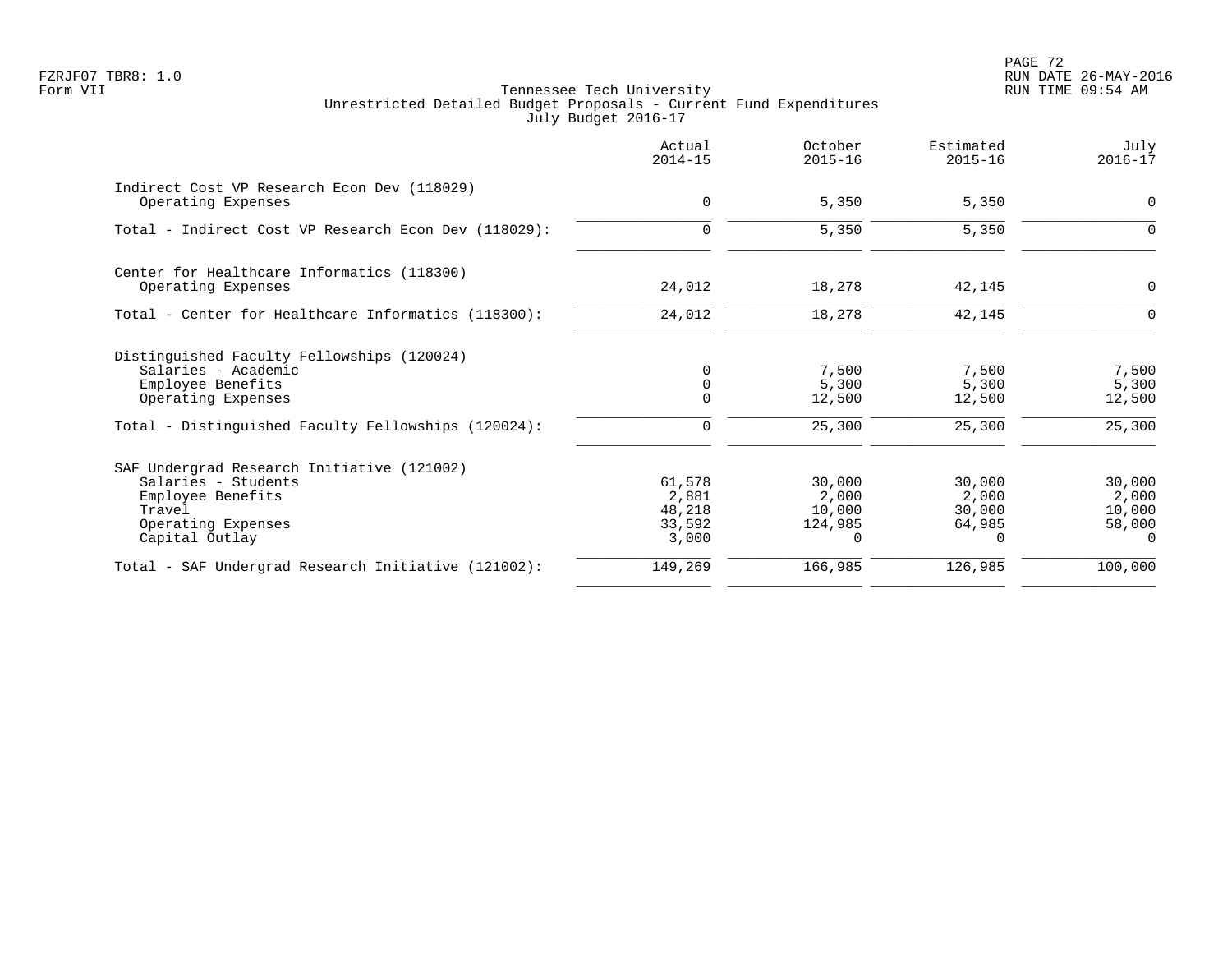Tennessee Tech University
Unrestricted Detailed Budget Proposals - Current Fund Expenditures
July Budget 2016-17

| | Actual 2014-15 | October 2015-16 | Estimated 2015-16 | July 2016-17 |
|---|---|---|---|---|
| **Indirect Cost VP Research Econ Dev (118029)** | | | | |
| Operating Expenses | 0 | 5,350 | 5,350 | 0 |
| Total - Indirect Cost VP Research Econ Dev (118029): | 0 | 5,350 | 5,350 | 0 |
| **Center for Healthcare Informatics (118300)** | | | | |
| Operating Expenses | 24,012 | 18,278 | 42,145 | 0 |
| Total - Center for Healthcare Informatics (118300): | 24,012 | 18,278 | 42,145 | 0 |
| **Distinguished Faculty Fellowships (120024)** | | | | |
| Salaries - Academic | 0 | 7,500 | 7,500 | 7,500 |
| Employee Benefits | 0 | 5,300 | 5,300 | 5,300 |
| Operating Expenses | 0 | 12,500 | 12,500 | 12,500 |
| Total - Distinguished Faculty Fellowships (120024): | 0 | 25,300 | 25,300 | 25,300 |
| **SAF Undergrad Research Initiative (121002)** | | | | |
| Salaries - Students | 61,578 | 30,000 | 30,000 | 30,000 |
| Employee Benefits | 2,881 | 2,000 | 2,000 | 2,000 |
| Travel | 48,218 | 10,000 | 30,000 | 10,000 |
| Operating Expenses | 33,592 | 124,985 | 64,985 | 58,000 |
| Capital Outlay | 3,000 | 0 | 0 | 0 |
| Total - SAF Undergrad Research Initiative (121002): | 149,269 | 166,985 | 126,985 | 100,000 |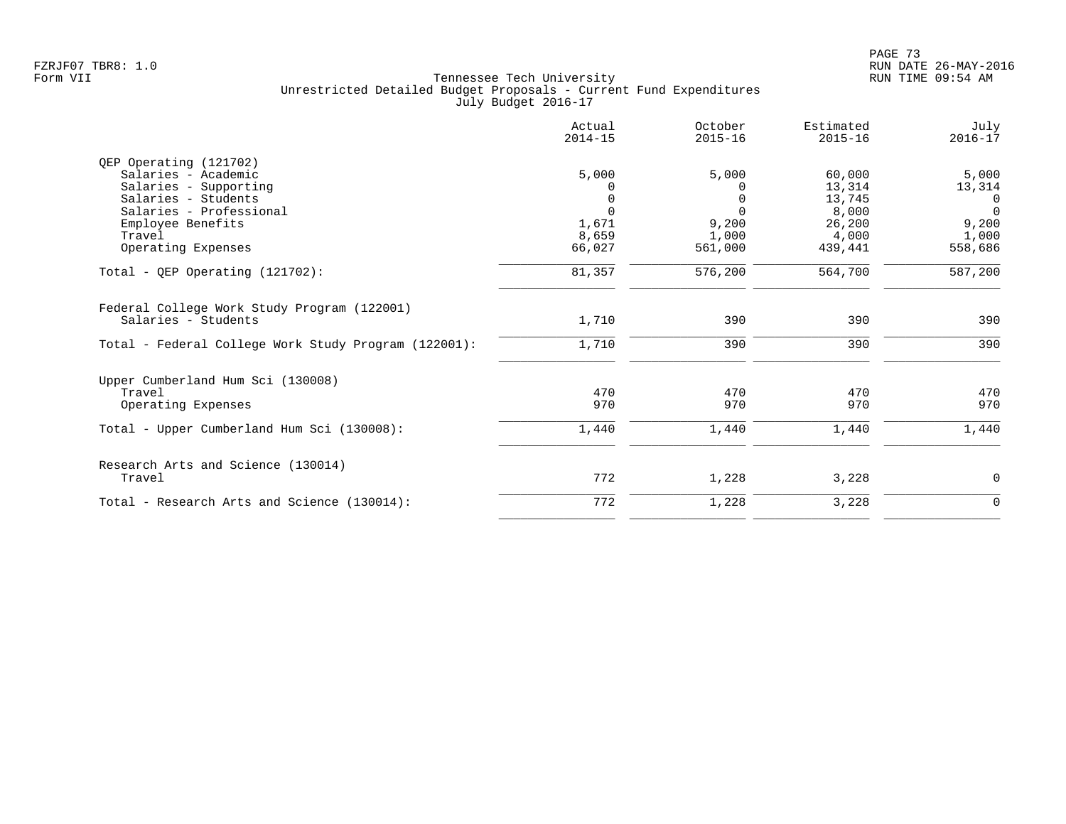Tennessee Tech University
Unrestricted Detailed Budget Proposals - Current Fund Expenditures
July Budget 2016-17

FZRJF07 TBR8: 1.0
Form VII

RUN DATE 26-MAY-2016
RUN TIME 09:54 AM

| | Actual 2014-15 | October 2015-16 | Estimated 2015-16 | July 2016-17 |
|---|---|---|---|---|
| **QEP Operating (121702)** | | | | |
| Salaries - Academic | 5,000 | 5,000 | 60,000 | 5,000 |
| Salaries - Supporting | 0 | 0 | 13,314 | 13,314 |
| Salaries - Students | 0 | 0 | 13,745 | 0 |
| Salaries - Professional | 0 | 0 | 8,000 | 0 |
| Employee Benefits | 1,671 | 9,200 | 26,200 | 9,200 |
| Travel | 8,659 | 1,000 | 4,000 | 1,000 |
| Operating Expenses | 66,027 | 561,000 | 439,441 | 558,686 |
| Total - QEP Operating (121702): | 81,357 | 576,200 | 564,700 | 587,200 |
| **Federal College Work Study Program (122001)** | | | | |
| Salaries - Students | 1,710 | 390 | 390 | 390 |
| Total - Federal College Work Study Program (122001): | 1,710 | 390 | 390 | 390 |
| **Upper Cumberland Hum Sci (130008)** | | | | |
| Travel | 470 | 470 | 470 | 470 |
| Operating Expenses | 970 | 970 | 970 | 970 |
| Total - Upper Cumberland Hum Sci (130008): | 1,440 | 1,440 | 1,440 | 1,440 |
| **Research Arts and Science (130014)** | | | | |
| Travel | 772 | 1,228 | 3,228 | 0 |
| Total - Research Arts and Science (130014): | 772 | 1,228 | 3,228 | 0 |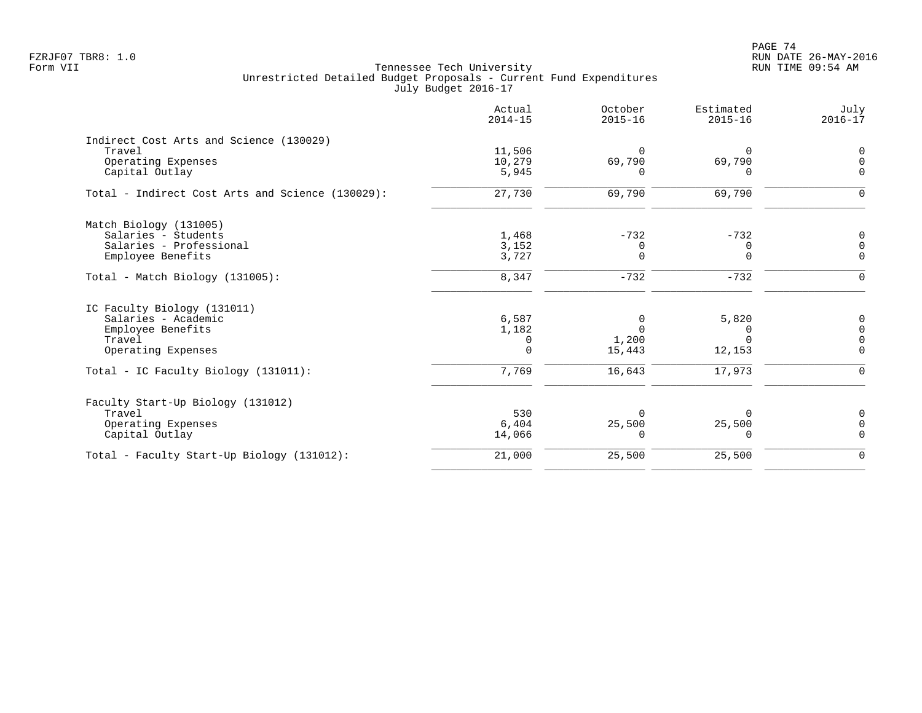FZRJF07 TBR8: 1.0
Form VII

RUN DATE 26-MAY-2016
RUN TIME 09:54 AM

Tennessee Tech University
Unrestricted Detailed Budget Proposals - Current Fund Expenditures
July Budget 2016-17

| | Actual 2014-15 | October 2015-16 | Estimated 2015-16 | July 2016-17 |
|---|---|---|---|---|
| **Indirect Cost Arts and Science (130029)** | | | | |
| Travel | 11,506 | 0 | 0 | 0 |
| Operating Expenses | 10,279 | 69,790 | 69,790 | 0 |
| Capital Outlay | 5,945 | 0 | 0 | 0 |
| Total - Indirect Cost Arts and Science (130029): | 27,730 | 69,790 | 69,790 | 0 |
| **Match Biology (131005)** | | | | |
| Salaries - Students | 1,468 | -732 | -732 | 0 |
| Salaries - Professional | 3,152 | 0 | 0 | 0 |
| Employee Benefits | 3,727 | 0 | 0 | 0 |
| Total - Match Biology (131005): | 8,347 | -732 | -732 | 0 |
| **IC Faculty Biology (131011)** | | | | |
| Salaries - Academic | 6,587 | 0 | 5,820 | 0 |
| Employee Benefits | 1,182 | 0 | 0 | 0 |
| Travel | 0 | 1,200 | 0 | 0 |
| Operating Expenses | 0 | 15,443 | 12,153 | 0 |
| Total - IC Faculty Biology (131011): | 7,769 | 16,643 | 17,973 | 0 |
| **Faculty Start-Up Biology (131012)** | | | | |
| Travel | 530 | 0 | 0 | 0 |
| Operating Expenses | 6,404 | 25,500 | 25,500 | 0 |
| Capital Outlay | 14,066 | 0 | 0 | 0 |
| Total - Faculty Start-Up Biology (131012): | 21,000 | 25,500 | 25,500 | 0 |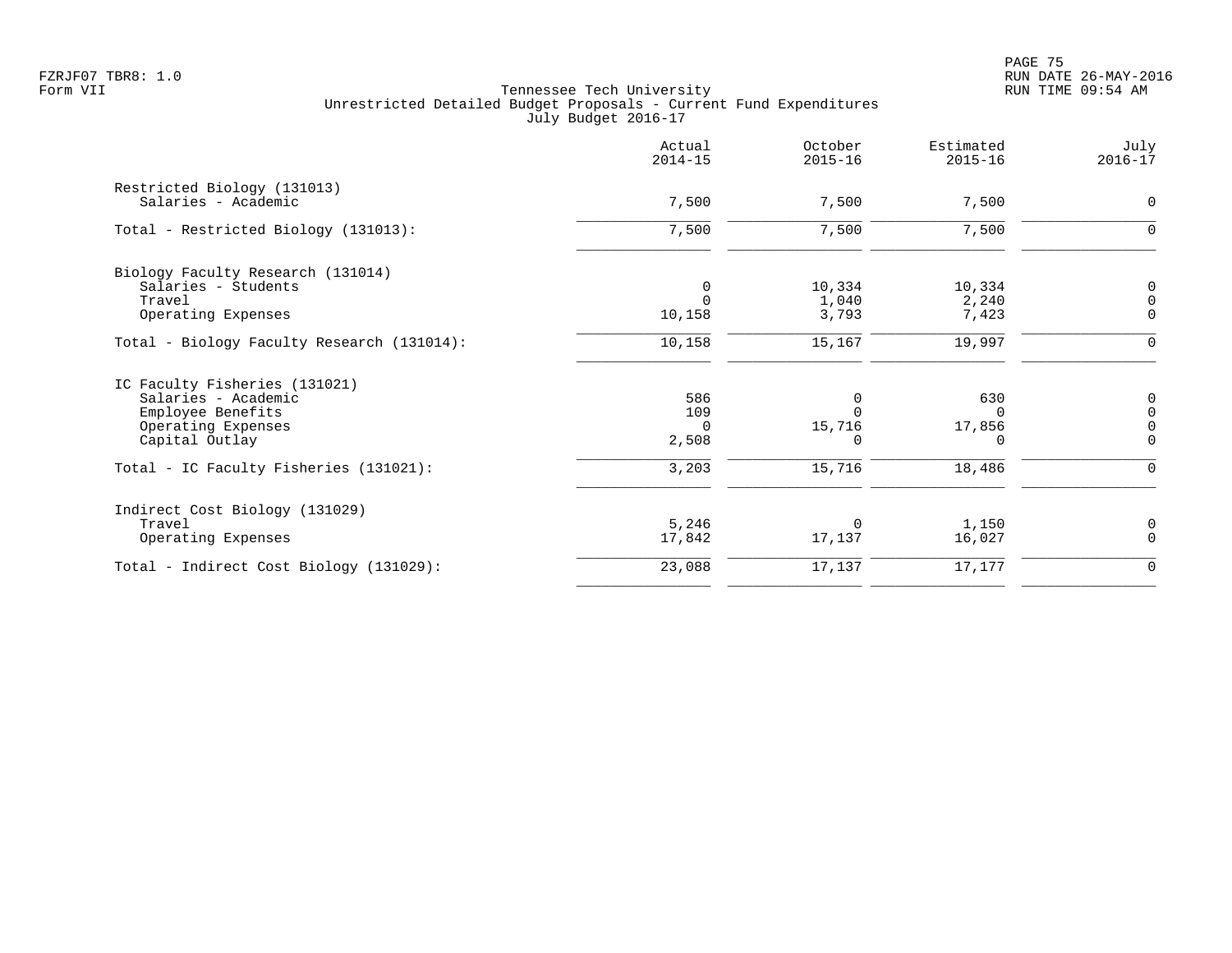Tennessee Tech University
Unrestricted Detailed Budget Proposals - Current Fund Expenditures
July Budget 2016-17

| | Actual 2014-15 | October 2015-16 | Estimated 2015-16 | July 2016-17 |
|---|---|---|---|---|
| Restricted Biology (131013) | | | | |
| Salaries - Academic | 7,500 | 7,500 | 7,500 | 0 |
| Total - Restricted Biology (131013): | 7,500 | 7,500 | 7,500 | 0 |
| Biology Faculty Research (131014) | | | | |
| Salaries - Students | 0 | 10,334 | 10,334 | 0 |
| Travel | 0 | 1,040 | 2,240 | 0 |
| Operating Expenses | 10,158 | 3,793 | 7,423 | 0 |
| Total - Biology Faculty Research (131014): | 10,158 | 15,167 | 19,997 | 0 |
| IC Faculty Fisheries (131021) | | | | |
| Salaries - Academic | 586 | 0 | 630 | 0 |
| Employee Benefits | 109 | 0 | 0 | 0 |
| Operating Expenses | 0 | 15,716 | 17,856 | 0 |
| Capital Outlay | 2,508 | 0 | 0 | 0 |
| Total - IC Faculty Fisheries (131021): | 3,203 | 15,716 | 18,486 | 0 |
| Indirect Cost Biology (131029) | | | | |
| Travel | 5,246 | 0 | 1,150 | 0 |
| Operating Expenses | 17,842 | 17,137 | 16,027 | 0 |
| Total - Indirect Cost Biology (131029): | 23,088 | 17,137 | 17,177 | 0 |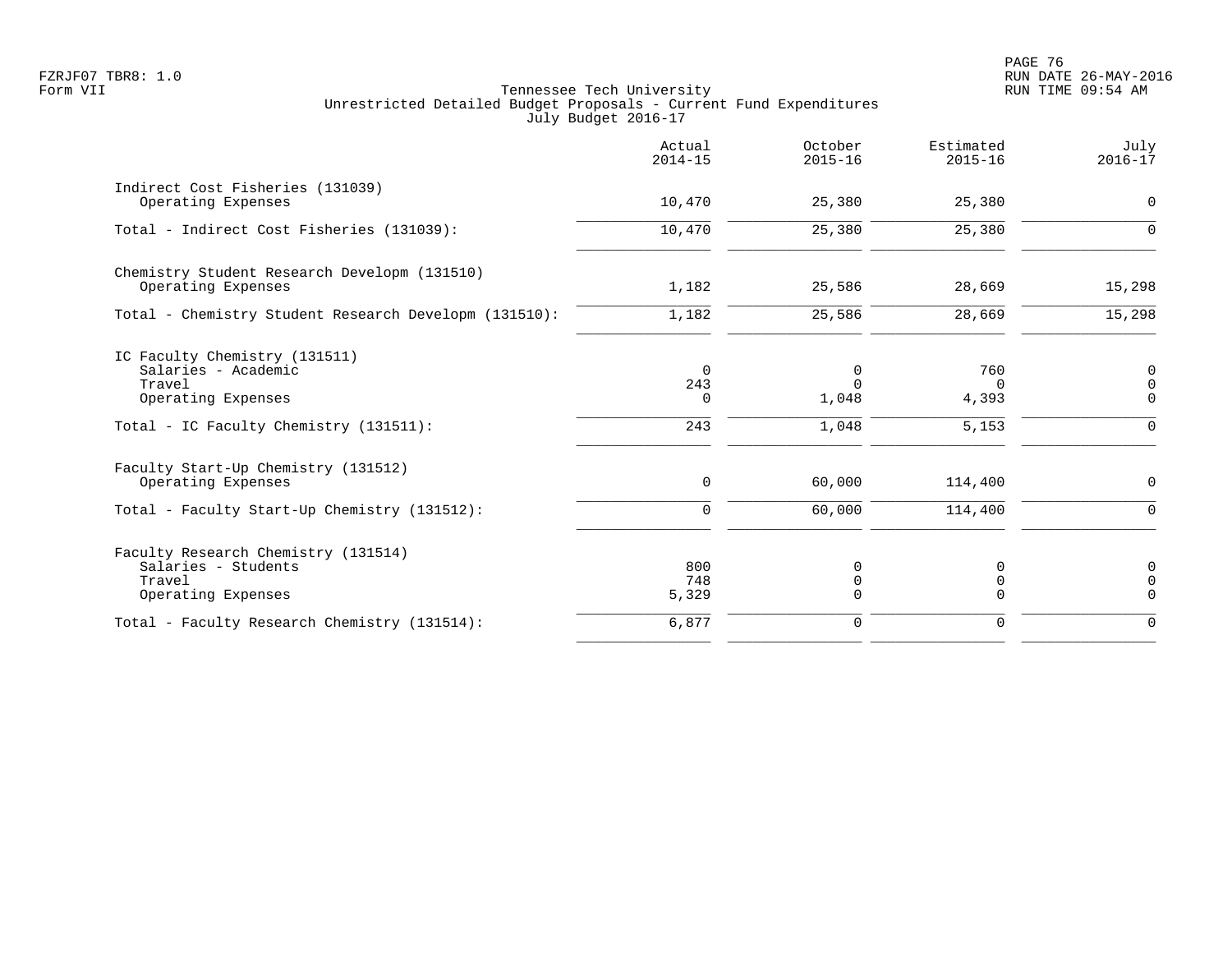Tennessee Tech University
Unrestricted Detailed Budget Proposals - Current Fund Expenditures
July Budget 2016-17

| | Actual 2014-15 | October 2015-16 | Estimated 2015-16 | July 2016-17 |
|---|---|---|---|---|
| Indirect Cost Fisheries (131039) | | | | |
| Operating Expenses | 10,470 | 25,380 | 25,380 | 0 |
| Total - Indirect Cost Fisheries (131039): | 10,470 | 25,380 | 25,380 | 0 |
| Chemistry Student Research Developm (131510) | | | | |
| Operating Expenses | 1,182 | 25,586 | 28,669 | 15,298 |
| Total - Chemistry Student Research Developm (131510): | 1,182 | 25,586 | 28,669 | 15,298 |
| IC Faculty Chemistry (131511) | | | | |
| Salaries - Academic | 0 | 0 | 760 | 0 |
| Travel | 243 | 0 | 0 | 0 |
| Operating Expenses | 0 | 1,048 | 4,393 | 0 |
| Total - IC Faculty Chemistry (131511): | 243 | 1,048 | 5,153 | 0 |
| Faculty Start-Up Chemistry (131512) | | | | |
| Operating Expenses | 0 | 60,000 | 114,400 | 0 |
| Total - Faculty Start-Up Chemistry (131512): | 0 | 60,000 | 114,400 | 0 |
| Faculty Research Chemistry (131514) | | | | |
| Salaries - Students | 800 | 0 | 0 | 0 |
| Travel | 748 | 0 | 0 | 0 |
| Operating Expenses | 5,329 | 0 | 0 | 0 |
| Total - Faculty Research Chemistry (131514): | 6,877 | 0 | 0 | 0 |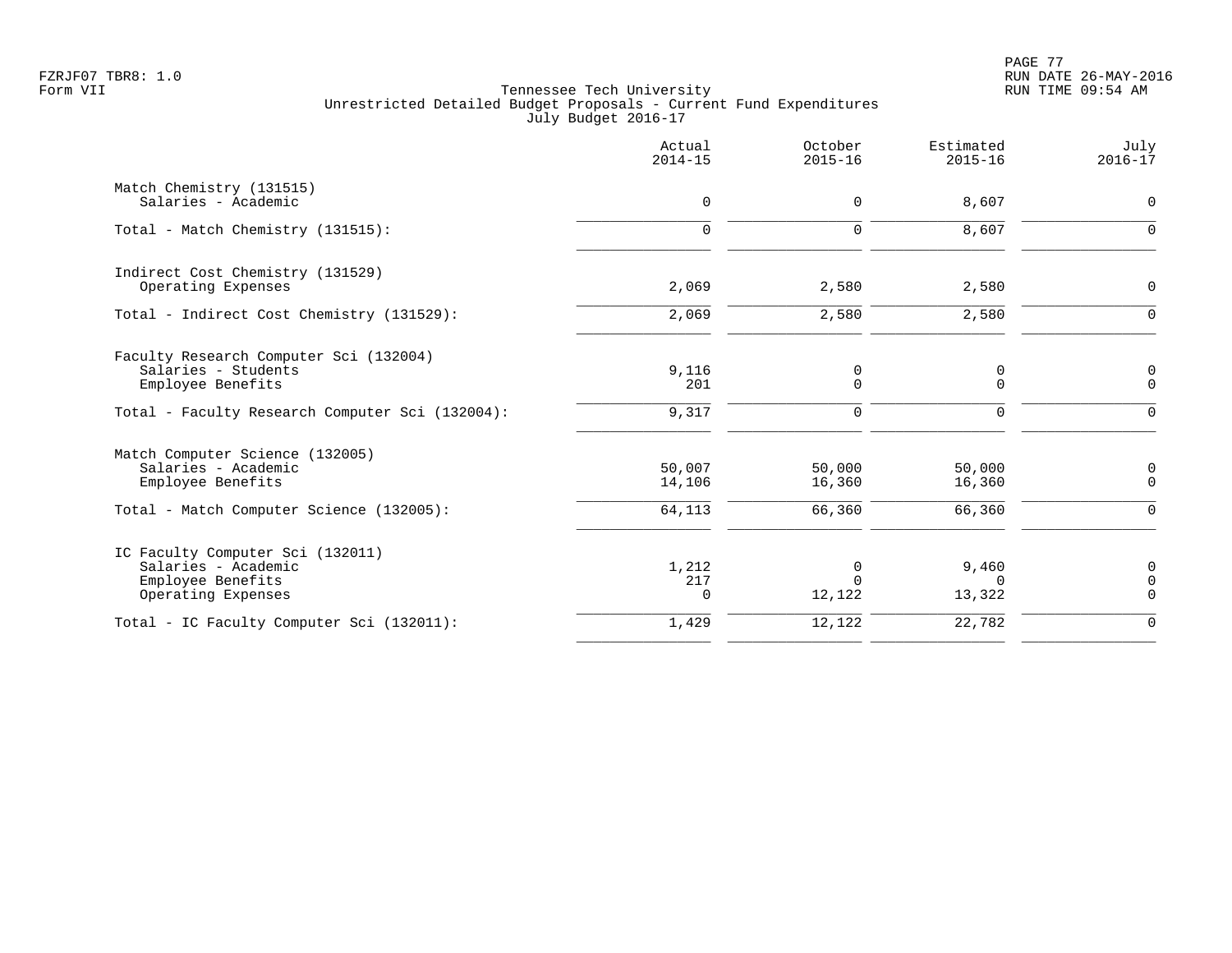Tennessee Tech University
Unrestricted Detailed Budget Proposals - Current Fund Expenditures
July Budget 2016-17

| | Actual 2014-15 | October 2015-16 | Estimated 2015-16 | July 2016-17 |
|---|---|---|---|---|
| **Match Chemistry (131515)** | | | | |
| Salaries - Academic | 0 | 0 | 8,607 | 0 |
| Total - Match Chemistry (131515): | 0 | 0 | 8,607 | 0 |
| **Indirect Cost Chemistry (131529)** | | | | |
| Operating Expenses | 2,069 | 2,580 | 2,580 | 0 |
| Total - Indirect Cost Chemistry (131529): | 2,069 | 2,580 | 2,580 | 0 |
| **Faculty Research Computer Sci (132004)** | | | | |
| Salaries - Students | 9,116 | 0 | 0 | 0 |
| Employee Benefits | 201 | 0 | 0 | 0 |
| Total - Faculty Research Computer Sci (132004): | 9,317 | 0 | 0 | 0 |
| **Match Computer Science (132005)** | | | | |
| Salaries - Academic | 50,007 | 50,000 | 50,000 | 0 |
| Employee Benefits | 14,106 | 16,360 | 16,360 | 0 |
| Total - Match Computer Science (132005): | 64,113 | 66,360 | 66,360 | 0 |
| **IC Faculty Computer Sci (132011)** | | | | |
| Salaries - Academic | 1,212 | 0 | 9,460 | 0 |
| Employee Benefits | 217 | 0 | 0 | 0 |
| Operating Expenses | 0 | 12,122 | 13,322 | 0 |
| Total - IC Faculty Computer Sci (132011): | 1,429 | 12,122 | 22,782 | 0 |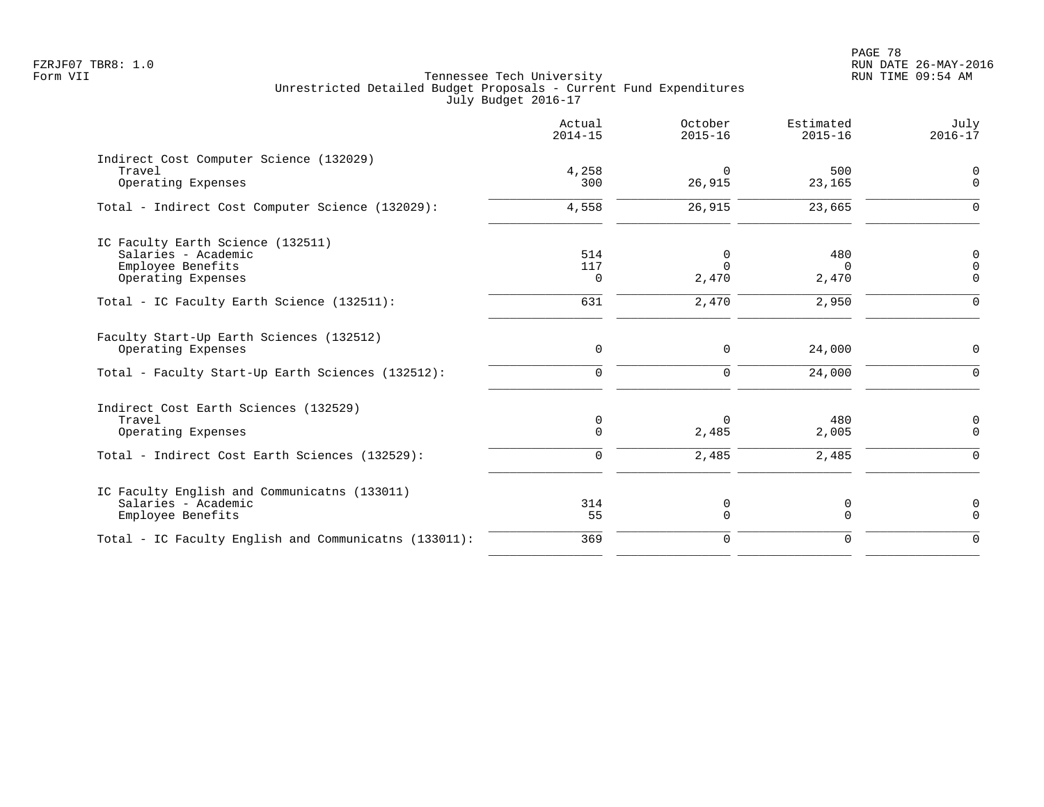Tennessee Tech University
Unrestricted Detailed Budget Proposals - Current Fund Expenditures
July Budget 2016-17

| | Actual 2014-15 | October 2015-16 | Estimated 2015-16 | July 2016-17 |
|---|---|---|---|---|
| **Indirect Cost Computer Science (132029)** | | | | |
| Travel | 4,258 | 0 | 500 | 0 |
| Operating Expenses | 300 | 26,915 | 23,165 | 0 |
| Total - Indirect Cost Computer Science (132029): | 4,558 | 26,915 | 23,665 | 0 |
| **IC Faculty Earth Science (132511)** | | | | |
| Salaries - Academic | 514 | 0 | 480 | 0 |
| Employee Benefits | 117 | 0 | 0 | 0 |
| Operating Expenses | 0 | 2,470 | 2,470 | 0 |
| Total - IC Faculty Earth Science (132511): | 631 | 2,470 | 2,950 | 0 |
| **Faculty Start-Up Earth Sciences (132512)** | | | | |
| Operating Expenses | 0 | 0 | 24,000 | 0 |
| Total - Faculty Start-Up Earth Sciences (132512): | 0 | 0 | 24,000 | 0 |
| **Indirect Cost Earth Sciences (132529)** | | | | |
| Travel | 0 | 0 | 480 | 0 |
| Operating Expenses | 0 | 2,485 | 2,005 | 0 |
| Total - Indirect Cost Earth Sciences (132529): | 0 | 2,485 | 2,485 | 0 |
| **IC Faculty English and Communicatns (133011)** | | | | |
| Salaries - Academic | 314 | 0 | 0 | 0 |
| Employee Benefits | 55 | 0 | 0 | 0 |
| Total - IC Faculty English and Communicatns (133011): | 369 | 0 | 0 | 0 |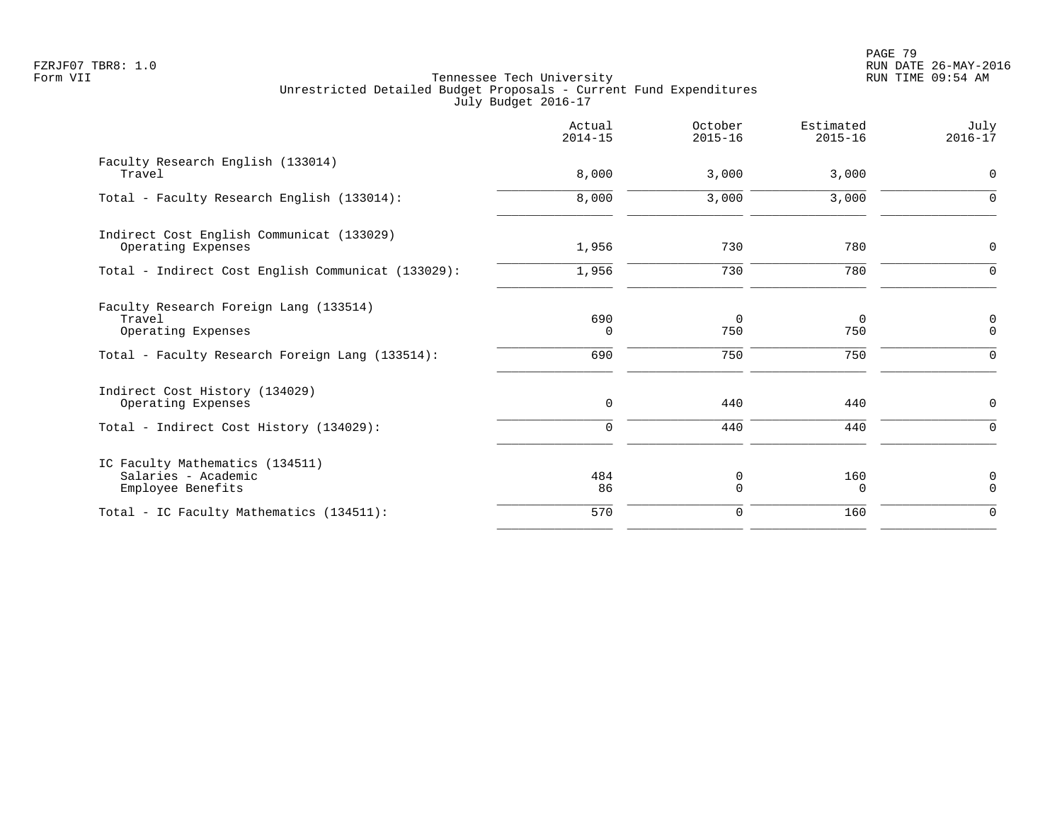Tennessee Tech University
Unrestricted Detailed Budget Proposals - Current Fund Expenditures
July Budget 2016-17

FZRJF07 TBR8: 1.0
Form VII

RUN DATE 26-MAY-2016
RUN TIME 09:54 AM

| | Actual 2014-15 | October 2015-16 | Estimated 2015-16 | July 2016-17 |
|---|---|---|---|---|
| **Faculty Research English (133014)** | | | | |
| Travel | 8,000 | 3,000 | 3,000 | 0 |
| Total - Faculty Research English (133014): | 8,000 | 3,000 | 3,000 | 0 |
| **Indirect Cost English Communicat (133029)** | | | | |
| Operating Expenses | 1,956 | 730 | 780 | 0 |
| Total - Indirect Cost English Communicat (133029): | 1,956 | 730 | 780 | 0 |
| **Faculty Research Foreign Lang (133514)** | | | | |
| Travel | 690 | 0 | 0 | 0 |
| Operating Expenses | 0 | 750 | 750 | 0 |
| Total - Faculty Research Foreign Lang (133514): | 690 | 750 | 750 | 0 |
| **Indirect Cost History (134029)** | | | | |
| Operating Expenses | 0 | 440 | 440 | 0 |
| Total - Indirect Cost History (134029): | 0 | 440 | 440 | 0 |
| **IC Faculty Mathematics (134511)** | | | | |
| Salaries - Academic | 484 | 0 | 160 | 0 |
| Employee Benefits | 86 | 0 | 0 | 0 |
| Total - IC Faculty Mathematics (134511): | 570 | 0 | 160 | 0 |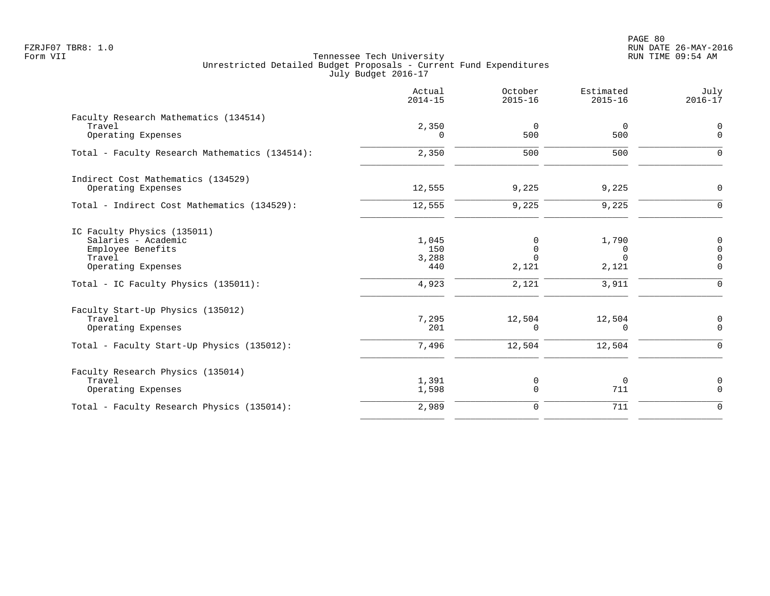Tennessee Tech University
Unrestricted Detailed Budget Proposals - Current Fund Expenditures
July Budget 2016-17

| | Actual 2014-15 | October 2015-16 | Estimated 2015-16 | July 2016-17 |
|---|---|---|---|---|
| **Faculty Research Mathematics (134514)** | | | | |
| Travel | 2,350 | 0 | 0 | 0 |
| Operating Expenses | 0 | 500 | 500 | 0 |
| Total - Faculty Research Mathematics (134514): | 2,350 | 500 | 500 | 0 |
| **Indirect Cost Mathematics (134529)** | | | | |
| Operating Expenses | 12,555 | 9,225 | 9,225 | 0 |
| Total - Indirect Cost Mathematics (134529): | 12,555 | 9,225 | 9,225 | 0 |
| **IC Faculty Physics (135011)** | | | | |
| Salaries - Academic | 1,045 | 0 | 1,790 | 0 |
| Employee Benefits | 150 | 0 | 0 | 0 |
| Travel | 3,288 | 0 | 0 | 0 |
| Operating Expenses | 440 | 2,121 | 2,121 | 0 |
| Total - IC Faculty Physics (135011): | 4,923 | 2,121 | 3,911 | 0 |
| **Faculty Start-Up Physics (135012)** | | | | |
| Travel | 7,295 | 12,504 | 12,504 | 0 |
| Operating Expenses | 201 | 0 | 0 | 0 |
| Total - Faculty Start-Up Physics (135012): | 7,496 | 12,504 | 12,504 | 0 |
| **Faculty Research Physics (135014)** | | | | |
| Travel | 1,391 | 0 | 0 | 0 |
| Operating Expenses | 1,598 | 0 | 711 | 0 |
| Total - Faculty Research Physics (135014): | 2,989 | 0 | 711 | 0 |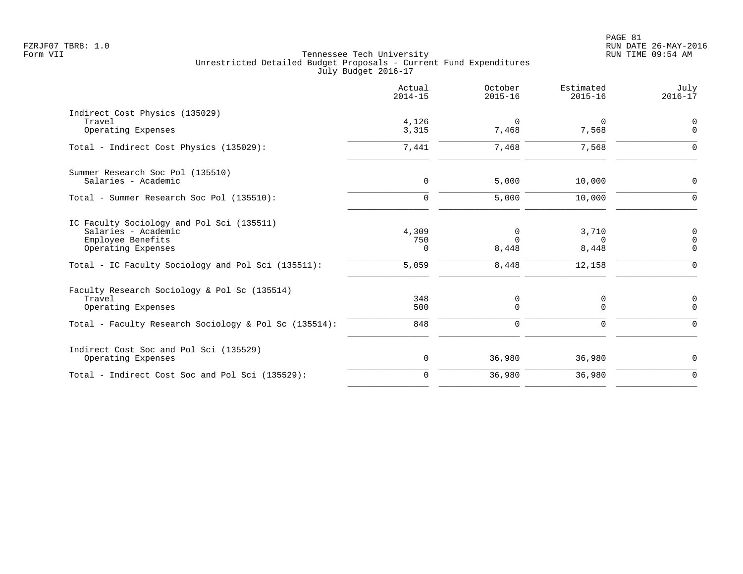FZRJF07 TBR8: 1.0
Form VII

Tennessee Tech University
Unrestricted Detailed Budget Proposals - Current Fund Expenditures
July Budget 2016-17

|  | Actual 2014-15 | October 2015-16 | Estimated 2015-16 | July 2016-17 |
|---|---|---|---|---|
| Indirect Cost Physics (135029) |  |  |  |  |
| Travel | 4,126 | 0 | 0 | 0 |
| Operating Expenses | 3,315 | 7,468 | 7,568 | 0 |
| Total - Indirect Cost Physics (135029): | 7,441 | 7,468 | 7,568 | 0 |
| Summer Research Soc Pol (135510) |  |  |  |  |
| Salaries - Academic | 0 | 5,000 | 10,000 | 0 |
| Total - Summer Research Soc Pol (135510): | 0 | 5,000 | 10,000 | 0 |
| IC Faculty Sociology and Pol Sci (135511) |  |  |  |  |
| Salaries - Academic | 4,309 | 0 | 3,710 | 0 |
| Employee Benefits | 750 | 0 | 0 | 0 |
| Operating Expenses | 0 | 8,448 | 8,448 | 0 |
| Total - IC Faculty Sociology and Pol Sci (135511): | 5,059 | 8,448 | 12,158 | 0 |
| Faculty Research Sociology & Pol Sc (135514) |  |  |  |  |
| Travel | 348 | 0 | 0 | 0 |
| Operating Expenses | 500 | 0 | 0 | 0 |
| Total - Faculty Research Sociology & Pol Sc (135514): | 848 | 0 | 0 | 0 |
| Indirect Cost Soc and Pol Sci (135529) |  |  |  |  |
| Operating Expenses | 0 | 36,980 | 36,980 | 0 |
| Total - Indirect Cost Soc and Pol Sci (135529): | 0 | 36,980 | 36,980 | 0 |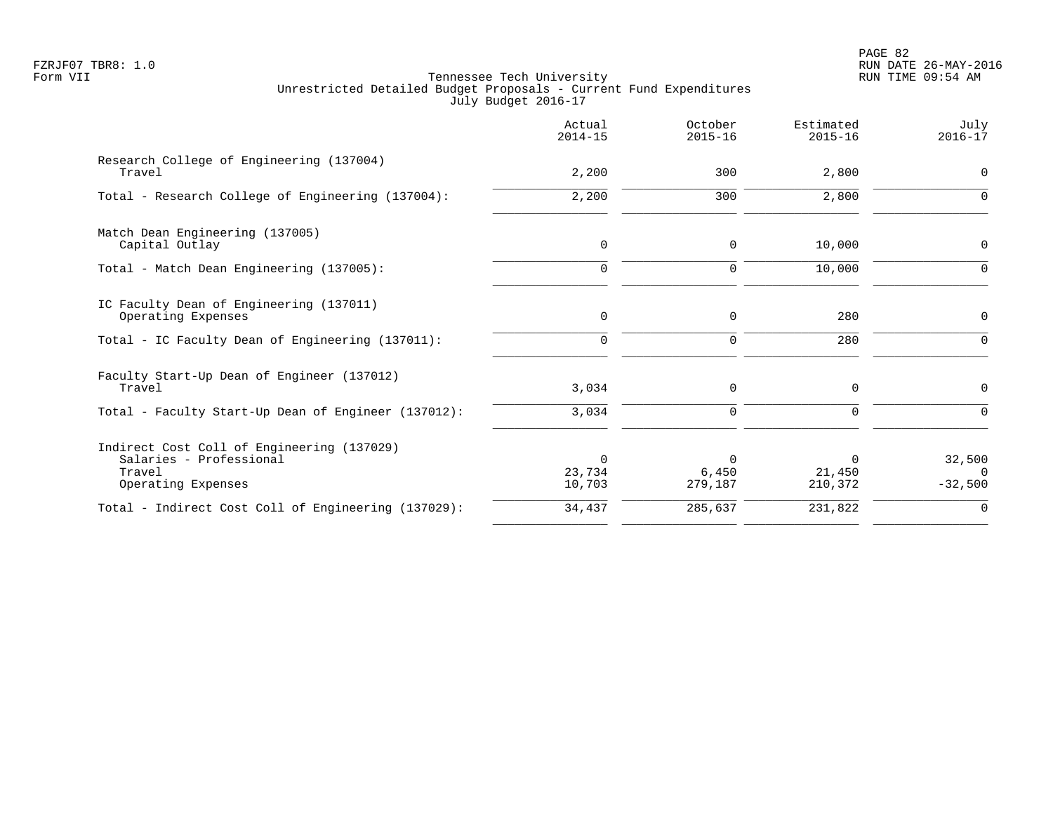Tennessee Tech University
Unrestricted Detailed Budget Proposals - Current Fund Expenditures
July Budget 2016-17

| | Actual 2014-15 | October 2015-16 | Estimated 2015-16 | July 2016-17 |
|---|---|---|---|---|
| Research College of Engineering (137004) | | | | |
| Travel | 2,200 | 300 | 2,800 | 0 |
| Total - Research College of Engineering (137004): | 2,200 | 300 | 2,800 | 0 |
| Match Dean Engineering (137005) | | | | |
| Capital Outlay | 0 | 0 | 10,000 | 0 |
| Total - Match Dean Engineering (137005): | 0 | 0 | 10,000 | 0 |
| IC Faculty Dean of Engineering (137011) | | | | |
| Operating Expenses | 0 | 0 | 280 | 0 |
| Total - IC Faculty Dean of Engineering (137011): | 0 | 0 | 280 | 0 |
| Faculty Start-Up Dean of Engineer (137012) | | | | |
| Travel | 3,034 | 0 | 0 | 0 |
| Total - Faculty Start-Up Dean of Engineer (137012): | 3,034 | 0 | 0 | 0 |
| Indirect Cost Coll of Engineering (137029) | | | | |
| Salaries - Professional | 0 | 0 | 0 | 32,500 |
| Travel | 23,734 | 6,450 | 21,450 | 0 |
| Operating Expenses | 10,703 | 279,187 | 210,372 | -32,500 |
| Total - Indirect Cost Coll of Engineering (137029): | 34,437 | 285,637 | 231,822 | 0 |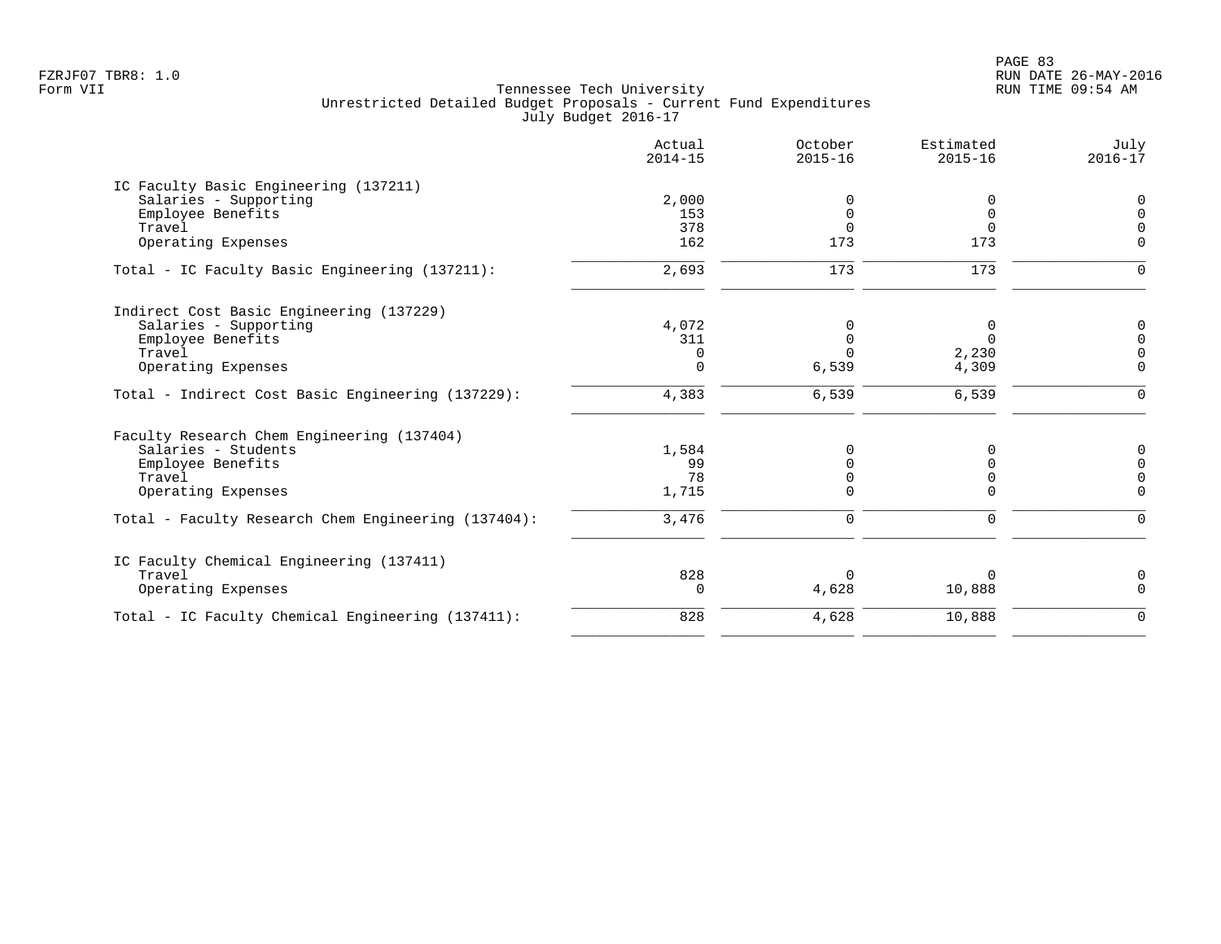Tennessee Tech University
Unrestricted Detailed Budget Proposals - Current Fund Expenditures
July Budget 2016-17

Form VII

| | Actual 2014-15 | October 2015-16 | Estimated 2015-16 | July 2016-17 |
|---|---|---|---|---|
| **IC Faculty Basic Engineering (137211)** | | | | |
| Salaries - Supporting | 2,000 | 0 | 0 | 0 |
| Employee Benefits | 153 | 0 | 0 | 0 |
| Travel | 378 | 0 | 0 | 0 |
| Operating Expenses | 162 | 173 | 173 | 0 |
| Total - IC Faculty Basic Engineering (137211): | 2,693 | 173 | 173 | 0 |
| **Indirect Cost Basic Engineering (137229)** | | | | |
| Salaries - Supporting | 4,072 | 0 | 0 | 0 |
| Employee Benefits | 311 | 0 | 0 | 0 |
| Travel | 0 | 0 | 2,230 | 0 |
| Operating Expenses | 0 | 6,539 | 4,309 | 0 |
| Total - Indirect Cost Basic Engineering (137229): | 4,383 | 6,539 | 6,539 | 0 |
| **Faculty Research Chem Engineering (137404)** | | | | |
| Salaries - Students | 1,584 | 0 | 0 | 0 |
| Employee Benefits | 99 | 0 | 0 | 0 |
| Travel | 78 | 0 | 0 | 0 |
| Operating Expenses | 1,715 | 0 | 0 | 0 |
| Total - Faculty Research Chem Engineering (137404): | 3,476 | 0 | 0 | 0 |
| **IC Faculty Chemical Engineering (137411)** | | | | |
| Travel | 828 | 0 | 0 | 0 |
| Operating Expenses | 0 | 4,628 | 10,888 | 0 |
| Total - IC Faculty Chemical Engineering (137411): | 828 | 4,628 | 10,888 | 0 |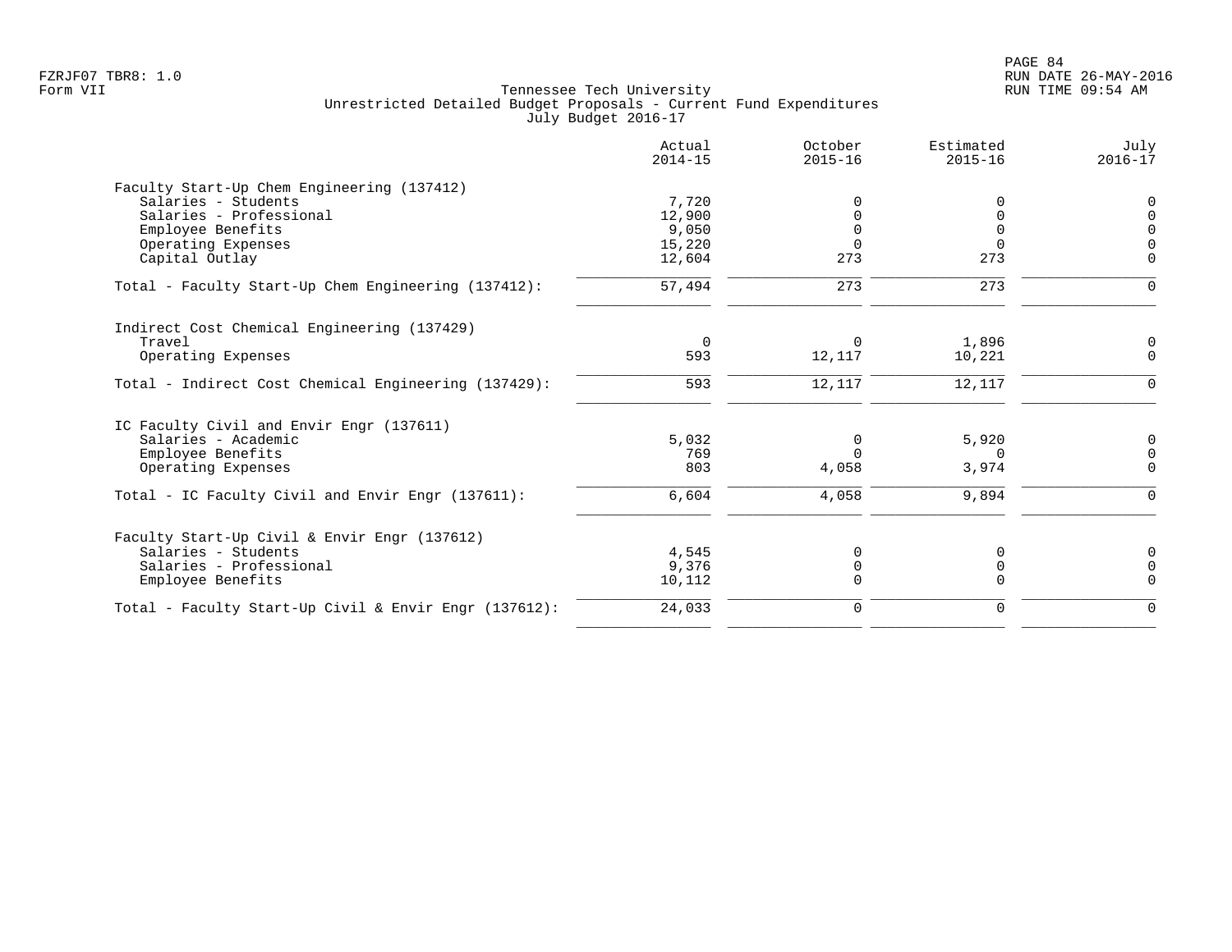Tennessee Tech University
Unrestricted Detailed Budget Proposals - Current Fund Expenditures
July Budget 2016-17

| | Actual 2014-15 | October 2015-16 | Estimated 2015-16 | July 2016-17 |
|---|---|---|---|---|
| **Faculty Start-Up Chem Engineering (137412)** | | | | |
| Salaries - Students | 7,720 | 0 | 0 | 0 |
| Salaries - Professional | 12,900 | 0 | 0 | 0 |
| Employee Benefits | 9,050 | 0 | 0 | 0 |
| Operating Expenses | 15,220 | 0 | 0 | 0 |
| Capital Outlay | 12,604 | 273 | 273 | 0 |
| Total - Faculty Start-Up Chem Engineering (137412): | 57,494 | 273 | 273 | 0 |
| **Indirect Cost Chemical Engineering (137429)** | | | | |
| Travel | 0 | 0 | 1,896 | 0 |
| Operating Expenses | 593 | 12,117 | 10,221 | 0 |
| Total - Indirect Cost Chemical Engineering (137429): | 593 | 12,117 | 12,117 | 0 |
| **IC Faculty Civil and Envir Engr (137611)** | | | | |
| Salaries - Academic | 5,032 | 0 | 5,920 | 0 |
| Employee Benefits | 769 | 0 | 0 | 0 |
| Operating Expenses | 803 | 4,058 | 3,974 | 0 |
| Total - IC Faculty Civil and Envir Engr (137611): | 6,604 | 4,058 | 9,894 | 0 |
| **Faculty Start-Up Civil & Envir Engr (137612)** | | | | |
| Salaries - Students | 4,545 | 0 | 0 | 0 |
| Salaries - Professional | 9,376 | 0 | 0 | 0 |
| Employee Benefits | 10,112 | 0 | 0 | 0 |
| Total - Faculty Start-Up Civil & Envir Engr (137612): | 24,033 | 0 | 0 | 0 |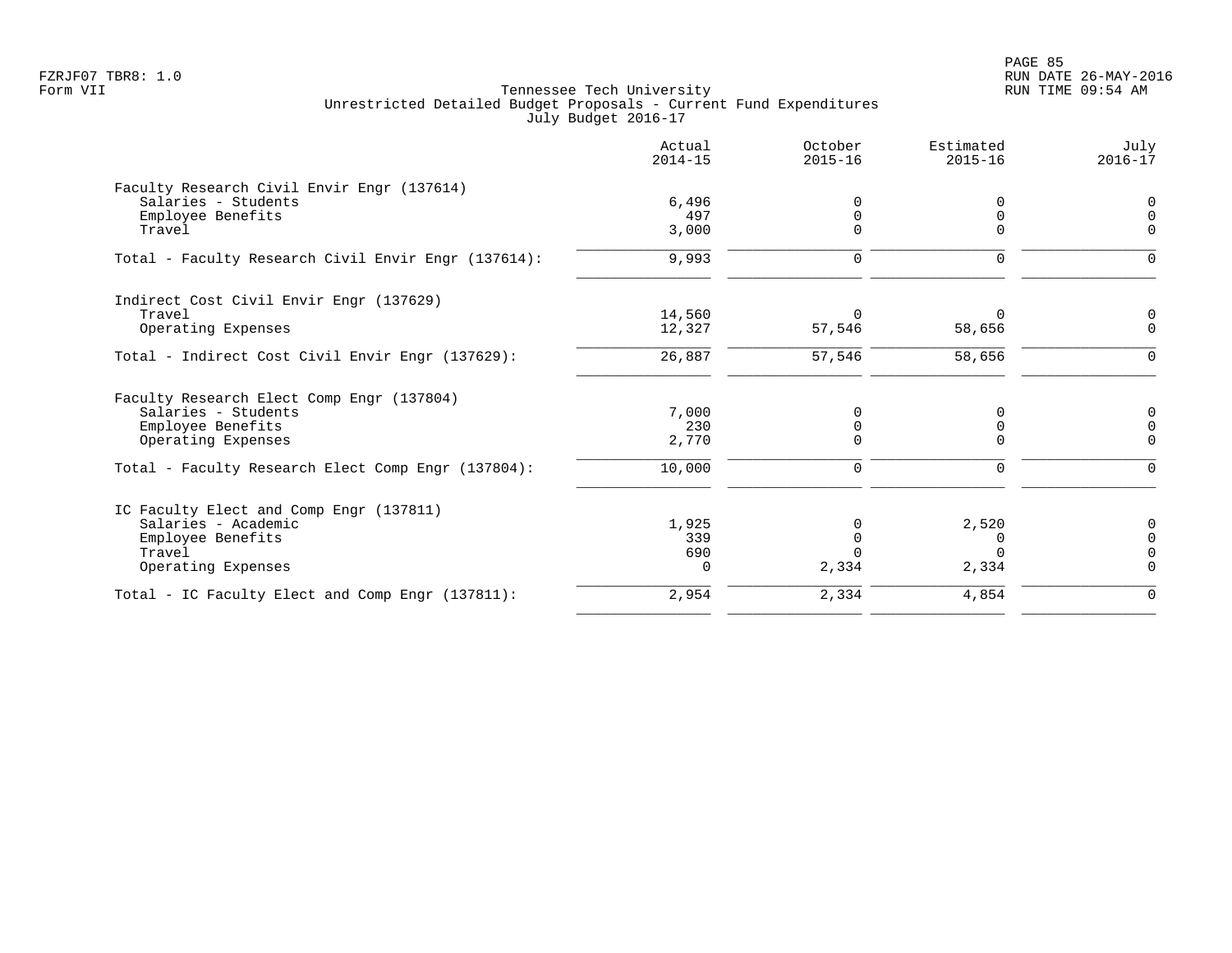FZRJF07 TBR8: 1.0
Form VII

Tennessee Tech University
Unrestricted Detailed Budget Proposals - Current Fund Expenditures
July Budget 2016-17

RUN DATE 26-MAY-2016
RUN TIME 09:54 AM

| | Actual 2014-15 | October 2015-16 | Estimated 2015-16 | July 2016-17 |
|---|---|---|---|---|
| **Faculty Research Civil Envir Engr (137614)** | | | | |
| Salaries - Students | 6,496 | 0 | 0 | 0 |
| Employee Benefits | 497 | 0 | 0 | 0 |
| Travel | 3,000 | 0 | 0 | 0 |
| Total - Faculty Research Civil Envir Engr (137614): | 9,993 | 0 | 0 | 0 |
| **Indirect Cost Civil Envir Engr (137629)** | | | | |
| Travel | 14,560 | 0 | 0 | 0 |
| Operating Expenses | 12,327 | 57,546 | 58,656 | 0 |
| Total - Indirect Cost Civil Envir Engr (137629): | 26,887 | 57,546 | 58,656 | 0 |
| **Faculty Research Elect Comp Engr (137804)** | | | | |
| Salaries - Students | 7,000 | 0 | 0 | 0 |
| Employee Benefits | 230 | 0 | 0 | 0 |
| Operating Expenses | 2,770 | 0 | 0 | 0 |
| Total - Faculty Research Elect Comp Engr (137804): | 10,000 | 0 | 0 | 0 |
| **IC Faculty Elect and Comp Engr (137811)** | | | | |
| Salaries - Academic | 1,925 | 0 | 2,520 | 0 |
| Employee Benefits | 339 | 0 | 0 | 0 |
| Travel | 690 | 0 | 0 | 0 |
| Operating Expenses | 0 | 2,334 | 2,334 | 0 |
| Total - IC Faculty Elect and Comp Engr (137811): | 2,954 | 2,334 | 4,854 | 0 |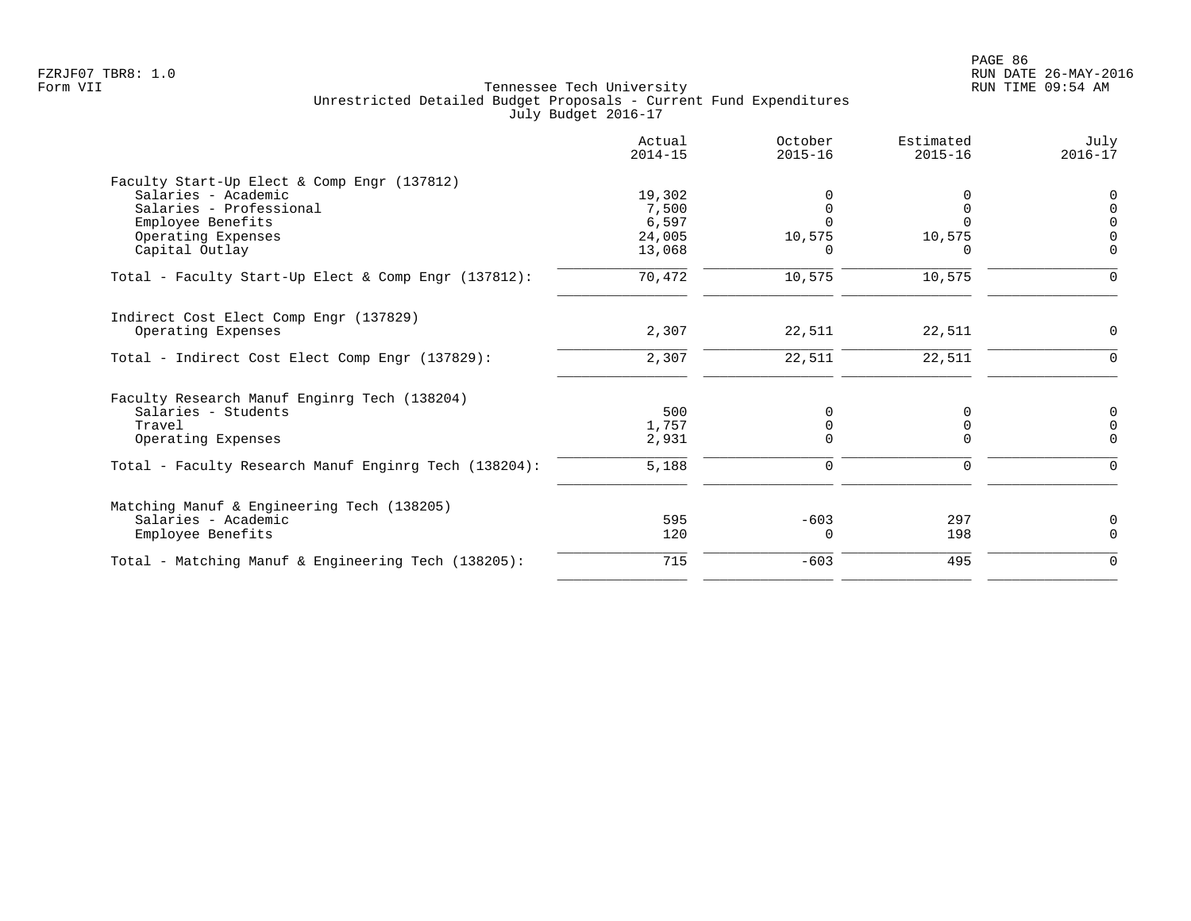Tennessee Tech University
Unrestricted Detailed Budget Proposals - Current Fund Expenditures
July Budget 2016-17

| | Actual 2014-15 | October 2015-16 | Estimated 2015-16 | July 2016-17 |
|---|---|---|---|---|
| **Faculty Start-Up Elect & Comp Engr (137812)** | | | | |
| Salaries - Academic | 19,302 | 0 | 0 | 0 |
| Salaries - Professional | 7,500 | 0 | 0 | 0 |
| Employee Benefits | 6,597 | 0 | 0 | 0 |
| Operating Expenses | 24,005 | 10,575 | 10,575 | 0 |
| Capital Outlay | 13,068 | 0 | 0 | 0 |
| Total - Faculty Start-Up Elect & Comp Engr (137812): | 70,472 | 10,575 | 10,575 | 0 |
| **Indirect Cost Elect Comp Engr (137829)** | | | | |
| Operating Expenses | 2,307 | 22,511 | 22,511 | 0 |
| Total - Indirect Cost Elect Comp Engr (137829): | 2,307 | 22,511 | 22,511 | 0 |
| **Faculty Research Manuf Enginrg Tech (138204)** | | | | |
| Salaries - Students | 500 | 0 | 0 | 0 |
| Travel | 1,757 | 0 | 0 | 0 |
| Operating Expenses | 2,931 | 0 | 0 | 0 |
| Total - Faculty Research Manuf Enginrg Tech (138204): | 5,188 | 0 | 0 | 0 |
| **Matching Manuf & Engineering Tech (138205)** | | | | |
| Salaries - Academic | 595 | -603 | 297 | 0 |
| Employee Benefits | 120 | 0 | 198 | 0 |
| Total - Matching Manuf & Engineering Tech (138205): | 715 | -603 | 495 | 0 |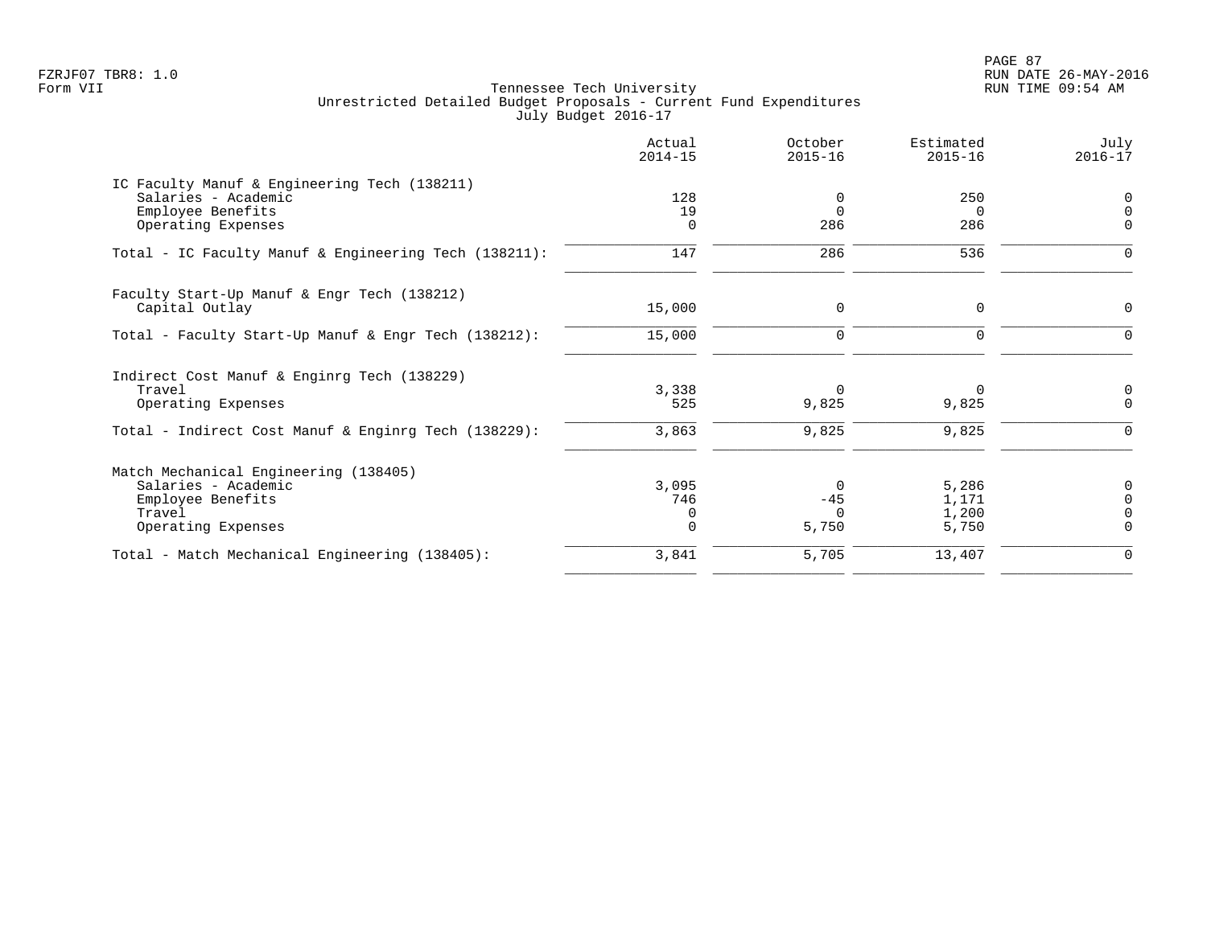Tennessee Tech University
Unrestricted Detailed Budget Proposals - Current Fund Expenditures
July Budget 2016-17

Form VII

| | Actual 2014-15 | October 2015-16 | Estimated 2015-16 | July 2016-17 |
|---|---|---|---|---|
| **IC Faculty Manuf & Engineering Tech (138211)** | | | | |
| Salaries - Academic | 128 | 0 | 250 | 0 |
| Employee Benefits | 19 | 0 | 0 | 0 |
| Operating Expenses | 0 | 286 | 286 | 0 |
| Total - IC Faculty Manuf & Engineering Tech (138211): | 147 | 286 | 536 | 0 |
| **Faculty Start-Up Manuf & Engr Tech (138212)** | | | | |
| Capital Outlay | 15,000 | 0 | 0 | 0 |
| Total - Faculty Start-Up Manuf & Engr Tech (138212): | 15,000 | 0 | 0 | 0 |
| **Indirect Cost Manuf & Enginrg Tech (138229)** | | | | |
| Travel | 3,338 | 0 | 0 | 0 |
| Operating Expenses | 525 | 9,825 | 9,825 | 0 |
| Total - Indirect Cost Manuf & Enginrg Tech (138229): | 3,863 | 9,825 | 9,825 | 0 |
| **Match Mechanical Engineering (138405)** | | | | |
| Salaries - Academic | 3,095 | 0 | 5,286 | 0 |
| Employee Benefits | 746 | -45 | 1,171 | 0 |
| Travel | 0 | 0 | 1,200 | 0 |
| Operating Expenses | 0 | 5,750 | 5,750 | 0 |
| Total - Match Mechanical Engineering (138405): | 3,841 | 5,705 | 13,407 | 0 |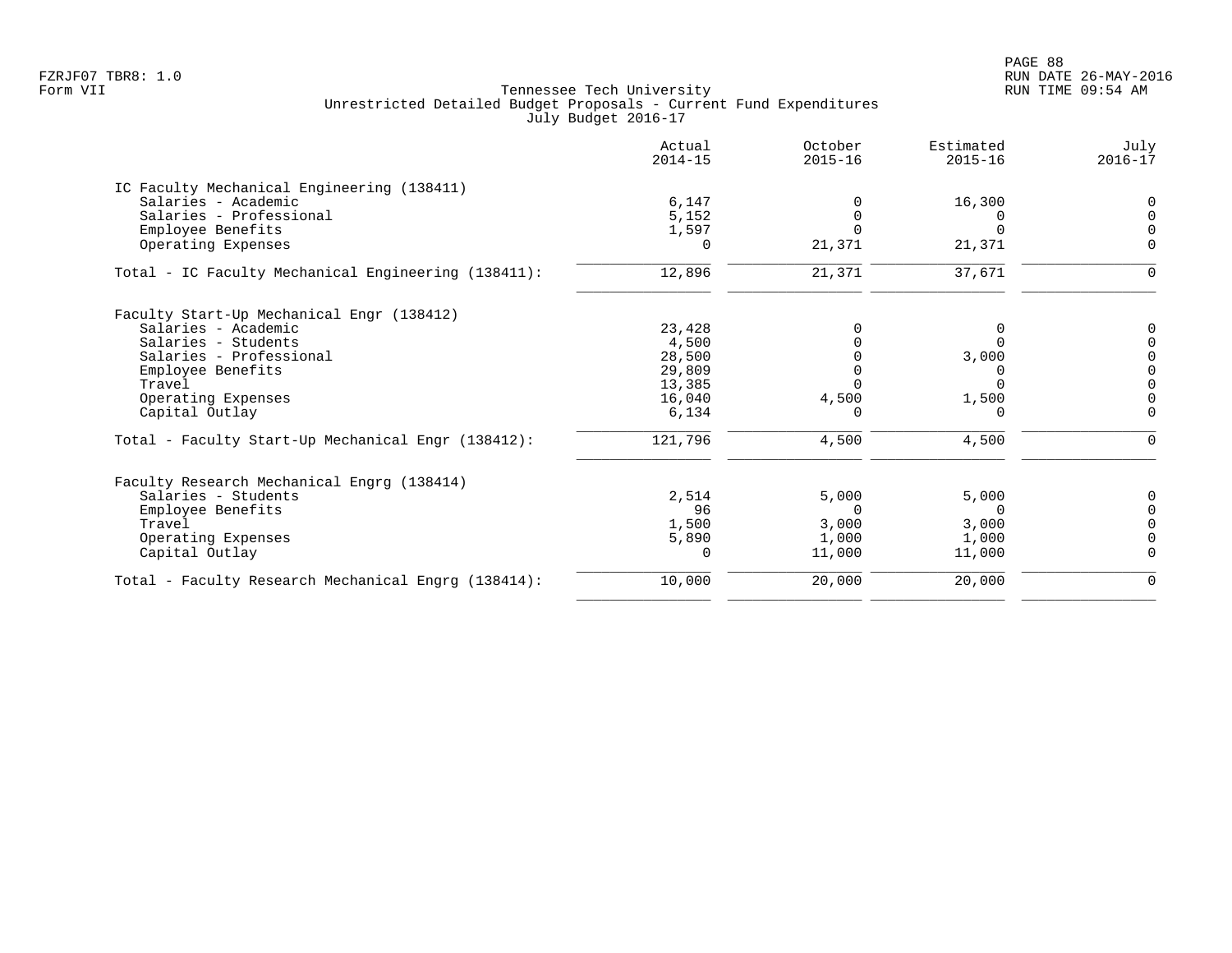Tennessee Tech University
Unrestricted Detailed Budget Proposals - Current Fund Expenditures
July Budget 2016-17

| | Actual 2014-15 | October 2015-16 | Estimated 2015-16 | July 2016-17 |
|---|---|---|---|---|
| **IC Faculty Mechanical Engineering (138411)** | | | | |
| Salaries - Academic | 6,147 | 0 | 16,300 | 0 |
| Salaries - Professional | 5,152 | 0 | 0 | 0 |
| Employee Benefits | 1,597 | 0 | 0 | 0 |
| Operating Expenses | 0 | 21,371 | 21,371 | 0 |
| Total - IC Faculty Mechanical Engineering (138411): | 12,896 | 21,371 | 37,671 | 0 |
| **Faculty Start-Up Mechanical Engr (138412)** | | | | |
| Salaries - Academic | 23,428 | 0 | 0 | 0 |
| Salaries - Students | 4,500 | 0 | 0 | 0 |
| Salaries - Professional | 28,500 | 0 | 3,000 | 0 |
| Employee Benefits | 29,809 | 0 | 0 | 0 |
| Travel | 13,385 | 0 | 0 | 0 |
| Operating Expenses | 16,040 | 4,500 | 1,500 | 0 |
| Capital Outlay | 6,134 | 0 | 0 | 0 |
| Total - Faculty Start-Up Mechanical Engr (138412): | 121,796 | 4,500 | 4,500 | 0 |
| **Faculty Research Mechanical Engrg (138414)** | | | | |
| Salaries - Students | 2,514 | 5,000 | 5,000 | 0 |
| Employee Benefits | 96 | 0 | 0 | 0 |
| Travel | 1,500 | 3,000 | 3,000 | 0 |
| Operating Expenses | 5,890 | 1,000 | 1,000 | 0 |
| Capital Outlay | 0 | 11,000 | 11,000 | 0 |
| Total - Faculty Research Mechanical Engrg (138414): | 10,000 | 20,000 | 20,000 | 0 |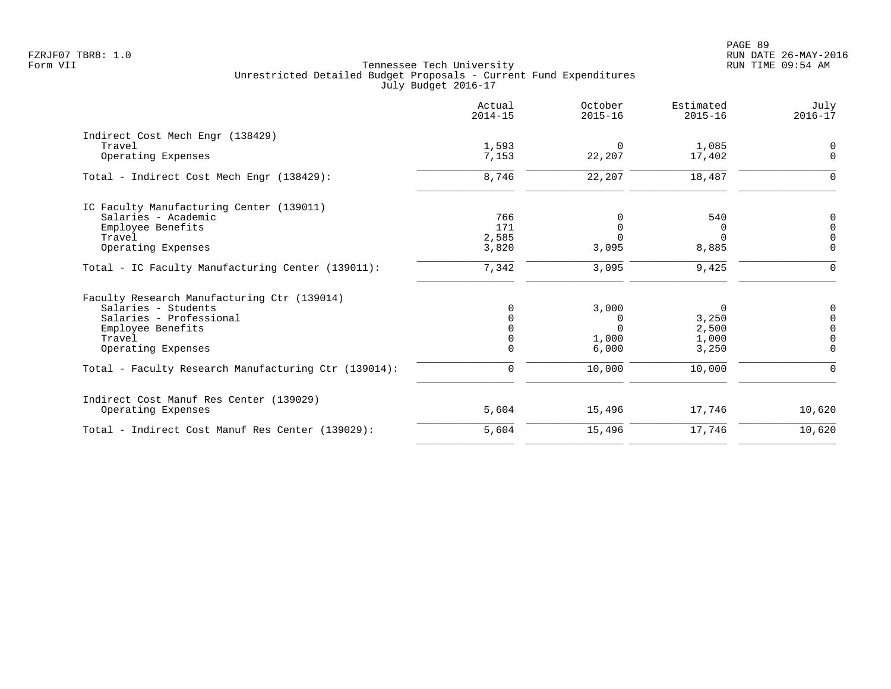FZRJF07 TBR8: 1.0
Form VII

Tennessee Tech University
Unrestricted Detailed Budget Proposals - Current Fund Expenditures
July Budget 2016-17

RUN DATE 26-MAY-2016
RUN TIME 09:54 AM

| | Actual 2014-15 | October 2015-16 | Estimated 2015-16 | July 2016-17 |
|---|---|---|---|---|
| Indirect Cost Mech Engr (138429) | | | | |
| Travel | 1,593 | 0 | 1,085 | 0 |
| Operating Expenses | 7,153 | 22,207 | 17,402 | 0 |
| Total - Indirect Cost Mech Engr (138429): | 8,746 | 22,207 | 18,487 | 0 |
| IC Faculty Manufacturing Center (139011) | | | | |
| Salaries - Academic | 766 | 0 | 540 | 0 |
| Employee Benefits | 171 | 0 | 0 | 0 |
| Travel | 2,585 | 0 | 0 | 0 |
| Operating Expenses | 3,820 | 3,095 | 8,885 | 0 |
| Total - IC Faculty Manufacturing Center (139011): | 7,342 | 3,095 | 9,425 | 0 |
| Faculty Research Manufacturing Ctr (139014) | | | | |
| Salaries - Students | 0 | 3,000 | 0 | 0 |
| Salaries - Professional | 0 | 0 | 3,250 | 0 |
| Employee Benefits | 0 | 0 | 2,500 | 0 |
| Travel | 0 | 1,000 | 1,000 | 0 |
| Operating Expenses | 0 | 6,000 | 3,250 | 0 |
| Total - Faculty Research Manufacturing Ctr (139014): | 0 | 10,000 | 10,000 | 0 |
| Indirect Cost Manuf Res Center (139029) | | | | |
| Operating Expenses | 5,604 | 15,496 | 17,746 | 10,620 |
| Total - Indirect Cost Manuf Res Center (139029): | 5,604 | 15,496 | 17,746 | 10,620 |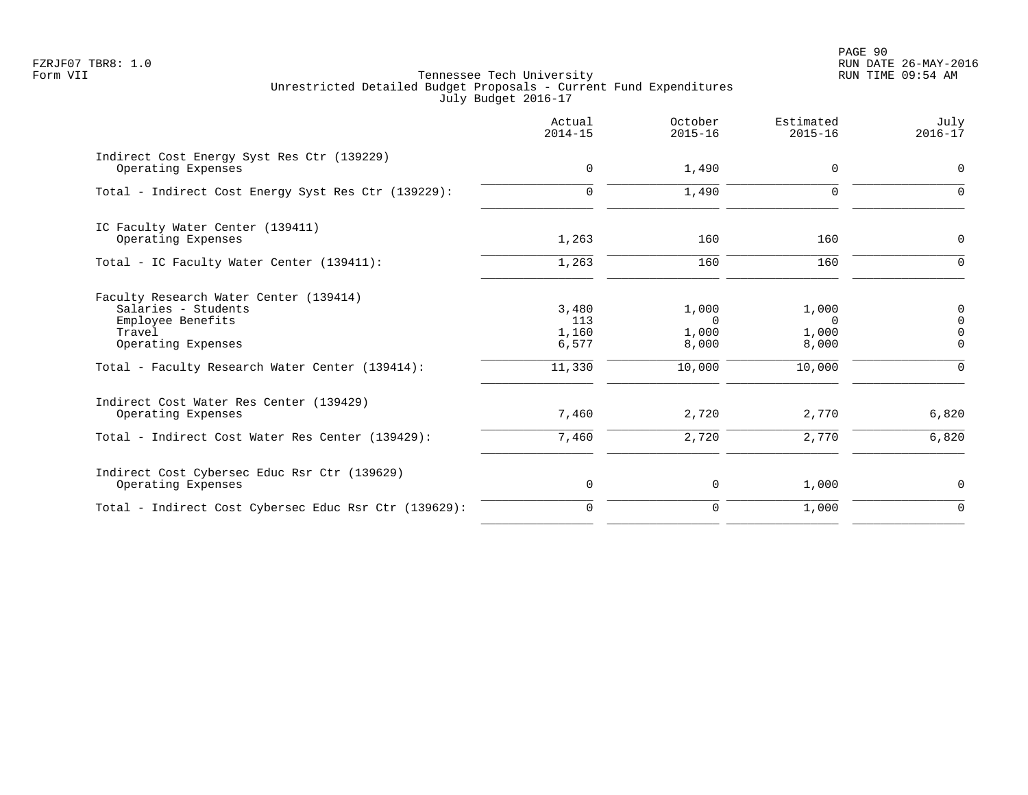Tennessee Tech University
Unrestricted Detailed Budget Proposals - Current Fund Expenditures
July Budget 2016-17

| | Actual 2014-15 | October 2015-16 | Estimated 2015-16 | July 2016-17 |
|---|---|---|---|---|
| **Indirect Cost Energy Syst Res Ctr (139229)** | | | | |
| Operating Expenses | 0 | 1,490 | 0 | 0 |
| Total - Indirect Cost Energy Syst Res Ctr (139229): | 0 | 1,490 | 0 | 0 |
| **IC Faculty Water Center (139411)** | | | | |
| Operating Expenses | 1,263 | 160 | 160 | 0 |
| Total - IC Faculty Water Center (139411): | 1,263 | 160 | 160 | 0 |
| **Faculty Research Water Center (139414)** | | | | |
| Salaries - Students | 3,480 | 1,000 | 1,000 | 0 |
| Employee Benefits | 113 | 0 | 0 | 0 |
| Travel | 1,160 | 1,000 | 1,000 | 0 |
| Operating Expenses | 6,577 | 8,000 | 8,000 | 0 |
| Total - Faculty Research Water Center (139414): | 11,330 | 10,000 | 10,000 | 0 |
| **Indirect Cost Water Res Center (139429)** | | | | |
| Operating Expenses | 7,460 | 2,720 | 2,770 | 6,820 |
| Total - Indirect Cost Water Res Center (139429): | 7,460 | 2,720 | 2,770 | 6,820 |
| **Indirect Cost Cybersec Educ Rsr Ctr (139629)** | | | | |
| Operating Expenses | 0 | 0 | 1,000 | 0 |
| Total - Indirect Cost Cybersec Educ Rsr Ctr (139629): | 0 | 0 | 1,000 | 0 |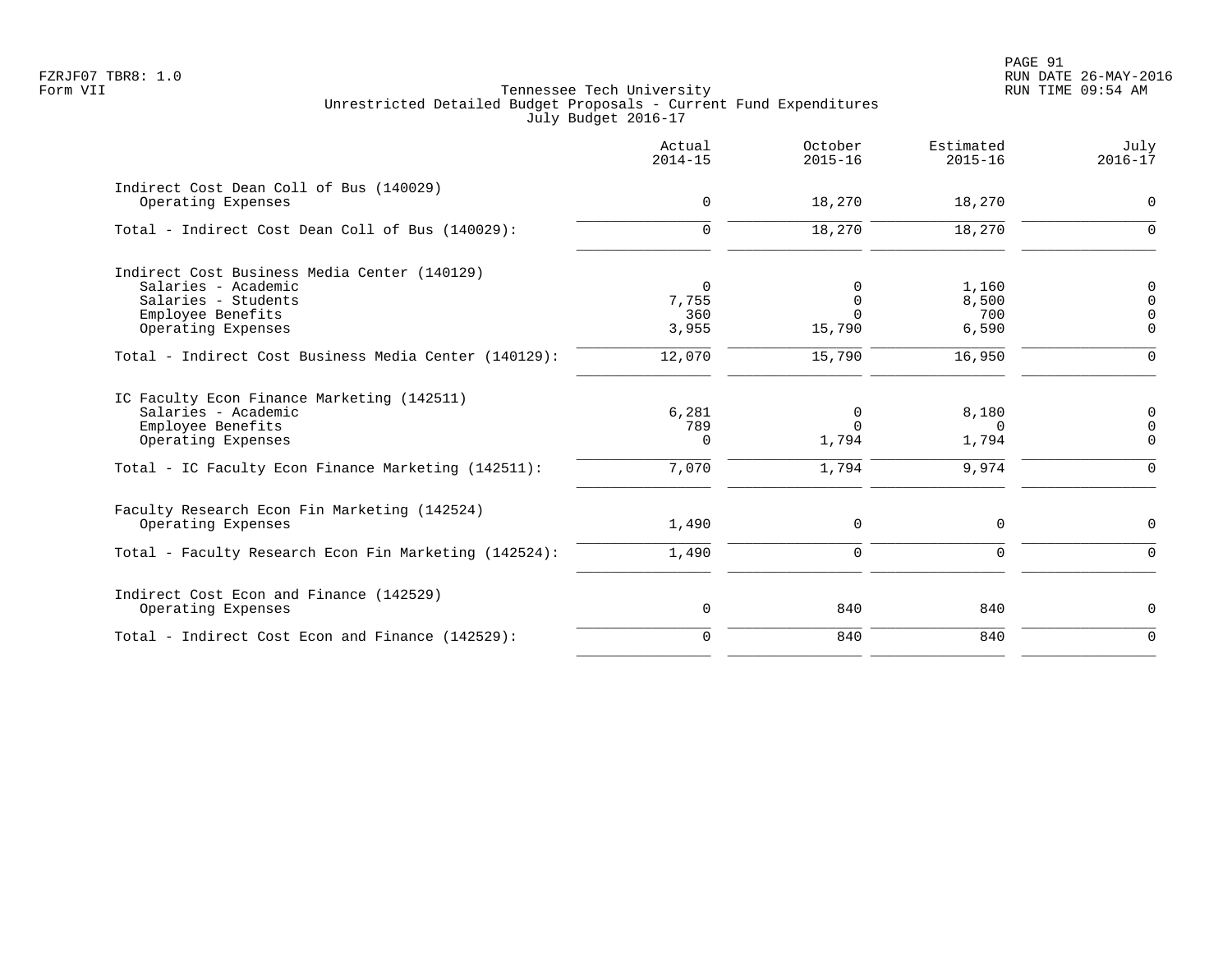FZRJF07 TBR8: 1.0
Form VII

Tennessee Tech University
Unrestricted Detailed Budget Proposals - Current Fund Expenditures
July Budget 2016-17

RUN DATE 26-MAY-2016
RUN TIME 09:54 AM

| | Actual 2014-15 | October 2015-16 | Estimated 2015-16 | July 2016-17 |
|---|---|---|---|---|
| **Indirect Cost Dean Coll of Bus (140029)** | | | | |
| Operating Expenses | 0 | 18,270 | 18,270 | 0 |
| Total - Indirect Cost Dean Coll of Bus (140029): | 0 | 18,270 | 18,270 | 0 |
| **Indirect Cost Business Media Center (140129)** | | | | |
| Salaries - Academic | 0 | 0 | 1,160 | 0 |
| Salaries - Students | 7,755 | 0 | 8,500 | 0 |
| Employee Benefits | 360 | 0 | 700 | 0 |
| Operating Expenses | 3,955 | 15,790 | 6,590 | 0 |
| Total - Indirect Cost Business Media Center (140129): | 12,070 | 15,790 | 16,950 | 0 |
| **IC Faculty Econ Finance Marketing (142511)** | | | | |
| Salaries - Academic | 6,281 | 0 | 8,180 | 0 |
| Employee Benefits | 789 | 0 | 0 | 0 |
| Operating Expenses | 0 | 1,794 | 1,794 | 0 |
| Total - IC Faculty Econ Finance Marketing (142511): | 7,070 | 1,794 | 9,974 | 0 |
| **Faculty Research Econ Fin Marketing (142524)** | | | | |
| Operating Expenses | 1,490 | 0 | 0 | 0 |
| Total - Faculty Research Econ Fin Marketing (142524): | 1,490 | 0 | 0 | 0 |
| **Indirect Cost Econ and Finance (142529)** | | | | |
| Operating Expenses | 0 | 840 | 840 | 0 |
| Total - Indirect Cost Econ and Finance (142529): | 0 | 840 | 840 | 0 |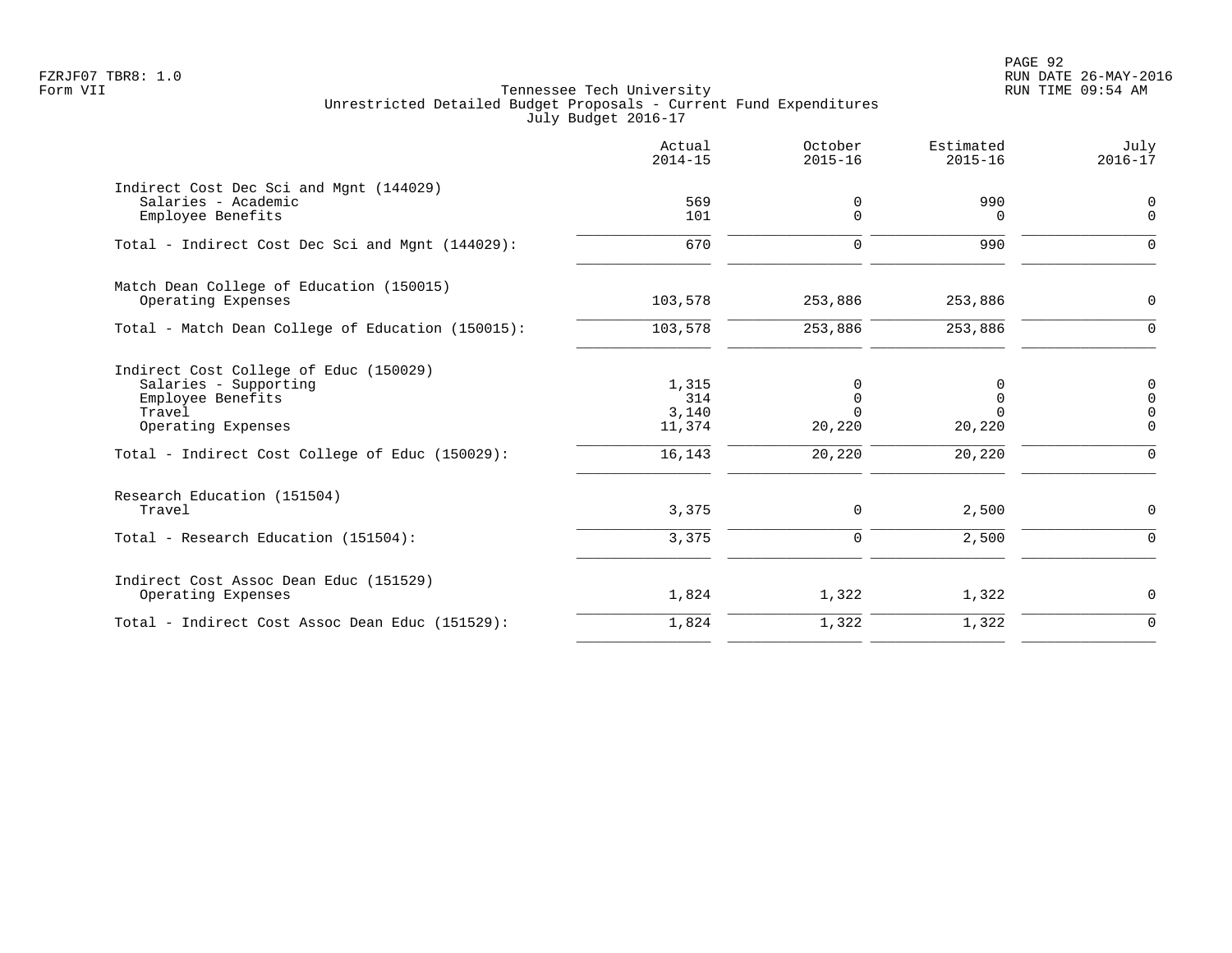Tennessee Tech University
Unrestricted Detailed Budget Proposals - Current Fund Expenditures
July Budget 2016-17

| | Actual 2014-15 | October 2015-16 | Estimated 2015-16 | July 2016-17 |
|---|---|---|---|---|
| Indirect Cost Dec Sci and Mgnt (144029) | | | | |
| Salaries - Academic | 569 | 0 | 990 | 0 |
| Employee Benefits | 101 | 0 | 0 | 0 |
| Total - Indirect Cost Dec Sci and Mgnt (144029): | 670 | 0 | 990 | 0 |
| Match Dean College of Education (150015) | | | | |
| Operating Expenses | 103,578 | 253,886 | 253,886 | 0 |
| Total - Match Dean College of Education (150015): | 103,578 | 253,886 | 253,886 | 0 |
| Indirect Cost College of Educ (150029) | | | | |
| Salaries - Supporting | 1,315 | 0 | 0 | 0 |
| Employee Benefits | 314 | 0 | 0 | 0 |
| Travel | 3,140 | 0 | 0 | 0 |
| Operating Expenses | 11,374 | 20,220 | 20,220 | 0 |
| Total - Indirect Cost College of Educ (150029): | 16,143 | 20,220 | 20,220 | 0 |
| Research Education (151504) | | | | |
| Travel | 3,375 | 0 | 2,500 | 0 |
| Total - Research Education (151504): | 3,375 | 0 | 2,500 | 0 |
| Indirect Cost Assoc Dean Educ (151529) | | | | |
| Operating Expenses | 1,824 | 1,322 | 1,322 | 0 |
| Total - Indirect Cost Assoc Dean Educ (151529): | 1,824 | 1,322 | 1,322 | 0 |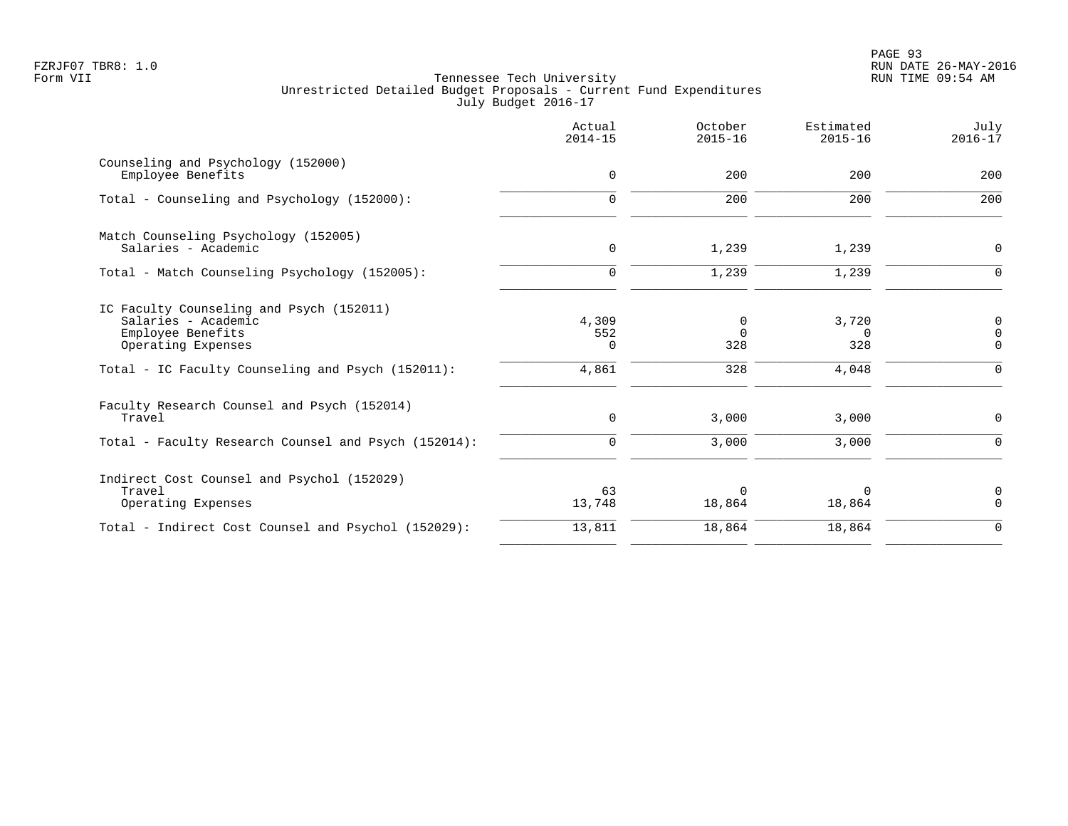Tennessee Tech University
Unrestricted Detailed Budget Proposals - Current Fund Expenditures
July Budget 2016-17

| | Actual 2014-15 | October 2015-16 | Estimated 2015-16 | July 2016-17 |
|---|---|---|---|---|
| **Counseling and Psychology (152000)** | | | | |
| Employee Benefits | 0 | 200 | 200 | 200 |
| Total - Counseling and Psychology (152000): | 0 | 200 | 200 | 200 |
| **Match Counseling Psychology (152005)** | | | | |
| Salaries - Academic | 0 | 1,239 | 1,239 | 0 |
| Total - Match Counseling Psychology (152005): | 0 | 1,239 | 1,239 | 0 |
| **IC Faculty Counseling and Psych (152011)** | | | | |
| Salaries - Academic | 4,309 | 0 | 3,720 | 0 |
| Employee Benefits | 552 | 0 | 0 | 0 |
| Operating Expenses | 0 | 328 | 328 | 0 |
| Total - IC Faculty Counseling and Psych (152011): | 4,861 | 328 | 4,048 | 0 |
| **Faculty Research Counsel and Psych (152014)** | | | | |
| Travel | 0 | 3,000 | 3,000 | 0 |
| Total - Faculty Research Counsel and Psych (152014): | 0 | 3,000 | 3,000 | 0 |
| **Indirect Cost Counsel and Psychol (152029)** | | | | |
| Travel | 63 | 0 | 0 | 0 |
| Operating Expenses | 13,748 | 18,864 | 18,864 | 0 |
| Total - Indirect Cost Counsel and Psychol (152029): | 13,811 | 18,864 | 18,864 | 0 |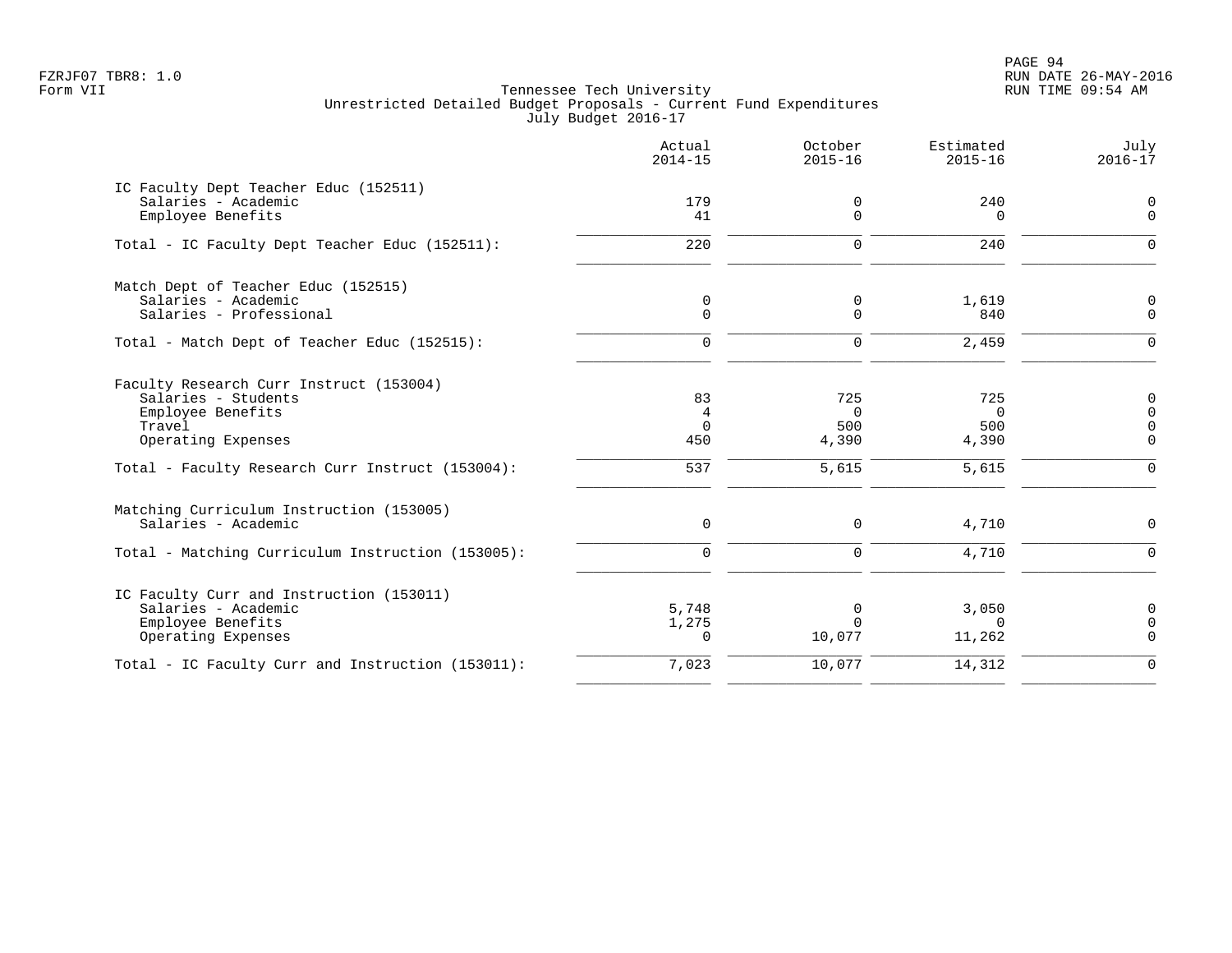FZRJF07 TBR8: 1.0
Form VII

Tennessee Tech University
Unrestricted Detailed Budget Proposals - Current Fund Expenditures
July Budget 2016-17

PAGE 94
RUN DATE 26-MAY-2016
RUN TIME 09:54 AM

| | Actual 2014-15 | October 2015-16 | Estimated 2015-16 | July 2016-17 |
|---|---|---|---|---|
| **IC Faculty Dept Teacher Educ (152511)** | | | | |
| Salaries - Academic | 179 | 0 | 240 | 0 |
| Employee Benefits | 41 | 0 | 0 | 0 |
| Total - IC Faculty Dept Teacher Educ (152511): | 220 | 0 | 240 | 0 |
| **Match Dept of Teacher Educ (152515)** | | | | |
| Salaries - Academic | 0 | 0 | 1,619 | 0 |
| Salaries - Professional | 0 | 0 | 840 | 0 |
| Total - Match Dept of Teacher Educ (152515): | 0 | 0 | 2,459 | 0 |
| **Faculty Research Curr Instruct (153004)** | | | | |
| Salaries - Students | 83 | 725 | 725 | 0 |
| Employee Benefits | 4 | 0 | 0 | 0 |
| Travel | 0 | 500 | 500 | 0 |
| Operating Expenses | 450 | 4,390 | 4,390 | 0 |
| Total - Faculty Research Curr Instruct (153004): | 537 | 5,615 | 5,615 | 0 |
| **Matching Curriculum Instruction (153005)** | | | | |
| Salaries - Academic | 0 | 0 | 4,710 | 0 |
| Total - Matching Curriculum Instruction (153005): | 0 | 0 | 4,710 | 0 |
| **IC Faculty Curr and Instruction (153011)** | | | | |
| Salaries - Academic | 5,748 | 0 | 3,050 | 0 |
| Employee Benefits | 1,275 | 0 | 0 | 0 |
| Operating Expenses | 0 | 10,077 | 11,262 | 0 |
| Total - IC Faculty Curr and Instruction (153011): | 7,023 | 10,077 | 14,312 | 0 |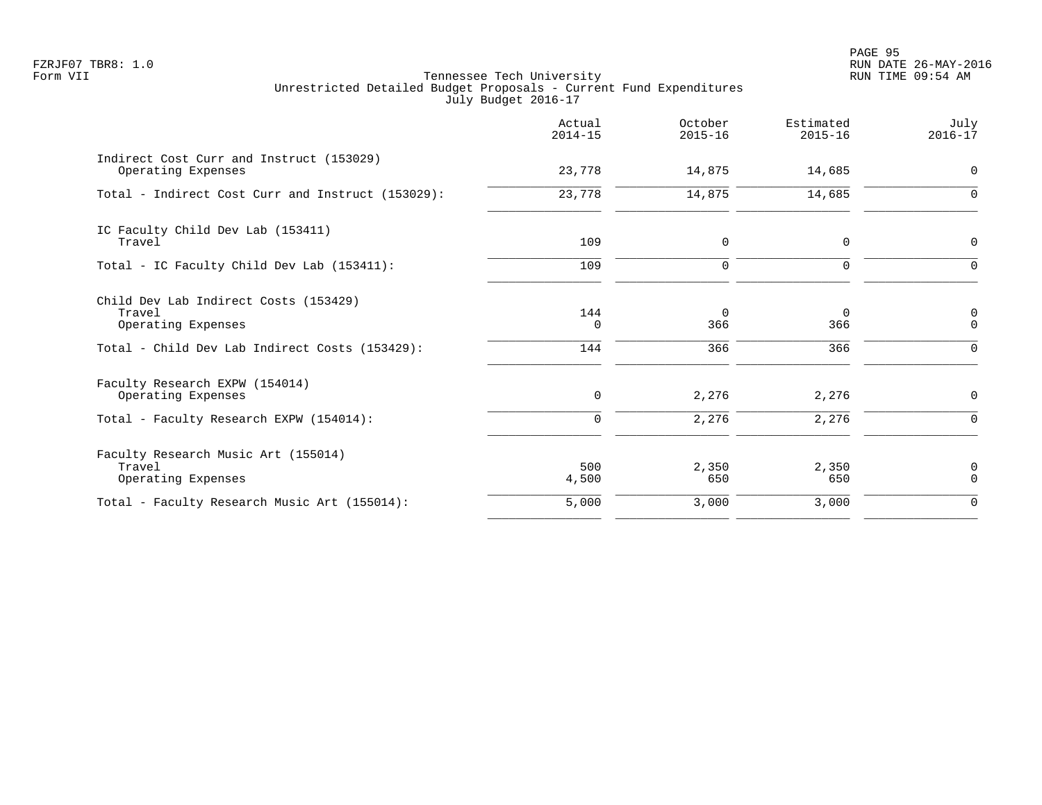Tennessee Tech University
Unrestricted Detailed Budget Proposals - Current Fund Expenditures
July Budget 2016-17

| | Actual 2014-15 | October 2015-16 | Estimated 2015-16 | July 2016-17 |
|---|---|---|---|---|
| **Indirect Cost Curr and Instruct (153029)** | | | | |
| Operating Expenses | 23,778 | 14,875 | 14,685 | 0 |
| Total - Indirect Cost Curr and Instruct (153029): | 23,778 | 14,875 | 14,685 | 0 |
| **IC Faculty Child Dev Lab (153411)** | | | | |
| Travel | 109 | 0 | 0 | 0 |
| Total - IC Faculty Child Dev Lab (153411): | 109 | 0 | 0 | 0 |
| **Child Dev Lab Indirect Costs (153429)** | | | | |
| Travel | 144 | 0 | 0 | 0 |
| Operating Expenses | 0 | 366 | 366 | 0 |
| Total - Child Dev Lab Indirect Costs (153429): | 144 | 366 | 366 | 0 |
| **Faculty Research EXPW (154014)** | | | | |
| Operating Expenses | 0 | 2,276 | 2,276 | 0 |
| Total - Faculty Research EXPW (154014): | 0 | 2,276 | 2,276 | 0 |
| **Faculty Research Music Art (155014)** | | | | |
| Travel | 500 | 2,350 | 2,350 | 0 |
| Operating Expenses | 4,500 | 650 | 650 | 0 |
| Total - Faculty Research Music Art (155014): | 5,000 | 3,000 | 3,000 | 0 |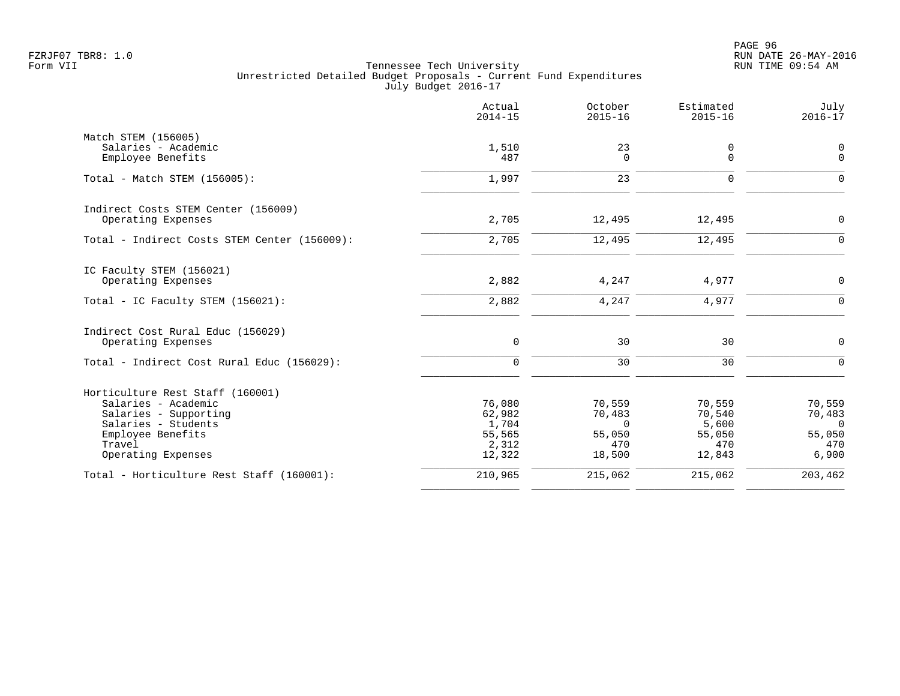Tennessee Tech University
Unrestricted Detailed Budget Proposals - Current Fund Expenditures
July Budget 2016-17

FZRJF07 TBR8: 1.0
Form VII

RUN DATE 26-MAY-2016
RUN TIME 09:54 AM

| | Actual 2014-15 | October 2015-16 | Estimated 2015-16 | July 2016-17 |
|---|---|---|---|---|
| **Match STEM (156005)** | | | | |
| Salaries - Academic | 1,510 | 23 | 0 | 0 |
| Employee Benefits | 487 | 0 | 0 | 0 |
| Total - Match STEM (156005): | 1,997 | 23 | 0 | 0 |
| **Indirect Costs STEM Center (156009)** | | | | |
| Operating Expenses | 2,705 | 12,495 | 12,495 | 0 |
| Total - Indirect Costs STEM Center (156009): | 2,705 | 12,495 | 12,495 | 0 |
| **IC Faculty STEM (156021)** | | | | |
| Operating Expenses | 2,882 | 4,247 | 4,977 | 0 |
| Total - IC Faculty STEM (156021): | 2,882 | 4,247 | 4,977 | 0 |
| **Indirect Cost Rural Educ (156029)** | | | | |
| Operating Expenses | 0 | 30 | 30 | 0 |
| Total - Indirect Cost Rural Educ (156029): | 0 | 30 | 30 | 0 |
| **Horticulture Rest Staff (160001)** | | | | |
| Salaries - Academic | 76,080 | 70,559 | 70,559 | 70,559 |
| Salaries - Supporting | 62,982 | 70,483 | 70,540 | 70,483 |
| Salaries - Students | 1,704 | 0 | 5,600 | 0 |
| Employee Benefits | 55,565 | 55,050 | 55,050 | 55,050 |
| Travel | 2,312 | 470 | 470 | 470 |
| Operating Expenses | 12,322 | 18,500 | 12,843 | 6,900 |
| Total - Horticulture Rest Staff (160001): | 210,965 | 215,062 | 215,062 | 203,462 |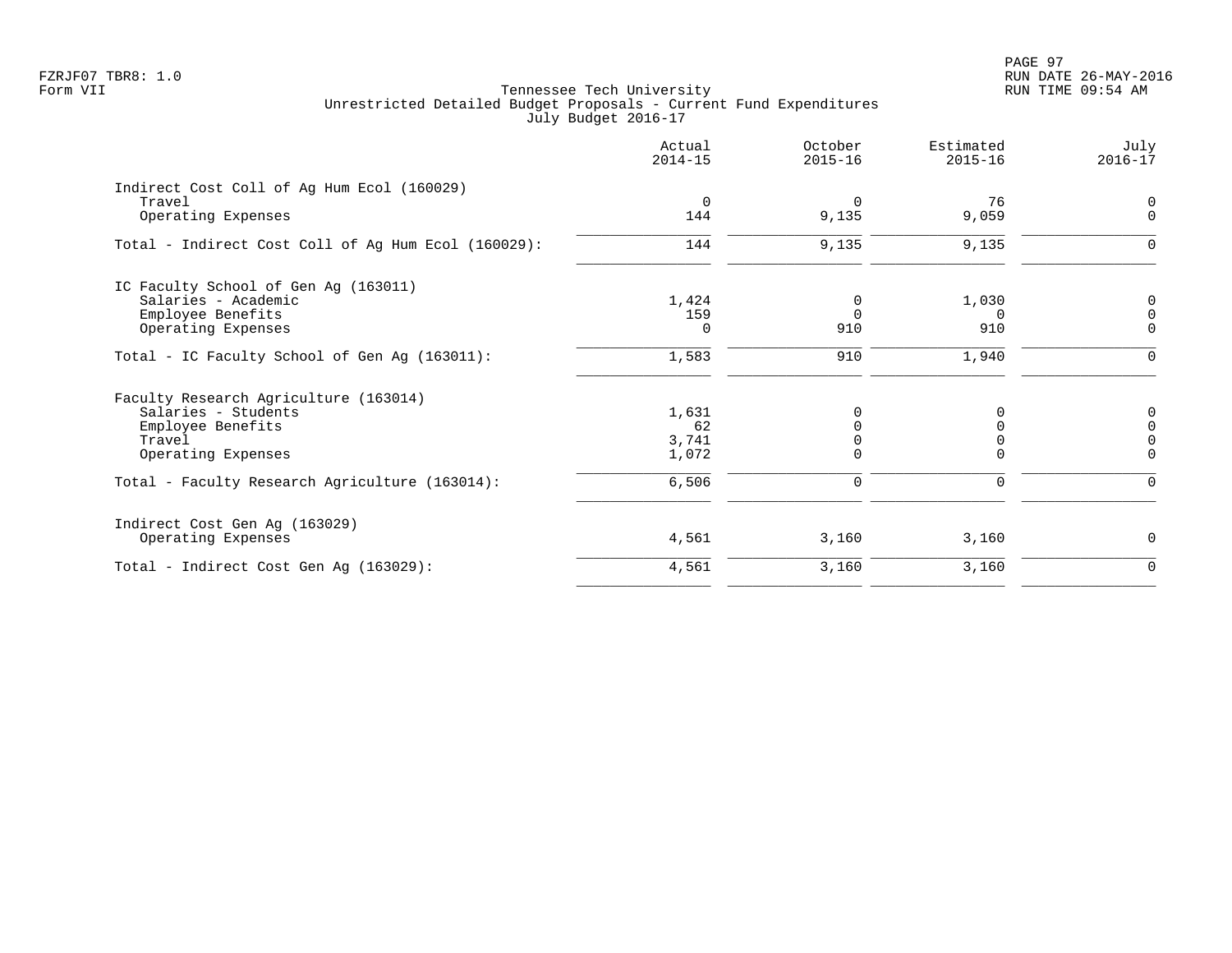FZRJF07 TBR8: 1.0
Form VII

Tennessee Tech University
Unrestricted Detailed Budget Proposals - Current Fund Expenditures
July Budget 2016-17

RUN DATE 26-MAY-2016
RUN TIME 09:54 AM

| | Actual 2014-15 | October 2015-16 | Estimated 2015-16 | July 2016-17 |
|---|---|---|---|---|
| Indirect Cost Coll of Ag Hum Ecol (160029) | | | | |
| Travel | 0 | 0 | 76 | 0 |
| Operating Expenses | 144 | 9,135 | 9,059 | 0 |
| Total - Indirect Cost Coll of Ag Hum Ecol (160029): | 144 | 9,135 | 9,135 | 0 |
| IC Faculty School of Gen Ag (163011) | | | | |
| Salaries - Academic | 1,424 | 0 | 1,030 | 0 |
| Employee Benefits | 159 | 0 | 0 | 0 |
| Operating Expenses | 0 | 910 | 910 | 0 |
| Total - IC Faculty School of Gen Ag (163011): | 1,583 | 910 | 1,940 | 0 |
| Faculty Research Agriculture (163014) | | | | |
| Salaries - Students | 1,631 | 0 | 0 | 0 |
| Employee Benefits | 62 | 0 | 0 | 0 |
| Travel | 3,741 | 0 | 0 | 0 |
| Operating Expenses | 1,072 | 0 | 0 | 0 |
| Total - Faculty Research Agriculture (163014): | 6,506 | 0 | 0 | 0 |
| Indirect Cost Gen Ag (163029) | | | | |
| Operating Expenses | 4,561 | 3,160 | 3,160 | 0 |
| Total - Indirect Cost Gen Ag (163029): | 4,561 | 3,160 | 3,160 | 0 |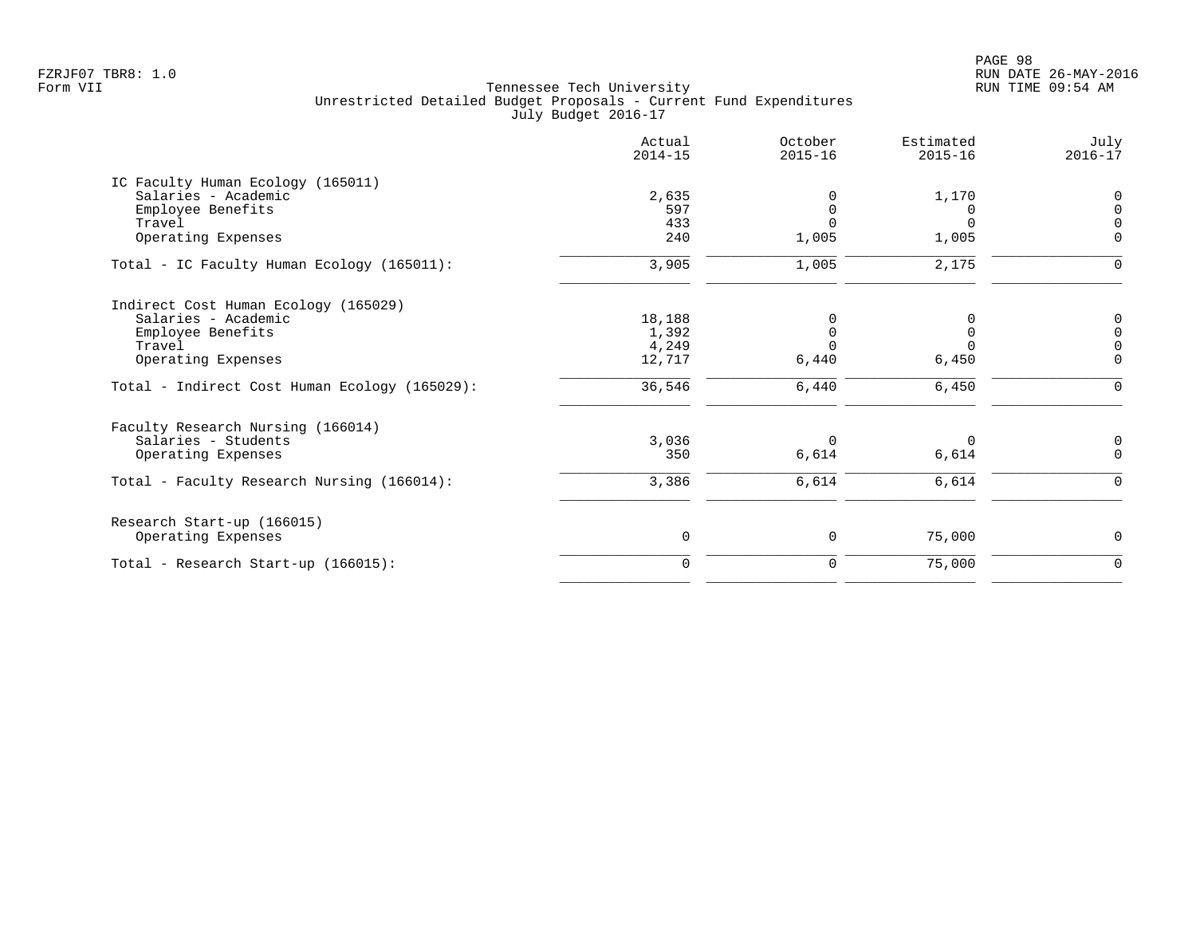Tennessee Tech University
Unrestricted Detailed Budget Proposals - Current Fund Expenditures
July Budget 2016-17

| | Actual 2014-15 | October 2015-16 | Estimated 2015-16 | July 2016-17 |
|---|---|---|---|---|
| **IC Faculty Human Ecology (165011)** | | | | |
| Salaries - Academic | 2,635 | 0 | 1,170 | 0 |
| Employee Benefits | 597 | 0 | 0 | 0 |
| Travel | 433 | 0 | 0 | 0 |
| Operating Expenses | 240 | 1,005 | 1,005 | 0 |
| Total - IC Faculty Human Ecology (165011): | 3,905 | 1,005 | 2,175 | 0 |
| **Indirect Cost Human Ecology (165029)** | | | | |
| Salaries - Academic | 18,188 | 0 | 0 | 0 |
| Employee Benefits | 1,392 | 0 | 0 | 0 |
| Travel | 4,249 | 0 | 0 | 0 |
| Operating Expenses | 12,717 | 6,440 | 6,450 | 0 |
| Total - Indirect Cost Human Ecology (165029): | 36,546 | 6,440 | 6,450 | 0 |
| **Faculty Research Nursing (166014)** | | | | |
| Salaries - Students | 3,036 | 0 | 0 | 0 |
| Operating Expenses | 350 | 6,614 | 6,614 | 0 |
| Total - Faculty Research Nursing (166014): | 3,386 | 6,614 | 6,614 | 0 |
| **Research Start-up (166015)** | | | | |
| Operating Expenses | 0 | 0 | 75,000 | 0 |
| Total - Research Start-up (166015): | 0 | 0 | 75,000 | 0 |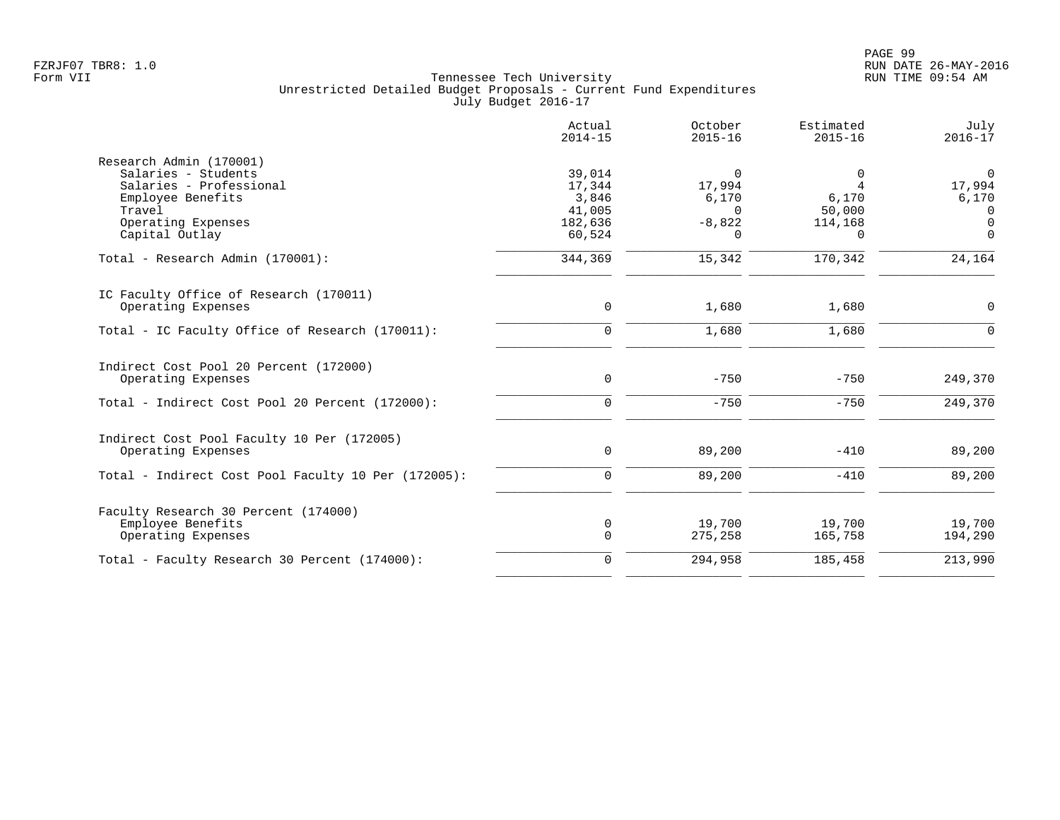Tennessee Tech University
Unrestricted Detailed Budget Proposals - Current Fund Expenditures
July Budget 2016-17

| | Actual 2014-15 | October 2015-16 | Estimated 2015-16 | July 2016-17 |
|---|---|---|---|---|
| **Research Admin (170001)** | | | | |
| Salaries - Students | 39,014 | 0 | 0 | 0 |
| Salaries - Professional | 17,344 | 17,994 | 4 | 17,994 |
| Employee Benefits | 3,846 | 6,170 | 6,170 | 6,170 |
| Travel | 41,005 | 0 | 50,000 | 0 |
| Operating Expenses | 182,636 | -8,822 | 114,168 | 0 |
| Capital Outlay | 60,524 | 0 | 0 | 0 |
| Total - Research Admin (170001): | 344,369 | 15,342 | 170,342 | 24,164 |
| **IC Faculty Office of Research (170011)** | | | | |
| Operating Expenses | 0 | 1,680 | 1,680 | 0 |
| Total - IC Faculty Office of Research (170011): | 0 | 1,680 | 1,680 | 0 |
| **Indirect Cost Pool 20 Percent (172000)** | | | | |
| Operating Expenses | 0 | -750 | -750 | 249,370 |
| Total - Indirect Cost Pool 20 Percent (172000): | 0 | -750 | -750 | 249,370 |
| **Indirect Cost Pool Faculty 10 Per (172005)** | | | | |
| Operating Expenses | 0 | 89,200 | -410 | 89,200 |
| Total - Indirect Cost Pool Faculty 10 Per (172005): | 0 | 89,200 | -410 | 89,200 |
| **Faculty Research 30 Percent (174000)** | | | | |
| Employee Benefits | 0 | 19,700 | 19,700 | 19,700 |
| Operating Expenses | 0 | 275,258 | 165,758 | 194,290 |
| Total - Faculty Research 30 Percent (174000): | 0 | 294,958 | 185,458 | 213,990 |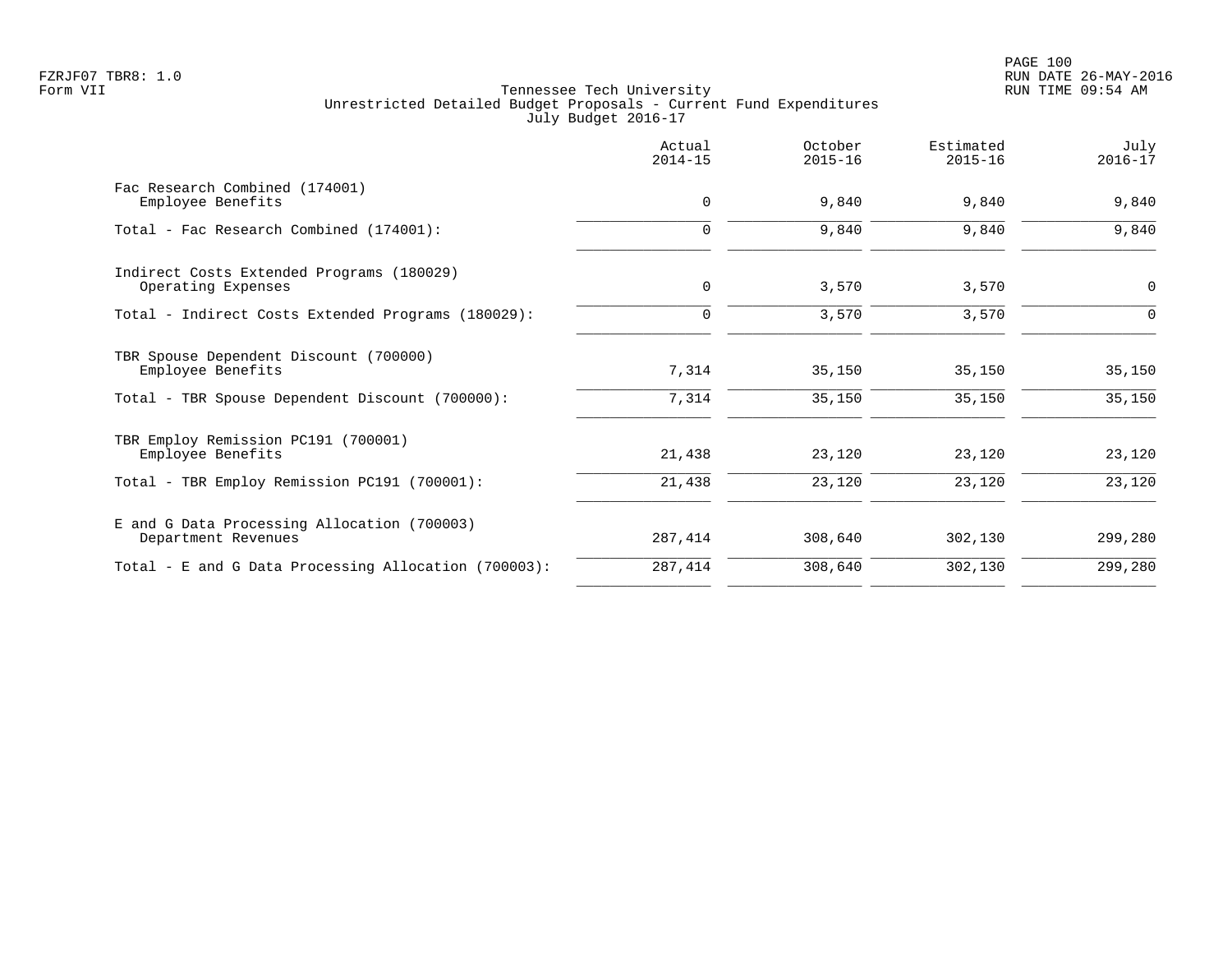Tennessee Tech University
Unrestricted Detailed Budget Proposals - Current Fund Expenditures
July Budget 2016-17

| | Actual 2014-15 | October 2015-16 | Estimated 2015-16 | July 2016-17 |
|---|---|---|---|---|
| **Fac Research Combined (174001)** | | | | |
| Employee Benefits | 0 | 9,840 | 9,840 | 9,840 |
| Total - Fac Research Combined (174001): | 0 | 9,840 | 9,840 | 9,840 |
| **Indirect Costs Extended Programs (180029)** | | | | |
| Operating Expenses | 0 | 3,570 | 3,570 | 0 |
| Total - Indirect Costs Extended Programs (180029): | 0 | 3,570 | 3,570 | 0 |
| **TBR Spouse Dependent Discount (700000)** | | | | |
| Employee Benefits | 7,314 | 35,150 | 35,150 | 35,150 |
| Total - TBR Spouse Dependent Discount (700000): | 7,314 | 35,150 | 35,150 | 35,150 |
| **TBR Employ Remission PC191 (700001)** | | | | |
| Employee Benefits | 21,438 | 23,120 | 23,120 | 23,120 |
| Total - TBR Employ Remission PC191 (700001): | 21,438 | 23,120 | 23,120 | 23,120 |
| **E and G Data Processing Allocation (700003)** | | | | |
| Department Revenues | 287,414 | 308,640 | 302,130 | 299,280 |
| Total - E and G Data Processing Allocation (700003): | 287,414 | 308,640 | 302,130 | 299,280 |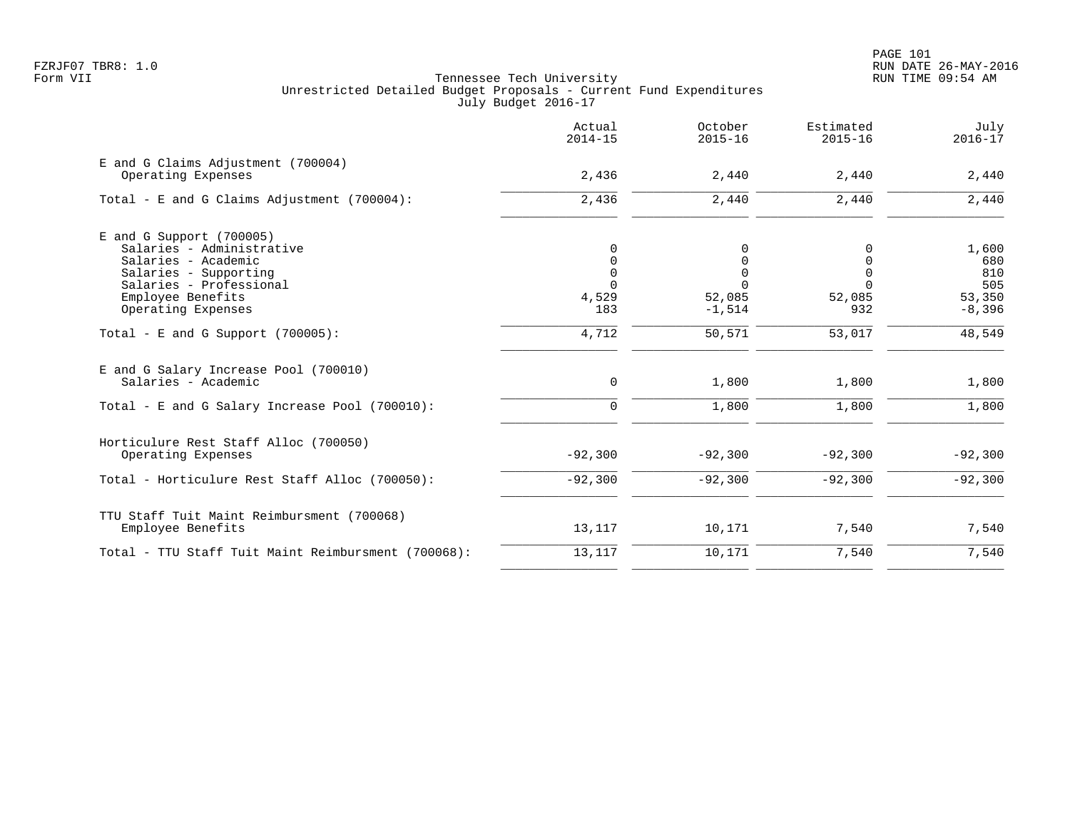FZRJF07 TBR8: 1.0
Form VII

# Tennessee Tech University
## Unrestricted Detailed Budget Proposals - Current Fund Expenditures
### July Budget 2016-17

| | Actual 2014-15 | October 2015-16 | Estimated 2015-16 | July 2016-17 |
|---|---|---|---|---|
| **E and G Claims Adjustment (700004)** | | | | |
| Operating Expenses | 2,436 | 2,440 | 2,440 | 2,440 |
| Total - E and G Claims Adjustment (700004): | 2,436 | 2,440 | 2,440 | 2,440 |
| **E and G Support (700005)** | | | | |
| Salaries - Administrative | 0 | 0 | 0 | 1,600 |
| Salaries - Academic | 0 | 0 | 0 | 680 |
| Salaries - Supporting | 0 | 0 | 0 | 810 |
| Salaries - Professional | 0 | 0 | 0 | 505 |
| Employee Benefits | 4,529 | 52,085 | 52,085 | 53,350 |
| Operating Expenses | 183 | -1,514 | 932 | -8,396 |
| Total - E and G Support (700005): | 4,712 | 50,571 | 53,017 | 48,549 |
| **E and G Salary Increase Pool (700010)** | | | | |
| Salaries - Academic | 0 | 1,800 | 1,800 | 1,800 |
| Total - E and G Salary Increase Pool (700010): | 0 | 1,800 | 1,800 | 1,800 |
| **Horticulure Rest Staff Alloc (700050)** | | | | |
| Operating Expenses | -92,300 | -92,300 | -92,300 | -92,300 |
| Total - Horticulure Rest Staff Alloc (700050): | -92,300 | -92,300 | -92,300 | -92,300 |
| **TTU Staff Tuit Maint Reimbursment (700068)** | | | | |
| Employee Benefits | 13,117 | 10,171 | 7,540 | 7,540 |
| Total - TTU Staff Tuit Maint Reimbursment (700068): | 13,117 | 10,171 | 7,540 | 7,540 |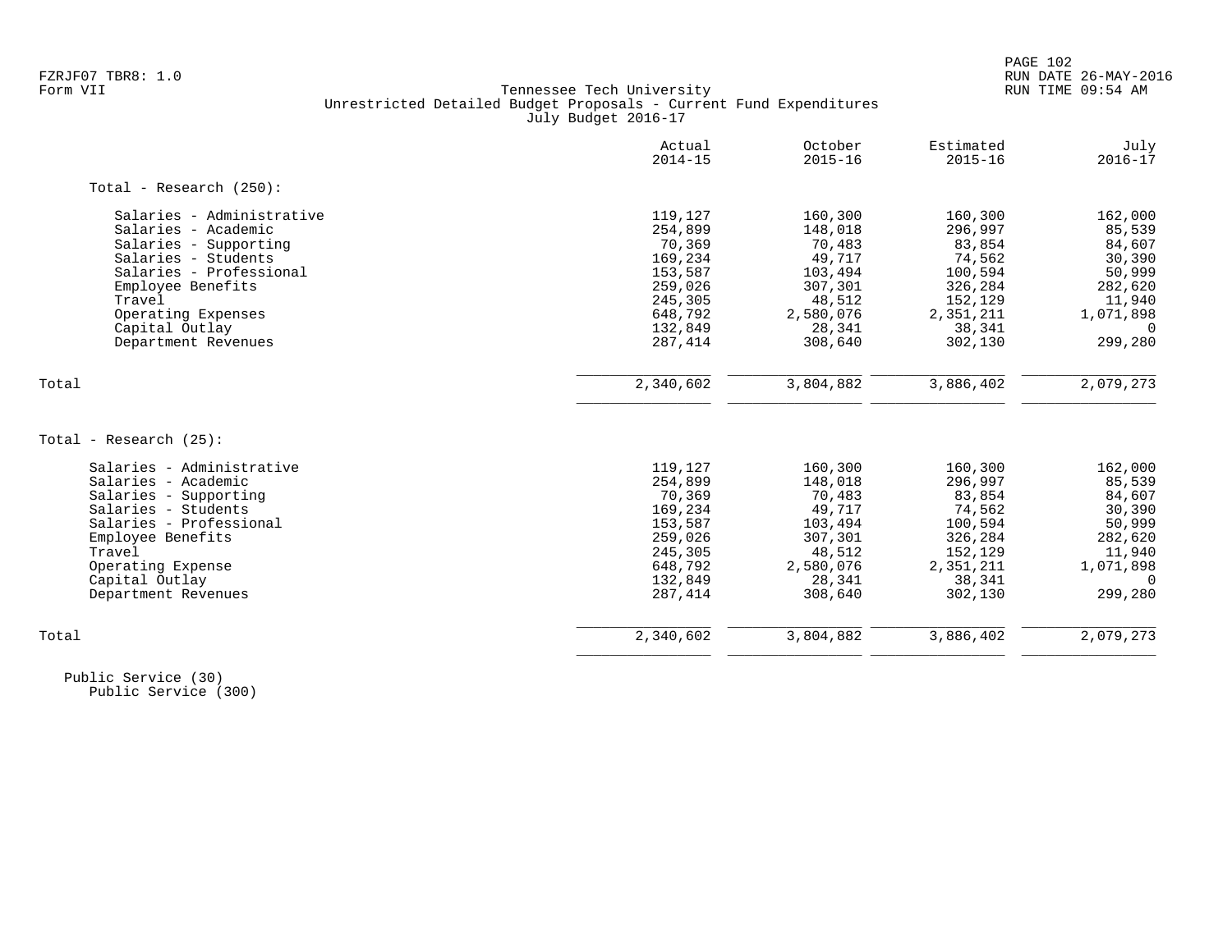Tennessee Tech University
Unrestricted Detailed Budget Proposals - Current Fund Expenditures
July Budget 2016-17

| | Actual 2014-15 | October 2015-16 | Estimated 2015-16 | July 2016-17 |
|---|---|---|---|---|
| **Total - Research (250):** | | | | |
| Salaries - Administrative | 119,127 | 160,300 | 160,300 | 162,000 |
| Salaries - Academic | 254,899 | 148,018 | 296,997 | 85,539 |
| Salaries - Supporting | 70,369 | 70,483 | 83,854 | 84,607 |
| Salaries - Students | 169,234 | 49,717 | 74,562 | 30,390 |
| Salaries - Professional | 153,587 | 103,494 | 100,594 | 50,999 |
| Employee Benefits | 259,026 | 307,301 | 326,284 | 282,620 |
| Travel | 245,305 | 48,512 | 152,129 | 11,940 |
| Operating Expenses | 648,792 | 2,580,076 | 2,351,211 | 1,071,898 |
| Capital Outlay | 132,849 | 28,341 | 38,341 | 0 |
| Department Revenues | 287,414 | 308,640 | 302,130 | 299,280 |
| Total | 2,340,602 | 3,804,882 | 3,886,402 | 2,079,273 |
| **Total - Research (25):** | | | | |
| Salaries - Administrative | 119,127 | 160,300 | 160,300 | 162,000 |
| Salaries - Academic | 254,899 | 148,018 | 296,997 | 85,539 |
| Salaries - Supporting | 70,369 | 70,483 | 83,854 | 84,607 |
| Salaries - Students | 169,234 | 49,717 | 74,562 | 30,390 |
| Salaries - Professional | 153,587 | 103,494 | 100,594 | 50,999 |
| Employee Benefits | 259,026 | 307,301 | 326,284 | 282,620 |
| Travel | 245,305 | 48,512 | 152,129 | 11,940 |
| Operating Expense | 648,792 | 2,580,076 | 2,351,211 | 1,071,898 |
| Capital Outlay | 132,849 | 28,341 | 38,341 | 0 |
| Department Revenues | 287,414 | 308,640 | 302,130 | 299,280 |
| Total | 2,340,602 | 3,804,882 | 3,886,402 | 2,079,273 |

Public Service (30)
Public Service (300)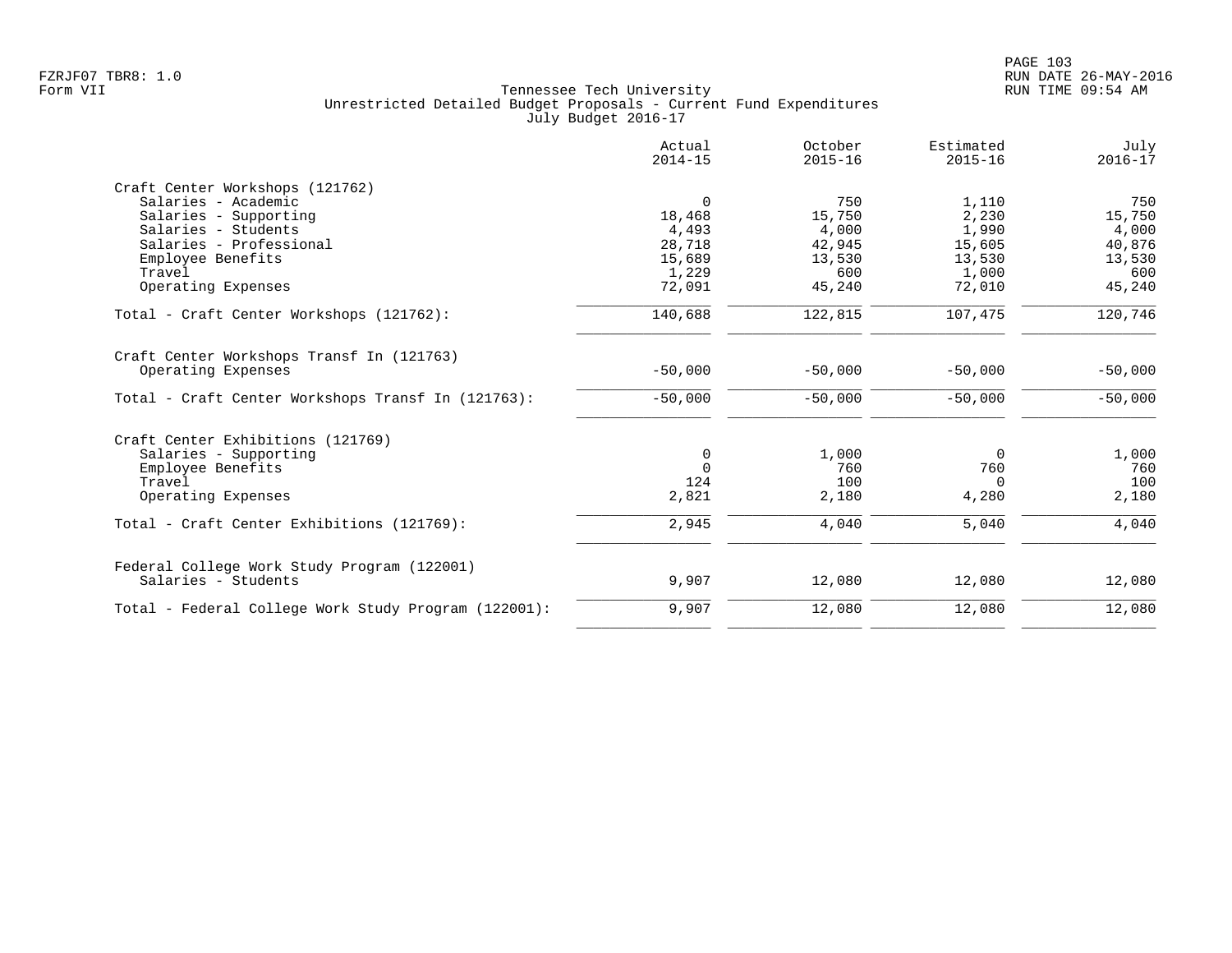Tennessee Tech University
Unrestricted Detailed Budget Proposals - Current Fund Expenditures
July Budget 2016-17

| | Actual 2014-15 | October 2015-16 | Estimated 2015-16 | July 2016-17 |
|---|---|---|---|---|
| **Craft Center Workshops (121762)** | | | | |
| Salaries - Academic | 0 | 750 | 1,110 | 750 |
| Salaries - Supporting | 18,468 | 15,750 | 2,230 | 15,750 |
| Salaries - Students | 4,493 | 4,000 | 1,990 | 4,000 |
| Salaries - Professional | 28,718 | 42,945 | 15,605 | 40,876 |
| Employee Benefits | 15,689 | 13,530 | 13,530 | 13,530 |
| Travel | 1,229 | 600 | 1,000 | 600 |
| Operating Expenses | 72,091 | 45,240 | 72,010 | 45,240 |
| Total - Craft Center Workshops (121762): | 140,688 | 122,815 | 107,475 | 120,746 |
| **Craft Center Workshops Transf In (121763)** | | | | |
| Operating Expenses | -50,000 | -50,000 | -50,000 | -50,000 |
| Total - Craft Center Workshops Transf In (121763): | -50,000 | -50,000 | -50,000 | -50,000 |
| **Craft Center Exhibitions (121769)** | | | | |
| Salaries - Supporting | 0 | 1,000 | 0 | 1,000 |
| Employee Benefits | 0 | 760 | 760 | 760 |
| Travel | 124 | 100 | 0 | 100 |
| Operating Expenses | 2,821 | 2,180 | 4,280 | 2,180 |
| Total - Craft Center Exhibitions (121769): | 2,945 | 4,040 | 5,040 | 4,040 |
| **Federal College Work Study Program (122001)** | | | | |
| Salaries - Students | 9,907 | 12,080 | 12,080 | 12,080 |
| Total - Federal College Work Study Program (122001): | 9,907 | 12,080 | 12,080 | 12,080 |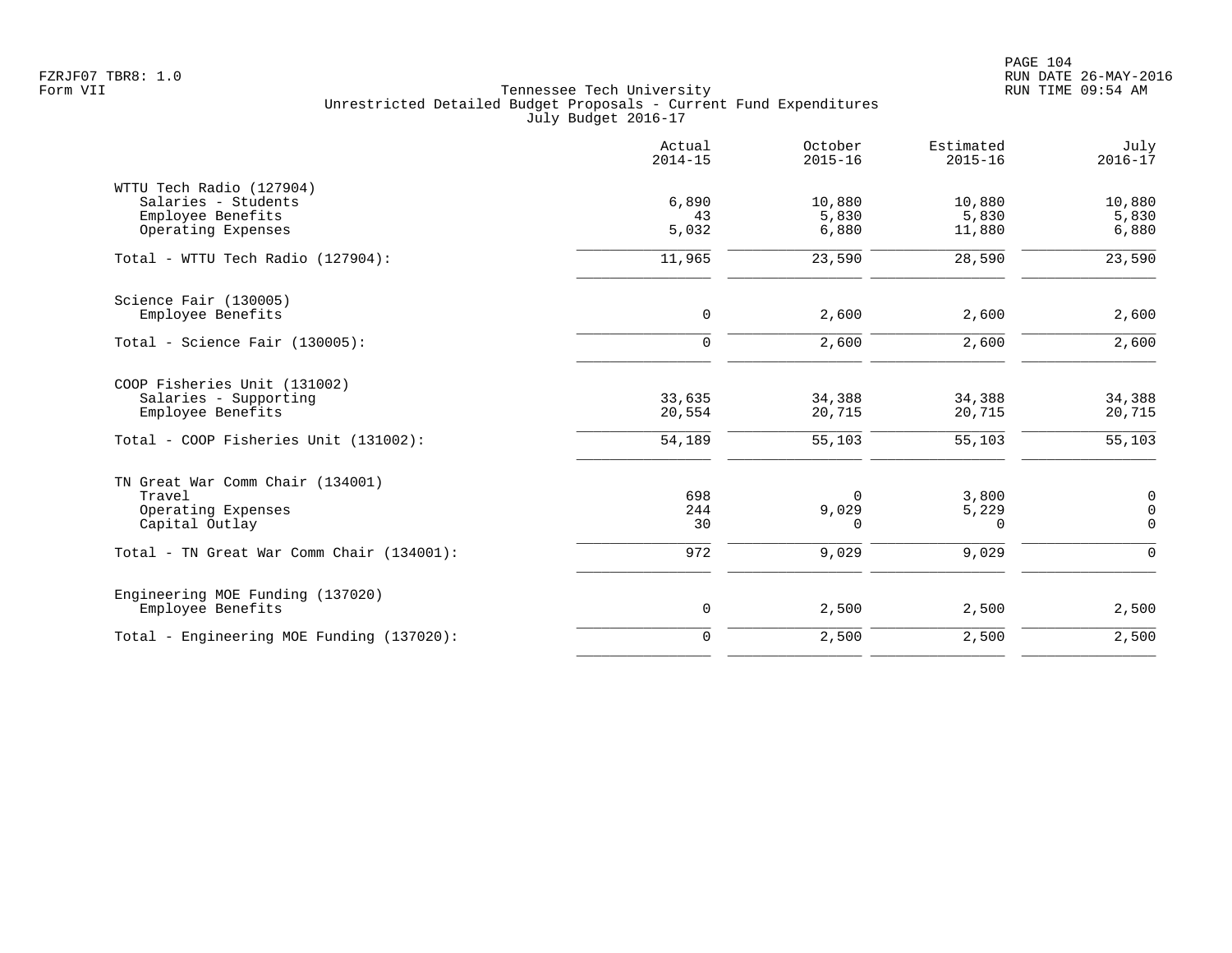Tennessee Tech University
Unrestricted Detailed Budget Proposals - Current Fund Expenditures
July Budget 2016-17

| | Actual 2014-15 | October 2015-16 | Estimated 2015-16 | July 2016-17 |
|---|---|---|---|---|
| **WTTU Tech Radio (127904)** | | | | |
| Salaries - Students | 6,890 | 10,880 | 10,880 | 10,880 |
| Employee Benefits | 43 | 5,830 | 5,830 | 5,830 |
| Operating Expenses | 5,032 | 6,880 | 11,880 | 6,880 |
| Total - WTTU Tech Radio (127904): | 11,965 | 23,590 | 28,590 | 23,590 |
| **Science Fair (130005)** | | | | |
| Employee Benefits | 0 | 2,600 | 2,600 | 2,600 |
| Total - Science Fair (130005): | 0 | 2,600 | 2,600 | 2,600 |
| **COOP Fisheries Unit (131002)** | | | | |
| Salaries - Supporting | 33,635 | 34,388 | 34,388 | 34,388 |
| Employee Benefits | 20,554 | 20,715 | 20,715 | 20,715 |
| Total - COOP Fisheries Unit (131002): | 54,189 | 55,103 | 55,103 | 55,103 |
| **TN Great War Comm Chair (134001)** | | | | |
| Travel | 698 | 0 | 3,800 | 0 |
| Operating Expenses | 244 | 9,029 | 5,229 | 0 |
| Capital Outlay | 30 | 0 | 0 | 0 |
| Total - TN Great War Comm Chair (134001): | 972 | 9,029 | 9,029 | 0 |
| **Engineering MOE Funding (137020)** | | | | |
| Employee Benefits | 0 | 2,500 | 2,500 | 2,500 |
| Total - Engineering MOE Funding (137020): | 0 | 2,500 | 2,500 | 2,500 |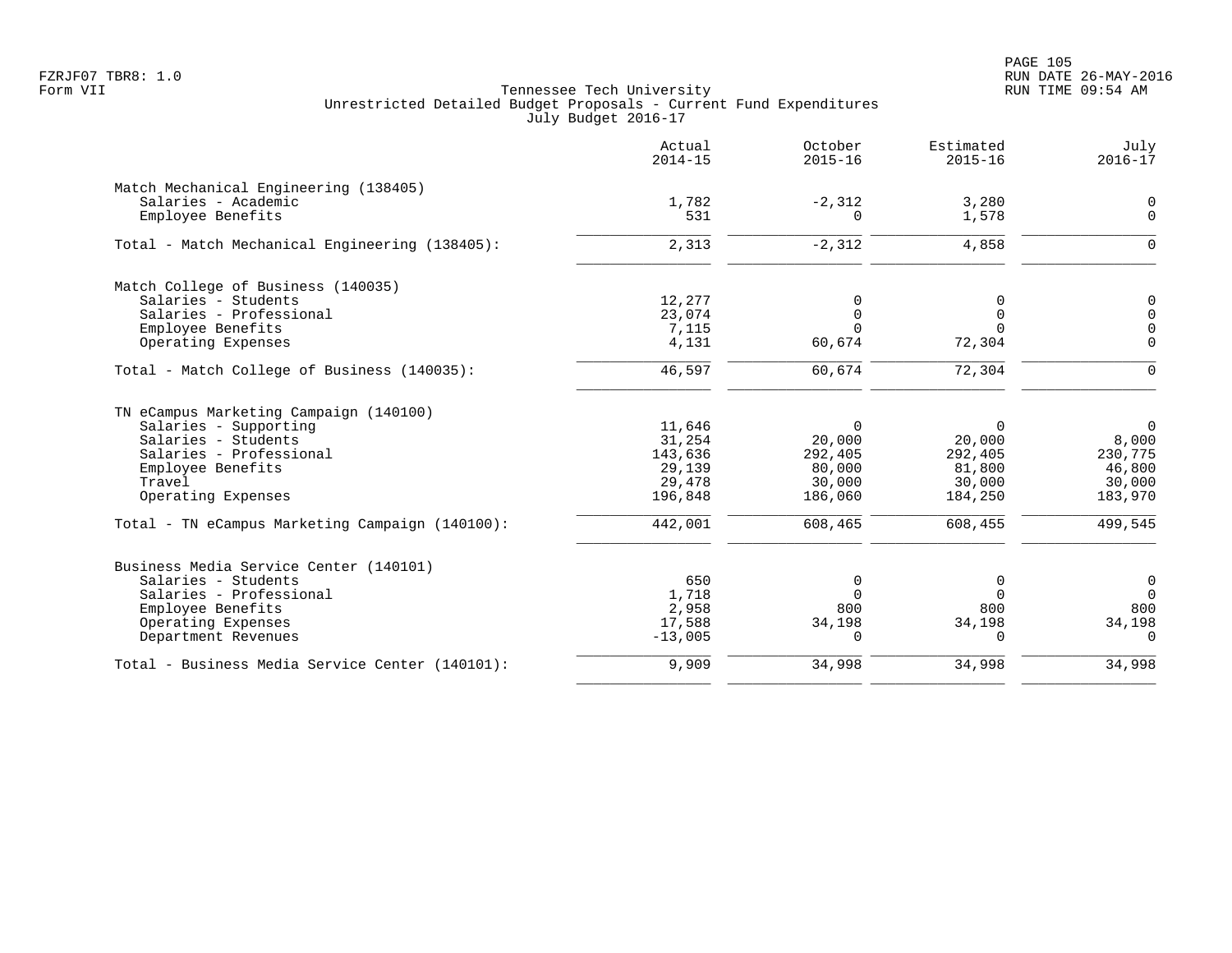FZRJF07 TBR8: 1.0
Form VII

Tennessee Tech University
Unrestricted Detailed Budget Proposals - Current Fund Expenditures
July Budget 2016-17

RUN DATE 26-MAY-2016
RUN TIME 09:54 AM

| | Actual 2014-15 | October 2015-16 | Estimated 2015-16 | July 2016-17 |
|---|---|---|---|---|
| **Match Mechanical Engineering (138405)** | | | | |
| Salaries - Academic | 1,782 | -2,312 | 3,280 | 0 |
| Employee Benefits | 531 | 0 | 1,578 | 0 |
| Total - Match Mechanical Engineering (138405): | 2,313 | -2,312 | 4,858 | 0 |
| **Match College of Business (140035)** | | | | |
| Salaries - Students | 12,277 | 0 | 0 | 0 |
| Salaries - Professional | 23,074 | 0 | 0 | 0 |
| Employee Benefits | 7,115 | 0 | 0 | 0 |
| Operating Expenses | 4,131 | 60,674 | 72,304 | 0 |
| Total - Match College of Business (140035): | 46,597 | 60,674 | 72,304 | 0 |
| **TN eCampus Marketing Campaign (140100)** | | | | |
| Salaries - Supporting | 11,646 | 0 | 0 | 0 |
| Salaries - Students | 31,254 | 20,000 | 20,000 | 8,000 |
| Salaries - Professional | 143,636 | 292,405 | 292,405 | 230,775 |
| Employee Benefits | 29,139 | 80,000 | 81,800 | 46,800 |
| Travel | 29,478 | 30,000 | 30,000 | 30,000 |
| Operating Expenses | 196,848 | 186,060 | 184,250 | 183,970 |
| Total - TN eCampus Marketing Campaign (140100): | 442,001 | 608,465 | 608,455 | 499,545 |
| **Business Media Service Center (140101)** | | | | |
| Salaries - Students | 650 | 0 | 0 | 0 |
| Salaries - Professional | 1,718 | 0 | 0 | 0 |
| Employee Benefits | 2,958 | 800 | 800 | 800 |
| Operating Expenses | 17,588 | 34,198 | 34,198 | 34,198 |
| Department Revenues | -13,005 | 0 | 0 | 0 |
| Total - Business Media Service Center (140101): | 9,909 | 34,998 | 34,998 | 34,998 |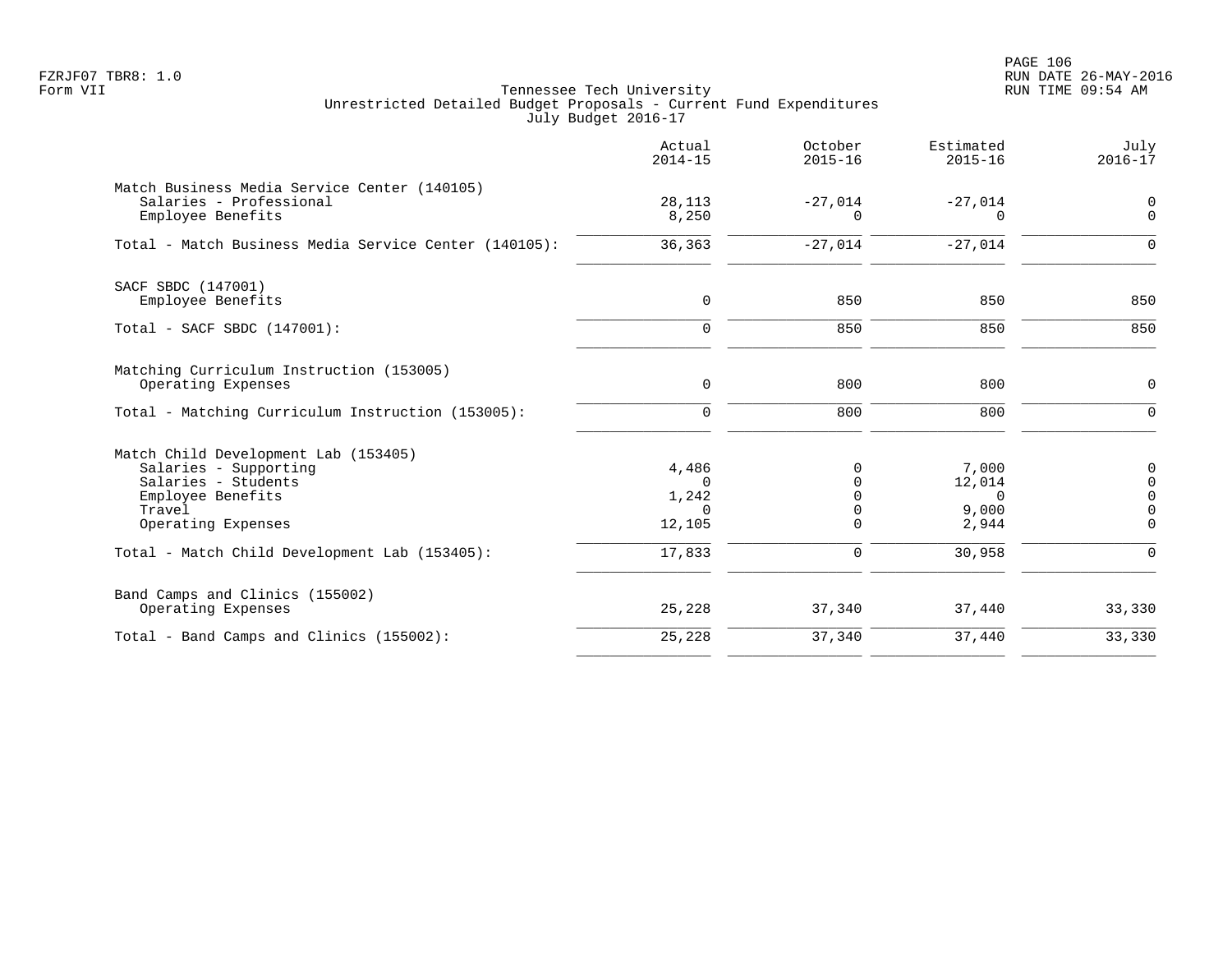Tennessee Tech University
Unrestricted Detailed Budget Proposals - Current Fund Expenditures
July Budget 2016-17

| | Actual 2014-15 | October 2015-16 | Estimated 2015-16 | July 2016-17 |
|---|---|---|---|---|
| **Match Business Media Service Center (140105)** | | | | |
| Salaries - Professional | 28,113 | -27,014 | -27,014 | 0 |
| Employee Benefits | 8,250 | 0 | 0 | 0 |
| Total - Match Business Media Service Center (140105): | 36,363 | -27,014 | -27,014 | 0 |
| **SACF SBDC (147001)** | | | | |
| Employee Benefits | 0 | 850 | 850 | 850 |
| Total - SACF SBDC (147001): | 0 | 850 | 850 | 850 |
| **Matching Curriculum Instruction (153005)** | | | | |
| Operating Expenses | 0 | 800 | 800 | 0 |
| Total - Matching Curriculum Instruction (153005): | 0 | 800 | 800 | 0 |
| **Match Child Development Lab (153405)** | | | | |
| Salaries - Supporting | 4,486 | 0 | 7,000 | 0 |
| Salaries - Students | 0 | 0 | 12,014 | 0 |
| Employee Benefits | 1,242 | 0 | 0 | 0 |
| Travel | 0 | 0 | 9,000 | 0 |
| Operating Expenses | 12,105 | 0 | 2,944 | 0 |
| Total - Match Child Development Lab (153405): | 17,833 | 0 | 30,958 | 0 |
| **Band Camps and Clinics (155002)** | | | | |
| Operating Expenses | 25,228 | 37,340 | 37,440 | 33,330 |
| Total - Band Camps and Clinics (155002): | 25,228 | 37,340 | 37,440 | 33,330 |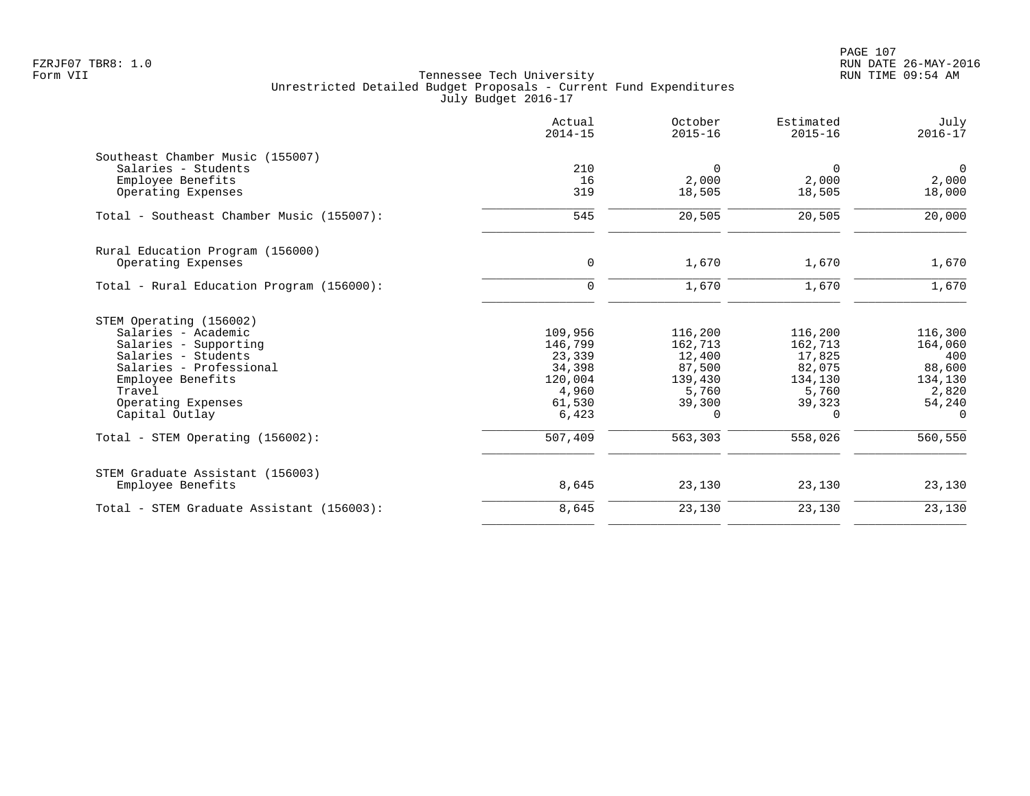Tennessee Tech University
Unrestricted Detailed Budget Proposals - Current Fund Expenditures
July Budget 2016-17

| | Actual 2014-15 | October 2015-16 | Estimated 2015-16 | July 2016-17 |
|---|---|---|---|---|
| Southeast Chamber Music (155007) | | | | |
| Salaries - Students | 210 | 0 | 0 | 0 |
| Employee Benefits | 16 | 2,000 | 2,000 | 2,000 |
| Operating Expenses | 319 | 18,505 | 18,505 | 18,000 |
| Total - Southeast Chamber Music (155007): | 545 | 20,505 | 20,505 | 20,000 |
| Rural Education Program (156000) | | | | |
| Operating Expenses | 0 | 1,670 | 1,670 | 1,670 |
| Total - Rural Education Program (156000): | 0 | 1,670 | 1,670 | 1,670 |
| STEM Operating (156002) | | | | |
| Salaries - Academic | 109,956 | 116,200 | 116,200 | 116,300 |
| Salaries - Supporting | 146,799 | 162,713 | 162,713 | 164,060 |
| Salaries - Students | 23,339 | 12,400 | 17,825 | 400 |
| Salaries - Professional | 34,398 | 87,500 | 82,075 | 88,600 |
| Employee Benefits | 120,004 | 139,430 | 134,130 | 134,130 |
| Travel | 4,960 | 5,760 | 5,760 | 2,820 |
| Operating Expenses | 61,530 | 39,300 | 39,323 | 54,240 |
| Capital Outlay | 6,423 | 0 | 0 | 0 |
| Total - STEM Operating (156002): | 507,409 | 563,303 | 558,026 | 560,550 |
| STEM Graduate Assistant (156003) | | | | |
| Employee Benefits | 8,645 | 23,130 | 23,130 | 23,130 |
| Total - STEM Graduate Assistant (156003): | 8,645 | 23,130 | 23,130 | 23,130 |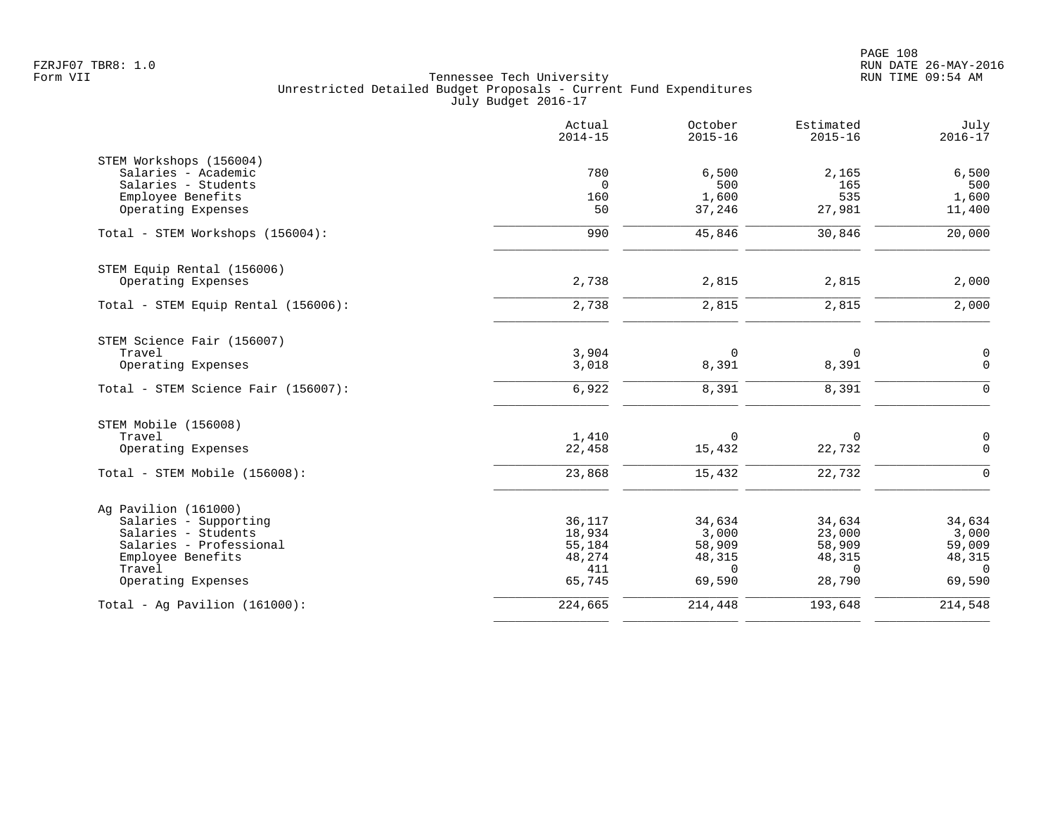FZRJF07 TBR8: 1.0
Form VII

Tennessee Tech University
Unrestricted Detailed Budget Proposals - Current Fund Expenditures
July Budget 2016-17

RUN DATE 26-MAY-2016
RUN TIME 09:54 AM

| | Actual 2014-15 | October 2015-16 | Estimated 2015-16 | July 2016-17 |
|---|---|---|---|---|
| **STEM Workshops (156004)** | | | | |
| Salaries - Academic | 780 | 6,500 | 2,165 | 6,500 |
| Salaries - Students | 0 | 500 | 165 | 500 |
| Employee Benefits | 160 | 1,600 | 535 | 1,600 |
| Operating Expenses | 50 | 37,246 | 27,981 | 11,400 |
| Total - STEM Workshops (156004): | 990 | 45,846 | 30,846 | 20,000 |
| **STEM Equip Rental (156006)** | | | | |
| Operating Expenses | 2,738 | 2,815 | 2,815 | 2,000 |
| Total - STEM Equip Rental (156006): | 2,738 | 2,815 | 2,815 | 2,000 |
| **STEM Science Fair (156007)** | | | | |
| Travel | 3,904 | 0 | 0 | 0 |
| Operating Expenses | 3,018 | 8,391 | 8,391 | 0 |
| Total - STEM Science Fair (156007): | 6,922 | 8,391 | 8,391 | 0 |
| **STEM Mobile (156008)** | | | | |
| Travel | 1,410 | 0 | 0 | 0 |
| Operating Expenses | 22,458 | 15,432 | 22,732 | 0 |
| Total - STEM Mobile (156008): | 23,868 | 15,432 | 22,732 | 0 |
| **Ag Pavilion (161000)** | | | | |
| Salaries - Supporting | 36,117 | 34,634 | 34,634 | 34,634 |
| Salaries - Students | 18,934 | 3,000 | 23,000 | 3,000 |
| Salaries - Professional | 55,184 | 58,909 | 58,909 | 59,009 |
| Employee Benefits | 48,274 | 48,315 | 48,315 | 48,315 |
| Travel | 411 | 0 | 0 | 0 |
| Operating Expenses | 65,745 | 69,590 | 28,790 | 69,590 |
| Total - Ag Pavilion (161000): | 224,665 | 214,448 | 193,648 | 214,548 |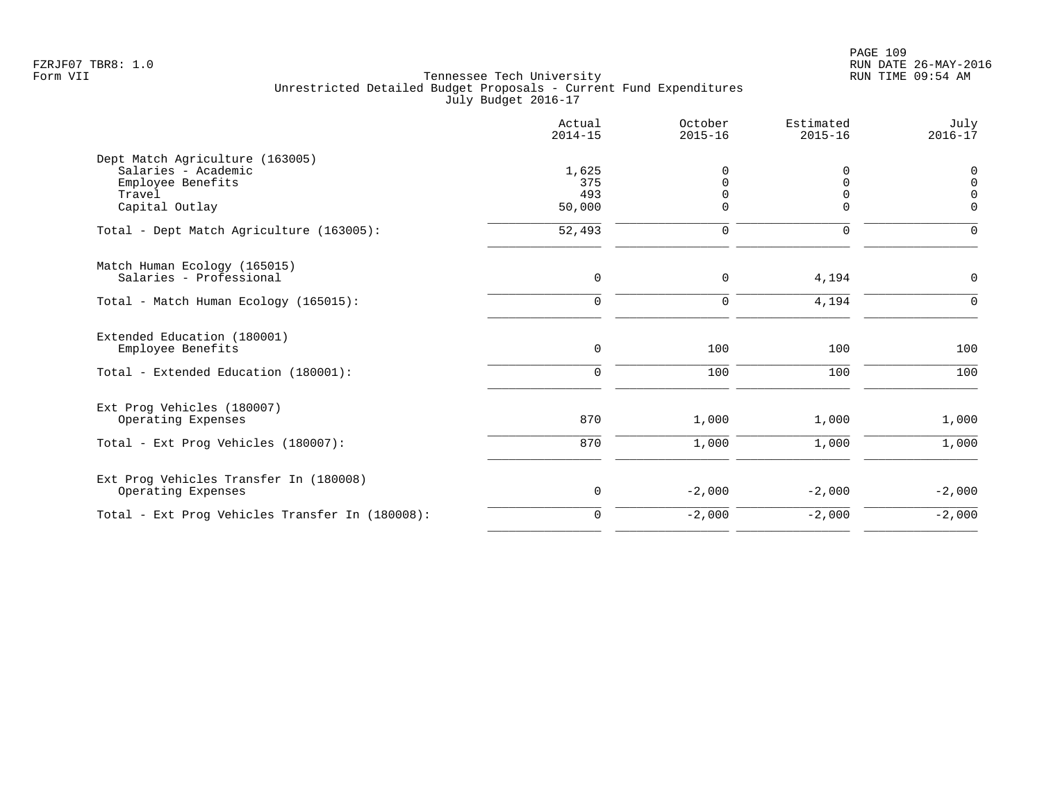Tennessee Tech University
Unrestricted Detailed Budget Proposals - Current Fund Expenditures
July Budget 2016-17

| | Actual 2014-15 | October 2015-16 | Estimated 2015-16 | July 2016-17 |
|---|---|---|---|---|
| **Dept Match Agriculture (163005)** | | | | |
| Salaries - Academic | 1,625 | 0 | 0 | 0 |
| Employee Benefits | 375 | 0 | 0 | 0 |
| Travel | 493 | 0 | 0 | 0 |
| Capital Outlay | 50,000 | 0 | 0 | 0 |
| Total - Dept Match Agriculture (163005): | 52,493 | 0 | 0 | 0 |
| **Match Human Ecology (165015)** | | | | |
| Salaries - Professional | 0 | 0 | 4,194 | 0 |
| Total - Match Human Ecology (165015): | 0 | 0 | 4,194 | 0 |
| **Extended Education (180001)** | | | | |
| Employee Benefits | 0 | 100 | 100 | 100 |
| Total - Extended Education (180001): | 0 | 100 | 100 | 100 |
| **Ext Prog Vehicles (180007)** | | | | |
| Operating Expenses | 870 | 1,000 | 1,000 | 1,000 |
| Total - Ext Prog Vehicles (180007): | 870 | 1,000 | 1,000 | 1,000 |
| **Ext Prog Vehicles Transfer In (180008)** | | | | |
| Operating Expenses | 0 | -2,000 | -2,000 | -2,000 |
| Total - Ext Prog Vehicles Transfer In (180008): | 0 | -2,000 | -2,000 | -2,000 |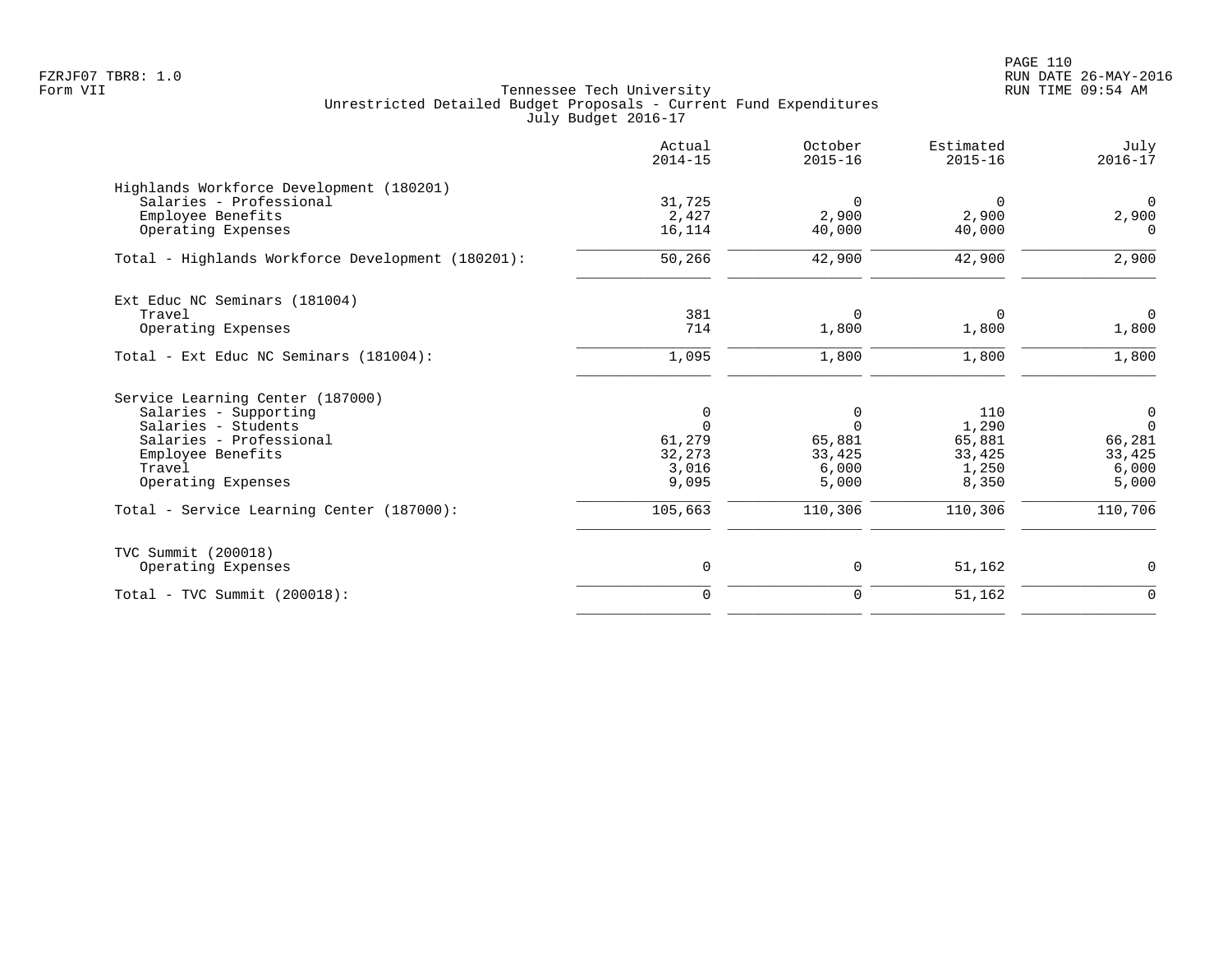Tennessee Tech University
Unrestricted Detailed Budget Proposals - Current Fund Expenditures
July Budget 2016-17

| | Actual 2014-15 | October 2015-16 | Estimated 2015-16 | July 2016-17 |
|---|---|---|---|---|
| **Highlands Workforce Development (180201)** | | | | |
| Salaries - Professional | 31,725 | 0 | 0 | 0 |
| Employee Benefits | 2,427 | 2,900 | 2,900 | 2,900 |
| Operating Expenses | 16,114 | 40,000 | 40,000 | 0 |
| Total - Highlands Workforce Development (180201): | 50,266 | 42,900 | 42,900 | 2,900 |
| **Ext Educ NC Seminars (181004)** | | | | |
| Travel | 381 | 0 | 0 | 0 |
| Operating Expenses | 714 | 1,800 | 1,800 | 1,800 |
| Total - Ext Educ NC Seminars (181004): | 1,095 | 1,800 | 1,800 | 1,800 |
| **Service Learning Center (187000)** | | | | |
| Salaries - Supporting | 0 | 0 | 110 | 0 |
| Salaries - Students | 0 | 0 | 1,290 | 0 |
| Salaries - Professional | 61,279 | 65,881 | 65,881 | 66,281 |
| Employee Benefits | 32,273 | 33,425 | 33,425 | 33,425 |
| Travel | 3,016 | 6,000 | 1,250 | 6,000 |
| Operating Expenses | 9,095 | 5,000 | 8,350 | 5,000 |
| Total - Service Learning Center (187000): | 105,663 | 110,306 | 110,306 | 110,706 |
| **TVC Summit (200018)** | | | | |
| Operating Expenses | 0 | 0 | 51,162 | 0 |
| Total - TVC Summit (200018): | 0 | 0 | 51,162 | 0 |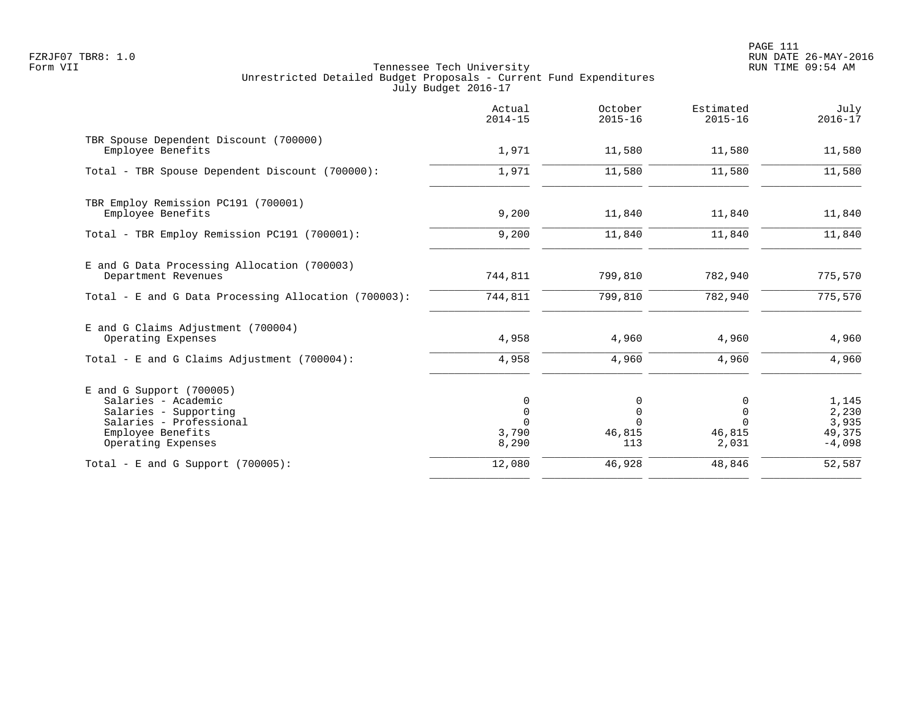Tennessee Tech University
Unrestricted Detailed Budget Proposals - Current Fund Expenditures
July Budget 2016-17

Form VII

| | Actual 2014-15 | October 2015-16 | Estimated 2015-16 | July 2016-17 |
|---|---|---|---|---|
| **TBR Spouse Dependent Discount (700000)** | | | | |
| Employee Benefits | 1,971 | 11,580 | 11,580 | 11,580 |
| Total - TBR Spouse Dependent Discount (700000): | 1,971 | 11,580 | 11,580 | 11,580 |
| **TBR Employ Remission PC191 (700001)** | | | | |
| Employee Benefits | 9,200 | 11,840 | 11,840 | 11,840 |
| Total - TBR Employ Remission PC191 (700001): | 9,200 | 11,840 | 11,840 | 11,840 |
| **E and G Data Processing Allocation (700003)** | | | | |
| Department Revenues | 744,811 | 799,810 | 782,940 | 775,570 |
| Total - E and G Data Processing Allocation (700003): | 744,811 | 799,810 | 782,940 | 775,570 |
| **E and G Claims Adjustment (700004)** | | | | |
| Operating Expenses | 4,958 | 4,960 | 4,960 | 4,960 |
| Total - E and G Claims Adjustment (700004): | 4,958 | 4,960 | 4,960 | 4,960 |
| **E and G Support (700005)** | | | | |
| Salaries - Academic | 0 | 0 | 0 | 1,145 |
| Salaries - Supporting | 0 | 0 | 0 | 2,230 |
| Salaries - Professional | 0 | 0 | 0 | 3,935 |
| Employee Benefits | 3,790 | 46,815 | 46,815 | 49,375 |
| Operating Expenses | 8,290 | 113 | 2,031 | -4,098 |
| Total - E and G Support (700005): | 12,080 | 46,928 | 48,846 | 52,587 |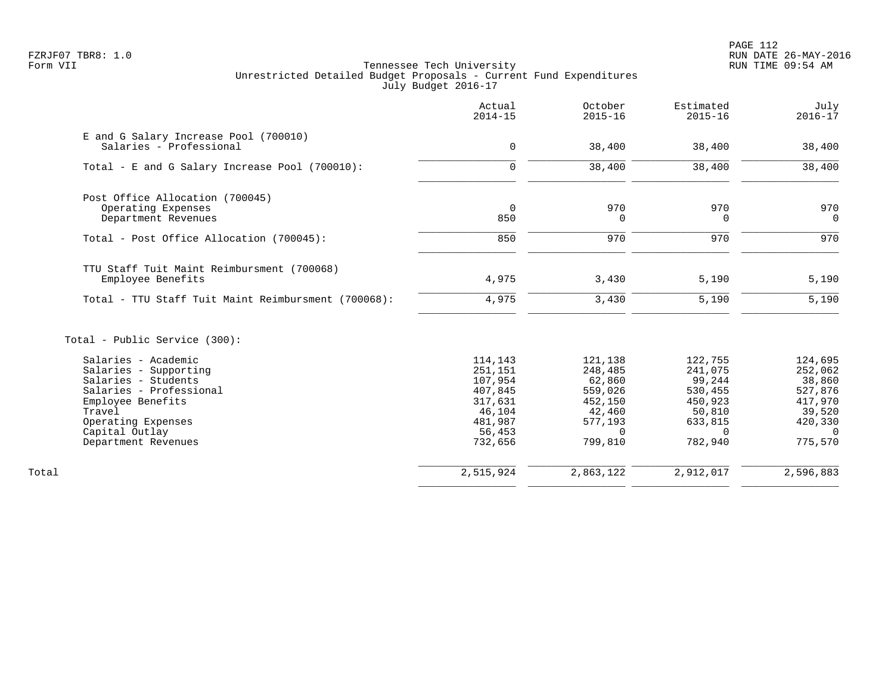Tennessee Tech University
Unrestricted Detailed Budget Proposals - Current Fund Expenditures
July Budget 2016-17

| | Actual 2014-15 | October 2015-16 | Estimated 2015-16 | July 2016-17 |
|---|---|---|---|---|
| **E and G Salary Increase Pool (700010)** | | | | |
| Salaries - Professional | 0 | 38,400 | 38,400 | 38,400 |
| Total - E and G Salary Increase Pool (700010): | 0 | 38,400 | 38,400 | 38,400 |
| **Post Office Allocation (700045)** | | | | |
| Operating Expenses | 0 | 970 | 970 | 970 |
| Department Revenues | 850 | 0 | 0 | 0 |
| Total - Post Office Allocation (700045): | 850 | 970 | 970 | 970 |
| **TTU Staff Tuit Maint Reimbursment (700068)** | | | | |
| Employee Benefits | 4,975 | 3,430 | 5,190 | 5,190 |
| Total - TTU Staff Tuit Maint Reimbursment (700068): | 4,975 | 3,430 | 5,190 | 5,190 |
| **Total - Public Service (300):** | | | | |
| Salaries - Academic | 114,143 | 121,138 | 122,755 | 124,695 |
| Salaries - Supporting | 251,151 | 248,485 | 241,075 | 252,062 |
| Salaries - Students | 107,954 | 62,860 | 99,244 | 38,860 |
| Salaries - Professional | 407,845 | 559,026 | 530,455 | 527,876 |
| Employee Benefits | 317,631 | 452,150 | 450,923 | 417,970 |
| Travel | 46,104 | 42,460 | 50,810 | 39,520 |
| Operating Expenses | 481,987 | 577,193 | 633,815 | 420,330 |
| Capital Outlay | 56,453 | 0 | 0 | 0 |
| Department Revenues | 732,656 | 799,810 | 782,940 | 775,570 |
| Total | 2,515,924 | 2,863,122 | 2,912,017 | 2,596,883 |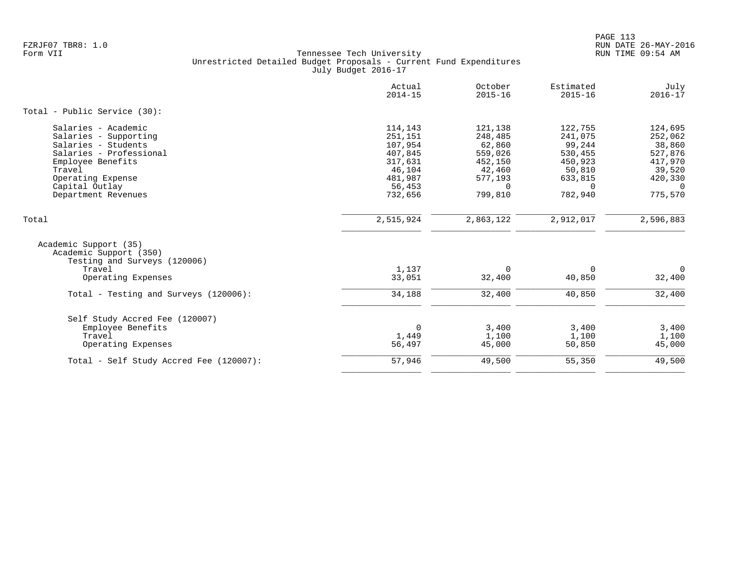FZRJF07 TBR8: 1.0
Form VII

Tennessee Tech University
Unrestricted Detailed Budget Proposals - Current Fund Expenditures
July Budget 2016-17

RUN DATE 26-MAY-2016
RUN TIME 09:54 AM

| | Actual 2014-15 | October 2015-16 | Estimated 2015-16 | July 2016-17 |
|---|---|---|---|---|
| **Total - Public Service (30):** | | | | |
| Salaries - Academic | 114,143 | 121,138 | 122,755 | 124,695 |
| Salaries - Supporting | 251,151 | 248,485 | 241,075 | 252,062 |
| Salaries - Students | 107,954 | 62,860 | 99,244 | 38,860 |
| Salaries - Professional | 407,845 | 559,026 | 530,455 | 527,876 |
| Employee Benefits | 317,631 | 452,150 | 450,923 | 417,970 |
| Travel | 46,104 | 42,460 | 50,810 | 39,520 |
| Operating Expense | 481,987 | 577,193 | 633,815 | 420,330 |
| Capital Outlay | 56,453 | 0 | 0 | 0 |
| Department Revenues | 732,656 | 799,810 | 782,940 | 775,570 |
| **Total** | 2,515,924 | 2,863,122 | 2,912,017 | 2,596,883 |
| Academic Support (35) | | | | |
| Academic Support (350) | | | | |
| Testing and Surveys (120006) | | | | |
| Travel | 1,137 | 0 | 0 | 0 |
| Operating Expenses | 33,051 | 32,400 | 40,850 | 32,400 |
| **Total - Testing and Surveys (120006):** | 34,188 | 32,400 | 40,850 | 32,400 |
| Self Study Accred Fee (120007) | | | | |
| Employee Benefits | 0 | 3,400 | 3,400 | 3,400 |
| Travel | 1,449 | 1,100 | 1,100 | 1,100 |
| Operating Expenses | 56,497 | 45,000 | 50,850 | 45,000 |
| **Total - Self Study Accred Fee (120007):** | 57,946 | 49,500 | 55,350 | 49,500 |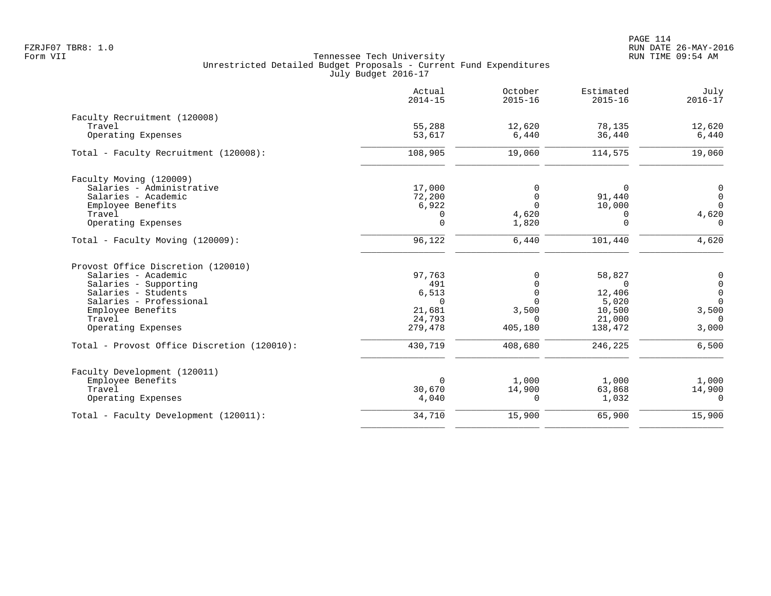Tennessee Tech University
Unrestricted Detailed Budget Proposals - Current Fund Expenditures
July Budget 2016-17

| | Actual 2014-15 | October 2015-16 | Estimated 2015-16 | July 2016-17 |
|---|---|---|---|---|
| **Faculty Recruitment (120008)** | | | | |
| Travel | 55,288 | 12,620 | 78,135 | 12,620 |
| Operating Expenses | 53,617 | 6,440 | 36,440 | 6,440 |
| Total - Faculty Recruitment (120008): | 108,905 | 19,060 | 114,575 | 19,060 |
| **Faculty Moving (120009)** | | | | |
| Salaries - Administrative | 17,000 | 0 | 0 | 0 |
| Salaries - Academic | 72,200 | 0 | 91,440 | 0 |
| Employee Benefits | 6,922 | 0 | 10,000 | 0 |
| Travel | 0 | 4,620 | 0 | 4,620 |
| Operating Expenses | 0 | 1,820 | 0 | 0 |
| Total - Faculty Moving (120009): | 96,122 | 6,440 | 101,440 | 4,620 |
| **Provost Office Discretion (120010)** | | | | |
| Salaries - Academic | 97,763 | 0 | 58,827 | 0 |
| Salaries - Supporting | 491 | 0 | 0 | 0 |
| Salaries - Students | 6,513 | 0 | 12,406 | 0 |
| Salaries - Professional | 0 | 0 | 5,020 | 0 |
| Employee Benefits | 21,681 | 3,500 | 10,500 | 3,500 |
| Travel | 24,793 | 0 | 21,000 | 0 |
| Operating Expenses | 279,478 | 405,180 | 138,472 | 3,000 |
| Total - Provost Office Discretion (120010): | 430,719 | 408,680 | 246,225 | 6,500 |
| **Faculty Development (120011)** | | | | |
| Employee Benefits | 0 | 1,000 | 1,000 | 1,000 |
| Travel | 30,670 | 14,900 | 63,868 | 14,900 |
| Operating Expenses | 4,040 | 0 | 1,032 | 0 |
| Total - Faculty Development (120011): | 34,710 | 15,900 | 65,900 | 15,900 |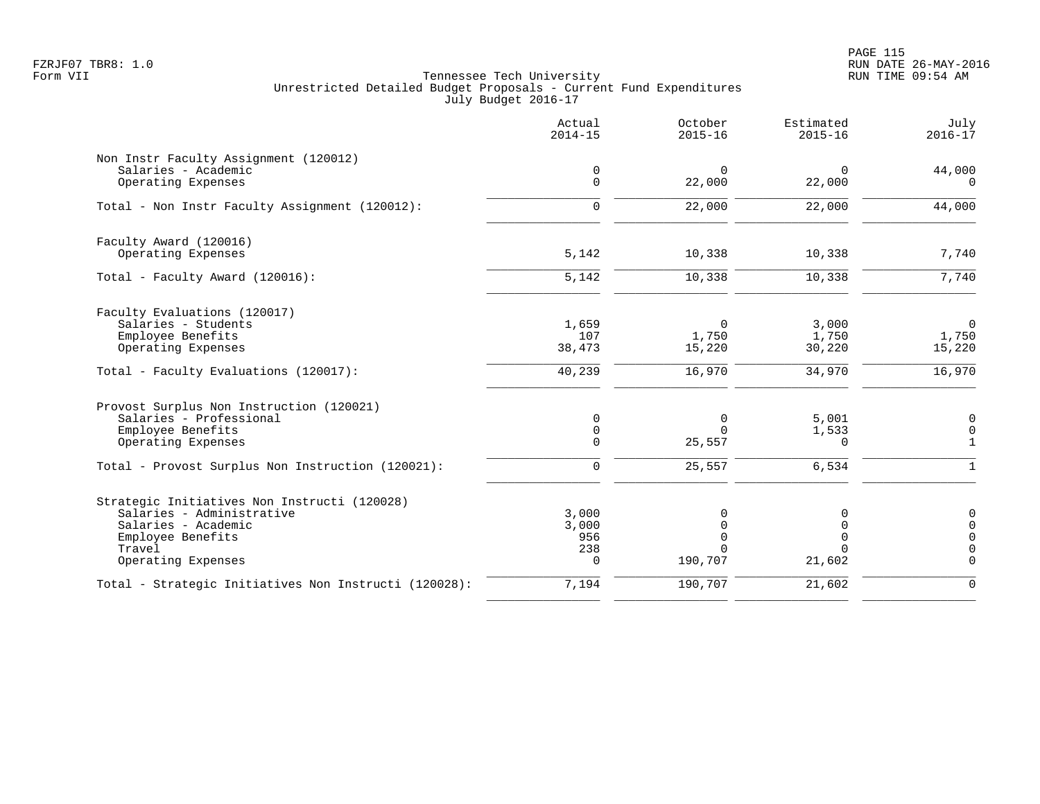Tennessee Tech University
Unrestricted Detailed Budget Proposals - Current Fund Expenditures
July Budget 2016-17

Form VII

| | Actual 2014-15 | October 2015-16 | Estimated 2015-16 | July 2016-17 |
|---|---|---|---|---|
| **Non Instr Faculty Assignment (120012)** | | | | |
| Salaries - Academic | 0 | 0 | 0 | 44,000 |
| Operating Expenses | 0 | 22,000 | 22,000 | 0 |
| Total - Non Instr Faculty Assignment (120012): | 0 | 22,000 | 22,000 | 44,000 |
| **Faculty Award (120016)** | | | | |
| Operating Expenses | 5,142 | 10,338 | 10,338 | 7,740 |
| Total - Faculty Award (120016): | 5,142 | 10,338 | 10,338 | 7,740 |
| **Faculty Evaluations (120017)** | | | | |
| Salaries - Students | 1,659 | 0 | 3,000 | 0 |
| Employee Benefits | 107 | 1,750 | 1,750 | 1,750 |
| Operating Expenses | 38,473 | 15,220 | 30,220 | 15,220 |
| Total - Faculty Evaluations (120017): | 40,239 | 16,970 | 34,970 | 16,970 |
| **Provost Surplus Non Instruction (120021)** | | | | |
| Salaries - Professional | 0 | 0 | 5,001 | 0 |
| Employee Benefits | 0 | 0 | 1,533 | 0 |
| Operating Expenses | 0 | 25,557 | 0 | 1 |
| Total - Provost Surplus Non Instruction (120021): | 0 | 25,557 | 6,534 | 1 |
| **Strategic Initiatives Non Instructi (120028)** | | | | |
| Salaries - Administrative | 3,000 | 0 | 0 | 0 |
| Salaries - Academic | 3,000 | 0 | 0 | 0 |
| Employee Benefits | 956 | 0 | 0 | 0 |
| Travel | 238 | 0 | 0 | 0 |
| Operating Expenses | 0 | 190,707 | 21,602 | 0 |
| Total - Strategic Initiatives Non Instructi (120028): | 7,194 | 190,707 | 21,602 | 0 |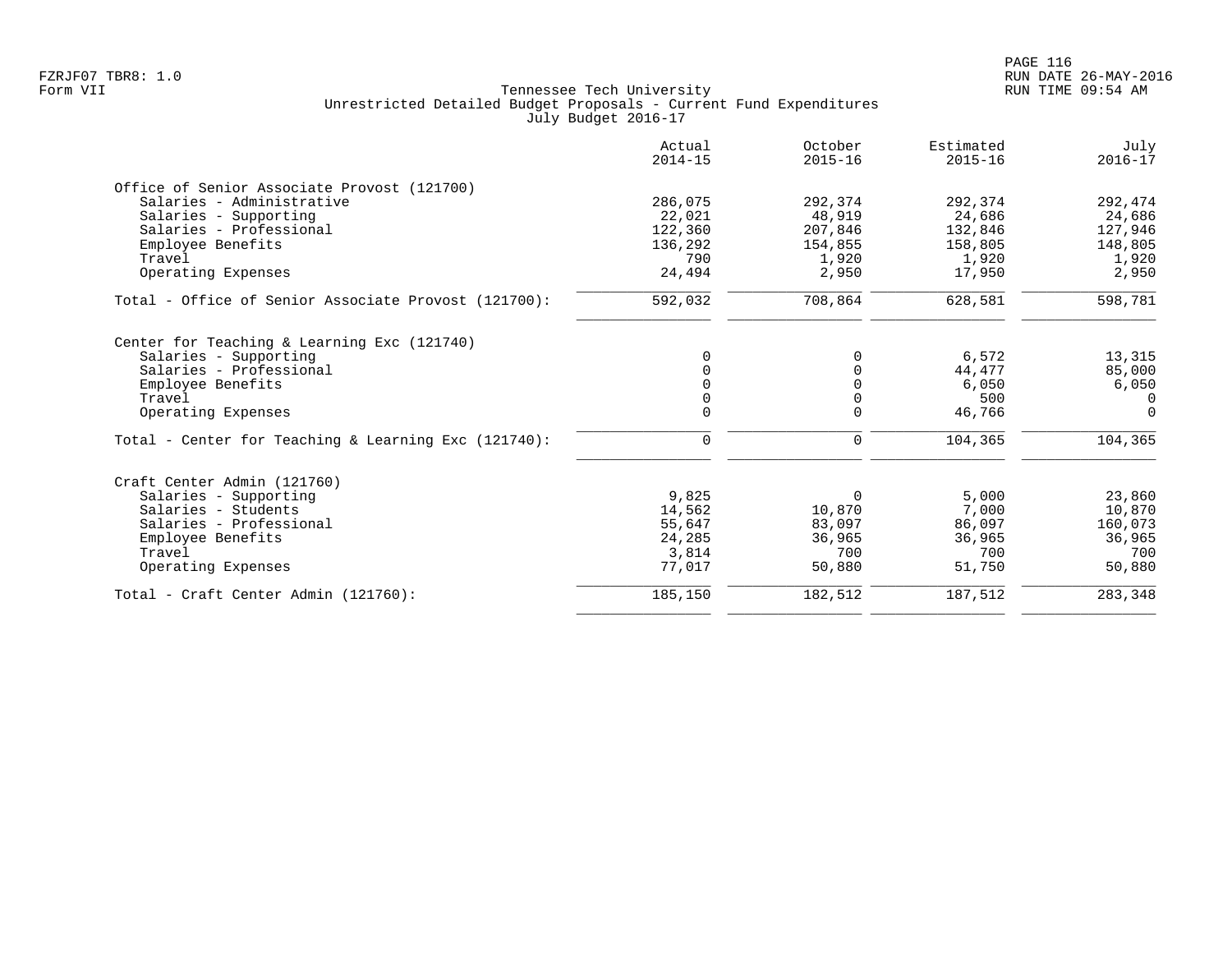Tennessee Tech University
Unrestricted Detailed Budget Proposals - Current Fund Expenditures
July Budget 2016-17

| | Actual 2014-15 | October 2015-16 | Estimated 2015-16 | July 2016-17 |
|---|---|---|---|---|
| **Office of Senior Associate Provost (121700)** | | | | |
| Salaries - Administrative | 286,075 | 292,374 | 292,374 | 292,474 |
| Salaries - Supporting | 22,021 | 48,919 | 24,686 | 24,686 |
| Salaries - Professional | 122,360 | 207,846 | 132,846 | 127,946 |
| Employee Benefits | 136,292 | 154,855 | 158,805 | 148,805 |
| Travel | 790 | 1,920 | 1,920 | 1,920 |
| Operating Expenses | 24,494 | 2,950 | 17,950 | 2,950 |
| Total - Office of Senior Associate Provost (121700): | 592,032 | 708,864 | 628,581 | 598,781 |
| **Center for Teaching & Learning Exc (121740)** | | | | |
| Salaries - Supporting | 0 | 0 | 6,572 | 13,315 |
| Salaries - Professional | 0 | 0 | 44,477 | 85,000 |
| Employee Benefits | 0 | 0 | 6,050 | 6,050 |
| Travel | 0 | 0 | 500 | 0 |
| Operating Expenses | 0 | 0 | 46,766 | 0 |
| Total - Center for Teaching & Learning Exc (121740): | 0 | 0 | 104,365 | 104,365 |
| **Craft Center Admin (121760)** | | | | |
| Salaries - Supporting | 9,825 | 0 | 5,000 | 23,860 |
| Salaries - Students | 14,562 | 10,870 | 7,000 | 10,870 |
| Salaries - Professional | 55,647 | 83,097 | 86,097 | 160,073 |
| Employee Benefits | 24,285 | 36,965 | 36,965 | 36,965 |
| Travel | 3,814 | 700 | 700 | 700 |
| Operating Expenses | 77,017 | 50,880 | 51,750 | 50,880 |
| Total - Craft Center Admin (121760): | 185,150 | 182,512 | 187,512 | 283,348 |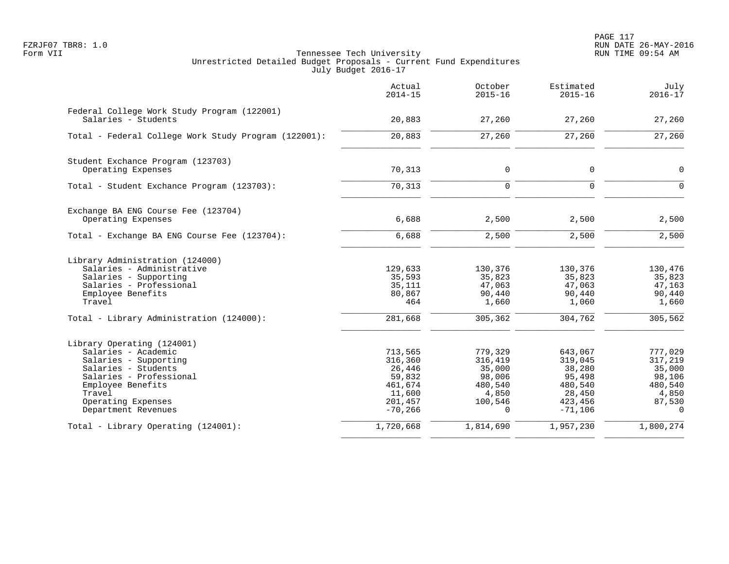Tennessee Tech University
Unrestricted Detailed Budget Proposals - Current Fund Expenditures
July Budget 2016-17

| | Actual 2014-15 | October 2015-16 | Estimated 2015-16 | July 2016-17 |
|---|---:|---:|---:|---:|
| **Federal College Work Study Program (122001)** | | | | |
| Salaries - Students | 20,883 | 27,260 | 27,260 | 27,260 |
| Total - Federal College Work Study Program (122001): | 20,883 | 27,260 | 27,260 | 27,260 |
| **Student Exchance Program (123703)** | | | | |
| Operating Expenses | 70,313 | 0 | 0 | 0 |
| Total - Student Exchance Program (123703): | 70,313 | 0 | 0 | 0 |
| **Exchange BA ENG Course Fee (123704)** | | | | |
| Operating Expenses | 6,688 | 2,500 | 2,500 | 2,500 |
| Total - Exchange BA ENG Course Fee (123704): | 6,688 | 2,500 | 2,500 | 2,500 |
| **Library Administration (124000)** | | | | |
| Salaries - Administrative | 129,633 | 130,376 | 130,376 | 130,476 |
| Salaries - Supporting | 35,593 | 35,823 | 35,823 | 35,823 |
| Salaries - Professional | 35,111 | 47,063 | 47,063 | 47,163 |
| Employee Benefits | 80,867 | 90,440 | 90,440 | 90,440 |
| Travel | 464 | 1,660 | 1,060 | 1,660 |
| Total - Library Administration (124000): | 281,668 | 305,362 | 304,762 | 305,562 |
| **Library Operating (124001)** | | | | |
| Salaries - Academic | 713,565 | 779,329 | 643,067 | 777,029 |
| Salaries - Supporting | 316,360 | 316,419 | 319,045 | 317,219 |
| Salaries - Students | 26,446 | 35,000 | 38,280 | 35,000 |
| Salaries - Professional | 59,832 | 98,006 | 95,498 | 98,106 |
| Employee Benefits | 461,674 | 480,540 | 480,540 | 480,540 |
| Travel | 11,600 | 4,850 | 28,450 | 4,850 |
| Operating Expenses | 201,457 | 100,546 | 423,456 | 87,530 |
| Department Revenues | -70,266 | 0 | -71,106 | 0 |
| Total - Library Operating (124001): | 1,720,668 | 1,814,690 | 1,957,230 | 1,800,274 |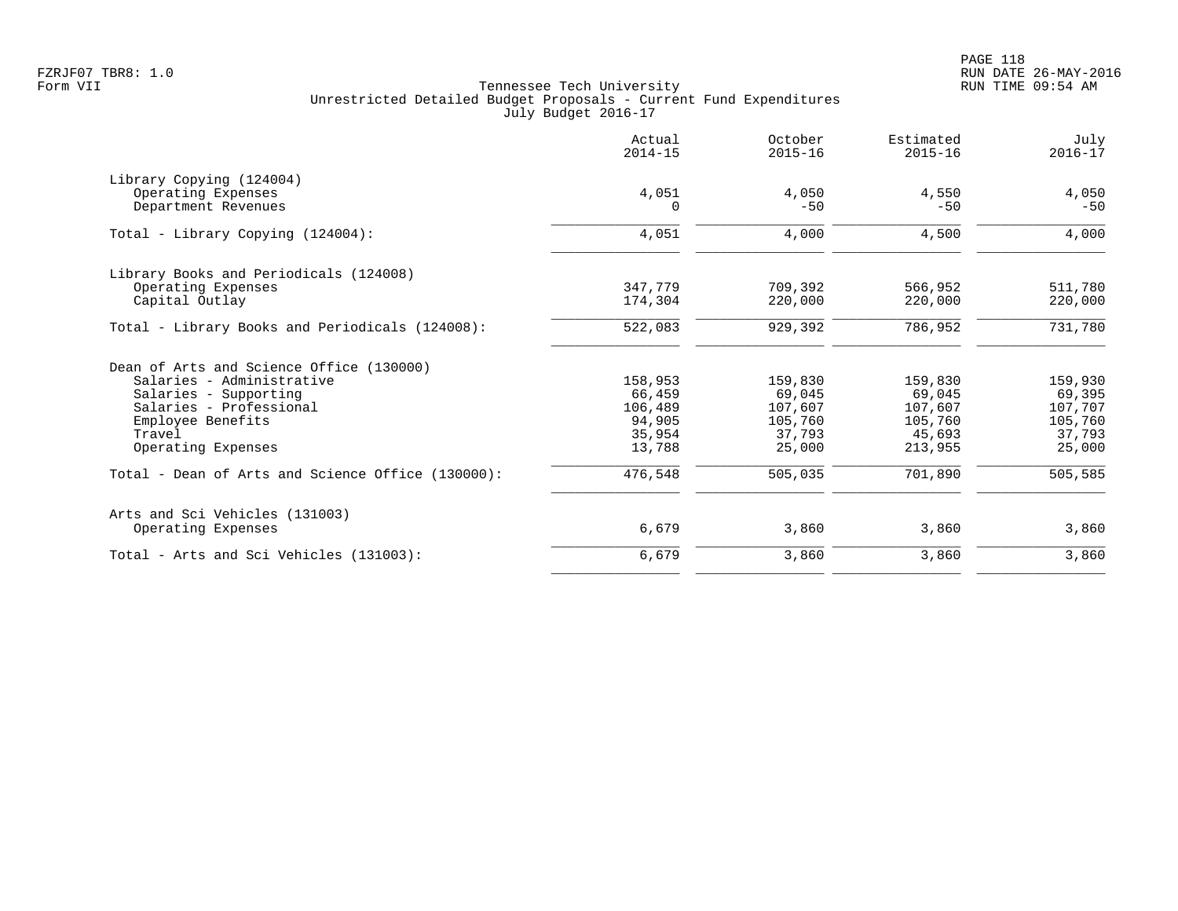Tennessee Tech University
Unrestricted Detailed Budget Proposals - Current Fund Expenditures
July Budget 2016-17

| | Actual 2014-15 | October 2015-16 | Estimated 2015-16 | July 2016-17 |
|---|---|---|---|---|
| Library Copying (124004) | | | | |
| Operating Expenses | 4,051 | 4,050 | 4,550 | 4,050 |
| Department Revenues | 0 | -50 | -50 | -50 |
| Total - Library Copying (124004): | 4,051 | 4,000 | 4,500 | 4,000 |
| Library Books and Periodicals (124008) | | | | |
| Operating Expenses | 347,779 | 709,392 | 566,952 | 511,780 |
| Capital Outlay | 174,304 | 220,000 | 220,000 | 220,000 |
| Total - Library Books and Periodicals (124008): | 522,083 | 929,392 | 786,952 | 731,780 |
| Dean of Arts and Science Office (130000) | | | | |
| Salaries - Administrative | 158,953 | 159,830 | 159,830 | 159,930 |
| Salaries - Supporting | 66,459 | 69,045 | 69,045 | 69,395 |
| Salaries - Professional | 106,489 | 107,607 | 107,607 | 107,707 |
| Employee Benefits | 94,905 | 105,760 | 105,760 | 105,760 |
| Travel | 35,954 | 37,793 | 45,693 | 37,793 |
| Operating Expenses | 13,788 | 25,000 | 213,955 | 25,000 |
| Total - Dean of Arts and Science Office (130000): | 476,548 | 505,035 | 701,890 | 505,585 |
| Arts and Sci Vehicles (131003) | | | | |
| Operating Expenses | 6,679 | 3,860 | 3,860 | 3,860 |
| Total - Arts and Sci Vehicles (131003): | 6,679 | 3,860 | 3,860 | 3,860 |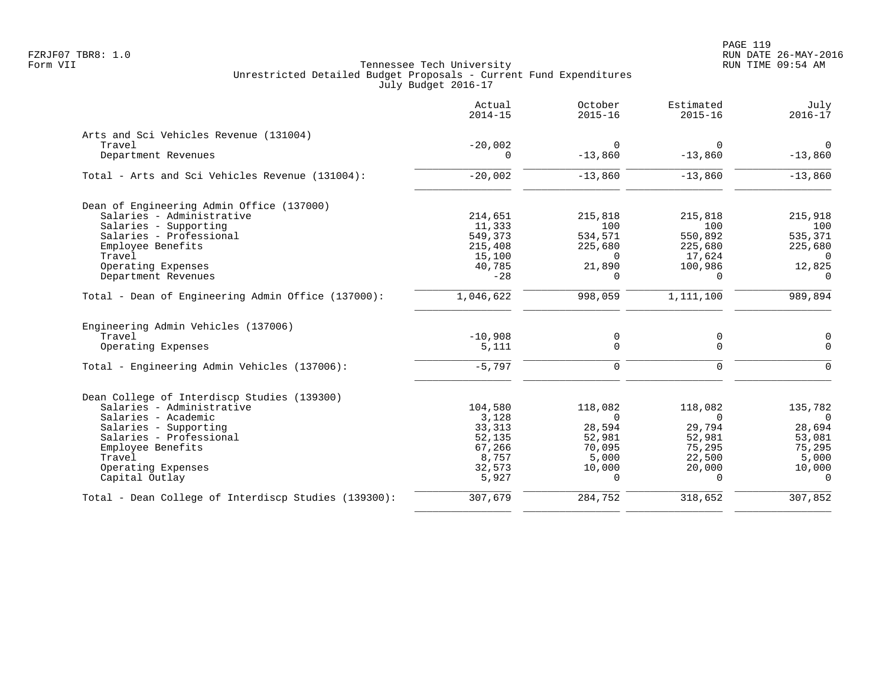Tennessee Tech University
Unrestricted Detailed Budget Proposals - Current Fund Expenditures
July Budget 2016-17

| | Actual 2014-15 | October 2015-16 | Estimated 2015-16 | July 2016-17 |
|---|---|---|---|---|
| **Arts and Sci Vehicles Revenue (131004)** | | | | |
| Travel | -20,002 | 0 | 0 | 0 |
| Department Revenues | 0 | -13,860 | -13,860 | -13,860 |
| Total - Arts and Sci Vehicles Revenue (131004): | -20,002 | -13,860 | -13,860 | -13,860 |
| **Dean of Engineering Admin Office (137000)** | | | | |
| Salaries - Administrative | 214,651 | 215,818 | 215,818 | 215,918 |
| Salaries - Supporting | 11,333 | 100 | 100 | 100 |
| Salaries - Professional | 549,373 | 534,571 | 550,892 | 535,371 |
| Employee Benefits | 215,408 | 225,680 | 225,680 | 225,680 |
| Travel | 15,100 | 0 | 17,624 | 0 |
| Operating Expenses | 40,785 | 21,890 | 100,986 | 12,825 |
| Department Revenues | -28 | 0 | 0 | 0 |
| Total - Dean of Engineering Admin Office (137000): | 1,046,622 | 998,059 | 1,111,100 | 989,894 |
| **Engineering Admin Vehicles (137006)** | | | | |
| Travel | -10,908 | 0 | 0 | 0 |
| Operating Expenses | 5,111 | 0 | 0 | 0 |
| Total - Engineering Admin Vehicles (137006): | -5,797 | 0 | 0 | 0 |
| **Dean College of Interdiscp Studies (139300)** | | | | |
| Salaries - Administrative | 104,580 | 118,082 | 118,082 | 135,782 |
| Salaries - Academic | 3,128 | 0 | 0 | 0 |
| Salaries - Supporting | 33,313 | 28,594 | 29,794 | 28,694 |
| Salaries - Professional | 52,135 | 52,981 | 52,981 | 53,081 |
| Employee Benefits | 67,266 | 70,095 | 75,295 | 75,295 |
| Travel | 8,757 | 5,000 | 22,500 | 5,000 |
| Operating Expenses | 32,573 | 10,000 | 20,000 | 10,000 |
| Capital Outlay | 5,927 | 0 | 0 | 0 |
| Total - Dean College of Interdiscp Studies (139300): | 307,679 | 284,752 | 318,652 | 307,852 |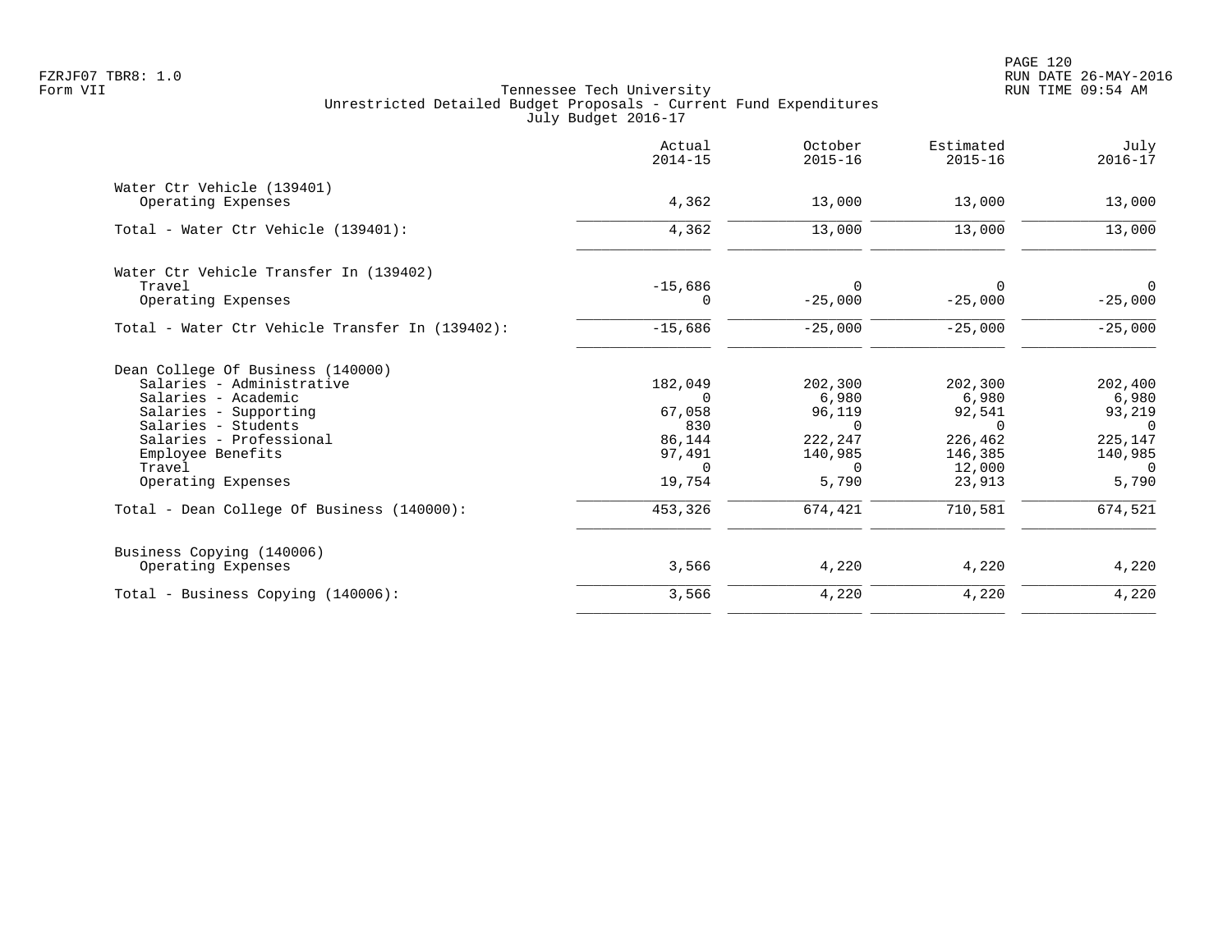Tennessee Tech University
Unrestricted Detailed Budget Proposals - Current Fund Expenditures
July Budget 2016-17

| | Actual 2014-15 | October 2015-16 | Estimated 2015-16 | July 2016-17 |
|---|---|---|---|---|
| **Water Ctr Vehicle (139401)** | | | | |
| Operating Expenses | 4,362 | 13,000 | 13,000 | 13,000 |
| Total - Water Ctr Vehicle (139401): | 4,362 | 13,000 | 13,000 | 13,000 |
| **Water Ctr Vehicle Transfer In (139402)** | | | | |
| Travel | -15,686 | 0 | 0 | 0 |
| Operating Expenses | 0 | -25,000 | -25,000 | -25,000 |
| Total - Water Ctr Vehicle Transfer In (139402): | -15,686 | -25,000 | -25,000 | -25,000 |
| **Dean College Of Business (140000)** | | | | |
| Salaries - Administrative | 182,049 | 202,300 | 202,300 | 202,400 |
| Salaries - Academic | 0 | 6,980 | 6,980 | 6,980 |
| Salaries - Supporting | 67,058 | 96,119 | 92,541 | 93,219 |
| Salaries - Students | 830 | 0 | 0 | 0 |
| Salaries - Professional | 86,144 | 222,247 | 226,462 | 225,147 |
| Employee Benefits | 97,491 | 140,985 | 146,385 | 140,985 |
| Travel | 0 | 0 | 12,000 | 0 |
| Operating Expenses | 19,754 | 5,790 | 23,913 | 5,790 |
| Total - Dean College Of Business (140000): | 453,326 | 674,421 | 710,581 | 674,521 |
| **Business Copying (140006)** | | | | |
| Operating Expenses | 3,566 | 4,220 | 4,220 | 4,220 |
| Total - Business Copying (140006): | 3,566 | 4,220 | 4,220 | 4,220 |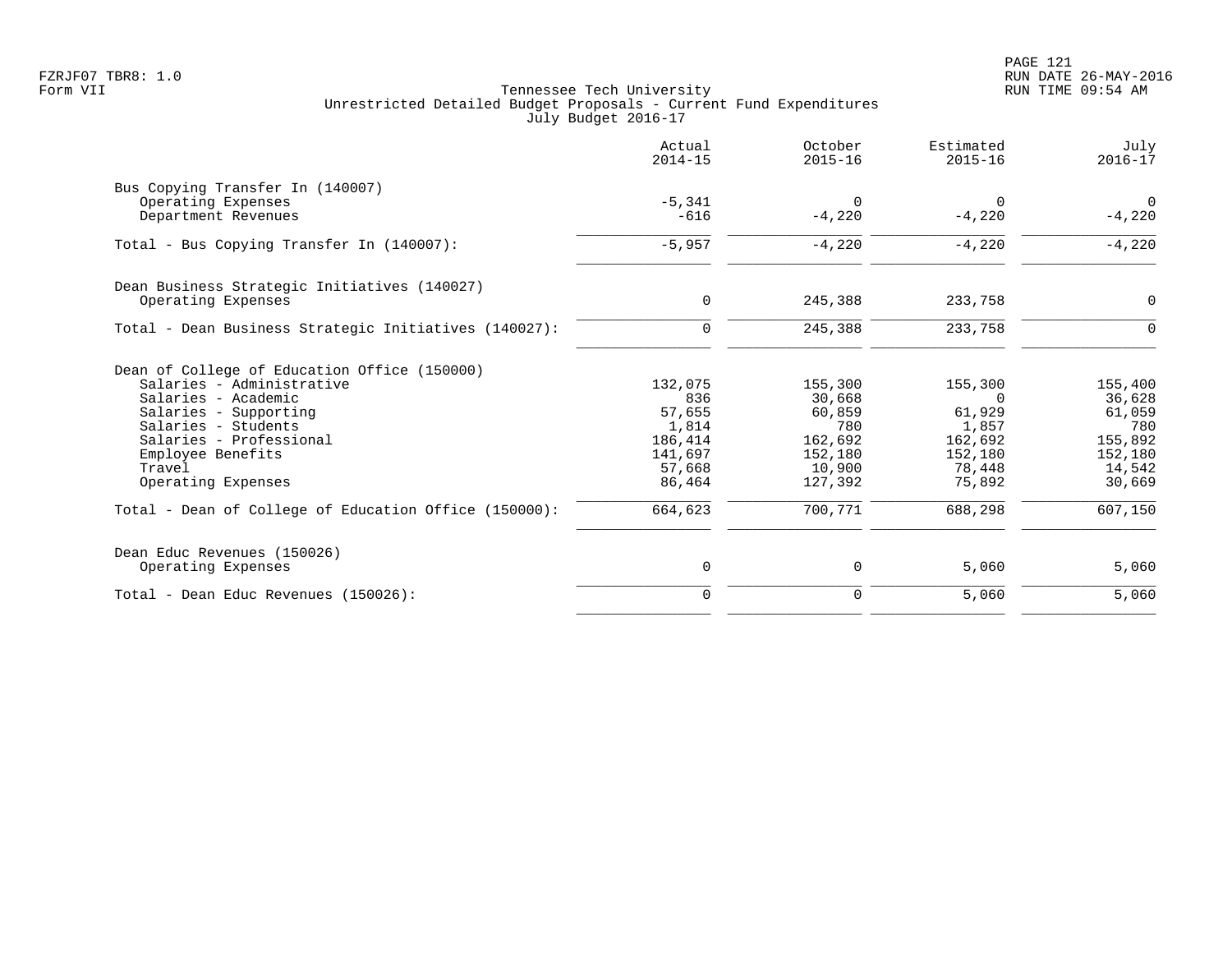FZRJF07 TBR8: 1.0
Form VII

Tennessee Tech University
Unrestricted Detailed Budget Proposals - Current Fund Expenditures
July Budget 2016-17

RUN DATE 26-MAY-2016
RUN TIME 09:54 AM

| | Actual 2014-15 | October 2015-16 | Estimated 2015-16 | July 2016-17 |
|---|---|---|---|---|
| Bus Copying Transfer In (140007) | | | | |
| Operating Expenses | -5,341 | 0 | 0 | 0 |
| Department Revenues | -616 | -4,220 | -4,220 | -4,220 |
| Total - Bus Copying Transfer In (140007): | -5,957 | -4,220 | -4,220 | -4,220 |
| Dean Business Strategic Initiatives (140027) | | | | |
| Operating Expenses | 0 | 245,388 | 233,758 | 0 |
| Total - Dean Business Strategic Initiatives (140027): | 0 | 245,388 | 233,758 | 0 |
| Dean of College of Education Office (150000) | | | | |
| Salaries - Administrative | 132,075 | 155,300 | 155,300 | 155,400 |
| Salaries - Academic | 836 | 30,668 | 0 | 36,628 |
| Salaries - Supporting | 57,655 | 60,859 | 61,929 | 61,059 |
| Salaries - Students | 1,814 | 780 | 1,857 | 780 |
| Salaries - Professional | 186,414 | 162,692 | 162,692 | 155,892 |
| Employee Benefits | 141,697 | 152,180 | 152,180 | 152,180 |
| Travel | 57,668 | 10,900 | 78,448 | 14,542 |
| Operating Expenses | 86,464 | 127,392 | 75,892 | 30,669 |
| Total - Dean of College of Education Office (150000): | 664,623 | 700,771 | 688,298 | 607,150 |
| Dean Educ Revenues (150026) | | | | |
| Operating Expenses | 0 | 0 | 5,060 | 5,060 |
| Total - Dean Educ Revenues (150026): | 0 | 0 | 5,060 | 5,060 |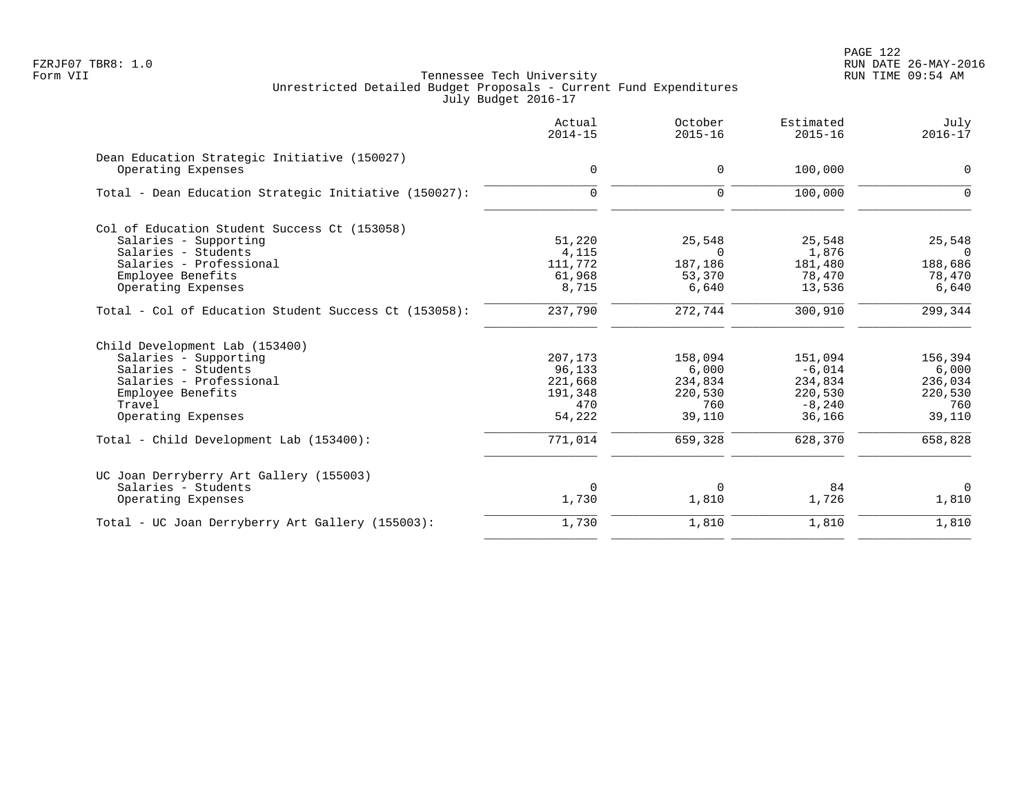Tennessee Tech University
Unrestricted Detailed Budget Proposals - Current Fund Expenditures
July Budget 2016-17

FZRJF07 TBR8: 1.0
Form VII

RUN DATE 26-MAY-2016
RUN TIME 09:54 AM

| | Actual 2014-15 | October 2015-16 | Estimated 2015-16 | July 2016-17 |
|---|---|---|---|---|
| **Dean Education Strategic Initiative (150027)** | | | | |
| Operating Expenses | 0 | 0 | 100,000 | 0 |
| Total - Dean Education Strategic Initiative (150027): | 0 | 0 | 100,000 | 0 |
| **Col of Education Student Success Ct (153058)** | | | | |
| Salaries - Supporting | 51,220 | 25,548 | 25,548 | 25,548 |
| Salaries - Students | 4,115 | 0 | 1,876 | 0 |
| Salaries - Professional | 111,772 | 187,186 | 181,480 | 188,686 |
| Employee Benefits | 61,968 | 53,370 | 78,470 | 78,470 |
| Operating Expenses | 8,715 | 6,640 | 13,536 | 6,640 |
| Total - Col of Education Student Success Ct (153058): | 237,790 | 272,744 | 300,910 | 299,344 |
| **Child Development Lab (153400)** | | | | |
| Salaries - Supporting | 207,173 | 158,094 | 151,094 | 156,394 |
| Salaries - Students | 96,133 | 6,000 | -6,014 | 6,000 |
| Salaries - Professional | 221,668 | 234,834 | 234,834 | 236,034 |
| Employee Benefits | 191,348 | 220,530 | 220,530 | 220,530 |
| Travel | 470 | 760 | -8,240 | 760 |
| Operating Expenses | 54,222 | 39,110 | 36,166 | 39,110 |
| Total - Child Development Lab (153400): | 771,014 | 659,328 | 628,370 | 658,828 |
| **UC Joan Derryberry Art Gallery (155003)** | | | | |
| Salaries - Students | 0 | 0 | 84 | 0 |
| Operating Expenses | 1,730 | 1,810 | 1,726 | 1,810 |
| Total - UC Joan Derryberry Art Gallery (155003): | 1,730 | 1,810 | 1,810 | 1,810 |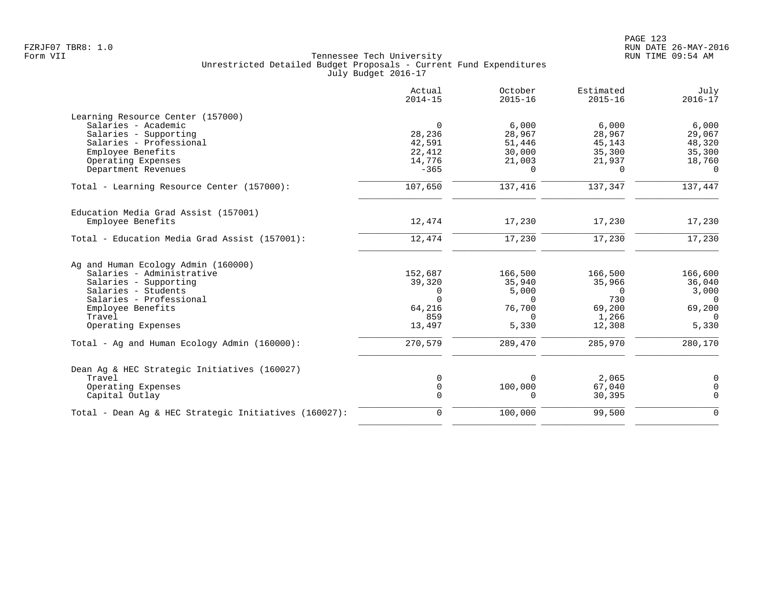Tennessee Tech University
Unrestricted Detailed Budget Proposals - Current Fund Expenditures
July Budget 2016-17

| | Actual 2014-15 | October 2015-16 | Estimated 2015-16 | July 2016-17 |
|---|---|---|---|---|
| **Learning Resource Center (157000)** | | | | |
| Salaries - Academic | 0 | 6,000 | 6,000 | 6,000 |
| Salaries - Supporting | 28,236 | 28,967 | 28,967 | 29,067 |
| Salaries - Professional | 42,591 | 51,446 | 45,143 | 48,320 |
| Employee Benefits | 22,412 | 30,000 | 35,300 | 35,300 |
| Operating Expenses | 14,776 | 21,003 | 21,937 | 18,760 |
| Department Revenues | -365 | 0 | 0 | 0 |
| Total - Learning Resource Center (157000): | 107,650 | 137,416 | 137,347 | 137,447 |
| **Education Media Grad Assist (157001)** | | | | |
| Employee Benefits | 12,474 | 17,230 | 17,230 | 17,230 |
| Total - Education Media Grad Assist (157001): | 12,474 | 17,230 | 17,230 | 17,230 |
| **Ag and Human Ecology Admin (160000)** | | | | |
| Salaries - Administrative | 152,687 | 166,500 | 166,500 | 166,600 |
| Salaries - Supporting | 39,320 | 35,940 | 35,966 | 36,040 |
| Salaries - Students | 0 | 5,000 | 0 | 3,000 |
| Salaries - Professional | 0 | 0 | 730 | 0 |
| Employee Benefits | 64,216 | 76,700 | 69,200 | 69,200 |
| Travel | 859 | 0 | 1,266 | 0 |
| Operating Expenses | 13,497 | 5,330 | 12,308 | 5,330 |
| Total - Ag and Human Ecology Admin (160000): | 270,579 | 289,470 | 285,970 | 280,170 |
| **Dean Ag & HEC Strategic Initiatives (160027)** | | | | |
| Travel | 0 | 0 | 2,065 | 0 |
| Operating Expenses | 0 | 100,000 | 67,040 | 0 |
| Capital Outlay | 0 | 0 | 30,395 | 0 |
| Total - Dean Ag & HEC Strategic Initiatives (160027): | 0 | 100,000 | 99,500 | 0 |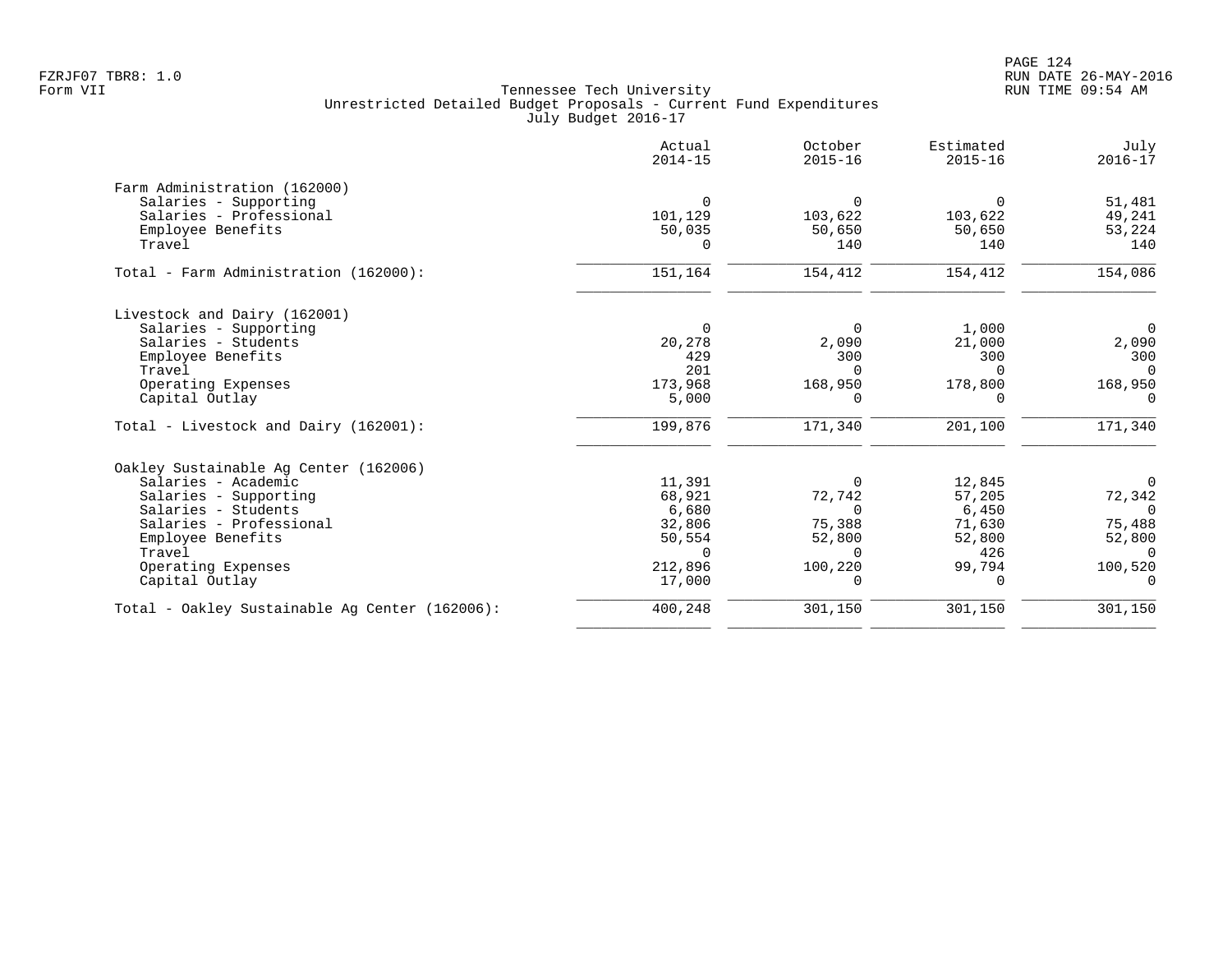Tennessee Tech University
Unrestricted Detailed Budget Proposals - Current Fund Expenditures
July Budget 2016-17

|  | Actual 2014-15 | October 2015-16 | Estimated 2015-16 | July 2016-17 |
|---|---|---|---|---|
| **Farm Administration (162000)** | | | | |
| Salaries - Supporting | 0 | 0 | 0 | 51,481 |
| Salaries - Professional | 101,129 | 103,622 | 103,622 | 49,241 |
| Employee Benefits | 50,035 | 50,650 | 50,650 | 53,224 |
| Travel | 0 | 140 | 140 | 140 |
| Total - Farm Administration (162000): | 151,164 | 154,412 | 154,412 | 154,086 |
| **Livestock and Dairy (162001)** | | | | |
| Salaries - Supporting | 0 | 0 | 1,000 | 0 |
| Salaries - Students | 20,278 | 2,090 | 21,000 | 2,090 |
| Employee Benefits | 429 | 300 | 300 | 300 |
| Travel | 201 | 0 | 0 | 0 |
| Operating Expenses | 173,968 | 168,950 | 178,800 | 168,950 |
| Capital Outlay | 5,000 | 0 | 0 | 0 |
| Total - Livestock and Dairy (162001): | 199,876 | 171,340 | 201,100 | 171,340 |
| **Oakley Sustainable Ag Center (162006)** | | | | |
| Salaries - Academic | 11,391 | 0 | 12,845 | 0 |
| Salaries - Supporting | 68,921 | 72,742 | 57,205 | 72,342 |
| Salaries - Students | 6,680 | 0 | 6,450 | 0 |
| Salaries - Professional | 32,806 | 75,388 | 71,630 | 75,488 |
| Employee Benefits | 50,554 | 52,800 | 52,800 | 52,800 |
| Travel | 0 | 0 | 426 | 0 |
| Operating Expenses | 212,896 | 100,220 | 99,794 | 100,520 |
| Capital Outlay | 17,000 | 0 | 0 | 0 |
| Total - Oakley Sustainable Ag Center (162006): | 400,248 | 301,150 | 301,150 | 301,150 |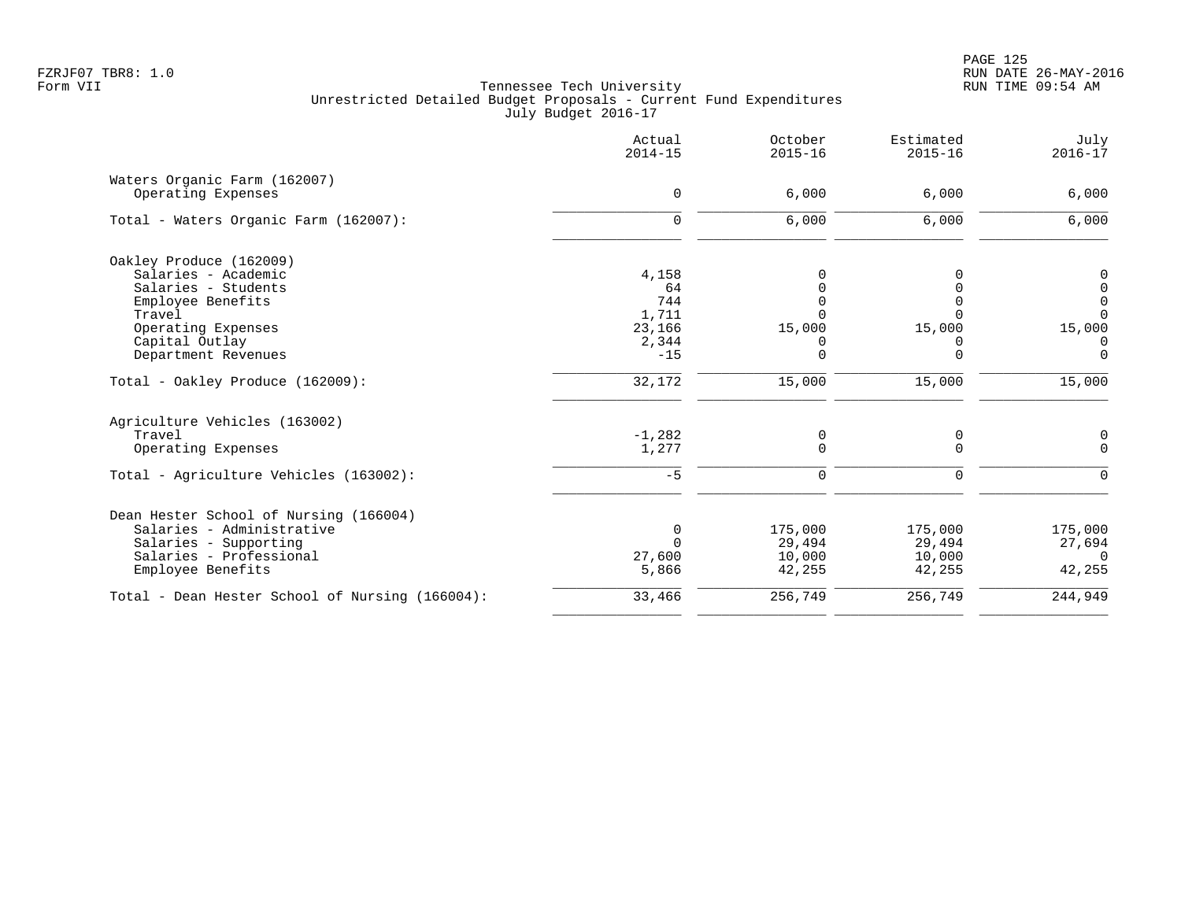FZRJF07 TBR8: 1.0
Form VII

Tennessee Tech University
Unrestricted Detailed Budget Proposals - Current Fund Expenditures
July Budget 2016-17

RUN DATE 26-MAY-2016
RUN TIME 09:54 AM

| | Actual 2014-15 | October 2015-16 | Estimated 2015-16 | July 2016-17 |
|---|---|---|---|---|
| Waters Organic Farm (162007) | | | | |
| Operating Expenses | 0 | 6,000 | 6,000 | 6,000 |
| Total - Waters Organic Farm (162007): | 0 | 6,000 | 6,000 | 6,000 |
| Oakley Produce (162009) | | | | |
| Salaries - Academic | 4,158 | 0 | 0 | 0 |
| Salaries - Students | 64 | 0 | 0 | 0 |
| Employee Benefits | 744 | 0 | 0 | 0 |
| Travel | 1,711 | 0 | 0 | 0 |
| Operating Expenses | 23,166 | 15,000 | 15,000 | 15,000 |
| Capital Outlay | 2,344 | 0 | 0 | 0 |
| Department Revenues | -15 | 0 | 0 | 0 |
| Total - Oakley Produce (162009): | 32,172 | 15,000 | 15,000 | 15,000 |
| Agriculture Vehicles (163002) | | | | |
| Travel | -1,282 | 0 | 0 | 0 |
| Operating Expenses | 1,277 | 0 | 0 | 0 |
| Total - Agriculture Vehicles (163002): | -5 | 0 | 0 | 0 |
| Dean Hester School of Nursing (166004) | | | | |
| Salaries - Administrative | 0 | 175,000 | 175,000 | 175,000 |
| Salaries - Supporting | 0 | 29,494 | 29,494 | 27,694 |
| Salaries - Professional | 27,600 | 10,000 | 10,000 | 0 |
| Employee Benefits | 5,866 | 42,255 | 42,255 | 42,255 |
| Total - Dean Hester School of Nursing (166004): | 33,466 | 256,749 | 256,749 | 244,949 |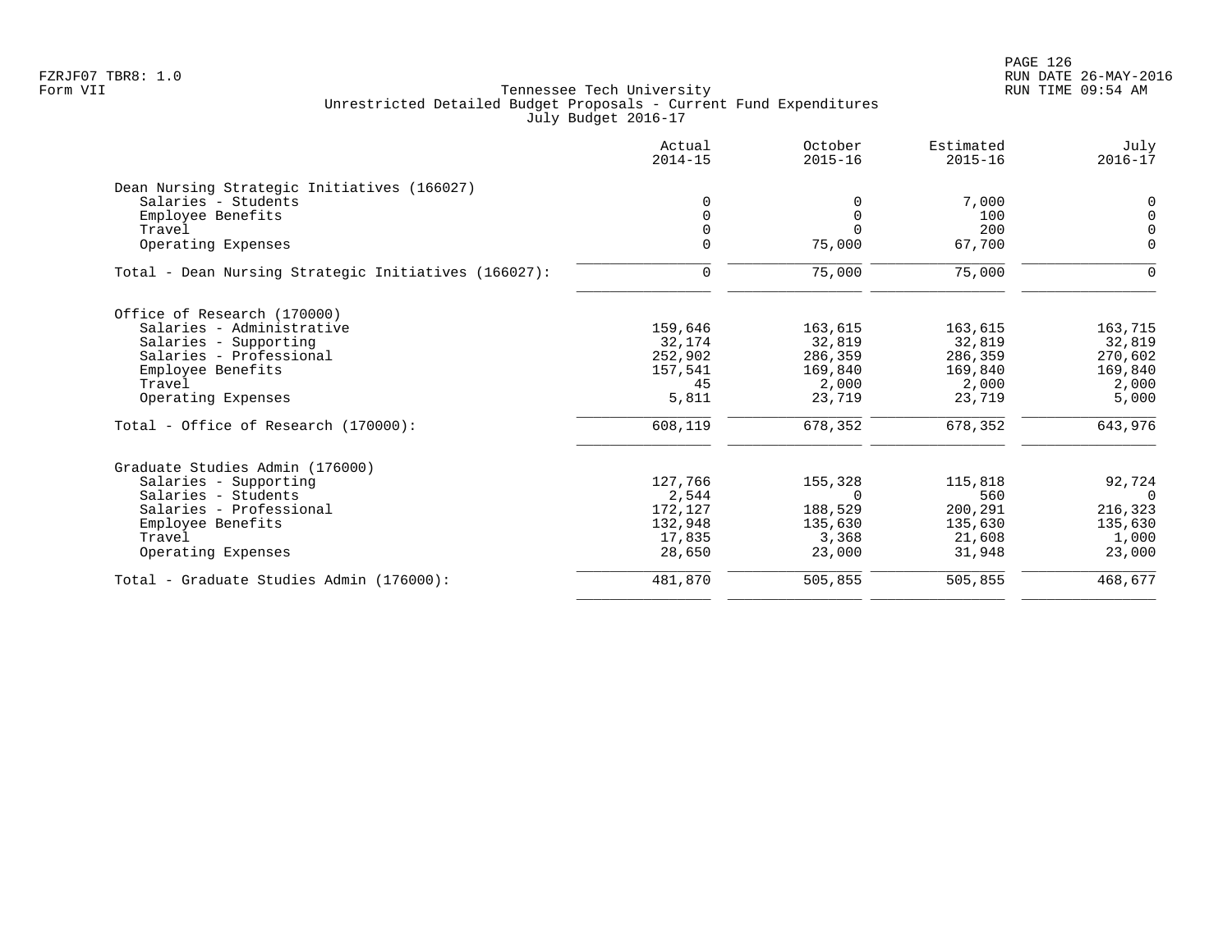Tennessee Tech University
Unrestricted Detailed Budget Proposals - Current Fund Expenditures
July Budget 2016-17

FZRJF07 TBR8: 1.0
Form VII

RUN DATE 26-MAY-2016
RUN TIME 09:54 AM

| | Actual 2014-15 | October 2015-16 | Estimated 2015-16 | July 2016-17 |
|---|---|---|---|---|
| **Dean Nursing Strategic Initiatives (166027)** | | | | |
| Salaries - Students | 0 | 0 | 7,000 | 0 |
| Employee Benefits | 0 | 0 | 100 | 0 |
| Travel | 0 | 0 | 200 | 0 |
| Operating Expenses | 0 | 75,000 | 67,700 | 0 |
| Total - Dean Nursing Strategic Initiatives (166027): | 0 | 75,000 | 75,000 | 0 |
| **Office of Research (170000)** | | | | |
| Salaries - Administrative | 159,646 | 163,615 | 163,615 | 163,715 |
| Salaries - Supporting | 32,174 | 32,819 | 32,819 | 32,819 |
| Salaries - Professional | 252,902 | 286,359 | 286,359 | 270,602 |
| Employee Benefits | 157,541 | 169,840 | 169,840 | 169,840 |
| Travel | 45 | 2,000 | 2,000 | 2,000 |
| Operating Expenses | 5,811 | 23,719 | 23,719 | 5,000 |
| Total - Office of Research (170000): | 608,119 | 678,352 | 678,352 | 643,976 |
| **Graduate Studies Admin (176000)** | | | | |
| Salaries - Supporting | 127,766 | 155,328 | 115,818 | 92,724 |
| Salaries - Students | 2,544 | 0 | 560 | 0 |
| Salaries - Professional | 172,127 | 188,529 | 200,291 | 216,323 |
| Employee Benefits | 132,948 | 135,630 | 135,630 | 135,630 |
| Travel | 17,835 | 3,368 | 21,608 | 1,000 |
| Operating Expenses | 28,650 | 23,000 | 31,948 | 23,000 |
| Total - Graduate Studies Admin (176000): | 481,870 | 505,855 | 505,855 | 468,677 |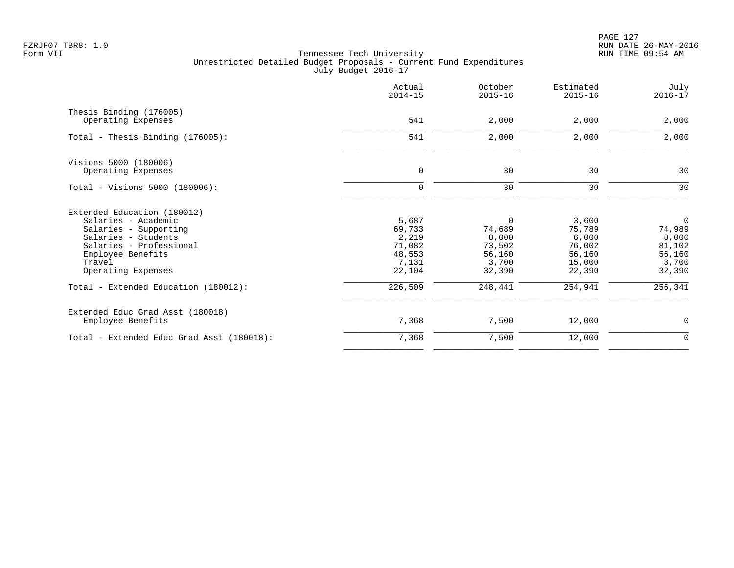Tennessee Tech University
Unrestricted Detailed Budget Proposals - Current Fund Expenditures
July Budget 2016-17

| | Actual 2014-15 | October 2015-16 | Estimated 2015-16 | July 2016-17 |
|---|---|---|---|---|
| **Thesis Binding (176005)** | | | | |
| Operating Expenses | 541 | 2,000 | 2,000 | 2,000 |
| Total - Thesis Binding (176005): | 541 | 2,000 | 2,000 | 2,000 |
| **Visions 5000 (180006)** | | | | |
| Operating Expenses | 0 | 30 | 30 | 30 |
| Total - Visions 5000 (180006): | 0 | 30 | 30 | 30 |
| **Extended Education (180012)** | | | | |
| Salaries - Academic | 5,687 | 0 | 3,600 | 0 |
| Salaries - Supporting | 69,733 | 74,689 | 75,789 | 74,989 |
| Salaries - Students | 2,219 | 8,000 | 6,000 | 8,000 |
| Salaries - Professional | 71,082 | 73,502 | 76,002 | 81,102 |
| Employee Benefits | 48,553 | 56,160 | 56,160 | 56,160 |
| Travel | 7,131 | 3,700 | 15,000 | 3,700 |
| Operating Expenses | 22,104 | 32,390 | 22,390 | 32,390 |
| Total - Extended Education (180012): | 226,509 | 248,441 | 254,941 | 256,341 |
| **Extended Educ Grad Asst (180018)** | | | | |
| Employee Benefits | 7,368 | 7,500 | 12,000 | 0 |
| Total - Extended Educ Grad Asst (180018): | 7,368 | 7,500 | 12,000 | 0 |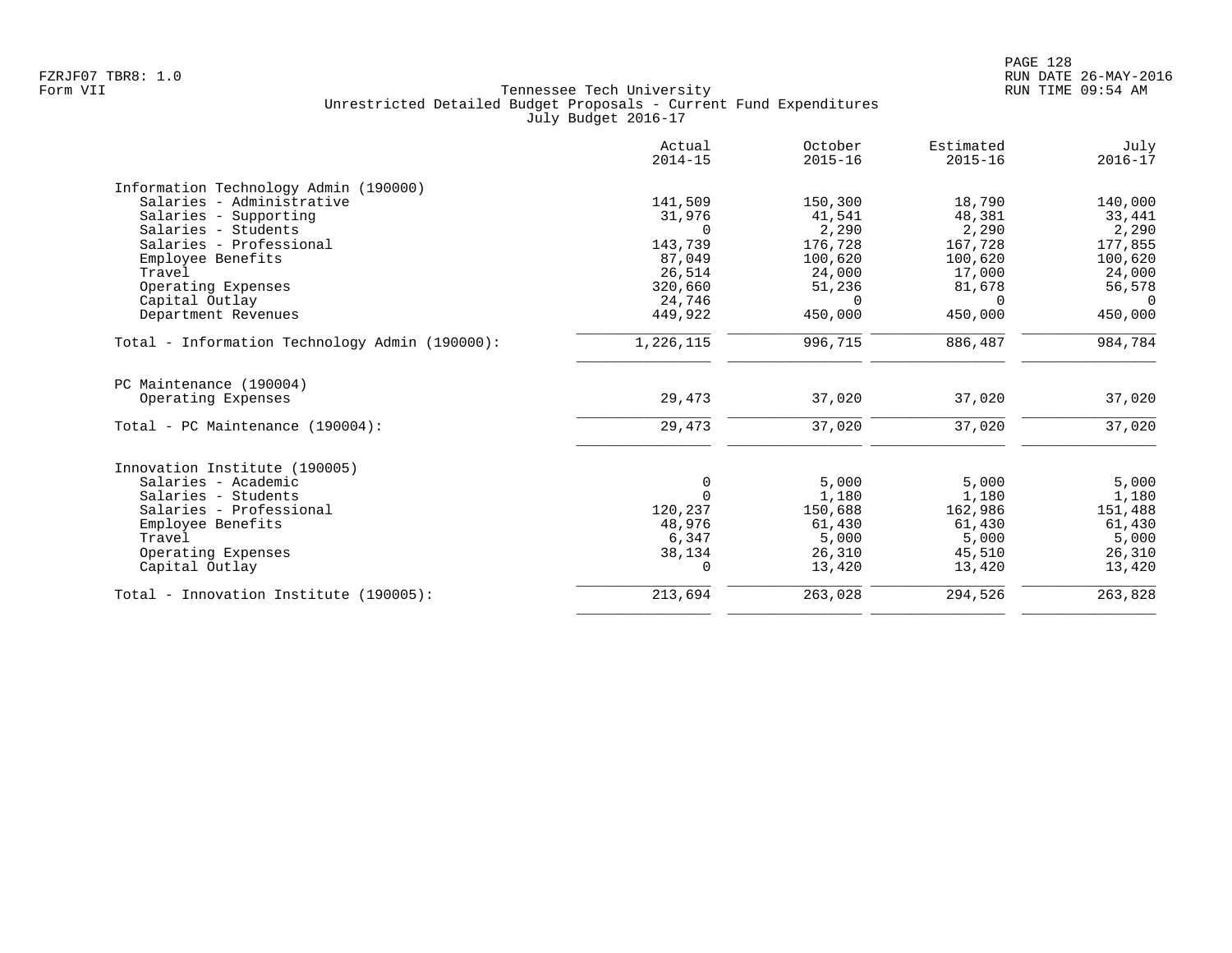Tennessee Tech University
Unrestricted Detailed Budget Proposals - Current Fund Expenditures
July Budget 2016-17

Form VII

| | Actual 2014-15 | October 2015-16 | Estimated 2015-16 | July 2016-17 |
|---|---|---|---|---|
| **Information Technology Admin (190000)** | | | | |
| Salaries - Administrative | 141,509 | 150,300 | 18,790 | 140,000 |
| Salaries - Supporting | 31,976 | 41,541 | 48,381 | 33,441 |
| Salaries - Students | 0 | 2,290 | 2,290 | 2,290 |
| Salaries - Professional | 143,739 | 176,728 | 167,728 | 177,855 |
| Employee Benefits | 87,049 | 100,620 | 100,620 | 100,620 |
| Travel | 26,514 | 24,000 | 17,000 | 24,000 |
| Operating Expenses | 320,660 | 51,236 | 81,678 | 56,578 |
| Capital Outlay | 24,746 | 0 | 0 | 0 |
| Department Revenues | 449,922 | 450,000 | 450,000 | 450,000 |
| Total - Information Technology Admin (190000): | 1,226,115 | 996,715 | 886,487 | 984,784 |
| **PC Maintenance (190004)** | | | | |
| Operating Expenses | 29,473 | 37,020 | 37,020 | 37,020 |
| Total - PC Maintenance (190004): | 29,473 | 37,020 | 37,020 | 37,020 |
| **Innovation Institute (190005)** | | | | |
| Salaries - Academic | 0 | 5,000 | 5,000 | 5,000 |
| Salaries - Students | 0 | 1,180 | 1,180 | 1,180 |
| Salaries - Professional | 120,237 | 150,688 | 162,986 | 151,488 |
| Employee Benefits | 48,976 | 61,430 | 61,430 | 61,430 |
| Travel | 6,347 | 5,000 | 5,000 | 5,000 |
| Operating Expenses | 38,134 | 26,310 | 45,510 | 26,310 |
| Capital Outlay | 0 | 13,420 | 13,420 | 13,420 |
| Total - Innovation Institute (190005): | 213,694 | 263,028 | 294,526 | 263,828 |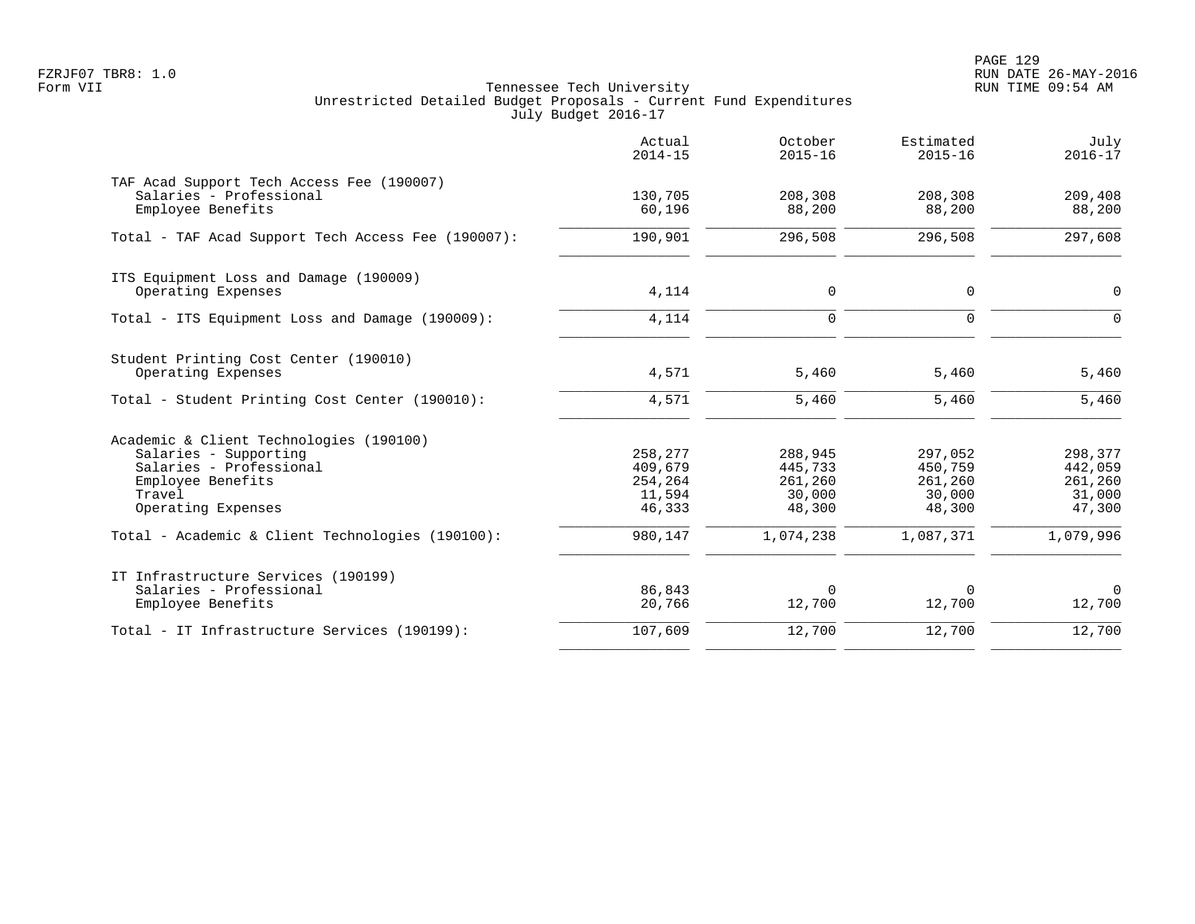Tennessee Tech University
Unrestricted Detailed Budget Proposals - Current Fund Expenditures
July Budget 2016-17

| | Actual 2014-15 | October 2015-16 | Estimated 2015-16 | July 2016-17 |
|---|---|---|---|---|
| **TAF Acad Support Tech Access Fee (190007)** | | | | |
| Salaries - Professional | 130,705 | 208,308 | 208,308 | 209,408 |
| Employee Benefits | 60,196 | 88,200 | 88,200 | 88,200 |
| Total - TAF Acad Support Tech Access Fee (190007): | 190,901 | 296,508 | 296,508 | 297,608 |
| **ITS Equipment Loss and Damage (190009)** | | | | |
| Operating Expenses | 4,114 | 0 | 0 | 0 |
| Total - ITS Equipment Loss and Damage (190009): | 4,114 | 0 | 0 | 0 |
| **Student Printing Cost Center (190010)** | | | | |
| Operating Expenses | 4,571 | 5,460 | 5,460 | 5,460 |
| Total - Student Printing Cost Center (190010): | 4,571 | 5,460 | 5,460 | 5,460 |
| **Academic & Client Technologies (190100)** | | | | |
| Salaries - Supporting | 258,277 | 288,945 | 297,052 | 298,377 |
| Salaries - Professional | 409,679 | 445,733 | 450,759 | 442,059 |
| Employee Benefits | 254,264 | 261,260 | 261,260 | 261,260 |
| Travel | 11,594 | 30,000 | 30,000 | 31,000 |
| Operating Expenses | 46,333 | 48,300 | 48,300 | 47,300 |
| Total - Academic & Client Technologies (190100): | 980,147 | 1,074,238 | 1,087,371 | 1,079,996 |
| **IT Infrastructure Services (190199)** | | | | |
| Salaries - Professional | 86,843 | 0 | 0 | 0 |
| Employee Benefits | 20,766 | 12,700 | 12,700 | 12,700 |
| Total - IT Infrastructure Services (190199): | 107,609 | 12,700 | 12,700 | 12,700 |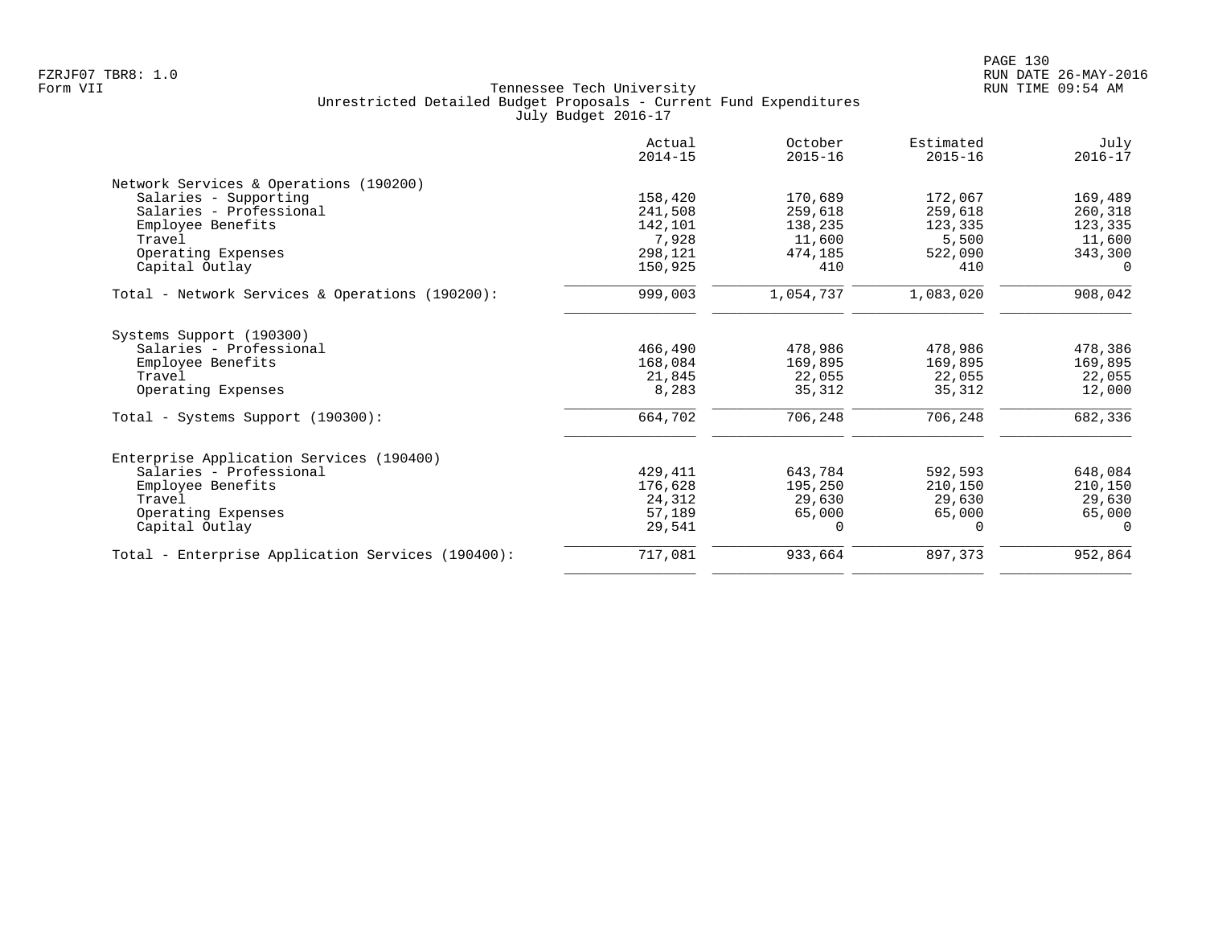Tennessee Tech University
Unrestricted Detailed Budget Proposals - Current Fund Expenditures
July Budget 2016-17

| | Actual 2014-15 | October 2015-16 | Estimated 2015-16 | July 2016-17 |
|---|---|---|---|---|
| **Network Services & Operations (190200)** | | | | |
| Salaries - Supporting | 158,420 | 170,689 | 172,067 | 169,489 |
| Salaries - Professional | 241,508 | 259,618 | 259,618 | 260,318 |
| Employee Benefits | 142,101 | 138,235 | 123,335 | 123,335 |
| Travel | 7,928 | 11,600 | 5,500 | 11,600 |
| Operating Expenses | 298,121 | 474,185 | 522,090 | 343,300 |
| Capital Outlay | 150,925 | 410 | 410 | 0 |
| Total - Network Services & Operations (190200): | 999,003 | 1,054,737 | 1,083,020 | 908,042 |
| **Systems Support (190300)** | | | | |
| Salaries - Professional | 466,490 | 478,986 | 478,986 | 478,386 |
| Employee Benefits | 168,084 | 169,895 | 169,895 | 169,895 |
| Travel | 21,845 | 22,055 | 22,055 | 22,055 |
| Operating Expenses | 8,283 | 35,312 | 35,312 | 12,000 |
| Total - Systems Support (190300): | 664,702 | 706,248 | 706,248 | 682,336 |
| **Enterprise Application Services (190400)** | | | | |
| Salaries - Professional | 429,411 | 643,784 | 592,593 | 648,084 |
| Employee Benefits | 176,628 | 195,250 | 210,150 | 210,150 |
| Travel | 24,312 | 29,630 | 29,630 | 29,630 |
| Operating Expenses | 57,189 | 65,000 | 65,000 | 65,000 |
| Capital Outlay | 29,541 | 0 | 0 | 0 |
| Total - Enterprise Application Services (190400): | 717,081 | 933,664 | 897,373 | 952,864 |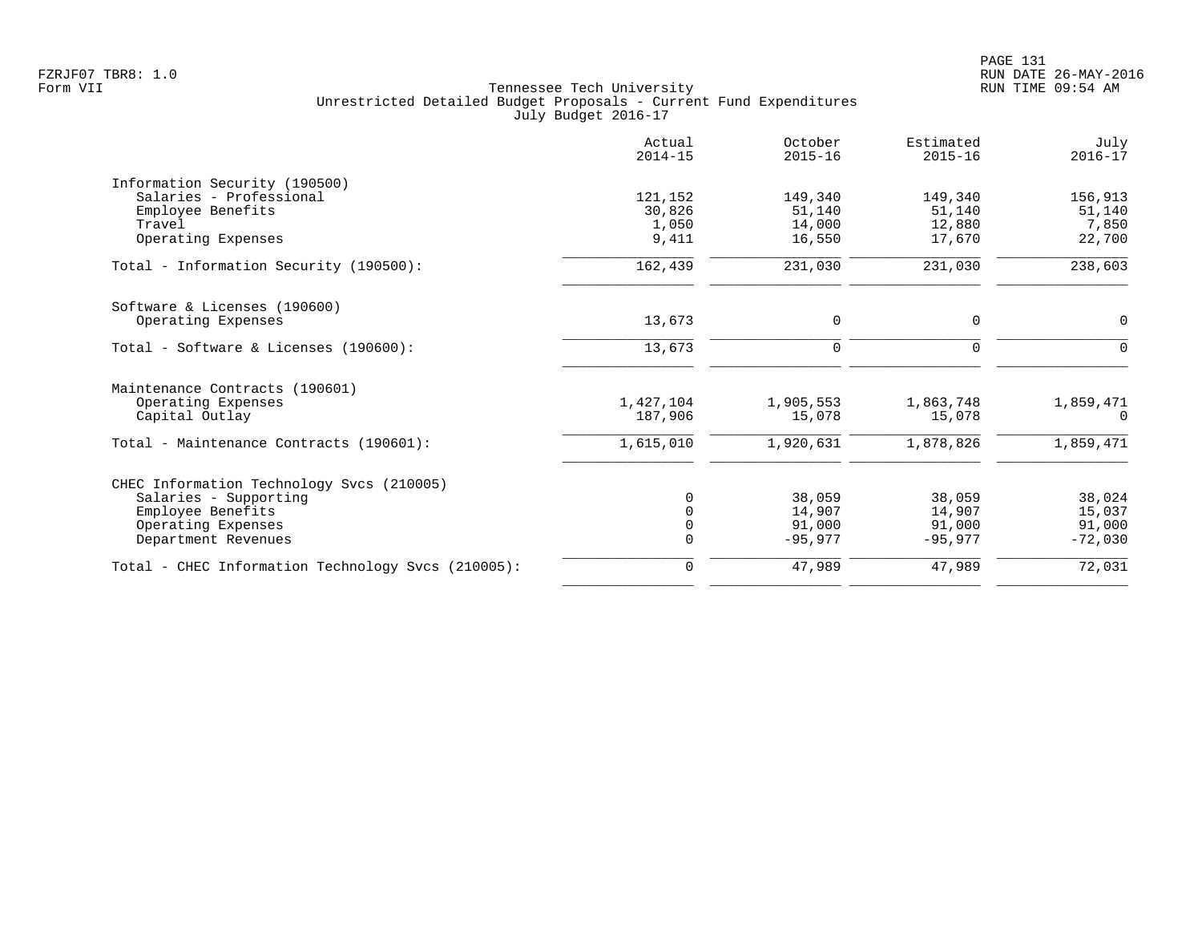FZRJF07 TBR8: 1.0
Form VII

Tennessee Tech University
Unrestricted Detailed Budget Proposals - Current Fund Expenditures
July Budget 2016-17

| | Actual 2014-15 | October 2015-16 | Estimated 2015-16 | July 2016-17 |
|---|---|---|---|---|
| **Information Security (190500)** | | | | |
| Salaries - Professional | 121,152 | 149,340 | 149,340 | 156,913 |
| Employee Benefits | 30,826 | 51,140 | 51,140 | 51,140 |
| Travel | 1,050 | 14,000 | 12,880 | 7,850 |
| Operating Expenses | 9,411 | 16,550 | 17,670 | 22,700 |
| Total - Information Security (190500): | 162,439 | 231,030 | 231,030 | 238,603 |
| **Software & Licenses (190600)** | | | | |
| Operating Expenses | 13,673 | 0 | 0 | 0 |
| Total - Software & Licenses (190600): | 13,673 | 0 | 0 | 0 |
| **Maintenance Contracts (190601)** | | | | |
| Operating Expenses | 1,427,104 | 1,905,553 | 1,863,748 | 1,859,471 |
| Capital Outlay | 187,906 | 15,078 | 15,078 | 0 |
| Total - Maintenance Contracts (190601): | 1,615,010 | 1,920,631 | 1,878,826 | 1,859,471 |
| **CHEC Information Technology Svcs (210005)** | | | | |
| Salaries - Supporting | 0 | 38,059 | 38,059 | 38,024 |
| Employee Benefits | 0 | 14,907 | 14,907 | 15,037 |
| Operating Expenses | 0 | 91,000 | 91,000 | 91,000 |
| Department Revenues | 0 | -95,977 | -95,977 | -72,030 |
| Total - CHEC Information Technology Svcs (210005): | 0 | 47,989 | 47,989 | 72,031 |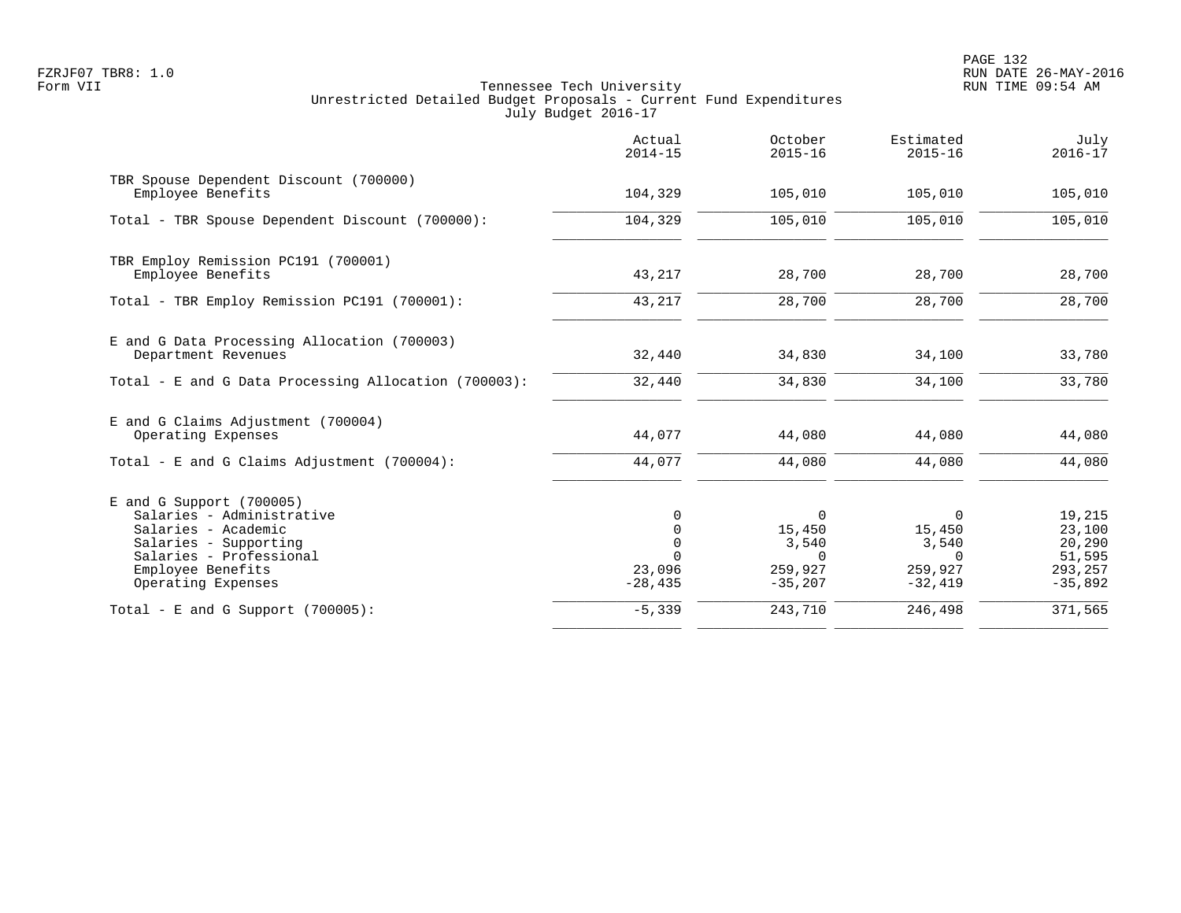Tennessee Tech University
Unrestricted Detailed Budget Proposals - Current Fund Expenditures
July Budget 2016-17

| | Actual 2014-15 | October 2015-16 | Estimated 2015-16 | July 2016-17 |
|---|---|---|---|---|
| TBR Spouse Dependent Discount (700000) | | | | |
| Employee Benefits | 104,329 | 105,010 | 105,010 | 105,010 |
| Total - TBR Spouse Dependent Discount (700000): | 104,329 | 105,010 | 105,010 | 105,010 |
| TBR Employ Remission PC191 (700001) | | | | |
| Employee Benefits | 43,217 | 28,700 | 28,700 | 28,700 |
| Total - TBR Employ Remission PC191 (700001): | 43,217 | 28,700 | 28,700 | 28,700 |
| E and G Data Processing Allocation (700003) | | | | |
| Department Revenues | 32,440 | 34,830 | 34,100 | 33,780 |
| Total - E and G Data Processing Allocation (700003): | 32,440 | 34,830 | 34,100 | 33,780 |
| E and G Claims Adjustment (700004) | | | | |
| Operating Expenses | 44,077 | 44,080 | 44,080 | 44,080 |
| Total - E and G Claims Adjustment (700004): | 44,077 | 44,080 | 44,080 | 44,080 |
| E and G Support (700005) | | | | |
| Salaries - Administrative | 0 | 0 | 0 | 19,215 |
| Salaries - Academic | 0 | 15,450 | 15,450 | 23,100 |
| Salaries - Supporting | 0 | 3,540 | 3,540 | 20,290 |
| Salaries - Professional | 0 | 0 | 0 | 51,595 |
| Employee Benefits | 23,096 | 259,927 | 259,927 | 293,257 |
| Operating Expenses | -28,435 | -35,207 | -32,419 | -35,892 |
| Total - E and G Support (700005): | -5,339 | 243,710 | 246,498 | 371,565 |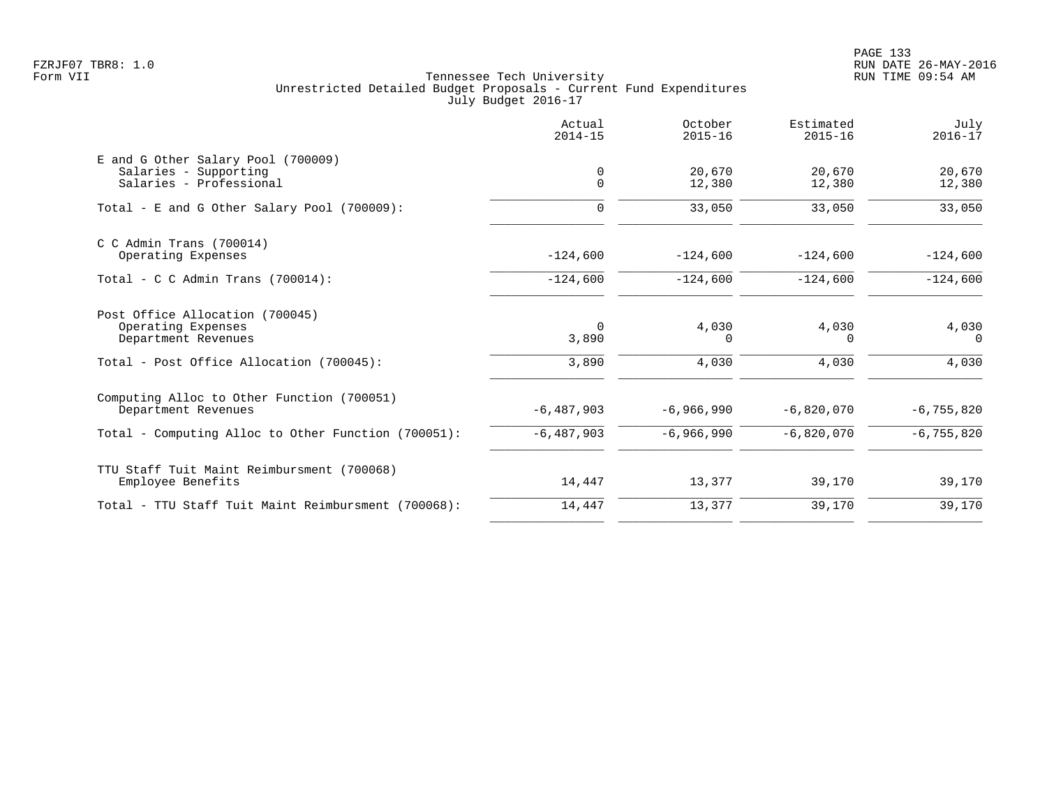Tennessee Tech University
Unrestricted Detailed Budget Proposals - Current Fund Expenditures
July Budget 2016-17

| | Actual 2014-15 | October 2015-16 | Estimated 2015-16 | July 2016-17 |
|---|---|---|---|---|
| **E and G Other Salary Pool (700009)** | | | | |
| Salaries - Supporting | 0 | 20,670 | 20,670 | 20,670 |
| Salaries - Professional | 0 | 12,380 | 12,380 | 12,380 |
| Total - E and G Other Salary Pool (700009): | 0 | 33,050 | 33,050 | 33,050 |
| **C C Admin Trans (700014)** | | | | |
| Operating Expenses | -124,600 | -124,600 | -124,600 | -124,600 |
| Total - C C Admin Trans (700014): | -124,600 | -124,600 | -124,600 | -124,600 |
| **Post Office Allocation (700045)** | | | | |
| Operating Expenses | 0 | 4,030 | 4,030 | 4,030 |
| Department Revenues | 3,890 | 0 | 0 | 0 |
| Total - Post Office Allocation (700045): | 3,890 | 4,030 | 4,030 | 4,030 |
| **Computing Alloc to Other Function (700051)** | | | | |
| Department Revenues | -6,487,903 | -6,966,990 | -6,820,070 | -6,755,820 |
| Total - Computing Alloc to Other Function (700051): | -6,487,903 | -6,966,990 | -6,820,070 | -6,755,820 |
| **TTU Staff Tuit Maint Reimbursment (700068)** | | | | |
| Employee Benefits | 14,447 | 13,377 | 39,170 | 39,170 |
| Total - TTU Staff Tuit Maint Reimbursment (700068): | 14,447 | 13,377 | 39,170 | 39,170 |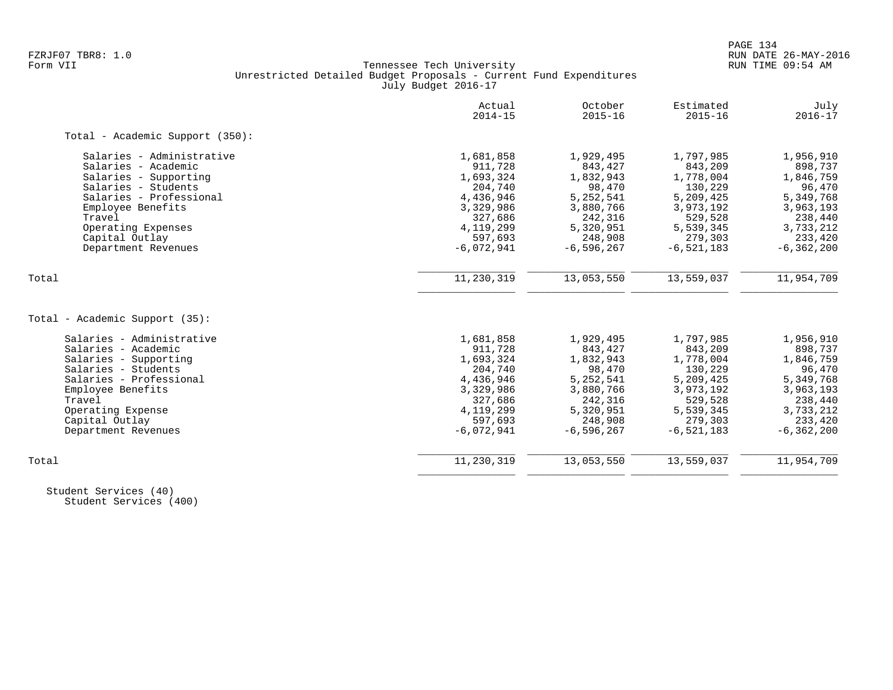FZRJF07 TBR8: 1.0
Form VII

Tennessee Tech University
Unrestricted Detailed Budget Proposals - Current Fund Expenditures
July Budget 2016-17

PAGE 134
RUN DATE 26-MAY-2016
RUN TIME 09:54 AM

| | Actual 2014-15 | October 2015-16 | Estimated 2015-16 | July 2016-17 |
|---|---|---|---|---|
| **Total - Academic Support (350):** | | | | |
| Salaries - Administrative | 1,681,858 | 1,929,495 | 1,797,985 | 1,956,910 |
| Salaries - Academic | 911,728 | 843,427 | 843,209 | 898,737 |
| Salaries - Supporting | 1,693,324 | 1,832,943 | 1,778,004 | 1,846,759 |
| Salaries - Students | 204,740 | 98,470 | 130,229 | 96,470 |
| Salaries - Professional | 4,436,946 | 5,252,541 | 5,209,425 | 5,349,768 |
| Employee Benefits | 3,329,986 | 3,880,766 | 3,973,192 | 3,963,193 |
| Travel | 327,686 | 242,316 | 529,528 | 238,440 |
| Operating Expenses | 4,119,299 | 5,320,951 | 5,539,345 | 3,733,212 |
| Capital Outlay | 597,693 | 248,908 | 279,303 | 233,420 |
| Department Revenues | -6,072,941 | -6,596,267 | -6,521,183 | -6,362,200 |
| Total | 11,230,319 | 13,053,550 | 13,559,037 | 11,954,709 |
| **Total - Academic Support (35):** | | | | |
| Salaries - Administrative | 1,681,858 | 1,929,495 | 1,797,985 | 1,956,910 |
| Salaries - Academic | 911,728 | 843,427 | 843,209 | 898,737 |
| Salaries - Supporting | 1,693,324 | 1,832,943 | 1,778,004 | 1,846,759 |
| Salaries - Students | 204,740 | 98,470 | 130,229 | 96,470 |
| Salaries - Professional | 4,436,946 | 5,252,541 | 5,209,425 | 5,349,768 |
| Employee Benefits | 3,329,986 | 3,880,766 | 3,973,192 | 3,963,193 |
| Travel | 327,686 | 242,316 | 529,528 | 238,440 |
| Operating Expense | 4,119,299 | 5,320,951 | 5,539,345 | 3,733,212 |
| Capital Outlay | 597,693 | 248,908 | 279,303 | 233,420 |
| Department Revenues | -6,072,941 | -6,596,267 | -6,521,183 | -6,362,200 |
| Total | 11,230,319 | 13,053,550 | 13,559,037 | 11,954,709 |

Student Services (40)
Student Services (400)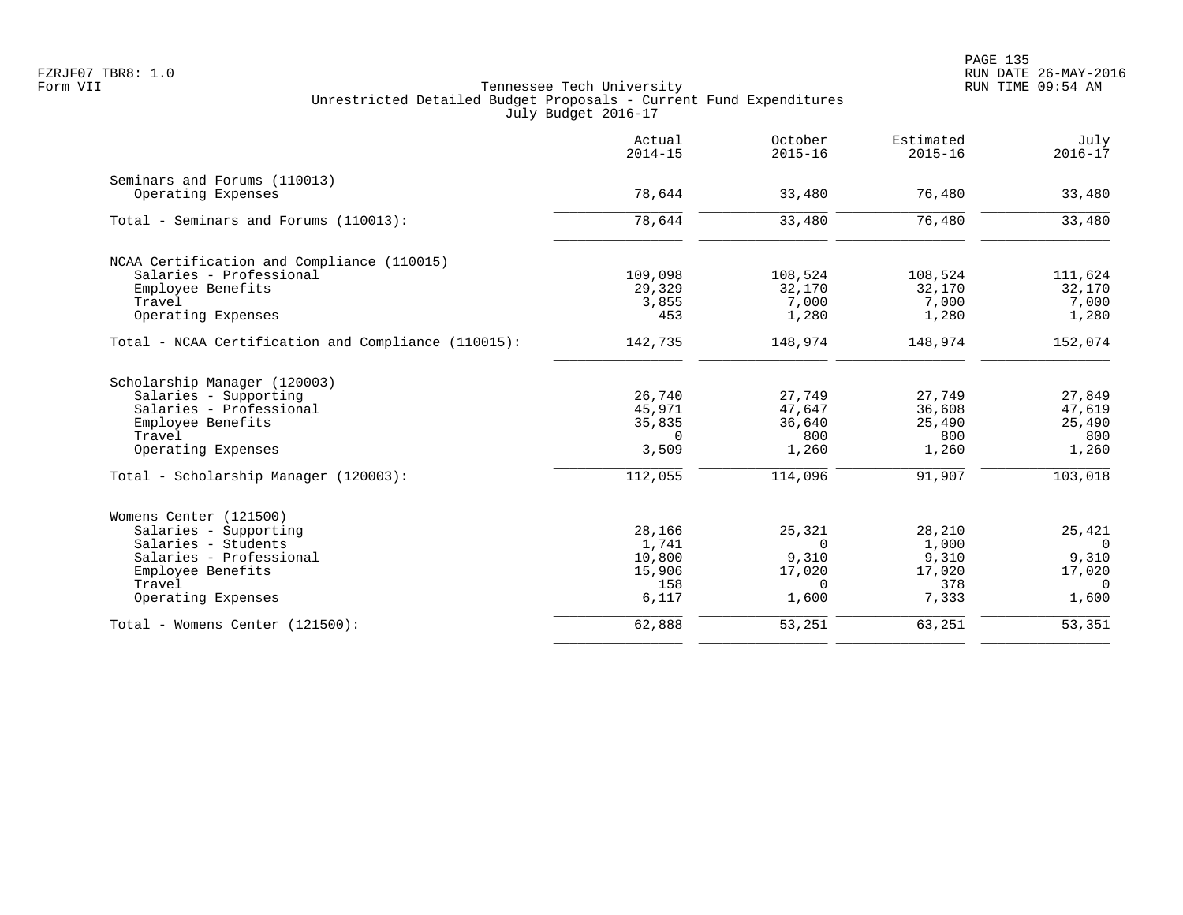Tennessee Tech University
Unrestricted Detailed Budget Proposals - Current Fund Expenditures
July Budget 2016-17

| | Actual 2014-15 | October 2015-16 | Estimated 2015-16 | July 2016-17 |
|---|---|---|---|---|
| **Seminars and Forums (110013)** | | | | |
| Operating Expenses | 78,644 | 33,480 | 76,480 | 33,480 |
| Total - Seminars and Forums (110013): | 78,644 | 33,480 | 76,480 | 33,480 |
| **NCAA Certification and Compliance (110015)** | | | | |
| Salaries - Professional | 109,098 | 108,524 | 108,524 | 111,624 |
| Employee Benefits | 29,329 | 32,170 | 32,170 | 32,170 |
| Travel | 3,855 | 7,000 | 7,000 | 7,000 |
| Operating Expenses | 453 | 1,280 | 1,280 | 1,280 |
| Total - NCAA Certification and Compliance (110015): | 142,735 | 148,974 | 148,974 | 152,074 |
| **Scholarship Manager (120003)** | | | | |
| Salaries - Supporting | 26,740 | 27,749 | 27,749 | 27,849 |
| Salaries - Professional | 45,971 | 47,647 | 36,608 | 47,619 |
| Employee Benefits | 35,835 | 36,640 | 25,490 | 25,490 |
| Travel | 0 | 800 | 800 | 800 |
| Operating Expenses | 3,509 | 1,260 | 1,260 | 1,260 |
| Total - Scholarship Manager (120003): | 112,055 | 114,096 | 91,907 | 103,018 |
| **Womens Center (121500)** | | | | |
| Salaries - Supporting | 28,166 | 25,321 | 28,210 | 25,421 |
| Salaries - Students | 1,741 | 0 | 1,000 | 0 |
| Salaries - Professional | 10,800 | 9,310 | 9,310 | 9,310 |
| Employee Benefits | 15,906 | 17,020 | 17,020 | 17,020 |
| Travel | 158 | 0 | 378 | 0 |
| Operating Expenses | 6,117 | 1,600 | 7,333 | 1,600 |
| Total - Womens Center (121500): | 62,888 | 53,251 | 63,251 | 53,351 |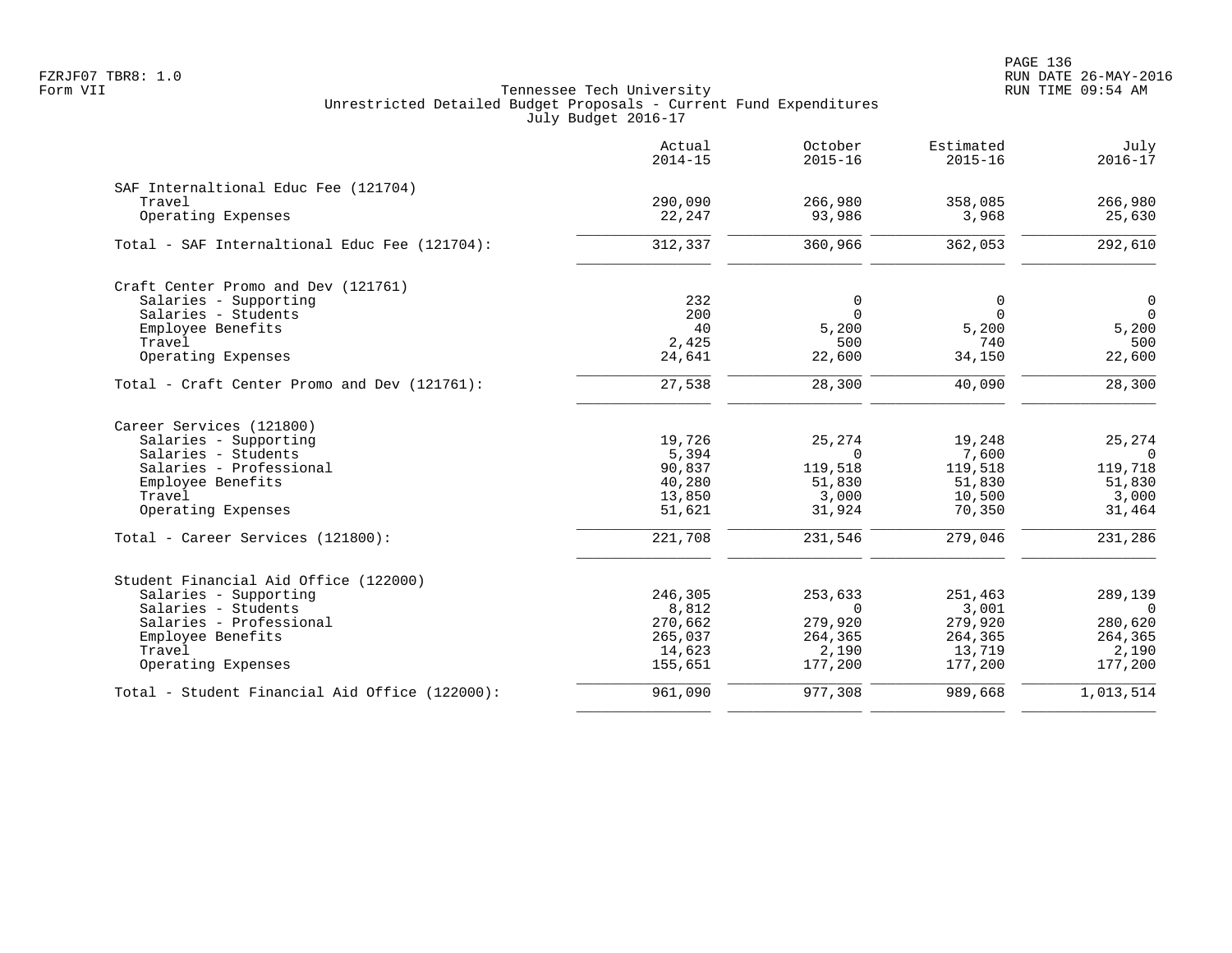Tennessee Tech University
Unrestricted Detailed Budget Proposals - Current Fund Expenditures
July Budget 2016-17

| | Actual 2014-15 | October 2015-16 | Estimated 2015-16 | July 2016-17 |
|---|---:|---:|---:|---:|
| **SAF Internaltional Educ Fee (121704)** | | | | |
| Travel | 290,090 | 266,980 | 358,085 | 266,980 |
| Operating Expenses | 22,247 | 93,986 | 3,968 | 25,630 |
| Total - SAF Internaltional Educ Fee (121704): | 312,337 | 360,966 | 362,053 | 292,610 |
| **Craft Center Promo and Dev (121761)** | | | | |
| Salaries - Supporting | 232 | 0 | 0 | 0 |
| Salaries - Students | 200 | 0 | 0 | 0 |
| Employee Benefits | 40 | 5,200 | 5,200 | 5,200 |
| Travel | 2,425 | 500 | 740 | 500 |
| Operating Expenses | 24,641 | 22,600 | 34,150 | 22,600 |
| Total - Craft Center Promo and Dev (121761): | 27,538 | 28,300 | 40,090 | 28,300 |
| **Career Services (121800)** | | | | |
| Salaries - Supporting | 19,726 | 25,274 | 19,248 | 25,274 |
| Salaries - Students | 5,394 | 0 | 7,600 | 0 |
| Salaries - Professional | 90,837 | 119,518 | 119,518 | 119,718 |
| Employee Benefits | 40,280 | 51,830 | 51,830 | 51,830 |
| Travel | 13,850 | 3,000 | 10,500 | 3,000 |
| Operating Expenses | 51,621 | 31,924 | 70,350 | 31,464 |
| Total - Career Services (121800): | 221,708 | 231,546 | 279,046 | 231,286 |
| **Student Financial Aid Office (122000)** | | | | |
| Salaries - Supporting | 246,305 | 253,633 | 251,463 | 289,139 |
| Salaries - Students | 8,812 | 0 | 3,001 | 0 |
| Salaries - Professional | 270,662 | 279,920 | 279,920 | 280,620 |
| Employee Benefits | 265,037 | 264,365 | 264,365 | 264,365 |
| Travel | 14,623 | 2,190 | 13,719 | 2,190 |
| Operating Expenses | 155,651 | 177,200 | 177,200 | 177,200 |
| Total - Student Financial Aid Office (122000): | 961,090 | 977,308 | 989,668 | 1,013,514 |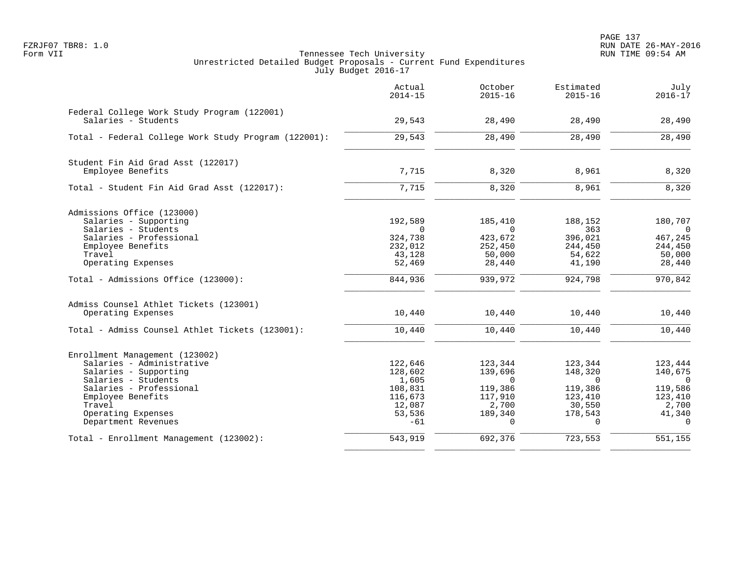Tennessee Tech University
Unrestricted Detailed Budget Proposals - Current Fund Expenditures
July Budget 2016-17

| | Actual 2014-15 | October 2015-16 | Estimated 2015-16 | July 2016-17 |
|---|---|---|---|---|
| **Federal College Work Study Program (122001)** | | | | |
| Salaries - Students | 29,543 | 28,490 | 28,490 | 28,490 |
| Total - Federal College Work Study Program (122001): | 29,543 | 28,490 | 28,490 | 28,490 |
| **Student Fin Aid Grad Asst (122017)** | | | | |
| Employee Benefits | 7,715 | 8,320 | 8,961 | 8,320 |
| Total - Student Fin Aid Grad Asst (122017): | 7,715 | 8,320 | 8,961 | 8,320 |
| **Admissions Office (123000)** | | | | |
| Salaries - Supporting | 192,589 | 185,410 | 188,152 | 180,707 |
| Salaries - Students | 0 | 0 | 363 | 0 |
| Salaries - Professional | 324,738 | 423,672 | 396,021 | 467,245 |
| Employee Benefits | 232,012 | 252,450 | 244,450 | 244,450 |
| Travel | 43,128 | 50,000 | 54,622 | 50,000 |
| Operating Expenses | 52,469 | 28,440 | 41,190 | 28,440 |
| Total - Admissions Office (123000): | 844,936 | 939,972 | 924,798 | 970,842 |
| **Admiss Counsel Athlet Tickets (123001)** | | | | |
| Operating Expenses | 10,440 | 10,440 | 10,440 | 10,440 |
| Total - Admiss Counsel Athlet Tickets (123001): | 10,440 | 10,440 | 10,440 | 10,440 |
| **Enrollment Management (123002)** | | | | |
| Salaries - Administrative | 122,646 | 123,344 | 123,344 | 123,444 |
| Salaries - Supporting | 128,602 | 139,696 | 148,320 | 140,675 |
| Salaries - Students | 1,605 | 0 | 0 | 0 |
| Salaries - Professional | 108,831 | 119,386 | 119,386 | 119,586 |
| Employee Benefits | 116,673 | 117,910 | 123,410 | 123,410 |
| Travel | 12,087 | 2,700 | 30,550 | 2,700 |
| Operating Expenses | 53,536 | 189,340 | 178,543 | 41,340 |
| Department Revenues | -61 | 0 | 0 | 0 |
| Total - Enrollment Management (123002): | 543,919 | 692,376 | 723,553 | 551,155 |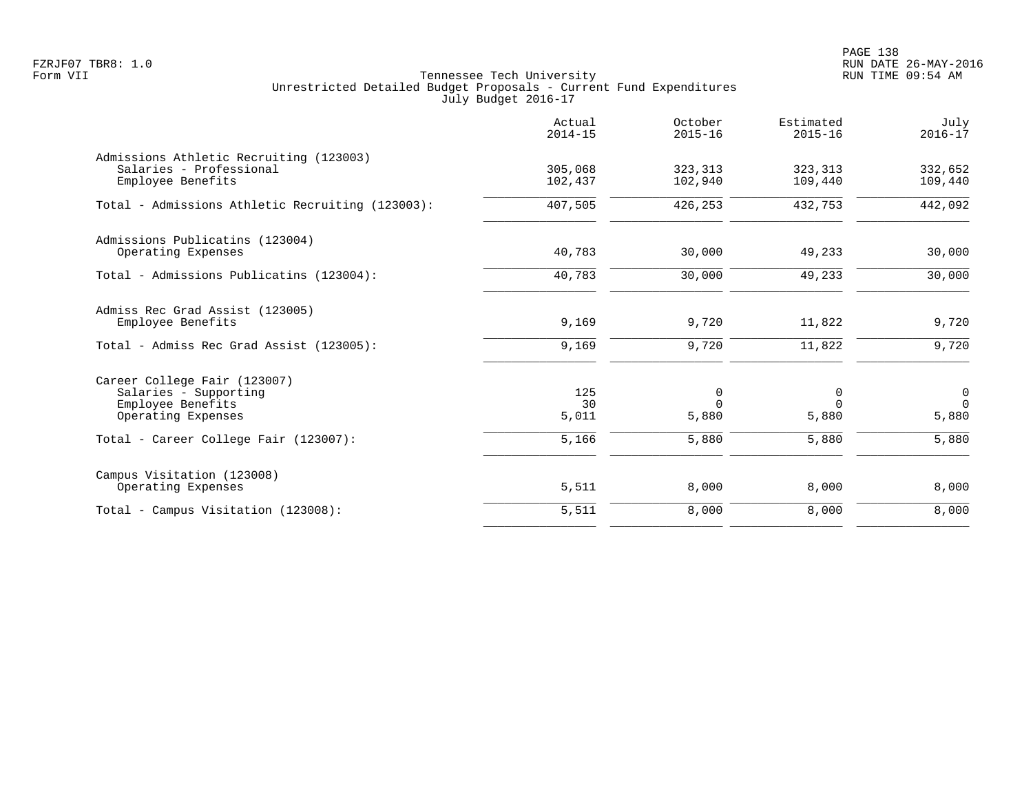Tennessee Tech University
Unrestricted Detailed Budget Proposals - Current Fund Expenditures
July Budget 2016-17

| | Actual 2014-15 | October 2015-16 | Estimated 2015-16 | July 2016-17 |
|---|---|---|---|---|
| **Admissions Athletic Recruiting (123003)** | | | | |
| Salaries - Professional | 305,068 | 323,313 | 323,313 | 332,652 |
| Employee Benefits | 102,437 | 102,940 | 109,440 | 109,440 |
| Total - Admissions Athletic Recruiting (123003): | 407,505 | 426,253 | 432,753 | 442,092 |
| **Admissions Publicatins (123004)** | | | | |
| Operating Expenses | 40,783 | 30,000 | 49,233 | 30,000 |
| Total - Admissions Publicatins (123004): | 40,783 | 30,000 | 49,233 | 30,000 |
| **Admiss Rec Grad Assist (123005)** | | | | |
| Employee Benefits | 9,169 | 9,720 | 11,822 | 9,720 |
| Total - Admiss Rec Grad Assist (123005): | 9,169 | 9,720 | 11,822 | 9,720 |
| **Career College Fair (123007)** | | | | |
| Salaries - Supporting | 125 | 0 | 0 | 0 |
| Employee Benefits | 30 | 0 | 0 | 0 |
| Operating Expenses | 5,011 | 5,880 | 5,880 | 5,880 |
| Total - Career College Fair (123007): | 5,166 | 5,880 | 5,880 | 5,880 |
| **Campus Visitation (123008)** | | | | |
| Operating Expenses | 5,511 | 8,000 | 8,000 | 8,000 |
| Total - Campus Visitation (123008): | 5,511 | 8,000 | 8,000 | 8,000 |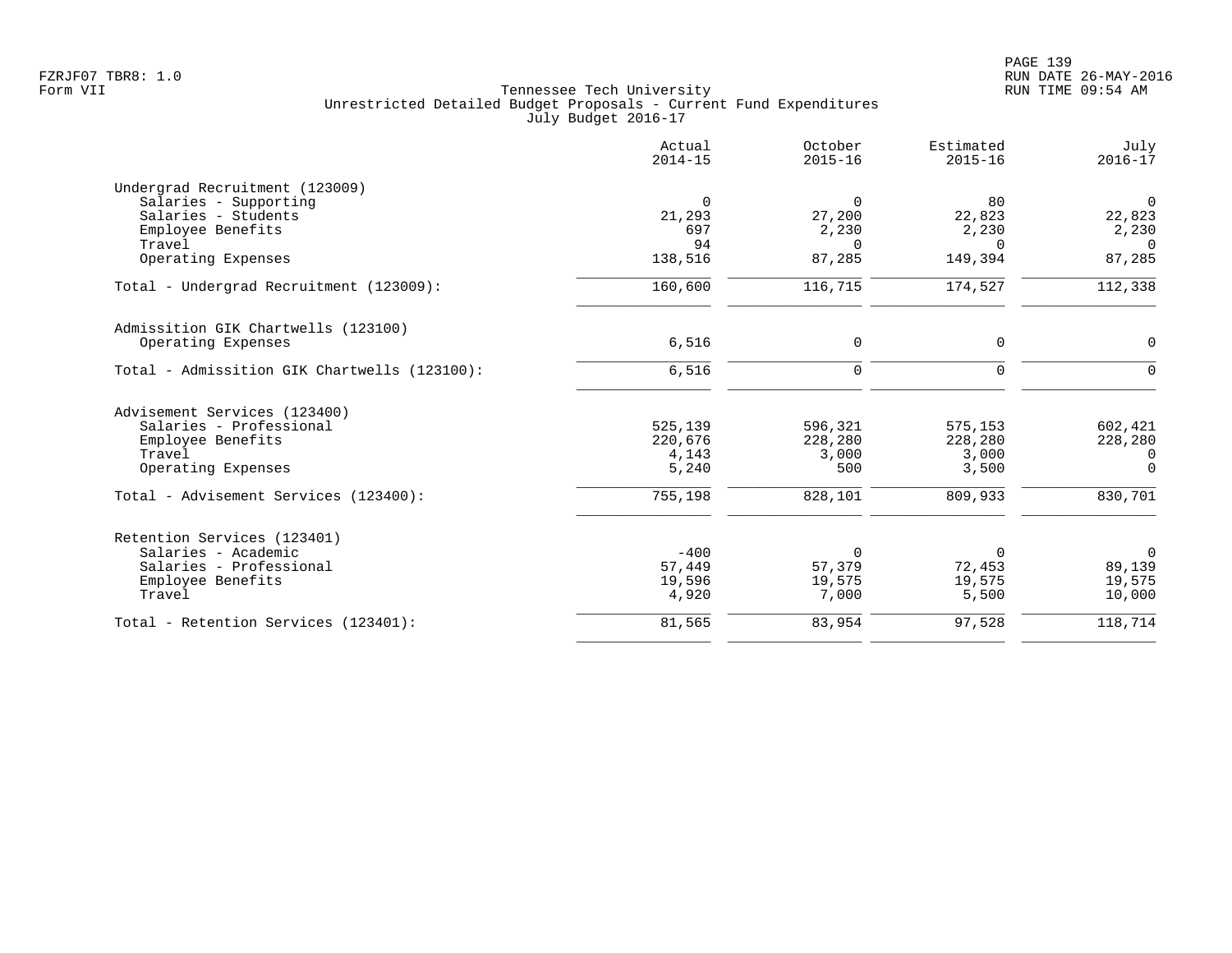Tennessee Tech University
Unrestricted Detailed Budget Proposals - Current Fund Expenditures
July Budget 2016-17

| | Actual 2014-15 | October 2015-16 | Estimated 2015-16 | July 2016-17 |
|---|---|---|---|---|
| **Undergrad Recruitment (123009)** | | | | |
| Salaries - Supporting | 0 | 0 | 80 | 0 |
| Salaries - Students | 21,293 | 27,200 | 22,823 | 22,823 |
| Employee Benefits | 697 | 2,230 | 2,230 | 2,230 |
| Travel | 94 | 0 | 0 | 0 |
| Operating Expenses | 138,516 | 87,285 | 149,394 | 87,285 |
| Total - Undergrad Recruitment (123009): | 160,600 | 116,715 | 174,527 | 112,338 |
| **Admissition GIK Chartwells (123100)** | | | | |
| Operating Expenses | 6,516 | 0 | 0 | 0 |
| Total - Admissition GIK Chartwells (123100): | 6,516 | 0 | 0 | 0 |
| **Advisement Services (123400)** | | | | |
| Salaries - Professional | 525,139 | 596,321 | 575,153 | 602,421 |
| Employee Benefits | 220,676 | 228,280 | 228,280 | 228,280 |
| Travel | 4,143 | 3,000 | 3,000 | 0 |
| Operating Expenses | 5,240 | 500 | 3,500 | 0 |
| Total - Advisement Services (123400): | 755,198 | 828,101 | 809,933 | 830,701 |
| **Retention Services (123401)** | | | | |
| Salaries - Academic | -400 | 0 | 0 | 0 |
| Salaries - Professional | 57,449 | 57,379 | 72,453 | 89,139 |
| Employee Benefits | 19,596 | 19,575 | 19,575 | 19,575 |
| Travel | 4,920 | 7,000 | 5,500 | 10,000 |
| Total - Retention Services (123401): | 81,565 | 83,954 | 97,528 | 118,714 |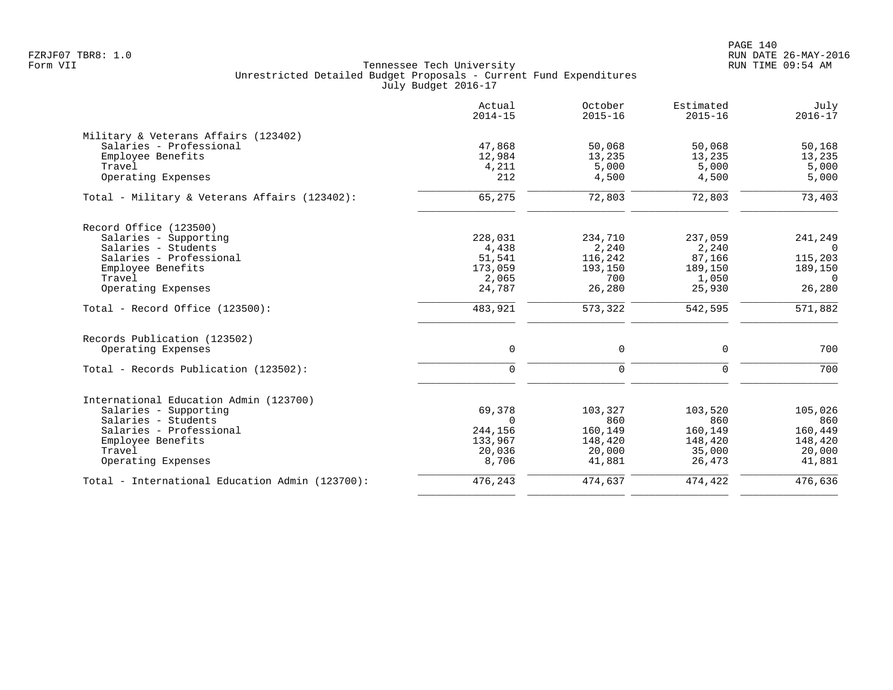Tennessee Tech University
Unrestricted Detailed Budget Proposals - Current Fund Expenditures
July Budget 2016-17

| | Actual 2014-15 | October 2015-16 | Estimated 2015-16 | July 2016-17 |
|---|---|---|---|---|
| **Military & Veterans Affairs (123402)** | | | | |
| Salaries - Professional | 47,868 | 50,068 | 50,068 | 50,168 |
| Employee Benefits | 12,984 | 13,235 | 13,235 | 13,235 |
| Travel | 4,211 | 5,000 | 5,000 | 5,000 |
| Operating Expenses | 212 | 4,500 | 4,500 | 5,000 |
| Total - Military & Veterans Affairs (123402): | 65,275 | 72,803 | 72,803 | 73,403 |
| **Record Office (123500)** | | | | |
| Salaries - Supporting | 228,031 | 234,710 | 237,059 | 241,249 |
| Salaries - Students | 4,438 | 2,240 | 2,240 | 0 |
| Salaries - Professional | 51,541 | 116,242 | 87,166 | 115,203 |
| Employee Benefits | 173,059 | 193,150 | 189,150 | 189,150 |
| Travel | 2,065 | 700 | 1,050 | 0 |
| Operating Expenses | 24,787 | 26,280 | 25,930 | 26,280 |
| Total - Record Office (123500): | 483,921 | 573,322 | 542,595 | 571,882 |
| **Records Publication (123502)** | | | | |
| Operating Expenses | 0 | 0 | 0 | 700 |
| Total - Records Publication (123502): | 0 | 0 | 0 | 700 |
| **International Education Admin (123700)** | | | | |
| Salaries - Supporting | 69,378 | 103,327 | 103,520 | 105,026 |
| Salaries - Students | 0 | 860 | 860 | 860 |
| Salaries - Professional | 244,156 | 160,149 | 160,149 | 160,449 |
| Employee Benefits | 133,967 | 148,420 | 148,420 | 148,420 |
| Travel | 20,036 | 20,000 | 35,000 | 20,000 |
| Operating Expenses | 8,706 | 41,881 | 26,473 | 41,881 |
| Total - International Education Admin (123700): | 476,243 | 474,637 | 474,422 | 476,636 |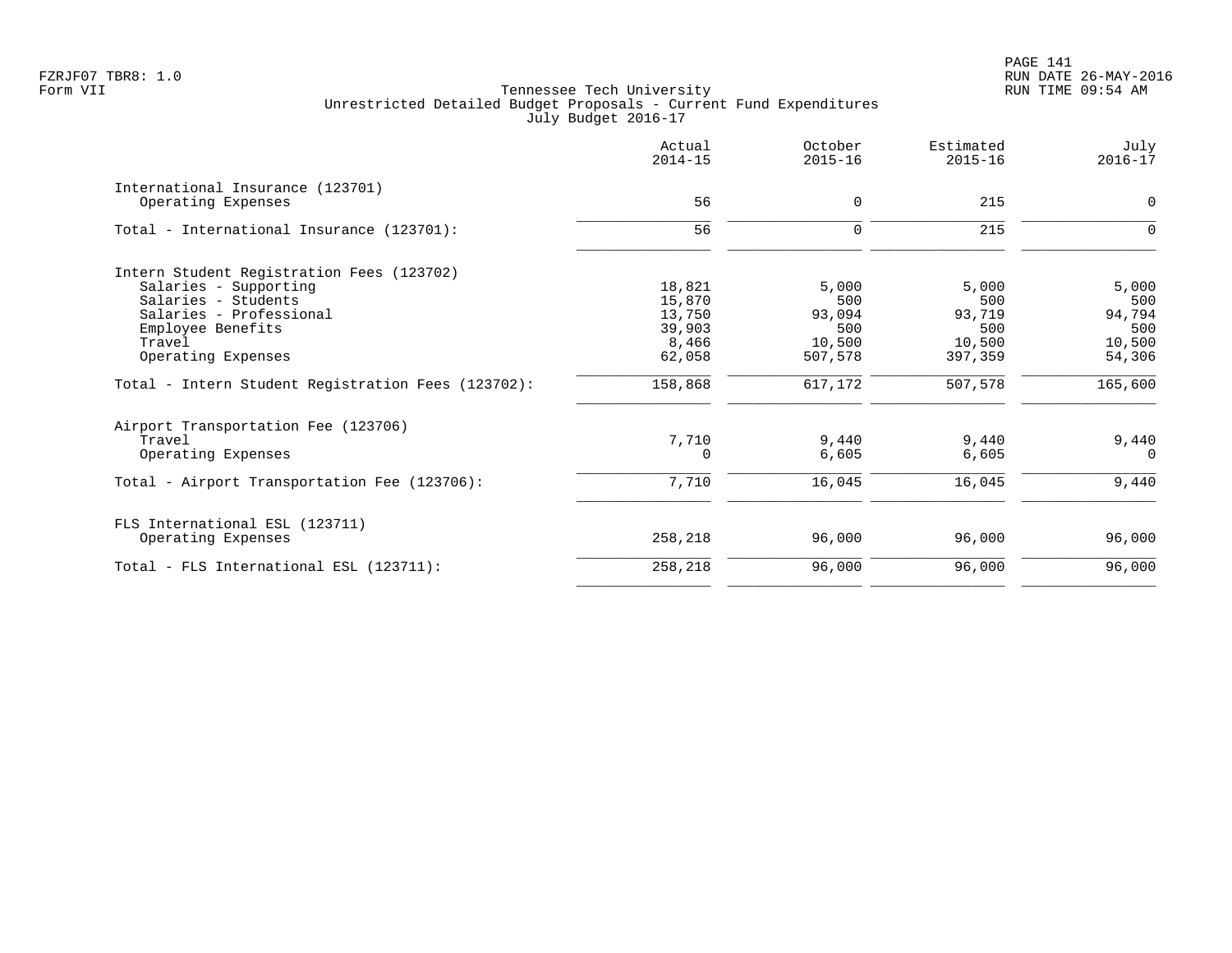Tennessee Tech University
Unrestricted Detailed Budget Proposals - Current Fund Expenditures
July Budget 2016-17

| | Actual 2014-15 | October 2015-16 | Estimated 2015-16 | July 2016-17 |
|---|---|---|---|---|
| **International Insurance (123701)** | | | | |
| Operating Expenses | 56 | 0 | 215 | 0 |
| Total - International Insurance (123701): | 56 | 0 | 215 | 0 |
| **Intern Student Registration Fees (123702)** | | | | |
| Salaries - Supporting | 18,821 | 5,000 | 5,000 | 5,000 |
| Salaries - Students | 15,870 | 500 | 500 | 500 |
| Salaries - Professional | 13,750 | 93,094 | 93,719 | 94,794 |
| Employee Benefits | 39,903 | 500 | 500 | 500 |
| Travel | 8,466 | 10,500 | 10,500 | 10,500 |
| Operating Expenses | 62,058 | 507,578 | 397,359 | 54,306 |
| Total - Intern Student Registration Fees (123702): | 158,868 | 617,172 | 507,578 | 165,600 |
| **Airport Transportation Fee (123706)** | | | | |
| Travel | 7,710 | 9,440 | 9,440 | 9,440 |
| Operating Expenses | 0 | 6,605 | 6,605 | 0 |
| Total - Airport Transportation Fee (123706): | 7,710 | 16,045 | 16,045 | 9,440 |
| **FLS International ESL (123711)** | | | | |
| Operating Expenses | 258,218 | 96,000 | 96,000 | 96,000 |
| Total - FLS International ESL (123711): | 258,218 | 96,000 | 96,000 | 96,000 |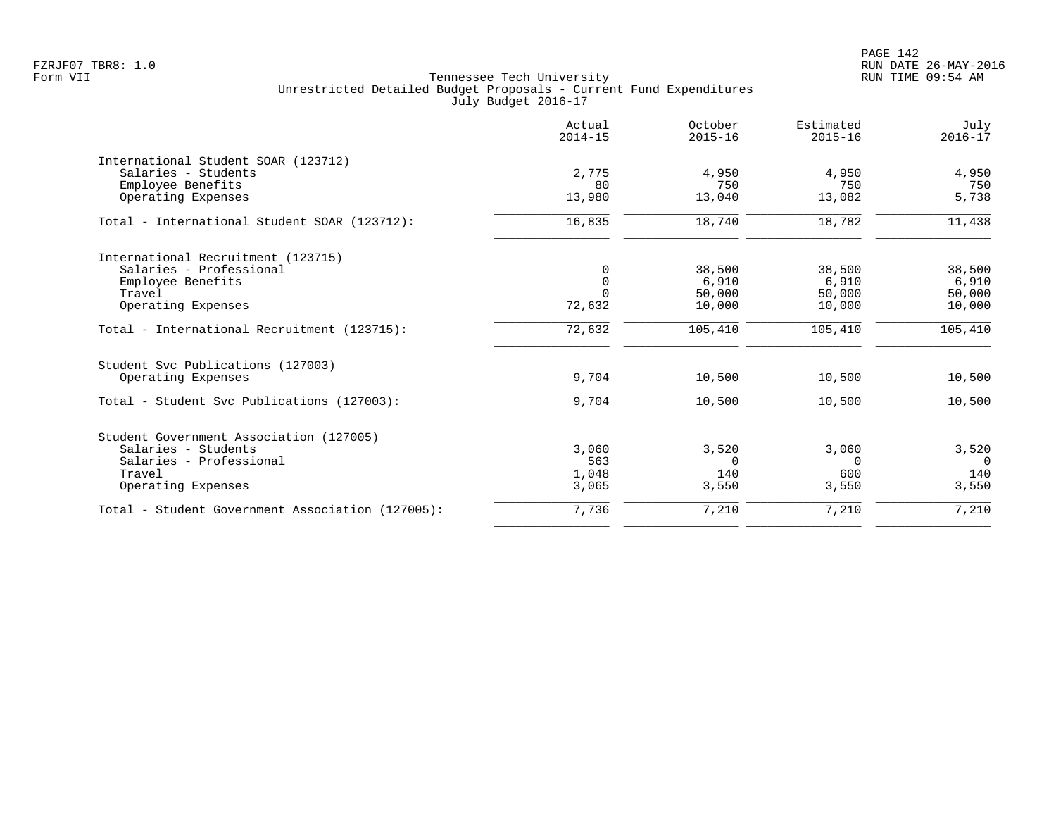FZRJF07 TBR8: 1.0
Form VII

Tennessee Tech University
Unrestricted Detailed Budget Proposals - Current Fund Expenditures
July Budget 2016-17

RUN DATE 26-MAY-2016
RUN TIME 09:54 AM

| | Actual 2014-15 | October 2015-16 | Estimated 2015-16 | July 2016-17 |
|---|---|---|---|---|
| **International Student SOAR (123712)** | | | | |
| Salaries - Students | 2,775 | 4,950 | 4,950 | 4,950 |
| Employee Benefits | 80 | 750 | 750 | 750 |
| Operating Expenses | 13,980 | 13,040 | 13,082 | 5,738 |
| Total - International Student SOAR (123712): | 16,835 | 18,740 | 18,782 | 11,438 |
| **International Recruitment (123715)** | | | | |
| Salaries - Professional | 0 | 38,500 | 38,500 | 38,500 |
| Employee Benefits | 0 | 6,910 | 6,910 | 6,910 |
| Travel | 0 | 50,000 | 50,000 | 50,000 |
| Operating Expenses | 72,632 | 10,000 | 10,000 | 10,000 |
| Total - International Recruitment (123715): | 72,632 | 105,410 | 105,410 | 105,410 |
| **Student Svc Publications (127003)** | | | | |
| Operating Expenses | 9,704 | 10,500 | 10,500 | 10,500 |
| Total - Student Svc Publications (127003): | 9,704 | 10,500 | 10,500 | 10,500 |
| **Student Government Association (127005)** | | | | |
| Salaries - Students | 3,060 | 3,520 | 3,060 | 3,520 |
| Salaries - Professional | 563 | 0 | 0 | 0 |
| Travel | 1,048 | 140 | 600 | 140 |
| Operating Expenses | 3,065 | 3,550 | 3,550 | 3,550 |
| Total - Student Government Association (127005): | 7,736 | 7,210 | 7,210 | 7,210 |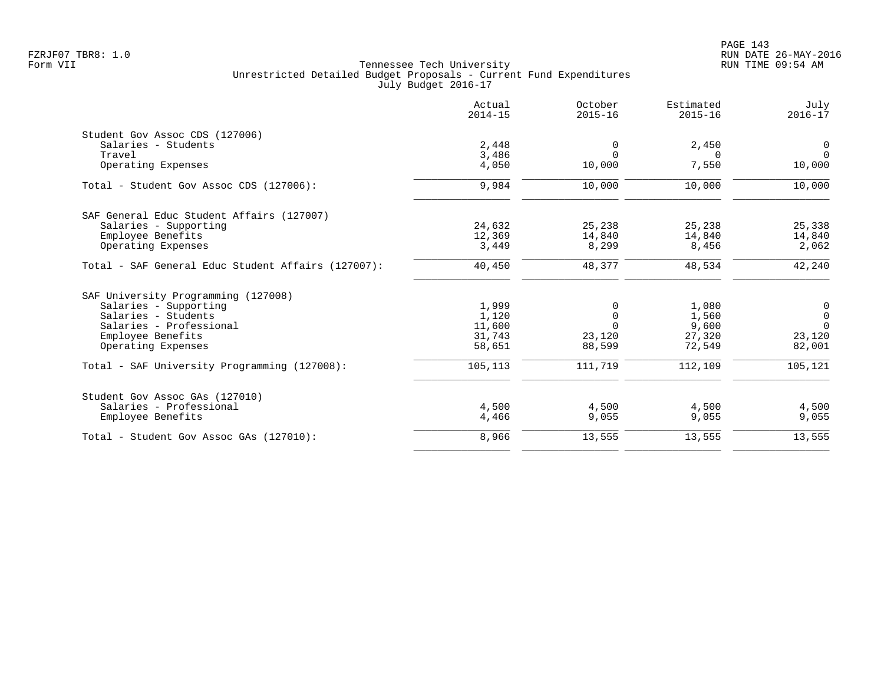Tennessee Tech University
Unrestricted Detailed Budget Proposals - Current Fund Expenditures
July Budget 2016-17

| | Actual 2014-15 | October 2015-16 | Estimated 2015-16 | July 2016-17 |
|---|---|---|---|---|
| **Student Gov Assoc CDS (127006)** | | | | |
| Salaries - Students | 2,448 | 0 | 2,450 | 0 |
| Travel | 3,486 | 0 | 0 | 0 |
| Operating Expenses | 4,050 | 10,000 | 7,550 | 10,000 |
| Total - Student Gov Assoc CDS (127006): | 9,984 | 10,000 | 10,000 | 10,000 |
| **SAF General Educ Student Affairs (127007)** | | | | |
| Salaries - Supporting | 24,632 | 25,238 | 25,238 | 25,338 |
| Employee Benefits | 12,369 | 14,840 | 14,840 | 14,840 |
| Operating Expenses | 3,449 | 8,299 | 8,456 | 2,062 |
| Total - SAF General Educ Student Affairs (127007): | 40,450 | 48,377 | 48,534 | 42,240 |
| **SAF University Programming (127008)** | | | | |
| Salaries - Supporting | 1,999 | 0 | 1,080 | 0 |
| Salaries - Students | 1,120 | 0 | 1,560 | 0 |
| Salaries - Professional | 11,600 | 0 | 9,600 | 0 |
| Employee Benefits | 31,743 | 23,120 | 27,320 | 23,120 |
| Operating Expenses | 58,651 | 88,599 | 72,549 | 82,001 |
| Total - SAF University Programming (127008): | 105,113 | 111,719 | 112,109 | 105,121 |
| **Student Gov Assoc GAs (127010)** | | | | |
| Salaries - Professional | 4,500 | 4,500 | 4,500 | 4,500 |
| Employee Benefits | 4,466 | 9,055 | 9,055 | 9,055 |
| Total - Student Gov Assoc GAs (127010): | 8,966 | 13,555 | 13,555 | 13,555 |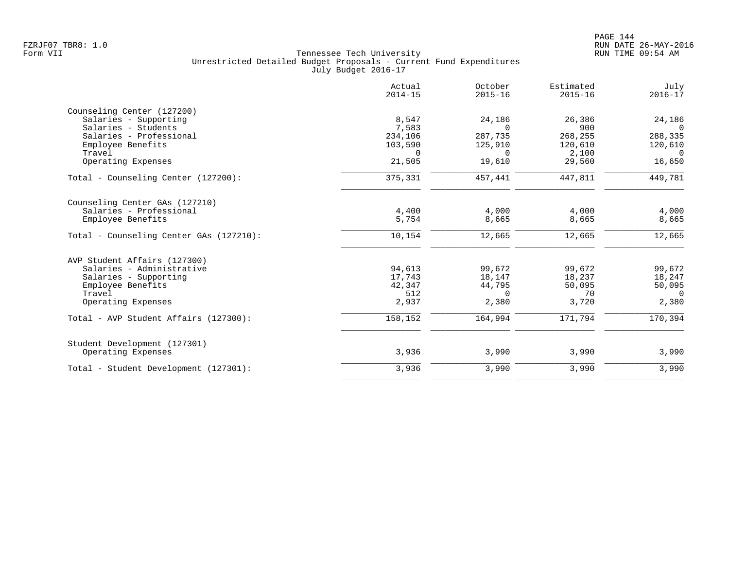Tennessee Tech University
Unrestricted Detailed Budget Proposals - Current Fund Expenditures
July Budget 2016-17

Form VII

| | Actual 2014-15 | October 2015-16 | Estimated 2015-16 | July 2016-17 |
|---|---|---|---|---|
| **Counseling Center (127200)** | | | | |
| Salaries - Supporting | 8,547 | 24,186 | 26,386 | 24,186 |
| Salaries - Students | 7,583 | 0 | 900 | 0 |
| Salaries - Professional | 234,106 | 287,735 | 268,255 | 288,335 |
| Employee Benefits | 103,590 | 125,910 | 120,610 | 120,610 |
| Travel | 0 | 0 | 2,100 | 0 |
| Operating Expenses | 21,505 | 19,610 | 29,560 | 16,650 |
| Total - Counseling Center (127200): | 375,331 | 457,441 | 447,811 | 449,781 |
| **Counseling Center GAs (127210)** | | | | |
| Salaries - Professional | 4,400 | 4,000 | 4,000 | 4,000 |
| Employee Benefits | 5,754 | 8,665 | 8,665 | 8,665 |
| Total - Counseling Center GAs (127210): | 10,154 | 12,665 | 12,665 | 12,665 |
| **AVP Student Affairs (127300)** | | | | |
| Salaries - Administrative | 94,613 | 99,672 | 99,672 | 99,672 |
| Salaries - Supporting | 17,743 | 18,147 | 18,237 | 18,247 |
| Employee Benefits | 42,347 | 44,795 | 50,095 | 50,095 |
| Travel | 512 | 0 | 70 | 0 |
| Operating Expenses | 2,937 | 2,380 | 3,720 | 2,380 |
| Total - AVP Student Affairs (127300): | 158,152 | 164,994 | 171,794 | 170,394 |
| **Student Development (127301)** | | | | |
| Operating Expenses | 3,936 | 3,990 | 3,990 | 3,990 |
| Total - Student Development (127301): | 3,936 | 3,990 | 3,990 | 3,990 |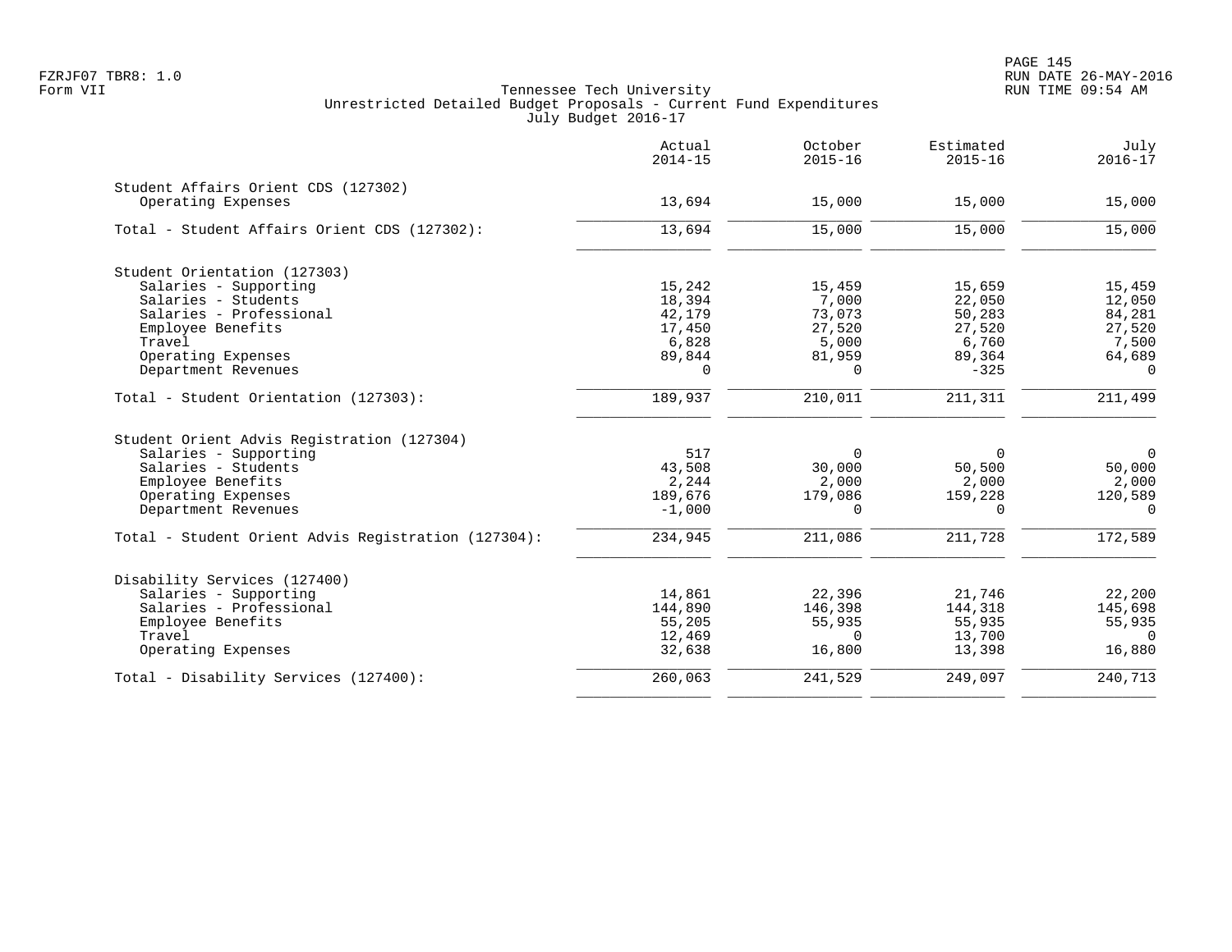Tennessee Tech University
Unrestricted Detailed Budget Proposals - Current Fund Expenditures
July Budget 2016-17

| | Actual 2014-15 | October 2015-16 | Estimated 2015-16 | July 2016-17 |
|---|---|---|---|---|
| **Student Affairs Orient CDS (127302)** | | | | |
| Operating Expenses | 13,694 | 15,000 | 15,000 | 15,000 |
| Total - Student Affairs Orient CDS (127302): | 13,694 | 15,000 | 15,000 | 15,000 |
| **Student Orientation (127303)** | | | | |
| Salaries - Supporting | 15,242 | 15,459 | 15,659 | 15,459 |
| Salaries - Students | 18,394 | 7,000 | 22,050 | 12,050 |
| Salaries - Professional | 42,179 | 73,073 | 50,283 | 84,281 |
| Employee Benefits | 17,450 | 27,520 | 27,520 | 27,520 |
| Travel | 6,828 | 5,000 | 6,760 | 7,500 |
| Operating Expenses | 89,844 | 81,959 | 89,364 | 64,689 |
| Department Revenues | 0 | 0 | -325 | 0 |
| Total - Student Orientation (127303): | 189,937 | 210,011 | 211,311 | 211,499 |
| **Student Orient Advis Registration (127304)** | | | | |
| Salaries - Supporting | 517 | 0 | 0 | 0 |
| Salaries - Students | 43,508 | 30,000 | 50,500 | 50,000 |
| Employee Benefits | 2,244 | 2,000 | 2,000 | 2,000 |
| Operating Expenses | 189,676 | 179,086 | 159,228 | 120,589 |
| Department Revenues | -1,000 | 0 | 0 | 0 |
| Total - Student Orient Advis Registration (127304): | 234,945 | 211,086 | 211,728 | 172,589 |
| **Disability Services (127400)** | | | | |
| Salaries - Supporting | 14,861 | 22,396 | 21,746 | 22,200 |
| Salaries - Professional | 144,890 | 146,398 | 144,318 | 145,698 |
| Employee Benefits | 55,205 | 55,935 | 55,935 | 55,935 |
| Travel | 12,469 | 0 | 13,700 | 0 |
| Operating Expenses | 32,638 | 16,800 | 13,398 | 16,880 |
| Total - Disability Services (127400): | 260,063 | 241,529 | 249,097 | 240,713 |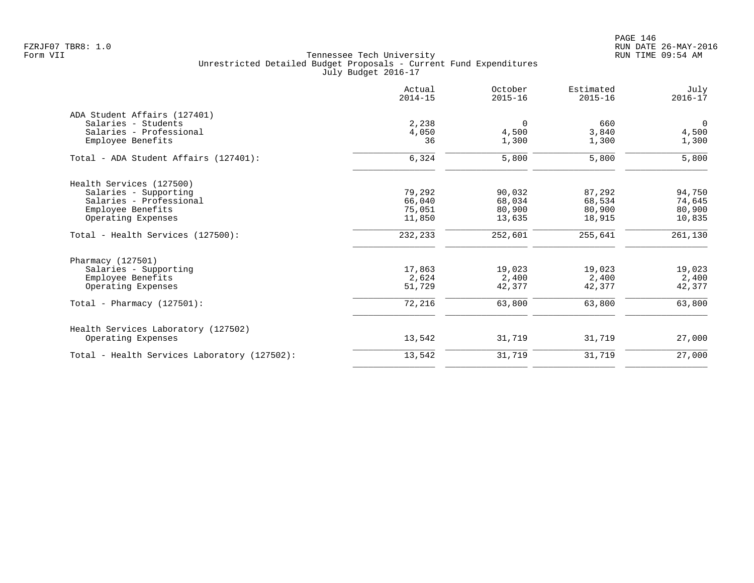FZRJF07 TBR8: 1.0
Form VII

Tennessee Tech University
Unrestricted Detailed Budget Proposals - Current Fund Expenditures
July Budget 2016-17

RUN DATE 26-MAY-2016
RUN TIME 09:54 AM

| | Actual 2014-15 | October 2015-16 | Estimated 2015-16 | July 2016-17 |
|---|---|---|---|---|
| ADA Student Affairs (127401) | | | | |
| Salaries - Students | 2,238 | 0 | 660 | 0 |
| Salaries - Professional | 4,050 | 4,500 | 3,840 | 4,500 |
| Employee Benefits | 36 | 1,300 | 1,300 | 1,300 |
| Total - ADA Student Affairs (127401): | 6,324 | 5,800 | 5,800 | 5,800 |
| Health Services (127500) | | | | |
| Salaries - Supporting | 79,292 | 90,032 | 87,292 | 94,750 |
| Salaries - Professional | 66,040 | 68,034 | 68,534 | 74,645 |
| Employee Benefits | 75,051 | 80,900 | 80,900 | 80,900 |
| Operating Expenses | 11,850 | 13,635 | 18,915 | 10,835 |
| Total - Health Services (127500): | 232,233 | 252,601 | 255,641 | 261,130 |
| Pharmacy (127501) | | | | |
| Salaries - Supporting | 17,863 | 19,023 | 19,023 | 19,023 |
| Employee Benefits | 2,624 | 2,400 | 2,400 | 2,400 |
| Operating Expenses | 51,729 | 42,377 | 42,377 | 42,377 |
| Total - Pharmacy (127501): | 72,216 | 63,800 | 63,800 | 63,800 |
| Health Services Laboratory (127502) | | | | |
| Operating Expenses | 13,542 | 31,719 | 31,719 | 27,000 |
| Total - Health Services Laboratory (127502): | 13,542 | 31,719 | 31,719 | 27,000 |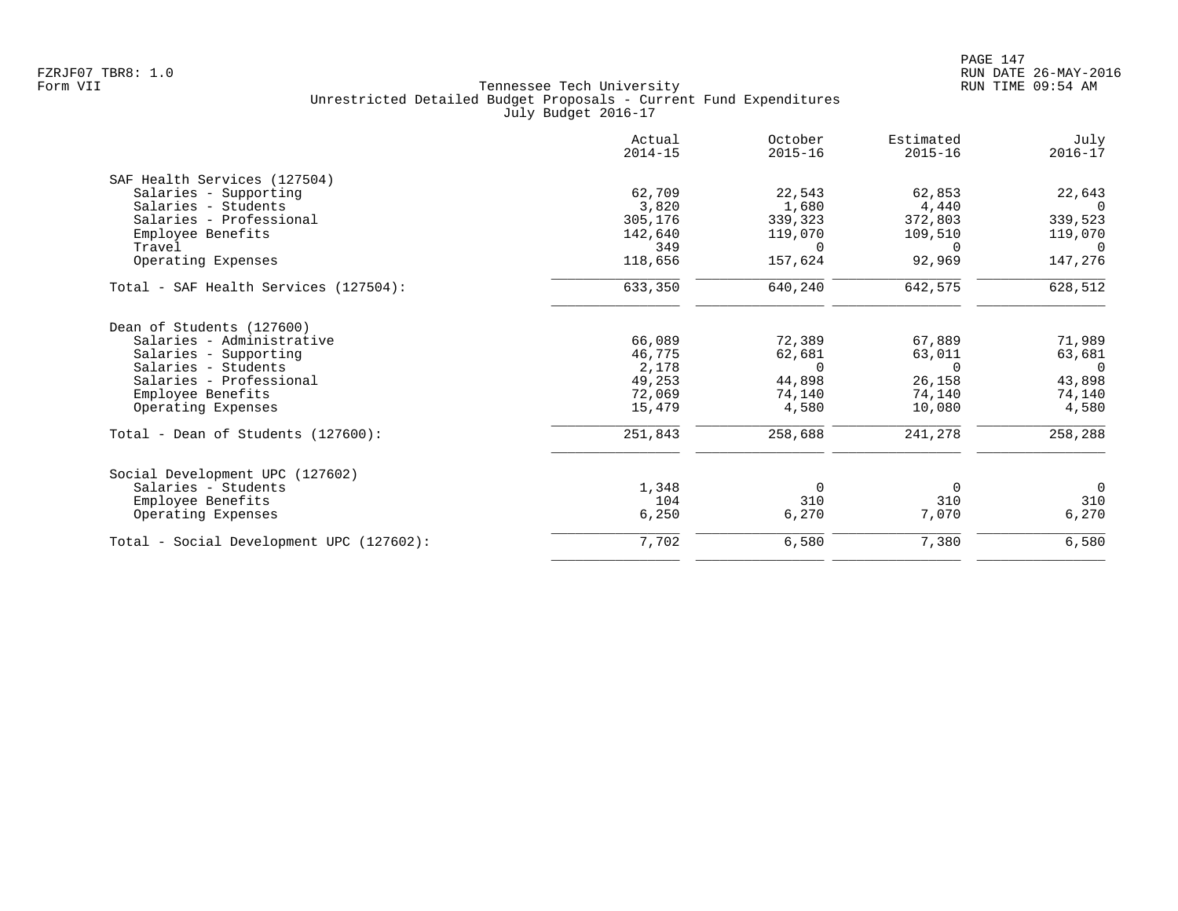Tennessee Tech University
Unrestricted Detailed Budget Proposals - Current Fund Expenditures
July Budget 2016-17

Form VII

| | Actual 2014-15 | October 2015-16 | Estimated 2015-16 | July 2016-17 |
|---|---|---|---|---|
| **SAF Health Services (127504)** | | | | |
| Salaries - Supporting | 62,709 | 22,543 | 62,853 | 22,643 |
| Salaries - Students | 3,820 | 1,680 | 4,440 | 0 |
| Salaries - Professional | 305,176 | 339,323 | 372,803 | 339,523 |
| Employee Benefits | 142,640 | 119,070 | 109,510 | 119,070 |
| Travel | 349 | 0 | 0 | 0 |
| Operating Expenses | 118,656 | 157,624 | 92,969 | 147,276 |
| Total - SAF Health Services (127504): | 633,350 | 640,240 | 642,575 | 628,512 |
| **Dean of Students (127600)** | | | | |
| Salaries - Administrative | 66,089 | 72,389 | 67,889 | 71,989 |
| Salaries - Supporting | 46,775 | 62,681 | 63,011 | 63,681 |
| Salaries - Students | 2,178 | 0 | 0 | 0 |
| Salaries - Professional | 49,253 | 44,898 | 26,158 | 43,898 |
| Employee Benefits | 72,069 | 74,140 | 74,140 | 74,140 |
| Operating Expenses | 15,479 | 4,580 | 10,080 | 4,580 |
| Total - Dean of Students (127600): | 251,843 | 258,688 | 241,278 | 258,288 |
| **Social Development UPC (127602)** | | | | |
| Salaries - Students | 1,348 | 0 | 0 | 0 |
| Employee Benefits | 104 | 310 | 310 | 310 |
| Operating Expenses | 6,250 | 6,270 | 7,070 | 6,270 |
| Total - Social Development UPC (127602): | 7,702 | 6,580 | 7,380 | 6,580 |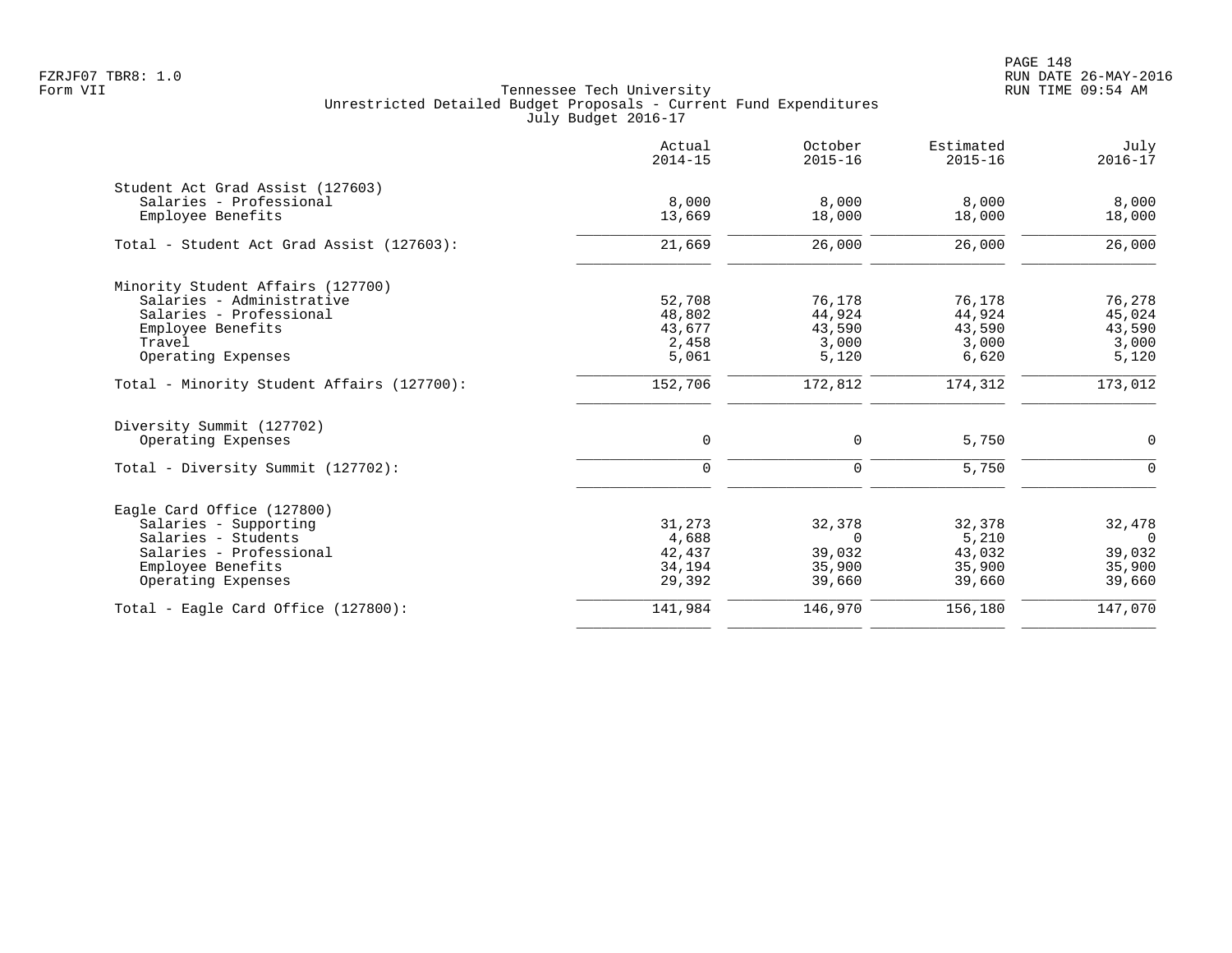Tennessee Tech University
Unrestricted Detailed Budget Proposals - Current Fund Expenditures
July Budget 2016-17

| | Actual 2014-15 | October 2015-16 | Estimated 2015-16 | July 2016-17 |
|---|---|---|---|---|
| **Student Act Grad Assist (127603)** | | | | |
| Salaries - Professional | 8,000 | 8,000 | 8,000 | 8,000 |
| Employee Benefits | 13,669 | 18,000 | 18,000 | 18,000 |
| Total - Student Act Grad Assist (127603): | 21,669 | 26,000 | 26,000 | 26,000 |
| **Minority Student Affairs (127700)** | | | | |
| Salaries - Administrative | 52,708 | 76,178 | 76,178 | 76,278 |
| Salaries - Professional | 48,802 | 44,924 | 44,924 | 45,024 |
| Employee Benefits | 43,677 | 43,590 | 43,590 | 43,590 |
| Travel | 2,458 | 3,000 | 3,000 | 3,000 |
| Operating Expenses | 5,061 | 5,120 | 6,620 | 5,120 |
| Total - Minority Student Affairs (127700): | 152,706 | 172,812 | 174,312 | 173,012 |
| **Diversity Summit (127702)** | | | | |
| Operating Expenses | 0 | 0 | 5,750 | 0 |
| Total - Diversity Summit (127702): | 0 | 0 | 5,750 | 0 |
| **Eagle Card Office (127800)** | | | | |
| Salaries - Supporting | 31,273 | 32,378 | 32,378 | 32,478 |
| Salaries - Students | 4,688 | 0 | 5,210 | 0 |
| Salaries - Professional | 42,437 | 39,032 | 43,032 | 39,032 |
| Employee Benefits | 34,194 | 35,900 | 35,900 | 35,900 |
| Operating Expenses | 29,392 | 39,660 | 39,660 | 39,660 |
| Total - Eagle Card Office (127800): | 141,984 | 146,970 | 156,180 | 147,070 |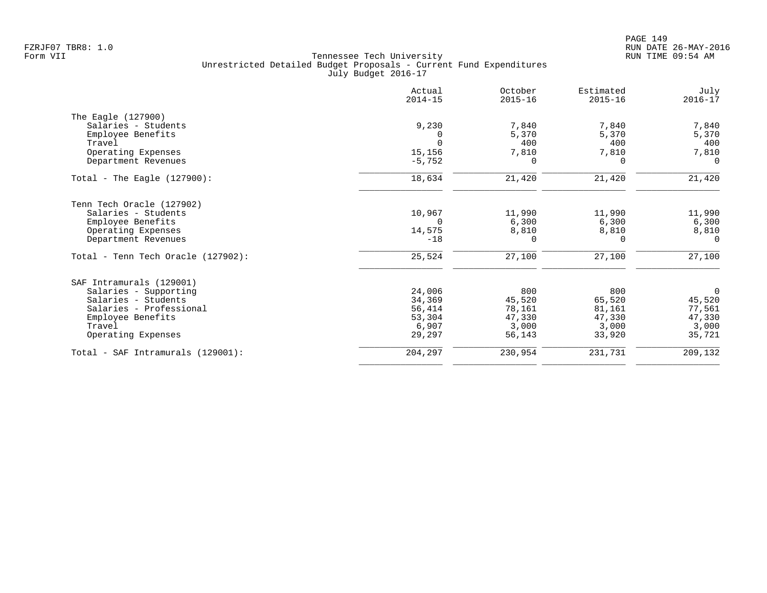FZRJF07 TBR8: 1.0
Form VII

# Tennessee Tech University
## Unrestricted Detailed Budget Proposals - Current Fund Expenditures
### July Budget 2016-17

| | Actual 2014-15 | October 2015-16 | Estimated 2015-16 | July 2016-17 |
|---|---|---|---|---|
| **The Eagle (127900)** | | | | |
| Salaries - Students | 9,230 | 7,840 | 7,840 | 7,840 |
| Employee Benefits | 0 | 5,370 | 5,370 | 5,370 |
| Travel | 0 | 400 | 400 | 400 |
| Operating Expenses | 15,156 | 7,810 | 7,810 | 7,810 |
| Department Revenues | -5,752 | 0 | 0 | 0 |
| Total - The Eagle (127900): | 18,634 | 21,420 | 21,420 | 21,420 |
| **Tenn Tech Oracle (127902)** | | | | |
| Salaries - Students | 10,967 | 11,990 | 11,990 | 11,990 |
| Employee Benefits | 0 | 6,300 | 6,300 | 6,300 |
| Operating Expenses | 14,575 | 8,810 | 8,810 | 8,810 |
| Department Revenues | -18 | 0 | 0 | 0 |
| Total - Tenn Tech Oracle (127902): | 25,524 | 27,100 | 27,100 | 27,100 |
| **SAF Intramurals (129001)** | | | | |
| Salaries - Supporting | 24,006 | 800 | 800 | 0 |
| Salaries - Students | 34,369 | 45,520 | 65,520 | 45,520 |
| Salaries - Professional | 56,414 | 78,161 | 81,161 | 77,561 |
| Employee Benefits | 53,304 | 47,330 | 47,330 | 47,330 |
| Travel | 6,907 | 3,000 | 3,000 | 3,000 |
| Operating Expenses | 29,297 | 56,143 | 33,920 | 35,721 |
| Total - SAF Intramurals (129001): | 204,297 | 230,954 | 231,731 | 209,132 |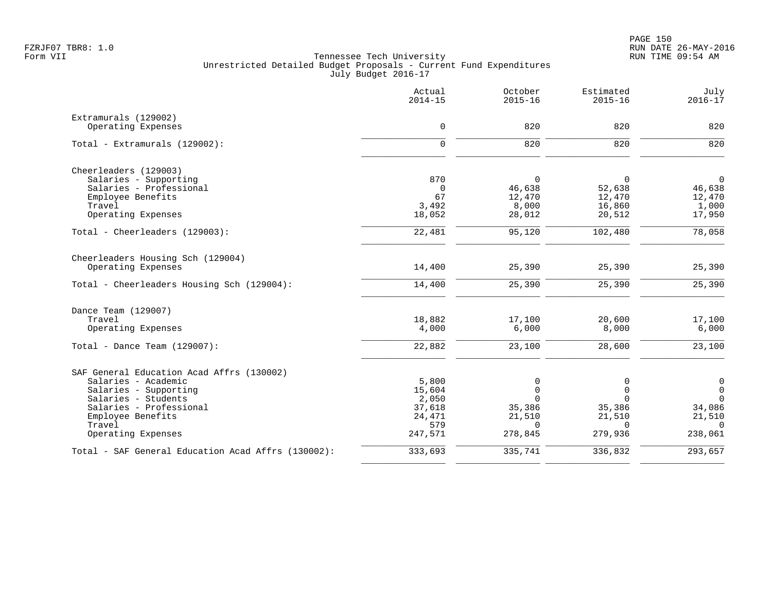Tennessee Tech University
Unrestricted Detailed Budget Proposals - Current Fund Expenditures
July Budget 2016-17

FZRJF07 TBR8: 1.0
Form VII

RUN DATE 26-MAY-2016
RUN TIME 09:54 AM

| | Actual 2014-15 | October 2015-16 | Estimated 2015-16 | July 2016-17 |
|---|---:|---:|---:|---:|
| **Extramurals (129002)** | | | | |
| Operating Expenses | 0 | 820 | 820 | 820 |
| Total - Extramurals (129002): | 0 | 820 | 820 | 820 |
| **Cheerleaders (129003)** | | | | |
| Salaries - Supporting | 870 | 0 | 0 | 0 |
| Salaries - Professional | 0 | 46,638 | 52,638 | 46,638 |
| Employee Benefits | 67 | 12,470 | 12,470 | 12,470 |
| Travel | 3,492 | 8,000 | 16,860 | 1,000 |
| Operating Expenses | 18,052 | 28,012 | 20,512 | 17,950 |
| Total - Cheerleaders (129003): | 22,481 | 95,120 | 102,480 | 78,058 |
| **Cheerleaders Housing Sch (129004)** | | | | |
| Operating Expenses | 14,400 | 25,390 | 25,390 | 25,390 |
| Total - Cheerleaders Housing Sch (129004): | 14,400 | 25,390 | 25,390 | 25,390 |
| **Dance Team (129007)** | | | | |
| Travel | 18,882 | 17,100 | 20,600 | 17,100 |
| Operating Expenses | 4,000 | 6,000 | 8,000 | 6,000 |
| Total - Dance Team (129007): | 22,882 | 23,100 | 28,600 | 23,100 |
| **SAF General Education Acad Affrs (130002)** | | | | |
| Salaries - Academic | 5,800 | 0 | 0 | 0 |
| Salaries - Supporting | 15,604 | 0 | 0 | 0 |
| Salaries - Students | 2,050 | 0 | 0 | 0 |
| Salaries - Professional | 37,618 | 35,386 | 35,386 | 34,086 |
| Employee Benefits | 24,471 | 21,510 | 21,510 | 21,510 |
| Travel | 579 | 0 | 0 | 0 |
| Operating Expenses | 247,571 | 278,845 | 279,936 | 238,061 |
| Total - SAF General Education Acad Affrs (130002): | 333,693 | 335,741 | 336,832 | 293,657 |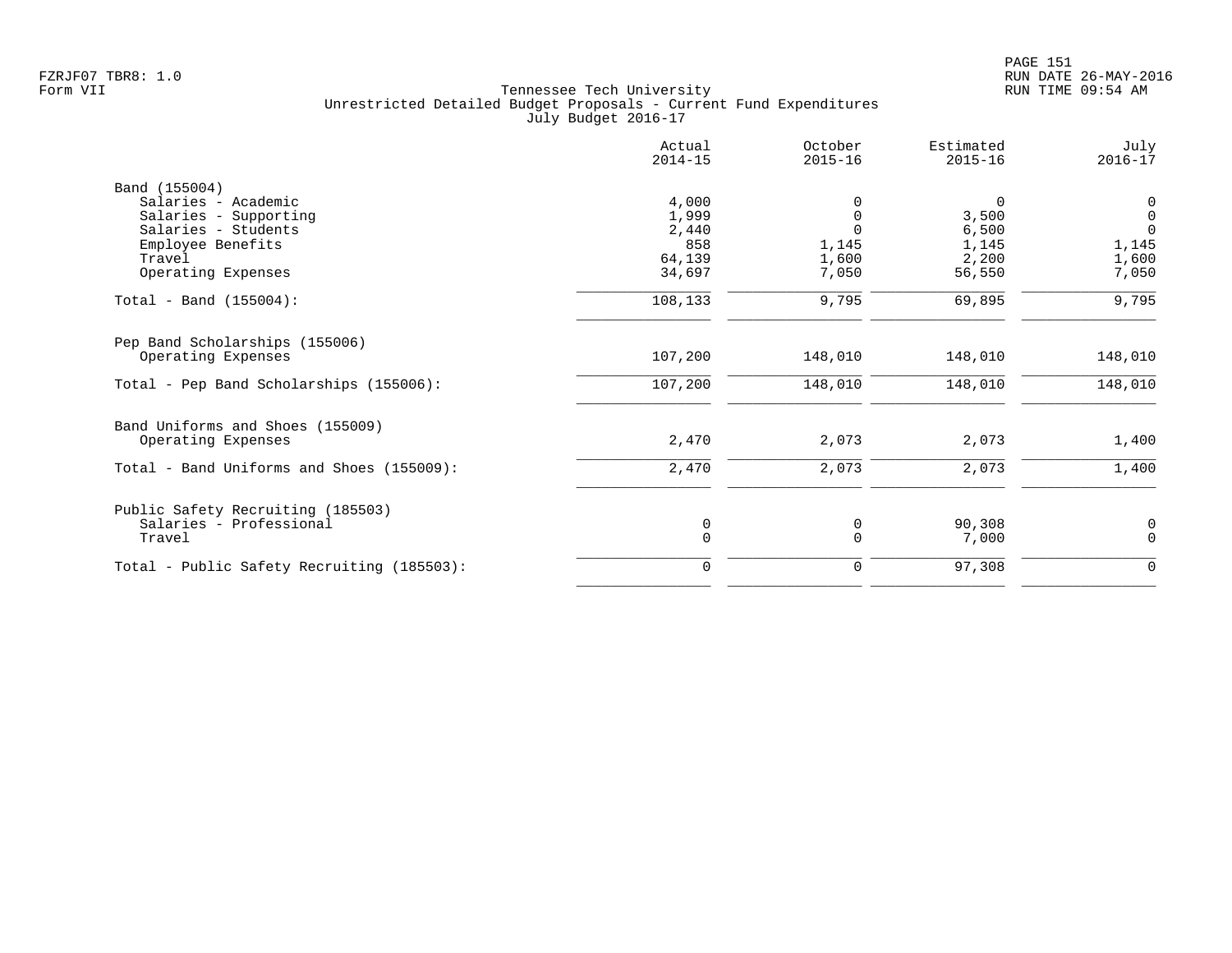Tennessee Tech University
Unrestricted Detailed Budget Proposals - Current Fund Expenditures
July Budget 2016-17

Form VII

| | Actual 2014-15 | October 2015-16 | Estimated 2015-16 | July 2016-17 |
|---|---|---|---|---|
| **Band (155004)** | | | | |
| Salaries - Academic | 4,000 | 0 | 0 | 0 |
| Salaries - Supporting | 1,999 | 0 | 3,500 | 0 |
| Salaries - Students | 2,440 | 0 | 6,500 | 0 |
| Employee Benefits | 858 | 1,145 | 1,145 | 1,145 |
| Travel | 64,139 | 1,600 | 2,200 | 1,600 |
| Operating Expenses | 34,697 | 7,050 | 56,550 | 7,050 |
| Total - Band (155004): | 108,133 | 9,795 | 69,895 | 9,795 |
| **Pep Band Scholarships (155006)** | | | | |
| Operating Expenses | 107,200 | 148,010 | 148,010 | 148,010 |
| Total - Pep Band Scholarships (155006): | 107,200 | 148,010 | 148,010 | 148,010 |
| **Band Uniforms and Shoes (155009)** | | | | |
| Operating Expenses | 2,470 | 2,073 | 2,073 | 1,400 |
| Total - Band Uniforms and Shoes (155009): | 2,470 | 2,073 | 2,073 | 1,400 |
| **Public Safety Recruiting (185503)** | | | | |
| Salaries - Professional | 0 | 0 | 90,308 | 0 |
| Travel | 0 | 0 | 7,000 | 0 |
| Total - Public Safety Recruiting (185503): | 0 | 0 | 97,308 | 0 |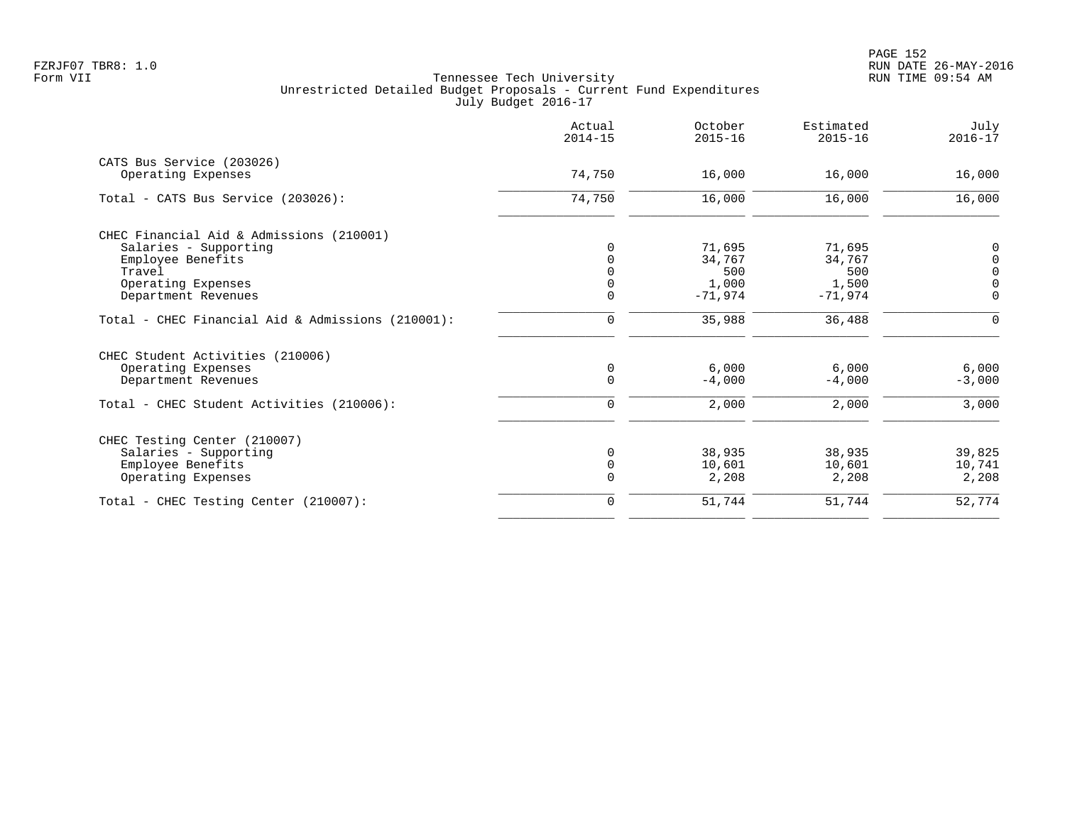Tennessee Tech University
Unrestricted Detailed Budget Proposals - Current Fund Expenditures
July Budget 2016-17

Form VII

| | Actual 2014-15 | October 2015-16 | Estimated 2015-16 | July 2016-17 |
|---|---|---|---|---|
| **CATS Bus Service (203026)** | | | | |
| Operating Expenses | 74,750 | 16,000 | 16,000 | 16,000 |
| Total - CATS Bus Service (203026): | 74,750 | 16,000 | 16,000 | 16,000 |
| **CHEC Financial Aid & Admissions (210001)** | | | | |
| Salaries - Supporting | 0 | 71,695 | 71,695 | 0 |
| Employee Benefits | 0 | 34,767 | 34,767 | 0 |
| Travel | 0 | 500 | 500 | 0 |
| Operating Expenses | 0 | 1,000 | 1,500 | 0 |
| Department Revenues | 0 | -71,974 | -71,974 | 0 |
| Total - CHEC Financial Aid & Admissions (210001): | 0 | 35,988 | 36,488 | 0 |
| **CHEC Student Activities (210006)** | | | | |
| Operating Expenses | 0 | 6,000 | 6,000 | 6,000 |
| Department Revenues | 0 | -4,000 | -4,000 | -3,000 |
| Total - CHEC Student Activities (210006): | 0 | 2,000 | 2,000 | 3,000 |
| **CHEC Testing Center (210007)** | | | | |
| Salaries - Supporting | 0 | 38,935 | 38,935 | 39,825 |
| Employee Benefits | 0 | 10,601 | 10,601 | 10,741 |
| Operating Expenses | 0 | 2,208 | 2,208 | 2,208 |
| Total - CHEC Testing Center (210007): | 0 | 51,744 | 51,744 | 52,774 |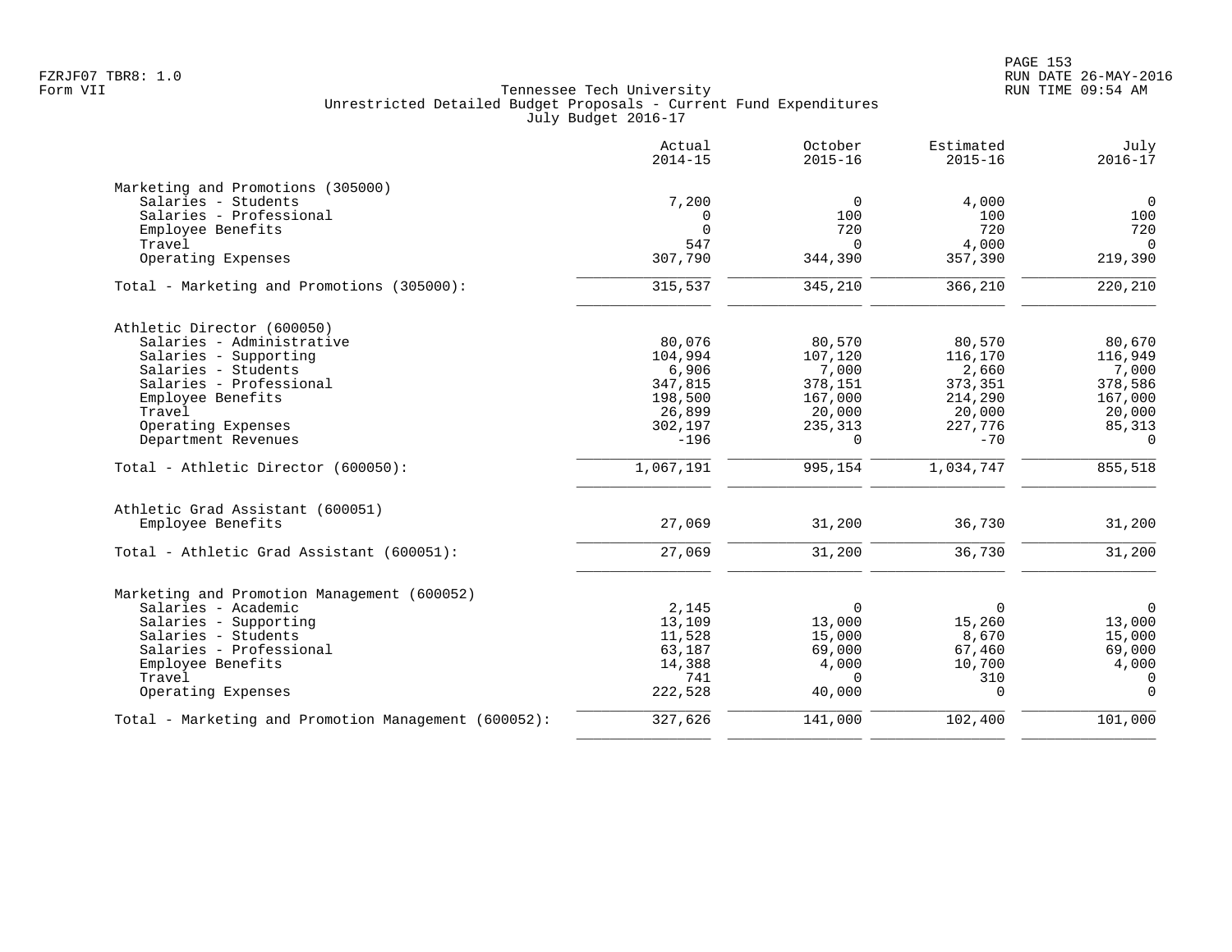Tennessee Tech University
Unrestricted Detailed Budget Proposals - Current Fund Expenditures
July Budget 2016-17

| | Actual 2014-15 | October 2015-16 | Estimated 2015-16 | July 2016-17 |
|---|---|---|---|---|
| **Marketing and Promotions (305000)** | | | | |
| Salaries - Students | 7,200 | 0 | 4,000 | 0 |
| Salaries - Professional | 0 | 100 | 100 | 100 |
| Employee Benefits | 0 | 720 | 720 | 720 |
| Travel | 547 | 0 | 4,000 | 0 |
| Operating Expenses | 307,790 | 344,390 | 357,390 | 219,390 |
| Total - Marketing and Promotions (305000): | 315,537 | 345,210 | 366,210 | 220,210 |
| **Athletic Director (600050)** | | | | |
| Salaries - Administrative | 80,076 | 80,570 | 80,570 | 80,670 |
| Salaries - Supporting | 104,994 | 107,120 | 116,170 | 116,949 |
| Salaries - Students | 6,906 | 7,000 | 2,660 | 7,000 |
| Salaries - Professional | 347,815 | 378,151 | 373,351 | 378,586 |
| Employee Benefits | 198,500 | 167,000 | 214,290 | 167,000 |
| Travel | 26,899 | 20,000 | 20,000 | 20,000 |
| Operating Expenses | 302,197 | 235,313 | 227,776 | 85,313 |
| Department Revenues | -196 | 0 | -70 | 0 |
| Total - Athletic Director (600050): | 1,067,191 | 995,154 | 1,034,747 | 855,518 |
| **Athletic Grad Assistant (600051)** | | | | |
| Employee Benefits | 27,069 | 31,200 | 36,730 | 31,200 |
| Total - Athletic Grad Assistant (600051): | 27,069 | 31,200 | 36,730 | 31,200 |
| **Marketing and Promotion Management (600052)** | | | | |
| Salaries - Academic | 2,145 | 0 | 0 | 0 |
| Salaries - Supporting | 13,109 | 13,000 | 15,260 | 13,000 |
| Salaries - Students | 11,528 | 15,000 | 8,670 | 15,000 |
| Salaries - Professional | 63,187 | 69,000 | 67,460 | 69,000 |
| Employee Benefits | 14,388 | 4,000 | 10,700 | 4,000 |
| Travel | 741 | 0 | 310 | 0 |
| Operating Expenses | 222,528 | 40,000 | 0 | 0 |
| Total - Marketing and Promotion Management (600052): | 327,626 | 141,000 | 102,400 | 101,000 |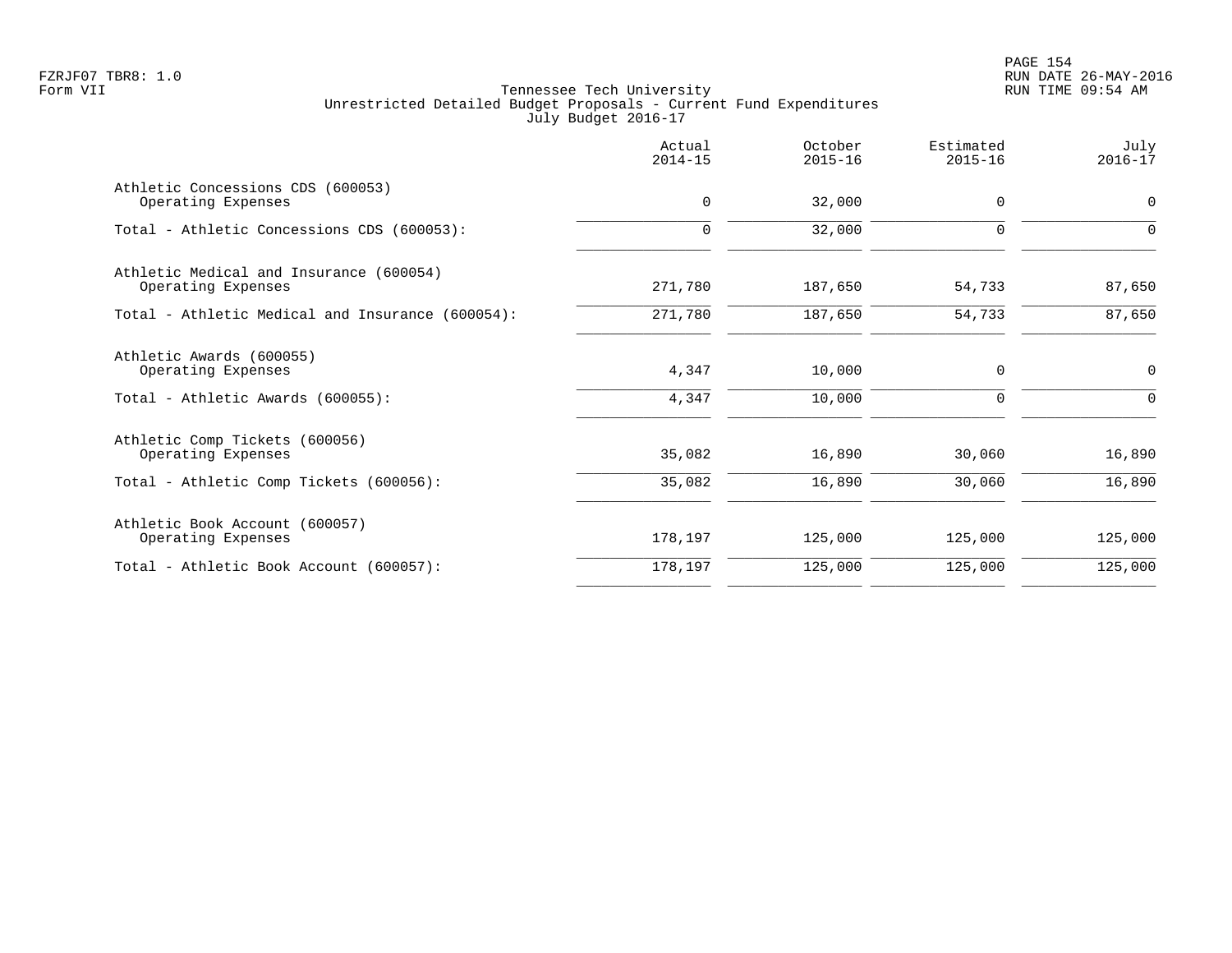Tennessee Tech University
Unrestricted Detailed Budget Proposals - Current Fund Expenditures
July Budget 2016-17

FZRJF07 TBR8: 1.0
Form VII

RUN DATE 26-MAY-2016
RUN TIME 09:54 AM

| | Actual 2014-15 | October 2015-16 | Estimated 2015-16 | July 2016-17 |
|---|---:|---:|---:|---:|
| Athletic Concessions CDS (600053) | | | | |
| Operating Expenses | 0 | 32,000 | 0 | 0 |
| Total - Athletic Concessions CDS (600053): | 0 | 32,000 | 0 | 0 |
| Athletic Medical and Insurance (600054) | | | | |
| Operating Expenses | 271,780 | 187,650 | 54,733 | 87,650 |
| Total - Athletic Medical and Insurance (600054): | 271,780 | 187,650 | 54,733 | 87,650 |
| Athletic Awards (600055) | | | | |
| Operating Expenses | 4,347 | 10,000 | 0 | 0 |
| Total - Athletic Awards (600055): | 4,347 | 10,000 | 0 | 0 |
| Athletic Comp Tickets (600056) | | | | |
| Operating Expenses | 35,082 | 16,890 | 30,060 | 16,890 |
| Total - Athletic Comp Tickets (600056): | 35,082 | 16,890 | 30,060 | 16,890 |
| Athletic Book Account (600057) | | | | |
| Operating Expenses | 178,197 | 125,000 | 125,000 | 125,000 |
| Total - Athletic Book Account (600057): | 178,197 | 125,000 | 125,000 | 125,000 |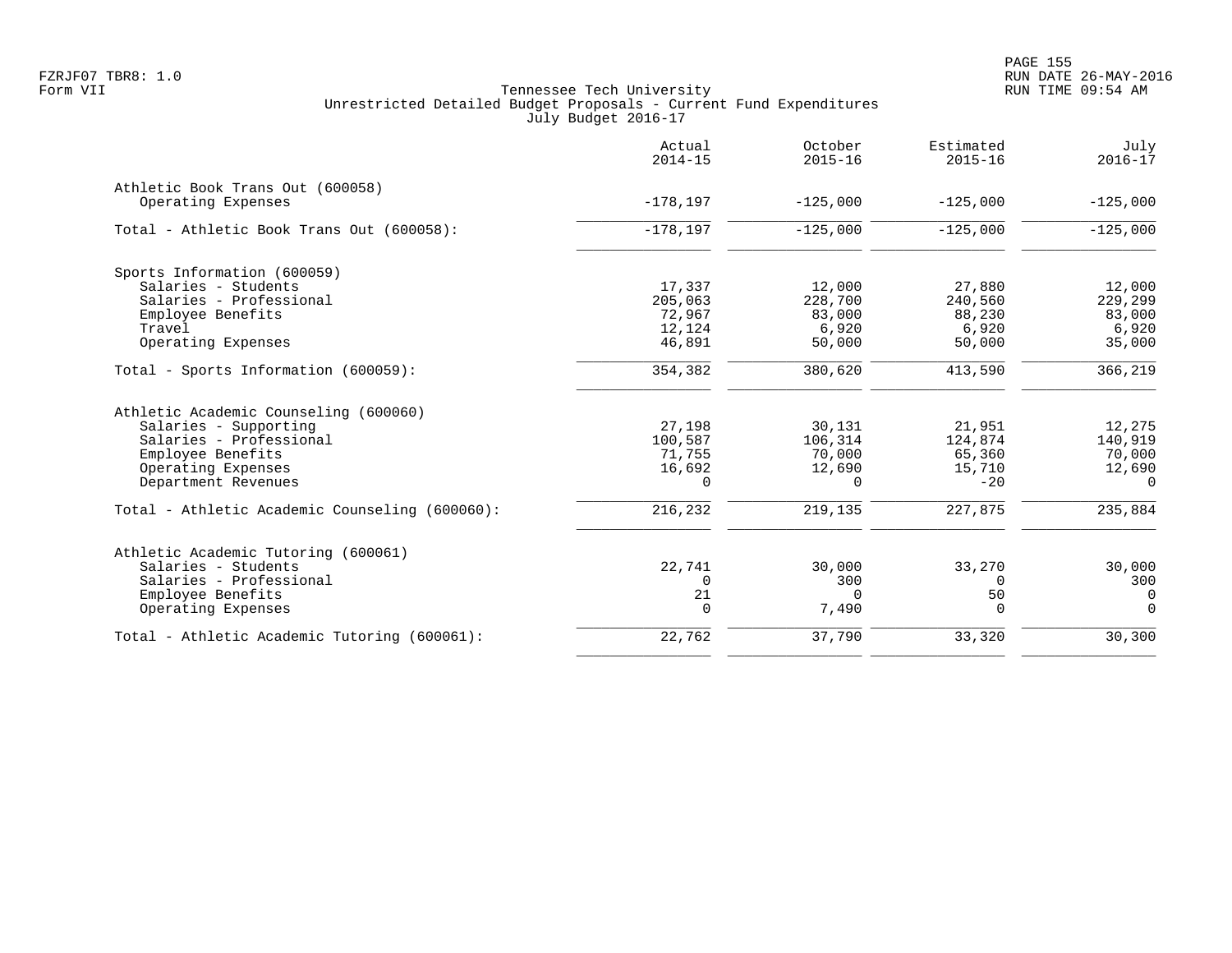Tennessee Tech University
Unrestricted Detailed Budget Proposals - Current Fund Expenditures
July Budget 2016-17

Form VII

| | Actual 2014-15 | October 2015-16 | Estimated 2015-16 | July 2016-17 |
|---|---|---|---|---|
| **Athletic Book Trans Out (600058)** | | | | |
| Operating Expenses | -178,197 | -125,000 | -125,000 | -125,000 |
| Total - Athletic Book Trans Out (600058): | -178,197 | -125,000 | -125,000 | -125,000 |
| **Sports Information (600059)** | | | | |
| Salaries - Students | 17,337 | 12,000 | 27,880 | 12,000 |
| Salaries - Professional | 205,063 | 228,700 | 240,560 | 229,299 |
| Employee Benefits | 72,967 | 83,000 | 88,230 | 83,000 |
| Travel | 12,124 | 6,920 | 6,920 | 6,920 |
| Operating Expenses | 46,891 | 50,000 | 50,000 | 35,000 |
| Total - Sports Information (600059): | 354,382 | 380,620 | 413,590 | 366,219 |
| **Athletic Academic Counseling (600060)** | | | | |
| Salaries - Supporting | 27,198 | 30,131 | 21,951 | 12,275 |
| Salaries - Professional | 100,587 | 106,314 | 124,874 | 140,919 |
| Employee Benefits | 71,755 | 70,000 | 65,360 | 70,000 |
| Operating Expenses | 16,692 | 12,690 | 15,710 | 12,690 |
| Department Revenues | 0 | 0 | -20 | 0 |
| Total - Athletic Academic Counseling (600060): | 216,232 | 219,135 | 227,875 | 235,884 |
| **Athletic Academic Tutoring (600061)** | | | | |
| Salaries - Students | 22,741 | 30,000 | 33,270 | 30,000 |
| Salaries - Professional | 0 | 300 | 0 | 300 |
| Employee Benefits | 21 | 0 | 50 | 0 |
| Operating Expenses | 0 | 7,490 | 0 | 0 |
| Total - Athletic Academic Tutoring (600061): | 22,762 | 37,790 | 33,320 | 30,300 |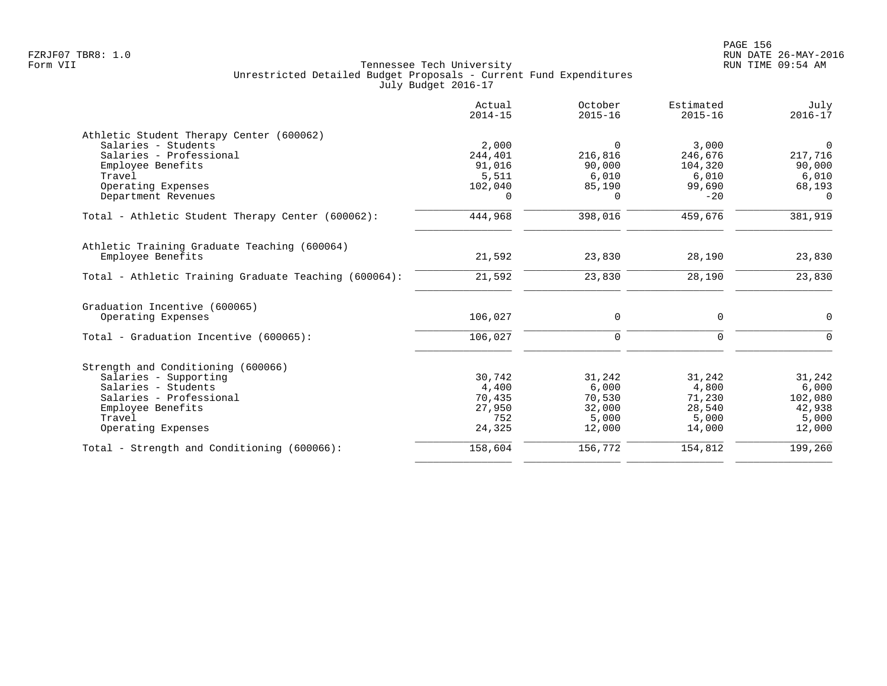FZRJF07 TBR8: 1.0
Form VII

Tennessee Tech University
Unrestricted Detailed Budget Proposals - Current Fund Expenditures
July Budget 2016-17

RUN DATE 26-MAY-2016
RUN TIME 09:54 AM

| | Actual 2014-15 | October 2015-16 | Estimated 2015-16 | July 2016-17 |
|---|---|---|---|---|
| **Athletic Student Therapy Center (600062)** | | | | |
| Salaries - Students | 2,000 | 0 | 3,000 | 0 |
| Salaries - Professional | 244,401 | 216,816 | 246,676 | 217,716 |
| Employee Benefits | 91,016 | 90,000 | 104,320 | 90,000 |
| Travel | 5,511 | 6,010 | 6,010 | 6,010 |
| Operating Expenses | 102,040 | 85,190 | 99,690 | 68,193 |
| Department Revenues | 0 | 0 | -20 | 0 |
| Total - Athletic Student Therapy Center (600062): | 444,968 | 398,016 | 459,676 | 381,919 |
| **Athletic Training Graduate Teaching (600064)** | | | | |
| Employee Benefits | 21,592 | 23,830 | 28,190 | 23,830 |
| Total - Athletic Training Graduate Teaching (600064): | 21,592 | 23,830 | 28,190 | 23,830 |
| **Graduation Incentive (600065)** | | | | |
| Operating Expenses | 106,027 | 0 | 0 | 0 |
| Total - Graduation Incentive (600065): | 106,027 | 0 | 0 | 0 |
| **Strength and Conditioning (600066)** | | | | |
| Salaries - Supporting | 30,742 | 31,242 | 31,242 | 31,242 |
| Salaries - Students | 4,400 | 6,000 | 4,800 | 6,000 |
| Salaries - Professional | 70,435 | 70,530 | 71,230 | 102,080 |
| Employee Benefits | 27,950 | 32,000 | 28,540 | 42,938 |
| Travel | 752 | 5,000 | 5,000 | 5,000 |
| Operating Expenses | 24,325 | 12,000 | 14,000 | 12,000 |
| Total - Strength and Conditioning (600066): | 158,604 | 156,772 | 154,812 | 199,260 |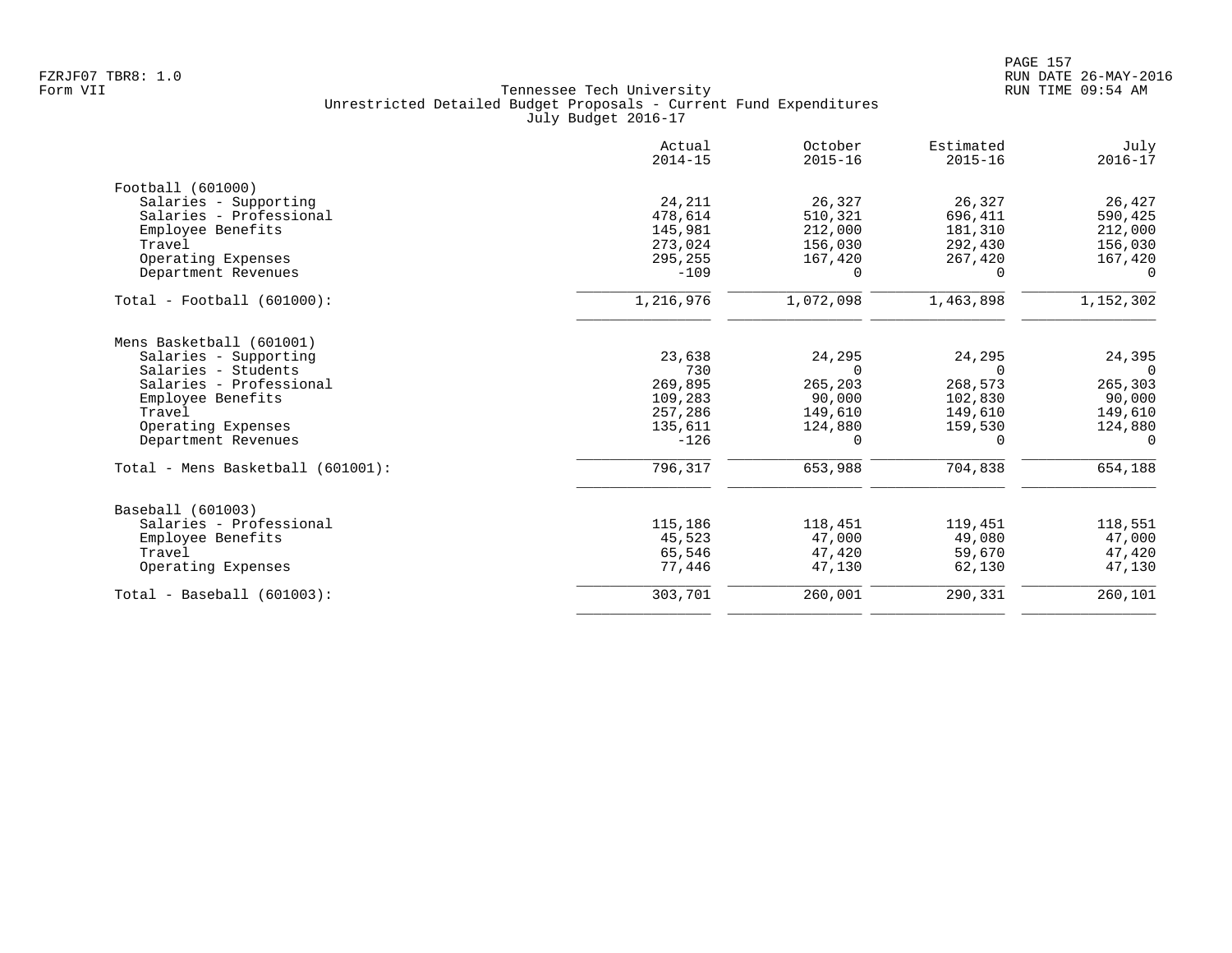Tennessee Tech University
Unrestricted Detailed Budget Proposals - Current Fund Expenditures
July Budget 2016-17

| | Actual 2014-15 | October 2015-16 | Estimated 2015-16 | July 2016-17 |
|---|---|---|---|---|
| **Football (601000)** | | | | |
| Salaries - Supporting | 24,211 | 26,327 | 26,327 | 26,427 |
| Salaries - Professional | 478,614 | 510,321 | 696,411 | 590,425 |
| Employee Benefits | 145,981 | 212,000 | 181,310 | 212,000 |
| Travel | 273,024 | 156,030 | 292,430 | 156,030 |
| Operating Expenses | 295,255 | 167,420 | 267,420 | 167,420 |
| Department Revenues | -109 | 0 | 0 | 0 |
| Total - Football (601000): | 1,216,976 | 1,072,098 | 1,463,898 | 1,152,302 |
| **Mens Basketball (601001)** | | | | |
| Salaries - Supporting | 23,638 | 24,295 | 24,295 | 24,395 |
| Salaries - Students | 730 | 0 | 0 | 0 |
| Salaries - Professional | 269,895 | 265,203 | 268,573 | 265,303 |
| Employee Benefits | 109,283 | 90,000 | 102,830 | 90,000 |
| Travel | 257,286 | 149,610 | 149,610 | 149,610 |
| Operating Expenses | 135,611 | 124,880 | 159,530 | 124,880 |
| Department Revenues | -126 | 0 | 0 | 0 |
| Total - Mens Basketball (601001): | 796,317 | 653,988 | 704,838 | 654,188 |
| **Baseball (601003)** | | | | |
| Salaries - Professional | 115,186 | 118,451 | 119,451 | 118,551 |
| Employee Benefits | 45,523 | 47,000 | 49,080 | 47,000 |
| Travel | 65,546 | 47,420 | 59,670 | 47,420 |
| Operating Expenses | 77,446 | 47,130 | 62,130 | 47,130 |
| Total - Baseball (601003): | 303,701 | 260,001 | 290,331 | 260,101 |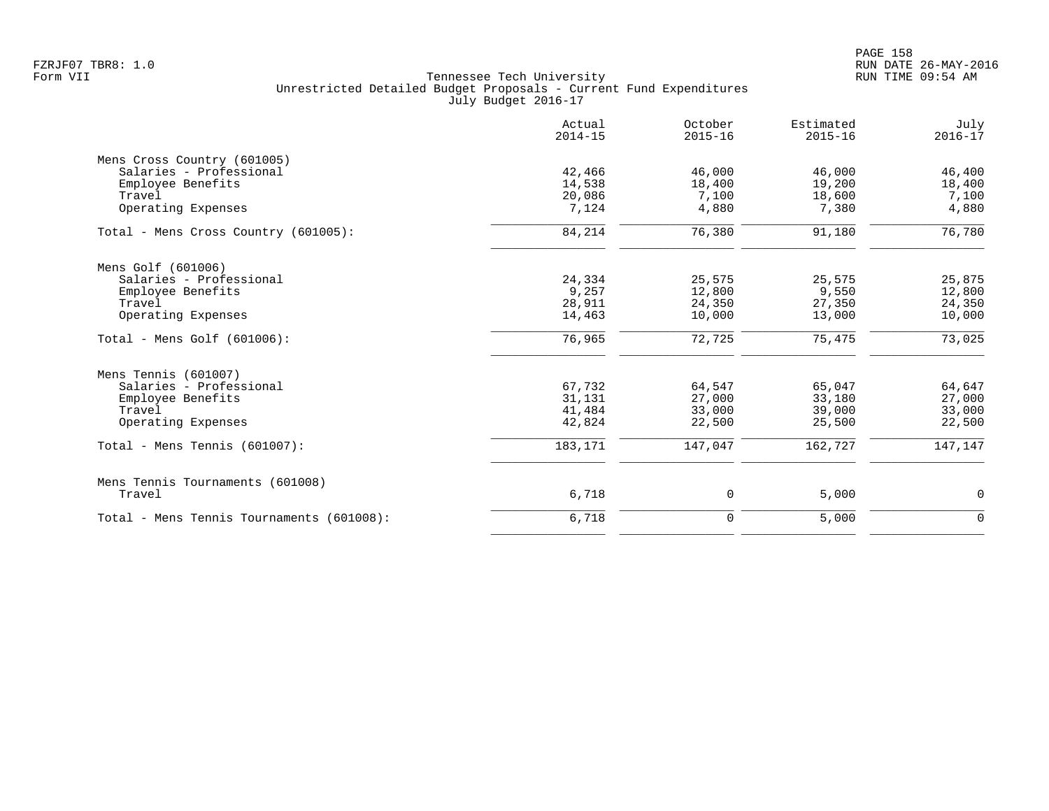FZRJF07 TBR8: 1.0
Form VII

Tennessee Tech University
Unrestricted Detailed Budget Proposals - Current Fund Expenditures
July Budget 2016-17

RUN DATE 26-MAY-2016
RUN TIME 09:54 AM

| | Actual 2014-15 | October 2015-16 | Estimated 2015-16 | July 2016-17 |
|---|---|---|---|---|
| **Mens Cross Country (601005)** | | | | |
| Salaries - Professional | 42,466 | 46,000 | 46,000 | 46,400 |
| Employee Benefits | 14,538 | 18,400 | 19,200 | 18,400 |
| Travel | 20,086 | 7,100 | 18,600 | 7,100 |
| Operating Expenses | 7,124 | 4,880 | 7,380 | 4,880 |
| Total - Mens Cross Country (601005): | 84,214 | 76,380 | 91,180 | 76,780 |
| **Mens Golf (601006)** | | | | |
| Salaries - Professional | 24,334 | 25,575 | 25,575 | 25,875 |
| Employee Benefits | 9,257 | 12,800 | 9,550 | 12,800 |
| Travel | 28,911 | 24,350 | 27,350 | 24,350 |
| Operating Expenses | 14,463 | 10,000 | 13,000 | 10,000 |
| Total - Mens Golf (601006): | 76,965 | 72,725 | 75,475 | 73,025 |
| **Mens Tennis (601007)** | | | | |
| Salaries - Professional | 67,732 | 64,547 | 65,047 | 64,647 |
| Employee Benefits | 31,131 | 27,000 | 33,180 | 27,000 |
| Travel | 41,484 | 33,000 | 39,000 | 33,000 |
| Operating Expenses | 42,824 | 22,500 | 25,500 | 22,500 |
| Total - Mens Tennis (601007): | 183,171 | 147,047 | 162,727 | 147,147 |
| **Mens Tennis Tournaments (601008)** | | | | |
| Travel | 6,718 | 0 | 5,000 | 0 |
| Total - Mens Tennis Tournaments (601008): | 6,718 | 0 | 5,000 | 0 |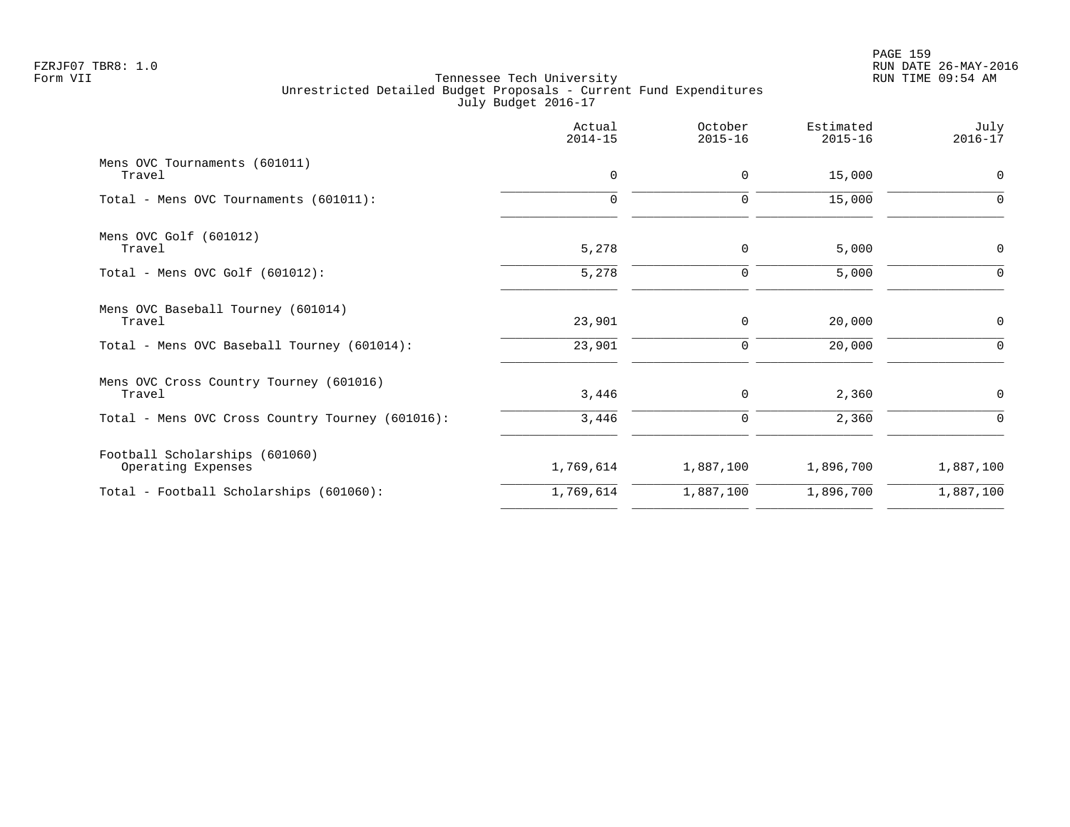FZRJF07 TBR8: 1.0
Form VII

Tennessee Tech University
Unrestricted Detailed Budget Proposals - Current Fund Expenditures
July Budget 2016-17

| | Actual 2014-15 | October 2015-16 | Estimated 2015-16 | July 2016-17 |
|---|---|---|---|---|
| Mens OVC Tournaments (601011) | | | | |
| Travel | 0 | 0 | 15,000 | 0 |
| Total - Mens OVC Tournaments (601011): | 0 | 0 | 15,000 | 0 |
| Mens OVC Golf (601012) | | | | |
| Travel | 5,278 | 0 | 5,000 | 0 |
| Total - Mens OVC Golf (601012): | 5,278 | 0 | 5,000 | 0 |
| Mens OVC Baseball Tourney (601014) | | | | |
| Travel | 23,901 | 0 | 20,000 | 0 |
| Total - Mens OVC Baseball Tourney (601014): | 23,901 | 0 | 20,000 | 0 |
| Mens OVC Cross Country Tourney (601016) | | | | |
| Travel | 3,446 | 0 | 2,360 | 0 |
| Total - Mens OVC Cross Country Tourney (601016): | 3,446 | 0 | 2,360 | 0 |
| Football Scholarships (601060) | | | | |
| Operating Expenses | 1,769,614 | 1,887,100 | 1,896,700 | 1,887,100 |
| Total - Football Scholarships (601060): | 1,769,614 | 1,887,100 | 1,896,700 | 1,887,100 |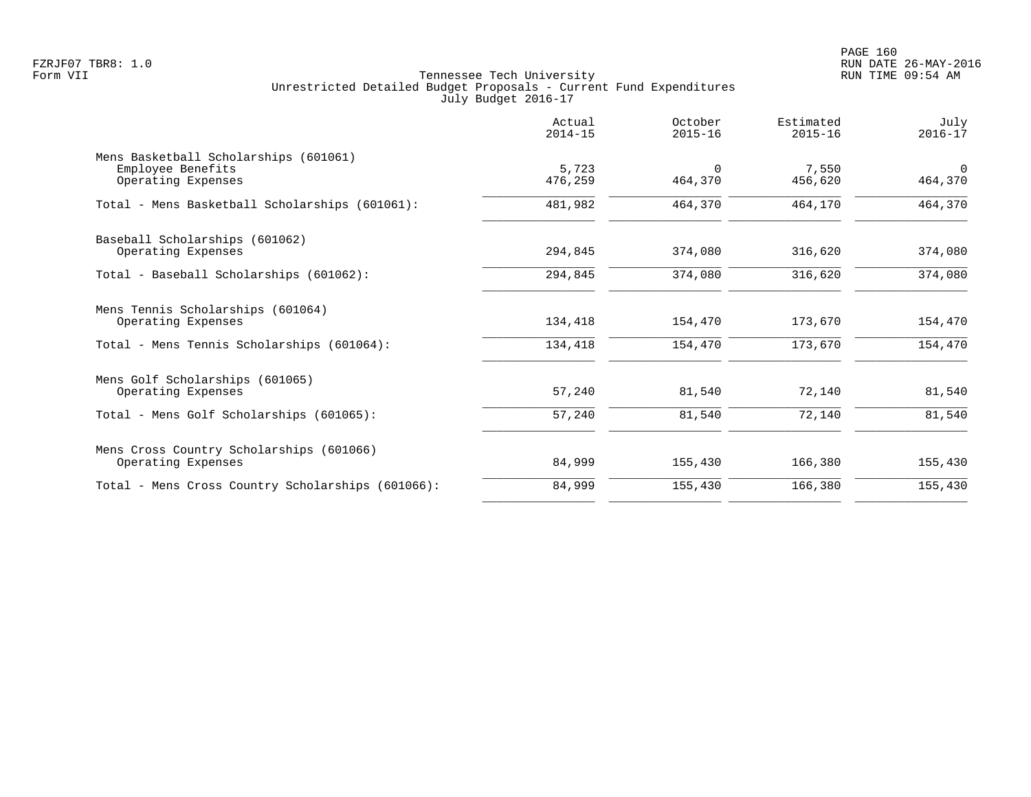Tennessee Tech University
Unrestricted Detailed Budget Proposals - Current Fund Expenditures
July Budget 2016-17

Form VII

| | Actual 2014-15 | October 2015-16 | Estimated 2015-16 | July 2016-17 |
|---|---|---|---|---|
| **Mens Basketball Scholarships (601061)** | | | | |
| Employee Benefits | 5,723 | 0 | 7,550 | 0 |
| Operating Expenses | 476,259 | 464,370 | 456,620 | 464,370 |
| Total - Mens Basketball Scholarships (601061): | 481,982 | 464,370 | 464,170 | 464,370 |
| **Baseball Scholarships (601062)** | | | | |
| Operating Expenses | 294,845 | 374,080 | 316,620 | 374,080 |
| Total - Baseball Scholarships (601062): | 294,845 | 374,080 | 316,620 | 374,080 |
| **Mens Tennis Scholarships (601064)** | | | | |
| Operating Expenses | 134,418 | 154,470 | 173,670 | 154,470 |
| Total - Mens Tennis Scholarships (601064): | 134,418 | 154,470 | 173,670 | 154,470 |
| **Mens Golf Scholarships (601065)** | | | | |
| Operating Expenses | 57,240 | 81,540 | 72,140 | 81,540 |
| Total - Mens Golf Scholarships (601065): | 57,240 | 81,540 | 72,140 | 81,540 |
| **Mens Cross Country Scholarships (601066)** | | | | |
| Operating Expenses | 84,999 | 155,430 | 166,380 | 155,430 |
| Total - Mens Cross Country Scholarships (601066): | 84,999 | 155,430 | 166,380 | 155,430 |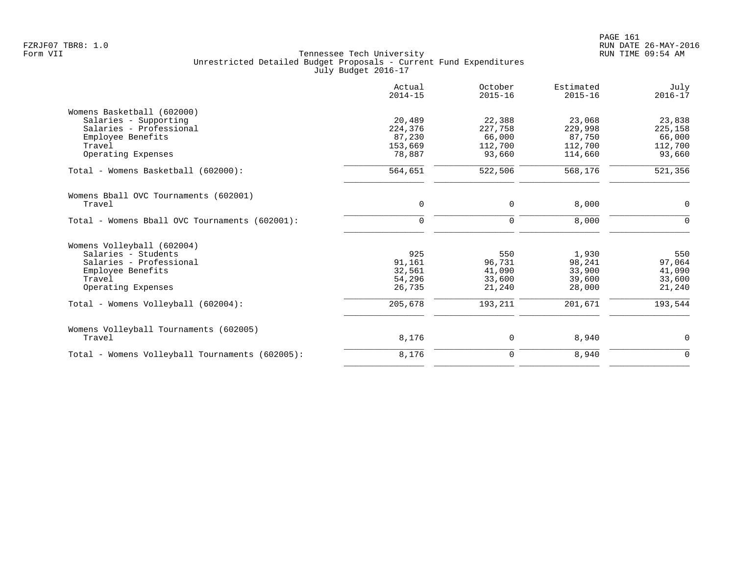Tennessee Tech University
Unrestricted Detailed Budget Proposals - Current Fund Expenditures
July Budget 2016-17

| | Actual 2014-15 | October 2015-16 | Estimated 2015-16 | July 2016-17 |
|---|---|---|---|---|
| **Womens Basketball (602000)** | | | | |
| Salaries - Supporting | 20,489 | 22,388 | 23,068 | 23,838 |
| Salaries - Professional | 224,376 | 227,758 | 229,998 | 225,158 |
| Employee Benefits | 87,230 | 66,000 | 87,750 | 66,000 |
| Travel | 153,669 | 112,700 | 112,700 | 112,700 |
| Operating Expenses | 78,887 | 93,660 | 114,660 | 93,660 |
| Total - Womens Basketball (602000): | 564,651 | 522,506 | 568,176 | 521,356 |
| **Womens Bball OVC Tournaments (602001)** | | | | |
| Travel | 0 | 0 | 8,000 | 0 |
| Total - Womens Bball OVC Tournaments (602001): | 0 | 0 | 8,000 | 0 |
| **Womens Volleyball (602004)** | | | | |
| Salaries - Students | 925 | 550 | 1,930 | 550 |
| Salaries - Professional | 91,161 | 96,731 | 98,241 | 97,064 |
| Employee Benefits | 32,561 | 41,090 | 33,900 | 41,090 |
| Travel | 54,296 | 33,600 | 39,600 | 33,600 |
| Operating Expenses | 26,735 | 21,240 | 28,000 | 21,240 |
| Total - Womens Volleyball (602004): | 205,678 | 193,211 | 201,671 | 193,544 |
| **Womens Volleyball Tournaments (602005)** | | | | |
| Travel | 8,176 | 0 | 8,940 | 0 |
| Total - Womens Volleyball Tournaments (602005): | 8,176 | 0 | 8,940 | 0 |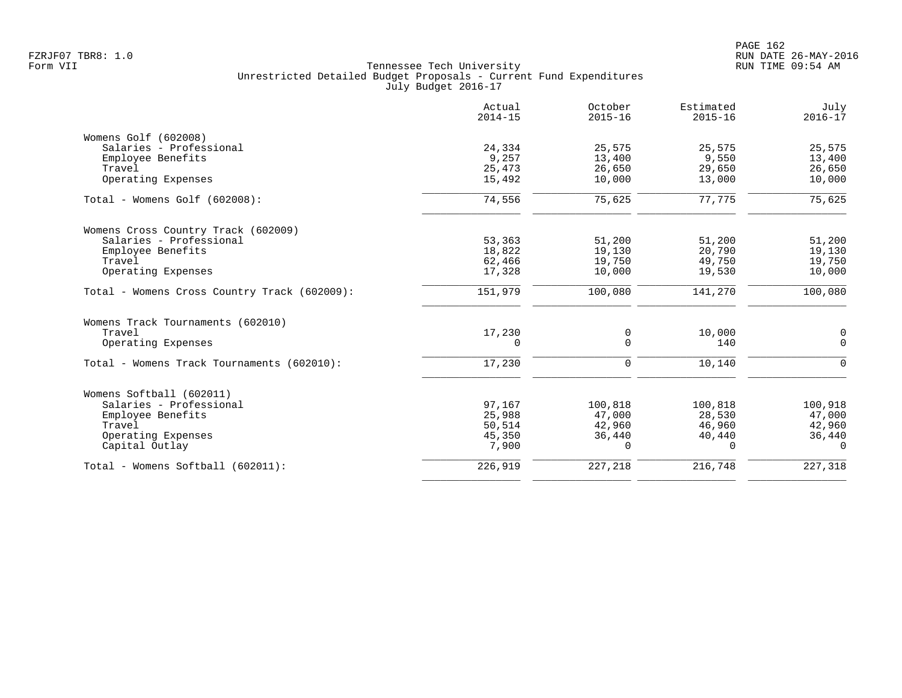FZRJF07 TBR8: 1.0
Form VII

Tennessee Tech University
Unrestricted Detailed Budget Proposals - Current Fund Expenditures
July Budget 2016-17

RUN DATE 26-MAY-2016
RUN TIME 09:54 AM

| | Actual 2014-15 | October 2015-16 | Estimated 2015-16 | July 2016-17 |
|---|---|---|---|---|
| Womens Golf (602008) | | | | |
| Salaries - Professional | 24,334 | 25,575 | 25,575 | 25,575 |
| Employee Benefits | 9,257 | 13,400 | 9,550 | 13,400 |
| Travel | 25,473 | 26,650 | 29,650 | 26,650 |
| Operating Expenses | 15,492 | 10,000 | 13,000 | 10,000 |
| Total - Womens Golf (602008): | 74,556 | 75,625 | 77,775 | 75,625 |
| Womens Cross Country Track (602009) | | | | |
| Salaries - Professional | 53,363 | 51,200 | 51,200 | 51,200 |
| Employee Benefits | 18,822 | 19,130 | 20,790 | 19,130 |
| Travel | 62,466 | 19,750 | 49,750 | 19,750 |
| Operating Expenses | 17,328 | 10,000 | 19,530 | 10,000 |
| Total - Womens Cross Country Track (602009): | 151,979 | 100,080 | 141,270 | 100,080 |
| Womens Track Tournaments (602010) | | | | |
| Travel | 17,230 | 0 | 10,000 | 0 |
| Operating Expenses | 0 | 0 | 140 | 0 |
| Total - Womens Track Tournaments (602010): | 17,230 | 0 | 10,140 | 0 |
| Womens Softball (602011) | | | | |
| Salaries - Professional | 97,167 | 100,818 | 100,818 | 100,918 |
| Employee Benefits | 25,988 | 47,000 | 28,530 | 47,000 |
| Travel | 50,514 | 42,960 | 46,960 | 42,960 |
| Operating Expenses | 45,350 | 36,440 | 40,440 | 36,440 |
| Capital Outlay | 7,900 | 0 | 0 | 0 |
| Total - Womens Softball (602011): | 226,919 | 227,218 | 216,748 | 227,318 |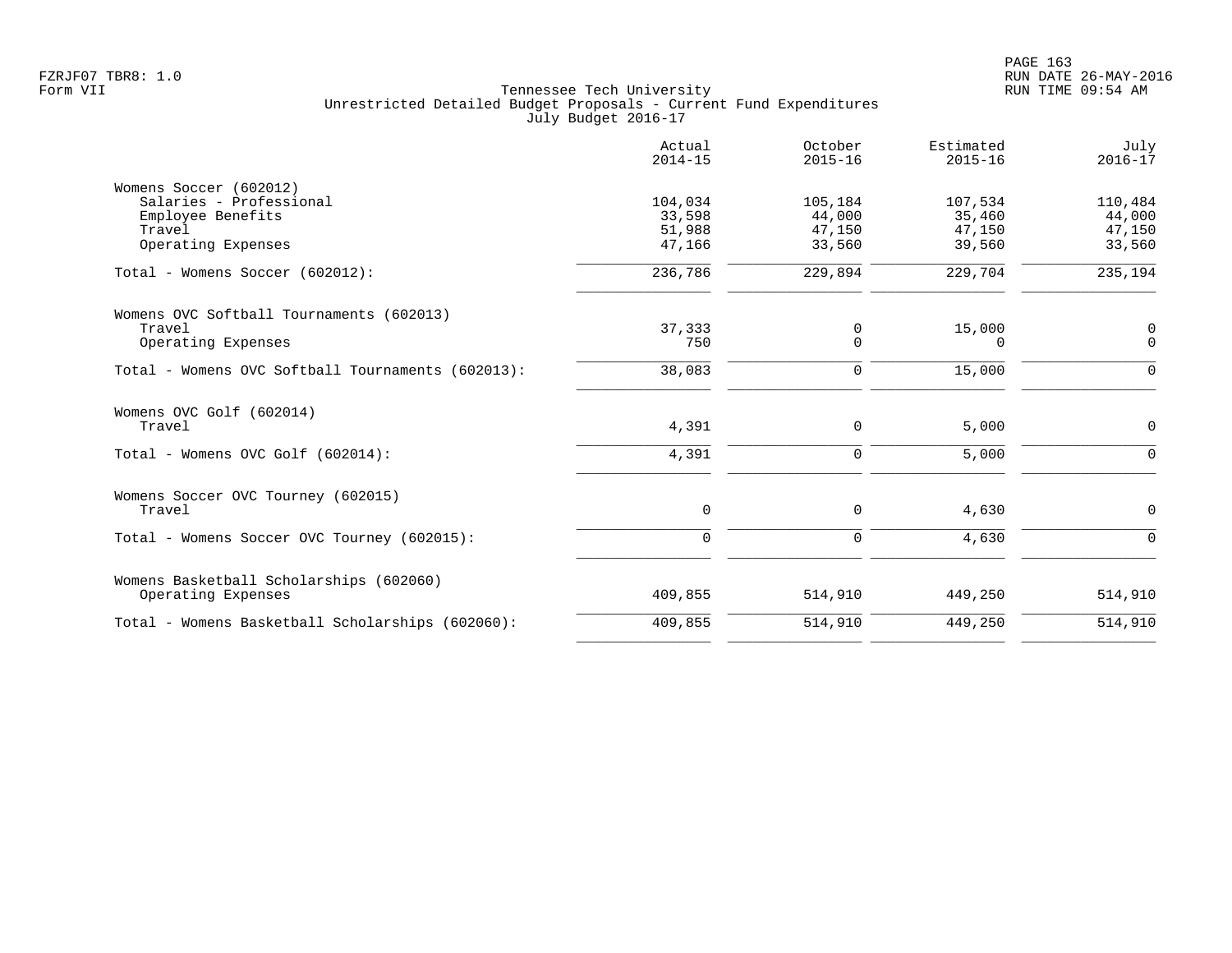Tennessee Tech University
Unrestricted Detailed Budget Proposals - Current Fund Expenditures
July Budget 2016-17

| | Actual 2014-15 | October 2015-16 | Estimated 2015-16 | July 2016-17 |
|---|---|---|---|---|
| **Womens Soccer (602012)** | | | | |
| Salaries - Professional | 104,034 | 105,184 | 107,534 | 110,484 |
| Employee Benefits | 33,598 | 44,000 | 35,460 | 44,000 |
| Travel | 51,988 | 47,150 | 47,150 | 47,150 |
| Operating Expenses | 47,166 | 33,560 | 39,560 | 33,560 |
| Total - Womens Soccer (602012): | 236,786 | 229,894 | 229,704 | 235,194 |
| **Womens OVC Softball Tournaments (602013)** | | | | |
| Travel | 37,333 | 0 | 15,000 | 0 |
| Operating Expenses | 750 | 0 | 0 | 0 |
| Total - Womens OVC Softball Tournaments (602013): | 38,083 | 0 | 15,000 | 0 |
| **Womens OVC Golf (602014)** | | | | |
| Travel | 4,391 | 0 | 5,000 | 0 |
| Total - Womens OVC Golf (602014): | 4,391 | 0 | 5,000 | 0 |
| **Womens Soccer OVC Tourney (602015)** | | | | |
| Travel | 0 | 0 | 4,630 | 0 |
| Total - Womens Soccer OVC Tourney (602015): | 0 | 0 | 4,630 | 0 |
| **Womens Basketball Scholarships (602060)** | | | | |
| Operating Expenses | 409,855 | 514,910 | 449,250 | 514,910 |
| Total - Womens Basketball Scholarships (602060): | 409,855 | 514,910 | 449,250 | 514,910 |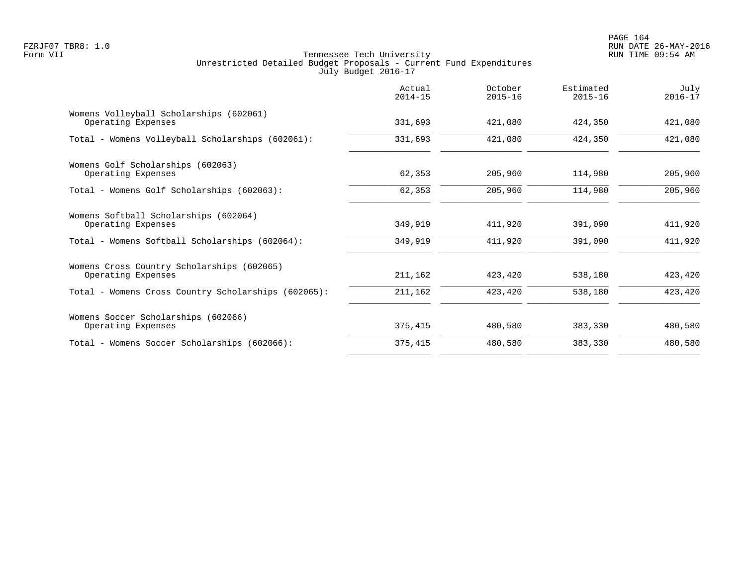FZRJF07 TBR8: 1.0
Form VII

Tennessee Tech University
Unrestricted Detailed Budget Proposals - Current Fund Expenditures
July Budget 2016-17

| | Actual 2014-15 | October 2015-16 | Estimated 2015-16 | July 2016-17 |
|---|---|---|---|---|
| Womens Volleyball Scholarships (602061) | | | | |
| Operating Expenses | 331,693 | 421,080 | 424,350 | 421,080 |
| Total - Womens Volleyball Scholarships (602061): | 331,693 | 421,080 | 424,350 | 421,080 |
| Womens Golf Scholarships (602063) | | | | |
| Operating Expenses | 62,353 | 205,960 | 114,980 | 205,960 |
| Total - Womens Golf Scholarships (602063): | 62,353 | 205,960 | 114,980 | 205,960 |
| Womens Softball Scholarships (602064) | | | | |
| Operating Expenses | 349,919 | 411,920 | 391,090 | 411,920 |
| Total - Womens Softball Scholarships (602064): | 349,919 | 411,920 | 391,090 | 411,920 |
| Womens Cross Country Scholarships (602065) | | | | |
| Operating Expenses | 211,162 | 423,420 | 538,180 | 423,420 |
| Total - Womens Cross Country Scholarships (602065): | 211,162 | 423,420 | 538,180 | 423,420 |
| Womens Soccer Scholarships (602066) | | | | |
| Operating Expenses | 375,415 | 480,580 | 383,330 | 480,580 |
| Total - Womens Soccer Scholarships (602066): | 375,415 | 480,580 | 383,330 | 480,580 |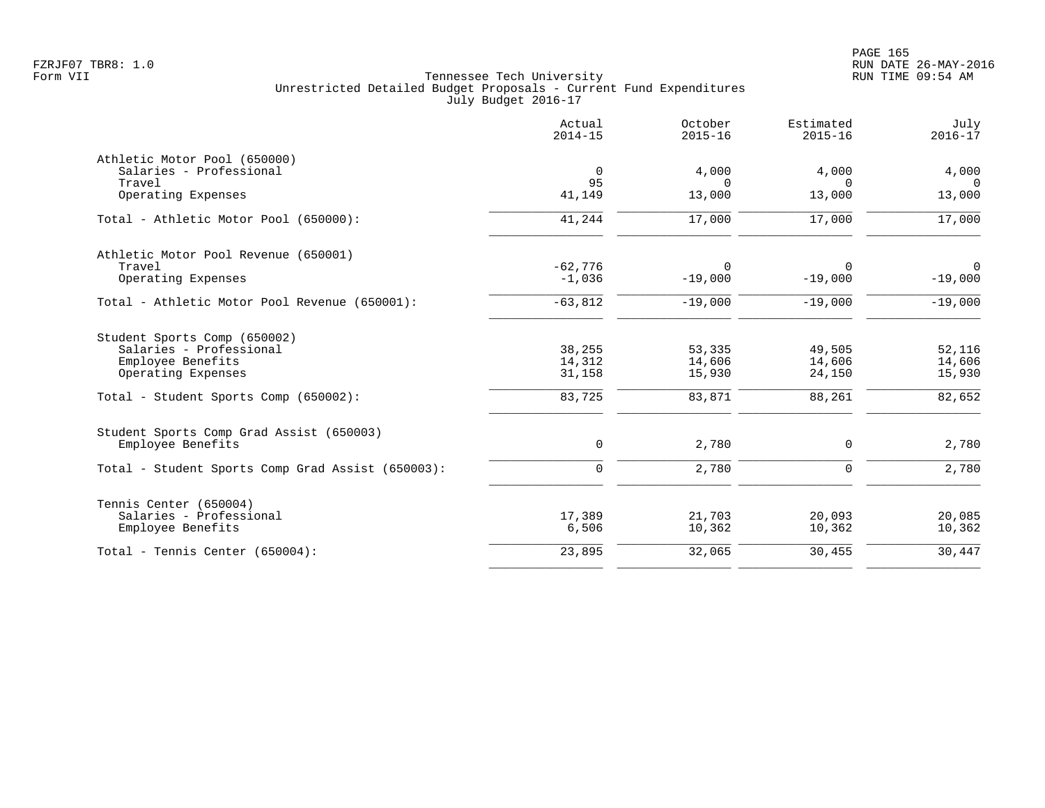Tennessee Tech University
Unrestricted Detailed Budget Proposals - Current Fund Expenditures
July Budget 2016-17

| | Actual 2014-15 | October 2015-16 | Estimated 2015-16 | July 2016-17 |
|---|---|---|---|---|
| **Athletic Motor Pool (650000)** | | | | |
| Salaries - Professional | 0 | 4,000 | 4,000 | 4,000 |
| Travel | 95 | 0 | 0 | 0 |
| Operating Expenses | 41,149 | 13,000 | 13,000 | 13,000 |
| Total - Athletic Motor Pool (650000): | 41,244 | 17,000 | 17,000 | 17,000 |
| **Athletic Motor Pool Revenue (650001)** | | | | |
| Travel | -62,776 | 0 | 0 | 0 |
| Operating Expenses | -1,036 | -19,000 | -19,000 | -19,000 |
| Total - Athletic Motor Pool Revenue (650001): | -63,812 | -19,000 | -19,000 | -19,000 |
| **Student Sports Comp (650002)** | | | | |
| Salaries - Professional | 38,255 | 53,335 | 49,505 | 52,116 |
| Employee Benefits | 14,312 | 14,606 | 14,606 | 14,606 |
| Operating Expenses | 31,158 | 15,930 | 24,150 | 15,930 |
| Total - Student Sports Comp (650002): | 83,725 | 83,871 | 88,261 | 82,652 |
| **Student Sports Comp Grad Assist (650003)** | | | | |
| Employee Benefits | 0 | 2,780 | 0 | 2,780 |
| Total - Student Sports Comp Grad Assist (650003): | 0 | 2,780 | 0 | 2,780 |
| **Tennis Center (650004)** | | | | |
| Salaries - Professional | 17,389 | 21,703 | 20,093 | 20,085 |
| Employee Benefits | 6,506 | 10,362 | 10,362 | 10,362 |
| Total - Tennis Center (650004): | 23,895 | 32,065 | 30,455 | 30,447 |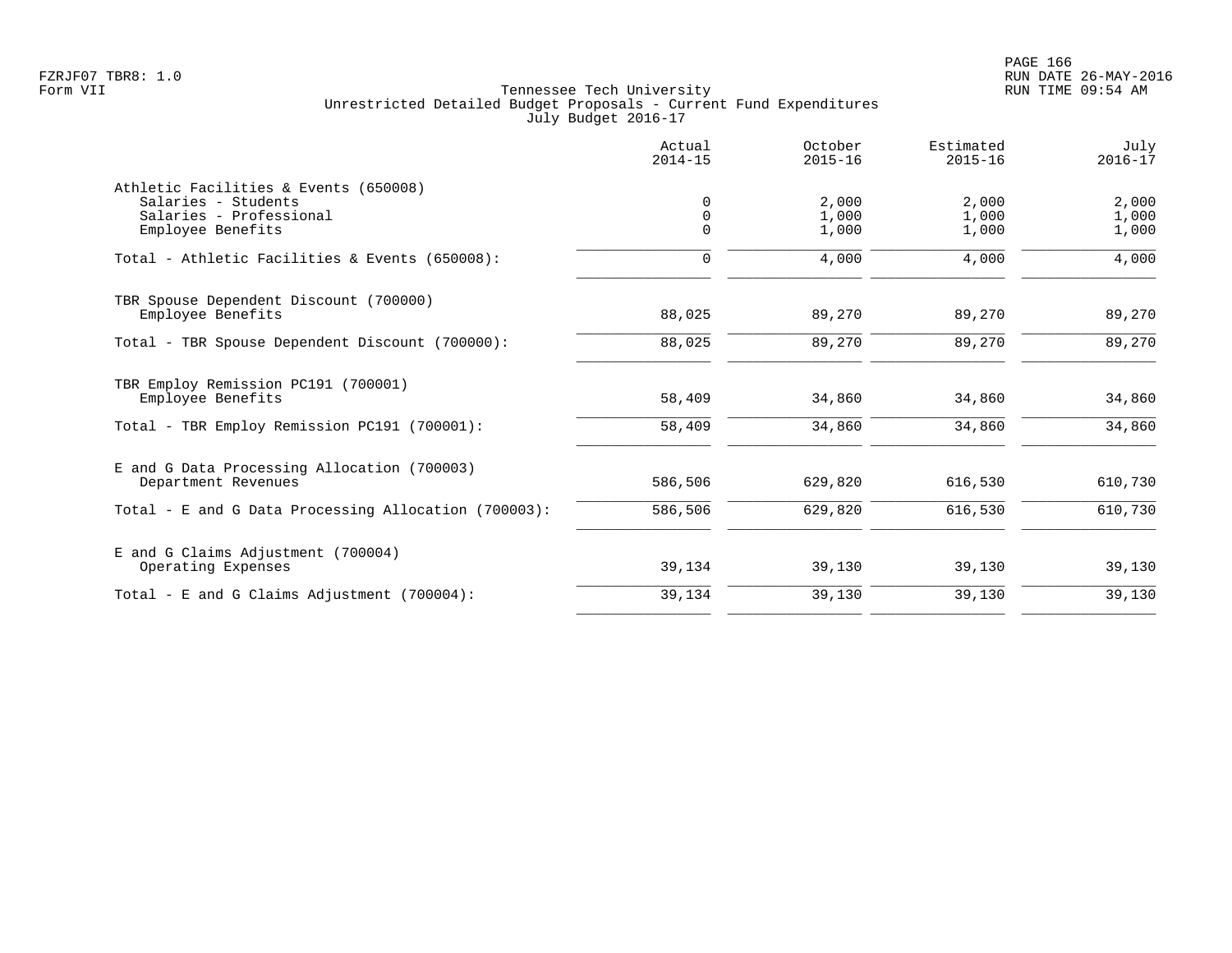FZRJF07 TBR8: 1.0
Form VII

Tennessee Tech University
Unrestricted Detailed Budget Proposals - Current Fund Expenditures
July Budget 2016-17

RUN DATE 26-MAY-2016
RUN TIME 09:54 AM

| | Actual 2014-15 | October 2015-16 | Estimated 2015-16 | July 2016-17 |
|---|---|---|---|---|
| **Athletic Facilities & Events (650008)** | | | | |
| Salaries - Students | 0 | 2,000 | 2,000 | 2,000 |
| Salaries - Professional | 0 | 1,000 | 1,000 | 1,000 |
| Employee Benefits | 0 | 1,000 | 1,000 | 1,000 |
| Total - Athletic Facilities & Events (650008): | 0 | 4,000 | 4,000 | 4,000 |
| **TBR Spouse Dependent Discount (700000)** | | | | |
| Employee Benefits | 88,025 | 89,270 | 89,270 | 89,270 |
| Total - TBR Spouse Dependent Discount (700000): | 88,025 | 89,270 | 89,270 | 89,270 |
| **TBR Employ Remission PC191 (700001)** | | | | |
| Employee Benefits | 58,409 | 34,860 | 34,860 | 34,860 |
| Total - TBR Employ Remission PC191 (700001): | 58,409 | 34,860 | 34,860 | 34,860 |
| **E and G Data Processing Allocation (700003)** | | | | |
| Department Revenues | 586,506 | 629,820 | 616,530 | 610,730 |
| Total - E and G Data Processing Allocation (700003): | 586,506 | 629,820 | 616,530 | 610,730 |
| **E and G Claims Adjustment (700004)** | | | | |
| Operating Expenses | 39,134 | 39,130 | 39,130 | 39,130 |
| Total - E and G Claims Adjustment (700004): | 39,134 | 39,130 | 39,130 | 39,130 |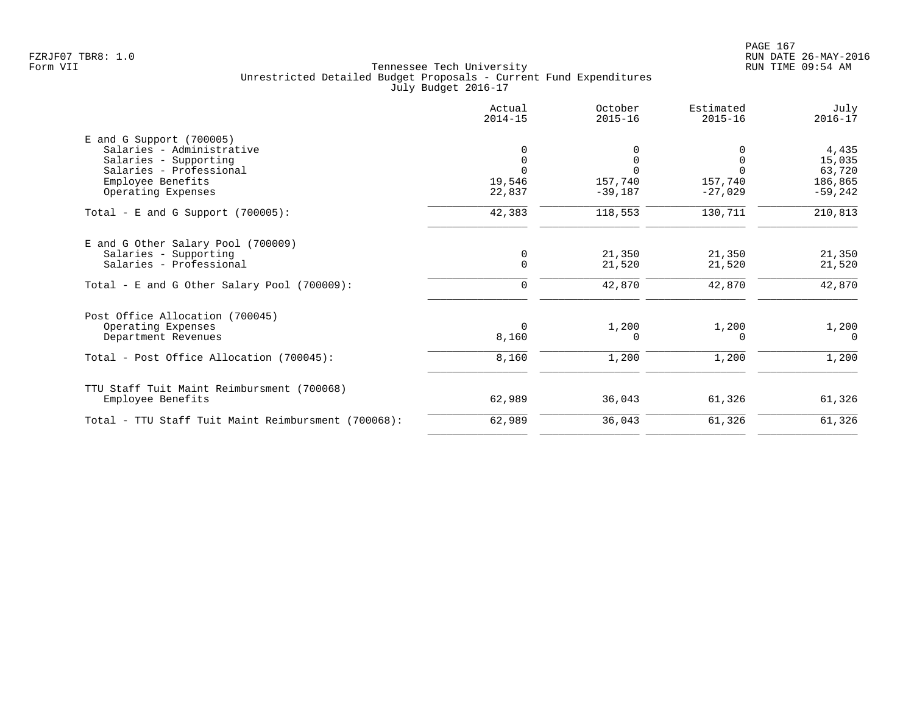FZRJF07 TBR8: 1.0
Form VII

Tennessee Tech University
Unrestricted Detailed Budget Proposals - Current Fund Expenditures
July Budget 2016-17

RUN DATE 26-MAY-2016
RUN TIME 09:54 AM

| | Actual 2014-15 | October 2015-16 | Estimated 2015-16 | July 2016-17 |
|---|---|---|---|---|
| **E and G Support (700005)** | | | | |
| Salaries - Administrative | 0 | 0 | 0 | 4,435 |
| Salaries - Supporting | 0 | 0 | 0 | 15,035 |
| Salaries - Professional | 0 | 0 | 0 | 63,720 |
| Employee Benefits | 19,546 | 157,740 | 157,740 | 186,865 |
| Operating Expenses | 22,837 | -39,187 | -27,029 | -59,242 |
| Total - E and G Support (700005): | 42,383 | 118,553 | 130,711 | 210,813 |
| **E and G Other Salary Pool (700009)** | | | | |
| Salaries - Supporting | 0 | 21,350 | 21,350 | 21,350 |
| Salaries - Professional | 0 | 21,520 | 21,520 | 21,520 |
| Total - E and G Other Salary Pool (700009): | 0 | 42,870 | 42,870 | 42,870 |
| **Post Office Allocation (700045)** | | | | |
| Operating Expenses | 0 | 1,200 | 1,200 | 1,200 |
| Department Revenues | 8,160 | 0 | 0 | 0 |
| Total - Post Office Allocation (700045): | 8,160 | 1,200 | 1,200 | 1,200 |
| **TTU Staff Tuit Maint Reimbursment (700068)** | | | | |
| Employee Benefits | 62,989 | 36,043 | 61,326 | 61,326 |
| Total - TTU Staff Tuit Maint Reimbursment (700068): | 62,989 | 36,043 | 61,326 | 61,326 |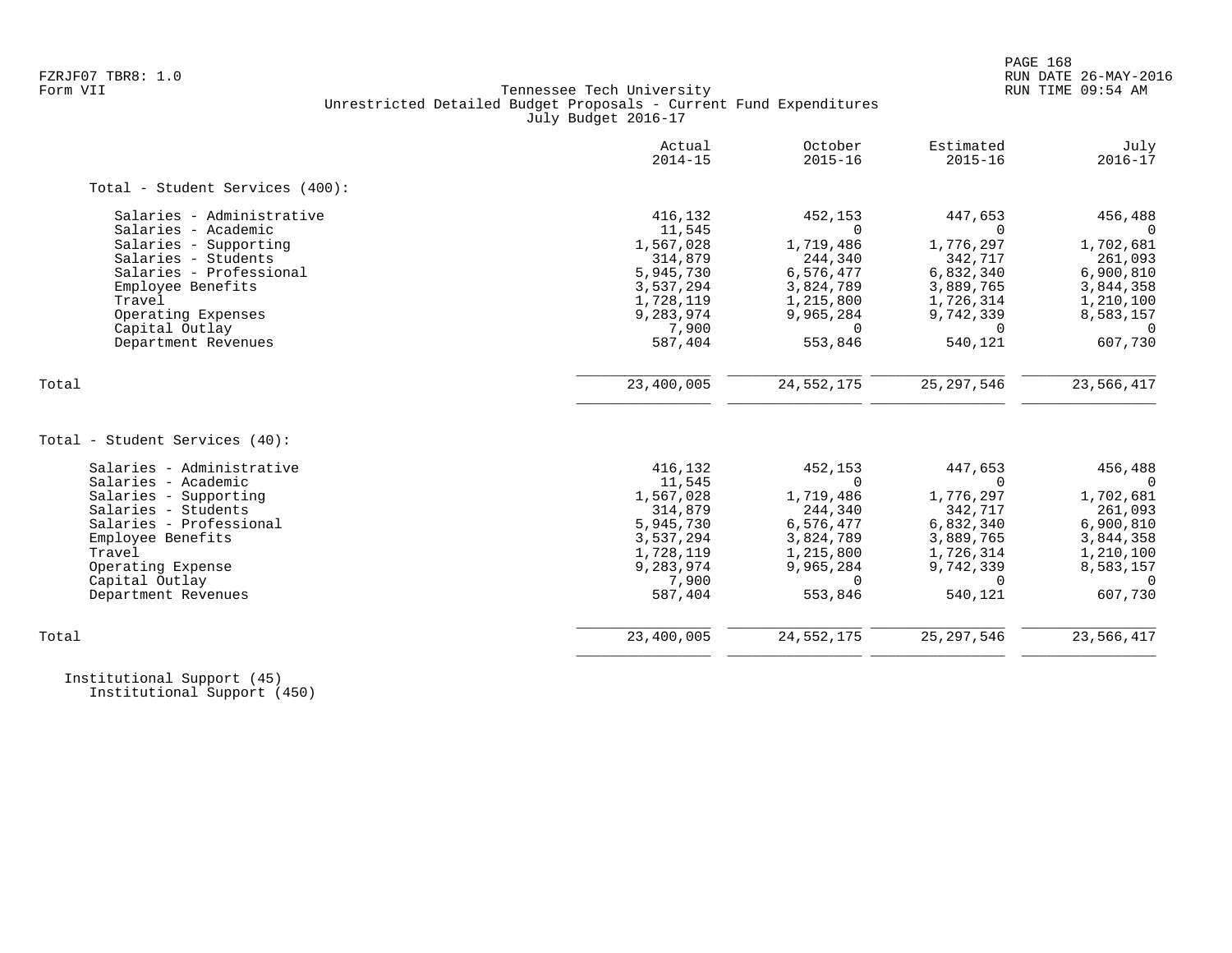Tennessee Tech University
Unrestricted Detailed Budget Proposals - Current Fund Expenditures
July Budget 2016-17

Form VII

| | Actual 2014-15 | October 2015-16 | Estimated 2015-16 | July 2016-17 |
|---|---|---|---|---|
| **Total - Student Services (400):** | | | | |
| Salaries - Administrative | 416,132 | 452,153 | 447,653 | 456,488 |
| Salaries - Academic | 11,545 | 0 | 0 | 0 |
| Salaries - Supporting | 1,567,028 | 1,719,486 | 1,776,297 | 1,702,681 |
| Salaries - Students | 314,879 | 244,340 | 342,717 | 261,093 |
| Salaries - Professional | 5,945,730 | 6,576,477 | 6,832,340 | 6,900,810 |
| Employee Benefits | 3,537,294 | 3,824,789 | 3,889,765 | 3,844,358 |
| Travel | 1,728,119 | 1,215,800 | 1,726,314 | 1,210,100 |
| Operating Expenses | 9,283,974 | 9,965,284 | 9,742,339 | 8,583,157 |
| Capital Outlay | 7,900 | 0 | 0 | 0 |
| Department Revenues | 587,404 | 553,846 | 540,121 | 607,730 |
| Total | 23,400,005 | 24,552,175 | 25,297,546 | 23,566,417 |
| **Total - Student Services (40):** | | | | |
| Salaries - Administrative | 416,132 | 452,153 | 447,653 | 456,488 |
| Salaries - Academic | 11,545 | 0 | 0 | 0 |
| Salaries - Supporting | 1,567,028 | 1,719,486 | 1,776,297 | 1,702,681 |
| Salaries - Students | 314,879 | 244,340 | 342,717 | 261,093 |
| Salaries - Professional | 5,945,730 | 6,576,477 | 6,832,340 | 6,900,810 |
| Employee Benefits | 3,537,294 | 3,824,789 | 3,889,765 | 3,844,358 |
| Travel | 1,728,119 | 1,215,800 | 1,726,314 | 1,210,100 |
| Operating Expense | 9,283,974 | 9,965,284 | 9,742,339 | 8,583,157 |
| Capital Outlay | 7,900 | 0 | 0 | 0 |
| Department Revenues | 587,404 | 553,846 | 540,121 | 607,730 |
| Total | 23,400,005 | 24,552,175 | 25,297,546 | 23,566,417 |

Institutional Support (45)
Institutional Support (450)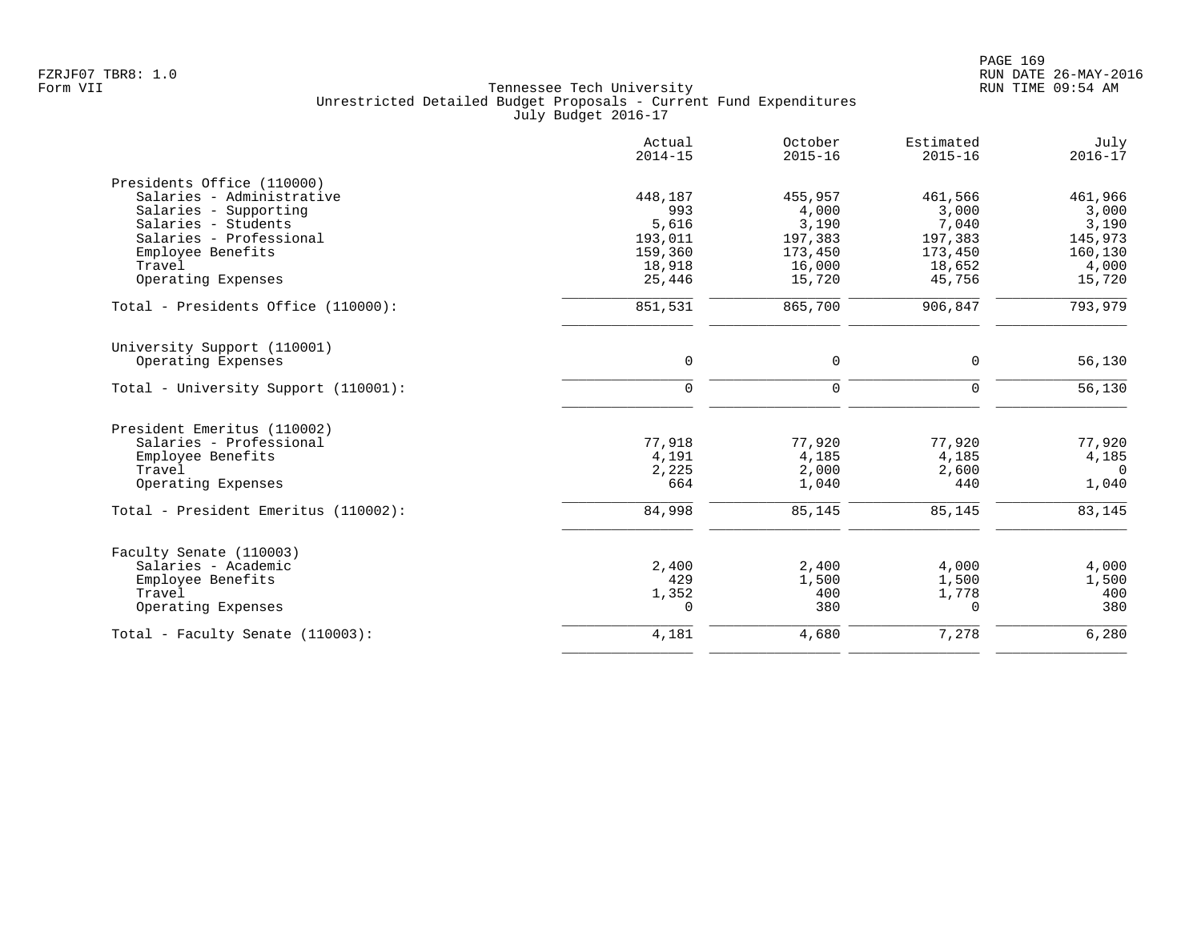FZRJF07 TBR8: 1.0
Form VII

# Tennessee Tech University
## Unrestricted Detailed Budget Proposals - Current Fund Expenditures
### July Budget 2016-17

RUN DATE 26-MAY-2016
RUN TIME 09:54 AM

| | Actual 2014-15 | October 2015-16 | Estimated 2015-16 | July 2016-17 |
|---|---:|---:|---:|---:|
| **Presidents Office (110000)** | | | | |
| Salaries - Administrative | 448,187 | 455,957 | 461,566 | 461,966 |
| Salaries - Supporting | 993 | 4,000 | 3,000 | 3,000 |
| Salaries - Students | 5,616 | 3,190 | 7,040 | 3,190 |
| Salaries - Professional | 193,011 | 197,383 | 197,383 | 145,973 |
| Employee Benefits | 159,360 | 173,450 | 173,450 | 160,130 |
| Travel | 18,918 | 16,000 | 18,652 | 4,000 |
| Operating Expenses | 25,446 | 15,720 | 45,756 | 15,720 |
| Total - Presidents Office (110000): | 851,531 | 865,700 | 906,847 | 793,979 |
| **University Support (110001)** | | | | |
| Operating Expenses | 0 | 0 | 0 | 56,130 |
| Total - University Support (110001): | 0 | 0 | 0 | 56,130 |
| **President Emeritus (110002)** | | | | |
| Salaries - Professional | 77,918 | 77,920 | 77,920 | 77,920 |
| Employee Benefits | 4,191 | 4,185 | 4,185 | 4,185 |
| Travel | 2,225 | 2,000 | 2,600 | 0 |
| Operating Expenses | 664 | 1,040 | 440 | 1,040 |
| Total - President Emeritus (110002): | 84,998 | 85,145 | 85,145 | 83,145 |
| **Faculty Senate (110003)** | | | | |
| Salaries - Academic | 2,400 | 2,400 | 4,000 | 4,000 |
| Employee Benefits | 429 | 1,500 | 1,500 | 1,500 |
| Travel | 1,352 | 400 | 1,778 | 400 |
| Operating Expenses | 0 | 380 | 0 | 380 |
| Total - Faculty Senate (110003): | 4,181 | 4,680 | 7,278 | 6,280 |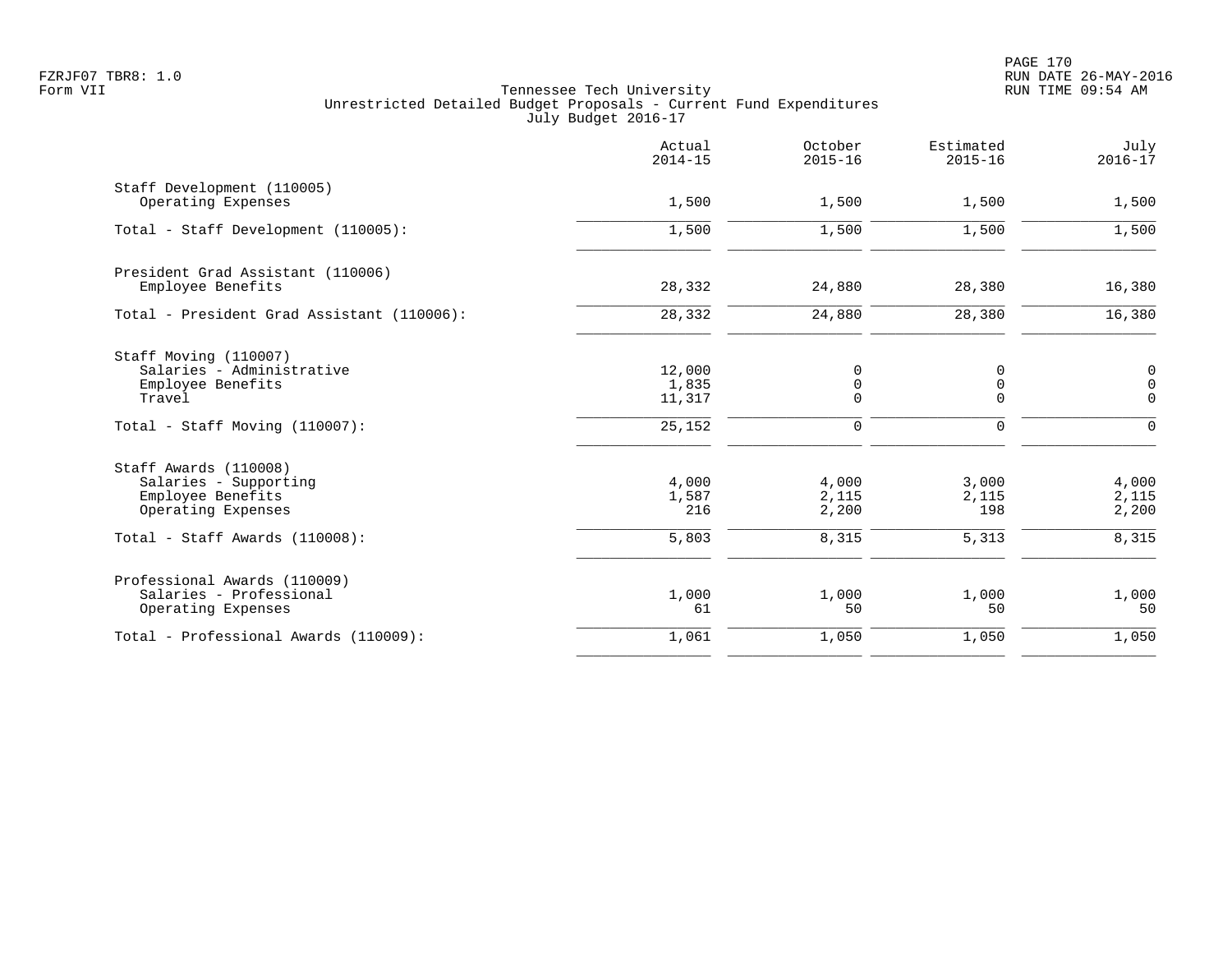FZRJF07 TBR8: 1.0
Form VII

Tennessee Tech University
Unrestricted Detailed Budget Proposals - Current Fund Expenditures
July Budget 2016-17

RUN DATE 26-MAY-2016
RUN TIME 09:54 AM

| | Actual 2014-15 | October 2015-16 | Estimated 2015-16 | July 2016-17 |
|---|---|---|---|---|
| Staff Development (110005) | | | | |
| Operating Expenses | 1,500 | 1,500 | 1,500 | 1,500 |
| Total - Staff Development (110005): | 1,500 | 1,500 | 1,500 | 1,500 |
| President Grad Assistant (110006) | | | | |
| Employee Benefits | 28,332 | 24,880 | 28,380 | 16,380 |
| Total - President Grad Assistant (110006): | 28,332 | 24,880 | 28,380 | 16,380 |
| Staff Moving (110007) | | | | |
| Salaries - Administrative | 12,000 | 0 | 0 | 0 |
| Employee Benefits | 1,835 | 0 | 0 | 0 |
| Travel | 11,317 | 0 | 0 | 0 |
| Total - Staff Moving (110007): | 25,152 | 0 | 0 | 0 |
| Staff Awards (110008) | | | | |
| Salaries - Supporting | 4,000 | 4,000 | 3,000 | 4,000 |
| Employee Benefits | 1,587 | 2,115 | 2,115 | 2,115 |
| Operating Expenses | 216 | 2,200 | 198 | 2,200 |
| Total - Staff Awards (110008): | 5,803 | 8,315 | 5,313 | 8,315 |
| Professional Awards (110009) | | | | |
| Salaries - Professional | 1,000 | 1,000 | 1,000 | 1,000 |
| Operating Expenses | 61 | 50 | 50 | 50 |
| Total - Professional Awards (110009): | 1,061 | 1,050 | 1,050 | 1,050 |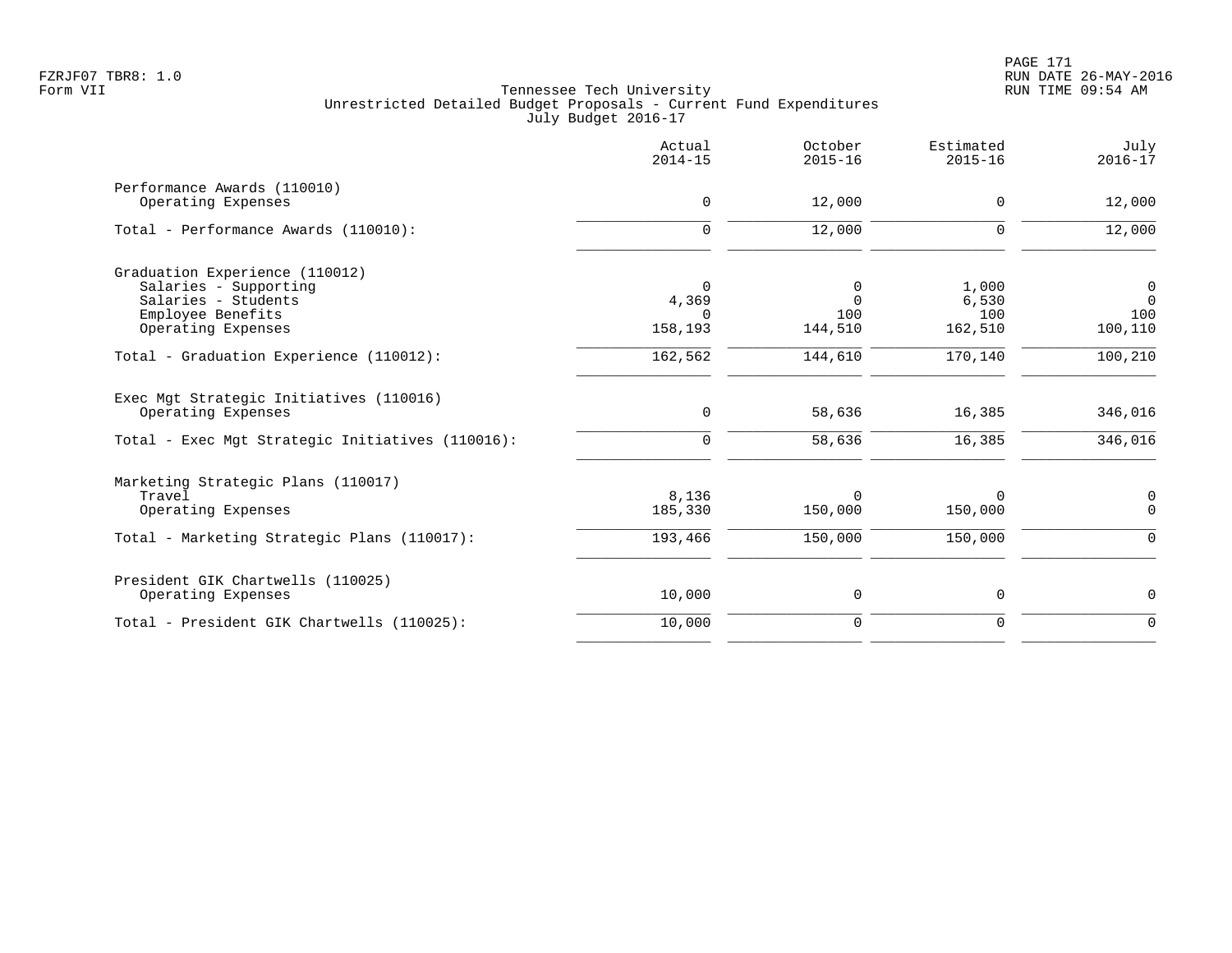Tennessee Tech University
Unrestricted Detailed Budget Proposals - Current Fund Expenditures
July Budget 2016-17

| | Actual 2014-15 | October 2015-16 | Estimated 2015-16 | July 2016-17 |
|---|---|---|---|---|
| **Performance Awards (110010)** | | | | |
| Operating Expenses | 0 | 12,000 | 0 | 12,000 |
| Total - Performance Awards (110010): | 0 | 12,000 | 0 | 12,000 |
| **Graduation Experience (110012)** | | | | |
| Salaries - Supporting | 0 | 0 | 1,000 | 0 |
| Salaries - Students | 4,369 | 0 | 6,530 | 0 |
| Employee Benefits | 0 | 100 | 100 | 100 |
| Operating Expenses | 158,193 | 144,510 | 162,510 | 100,110 |
| Total - Graduation Experience (110012): | 162,562 | 144,610 | 170,140 | 100,210 |
| **Exec Mgt Strategic Initiatives (110016)** | | | | |
| Operating Expenses | 0 | 58,636 | 16,385 | 346,016 |
| Total - Exec Mgt Strategic Initiatives (110016): | 0 | 58,636 | 16,385 | 346,016 |
| **Marketing Strategic Plans (110017)** | | | | |
| Travel | 8,136 | 0 | 0 | 0 |
| Operating Expenses | 185,330 | 150,000 | 150,000 | 0 |
| Total - Marketing Strategic Plans (110017): | 193,466 | 150,000 | 150,000 | 0 |
| **President GIK Chartwells (110025)** | | | | |
| Operating Expenses | 10,000 | 0 | 0 | 0 |
| Total - President GIK Chartwells (110025): | 10,000 | 0 | 0 | 0 |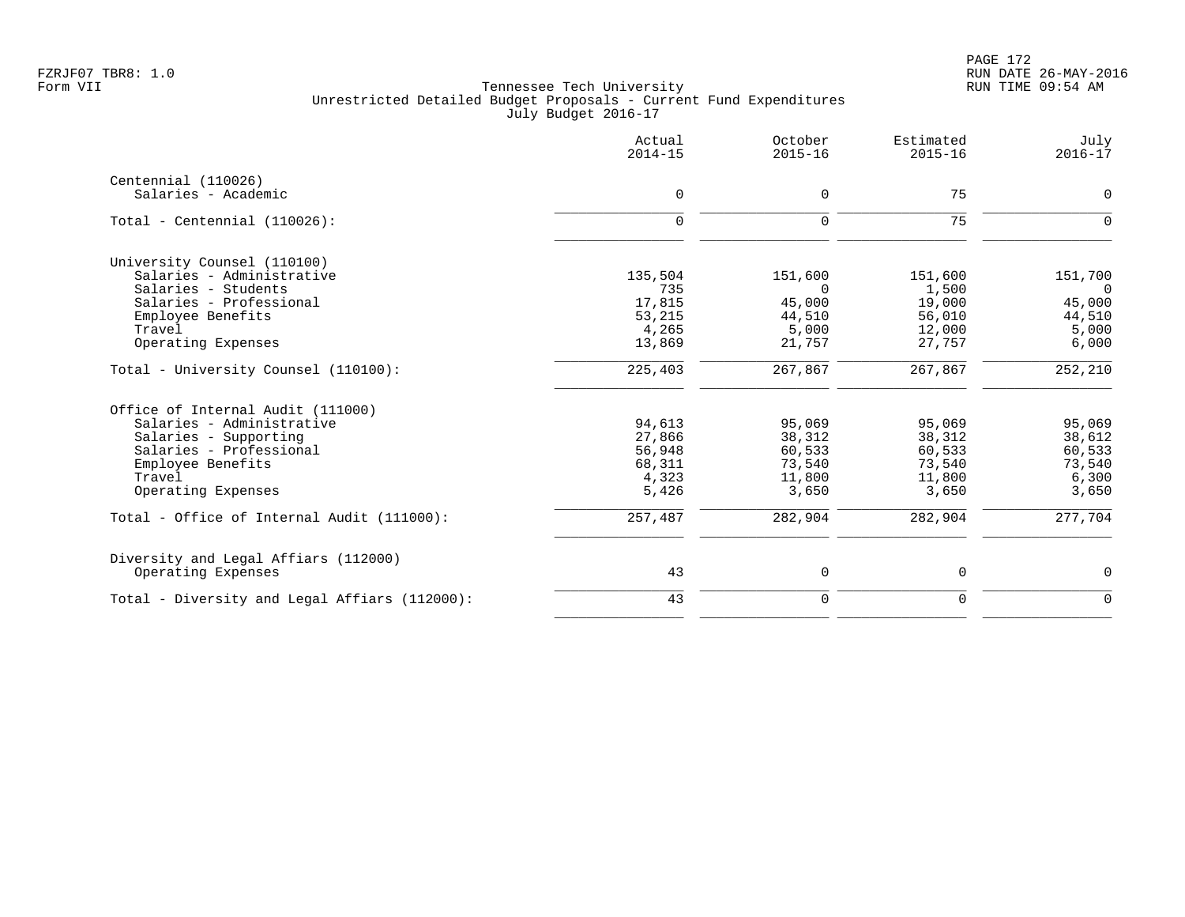FZRJF07 TBR8: 1.0
Form VII

Tennessee Tech University
Unrestricted Detailed Budget Proposals - Current Fund Expenditures
July Budget 2016-17

RUN DATE 26-MAY-2016
RUN TIME 09:54 AM

| | Actual 2014-15 | October 2015-16 | Estimated 2015-16 | July 2016-17 |
|---|---|---|---|---|
| **Centennial (110026)** | | | | |
| Salaries - Academic | 0 | 0 | 75 | 0 |
| Total - Centennial (110026): | 0 | 0 | 75 | 0 |
| **University Counsel (110100)** | | | | |
| Salaries - Administrative | 135,504 | 151,600 | 151,600 | 151,700 |
| Salaries - Students | 735 | 0 | 1,500 | 0 |
| Salaries - Professional | 17,815 | 45,000 | 19,000 | 45,000 |
| Employee Benefits | 53,215 | 44,510 | 56,010 | 44,510 |
| Travel | 4,265 | 5,000 | 12,000 | 5,000 |
| Operating Expenses | 13,869 | 21,757 | 27,757 | 6,000 |
| Total - University Counsel (110100): | 225,403 | 267,867 | 267,867 | 252,210 |
| **Office of Internal Audit (111000)** | | | | |
| Salaries - Administrative | 94,613 | 95,069 | 95,069 | 95,069 |
| Salaries - Supporting | 27,866 | 38,312 | 38,312 | 38,612 |
| Salaries - Professional | 56,948 | 60,533 | 60,533 | 60,533 |
| Employee Benefits | 68,311 | 73,540 | 73,540 | 73,540 |
| Travel | 4,323 | 11,800 | 11,800 | 6,300 |
| Operating Expenses | 5,426 | 3,650 | 3,650 | 3,650 |
| Total - Office of Internal Audit (111000): | 257,487 | 282,904 | 282,904 | 277,704 |
| **Diversity and Legal Affiars (112000)** | | | | |
| Operating Expenses | 43 | 0 | 0 | 0 |
| Total - Diversity and Legal Affiars (112000): | 43 | 0 | 0 | 0 |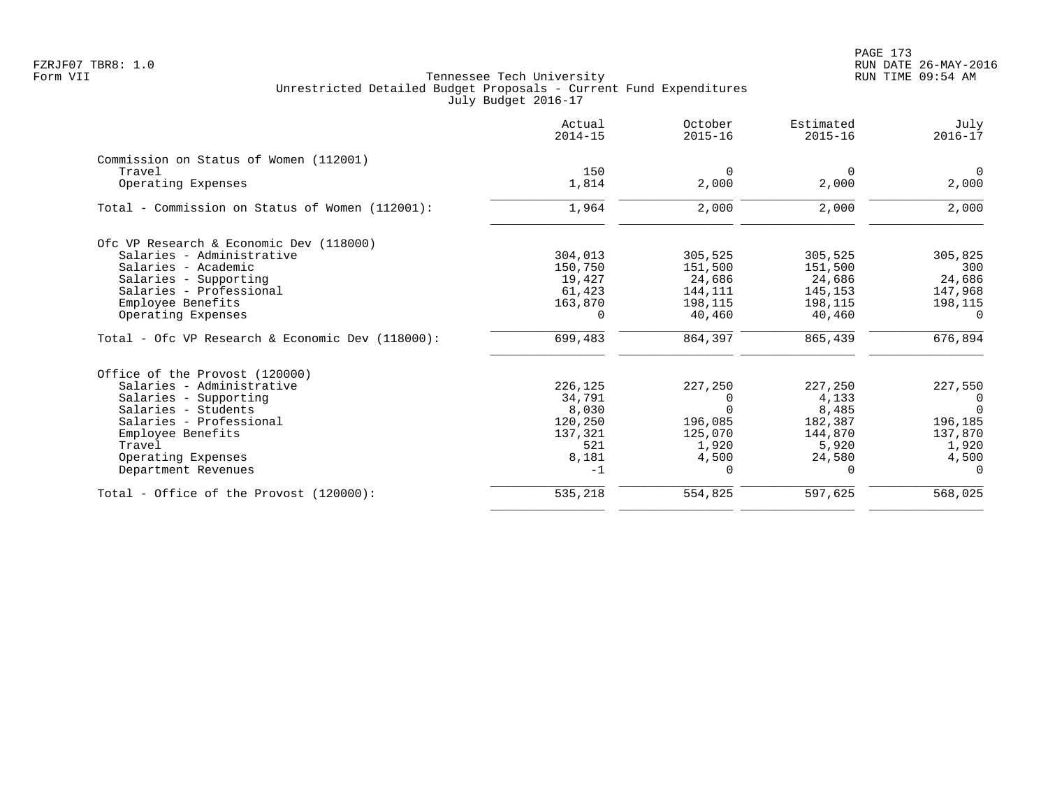Tennessee Tech University
Unrestricted Detailed Budget Proposals - Current Fund Expenditures
July Budget 2016-17

Form VII

| | Actual 2014-15 | October 2015-16 | Estimated 2015-16 | July 2016-17 |
|---|---|---|---|---|
| **Commission on Status of Women (112001)** | | | | |
| Travel | 150 | 0 | 0 | 0 |
| Operating Expenses | 1,814 | 2,000 | 2,000 | 2,000 |
| Total - Commission on Status of Women (112001): | 1,964 | 2,000 | 2,000 | 2,000 |
| **Ofc VP Research & Economic Dev (118000)** | | | | |
| Salaries - Administrative | 304,013 | 305,525 | 305,525 | 305,825 |
| Salaries - Academic | 150,750 | 151,500 | 151,500 | 300 |
| Salaries - Supporting | 19,427 | 24,686 | 24,686 | 24,686 |
| Salaries - Professional | 61,423 | 144,111 | 145,153 | 147,968 |
| Employee Benefits | 163,870 | 198,115 | 198,115 | 198,115 |
| Operating Expenses | 0 | 40,460 | 40,460 | 0 |
| Total - Ofc VP Research & Economic Dev (118000): | 699,483 | 864,397 | 865,439 | 676,894 |
| **Office of the Provost (120000)** | | | | |
| Salaries - Administrative | 226,125 | 227,250 | 227,250 | 227,550 |
| Salaries - Supporting | 34,791 | 0 | 4,133 | 0 |
| Salaries - Students | 8,030 | 0 | 8,485 | 0 |
| Salaries - Professional | 120,250 | 196,085 | 182,387 | 196,185 |
| Employee Benefits | 137,321 | 125,070 | 144,870 | 137,870 |
| Travel | 521 | 1,920 | 5,920 | 1,920 |
| Operating Expenses | 8,181 | 4,500 | 24,580 | 4,500 |
| Department Revenues | -1 | 0 | 0 | 0 |
| Total - Office of the Provost (120000): | 535,218 | 554,825 | 597,625 | 568,025 |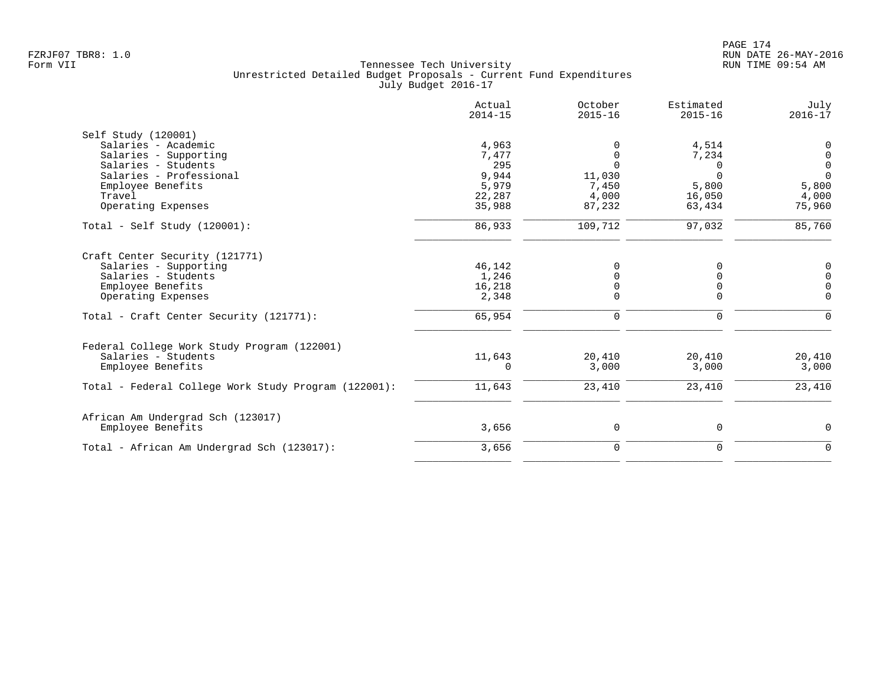Tennessee Tech University
Unrestricted Detailed Budget Proposals - Current Fund Expenditures
July Budget 2016-17

| | Actual 2014-15 | October 2015-16 | Estimated 2015-16 | July 2016-17 |
|---|---|---|---|---|
| **Self Study (120001)** | | | | |
| Salaries - Academic | 4,963 | 0 | 4,514 | 0 |
| Salaries - Supporting | 7,477 | 0 | 7,234 | 0 |
| Salaries - Students | 295 | 0 | 0 | 0 |
| Salaries - Professional | 9,944 | 11,030 | 0 | 0 |
| Employee Benefits | 5,979 | 7,450 | 5,800 | 5,800 |
| Travel | 22,287 | 4,000 | 16,050 | 4,000 |
| Operating Expenses | 35,988 | 87,232 | 63,434 | 75,960 |
| Total - Self Study (120001): | 86,933 | 109,712 | 97,032 | 85,760 |
| **Craft Center Security (121771)** | | | | |
| Salaries - Supporting | 46,142 | 0 | 0 | 0 |
| Salaries - Students | 1,246 | 0 | 0 | 0 |
| Employee Benefits | 16,218 | 0 | 0 | 0 |
| Operating Expenses | 2,348 | 0 | 0 | 0 |
| Total - Craft Center Security (121771): | 65,954 | 0 | 0 | 0 |
| **Federal College Work Study Program (122001)** | | | | |
| Salaries - Students | 11,643 | 20,410 | 20,410 | 20,410 |
| Employee Benefits | 0 | 3,000 | 3,000 | 3,000 |
| Total - Federal College Work Study Program (122001): | 11,643 | 23,410 | 23,410 | 23,410 |
| **African Am Undergrad Sch (123017)** | | | | |
| Employee Benefits | 3,656 | 0 | 0 | 0 |
| Total - African Am Undergrad Sch (123017): | 3,656 | 0 | 0 | 0 |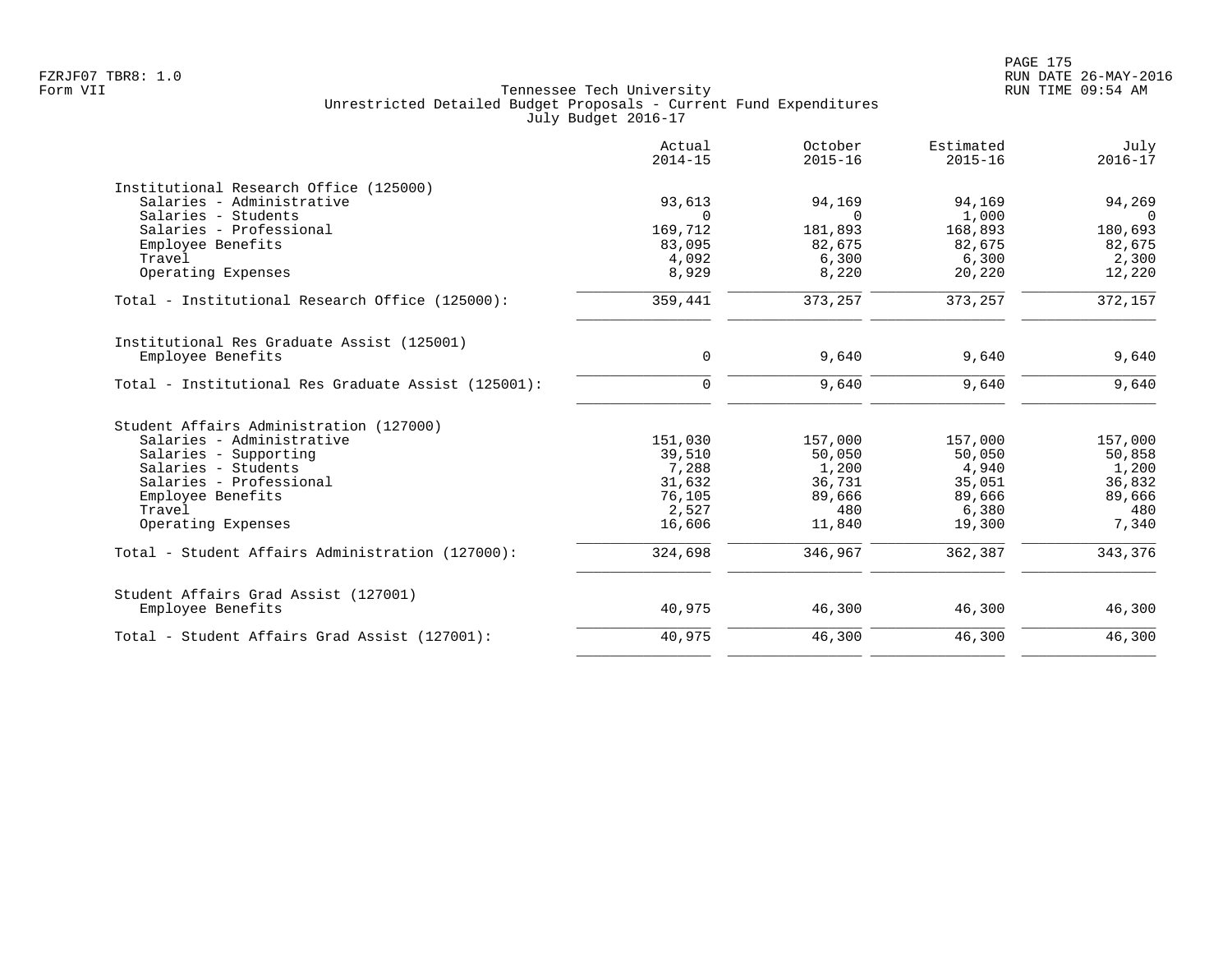FZRJF07 TBR8: 1.0
Form VII

Tennessee Tech University
Unrestricted Detailed Budget Proposals - Current Fund Expenditures
July Budget 2016-17

RUN DATE 26-MAY-2016
RUN TIME 09:54 AM

| | Actual 2014-15 | October 2015-16 | Estimated 2015-16 | July 2016-17 |
|---|---|---|---|---|
| **Institutional Research Office (125000)** | | | | |
| Salaries - Administrative | 93,613 | 94,169 | 94,169 | 94,269 |
| Salaries - Students | 0 | 0 | 1,000 | 0 |
| Salaries - Professional | 169,712 | 181,893 | 168,893 | 180,693 |
| Employee Benefits | 83,095 | 82,675 | 82,675 | 82,675 |
| Travel | 4,092 | 6,300 | 6,300 | 2,300 |
| Operating Expenses | 8,929 | 8,220 | 20,220 | 12,220 |
| Total - Institutional Research Office (125000): | 359,441 | 373,257 | 373,257 | 372,157 |
| **Institutional Res Graduate Assist (125001)** | | | | |
| Employee Benefits | 0 | 9,640 | 9,640 | 9,640 |
| Total - Institutional Res Graduate Assist (125001): | 0 | 9,640 | 9,640 | 9,640 |
| **Student Affairs Administration (127000)** | | | | |
| Salaries - Administrative | 151,030 | 157,000 | 157,000 | 157,000 |
| Salaries - Supporting | 39,510 | 50,050 | 50,050 | 50,858 |
| Salaries - Students | 7,288 | 1,200 | 4,940 | 1,200 |
| Salaries - Professional | 31,632 | 36,731 | 35,051 | 36,832 |
| Employee Benefits | 76,105 | 89,666 | 89,666 | 89,666 |
| Travel | 2,527 | 480 | 6,380 | 480 |
| Operating Expenses | 16,606 | 11,840 | 19,300 | 7,340 |
| Total - Student Affairs Administration (127000): | 324,698 | 346,967 | 362,387 | 343,376 |
| **Student Affairs Grad Assist (127001)** | | | | |
| Employee Benefits | 40,975 | 46,300 | 46,300 | 46,300 |
| Total - Student Affairs Grad Assist (127001): | 40,975 | 46,300 | 46,300 | 46,300 |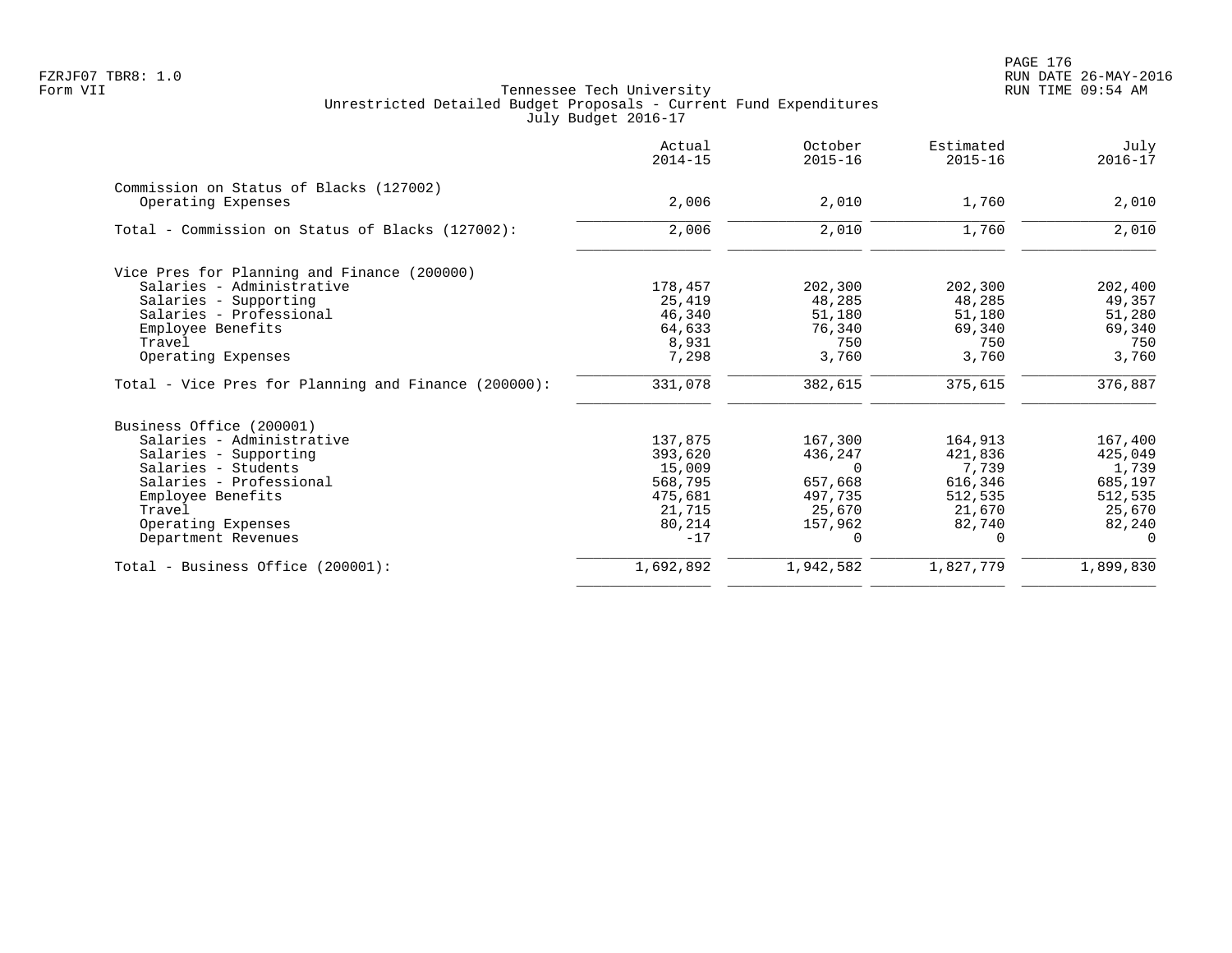Tennessee Tech University
Unrestricted Detailed Budget Proposals - Current Fund Expenditures
July Budget 2016-17

|  | Actual 2014-15 | October 2015-16 | Estimated 2015-16 | July 2016-17 |
|---|---|---|---|---|
| **Commission on Status of Blacks (127002)** | | | | |
| Operating Expenses | 2,006 | 2,010 | 1,760 | 2,010 |
| Total - Commission on Status of Blacks (127002): | 2,006 | 2,010 | 1,760 | 2,010 |
| **Vice Pres for Planning and Finance (200000)** | | | | |
| Salaries - Administrative | 178,457 | 202,300 | 202,300 | 202,400 |
| Salaries - Supporting | 25,419 | 48,285 | 48,285 | 49,357 |
| Salaries - Professional | 46,340 | 51,180 | 51,180 | 51,280 |
| Employee Benefits | 64,633 | 76,340 | 69,340 | 69,340 |
| Travel | 8,931 | 750 | 750 | 750 |
| Operating Expenses | 7,298 | 3,760 | 3,760 | 3,760 |
| Total - Vice Pres for Planning and Finance (200000): | 331,078 | 382,615 | 375,615 | 376,887 |
| **Business Office (200001)** | | | | |
| Salaries - Administrative | 137,875 | 167,300 | 164,913 | 167,400 |
| Salaries - Supporting | 393,620 | 436,247 | 421,836 | 425,049 |
| Salaries - Students | 15,009 | 0 | 7,739 | 1,739 |
| Salaries - Professional | 568,795 | 657,668 | 616,346 | 685,197 |
| Employee Benefits | 475,681 | 497,735 | 512,535 | 512,535 |
| Travel | 21,715 | 25,670 | 21,670 | 25,670 |
| Operating Expenses | 80,214 | 157,962 | 82,740 | 82,240 |
| Department Revenues | -17 | 0 | 0 | 0 |
| Total - Business Office (200001): | 1,692,892 | 1,942,582 | 1,827,779 | 1,899,830 |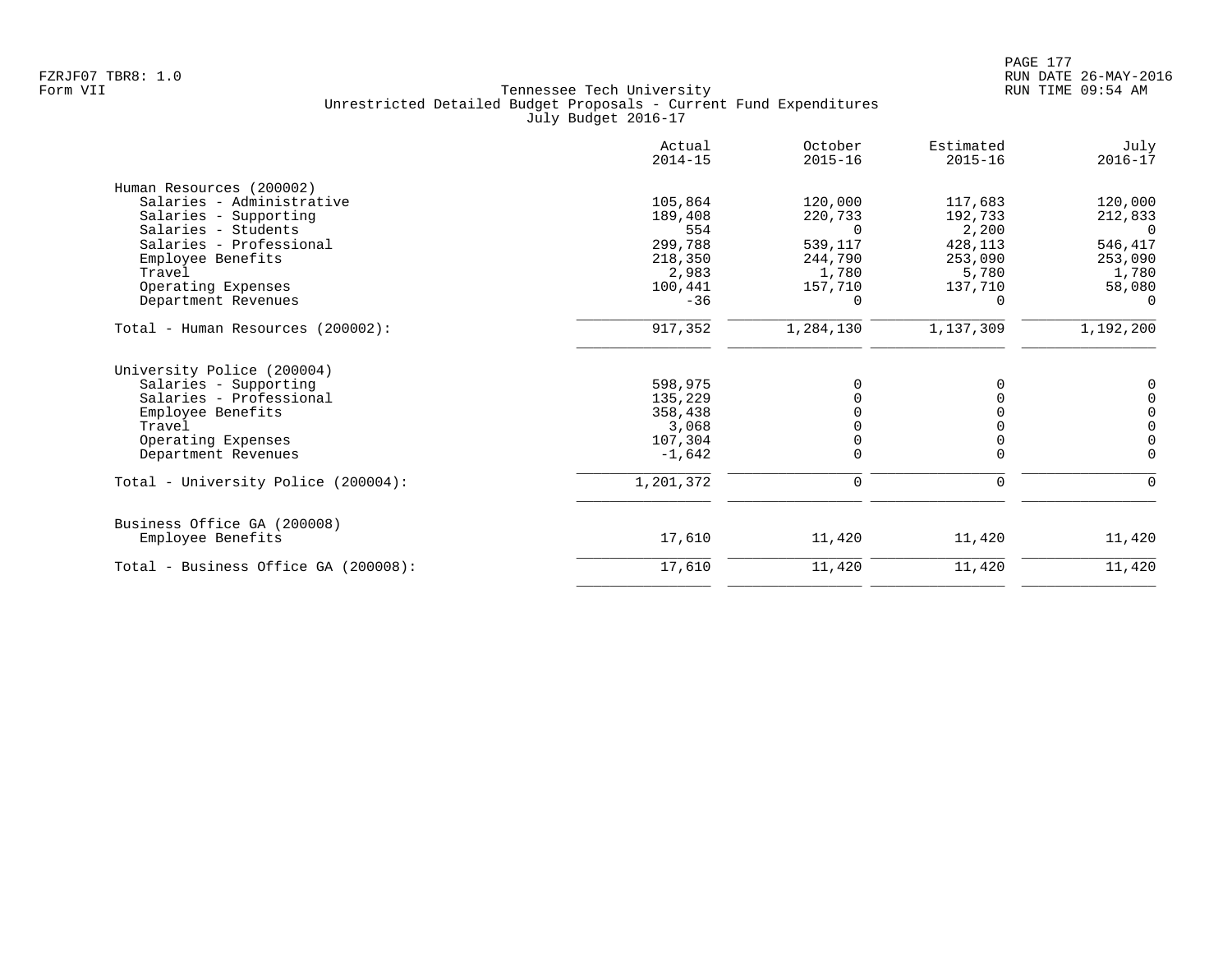FZRJF07 TBR8: 1.0
Form VII

Tennessee Tech University
Unrestricted Detailed Budget Proposals - Current Fund Expenditures
July Budget 2016-17

RUN DATE 26-MAY-2016
RUN TIME 09:54 AM

| | Actual 2014-15 | October 2015-16 | Estimated 2015-16 | July 2016-17 |
|---|---|---|---|---|
| **Human Resources (200002)** | | | | |
| Salaries - Administrative | 105,864 | 120,000 | 117,683 | 120,000 |
| Salaries - Supporting | 189,408 | 220,733 | 192,733 | 212,833 |
| Salaries - Students | 554 | 0 | 2,200 | 0 |
| Salaries - Professional | 299,788 | 539,117 | 428,113 | 546,417 |
| Employee Benefits | 218,350 | 244,790 | 253,090 | 253,090 |
| Travel | 2,983 | 1,780 | 5,780 | 1,780 |
| Operating Expenses | 100,441 | 157,710 | 137,710 | 58,080 |
| Department Revenues | -36 | 0 | 0 | 0 |
| Total - Human Resources (200002): | 917,352 | 1,284,130 | 1,137,309 | 1,192,200 |
| **University Police (200004)** | | | | |
| Salaries - Supporting | 598,975 | 0 | 0 | 0 |
| Salaries - Professional | 135,229 | 0 | 0 | 0 |
| Employee Benefits | 358,438 | 0 | 0 | 0 |
| Travel | 3,068 | 0 | 0 | 0 |
| Operating Expenses | 107,304 | 0 | 0 | 0 |
| Department Revenues | -1,642 | 0 | 0 | 0 |
| Total - University Police (200004): | 1,201,372 | 0 | 0 | 0 |
| **Business Office GA (200008)** | | | | |
| Employee Benefits | 17,610 | 11,420 | 11,420 | 11,420 |
| Total - Business Office GA (200008): | 17,610 | 11,420 | 11,420 | 11,420 |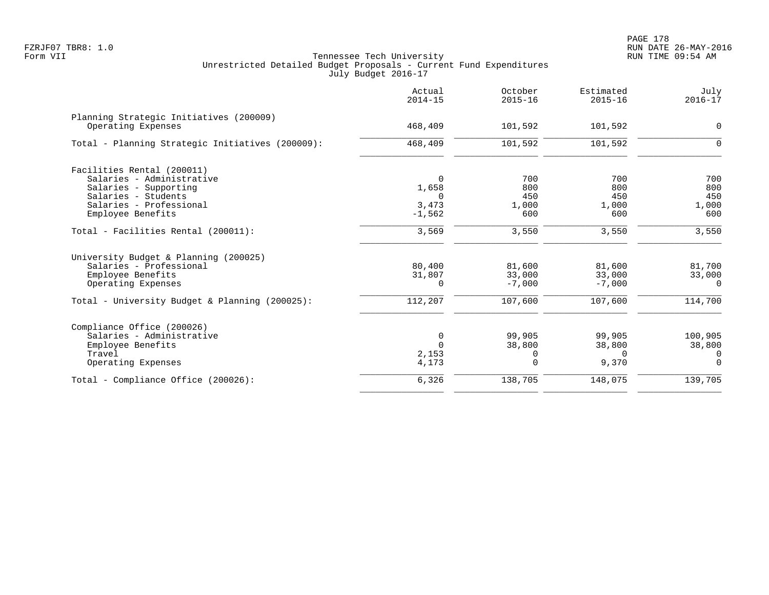Tennessee Tech University
Unrestricted Detailed Budget Proposals - Current Fund Expenditures
July Budget 2016-17

| | Actual 2014-15 | October 2015-16 | Estimated 2015-16 | July 2016-17 |
|---|---|---|---|---|
| **Planning Strategic Initiatives (200009)** | | | | |
| Operating Expenses | 468,409 | 101,592 | 101,592 | 0 |
| Total - Planning Strategic Initiatives (200009): | 468,409 | 101,592 | 101,592 | 0 |
| **Facilities Rental (200011)** | | | | |
| Salaries - Administrative | 0 | 700 | 700 | 700 |
| Salaries - Supporting | 1,658 | 800 | 800 | 800 |
| Salaries - Students | 0 | 450 | 450 | 450 |
| Salaries - Professional | 3,473 | 1,000 | 1,000 | 1,000 |
| Employee Benefits | -1,562 | 600 | 600 | 600 |
| Total - Facilities Rental (200011): | 3,569 | 3,550 | 3,550 | 3,550 |
| **University Budget & Planning (200025)** | | | | |
| Salaries - Professional | 80,400 | 81,600 | 81,600 | 81,700 |
| Employee Benefits | 31,807 | 33,000 | 33,000 | 33,000 |
| Operating Expenses | 0 | -7,000 | -7,000 | 0 |
| Total - University Budget & Planning (200025): | 112,207 | 107,600 | 107,600 | 114,700 |
| **Compliance Office (200026)** | | | | |
| Salaries - Administrative | 0 | 99,905 | 99,905 | 100,905 |
| Employee Benefits | 0 | 38,800 | 38,800 | 38,800 |
| Travel | 2,153 | 0 | 0 | 0 |
| Operating Expenses | 4,173 | 0 | 9,370 | 0 |
| Total - Compliance Office (200026): | 6,326 | 138,705 | 148,075 | 139,705 |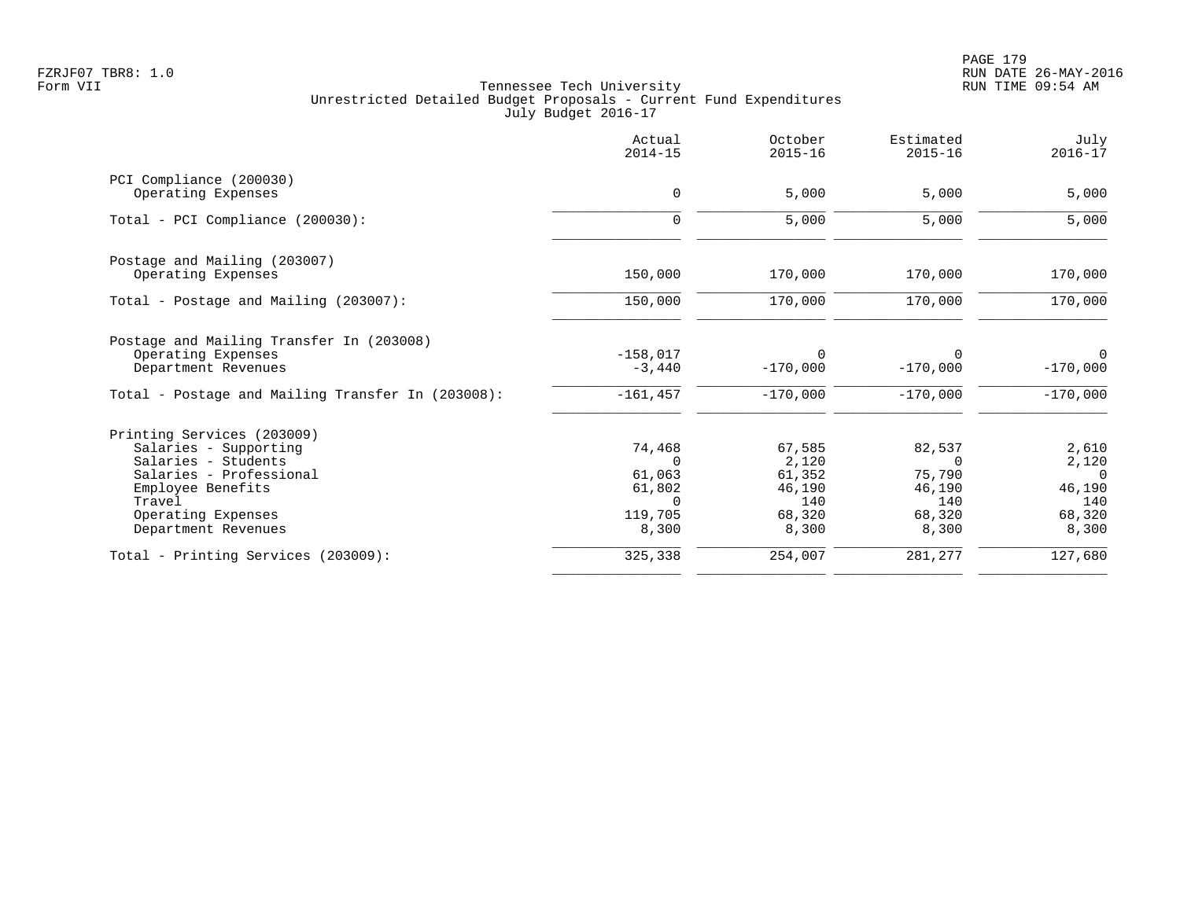Tennessee Tech University
Unrestricted Detailed Budget Proposals - Current Fund Expenditures
July Budget 2016-17

| | Actual 2014-15 | October 2015-16 | Estimated 2015-16 | July 2016-17 |
|---|---|---|---|---|
| **PCI Compliance (200030)** | | | | |
| Operating Expenses | 0 | 5,000 | 5,000 | 5,000 |
| Total - PCI Compliance (200030): | 0 | 5,000 | 5,000 | 5,000 |
| **Postage and Mailing (203007)** | | | | |
| Operating Expenses | 150,000 | 170,000 | 170,000 | 170,000 |
| Total - Postage and Mailing (203007): | 150,000 | 170,000 | 170,000 | 170,000 |
| **Postage and Mailing Transfer In (203008)** | | | | |
| Operating Expenses | -158,017 | 0 | 0 | 0 |
| Department Revenues | -3,440 | -170,000 | -170,000 | -170,000 |
| Total - Postage and Mailing Transfer In (203008): | -161,457 | -170,000 | -170,000 | -170,000 |
| **Printing Services (203009)** | | | | |
| Salaries - Supporting | 74,468 | 67,585 | 82,537 | 2,610 |
| Salaries - Students | 0 | 2,120 | 0 | 2,120 |
| Salaries - Professional | 61,063 | 61,352 | 75,790 | 0 |
| Employee Benefits | 61,802 | 46,190 | 46,190 | 46,190 |
| Travel | 0 | 140 | 140 | 140 |
| Operating Expenses | 119,705 | 68,320 | 68,320 | 68,320 |
| Department Revenues | 8,300 | 8,300 | 8,300 | 8,300 |
| Total - Printing Services (203009): | 325,338 | 254,007 | 281,277 | 127,680 |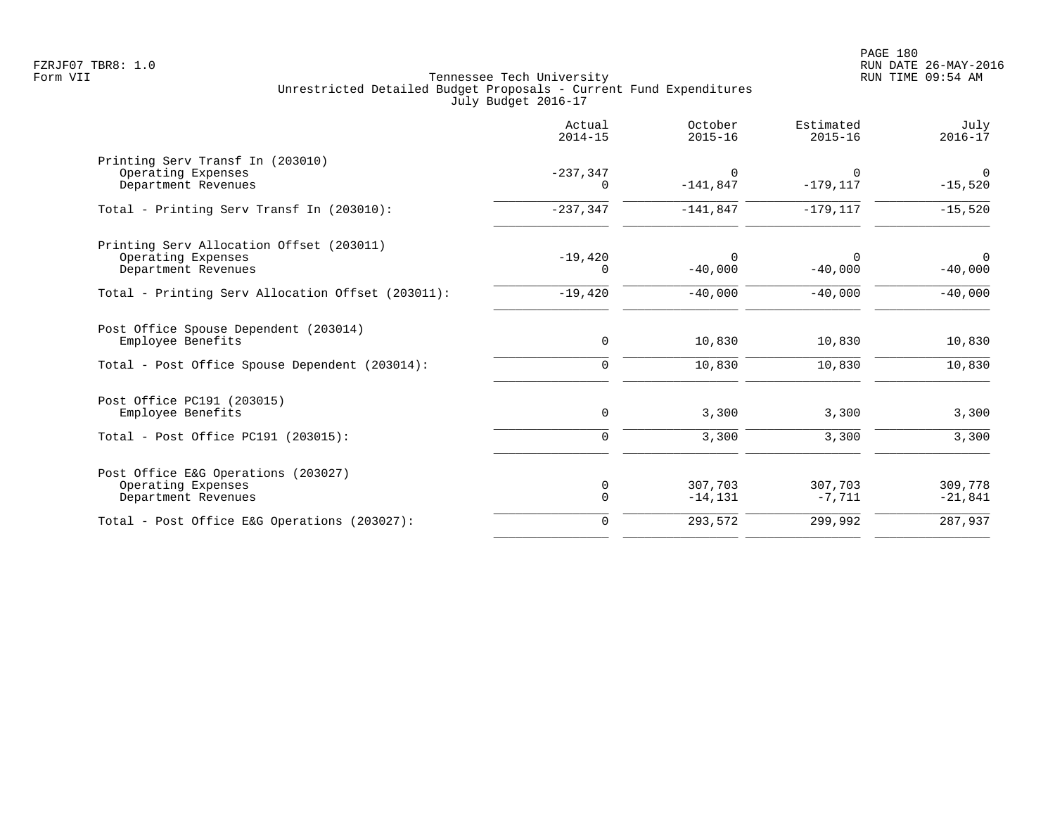FZRJF07 TBR8: 1.0
Form VII

Tennessee Tech University
Unrestricted Detailed Budget Proposals - Current Fund Expenditures
July Budget 2016-17

RUN DATE 26-MAY-2016
RUN TIME 09:54 AM

| | Actual 2014-15 | October 2015-16 | Estimated 2015-16 | July 2016-17 |
|---|---:|---:|---:|---:|
| **Printing Serv Transf In (203010)** | | | | |
| Operating Expenses | -237,347 | 0 | 0 | 0 |
| Department Revenues | 0 | -141,847 | -179,117 | -15,520 |
| Total - Printing Serv Transf In (203010): | -237,347 | -141,847 | -179,117 | -15,520 |
| **Printing Serv Allocation Offset (203011)** | | | | |
| Operating Expenses | -19,420 | 0 | 0 | 0 |
| Department Revenues | 0 | -40,000 | -40,000 | -40,000 |
| Total - Printing Serv Allocation Offset (203011): | -19,420 | -40,000 | -40,000 | -40,000 |
| **Post Office Spouse Dependent (203014)** | | | | |
| Employee Benefits | 0 | 10,830 | 10,830 | 10,830 |
| Total - Post Office Spouse Dependent (203014): | 0 | 10,830 | 10,830 | 10,830 |
| **Post Office PC191 (203015)** | | | | |
| Employee Benefits | 0 | 3,300 | 3,300 | 3,300 |
| Total - Post Office PC191 (203015): | 0 | 3,300 | 3,300 | 3,300 |
| **Post Office E&G Operations (203027)** | | | | |
| Operating Expenses | 0 | 307,703 | 307,703 | 309,778 |
| Department Revenues | 0 | -14,131 | -7,711 | -21,841 |
| Total - Post Office E&G Operations (203027): | 0 | 293,572 | 299,992 | 287,937 |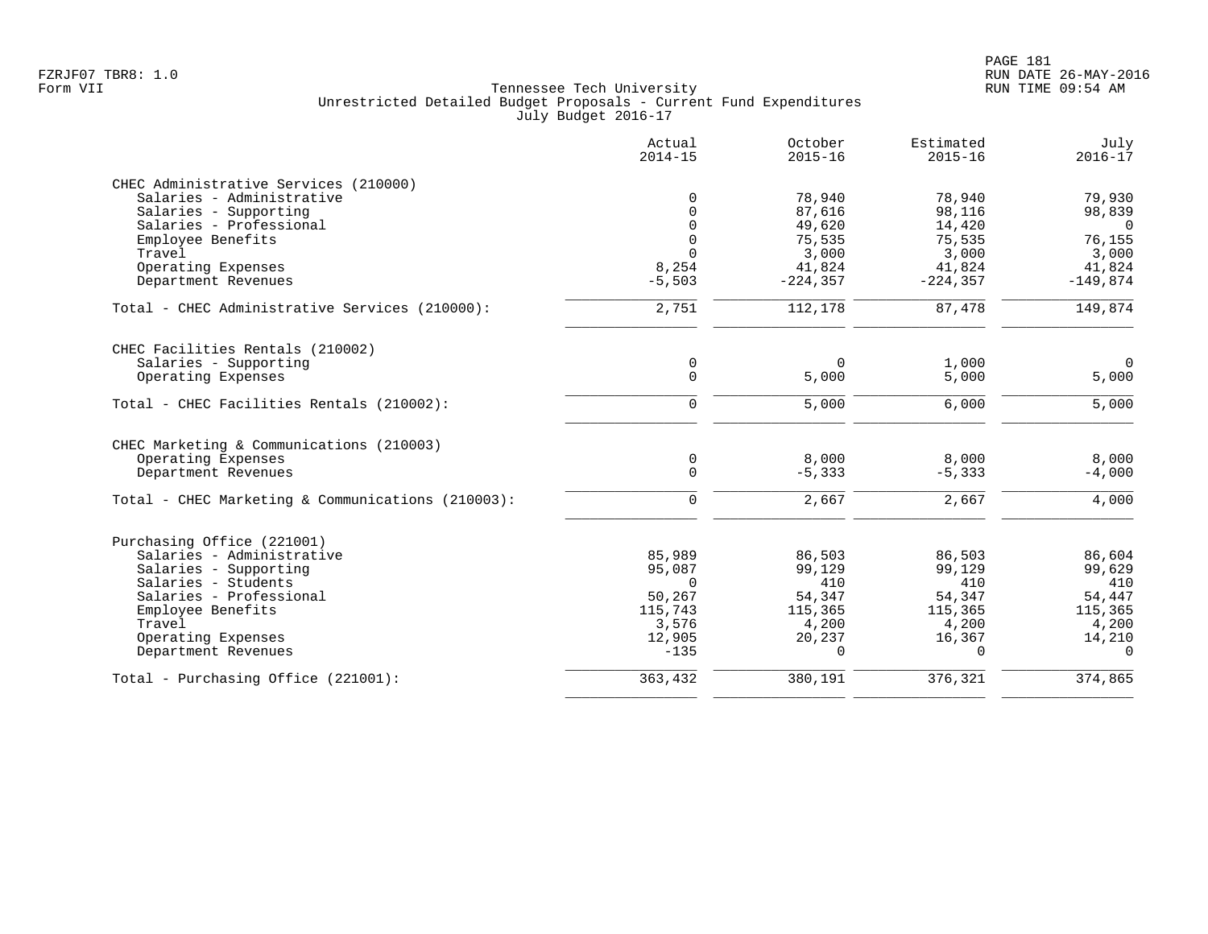Tennessee Tech University
Unrestricted Detailed Budget Proposals - Current Fund Expenditures
July Budget 2016-17

| | Actual 2014-15 | October 2015-16 | Estimated 2015-16 | July 2016-17 |
|---|---|---|---|---|
| **CHEC Administrative Services (210000)** | | | | |
| Salaries - Administrative | 0 | 78,940 | 78,940 | 79,930 |
| Salaries - Supporting | 0 | 87,616 | 98,116 | 98,839 |
| Salaries - Professional | 0 | 49,620 | 14,420 | 0 |
| Employee Benefits | 0 | 75,535 | 75,535 | 76,155 |
| Travel | 0 | 3,000 | 3,000 | 3,000 |
| Operating Expenses | 8,254 | 41,824 | 41,824 | 41,824 |
| Department Revenues | -5,503 | -224,357 | -224,357 | -149,874 |
| Total - CHEC Administrative Services (210000): | 2,751 | 112,178 | 87,478 | 149,874 |
| **CHEC Facilities Rentals (210002)** | | | | |
| Salaries - Supporting | 0 | 0 | 1,000 | 0 |
| Operating Expenses | 0 | 5,000 | 5,000 | 5,000 |
| Total - CHEC Facilities Rentals (210002): | 0 | 5,000 | 6,000 | 5,000 |
| **CHEC Marketing & Communications (210003)** | | | | |
| Operating Expenses | 0 | 8,000 | 8,000 | 8,000 |
| Department Revenues | 0 | -5,333 | -5,333 | -4,000 |
| Total - CHEC Marketing & Communications (210003): | 0 | 2,667 | 2,667 | 4,000 |
| **Purchasing Office (221001)** | | | | |
| Salaries - Administrative | 85,989 | 86,503 | 86,503 | 86,604 |
| Salaries - Supporting | 95,087 | 99,129 | 99,129 | 99,629 |
| Salaries - Students | 0 | 410 | 410 | 410 |
| Salaries - Professional | 50,267 | 54,347 | 54,347 | 54,447 |
| Employee Benefits | 115,743 | 115,365 | 115,365 | 115,365 |
| Travel | 3,576 | 4,200 | 4,200 | 4,200 |
| Operating Expenses | 12,905 | 20,237 | 16,367 | 14,210 |
| Department Revenues | -135 | 0 | 0 | 0 |
| Total - Purchasing Office (221001): | 363,432 | 380,191 | 376,321 | 374,865 |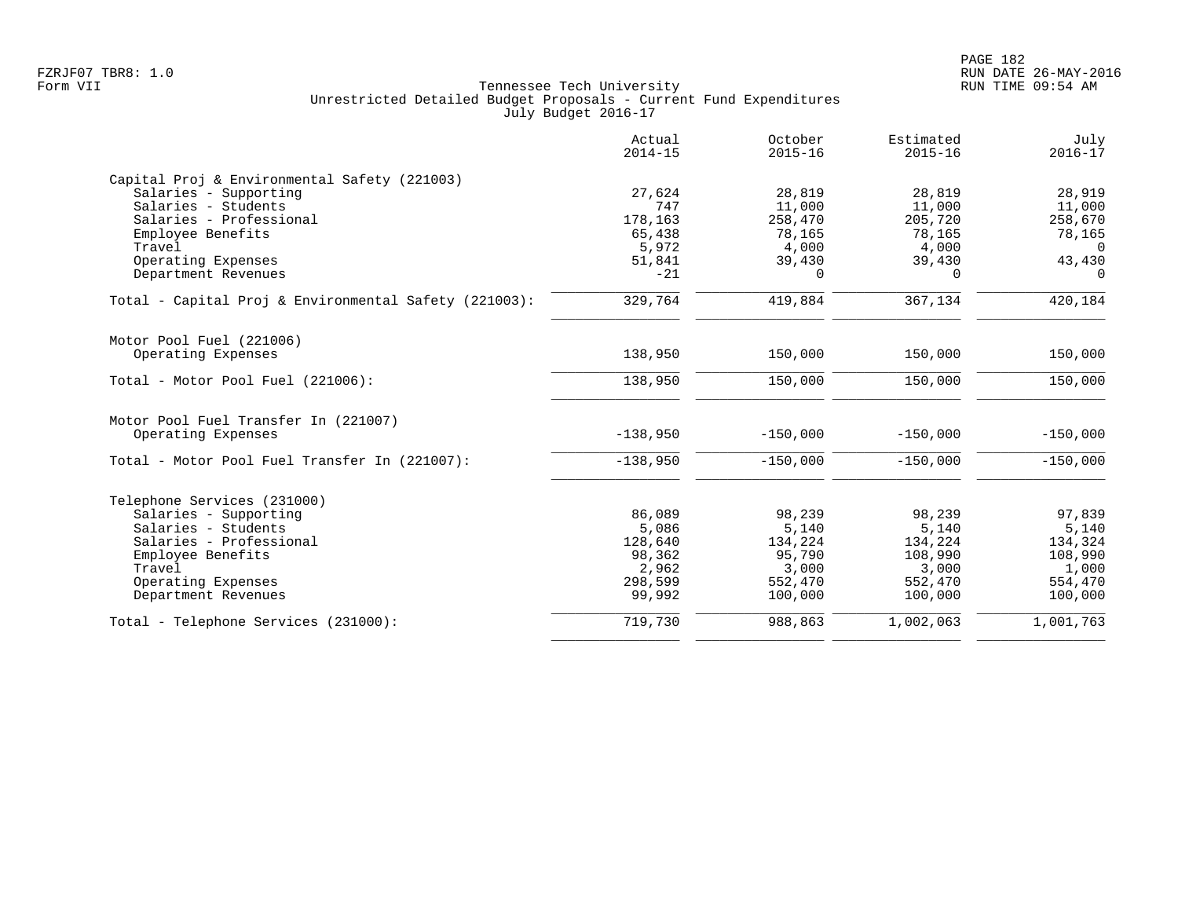Tennessee Tech University
Unrestricted Detailed Budget Proposals - Current Fund Expenditures
July Budget 2016-17

FZRJF07 TBR8: 1.0
Form VII

RUN DATE 26-MAY-2016
RUN TIME 09:54 AM

| | Actual 2014-15 | October 2015-16 | Estimated 2015-16 | July 2016-17 |
|---|---|---|---|---|
| **Capital Proj & Environmental Safety (221003)** | | | | |
| Salaries - Supporting | 27,624 | 28,819 | 28,819 | 28,919 |
| Salaries - Students | 747 | 11,000 | 11,000 | 11,000 |
| Salaries - Professional | 178,163 | 258,470 | 205,720 | 258,670 |
| Employee Benefits | 65,438 | 78,165 | 78,165 | 78,165 |
| Travel | 5,972 | 4,000 | 4,000 | 0 |
| Operating Expenses | 51,841 | 39,430 | 39,430 | 43,430 |
| Department Revenues | -21 | 0 | 0 | 0 |
| Total - Capital Proj & Environmental Safety (221003): | 329,764 | 419,884 | 367,134 | 420,184 |
| **Motor Pool Fuel (221006)** | | | | |
| Operating Expenses | 138,950 | 150,000 | 150,000 | 150,000 |
| Total - Motor Pool Fuel (221006): | 138,950 | 150,000 | 150,000 | 150,000 |
| **Motor Pool Fuel Transfer In (221007)** | | | | |
| Operating Expenses | -138,950 | -150,000 | -150,000 | -150,000 |
| Total - Motor Pool Fuel Transfer In (221007): | -138,950 | -150,000 | -150,000 | -150,000 |
| **Telephone Services (231000)** | | | | |
| Salaries - Supporting | 86,089 | 98,239 | 98,239 | 97,839 |
| Salaries - Students | 5,086 | 5,140 | 5,140 | 5,140 |
| Salaries - Professional | 128,640 | 134,224 | 134,224 | 134,324 |
| Employee Benefits | 98,362 | 95,790 | 108,990 | 108,990 |
| Travel | 2,962 | 3,000 | 3,000 | 1,000 |
| Operating Expenses | 298,599 | 552,470 | 552,470 | 554,470 |
| Department Revenues | 99,992 | 100,000 | 100,000 | 100,000 |
| Total - Telephone Services (231000): | 719,730 | 988,863 | 1,002,063 | 1,001,763 |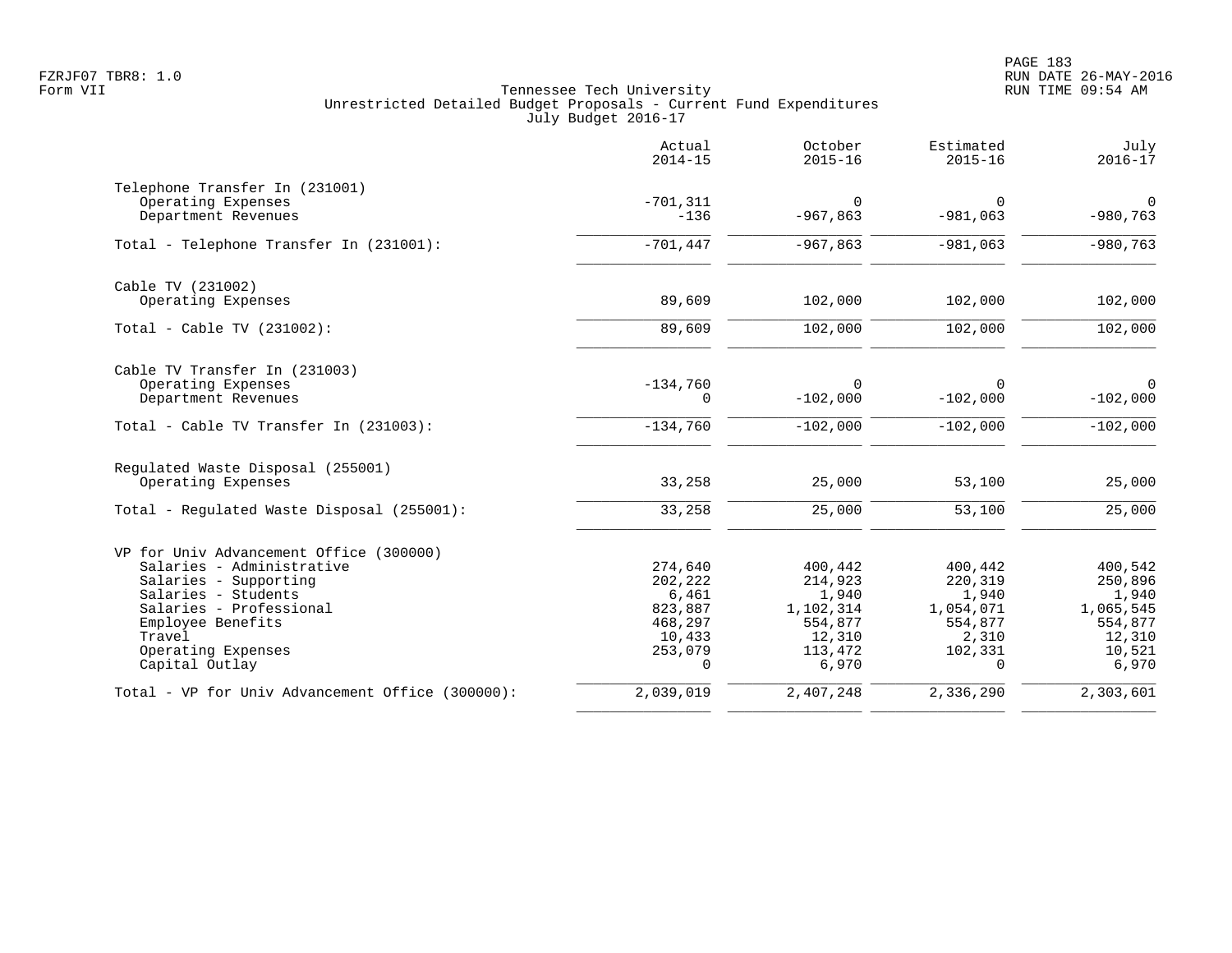Tennessee Tech University
Unrestricted Detailed Budget Proposals - Current Fund Expenditures
July Budget 2016-17

| | Actual 2014-15 | October 2015-16 | Estimated 2015-16 | July 2016-17 |
|---|---|---|---|---|
| **Telephone Transfer In (231001)** | | | | |
| Operating Expenses | -701,311 | 0 | 0 | 0 |
| Department Revenues | -136 | -967,863 | -981,063 | -980,763 |
| Total - Telephone Transfer In (231001): | -701,447 | -967,863 | -981,063 | -980,763 |
| **Cable TV (231002)** | | | | |
| Operating Expenses | 89,609 | 102,000 | 102,000 | 102,000 |
| Total - Cable TV (231002): | 89,609 | 102,000 | 102,000 | 102,000 |
| **Cable TV Transfer In (231003)** | | | | |
| Operating Expenses | -134,760 | 0 | 0 | 0 |
| Department Revenues | 0 | -102,000 | -102,000 | -102,000 |
| Total - Cable TV Transfer In (231003): | -134,760 | -102,000 | -102,000 | -102,000 |
| **Regulated Waste Disposal (255001)** | | | | |
| Operating Expenses | 33,258 | 25,000 | 53,100 | 25,000 |
| Total - Regulated Waste Disposal (255001): | 33,258 | 25,000 | 53,100 | 25,000 |
| **VP for Univ Advancement Office (300000)** | | | | |
| Salaries - Administrative | 274,640 | 400,442 | 400,442 | 400,542 |
| Salaries - Supporting | 202,222 | 214,923 | 220,319 | 250,896 |
| Salaries - Students | 6,461 | 1,940 | 1,940 | 1,940 |
| Salaries - Professional | 823,887 | 1,102,314 | 1,054,071 | 1,065,545 |
| Employee Benefits | 468,297 | 554,877 | 554,877 | 554,877 |
| Travel | 10,433 | 12,310 | 2,310 | 12,310 |
| Operating Expenses | 253,079 | 113,472 | 102,331 | 10,521 |
| Capital Outlay | 0 | 6,970 | 0 | 6,970 |
| Total - VP for Univ Advancement Office (300000): | 2,039,019 | 2,407,248 | 2,336,290 | 2,303,601 |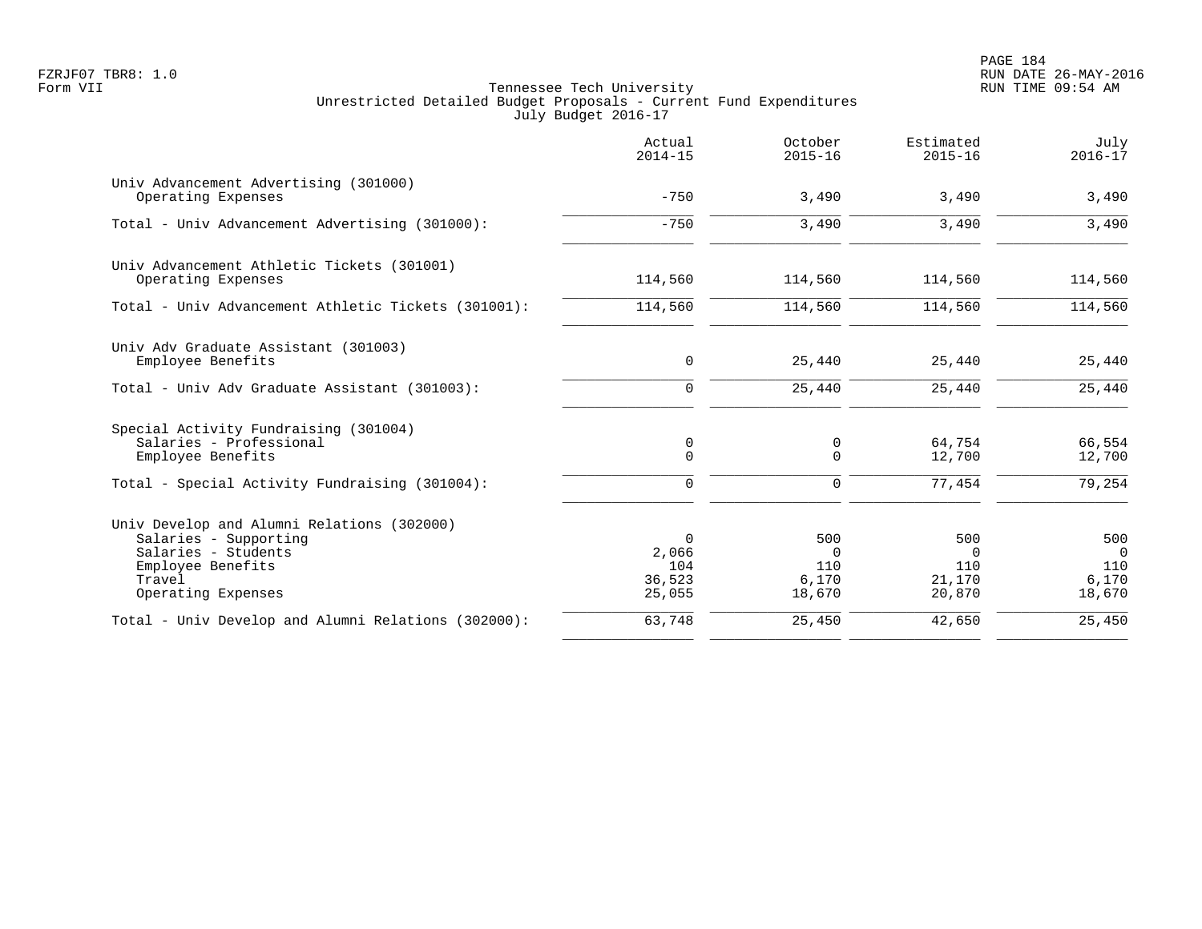Tennessee Tech University
Unrestricted Detailed Budget Proposals - Current Fund Expenditures
July Budget 2016-17

| | Actual 2014-15 | October 2015-16 | Estimated 2015-16 | July 2016-17 |
|---|---|---|---|---|
| **Univ Advancement Advertising (301000)** | | | | |
| Operating Expenses | -750 | 3,490 | 3,490 | 3,490 |
| Total - Univ Advancement Advertising (301000): | -750 | 3,490 | 3,490 | 3,490 |
| **Univ Advancement Athletic Tickets (301001)** | | | | |
| Operating Expenses | 114,560 | 114,560 | 114,560 | 114,560 |
| Total - Univ Advancement Athletic Tickets (301001): | 114,560 | 114,560 | 114,560 | 114,560 |
| **Univ Adv Graduate Assistant (301003)** | | | | |
| Employee Benefits | 0 | 25,440 | 25,440 | 25,440 |
| Total - Univ Adv Graduate Assistant (301003): | 0 | 25,440 | 25,440 | 25,440 |
| **Special Activity Fundraising (301004)** | | | | |
| Salaries - Professional | 0 | 0 | 64,754 | 66,554 |
| Employee Benefits | 0 | 0 | 12,700 | 12,700 |
| Total - Special Activity Fundraising (301004): | 0 | 0 | 77,454 | 79,254 |
| **Univ Develop and Alumni Relations (302000)** | | | | |
| Salaries - Supporting | 0 | 500 | 500 | 500 |
| Salaries - Students | 2,066 | 0 | 0 | 0 |
| Employee Benefits | 104 | 110 | 110 | 110 |
| Travel | 36,523 | 6,170 | 21,170 | 6,170 |
| Operating Expenses | 25,055 | 18,670 | 20,870 | 18,670 |
| Total - Univ Develop and Alumni Relations (302000): | 63,748 | 25,450 | 42,650 | 25,450 |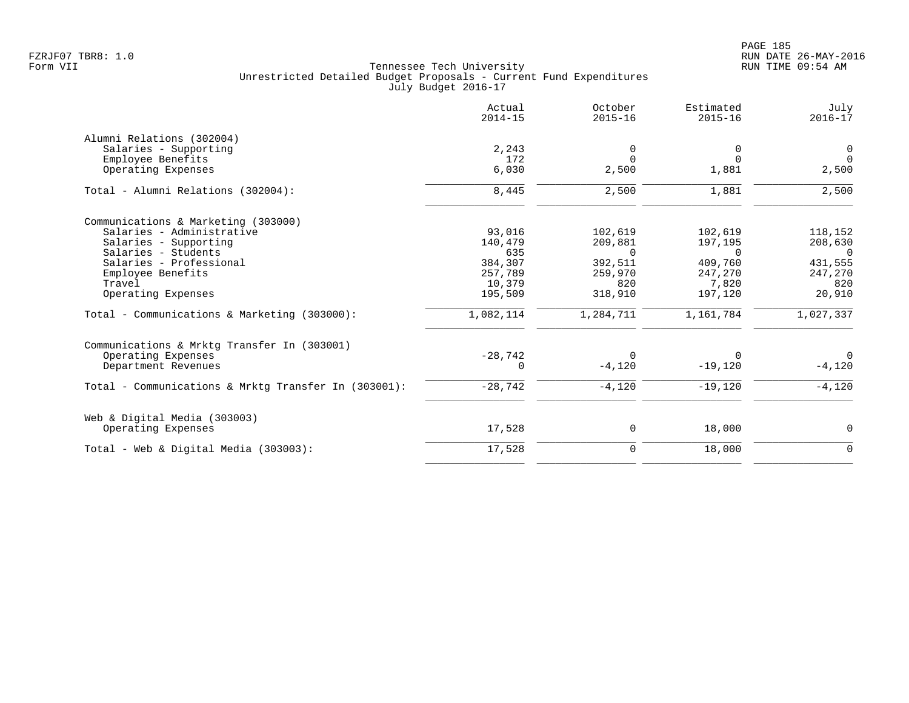Tennessee Tech University
Unrestricted Detailed Budget Proposals - Current Fund Expenditures
July Budget 2016-17

| | Actual 2014-15 | October 2015-16 | Estimated 2015-16 | July 2016-17 |
|---|---|---|---|---|
| **Alumni Relations (302004)** | | | | |
| Salaries - Supporting | 2,243 | 0 | 0 | 0 |
| Employee Benefits | 172 | 0 | 0 | 0 |
| Operating Expenses | 6,030 | 2,500 | 1,881 | 2,500 |
| Total - Alumni Relations (302004): | 8,445 | 2,500 | 1,881 | 2,500 |
| **Communications & Marketing (303000)** | | | | |
| Salaries - Administrative | 93,016 | 102,619 | 102,619 | 118,152 |
| Salaries - Supporting | 140,479 | 209,881 | 197,195 | 208,630 |
| Salaries - Students | 635 | 0 | 0 | 0 |
| Salaries - Professional | 384,307 | 392,511 | 409,760 | 431,555 |
| Employee Benefits | 257,789 | 259,970 | 247,270 | 247,270 |
| Travel | 10,379 | 820 | 7,820 | 820 |
| Operating Expenses | 195,509 | 318,910 | 197,120 | 20,910 |
| Total - Communications & Marketing (303000): | 1,082,114 | 1,284,711 | 1,161,784 | 1,027,337 |
| **Communications & Mrktg Transfer In (303001)** | | | | |
| Operating Expenses | -28,742 | 0 | 0 | 0 |
| Department Revenues | 0 | -4,120 | -19,120 | -4,120 |
| Total - Communications & Mrktg Transfer In (303001): | -28,742 | -4,120 | -19,120 | -4,120 |
| **Web & Digital Media (303003)** | | | | |
| Operating Expenses | 17,528 | 0 | 18,000 | 0 |
| Total - Web & Digital Media (303003): | 17,528 | 0 | 18,000 | 0 |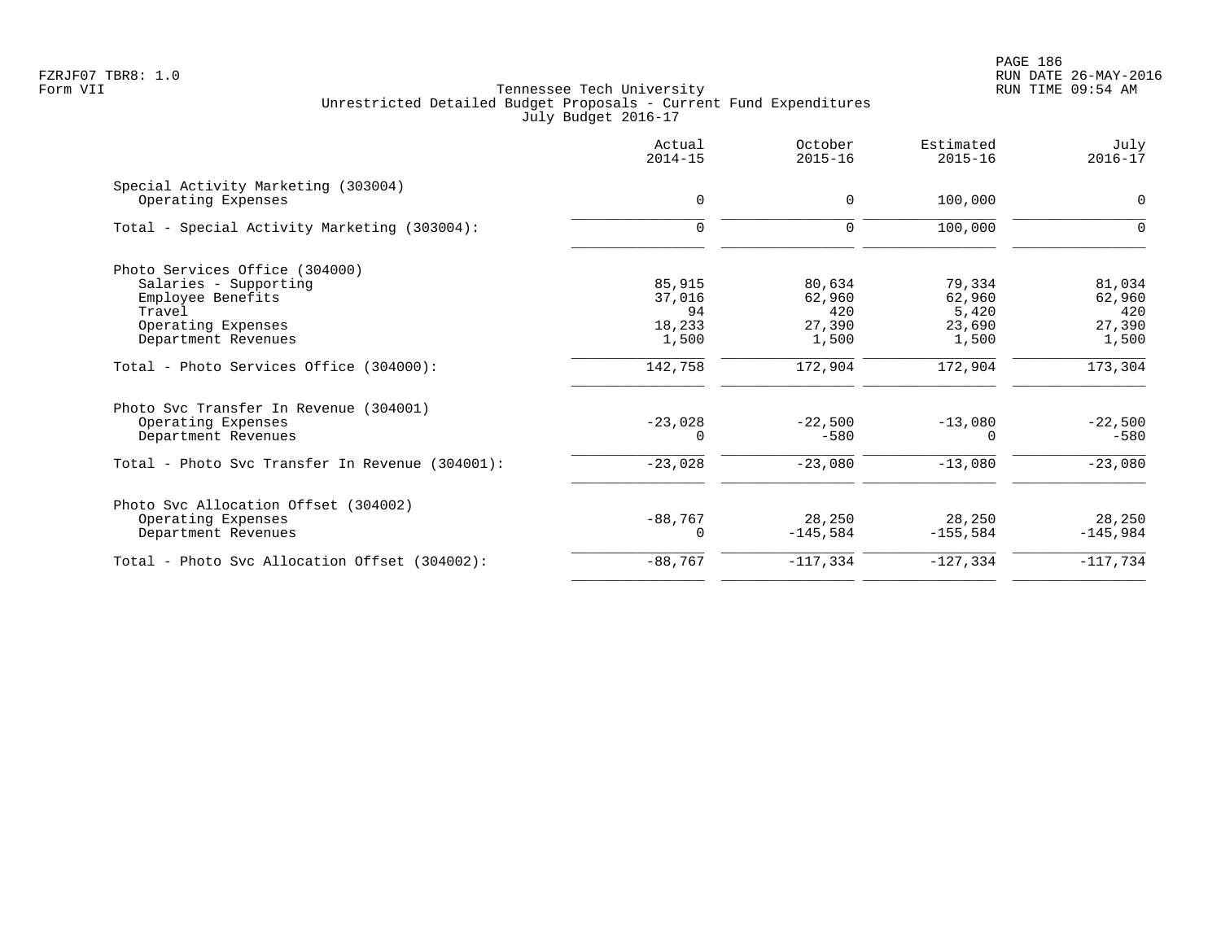Tennessee Tech University
Unrestricted Detailed Budget Proposals - Current Fund Expenditures
July Budget 2016-17

| | Actual 2014-15 | October 2015-16 | Estimated 2015-16 | July 2016-17 |
|---|---:|---:|---:|---:|
| **Special Activity Marketing (303004)** | | | | |
| Operating Expenses | 0 | 0 | 100,000 | 0 |
| Total - Special Activity Marketing (303004): | 0 | 0 | 100,000 | 0 |
| **Photo Services Office (304000)** | | | | |
| Salaries - Supporting | 85,915 | 80,634 | 79,334 | 81,034 |
| Employee Benefits | 37,016 | 62,960 | 62,960 | 62,960 |
| Travel | 94 | 420 | 5,420 | 420 |
| Operating Expenses | 18,233 | 27,390 | 23,690 | 27,390 |
| Department Revenues | 1,500 | 1,500 | 1,500 | 1,500 |
| Total - Photo Services Office (304000): | 142,758 | 172,904 | 172,904 | 173,304 |
| **Photo Svc Transfer In Revenue (304001)** | | | | |
| Operating Expenses | -23,028 | -22,500 | -13,080 | -22,500 |
| Department Revenues | 0 | -580 | 0 | -580 |
| Total - Photo Svc Transfer In Revenue (304001): | -23,028 | -23,080 | -13,080 | -23,080 |
| **Photo Svc Allocation Offset (304002)** | | | | |
| Operating Expenses | -88,767 | 28,250 | 28,250 | 28,250 |
| Department Revenues | 0 | -145,584 | -155,584 | -145,984 |
| Total - Photo Svc Allocation Offset (304002): | -88,767 | -117,334 | -127,334 | -117,734 |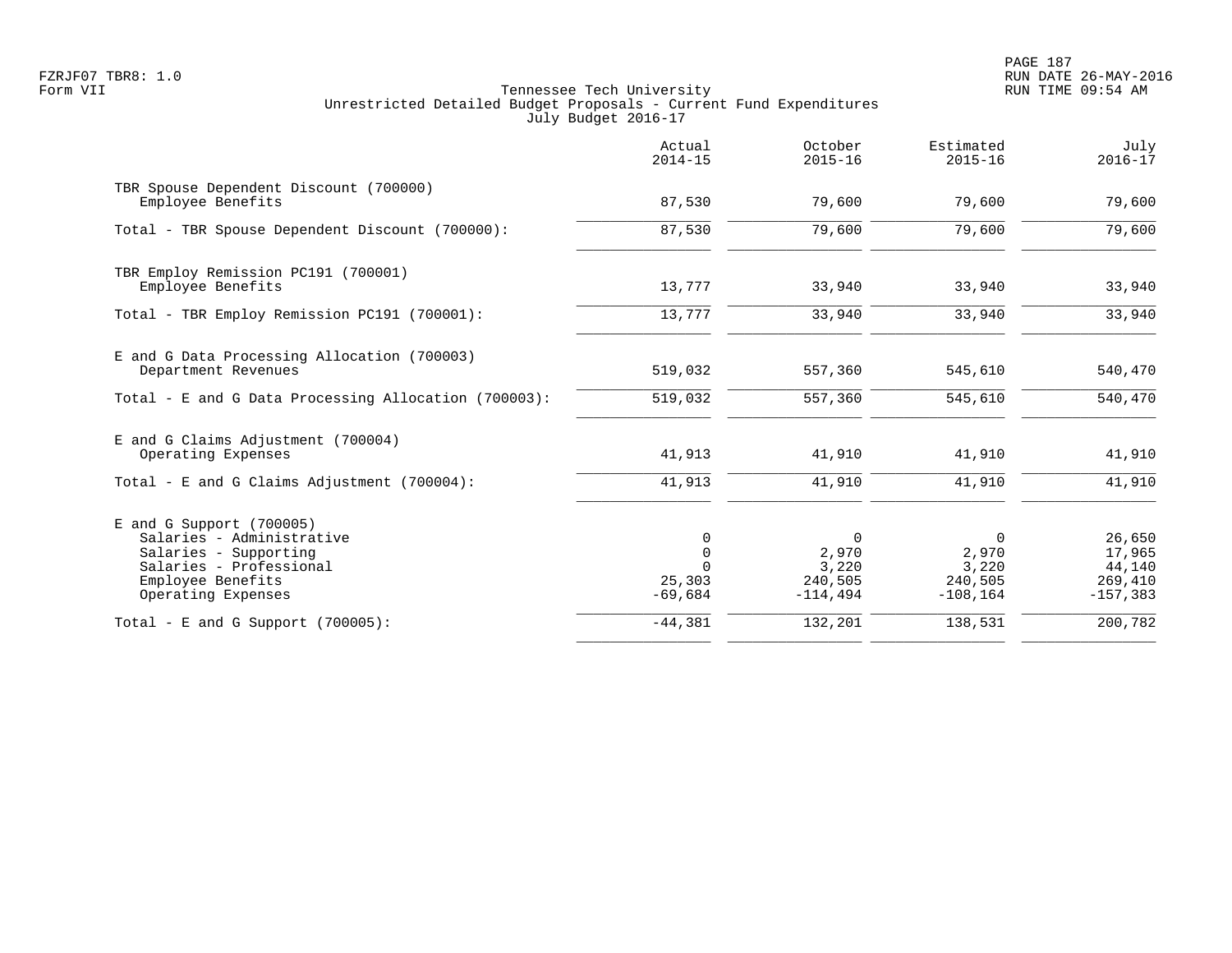Tennessee Tech University
Unrestricted Detailed Budget Proposals - Current Fund Expenditures
July Budget 2016-17

| | Actual 2014-15 | October 2015-16 | Estimated 2015-16 | July 2016-17 |
|---|---|---|---|---|
| TBR Spouse Dependent Discount (700000) | | | | |
| Employee Benefits | 87,530 | 79,600 | 79,600 | 79,600 |
| Total - TBR Spouse Dependent Discount (700000): | 87,530 | 79,600 | 79,600 | 79,600 |
| TBR Employ Remission PC191 (700001) | | | | |
| Employee Benefits | 13,777 | 33,940 | 33,940 | 33,940 |
| Total - TBR Employ Remission PC191 (700001): | 13,777 | 33,940 | 33,940 | 33,940 |
| E and G Data Processing Allocation (700003) | | | | |
| Department Revenues | 519,032 | 557,360 | 545,610 | 540,470 |
| Total - E and G Data Processing Allocation (700003): | 519,032 | 557,360 | 545,610 | 540,470 |
| E and G Claims Adjustment (700004) | | | | |
| Operating Expenses | 41,913 | 41,910 | 41,910 | 41,910 |
| Total - E and G Claims Adjustment (700004): | 41,913 | 41,910 | 41,910 | 41,910 |
| E and G Support (700005) | | | | |
| Salaries - Administrative | 0 | 0 | 0 | 26,650 |
| Salaries - Supporting | 0 | 2,970 | 2,970 | 17,965 |
| Salaries - Professional | 0 | 3,220 | 3,220 | 44,140 |
| Employee Benefits | 25,303 | 240,505 | 240,505 | 269,410 |
| Operating Expenses | -69,684 | -114,494 | -108,164 | -157,383 |
| Total - E and G Support (700005): | -44,381 | 132,201 | 138,531 | 200,782 |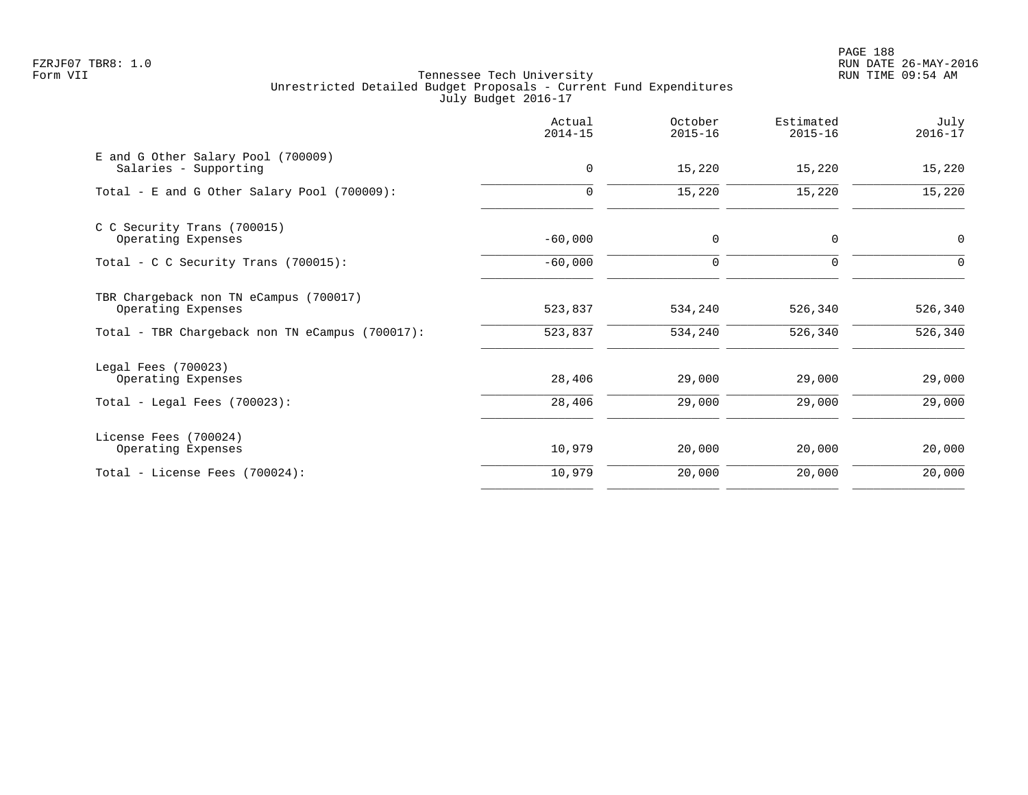Tennessee Tech University
Unrestricted Detailed Budget Proposals - Current Fund Expenditures
July Budget 2016-17

| | Actual 2014-15 | October 2015-16 | Estimated 2015-16 | July 2016-17 |
|---|---|---|---|---|
| E and G Other Salary Pool (700009) | | | | |
| Salaries - Supporting | 0 | 15,220 | 15,220 | 15,220 |
| Total - E and G Other Salary Pool (700009): | 0 | 15,220 | 15,220 | 15,220 |
| C C Security Trans (700015) | | | | |
| Operating Expenses | -60,000 | 0 | 0 | 0 |
| Total - C C Security Trans (700015): | -60,000 | 0 | 0 | 0 |
| TBR Chargeback non TN eCampus (700017) | | | | |
| Operating Expenses | 523,837 | 534,240 | 526,340 | 526,340 |
| Total - TBR Chargeback non TN eCampus (700017): | 523,837 | 534,240 | 526,340 | 526,340 |
| Legal Fees (700023) | | | | |
| Operating Expenses | 28,406 | 29,000 | 29,000 | 29,000 |
| Total - Legal Fees (700023): | 28,406 | 29,000 | 29,000 | 29,000 |
| License Fees (700024) | | | | |
| Operating Expenses | 10,979 | 20,000 | 20,000 | 20,000 |
| Total - License Fees (700024): | 10,979 | 20,000 | 20,000 | 20,000 |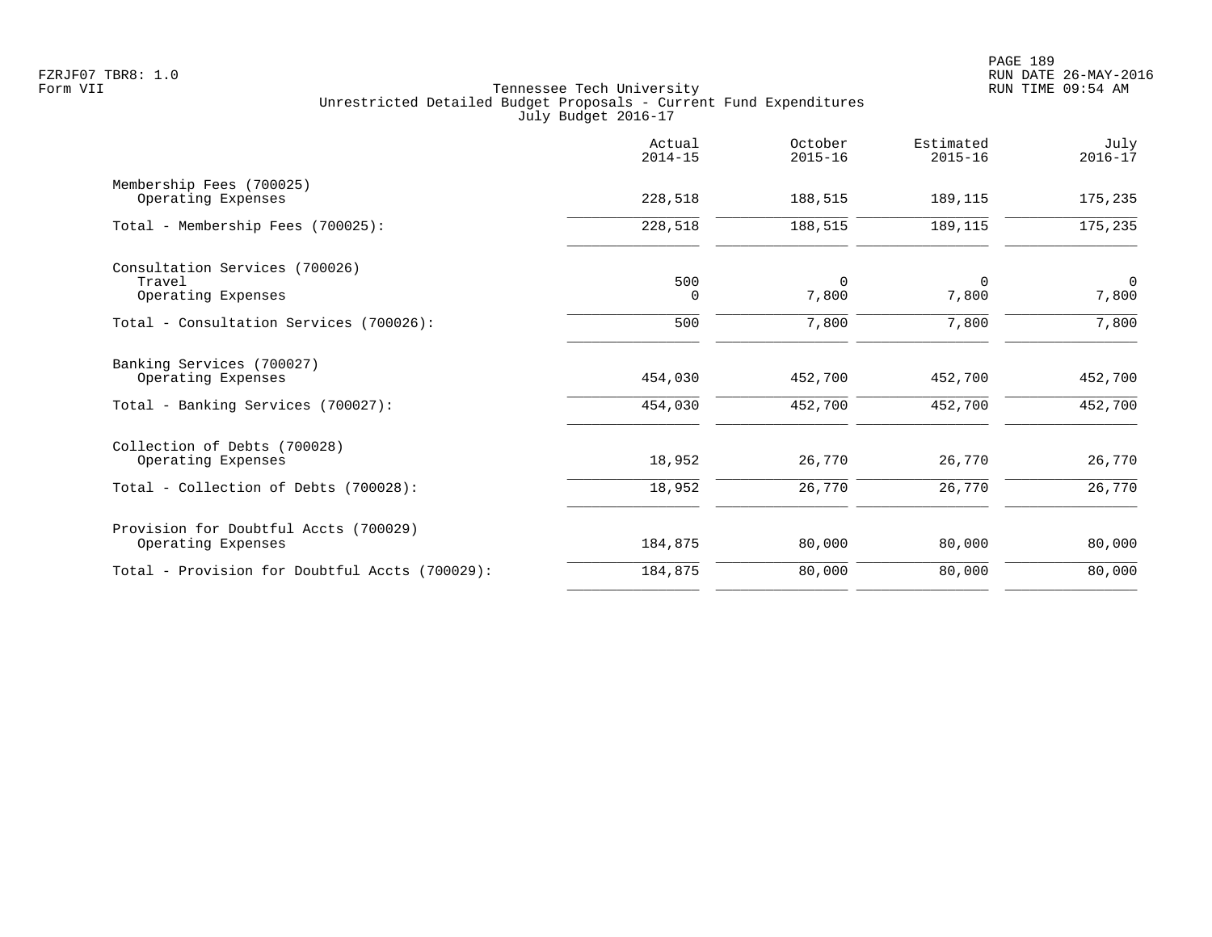FZRJF07 TBR8: 1.0
Form VII

Tennessee Tech University
Unrestricted Detailed Budget Proposals - Current Fund Expenditures
July Budget 2016-17

RUN DATE 26-MAY-2016
RUN TIME 09:54 AM

| | Actual 2014-15 | October 2015-16 | Estimated 2015-16 | July 2016-17 |
|---|---|---|---|---|
| Membership Fees (700025) | | | | |
| Operating Expenses | 228,518 | 188,515 | 189,115 | 175,235 |
| Total - Membership Fees (700025): | 228,518 | 188,515 | 189,115 | 175,235 |
| Consultation Services (700026) | | | | |
| Travel | 500 | 0 | 0 | 0 |
| Operating Expenses | 0 | 7,800 | 7,800 | 7,800 |
| Total - Consultation Services (700026): | 500 | 7,800 | 7,800 | 7,800 |
| Banking Services (700027) | | | | |
| Operating Expenses | 454,030 | 452,700 | 452,700 | 452,700 |
| Total - Banking Services (700027): | 454,030 | 452,700 | 452,700 | 452,700 |
| Collection of Debts (700028) | | | | |
| Operating Expenses | 18,952 | 26,770 | 26,770 | 26,770 |
| Total - Collection of Debts (700028): | 18,952 | 26,770 | 26,770 | 26,770 |
| Provision for Doubtful Accts (700029) | | | | |
| Operating Expenses | 184,875 | 80,000 | 80,000 | 80,000 |
| Total - Provision for Doubtful Accts (700029): | 184,875 | 80,000 | 80,000 | 80,000 |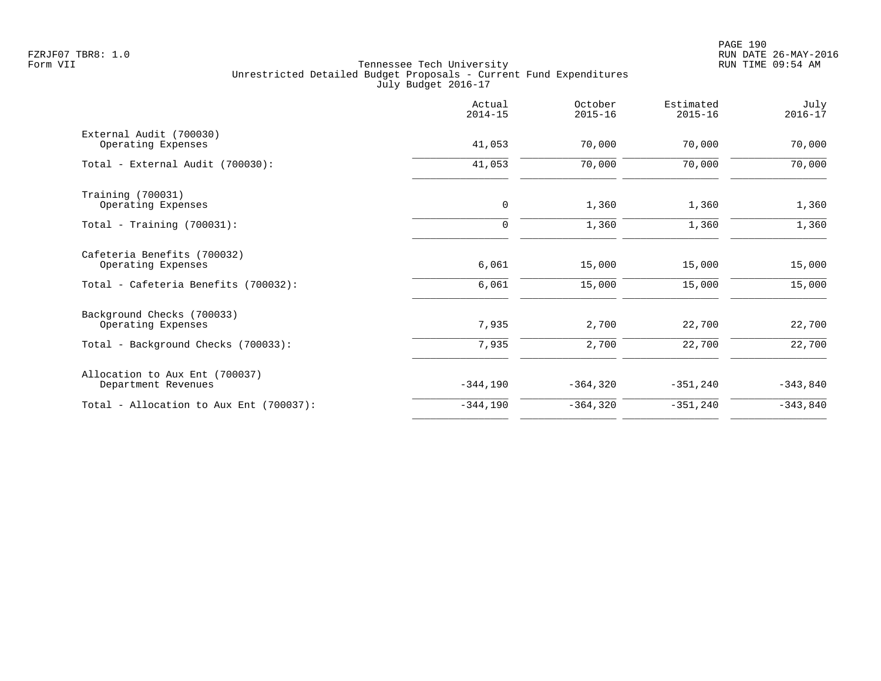Tennessee Tech University
Unrestricted Detailed Budget Proposals - Current Fund Expenditures
July Budget 2016-17

| | Actual 2014-15 | October 2015-16 | Estimated 2015-16 | July 2016-17 |
|---|---|---|---|---|
| External Audit (700030) | | | | |
| Operating Expenses | 41,053 | 70,000 | 70,000 | 70,000 |
| Total - External Audit (700030): | 41,053 | 70,000 | 70,000 | 70,000 |
| Training (700031) | | | | |
| Operating Expenses | 0 | 1,360 | 1,360 | 1,360 |
| Total - Training (700031): | 0 | 1,360 | 1,360 | 1,360 |
| Cafeteria Benefits (700032) | | | | |
| Operating Expenses | 6,061 | 15,000 | 15,000 | 15,000 |
| Total - Cafeteria Benefits (700032): | 6,061 | 15,000 | 15,000 | 15,000 |
| Background Checks (700033) | | | | |
| Operating Expenses | 7,935 | 2,700 | 22,700 | 22,700 |
| Total - Background Checks (700033): | 7,935 | 2,700 | 22,700 | 22,700 |
| Allocation to Aux Ent (700037) | | | | |
| Department Revenues | -344,190 | -364,320 | -351,240 | -343,840 |
| Total - Allocation to Aux Ent (700037): | -344,190 | -364,320 | -351,240 | -343,840 |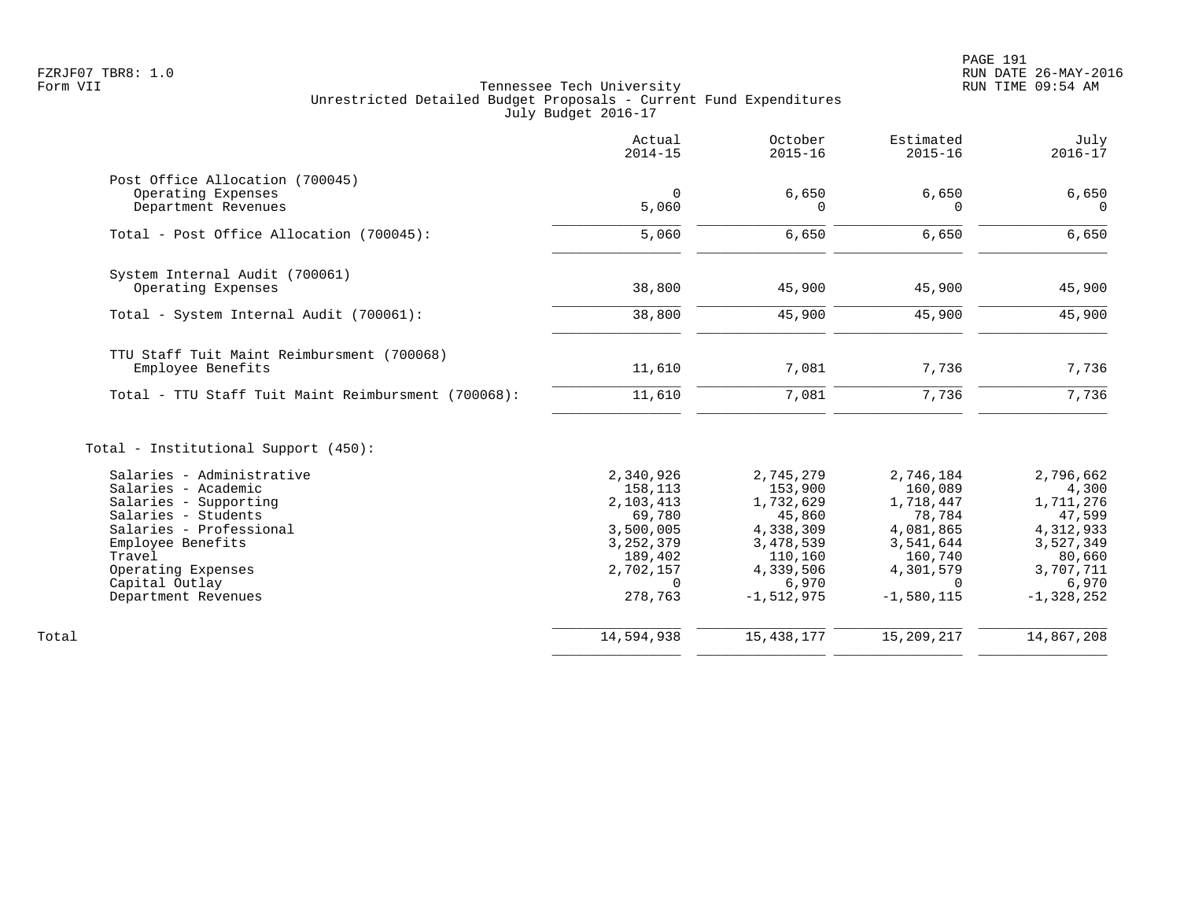Tennessee Tech University
Unrestricted Detailed Budget Proposals - Current Fund Expenditures
July Budget 2016-17

| | Actual 2014-15 | October 2015-16 | Estimated 2015-16 | July 2016-17 |
|---|---|---|---|---|
| **Post Office Allocation (700045)** | | | | |
| Operating Expenses | 0 | 6,650 | 6,650 | 6,650 |
| Department Revenues | 5,060 | 0 | 0 | 0 |
| Total - Post Office Allocation (700045): | 5,060 | 6,650 | 6,650 | 6,650 |
| **System Internal Audit (700061)** | | | | |
| Operating Expenses | 38,800 | 45,900 | 45,900 | 45,900 |
| Total - System Internal Audit (700061): | 38,800 | 45,900 | 45,900 | 45,900 |
| **TTU Staff Tuit Maint Reimbursment (700068)** | | | | |
| Employee Benefits | 11,610 | 7,081 | 7,736 | 7,736 |
| Total - TTU Staff Tuit Maint Reimbursment (700068): | 11,610 | 7,081 | 7,736 | 7,736 |
| **Total - Institutional Support (450):** | | | | |
| Salaries - Administrative | 2,340,926 | 2,745,279 | 2,746,184 | 2,796,662 |
| Salaries - Academic | 158,113 | 153,900 | 160,089 | 4,300 |
| Salaries - Supporting | 2,103,413 | 1,732,629 | 1,718,447 | 1,711,276 |
| Salaries - Students | 69,780 | 45,860 | 78,784 | 47,599 |
| Salaries - Professional | 3,500,005 | 4,338,309 | 4,081,865 | 4,312,933 |
| Employee Benefits | 3,252,379 | 3,478,539 | 3,541,644 | 3,527,349 |
| Travel | 189,402 | 110,160 | 160,740 | 80,660 |
| Operating Expenses | 2,702,157 | 4,339,506 | 4,301,579 | 3,707,711 |
| Capital Outlay | 0 | 6,970 | 0 | 6,970 |
| Department Revenues | 278,763 | -1,512,975 | -1,580,115 | -1,328,252 |
| **Total** | 14,594,938 | 15,438,177 | 15,209,217 | 14,867,208 |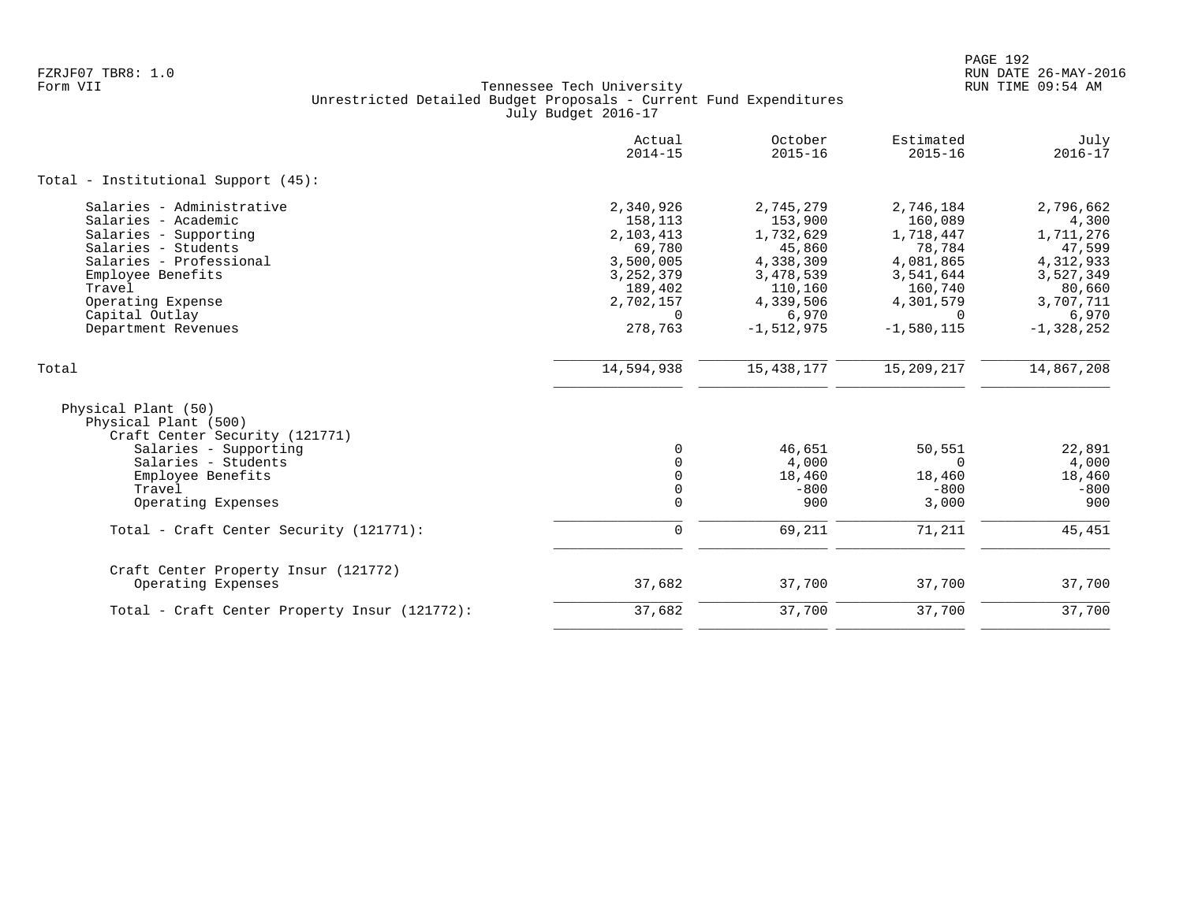Tennessee Tech University
Unrestricted Detailed Budget Proposals - Current Fund Expenditures
July Budget 2016-17

| | Actual 2014-15 | October 2015-16 | Estimated 2015-16 | July 2016-17 |
|---|---|---|---|---|
| **Total - Institutional Support (45):** | | | | |
| Salaries - Administrative | 2,340,926 | 2,745,279 | 2,746,184 | 2,796,662 |
| Salaries - Academic | 158,113 | 153,900 | 160,089 | 4,300 |
| Salaries - Supporting | 2,103,413 | 1,732,629 | 1,718,447 | 1,711,276 |
| Salaries - Students | 69,780 | 45,860 | 78,784 | 47,599 |
| Salaries - Professional | 3,500,005 | 4,338,309 | 4,081,865 | 4,312,933 |
| Employee Benefits | 3,252,379 | 3,478,539 | 3,541,644 | 3,527,349 |
| Travel | 189,402 | 110,160 | 160,740 | 80,660 |
| Operating Expense | 2,702,157 | 4,339,506 | 4,301,579 | 3,707,711 |
| Capital Outlay | 0 | 6,970 | 0 | 6,970 |
| Department Revenues | 278,763 | -1,512,975 | -1,580,115 | -1,328,252 |
| Total | 14,594,938 | 15,438,177 | 15,209,217 | 14,867,208 |
| Physical Plant (50) | | | | |
| Physical Plant (500) | | | | |
| Craft Center Security (121771) | | | | |
| Salaries - Supporting | 0 | 46,651 | 50,551 | 22,891 |
| Salaries - Students | 0 | 4,000 | 0 | 4,000 |
| Employee Benefits | 0 | 18,460 | 18,460 | 18,460 |
| Travel | 0 | -800 | -800 | -800 |
| Operating Expenses | 0 | 900 | 3,000 | 900 |
| Total - Craft Center Security (121771): | 0 | 69,211 | 71,211 | 45,451 |
| Craft Center Property Insur (121772) | | | | |
| Operating Expenses | 37,682 | 37,700 | 37,700 | 37,700 |
| Total - Craft Center Property Insur (121772): | 37,682 | 37,700 | 37,700 | 37,700 |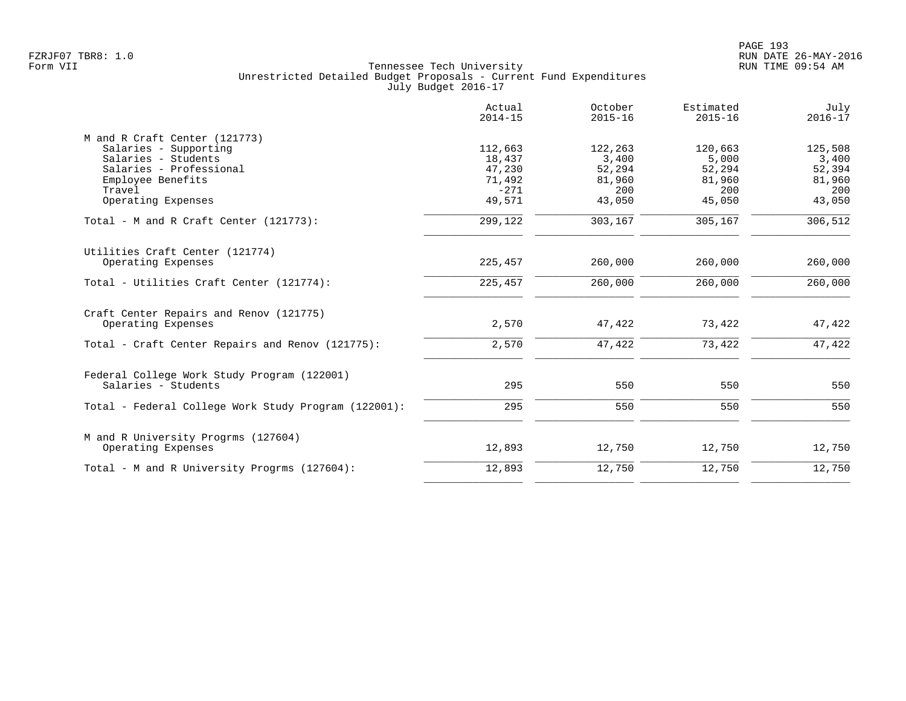Tennessee Tech University
Unrestricted Detailed Budget Proposals - Current Fund Expenditures
July Budget 2016-17

| | Actual 2014-15 | October 2015-16 | Estimated 2015-16 | July 2016-17 |
|---|---:|---:|---:|---:|
| **M and R Craft Center (121773)** | | | | |
| Salaries - Supporting | 112,663 | 122,263 | 120,663 | 125,508 |
| Salaries - Students | 18,437 | 3,400 | 5,000 | 3,400 |
| Salaries - Professional | 47,230 | 52,294 | 52,294 | 52,394 |
| Employee Benefits | 71,492 | 81,960 | 81,960 | 81,960 |
| Travel | -271 | 200 | 200 | 200 |
| Operating Expenses | 49,571 | 43,050 | 45,050 | 43,050 |
| Total - M and R Craft Center (121773): | 299,122 | 303,167 | 305,167 | 306,512 |
| **Utilities Craft Center (121774)** | | | | |
| Operating Expenses | 225,457 | 260,000 | 260,000 | 260,000 |
| Total - Utilities Craft Center (121774): | 225,457 | 260,000 | 260,000 | 260,000 |
| **Craft Center Repairs and Renov (121775)** | | | | |
| Operating Expenses | 2,570 | 47,422 | 73,422 | 47,422 |
| Total - Craft Center Repairs and Renov (121775): | 2,570 | 47,422 | 73,422 | 47,422 |
| **Federal College Work Study Program (122001)** | | | | |
| Salaries - Students | 295 | 550 | 550 | 550 |
| Total - Federal College Work Study Program (122001): | 295 | 550 | 550 | 550 |
| **M and R University Progrms (127604)** | | | | |
| Operating Expenses | 12,893 | 12,750 | 12,750 | 12,750 |
| Total - M and R University Progrms (127604): | 12,893 | 12,750 | 12,750 | 12,750 |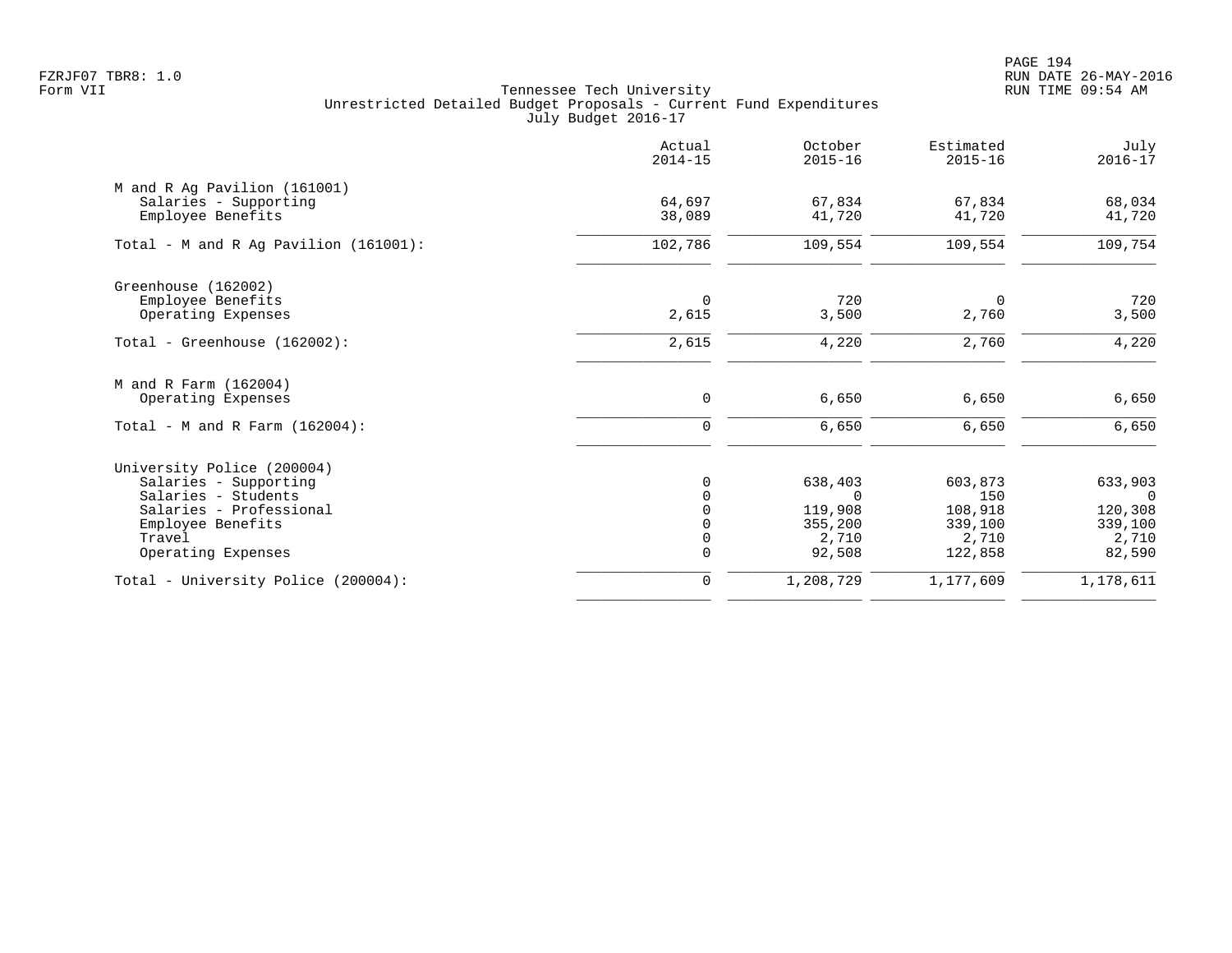FZRJF07 TBR8: 1.0
Form VII

Tennessee Tech University
Unrestricted Detailed Budget Proposals - Current Fund Expenditures
July Budget 2016-17

| | Actual 2014-15 | October 2015-16 | Estimated 2015-16 | July 2016-17 |
|---|---|---|---|---|
| M and R Ag Pavilion (161001) | | | | |
| Salaries - Supporting | 64,697 | 67,834 | 67,834 | 68,034 |
| Employee Benefits | 38,089 | 41,720 | 41,720 | 41,720 |
| Total - M and R Ag Pavilion (161001): | 102,786 | 109,554 | 109,554 | 109,754 |
| Greenhouse (162002) | | | | |
| Employee Benefits | 0 | 720 | 0 | 720 |
| Operating Expenses | 2,615 | 3,500 | 2,760 | 3,500 |
| Total - Greenhouse (162002): | 2,615 | 4,220 | 2,760 | 4,220 |
| M and R Farm (162004) | | | | |
| Operating Expenses | 0 | 6,650 | 6,650 | 6,650 |
| Total - M and R Farm (162004): | 0 | 6,650 | 6,650 | 6,650 |
| University Police (200004) | | | | |
| Salaries - Supporting | 0 | 638,403 | 603,873 | 633,903 |
| Salaries - Students | 0 | 0 | 150 | 0 |
| Salaries - Professional | 0 | 119,908 | 108,918 | 120,308 |
| Employee Benefits | 0 | 355,200 | 339,100 | 339,100 |
| Travel | 0 | 2,710 | 2,710 | 2,710 |
| Operating Expenses | 0 | 92,508 | 122,858 | 82,590 |
| Total - University Police (200004): | 0 | 1,208,729 | 1,177,609 | 1,178,611 |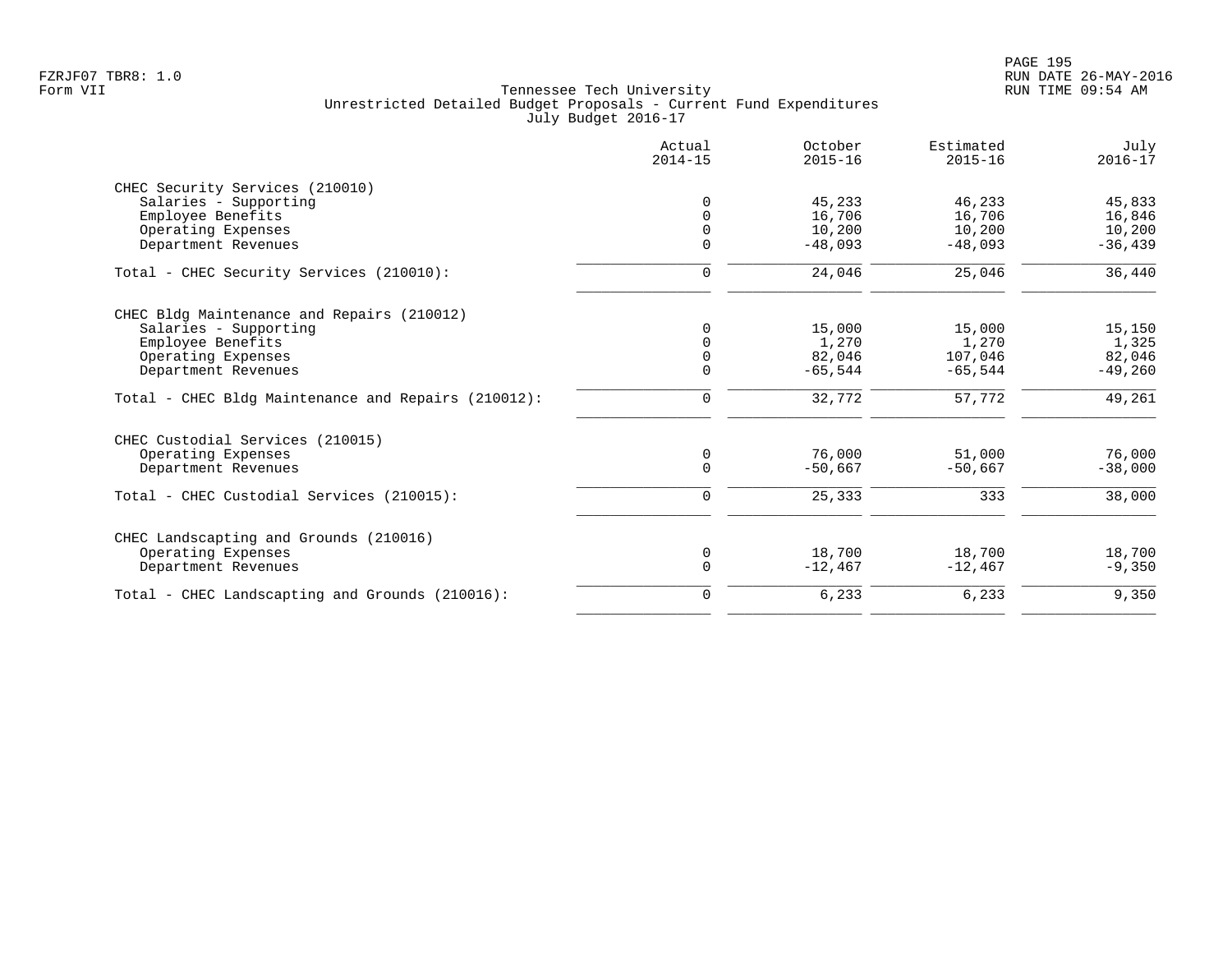Tennessee Tech University
Unrestricted Detailed Budget Proposals - Current Fund Expenditures
July Budget 2016-17

| | Actual 2014-15 | October 2015-16 | Estimated 2015-16 | July 2016-17 |
|---|---|---|---|---|
| **CHEC Security Services (210010)** | | | | |
| Salaries - Supporting | 0 | 45,233 | 46,233 | 45,833 |
| Employee Benefits | 0 | 16,706 | 16,706 | 16,846 |
| Operating Expenses | 0 | 10,200 | 10,200 | 10,200 |
| Department Revenues | 0 | -48,093 | -48,093 | -36,439 |
| Total - CHEC Security Services (210010): | 0 | 24,046 | 25,046 | 36,440 |
| **CHEC Bldg Maintenance and Repairs (210012)** | | | | |
| Salaries - Supporting | 0 | 15,000 | 15,000 | 15,150 |
| Employee Benefits | 0 | 1,270 | 1,270 | 1,325 |
| Operating Expenses | 0 | 82,046 | 107,046 | 82,046 |
| Department Revenues | 0 | -65,544 | -65,544 | -49,260 |
| Total - CHEC Bldg Maintenance and Repairs (210012): | 0 | 32,772 | 57,772 | 49,261 |
| **CHEC Custodial Services (210015)** | | | | |
| Operating Expenses | 0 | 76,000 | 51,000 | 76,000 |
| Department Revenues | 0 | -50,667 | -50,667 | -38,000 |
| Total - CHEC Custodial Services (210015): | 0 | 25,333 | 333 | 38,000 |
| **CHEC Landscapting and Grounds (210016)** | | | | |
| Operating Expenses | 0 | 18,700 | 18,700 | 18,700 |
| Department Revenues | 0 | -12,467 | -12,467 | -9,350 |
| Total - CHEC Landscapting and Grounds (210016): | 0 | 6,233 | 6,233 | 9,350 |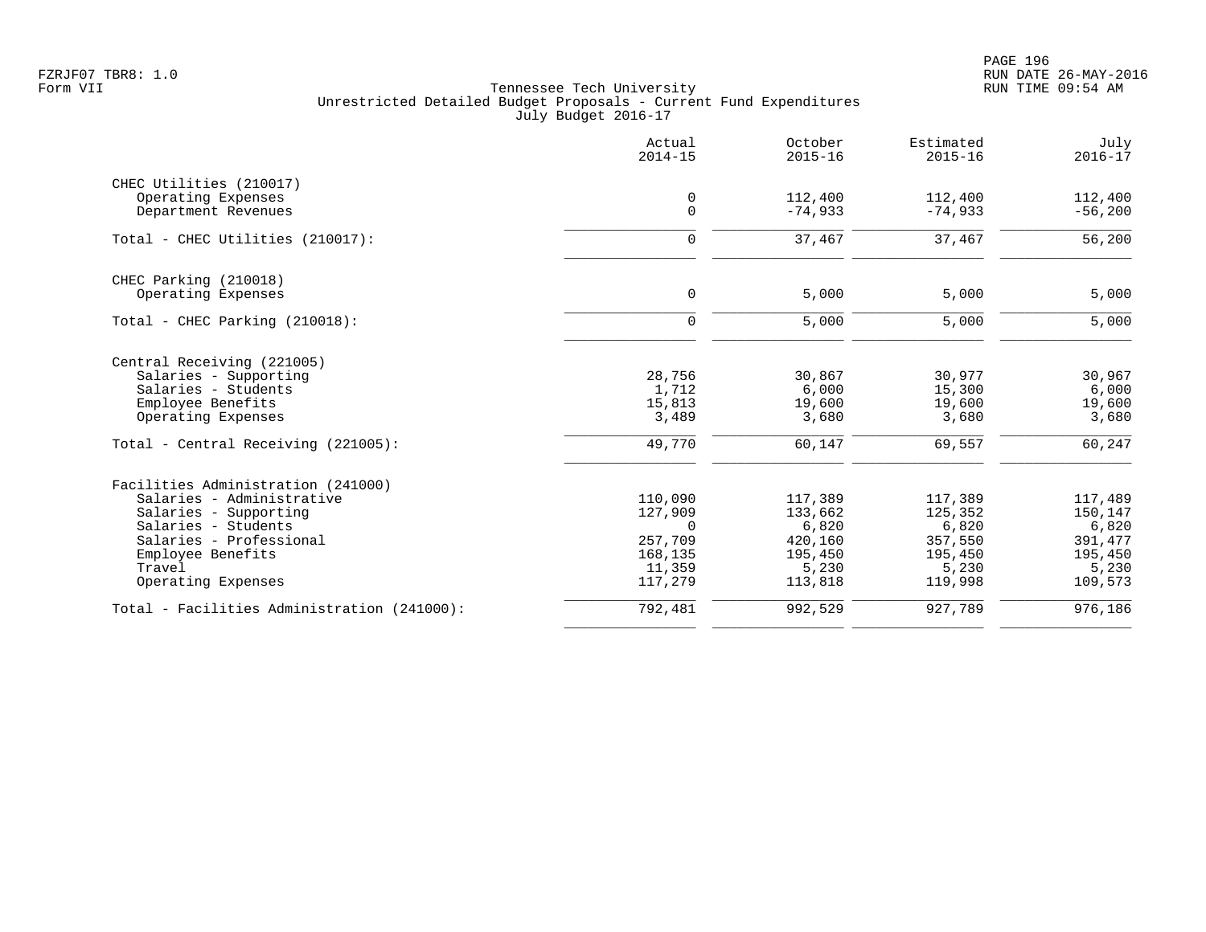Tennessee Tech University
Unrestricted Detailed Budget Proposals - Current Fund Expenditures
July Budget 2016-17

FZRJF07 TBR8: 1.0
Form VII

RUN DATE 26-MAY-2016
RUN TIME 09:54 AM

| | Actual 2014-15 | October 2015-16 | Estimated 2015-16 | July 2016-17 |
|---|---|---|---|---|
| CHEC Utilities (210017) | | | | |
| Operating Expenses | 0 | 112,400 | 112,400 | 112,400 |
| Department Revenues | 0 | -74,933 | -74,933 | -56,200 |
| Total - CHEC Utilities (210017): | 0 | 37,467 | 37,467 | 56,200 |
| CHEC Parking (210018) | | | | |
| Operating Expenses | 0 | 5,000 | 5,000 | 5,000 |
| Total - CHEC Parking (210018): | 0 | 5,000 | 5,000 | 5,000 |
| Central Receiving (221005) | | | | |
| Salaries - Supporting | 28,756 | 30,867 | 30,977 | 30,967 |
| Salaries - Students | 1,712 | 6,000 | 15,300 | 6,000 |
| Employee Benefits | 15,813 | 19,600 | 19,600 | 19,600 |
| Operating Expenses | 3,489 | 3,680 | 3,680 | 3,680 |
| Total - Central Receiving (221005): | 49,770 | 60,147 | 69,557 | 60,247 |
| Facilities Administration (241000) | | | | |
| Salaries - Administrative | 110,090 | 117,389 | 117,389 | 117,489 |
| Salaries - Supporting | 127,909 | 133,662 | 125,352 | 150,147 |
| Salaries - Students | 0 | 6,820 | 6,820 | 6,820 |
| Salaries - Professional | 257,709 | 420,160 | 357,550 | 391,477 |
| Employee Benefits | 168,135 | 195,450 | 195,450 | 195,450 |
| Travel | 11,359 | 5,230 | 5,230 | 5,230 |
| Operating Expenses | 117,279 | 113,818 | 119,998 | 109,573 |
| Total - Facilities Administration (241000): | 792,481 | 992,529 | 927,789 | 976,186 |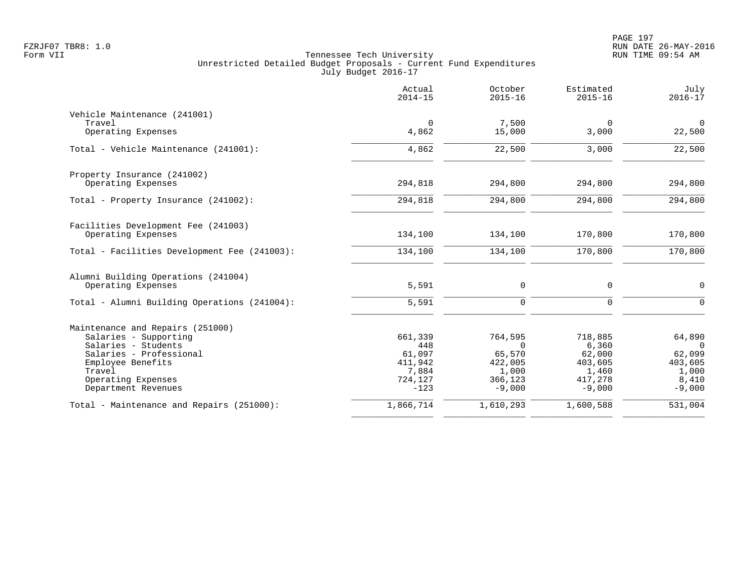# Tennessee Tech University
## Unrestricted Detailed Budget Proposals - Current Fund Expenditures
### July Budget 2016-17

|  | Actual 2014-15 | October 2015-16 | Estimated 2015-16 | July 2016-17 |
|---|---|---|---|---|
| **Vehicle Maintenance (241001)** | | | | |
| Travel | 0 | 7,500 | 0 | 0 |
| Operating Expenses | 4,862 | 15,000 | 3,000 | 22,500 |
| Total - Vehicle Maintenance (241001): | 4,862 | 22,500 | 3,000 | 22,500 |
| **Property Insurance (241002)** | | | | |
| Operating Expenses | 294,818 | 294,800 | 294,800 | 294,800 |
| Total - Property Insurance (241002): | 294,818 | 294,800 | 294,800 | 294,800 |
| **Facilities Development Fee (241003)** | | | | |
| Operating Expenses | 134,100 | 134,100 | 170,800 | 170,800 |
| Total - Facilities Development Fee (241003): | 134,100 | 134,100 | 170,800 | 170,800 |
| **Alumni Building Operations (241004)** | | | | |
| Operating Expenses | 5,591 | 0 | 0 | 0 |
| Total - Alumni Building Operations (241004): | 5,591 | 0 | 0 | 0 |
| **Maintenance and Repairs (251000)** | | | | |
| Salaries - Supporting | 661,339 | 764,595 | 718,885 | 64,890 |
| Salaries - Students | 448 | 0 | 6,360 | 0 |
| Salaries - Professional | 61,097 | 65,570 | 62,000 | 62,099 |
| Employee Benefits | 411,942 | 422,005 | 403,605 | 403,605 |
| Travel | 7,884 | 1,000 | 1,460 | 1,000 |
| Operating Expenses | 724,127 | 366,123 | 417,278 | 8,410 |
| Department Revenues | -123 | -9,000 | -9,000 | -9,000 |
| Total - Maintenance and Repairs (251000): | 1,866,714 | 1,610,293 | 1,600,588 | 531,004 |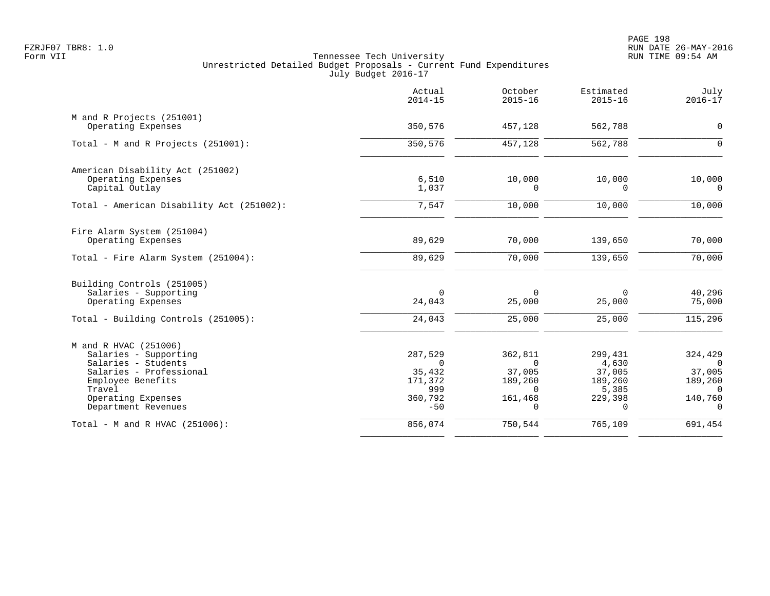FZRJF07 TBR8: 1.0
Form VII

Tennessee Tech University
Unrestricted Detailed Budget Proposals - Current Fund Expenditures
July Budget 2016-17

RUN DATE 26-MAY-2016
RUN TIME 09:54 AM

| | Actual 2014-15 | October 2015-16 | Estimated 2015-16 | July 2016-17 |
|---|---:|---:|---:|---:|
| **M and R Projects (251001)** | | | | |
| Operating Expenses | 350,576 | 457,128 | 562,788 | 0 |
| Total - M and R Projects (251001): | 350,576 | 457,128 | 562,788 | 0 |
| **American Disability Act (251002)** | | | | |
| Operating Expenses | 6,510 | 10,000 | 10,000 | 10,000 |
| Capital Outlay | 1,037 | 0 | 0 | 0 |
| Total - American Disability Act (251002): | 7,547 | 10,000 | 10,000 | 10,000 |
| **Fire Alarm System (251004)** | | | | |
| Operating Expenses | 89,629 | 70,000 | 139,650 | 70,000 |
| Total - Fire Alarm System (251004): | 89,629 | 70,000 | 139,650 | 70,000 |
| **Building Controls (251005)** | | | | |
| Salaries - Supporting | 0 | 0 | 0 | 40,296 |
| Operating Expenses | 24,043 | 25,000 | 25,000 | 75,000 |
| Total - Building Controls (251005): | 24,043 | 25,000 | 25,000 | 115,296 |
| **M and R HVAC (251006)** | | | | |
| Salaries - Supporting | 287,529 | 362,811 | 299,431 | 324,429 |
| Salaries - Students | 0 | 0 | 4,630 | 0 |
| Salaries - Professional | 35,432 | 37,005 | 37,005 | 37,005 |
| Employee Benefits | 171,372 | 189,260 | 189,260 | 189,260 |
| Travel | 999 | 0 | 5,385 | 0 |
| Operating Expenses | 360,792 | 161,468 | 229,398 | 140,760 |
| Department Revenues | -50 | 0 | 0 | 0 |
| Total - M and R HVAC (251006): | 856,074 | 750,544 | 765,109 | 691,454 |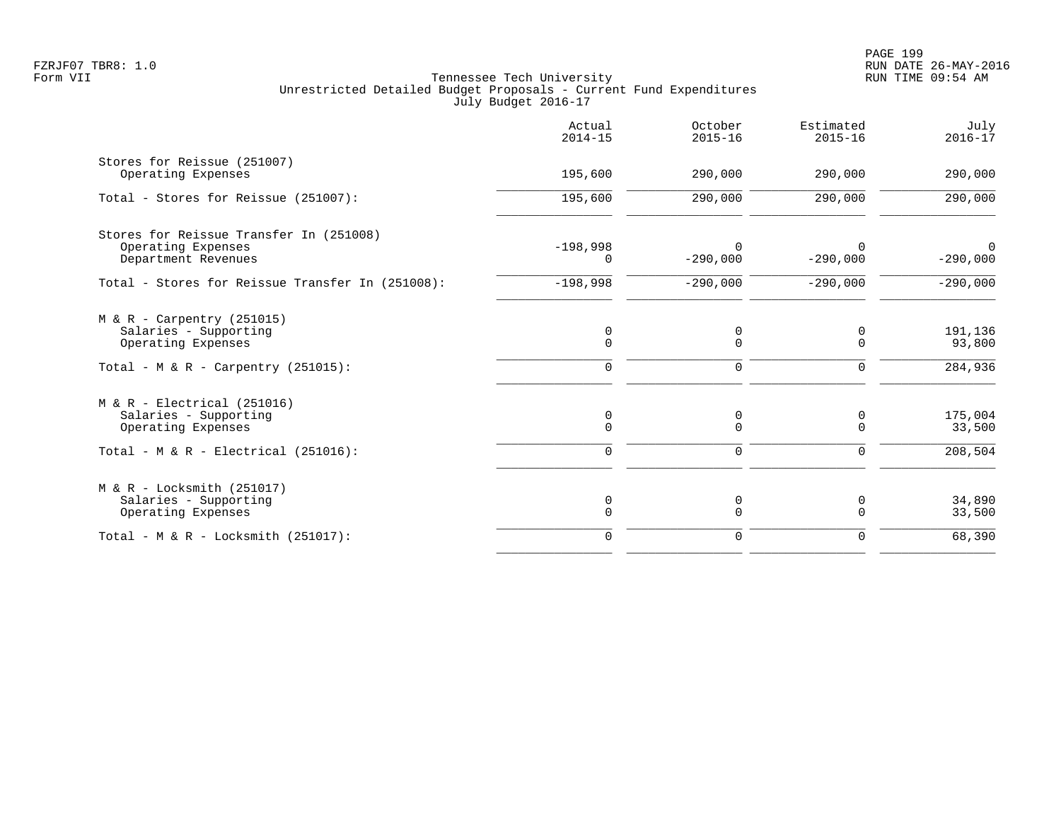Tennessee Tech University
Unrestricted Detailed Budget Proposals - Current Fund Expenditures
July Budget 2016-17

| | Actual 2014-15 | October 2015-16 | Estimated 2015-16 | July 2016-17 |
|---|---|---|---|---|
| **Stores for Reissue (251007)** | | | | |
| Operating Expenses | 195,600 | 290,000 | 290,000 | 290,000 |
| Total - Stores for Reissue (251007): | 195,600 | 290,000 | 290,000 | 290,000 |
| **Stores for Reissue Transfer In (251008)** | | | | |
| Operating Expenses | -198,998 | 0 | 0 | 0 |
| Department Revenues | 0 | -290,000 | -290,000 | -290,000 |
| Total - Stores for Reissue Transfer In (251008): | -198,998 | -290,000 | -290,000 | -290,000 |
| **M & R - Carpentry (251015)** | | | | |
| Salaries - Supporting | 0 | 0 | 0 | 191,136 |
| Operating Expenses | 0 | 0 | 0 | 93,800 |
| Total - M & R - Carpentry (251015): | 0 | 0 | 0 | 284,936 |
| **M & R - Electrical (251016)** | | | | |
| Salaries - Supporting | 0 | 0 | 0 | 175,004 |
| Operating Expenses | 0 | 0 | 0 | 33,500 |
| Total - M & R - Electrical (251016): | 0 | 0 | 0 | 208,504 |
| **M & R - Locksmith (251017)** | | | | |
| Salaries - Supporting | 0 | 0 | 0 | 34,890 |
| Operating Expenses | 0 | 0 | 0 | 33,500 |
| Total - M & R - Locksmith (251017): | 0 | 0 | 0 | 68,390 |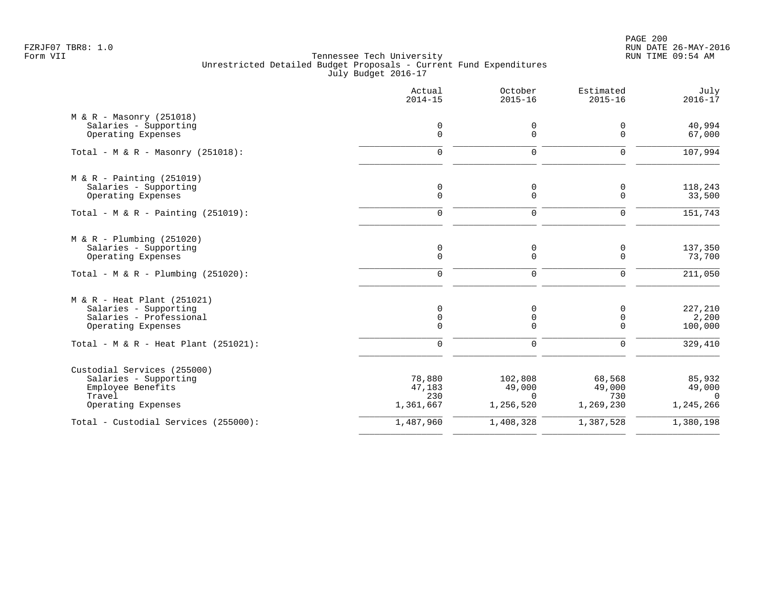FZRJF07 TBR8: 1.0
Form VII

Tennessee Tech University
Unrestricted Detailed Budget Proposals - Current Fund Expenditures
July Budget 2016-17

RUN DATE 26-MAY-2016
RUN TIME 09:54 AM

| | Actual 2014-15 | October 2015-16 | Estimated 2015-16 | July 2016-17 |
|---|---|---|---|---|
| **M & R - Masonry (251018)** | | | | |
| Salaries - Supporting | 0 | 0 | 0 | 40,994 |
| Operating Expenses | 0 | 0 | 0 | 67,000 |
| Total - M & R - Masonry (251018): | 0 | 0 | 0 | 107,994 |
| **M & R - Painting (251019)** | | | | |
| Salaries - Supporting | 0 | 0 | 0 | 118,243 |
| Operating Expenses | 0 | 0 | 0 | 33,500 |
| Total - M & R - Painting (251019): | 0 | 0 | 0 | 151,743 |
| **M & R - Plumbing (251020)** | | | | |
| Salaries - Supporting | 0 | 0 | 0 | 137,350 |
| Operating Expenses | 0 | 0 | 0 | 73,700 |
| Total - M & R - Plumbing (251020): | 0 | 0 | 0 | 211,050 |
| **M & R - Heat Plant (251021)** | | | | |
| Salaries - Supporting | 0 | 0 | 0 | 227,210 |
| Salaries - Professional | 0 | 0 | 0 | 2,200 |
| Operating Expenses | 0 | 0 | 0 | 100,000 |
| Total - M & R - Heat Plant (251021): | 0 | 0 | 0 | 329,410 |
| **Custodial Services (255000)** | | | | |
| Salaries - Supporting | 78,880 | 102,808 | 68,568 | 85,932 |
| Employee Benefits | 47,183 | 49,000 | 49,000 | 49,000 |
| Travel | 230 | 0 | 730 | 0 |
| Operating Expenses | 1,361,667 | 1,256,520 | 1,269,230 | 1,245,266 |
| Total - Custodial Services (255000): | 1,487,960 | 1,408,328 | 1,387,528 | 1,380,198 |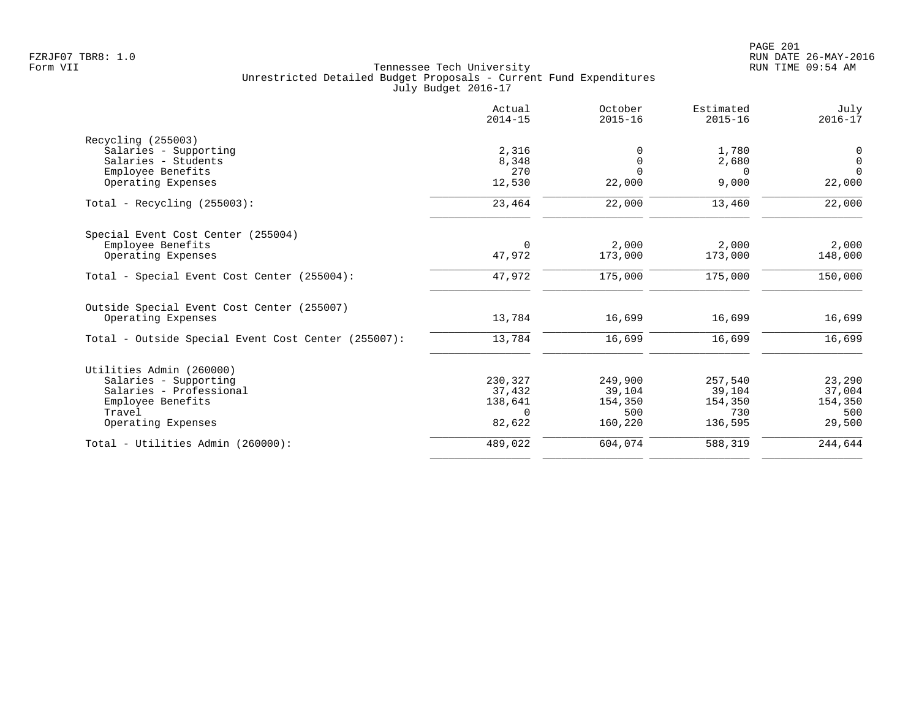Tennessee Tech University
Unrestricted Detailed Budget Proposals - Current Fund Expenditures
July Budget 2016-17

| | Actual 2014-15 | October 2015-16 | Estimated 2015-16 | July 2016-17 |
|---|---|---|---|---|
| **Recycling (255003)** | | | | |
| Salaries - Supporting | 2,316 | 0 | 1,780 | 0 |
| Salaries - Students | 8,348 | 0 | 2,680 | 0 |
| Employee Benefits | 270 | 0 | 0 | 0 |
| Operating Expenses | 12,530 | 22,000 | 9,000 | 22,000 |
| Total - Recycling (255003): | 23,464 | 22,000 | 13,460 | 22,000 |
| **Special Event Cost Center (255004)** | | | | |
| Employee Benefits | 0 | 2,000 | 2,000 | 2,000 |
| Operating Expenses | 47,972 | 173,000 | 173,000 | 148,000 |
| Total - Special Event Cost Center (255004): | 47,972 | 175,000 | 175,000 | 150,000 |
| **Outside Special Event Cost Center (255007)** | | | | |
| Operating Expenses | 13,784 | 16,699 | 16,699 | 16,699 |
| Total - Outside Special Event Cost Center (255007): | 13,784 | 16,699 | 16,699 | 16,699 |
| **Utilities Admin (260000)** | | | | |
| Salaries - Supporting | 230,327 | 249,900 | 257,540 | 23,290 |
| Salaries - Professional | 37,432 | 39,104 | 39,104 | 37,004 |
| Employee Benefits | 138,641 | 154,350 | 154,350 | 154,350 |
| Travel | 0 | 500 | 730 | 500 |
| Operating Expenses | 82,622 | 160,220 | 136,595 | 29,500 |
| Total - Utilities Admin (260000): | 489,022 | 604,074 | 588,319 | 244,644 |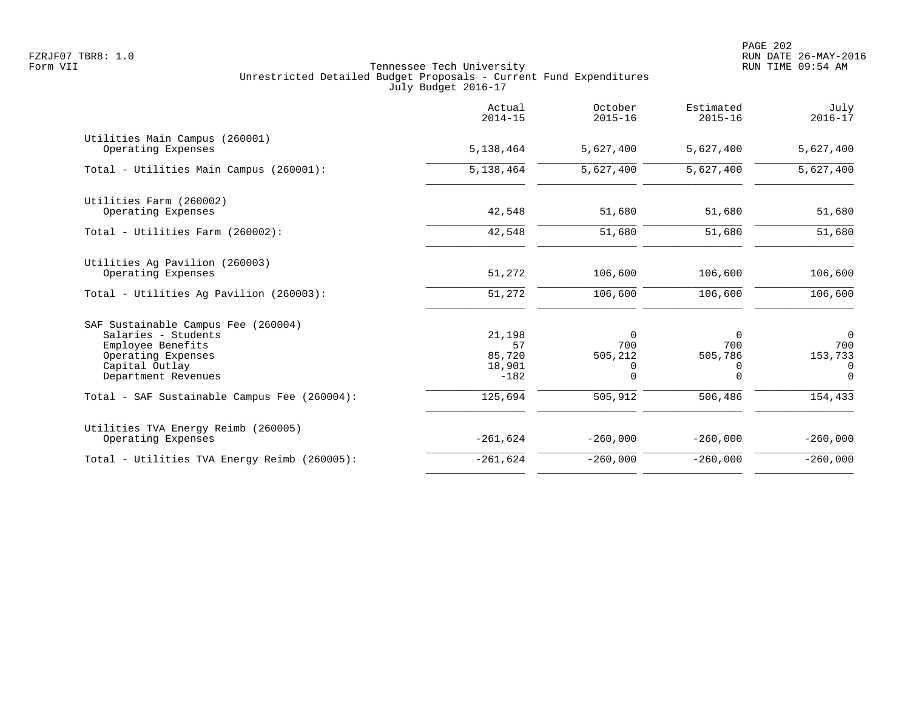Tennessee Tech University
Unrestricted Detailed Budget Proposals - Current Fund Expenditures
July Budget 2016-17

FZRJF07 TBR8: 1.0
Form VII

RUN DATE 26-MAY-2016
RUN TIME 09:54 AM

| | Actual 2014-15 | October 2015-16 | Estimated 2015-16 | July 2016-17 |
|---|---|---|---|---|
| Utilities Main Campus (260001) | | | | |
| Operating Expenses | 5,138,464 | 5,627,400 | 5,627,400 | 5,627,400 |
| Total - Utilities Main Campus (260001): | 5,138,464 | 5,627,400 | 5,627,400 | 5,627,400 |
| Utilities Farm (260002) | | | | |
| Operating Expenses | 42,548 | 51,680 | 51,680 | 51,680 |
| Total - Utilities Farm (260002): | 42,548 | 51,680 | 51,680 | 51,680 |
| Utilities Ag Pavilion (260003) | | | | |
| Operating Expenses | 51,272 | 106,600 | 106,600 | 106,600 |
| Total - Utilities Ag Pavilion (260003): | 51,272 | 106,600 | 106,600 | 106,600 |
| SAF Sustainable Campus Fee (260004) | | | | |
| Salaries - Students | 21,198 | 0 | 0 | 0 |
| Employee Benefits | 57 | 700 | 700 | 700 |
| Operating Expenses | 85,720 | 505,212 | 505,786 | 153,733 |
| Capital Outlay | 18,901 | 0 | 0 | 0 |
| Department Revenues | -182 | 0 | 0 | 0 |
| Total - SAF Sustainable Campus Fee (260004): | 125,694 | 505,912 | 506,486 | 154,433 |
| Utilities TVA Energy Reimb (260005) | | | | |
| Operating Expenses | -261,624 | -260,000 | -260,000 | -260,000 |
| Total - Utilities TVA Energy Reimb (260005): | -261,624 | -260,000 | -260,000 | -260,000 |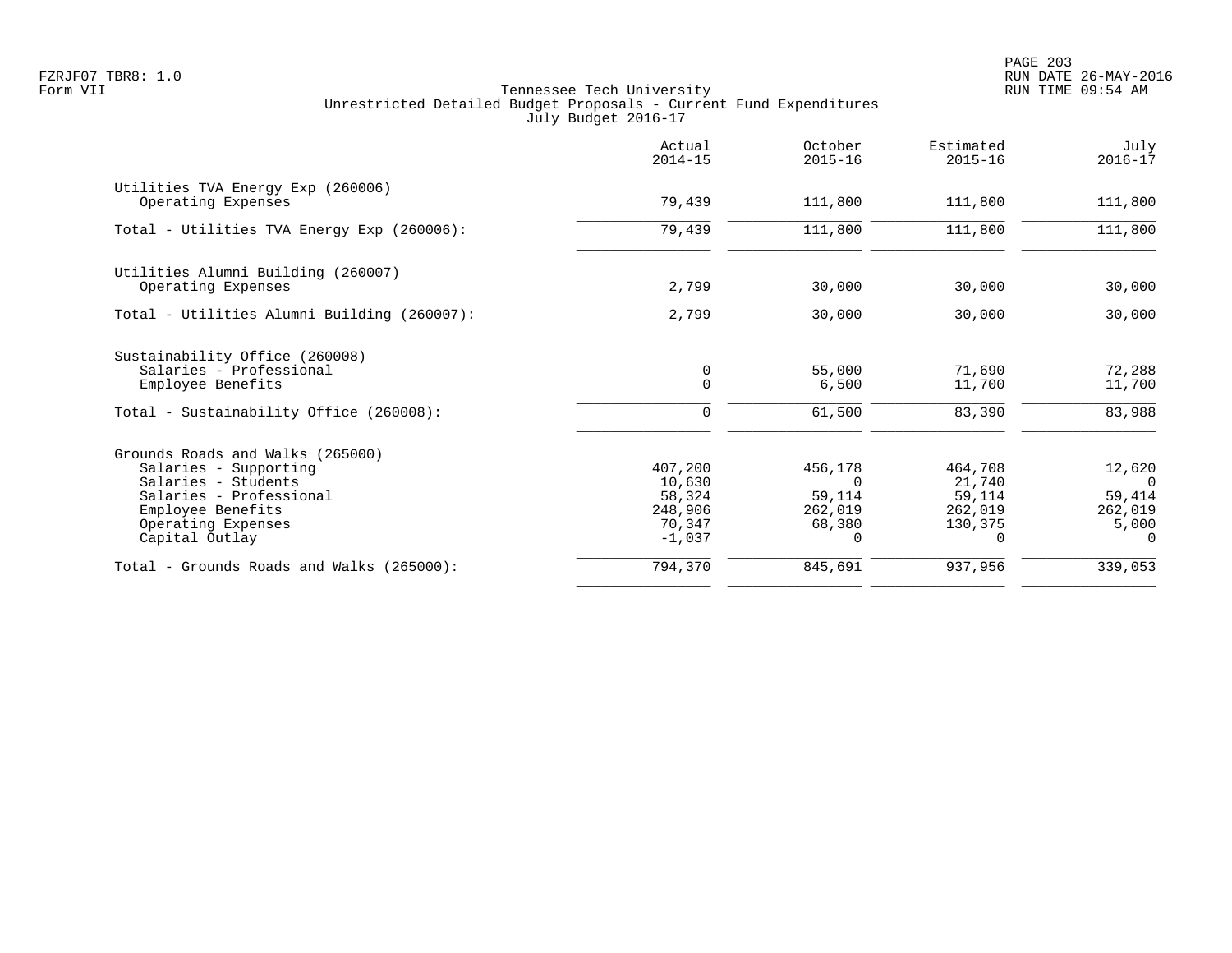Tennessee Tech University
Unrestricted Detailed Budget Proposals - Current Fund Expenditures
July Budget 2016-17

Form VII

| | Actual 2014-15 | October 2015-16 | Estimated 2015-16 | July 2016-17 |
|---|---|---|---|---|
| **Utilities TVA Energy Exp (260006)** | | | | |
| Operating Expenses | 79,439 | 111,800 | 111,800 | 111,800 |
| Total - Utilities TVA Energy Exp (260006): | 79,439 | 111,800 | 111,800 | 111,800 |
| **Utilities Alumni Building (260007)** | | | | |
| Operating Expenses | 2,799 | 30,000 | 30,000 | 30,000 |
| Total - Utilities Alumni Building (260007): | 2,799 | 30,000 | 30,000 | 30,000 |
| **Sustainability Office (260008)** | | | | |
| Salaries - Professional | 0 | 55,000 | 71,690 | 72,288 |
| Employee Benefits | 0 | 6,500 | 11,700 | 11,700 |
| Total - Sustainability Office (260008): | 0 | 61,500 | 83,390 | 83,988 |
| **Grounds Roads and Walks (265000)** | | | | |
| Salaries - Supporting | 407,200 | 456,178 | 464,708 | 12,620 |
| Salaries - Students | 10,630 | 0 | 21,740 | 0 |
| Salaries - Professional | 58,324 | 59,114 | 59,114 | 59,414 |
| Employee Benefits | 248,906 | 262,019 | 262,019 | 262,019 |
| Operating Expenses | 70,347 | 68,380 | 130,375 | 5,000 |
| Capital Outlay | -1,037 | 0 | 0 | 0 |
| Total - Grounds Roads and Walks (265000): | 794,370 | 845,691 | 937,956 | 339,053 |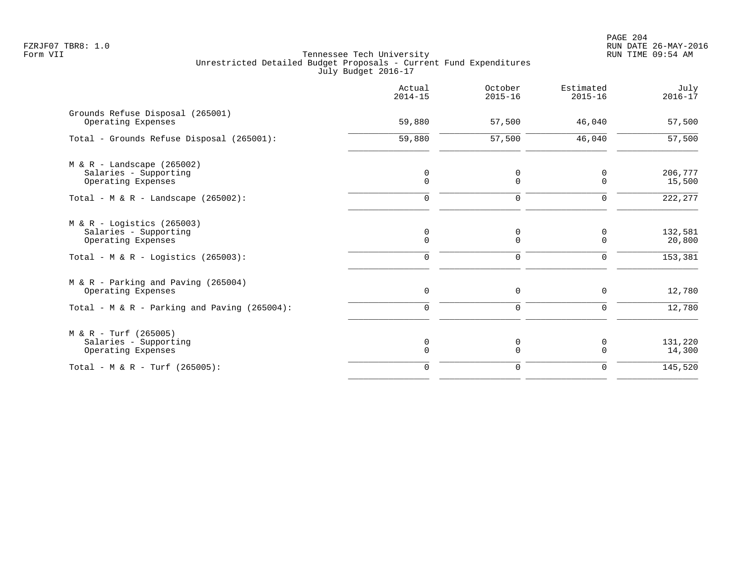FZRJF07 TBR8: 1.0
Form VII

Tennessee Tech University
Unrestricted Detailed Budget Proposals - Current Fund Expenditures
July Budget 2016-17

RUN DATE 26-MAY-2016
RUN TIME 09:54 AM

| | Actual 2014-15 | October 2015-16 | Estimated 2015-16 | July 2016-17 |
|---|---|---|---|---|
| **Grounds Refuse Disposal (265001)** | | | | |
| Operating Expenses | 59,880 | 57,500 | 46,040 | 57,500 |
| Total - Grounds Refuse Disposal (265001): | 59,880 | 57,500 | 46,040 | 57,500 |
| **M & R - Landscape (265002)** | | | | |
| Salaries - Supporting | 0 | 0 | 0 | 206,777 |
| Operating Expenses | 0 | 0 | 0 | 15,500 |
| Total - M & R - Landscape (265002): | 0 | 0 | 0 | 222,277 |
| **M & R - Logistics (265003)** | | | | |
| Salaries - Supporting | 0 | 0 | 0 | 132,581 |
| Operating Expenses | 0 | 0 | 0 | 20,800 |
| Total - M & R - Logistics (265003): | 0 | 0 | 0 | 153,381 |
| **M & R - Parking and Paving (265004)** | | | | |
| Operating Expenses | 0 | 0 | 0 | 12,780 |
| Total - M & R - Parking and Paving (265004): | 0 | 0 | 0 | 12,780 |
| **M & R - Turf (265005)** | | | | |
| Salaries - Supporting | 0 | 0 | 0 | 131,220 |
| Operating Expenses | 0 | 0 | 0 | 14,300 |
| Total - M & R - Turf (265005): | 0 | 0 | 0 | 145,520 |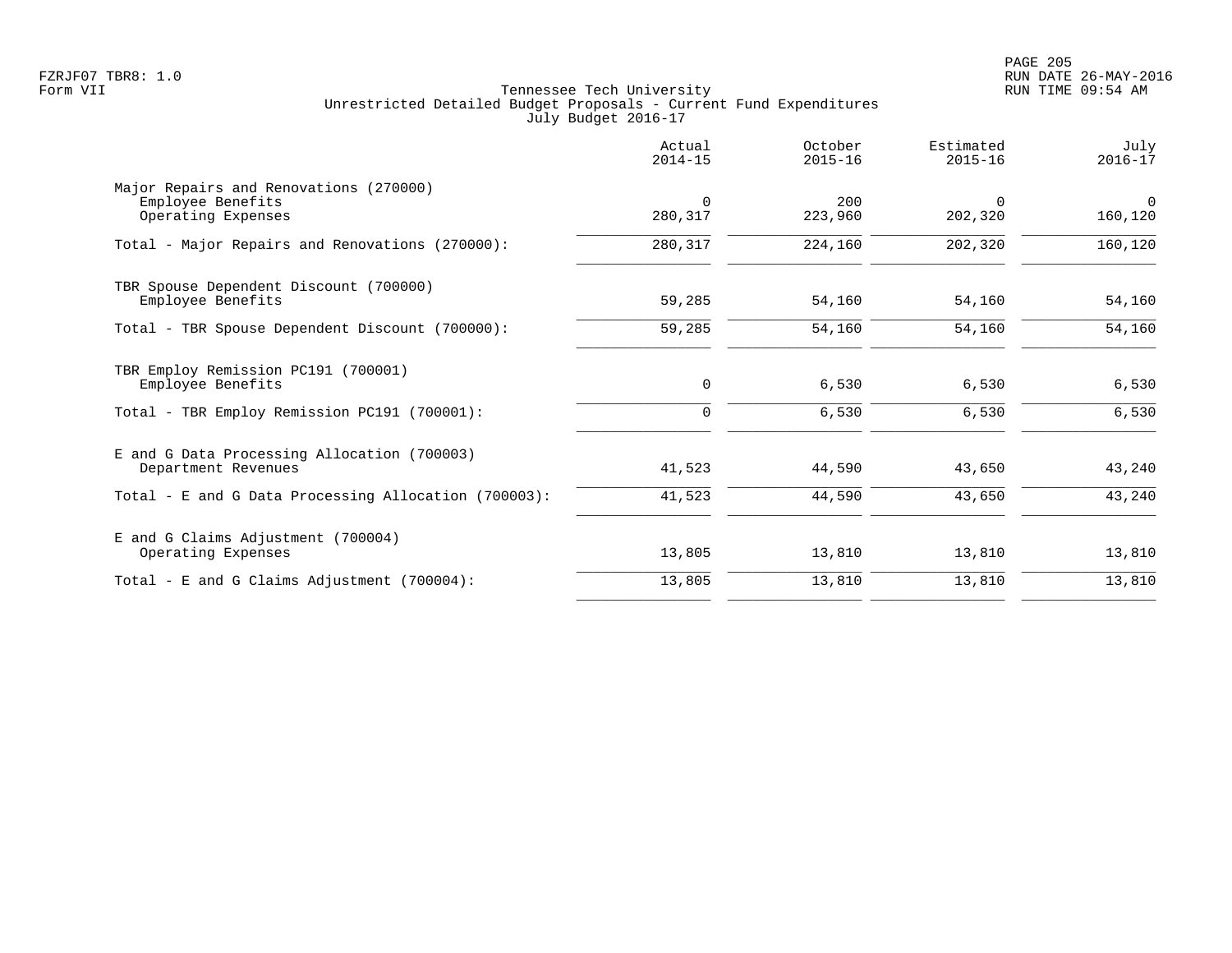Tennessee Tech University
Unrestricted Detailed Budget Proposals - Current Fund Expenditures
July Budget 2016-17

| | Actual 2014-15 | October 2015-16 | Estimated 2015-16 | July 2016-17 |
|---|---|---|---|---|
| Major Repairs and Renovations (270000) | | | | |
| Employee Benefits | 0 | 200 | 0 | 0 |
| Operating Expenses | 280,317 | 223,960 | 202,320 | 160,120 |
| Total - Major Repairs and Renovations (270000): | 280,317 | 224,160 | 202,320 | 160,120 |
| TBR Spouse Dependent Discount (700000) | | | | |
| Employee Benefits | 59,285 | 54,160 | 54,160 | 54,160 |
| Total - TBR Spouse Dependent Discount (700000): | 59,285 | 54,160 | 54,160 | 54,160 |
| TBR Employ Remission PC191 (700001) | | | | |
| Employee Benefits | 0 | 6,530 | 6,530 | 6,530 |
| Total - TBR Employ Remission PC191 (700001): | 0 | 6,530 | 6,530 | 6,530 |
| E and G Data Processing Allocation (700003) | | | | |
| Department Revenues | 41,523 | 44,590 | 43,650 | 43,240 |
| Total - E and G Data Processing Allocation (700003): | 41,523 | 44,590 | 43,650 | 43,240 |
| E and G Claims Adjustment (700004) | | | | |
| Operating Expenses | 13,805 | 13,810 | 13,810 | 13,810 |
| Total - E and G Claims Adjustment (700004): | 13,805 | 13,810 | 13,810 | 13,810 |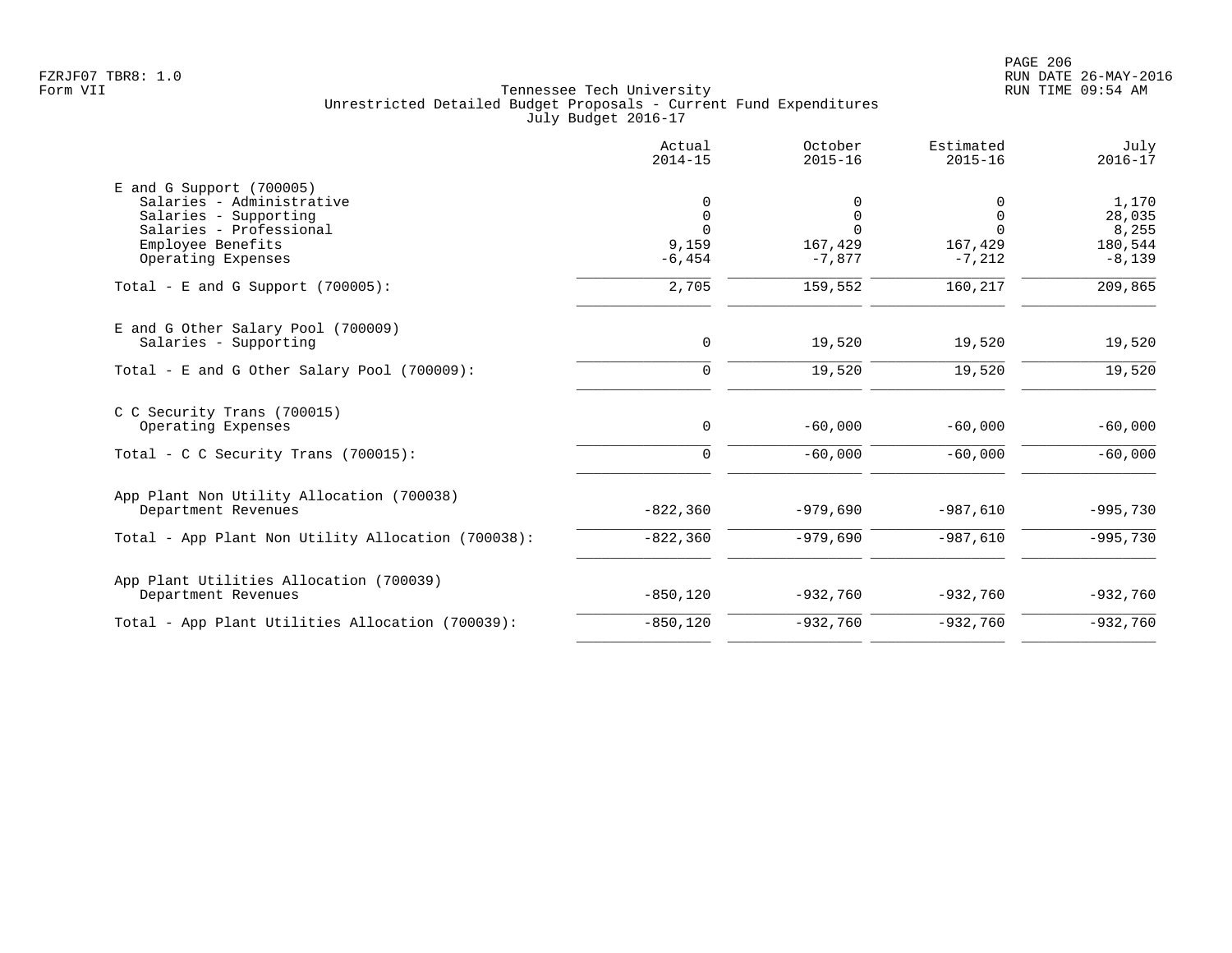FZRJF07 TBR8: 1.0
Form VII

Tennessee Tech University
Unrestricted Detailed Budget Proposals - Current Fund Expenditures
July Budget 2016-17

RUN DATE 26-MAY-2016
RUN TIME 09:54 AM

| | Actual 2014-15 | October 2015-16 | Estimated 2015-16 | July 2016-17 |
|---|---:|---:|---:|---:|
| **E and G Support (700005)** | | | | |
| Salaries - Administrative | 0 | 0 | 0 | 1,170 |
| Salaries - Supporting | 0 | 0 | 0 | 28,035 |
| Salaries - Professional | 0 | 0 | 0 | 8,255 |
| Employee Benefits | 9,159 | 167,429 | 167,429 | 180,544 |
| Operating Expenses | -6,454 | -7,877 | -7,212 | -8,139 |
| Total - E and G Support (700005): | 2,705 | 159,552 | 160,217 | 209,865 |
| **E and G Other Salary Pool (700009)** | | | | |
| Salaries - Supporting | 0 | 19,520 | 19,520 | 19,520 |
| Total - E and G Other Salary Pool (700009): | 0 | 19,520 | 19,520 | 19,520 |
| **C C Security Trans (700015)** | | | | |
| Operating Expenses | 0 | -60,000 | -60,000 | -60,000 |
| Total - C C Security Trans (700015): | 0 | -60,000 | -60,000 | -60,000 |
| **App Plant Non Utility Allocation (700038)** | | | | |
| Department Revenues | -822,360 | -979,690 | -987,610 | -995,730 |
| Total - App Plant Non Utility Allocation (700038): | -822,360 | -979,690 | -987,610 | -995,730 |
| **App Plant Utilities Allocation (700039)** | | | | |
| Department Revenues | -850,120 | -932,760 | -932,760 | -932,760 |
| Total - App Plant Utilities Allocation (700039): | -850,120 | -932,760 | -932,760 | -932,760 |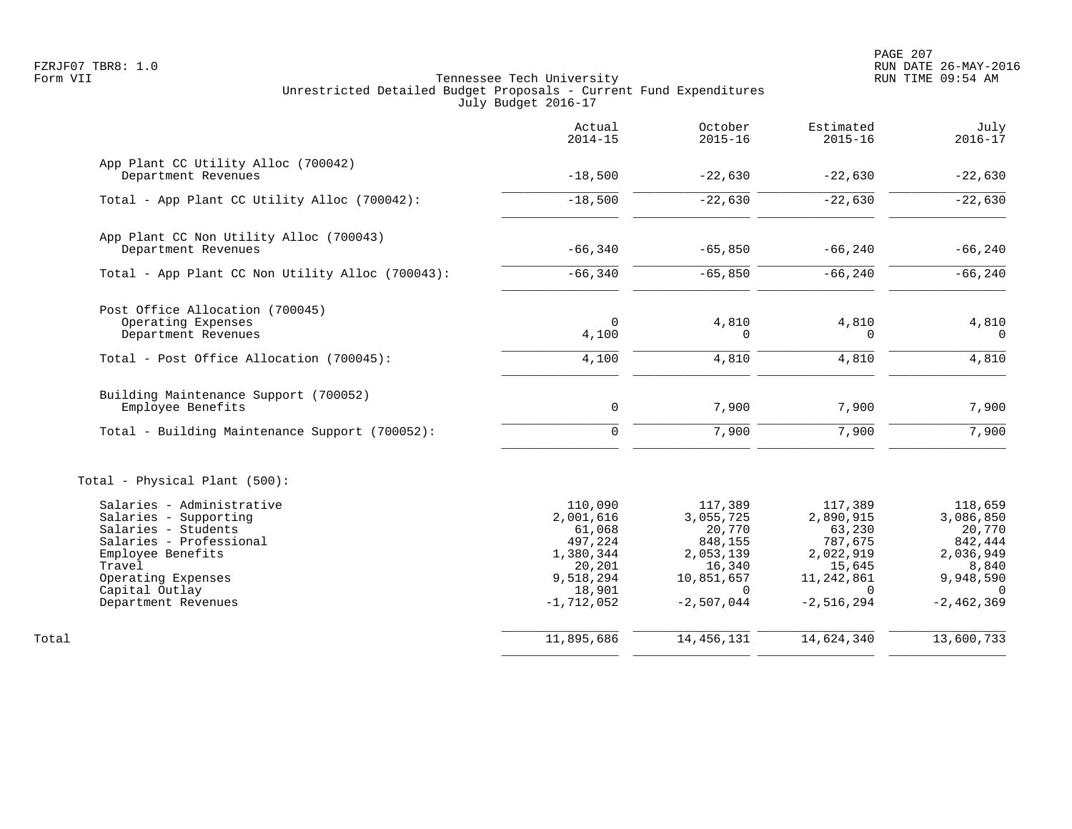Tennessee Tech University
Unrestricted Detailed Budget Proposals - Current Fund Expenditures
July Budget 2016-17

| | Actual 2014-15 | October 2015-16 | Estimated 2015-16 | July 2016-17 |
|---|---|---|---|---|
| **App Plant CC Utility Alloc (700042)** | | | | |
| Department Revenues | -18,500 | -22,630 | -22,630 | -22,630 |
| Total - App Plant CC Utility Alloc (700042): | -18,500 | -22,630 | -22,630 | -22,630 |
| **App Plant CC Non Utility Alloc (700043)** | | | | |
| Department Revenues | -66,340 | -65,850 | -66,240 | -66,240 |
| Total - App Plant CC Non Utility Alloc (700043): | -66,340 | -65,850 | -66,240 | -66,240 |
| **Post Office Allocation (700045)** | | | | |
| Operating Expenses | 0 | 4,810 | 4,810 | 4,810 |
| Department Revenues | 4,100 | 0 | 0 | 0 |
| Total - Post Office Allocation (700045): | 4,100 | 4,810 | 4,810 | 4,810 |
| **Building Maintenance Support (700052)** | | | | |
| Employee Benefits | 0 | 7,900 | 7,900 | 7,900 |
| Total - Building Maintenance Support (700052): | 0 | 7,900 | 7,900 | 7,900 |
| **Total - Physical Plant (500):** | | | | |
| Salaries - Administrative | 110,090 | 117,389 | 117,389 | 118,659 |
| Salaries - Supporting | 2,001,616 | 3,055,725 | 2,890,915 | 3,086,850 |
| Salaries - Students | 61,068 | 20,770 | 63,230 | 20,770 |
| Salaries - Professional | 497,224 | 848,155 | 787,675 | 842,444 |
| Employee Benefits | 1,380,344 | 2,053,139 | 2,022,919 | 2,036,949 |
| Travel | 20,201 | 16,340 | 15,645 | 8,840 |
| Operating Expenses | 9,518,294 | 10,851,657 | 11,242,861 | 9,948,590 |
| Capital Outlay | 18,901 | 0 | 0 | 0 |
| Department Revenues | -1,712,052 | -2,507,044 | -2,516,294 | -2,462,369 |
| Total | 11,895,686 | 14,456,131 | 14,624,340 | 13,600,733 |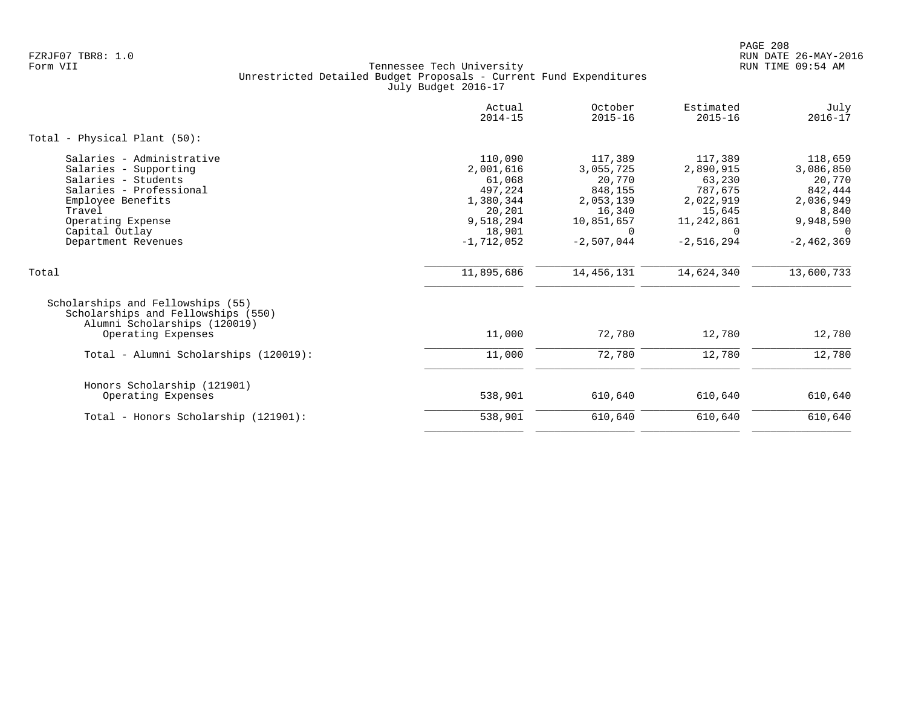Tennessee Tech University
Unrestricted Detailed Budget Proposals - Current Fund Expenditures
July Budget 2016-17

| | Actual 2014-15 | October 2015-16 | Estimated 2015-16 | July 2016-17 |
|---|---|---|---|---|
| **Total - Physical Plant (50):** | | | | |
| Salaries - Administrative | 110,090 | 117,389 | 117,389 | 118,659 |
| Salaries - Supporting | 2,001,616 | 3,055,725 | 2,890,915 | 3,086,850 |
| Salaries - Students | 61,068 | 20,770 | 63,230 | 20,770 |
| Salaries - Professional | 497,224 | 848,155 | 787,675 | 842,444 |
| Employee Benefits | 1,380,344 | 2,053,139 | 2,022,919 | 2,036,949 |
| Travel | 20,201 | 16,340 | 15,645 | 8,840 |
| Operating Expense | 9,518,294 | 10,851,657 | 11,242,861 | 9,948,590 |
| Capital Outlay | 18,901 | 0 | 0 | 0 |
| Department Revenues | -1,712,052 | -2,507,044 | -2,516,294 | -2,462,369 |
| Total | 11,895,686 | 14,456,131 | 14,624,340 | 13,600,733 |
| Scholarships and Fellowships (55) | | | | |
| Scholarships and Fellowships (550) | | | | |
| Alumni Scholarships (120019) | | | | |
| Operating Expenses | 11,000 | 72,780 | 12,780 | 12,780 |
| Total - Alumni Scholarships (120019): | 11,000 | 72,780 | 12,780 | 12,780 |
| Honors Scholarship (121901) | | | | |
| Operating Expenses | 538,901 | 610,640 | 610,640 | 610,640 |
| Total - Honors Scholarship (121901): | 538,901 | 610,640 | 610,640 | 610,640 |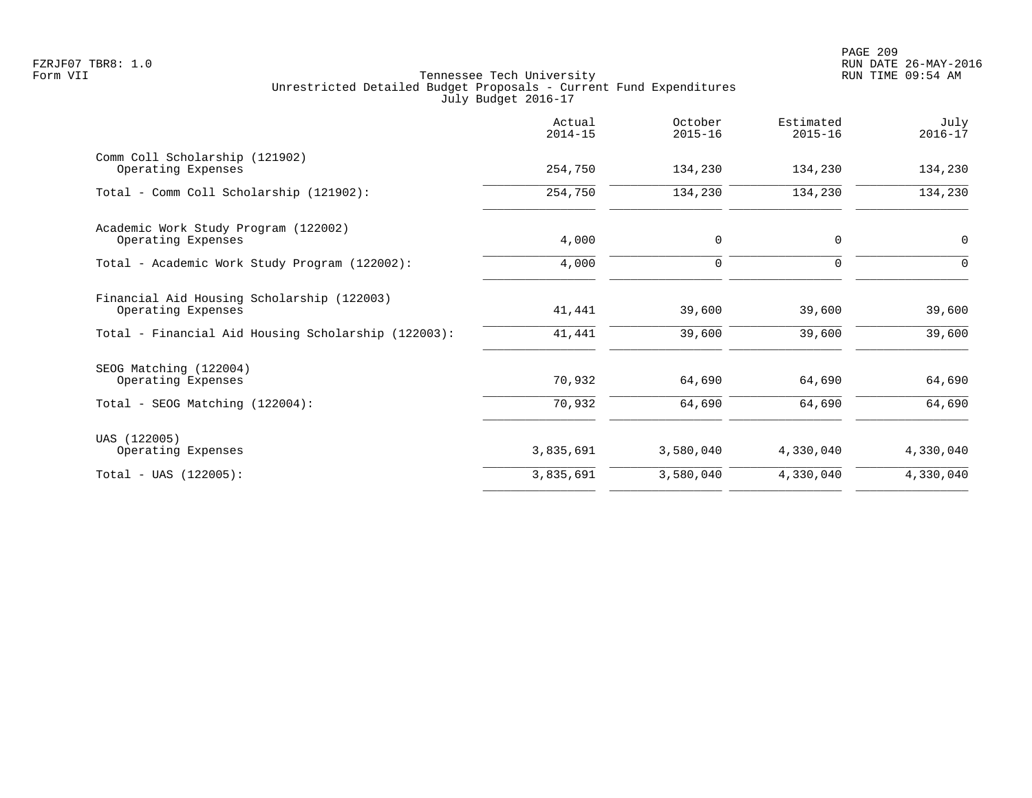Tennessee Tech University
Unrestricted Detailed Budget Proposals - Current Fund Expenditures
July Budget 2016-17

| | Actual 2014-15 | October 2015-16 | Estimated 2015-16 | July 2016-17 |
|---|---|---|---|---|
| Comm Coll Scholarship (121902) | | | | |
| Operating Expenses | 254,750 | 134,230 | 134,230 | 134,230 |
| Total - Comm Coll Scholarship (121902): | 254,750 | 134,230 | 134,230 | 134,230 |
| Academic Work Study Program (122002) | | | | |
| Operating Expenses | 4,000 | 0 | 0 | 0 |
| Total - Academic Work Study Program (122002): | 4,000 | 0 | 0 | 0 |
| Financial Aid Housing Scholarship (122003) | | | | |
| Operating Expenses | 41,441 | 39,600 | 39,600 | 39,600 |
| Total - Financial Aid Housing Scholarship (122003): | 41,441 | 39,600 | 39,600 | 39,600 |
| SEOG Matching (122004) | | | | |
| Operating Expenses | 70,932 | 64,690 | 64,690 | 64,690 |
| Total - SEOG Matching (122004): | 70,932 | 64,690 | 64,690 | 64,690 |
| UAS (122005) | | | | |
| Operating Expenses | 3,835,691 | 3,580,040 | 4,330,040 | 4,330,040 |
| Total - UAS (122005): | 3,835,691 | 3,580,040 | 4,330,040 | 4,330,040 |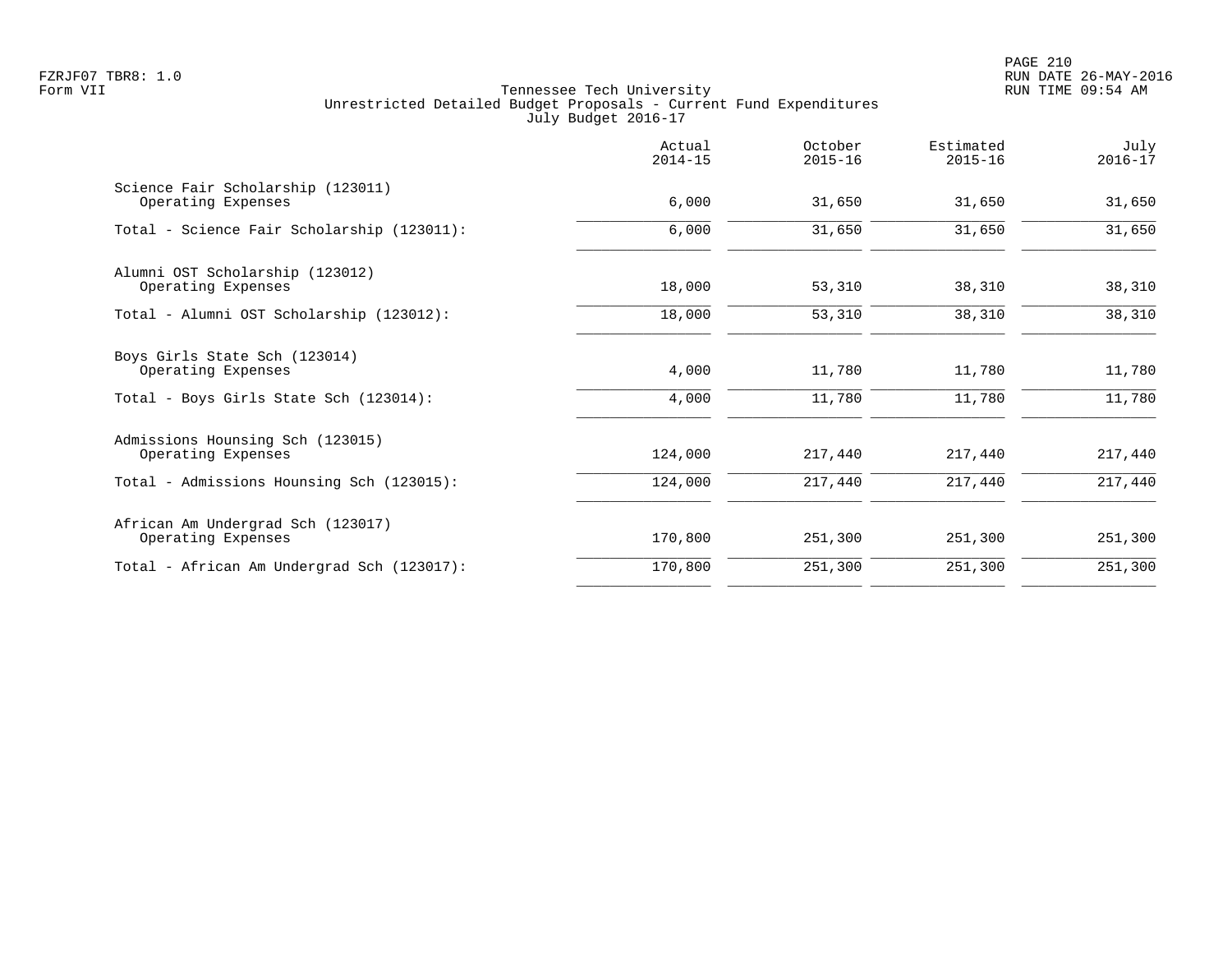Tennessee Tech University
Unrestricted Detailed Budget Proposals - Current Fund Expenditures
July Budget 2016-17

| | Actual 2014-15 | October 2015-16 | Estimated 2015-16 | July 2016-17 |
|---|---|---|---|---|
| Science Fair Scholarship (123011) | | | | |
| Operating Expenses | 6,000 | 31,650 | 31,650 | 31,650 |
| Total - Science Fair Scholarship (123011): | 6,000 | 31,650 | 31,650 | 31,650 |
| Alumni OST Scholarship (123012) | | | | |
| Operating Expenses | 18,000 | 53,310 | 38,310 | 38,310 |
| Total - Alumni OST Scholarship (123012): | 18,000 | 53,310 | 38,310 | 38,310 |
| Boys Girls State Sch (123014) | | | | |
| Operating Expenses | 4,000 | 11,780 | 11,780 | 11,780 |
| Total - Boys Girls State Sch (123014): | 4,000 | 11,780 | 11,780 | 11,780 |
| Admissions Hounsing Sch (123015) | | | | |
| Operating Expenses | 124,000 | 217,440 | 217,440 | 217,440 |
| Total - Admissions Hounsing Sch (123015): | 124,000 | 217,440 | 217,440 | 217,440 |
| African Am Undergrad Sch (123017) | | | | |
| Operating Expenses | 170,800 | 251,300 | 251,300 | 251,300 |
| Total - African Am Undergrad Sch (123017): | 170,800 | 251,300 | 251,300 | 251,300 |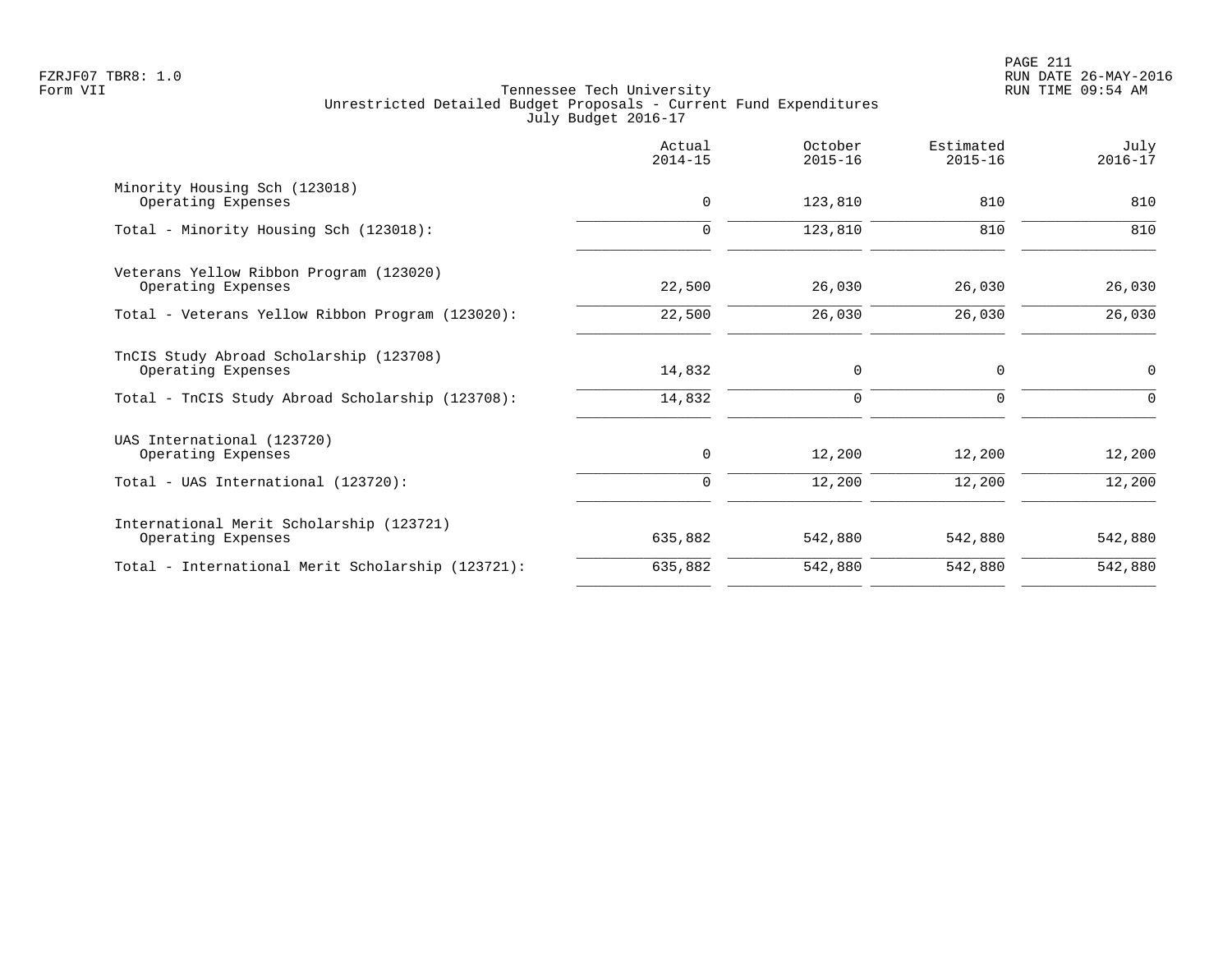Tennessee Tech University
Unrestricted Detailed Budget Proposals - Current Fund Expenditures
July Budget 2016-17

|  | Actual 2014-15 | October 2015-16 | Estimated 2015-16 | July 2016-17 |
|---|---|---|---|---|
| Minority Housing Sch (123018) |  |  |  |  |
| Operating Expenses | 0 | 123,810 | 810 | 810 |
| Total - Minority Housing Sch (123018): | 0 | 123,810 | 810 | 810 |
| Veterans Yellow Ribbon Program (123020) |  |  |  |  |
| Operating Expenses | 22,500 | 26,030 | 26,030 | 26,030 |
| Total - Veterans Yellow Ribbon Program (123020): | 22,500 | 26,030 | 26,030 | 26,030 |
| TnCIS Study Abroad Scholarship (123708) |  |  |  |  |
| Operating Expenses | 14,832 | 0 | 0 | 0 |
| Total - TnCIS Study Abroad Scholarship (123708): | 14,832 | 0 | 0 | 0 |
| UAS International (123720) |  |  |  |  |
| Operating Expenses | 0 | 12,200 | 12,200 | 12,200 |
| Total - UAS International (123720): | 0 | 12,200 | 12,200 | 12,200 |
| International Merit Scholarship (123721) |  |  |  |  |
| Operating Expenses | 635,882 | 542,880 | 542,880 | 542,880 |
| Total - International Merit Scholarship (123721): | 635,882 | 542,880 | 542,880 | 542,880 |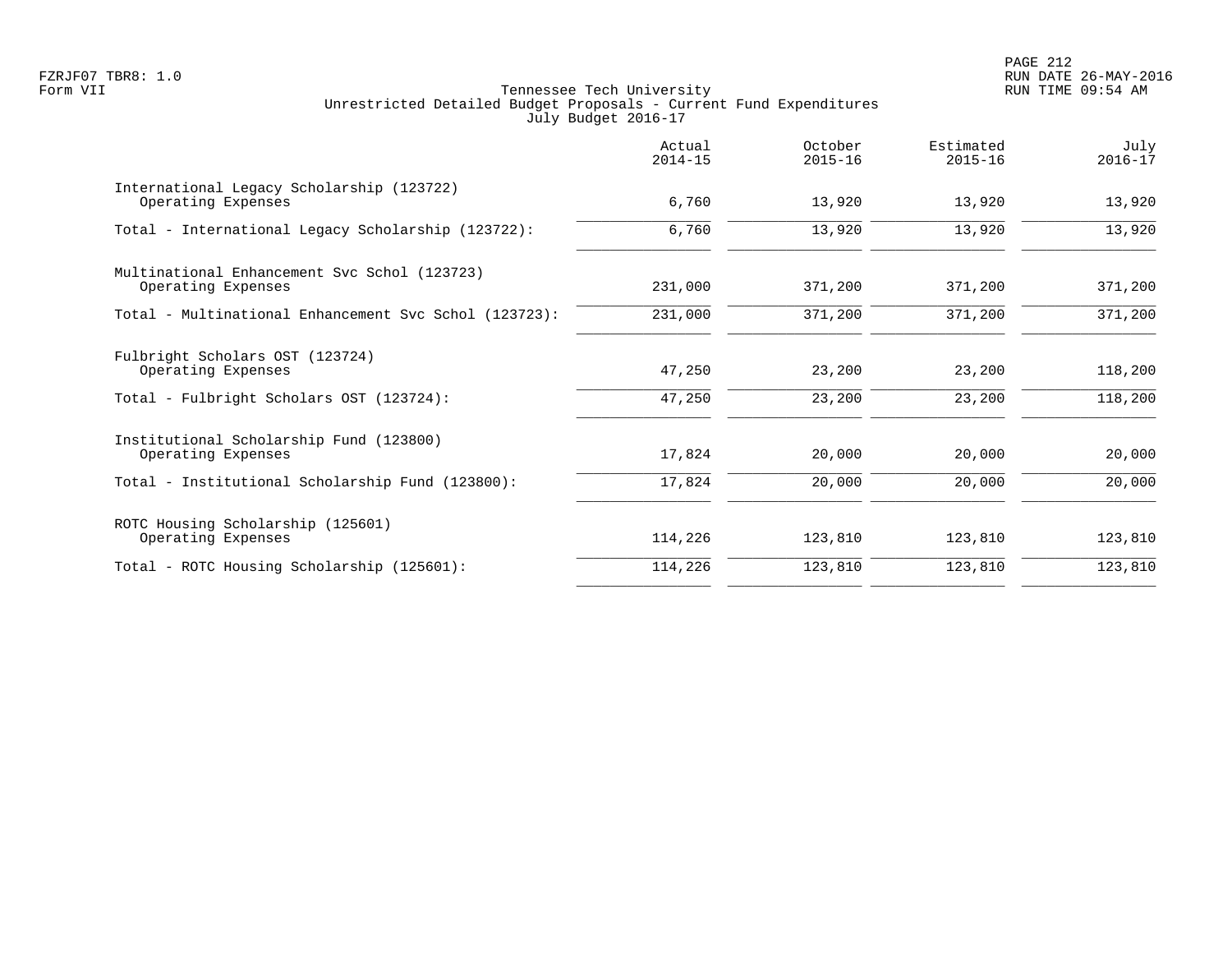Tennessee Tech University
Unrestricted Detailed Budget Proposals - Current Fund Expenditures
July Budget 2016-17

| | Actual 2014-15 | October 2015-16 | Estimated 2015-16 | July 2016-17 |
|---|---|---|---|---|
| International Legacy Scholarship (123722) | | | | |
| Operating Expenses | 6,760 | 13,920 | 13,920 | 13,920 |
| Total - International Legacy Scholarship (123722): | 6,760 | 13,920 | 13,920 | 13,920 |
| Multinational Enhancement Svc Schol (123723) | | | | |
| Operating Expenses | 231,000 | 371,200 | 371,200 | 371,200 |
| Total - Multinational Enhancement Svc Schol (123723): | 231,000 | 371,200 | 371,200 | 371,200 |
| Fulbright Scholars OST (123724) | | | | |
| Operating Expenses | 47,250 | 23,200 | 23,200 | 118,200 |
| Total - Fulbright Scholars OST (123724): | 47,250 | 23,200 | 23,200 | 118,200 |
| Institutional Scholarship Fund (123800) | | | | |
| Operating Expenses | 17,824 | 20,000 | 20,000 | 20,000 |
| Total - Institutional Scholarship Fund (123800): | 17,824 | 20,000 | 20,000 | 20,000 |
| ROTC Housing Scholarship (125601) | | | | |
| Operating Expenses | 114,226 | 123,810 | 123,810 | 123,810 |
| Total - ROTC Housing Scholarship (125601): | 114,226 | 123,810 | 123,810 | 123,810 |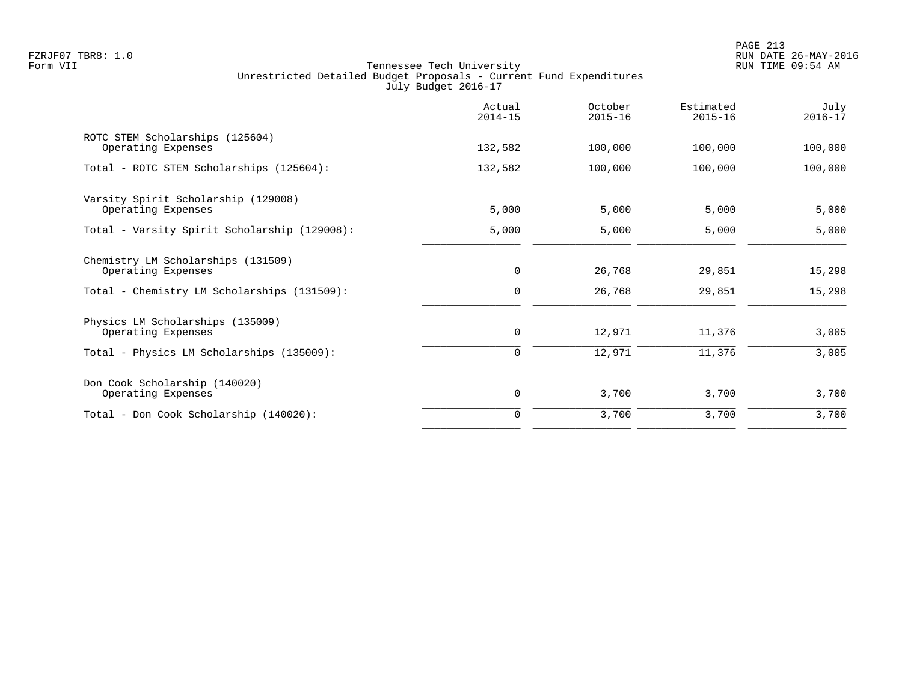Tennessee Tech University
Unrestricted Detailed Budget Proposals - Current Fund Expenditures
July Budget 2016-17

| | Actual 2014-15 | October 2015-16 | Estimated 2015-16 | July 2016-17 |
|---|---|---|---|---|
| ROTC STEM Scholarships (125604) | | | | |
| Operating Expenses | 132,582 | 100,000 | 100,000 | 100,000 |
| Total - ROTC STEM Scholarships (125604): | 132,582 | 100,000 | 100,000 | 100,000 |
| Varsity Spirit Scholarship (129008) | | | | |
| Operating Expenses | 5,000 | 5,000 | 5,000 | 5,000 |
| Total - Varsity Spirit Scholarship (129008): | 5,000 | 5,000 | 5,000 | 5,000 |
| Chemistry LM Scholarships (131509) | | | | |
| Operating Expenses | 0 | 26,768 | 29,851 | 15,298 |
| Total - Chemistry LM Scholarships (131509): | 0 | 26,768 | 29,851 | 15,298 |
| Physics LM Scholarships (135009) | | | | |
| Operating Expenses | 0 | 12,971 | 11,376 | 3,005 |
| Total - Physics LM Scholarships (135009): | 0 | 12,971 | 11,376 | 3,005 |
| Don Cook Scholarship (140020) | | | | |
| Operating Expenses | 0 | 3,700 | 3,700 | 3,700 |
| Total - Don Cook Scholarship (140020): | 0 | 3,700 | 3,700 | 3,700 |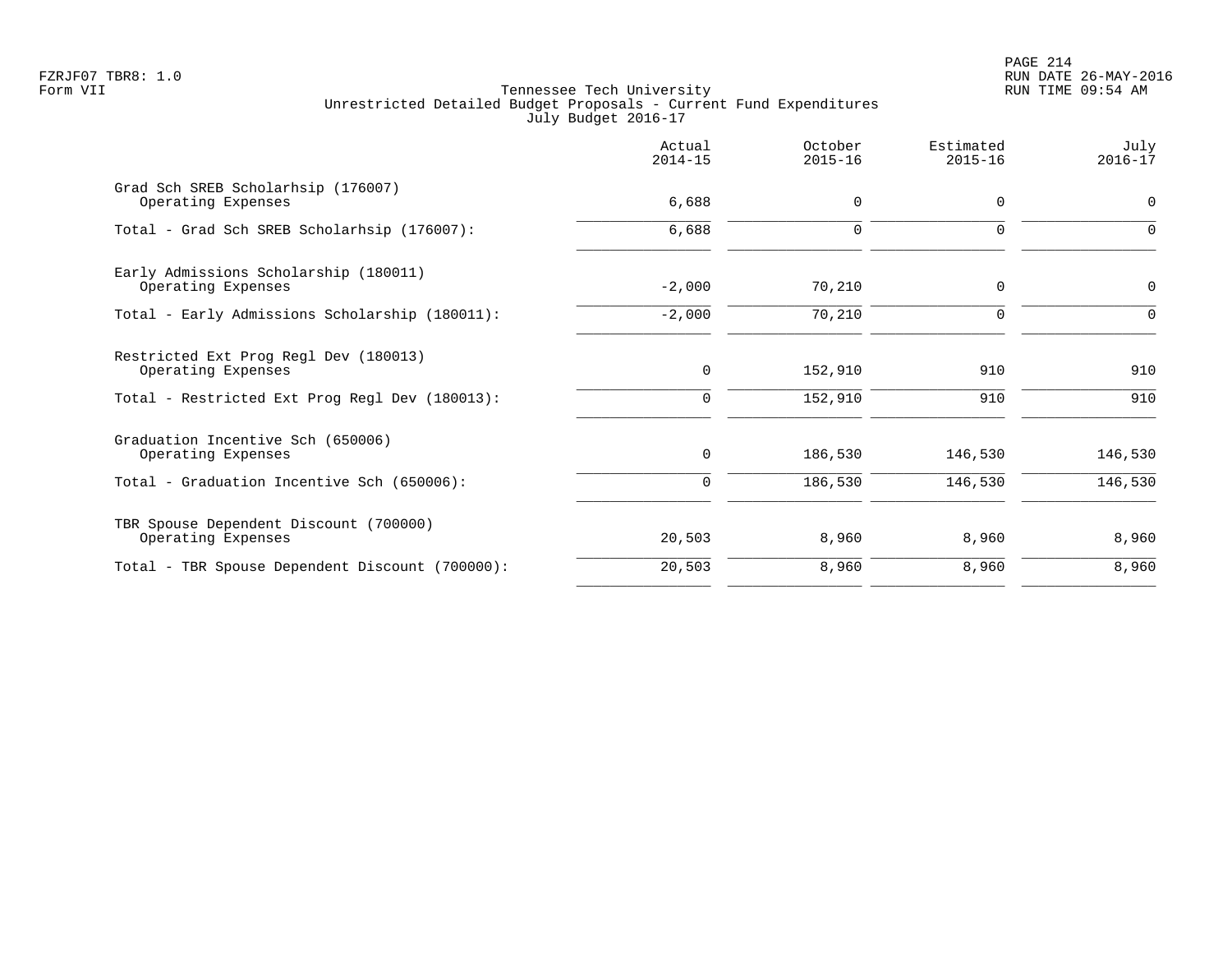Tennessee Tech University
Unrestricted Detailed Budget Proposals - Current Fund Expenditures
July Budget 2016-17

| | Actual 2014-15 | October 2015-16 | Estimated 2015-16 | July 2016-17 |
|---|---|---|---|---|
| Grad Sch SREB Scholarhsip (176007) | | | | |
| Operating Expenses | 6,688 | 0 | 0 | 0 |
| Total - Grad Sch SREB Scholarhsip (176007): | 6,688 | 0 | 0 | 0 |
| Early Admissions Scholarship (180011) | | | | |
| Operating Expenses | -2,000 | 70,210 | 0 | 0 |
| Total - Early Admissions Scholarship (180011): | -2,000 | 70,210 | 0 | 0 |
| Restricted Ext Prog Regl Dev (180013) | | | | |
| Operating Expenses | 0 | 152,910 | 910 | 910 |
| Total - Restricted Ext Prog Regl Dev (180013): | 0 | 152,910 | 910 | 910 |
| Graduation Incentive Sch (650006) | | | | |
| Operating Expenses | 0 | 186,530 | 146,530 | 146,530 |
| Total - Graduation Incentive Sch (650006): | 0 | 186,530 | 146,530 | 146,530 |
| TBR Spouse Dependent Discount (700000) | | | | |
| Operating Expenses | 20,503 | 8,960 | 8,960 | 8,960 |
| Total - TBR Spouse Dependent Discount (700000): | 20,503 | 8,960 | 8,960 | 8,960 |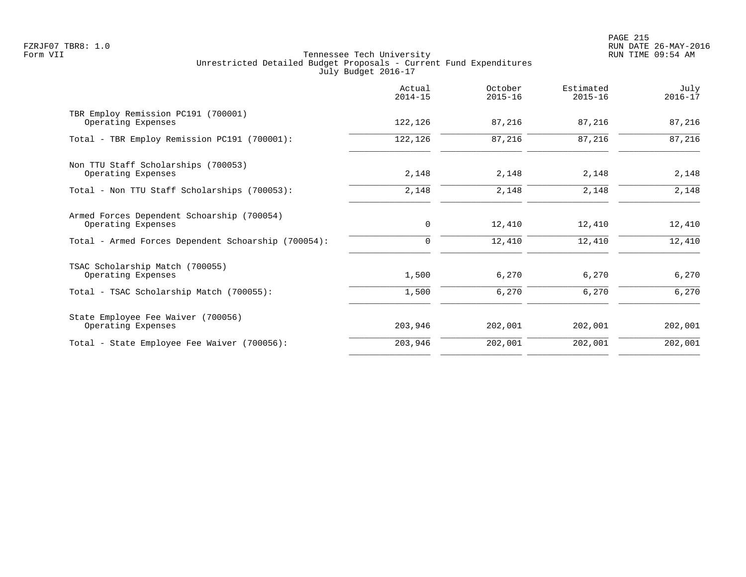Tennessee Tech University
Unrestricted Detailed Budget Proposals - Current Fund Expenditures
July Budget 2016-17

| | Actual 2014-15 | October 2015-16 | Estimated 2015-16 | July 2016-17 |
|---|---|---|---|---|
| TBR Employ Remission PC191 (700001) | | | | |
| Operating Expenses | 122,126 | 87,216 | 87,216 | 87,216 |
| Total - TBR Employ Remission PC191 (700001): | 122,126 | 87,216 | 87,216 | 87,216 |
| Non TTU Staff Scholarships (700053) | | | | |
| Operating Expenses | 2,148 | 2,148 | 2,148 | 2,148 |
| Total - Non TTU Staff Scholarships (700053): | 2,148 | 2,148 | 2,148 | 2,148 |
| Armed Forces Dependent Schoarship (700054) | | | | |
| Operating Expenses | 0 | 12,410 | 12,410 | 12,410 |
| Total - Armed Forces Dependent Schoarship (700054): | 0 | 12,410 | 12,410 | 12,410 |
| TSAC Scholarship Match (700055) | | | | |
| Operating Expenses | 1,500 | 6,270 | 6,270 | 6,270 |
| Total - TSAC Scholarship Match (700055): | 1,500 | 6,270 | 6,270 | 6,270 |
| State Employee Fee Waiver (700056) | | | | |
| Operating Expenses | 203,946 | 202,001 | 202,001 | 202,001 |
| Total - State Employee Fee Waiver (700056): | 203,946 | 202,001 | 202,001 | 202,001 |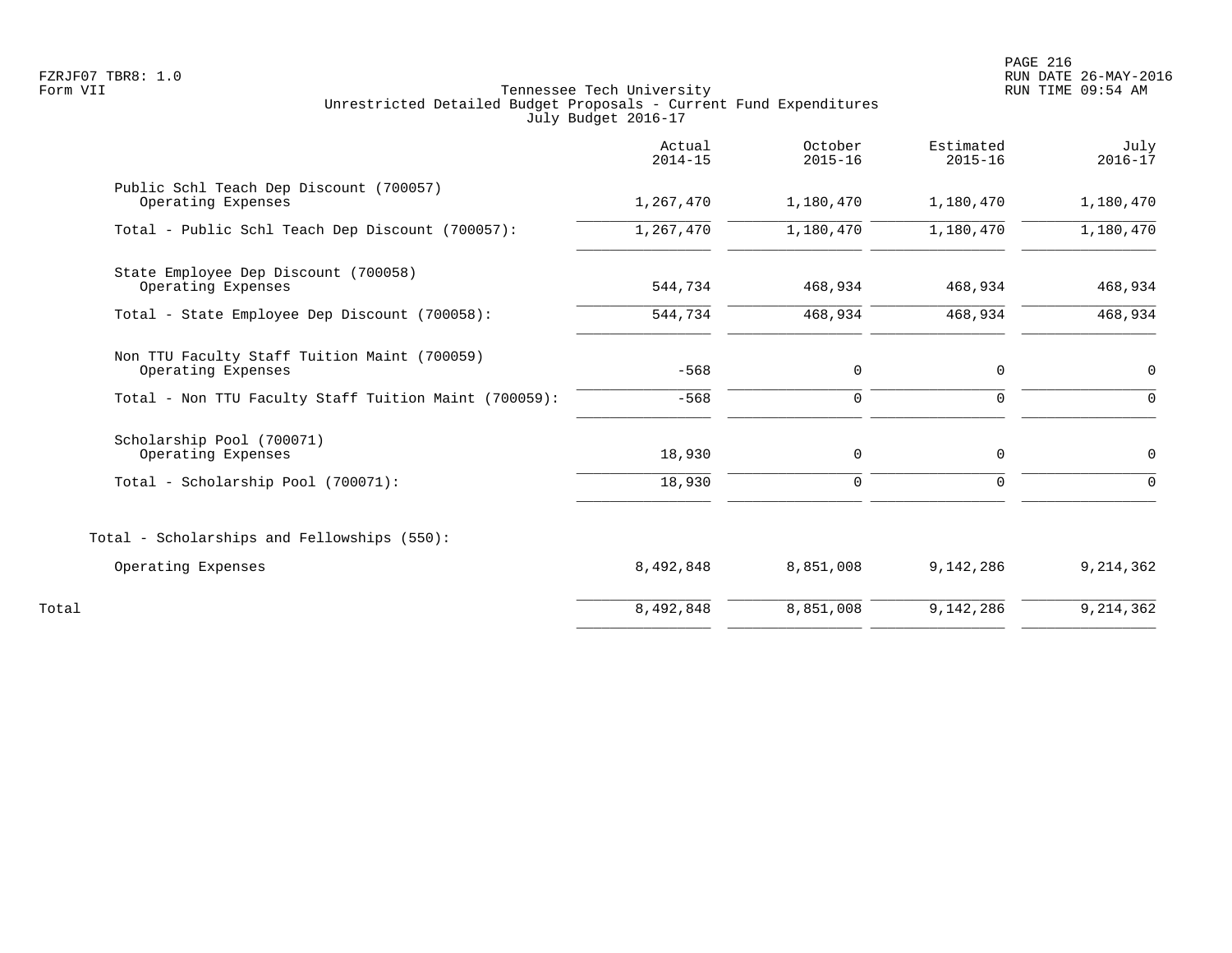Tennessee Tech University
Unrestricted Detailed Budget Proposals - Current Fund Expenditures
July Budget 2016-17

| | Actual 2014-15 | October 2015-16 | Estimated 2015-16 | July 2016-17 |
|---|---:|---:|---:|---:|
| Public Schl Teach Dep Discount (700057) | | | | |
| Operating Expenses | 1,267,470 | 1,180,470 | 1,180,470 | 1,180,470 |
| Total - Public Schl Teach Dep Discount (700057): | 1,267,470 | 1,180,470 | 1,180,470 | 1,180,470 |
| State Employee Dep Discount (700058) | | | | |
| Operating Expenses | 544,734 | 468,934 | 468,934 | 468,934 |
| Total - State Employee Dep Discount (700058): | 544,734 | 468,934 | 468,934 | 468,934 |
| Non TTU Faculty Staff Tuition Maint (700059) | | | | |
| Operating Expenses | -568 | 0 | 0 | 0 |
| Total - Non TTU Faculty Staff Tuition Maint (700059): | -568 | 0 | 0 | 0 |
| Scholarship Pool (700071) | | | | |
| Operating Expenses | 18,930 | 0 | 0 | 0 |
| Total - Scholarship Pool (700071): | 18,930 | 0 | 0 | 0 |
| Total - Scholarships and Fellowships (550): | | | | |
| Operating Expenses | 8,492,848 | 8,851,008 | 9,142,286 | 9,214,362 |
| Total | 8,492,848 | 8,851,008 | 9,142,286 | 9,214,362 |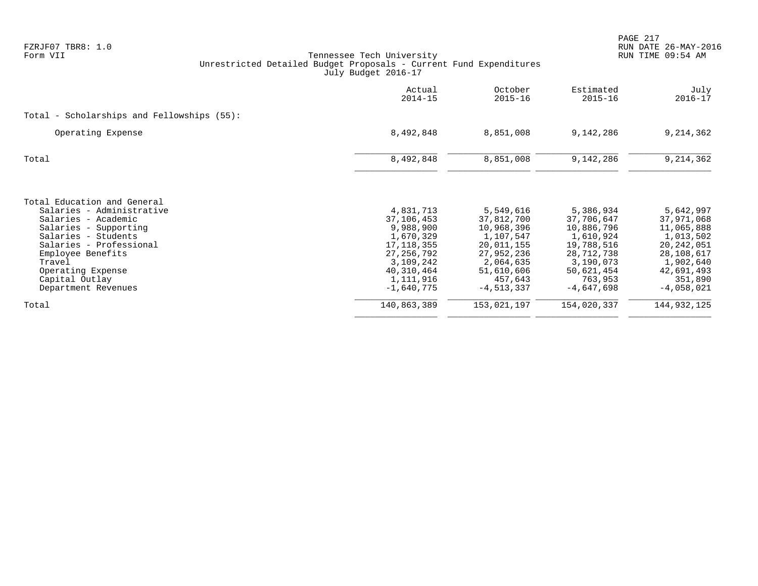Tennessee Tech University
Unrestricted Detailed Budget Proposals - Current Fund Expenditures
July Budget 2016-17

Form VII

| | Actual 2014-15 | October 2015-16 | Estimated 2015-16 | July 2016-17 |
|---|---|---|---|---|
| **Total - Scholarships and Fellowships (55):** | | | | |
| Operating Expense | 8,492,848 | 8,851,008 | 9,142,286 | 9,214,362 |
| Total | 8,492,848 | 8,851,008 | 9,142,286 | 9,214,362 |

| | Actual 2014-15 | October 2015-16 | Estimated 2015-16 | July 2016-17 |
|---|---|---|---|---|
| **Total Education and General** | | | | |
| Salaries - Administrative | 4,831,713 | 5,549,616 | 5,386,934 | 5,642,997 |
| Salaries - Academic | 37,106,453 | 37,812,700 | 37,706,647 | 37,971,068 |
| Salaries - Supporting | 9,988,900 | 10,968,396 | 10,886,796 | 11,065,888 |
| Salaries - Students | 1,670,329 | 1,107,547 | 1,610,924 | 1,013,502 |
| Salaries - Professional | 17,118,355 | 20,011,155 | 19,788,516 | 20,242,051 |
| Employee Benefits | 27,256,792 | 27,952,236 | 28,712,738 | 28,108,617 |
| Travel | 3,109,242 | 2,064,635 | 3,190,073 | 1,902,640 |
| Operating Expense | 40,310,464 | 51,610,606 | 50,621,454 | 42,691,493 |
| Capital Outlay | 1,111,916 | 457,643 | 763,953 | 351,890 |
| Department Revenues | -1,640,775 | -4,513,337 | -4,647,698 | -4,058,021 |
| Total | 140,863,389 | 153,021,197 | 154,020,337 | 144,932,125 |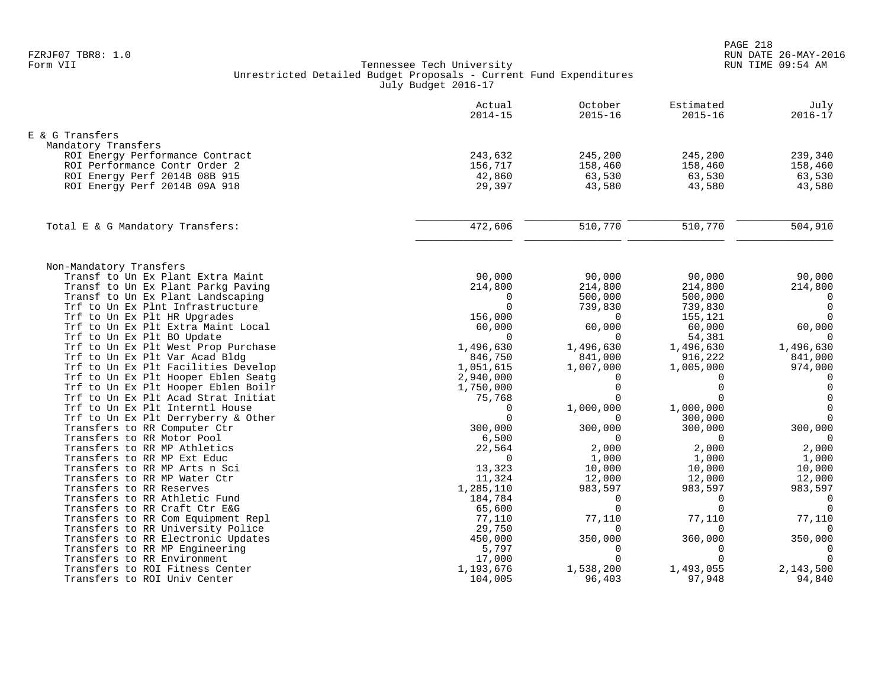Tennessee Tech University
Unrestricted Detailed Budget Proposals - Current Fund Expenditures
July Budget 2016-17

| | Actual 2014-15 | October 2015-16 | Estimated 2015-16 | July 2016-17 |
|---|---|---|---|---|
| **E & G Transfers** | | | | |
| Mandatory Transfers | | | | |
| ROI Energy Performance Contract | 243,632 | 245,200 | 245,200 | 239,340 |
| ROI Performance Contr Order 2 | 156,717 | 158,460 | 158,460 | 158,460 |
| ROI Energy Perf 2014B 08B 915 | 42,860 | 63,530 | 63,530 | 63,530 |
| ROI Energy Perf 2014B 09A 918 | 29,397 | 43,580 | 43,580 | 43,580 |
| Total E & G Mandatory Transfers: | 472,606 | 510,770 | 510,770 | 504,910 |
| Non-Mandatory Transfers | | | | |
| Transf to Un Ex Plant Extra Maint | 90,000 | 90,000 | 90,000 | 90,000 |
| Transf to Un Ex Plant Parkg Paving | 214,800 | 214,800 | 214,800 | 214,800 |
| Transf to Un Ex Plant Landscaping | 0 | 500,000 | 500,000 | 0 |
| Trf to Un Ex Plnt Infrastructure | 0 | 739,830 | 739,830 | 0 |
| Trf to Un Ex Plt HR Upgrades | 156,000 | 0 | 155,121 | 0 |
| Trf to Un Ex Plt Extra Maint Local | 60,000 | 60,000 | 60,000 | 60,000 |
| Trf to Un Ex Plt BO Update | 0 | 0 | 54,381 | 0 |
| Trf to Un Ex Plt West Prop Purchase | 1,496,630 | 1,496,630 | 1,496,630 | 1,496,630 |
| Trf to Un Ex Plt Var Acad Bldg | 846,750 | 841,000 | 916,222 | 841,000 |
| Trf to Un Ex Plt Facilities Develop | 1,051,615 | 1,007,000 | 1,005,000 | 974,000 |
| Trf to Un Ex Plt Hooper Eblen Seatg | 2,940,000 | 0 | 0 | 0 |
| Trf to Un Ex Plt Hooper Eblen Boilr | 1,750,000 | 0 | 0 | 0 |
| Trf to Un Ex Plt Acad Strat Initiat | 75,768 | 0 | 0 | 0 |
| Trf to Un Ex Plt Interntl House | 0 | 1,000,000 | 1,000,000 | 0 |
| Trf to Un Ex Plt Derryberry & Other | 0 | 0 | 300,000 | 0 |
| Transfers to RR Computer Ctr | 300,000 | 300,000 | 300,000 | 300,000 |
| Transfers to RR Motor Pool | 6,500 | 0 | 0 | 0 |
| Transfers to RR MP Athletics | 22,564 | 2,000 | 2,000 | 2,000 |
| Transfers to RR MP Ext Educ | 0 | 1,000 | 1,000 | 1,000 |
| Transfers to RR MP Arts n Sci | 13,323 | 10,000 | 10,000 | 10,000 |
| Transfers to RR MP Water Ctr | 11,324 | 12,000 | 12,000 | 12,000 |
| Transfers to RR Reserves | 1,285,110 | 983,597 | 983,597 | 983,597 |
| Transfers to RR Athletic Fund | 184,784 | 0 | 0 | 0 |
| Transfers to RR Craft Ctr E&G | 65,600 | 0 | 0 | 0 |
| Transfers to RR Com Equipment Repl | 77,110 | 77,110 | 77,110 | 77,110 |
| Transfers to RR University Police | 29,750 | 0 | 0 | 0 |
| Transfers to RR Electronic Updates | 450,000 | 350,000 | 360,000 | 350,000 |
| Transfers to RR MP Engineering | 5,797 | 0 | 0 | 0 |
| Transfers to RR Environment | 17,000 | 0 | 0 | 0 |
| Transfers to ROI Fitness Center | 1,193,676 | 1,538,200 | 1,493,055 | 2,143,500 |
| Transfers to ROI Univ Center | 104,005 | 96,403 | 97,948 | 94,840 |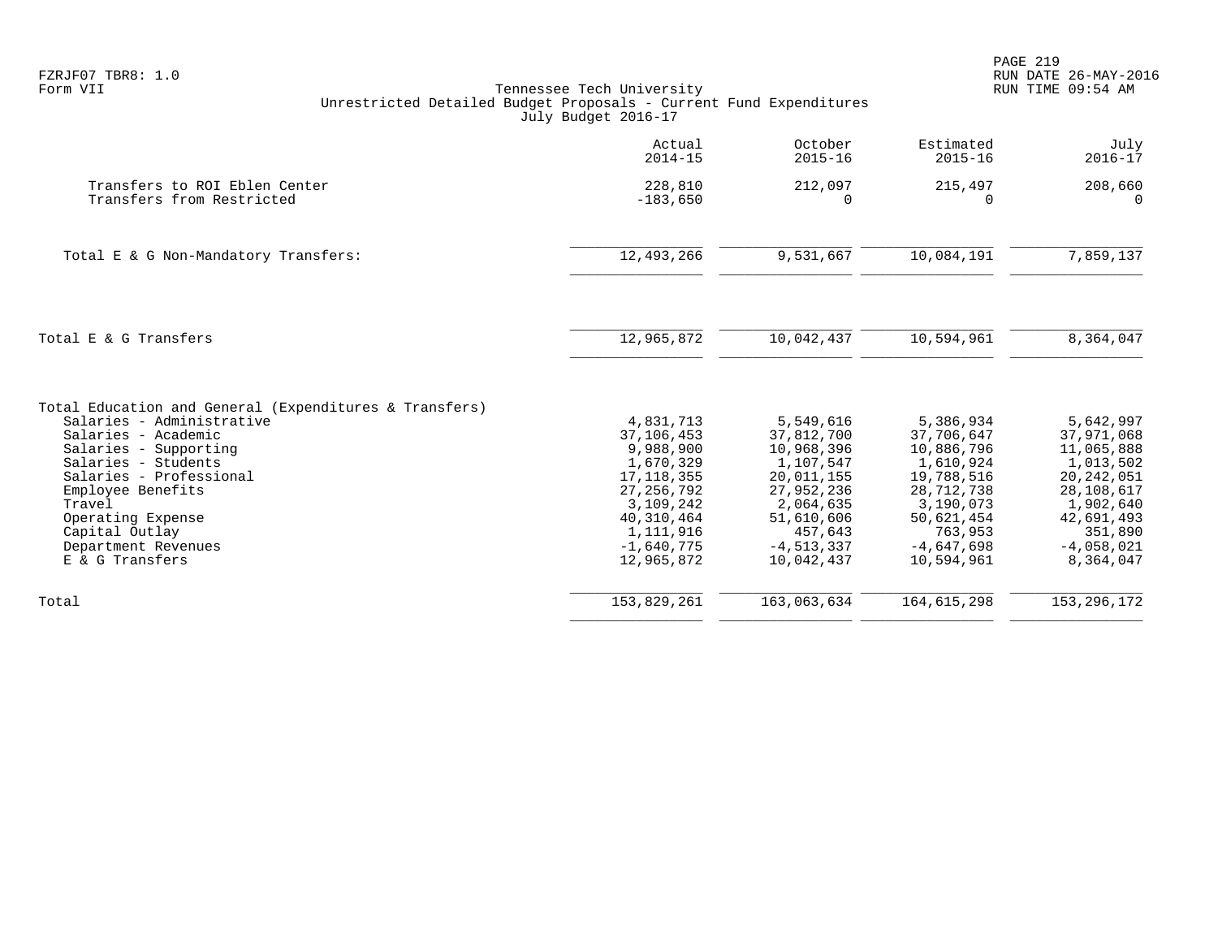FZRJF07 TBR8: 1.0
Form VII

Tennessee Tech University
Unrestricted Detailed Budget Proposals - Current Fund Expenditures
July Budget 2016-17

RUN DATE 26-MAY-2016
RUN TIME 09:54 AM

| | Actual 2014-15 | October 2015-16 | Estimated 2015-16 | July 2016-17 |
|---|---|---|---|---|
| Transfers to ROI Eblen Center | 228,810 | 212,097 | 215,497 | 208,660 |
| Transfers from Restricted | -183,650 | 0 | 0 | 0 |
| Total E & G Non-Mandatory Transfers: | 12,493,266 | 9,531,667 | 10,084,191 | 7,859,137 |
| Total E & G Transfers | 12,965,872 | 10,042,437 | 10,594,961 | 8,364,047 |
| Total Education and General (Expenditures & Transfers) | | | | |
| Salaries - Administrative | 4,831,713 | 5,549,616 | 5,386,934 | 5,642,997 |
| Salaries - Academic | 37,106,453 | 37,812,700 | 37,706,647 | 37,971,068 |
| Salaries - Supporting | 9,988,900 | 10,968,396 | 10,886,796 | 11,065,888 |
| Salaries - Students | 1,670,329 | 1,107,547 | 1,610,924 | 1,013,502 |
| Salaries - Professional | 17,118,355 | 20,011,155 | 19,788,516 | 20,242,051 |
| Employee Benefits | 27,256,792 | 27,952,236 | 28,712,738 | 28,108,617 |
| Travel | 3,109,242 | 2,064,635 | 3,190,073 | 1,902,640 |
| Operating Expense | 40,310,464 | 51,610,606 | 50,621,454 | 42,691,493 |
| Capital Outlay | 1,111,916 | 457,643 | 763,953 | 351,890 |
| Department Revenues | -1,640,775 | -4,513,337 | -4,647,698 | -4,058,021 |
| E & G Transfers | 12,965,872 | 10,042,437 | 10,594,961 | 8,364,047 |
| Total | 153,829,261 | 163,063,634 | 164,615,298 | 153,296,172 |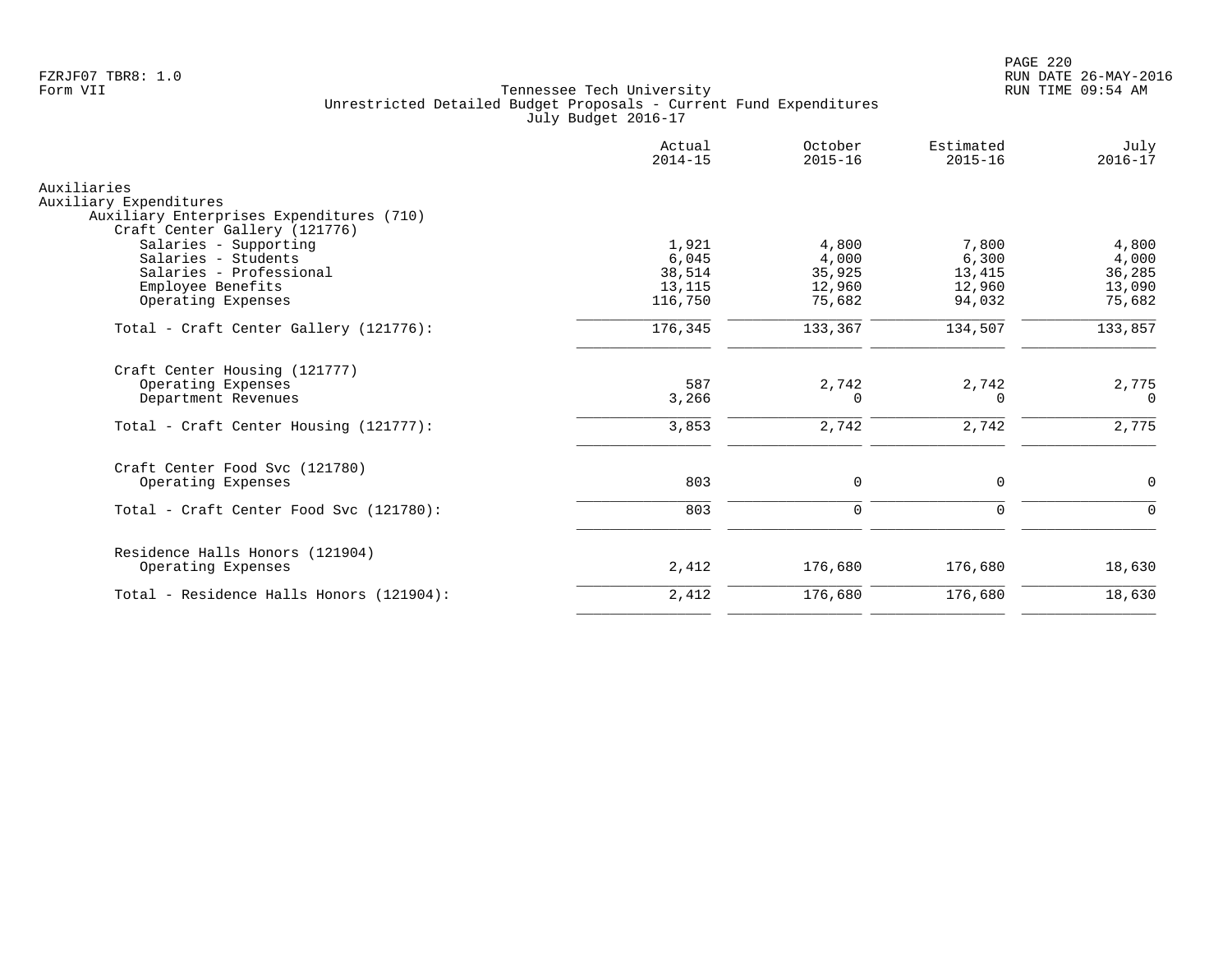Tennessee Tech University
Unrestricted Detailed Budget Proposals - Current Fund Expenditures
July Budget 2016-17

Form VII

| | Actual 2014-15 | October 2015-16 | Estimated 2015-16 | July 2016-17 |
|---|---|---|---|---|
| Auxiliaries | | | | |
| Auxiliary Expenditures | | | | |
| Auxiliary Enterprises Expenditures (710) | | | | |
| Craft Center Gallery (121776) | | | | |
| Salaries - Supporting | 1,921 | 4,800 | 7,800 | 4,800 |
| Salaries - Students | 6,045 | 4,000 | 6,300 | 4,000 |
| Salaries - Professional | 38,514 | 35,925 | 13,415 | 36,285 |
| Employee Benefits | 13,115 | 12,960 | 12,960 | 13,090 |
| Operating Expenses | 116,750 | 75,682 | 94,032 | 75,682 |
| Total - Craft Center Gallery (121776): | 176,345 | 133,367 | 134,507 | 133,857 |
| Craft Center Housing (121777) | | | | |
| Operating Expenses | 587 | 2,742 | 2,742 | 2,775 |
| Department Revenues | 3,266 | 0 | 0 | 0 |
| Total - Craft Center Housing (121777): | 3,853 | 2,742 | 2,742 | 2,775 |
| Craft Center Food Svc (121780) | | | | |
| Operating Expenses | 803 | 0 | 0 | 0 |
| Total - Craft Center Food Svc (121780): | 803 | 0 | 0 | 0 |
| Residence Halls Honors (121904) | | | | |
| Operating Expenses | 2,412 | 176,680 | 176,680 | 18,630 |
| Total - Residence Halls Honors (121904): | 2,412 | 176,680 | 176,680 | 18,630 |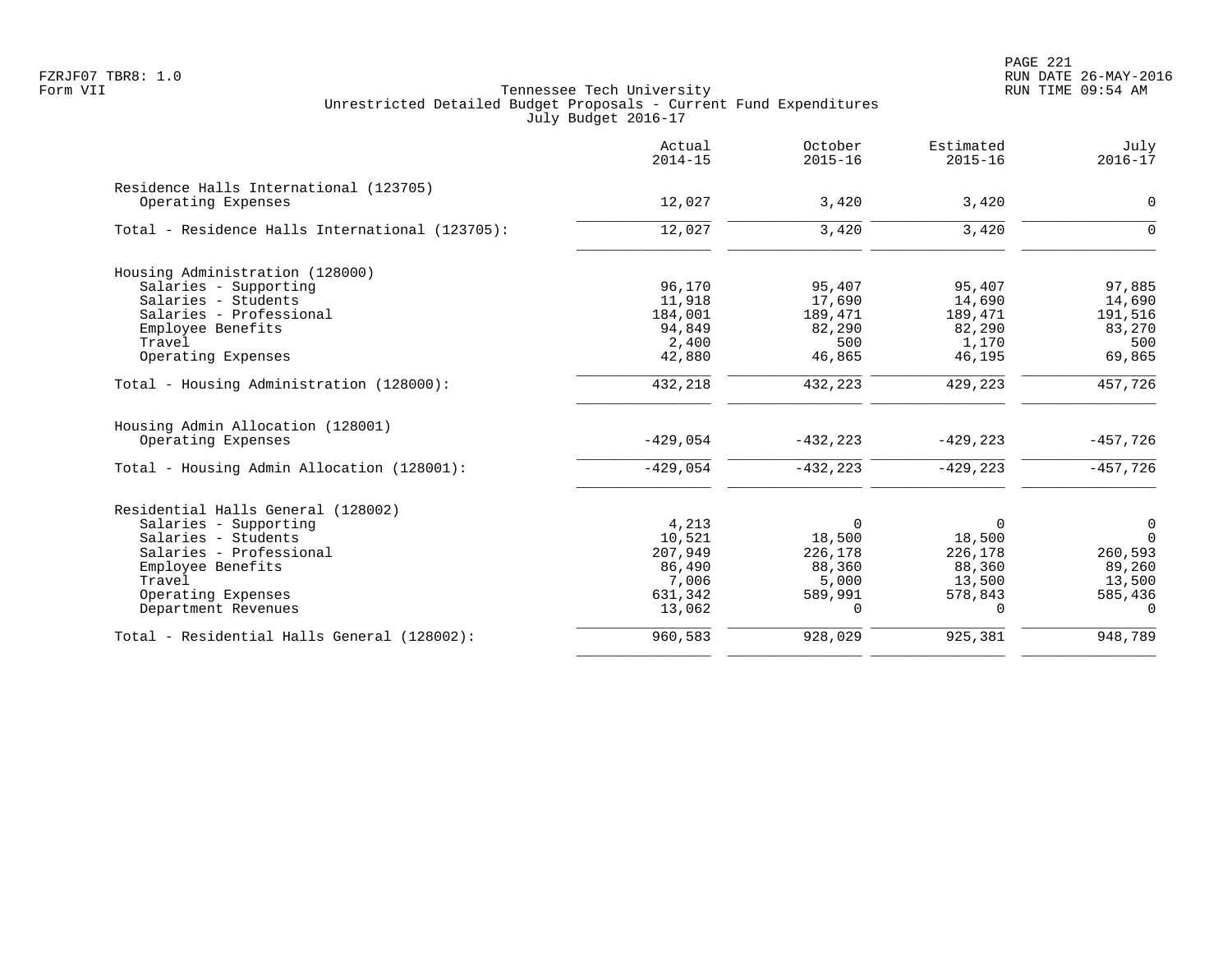FZRJF07 TBR8: 1.0
Form VII

Tennessee Tech University
Unrestricted Detailed Budget Proposals - Current Fund Expenditures
July Budget 2016-17

RUN DATE 26-MAY-2016
RUN TIME 09:54 AM

| | Actual 2014-15 | October 2015-16 | Estimated 2015-16 | July 2016-17 |
|---|---|---|---|---|
| Residence Halls International (123705) | | | | |
| Operating Expenses | 12,027 | 3,420 | 3,420 | 0 |
| Total - Residence Halls International (123705): | 12,027 | 3,420 | 3,420 | 0 |
| Housing Administration (128000) | | | | |
| Salaries - Supporting | 96,170 | 95,407 | 95,407 | 97,885 |
| Salaries - Students | 11,918 | 17,690 | 14,690 | 14,690 |
| Salaries - Professional | 184,001 | 189,471 | 189,471 | 191,516 |
| Employee Benefits | 94,849 | 82,290 | 82,290 | 83,270 |
| Travel | 2,400 | 500 | 1,170 | 500 |
| Operating Expenses | 42,880 | 46,865 | 46,195 | 69,865 |
| Total - Housing Administration (128000): | 432,218 | 432,223 | 429,223 | 457,726 |
| Housing Admin Allocation (128001) | | | | |
| Operating Expenses | -429,054 | -432,223 | -429,223 | -457,726 |
| Total - Housing Admin Allocation (128001): | -429,054 | -432,223 | -429,223 | -457,726 |
| Residential Halls General (128002) | | | | |
| Salaries - Supporting | 4,213 | 0 | 0 | 0 |
| Salaries - Students | 10,521 | 18,500 | 18,500 | 0 |
| Salaries - Professional | 207,949 | 226,178 | 226,178 | 260,593 |
| Employee Benefits | 86,490 | 88,360 | 88,360 | 89,260 |
| Travel | 7,006 | 5,000 | 13,500 | 13,500 |
| Operating Expenses | 631,342 | 589,991 | 578,843 | 585,436 |
| Department Revenues | 13,062 | 0 | 0 | 0 |
| Total - Residential Halls General (128002): | 960,583 | 928,029 | 925,381 | 948,789 |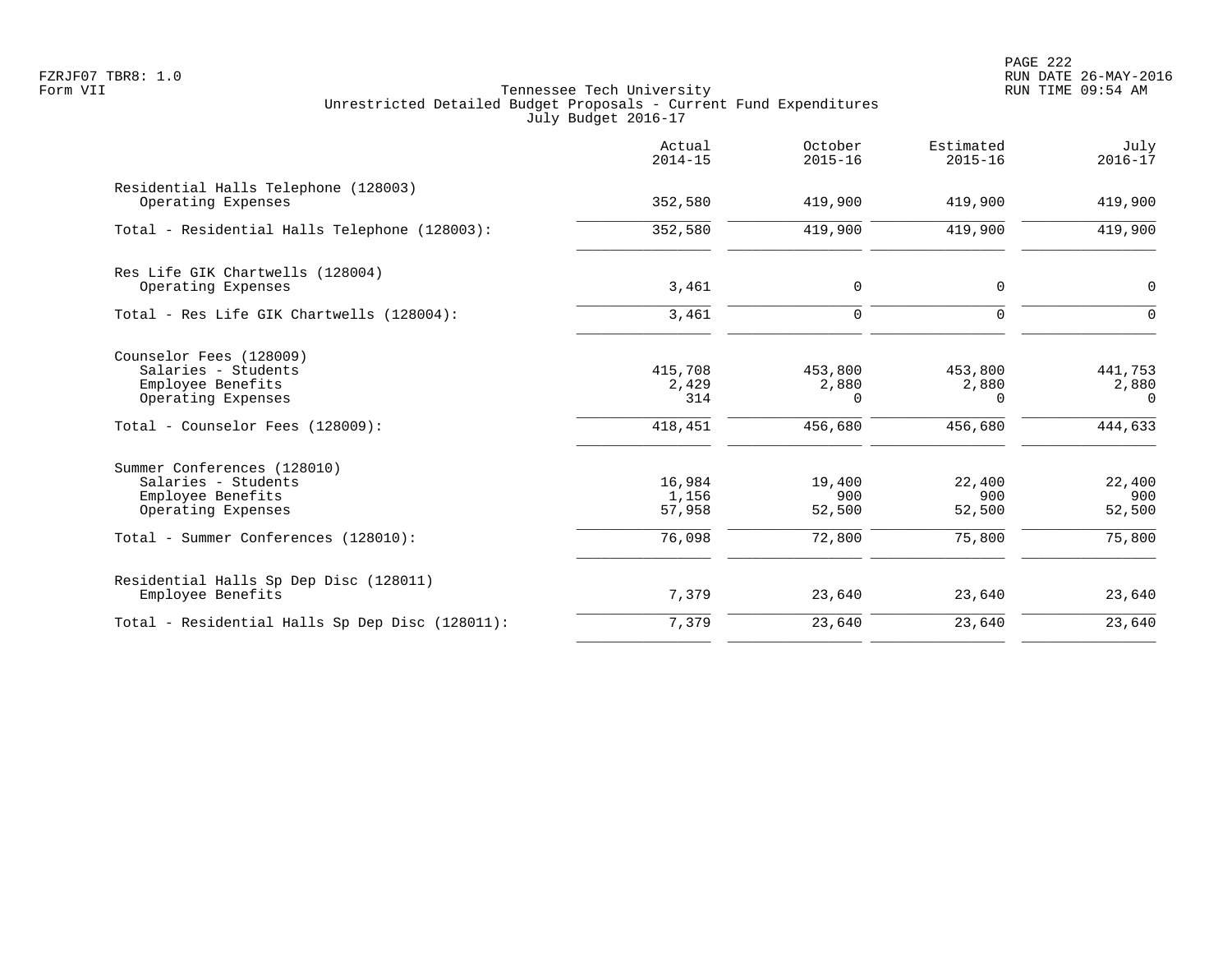FZRJF07 TBR8: 1.0
Form VII

Tennessee Tech University
Unrestricted Detailed Budget Proposals - Current Fund Expenditures
July Budget 2016-17

RUN DATE 26-MAY-2016
RUN TIME 09:54 AM

| | Actual 2014-15 | October 2015-16 | Estimated 2015-16 | July 2016-17 |
|---|---|---|---|---|
| **Residential Halls Telephone (128003)** | | | | |
| Operating Expenses | 352,580 | 419,900 | 419,900 | 419,900 |
| Total - Residential Halls Telephone (128003): | 352,580 | 419,900 | 419,900 | 419,900 |
| **Res Life GIK Chartwells (128004)** | | | | |
| Operating Expenses | 3,461 | 0 | 0 | 0 |
| Total - Res Life GIK Chartwells (128004): | 3,461 | 0 | 0 | 0 |
| **Counselor Fees (128009)** | | | | |
| Salaries - Students | 415,708 | 453,800 | 453,800 | 441,753 |
| Employee Benefits | 2,429 | 2,880 | 2,880 | 2,880 |
| Operating Expenses | 314 | 0 | 0 | 0 |
| Total - Counselor Fees (128009): | 418,451 | 456,680 | 456,680 | 444,633 |
| **Summer Conferences (128010)** | | | | |
| Salaries - Students | 16,984 | 19,400 | 22,400 | 22,400 |
| Employee Benefits | 1,156 | 900 | 900 | 900 |
| Operating Expenses | 57,958 | 52,500 | 52,500 | 52,500 |
| Total - Summer Conferences (128010): | 76,098 | 72,800 | 75,800 | 75,800 |
| **Residential Halls Sp Dep Disc (128011)** | | | | |
| Employee Benefits | 7,379 | 23,640 | 23,640 | 23,640 |
| Total - Residential Halls Sp Dep Disc (128011): | 7,379 | 23,640 | 23,640 | 23,640 |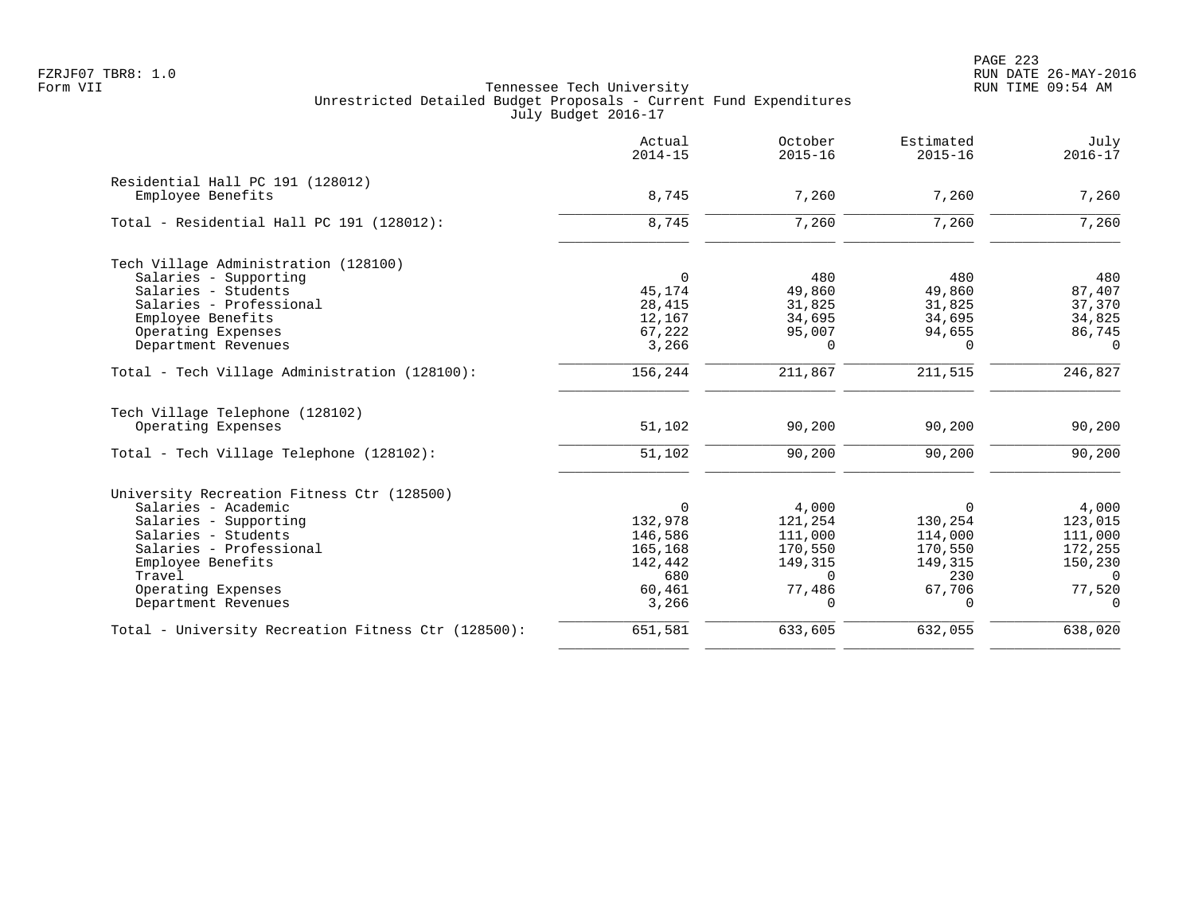Tennessee Tech University
Unrestricted Detailed Budget Proposals - Current Fund Expenditures
July Budget 2016-17

Form VII

| | Actual 2014-15 | October 2015-16 | Estimated 2015-16 | July 2016-17 |
|---|---|---|---|---|
| **Residential Hall PC 191 (128012)** | | | | |
| Employee Benefits | 8,745 | 7,260 | 7,260 | 7,260 |
| Total - Residential Hall PC 191 (128012): | 8,745 | 7,260 | 7,260 | 7,260 |
| **Tech Village Administration (128100)** | | | | |
| Salaries - Supporting | 0 | 480 | 480 | 480 |
| Salaries - Students | 45,174 | 49,860 | 49,860 | 87,407 |
| Salaries - Professional | 28,415 | 31,825 | 31,825 | 37,370 |
| Employee Benefits | 12,167 | 34,695 | 34,695 | 34,825 |
| Operating Expenses | 67,222 | 95,007 | 94,655 | 86,745 |
| Department Revenues | 3,266 | 0 | 0 | 0 |
| Total - Tech Village Administration (128100): | 156,244 | 211,867 | 211,515 | 246,827 |
| **Tech Village Telephone (128102)** | | | | |
| Operating Expenses | 51,102 | 90,200 | 90,200 | 90,200 |
| Total - Tech Village Telephone (128102): | 51,102 | 90,200 | 90,200 | 90,200 |
| **University Recreation Fitness Ctr (128500)** | | | | |
| Salaries - Academic | 0 | 4,000 | 0 | 4,000 |
| Salaries - Supporting | 132,978 | 121,254 | 130,254 | 123,015 |
| Salaries - Students | 146,586 | 111,000 | 114,000 | 111,000 |
| Salaries - Professional | 165,168 | 170,550 | 170,550 | 172,255 |
| Employee Benefits | 142,442 | 149,315 | 149,315 | 150,230 |
| Travel | 680 | 0 | 230 | 0 |
| Operating Expenses | 60,461 | 77,486 | 67,706 | 77,520 |
| Department Revenues | 3,266 | 0 | 0 | 0 |
| Total - University Recreation Fitness Ctr (128500): | 651,581 | 633,605 | 632,055 | 638,020 |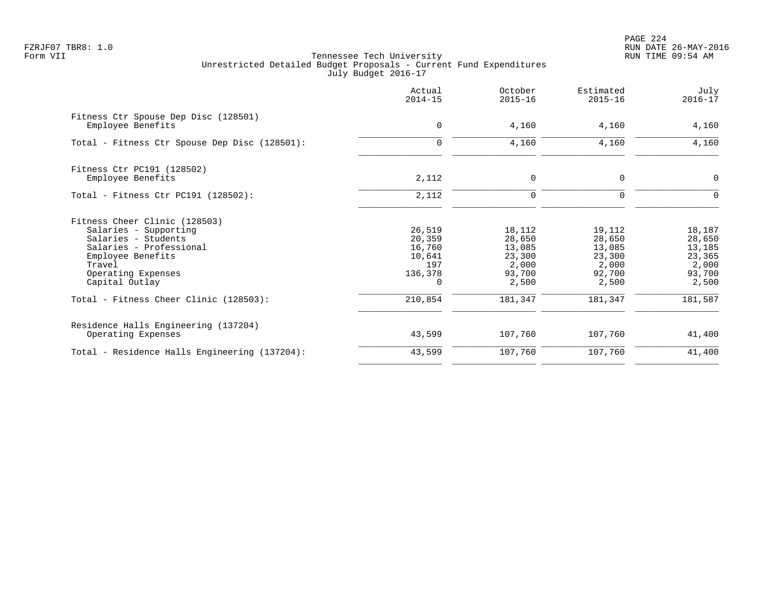Tennessee Tech University
Unrestricted Detailed Budget Proposals - Current Fund Expenditures
July Budget 2016-17

| | Actual 2014-15 | October 2015-16 | Estimated 2015-16 | July 2016-17 |
|---|---|---|---|---|
| **Fitness Ctr Spouse Dep Disc (128501)** | | | | |
| Employee Benefits | 0 | 4,160 | 4,160 | 4,160 |
| Total - Fitness Ctr Spouse Dep Disc (128501): | 0 | 4,160 | 4,160 | 4,160 |
| **Fitness Ctr PC191 (128502)** | | | | |
| Employee Benefits | 2,112 | 0 | 0 | 0 |
| Total - Fitness Ctr PC191 (128502): | 2,112 | 0 | 0 | 0 |
| **Fitness Cheer Clinic (128503)** | | | | |
| Salaries - Supporting | 26,519 | 18,112 | 19,112 | 18,187 |
| Salaries - Students | 20,359 | 28,650 | 28,650 | 28,650 |
| Salaries - Professional | 16,760 | 13,085 | 13,085 | 13,185 |
| Employee Benefits | 10,641 | 23,300 | 23,300 | 23,365 |
| Travel | 197 | 2,000 | 2,000 | 2,000 |
| Operating Expenses | 136,378 | 93,700 | 92,700 | 93,700 |
| Capital Outlay | 0 | 2,500 | 2,500 | 2,500 |
| Total - Fitness Cheer Clinic (128503): | 210,854 | 181,347 | 181,347 | 181,587 |
| **Residence Halls Engineering (137204)** | | | | |
| Operating Expenses | 43,599 | 107,760 | 107,760 | 41,400 |
| Total - Residence Halls Engineering (137204): | 43,599 | 107,760 | 107,760 | 41,400 |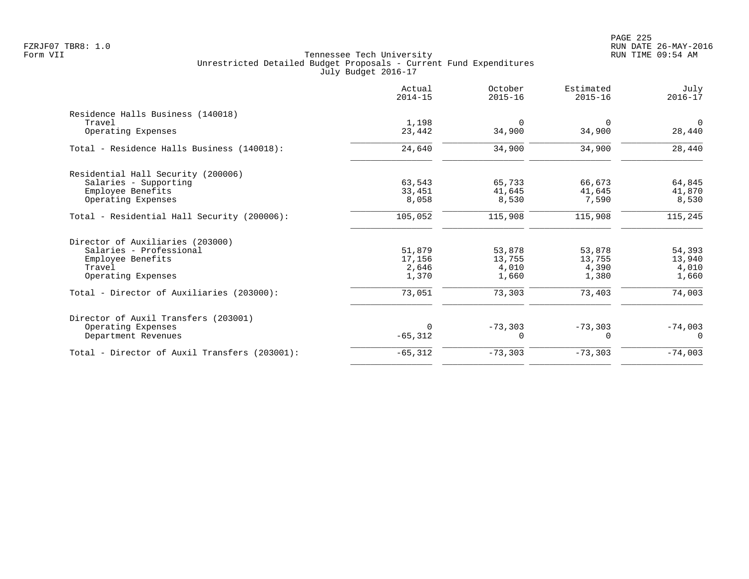FZRJF07 TBR8: 1.0
Form VII

Tennessee Tech University
Unrestricted Detailed Budget Proposals - Current Fund Expenditures
July Budget 2016-17

RUN DATE 26-MAY-2016
RUN TIME 09:54 AM

| | Actual 2014-15 | October 2015-16 | Estimated 2015-16 | July 2016-17 |
|---|---:|---:|---:|---:|
| **Residence Halls Business (140018)** | | | | |
| Travel | 1,198 | 0 | 0 | 0 |
| Operating Expenses | 23,442 | 34,900 | 34,900 | 28,440 |
| Total - Residence Halls Business (140018): | 24,640 | 34,900 | 34,900 | 28,440 |
| **Residential Hall Security (200006)** | | | | |
| Salaries - Supporting | 63,543 | 65,733 | 66,673 | 64,845 |
| Employee Benefits | 33,451 | 41,645 | 41,645 | 41,870 |
| Operating Expenses | 8,058 | 8,530 | 7,590 | 8,530 |
| Total - Residential Hall Security (200006): | 105,052 | 115,908 | 115,908 | 115,245 |
| **Director of Auxiliaries (203000)** | | | | |
| Salaries - Professional | 51,879 | 53,878 | 53,878 | 54,393 |
| Employee Benefits | 17,156 | 13,755 | 13,755 | 13,940 |
| Travel | 2,646 | 4,010 | 4,390 | 4,010 |
| Operating Expenses | 1,370 | 1,660 | 1,380 | 1,660 |
| Total - Director of Auxiliaries (203000): | 73,051 | 73,303 | 73,403 | 74,003 |
| **Director of Auxil Transfers (203001)** | | | | |
| Operating Expenses | 0 | -73,303 | -73,303 | -74,003 |
| Department Revenues | -65,312 | 0 | 0 | 0 |
| Total - Director of Auxil Transfers (203001): | -65,312 | -73,303 | -73,303 | -74,003 |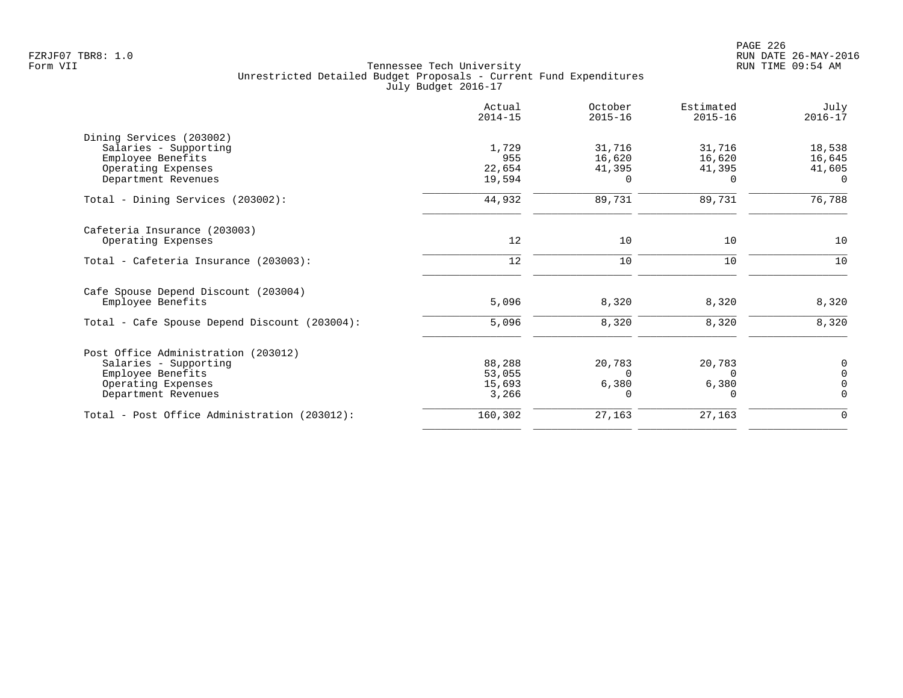Tennessee Tech University
Unrestricted Detailed Budget Proposals - Current Fund Expenditures
July Budget 2016-17

| | Actual 2014-15 | October 2015-16 | Estimated 2015-16 | July 2016-17 |
|---|---|---|---|---|
| **Dining Services (203002)** | | | | |
| Salaries - Supporting | 1,729 | 31,716 | 31,716 | 18,538 |
| Employee Benefits | 955 | 16,620 | 16,620 | 16,645 |
| Operating Expenses | 22,654 | 41,395 | 41,395 | 41,605 |
| Department Revenues | 19,594 | 0 | 0 | 0 |
| Total - Dining Services (203002): | 44,932 | 89,731 | 89,731 | 76,788 |
| **Cafeteria Insurance (203003)** | | | | |
| Operating Expenses | 12 | 10 | 10 | 10 |
| Total - Cafeteria Insurance (203003): | 12 | 10 | 10 | 10 |
| **Cafe Spouse Depend Discount (203004)** | | | | |
| Employee Benefits | 5,096 | 8,320 | 8,320 | 8,320 |
| Total - Cafe Spouse Depend Discount (203004): | 5,096 | 8,320 | 8,320 | 8,320 |
| **Post Office Administration (203012)** | | | | |
| Salaries - Supporting | 88,288 | 20,783 | 20,783 | 0 |
| Employee Benefits | 53,055 | 0 | 0 | 0 |
| Operating Expenses | 15,693 | 6,380 | 6,380 | 0 |
| Department Revenues | 3,266 | 0 | 0 | 0 |
| Total - Post Office Administration (203012): | 160,302 | 27,163 | 27,163 | 0 |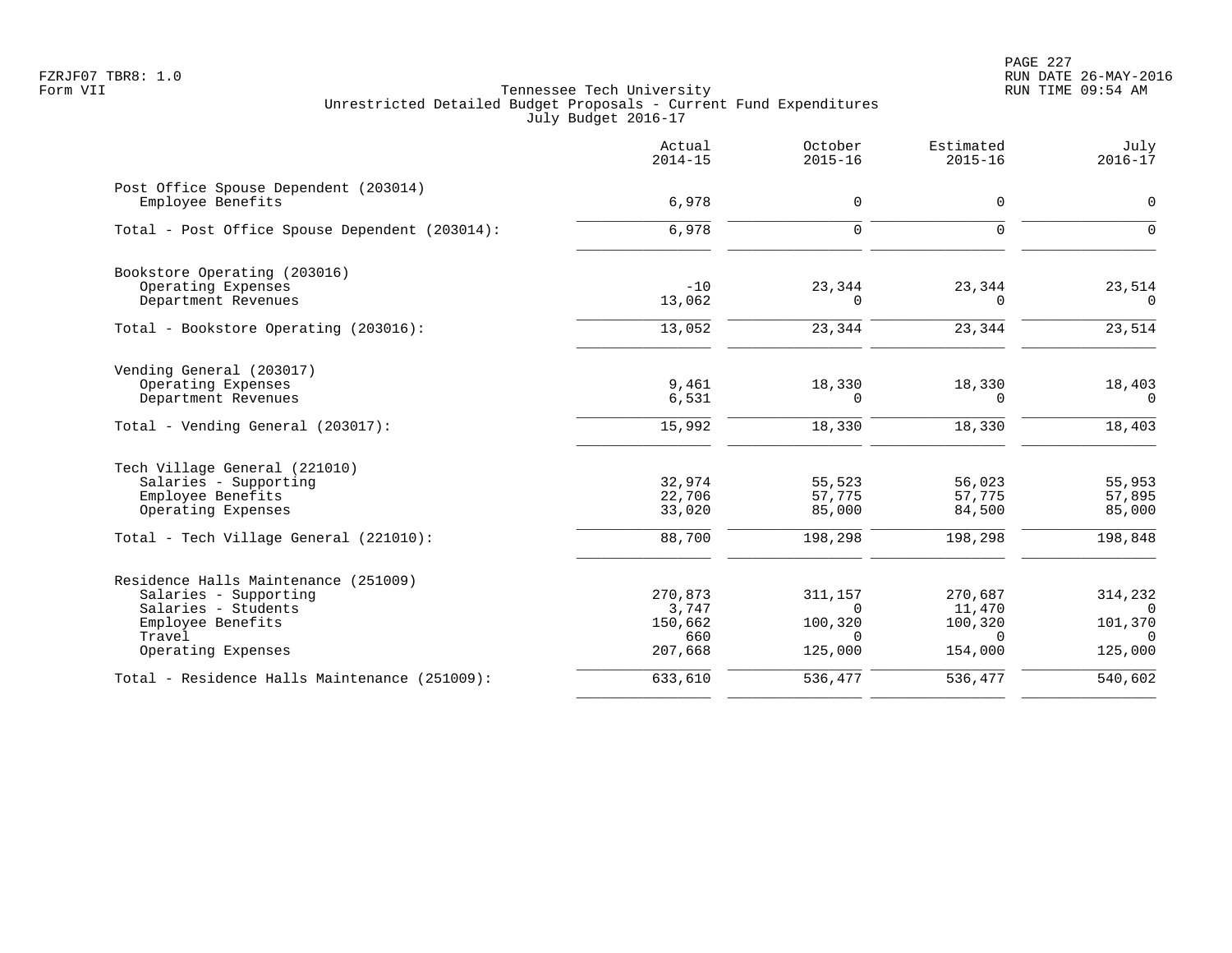Tennessee Tech University
Unrestricted Detailed Budget Proposals - Current Fund Expenditures
July Budget 2016-17

| | Actual 2014-15 | October 2015-16 | Estimated 2015-16 | July 2016-17 |
|---|---|---|---|---|
| **Post Office Spouse Dependent (203014)** | | | | |
| Employee Benefits | 6,978 | 0 | 0 | 0 |
| Total - Post Office Spouse Dependent (203014): | 6,978 | 0 | 0 | 0 |
| **Bookstore Operating (203016)** | | | | |
| Operating Expenses | -10 | 23,344 | 23,344 | 23,514 |
| Department Revenues | 13,062 | 0 | 0 | 0 |
| Total - Bookstore Operating (203016): | 13,052 | 23,344 | 23,344 | 23,514 |
| **Vending General (203017)** | | | | |
| Operating Expenses | 9,461 | 18,330 | 18,330 | 18,403 |
| Department Revenues | 6,531 | 0 | 0 | 0 |
| Total - Vending General (203017): | 15,992 | 18,330 | 18,330 | 18,403 |
| **Tech Village General (221010)** | | | | |
| Salaries - Supporting | 32,974 | 55,523 | 56,023 | 55,953 |
| Employee Benefits | 22,706 | 57,775 | 57,775 | 57,895 |
| Operating Expenses | 33,020 | 85,000 | 84,500 | 85,000 |
| Total - Tech Village General (221010): | 88,700 | 198,298 | 198,298 | 198,848 |
| **Residence Halls Maintenance (251009)** | | | | |
| Salaries - Supporting | 270,873 | 311,157 | 270,687 | 314,232 |
| Salaries - Students | 3,747 | 0 | 11,470 | 0 |
| Employee Benefits | 150,662 | 100,320 | 100,320 | 101,370 |
| Travel | 660 | 0 | 0 | 0 |
| Operating Expenses | 207,668 | 125,000 | 154,000 | 125,000 |
| Total - Residence Halls Maintenance (251009): | 633,610 | 536,477 | 536,477 | 540,602 |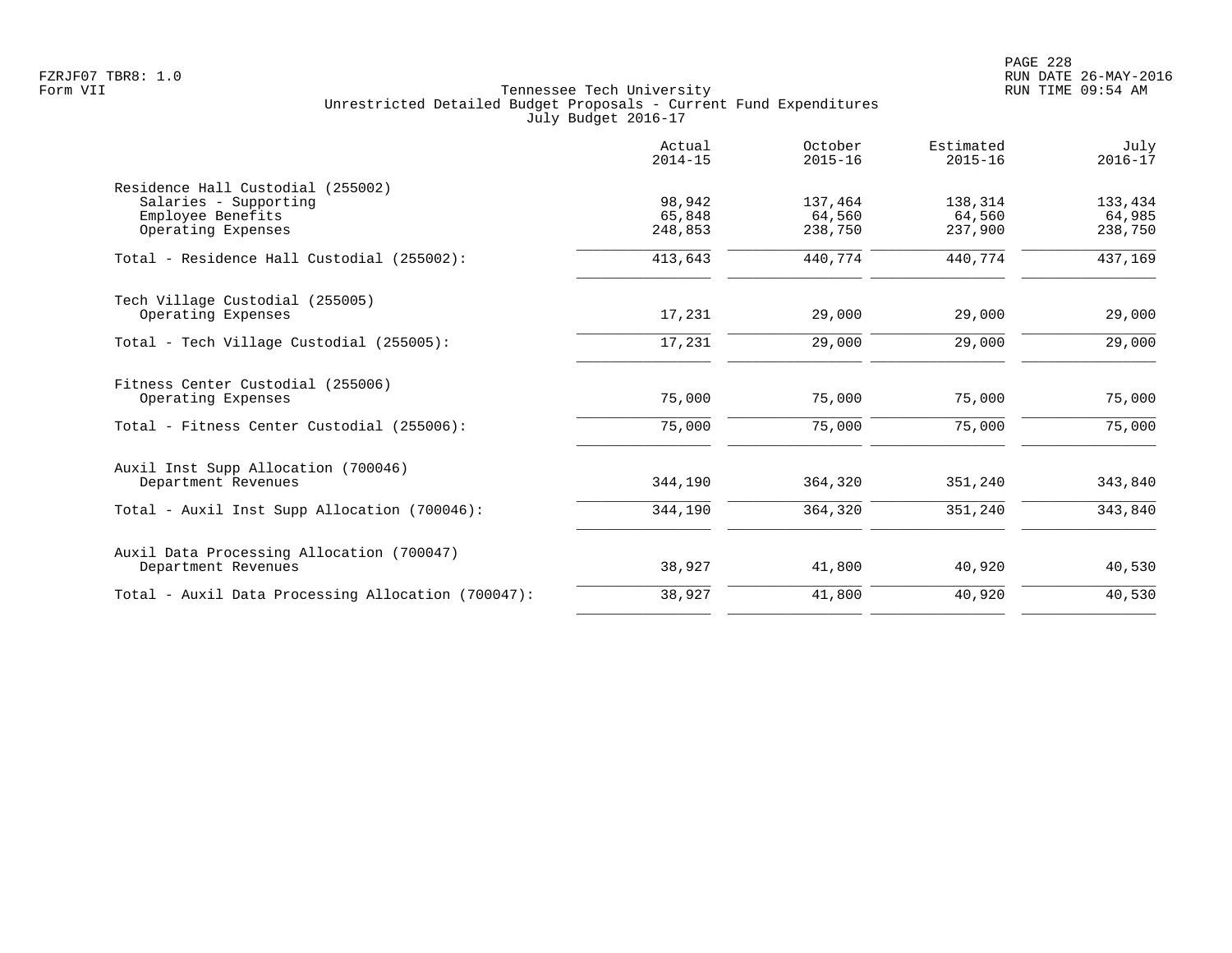Tennessee Tech University
Unrestricted Detailed Budget Proposals - Current Fund Expenditures
July Budget 2016-17

| | Actual 2014-15 | October 2015-16 | Estimated 2015-16 | July 2016-17 |
|---|---|---|---|---|
| **Residence Hall Custodial (255002)** | | | | |
| Salaries - Supporting | 98,942 | 137,464 | 138,314 | 133,434 |
| Employee Benefits | 65,848 | 64,560 | 64,560 | 64,985 |
| Operating Expenses | 248,853 | 238,750 | 237,900 | 238,750 |
| Total - Residence Hall Custodial (255002): | 413,643 | 440,774 | 440,774 | 437,169 |
| **Tech Village Custodial (255005)** | | | | |
| Operating Expenses | 17,231 | 29,000 | 29,000 | 29,000 |
| Total - Tech Village Custodial (255005): | 17,231 | 29,000 | 29,000 | 29,000 |
| **Fitness Center Custodial (255006)** | | | | |
| Operating Expenses | 75,000 | 75,000 | 75,000 | 75,000 |
| Total - Fitness Center Custodial (255006): | 75,000 | 75,000 | 75,000 | 75,000 |
| **Auxil Inst Supp Allocation (700046)** | | | | |
| Department Revenues | 344,190 | 364,320 | 351,240 | 343,840 |
| Total - Auxil Inst Supp Allocation (700046): | 344,190 | 364,320 | 351,240 | 343,840 |
| **Auxil Data Processing Allocation (700047)** | | | | |
| Department Revenues | 38,927 | 41,800 | 40,920 | 40,530 |
| Total - Auxil Data Processing Allocation (700047): | 38,927 | 41,800 | 40,920 | 40,530 |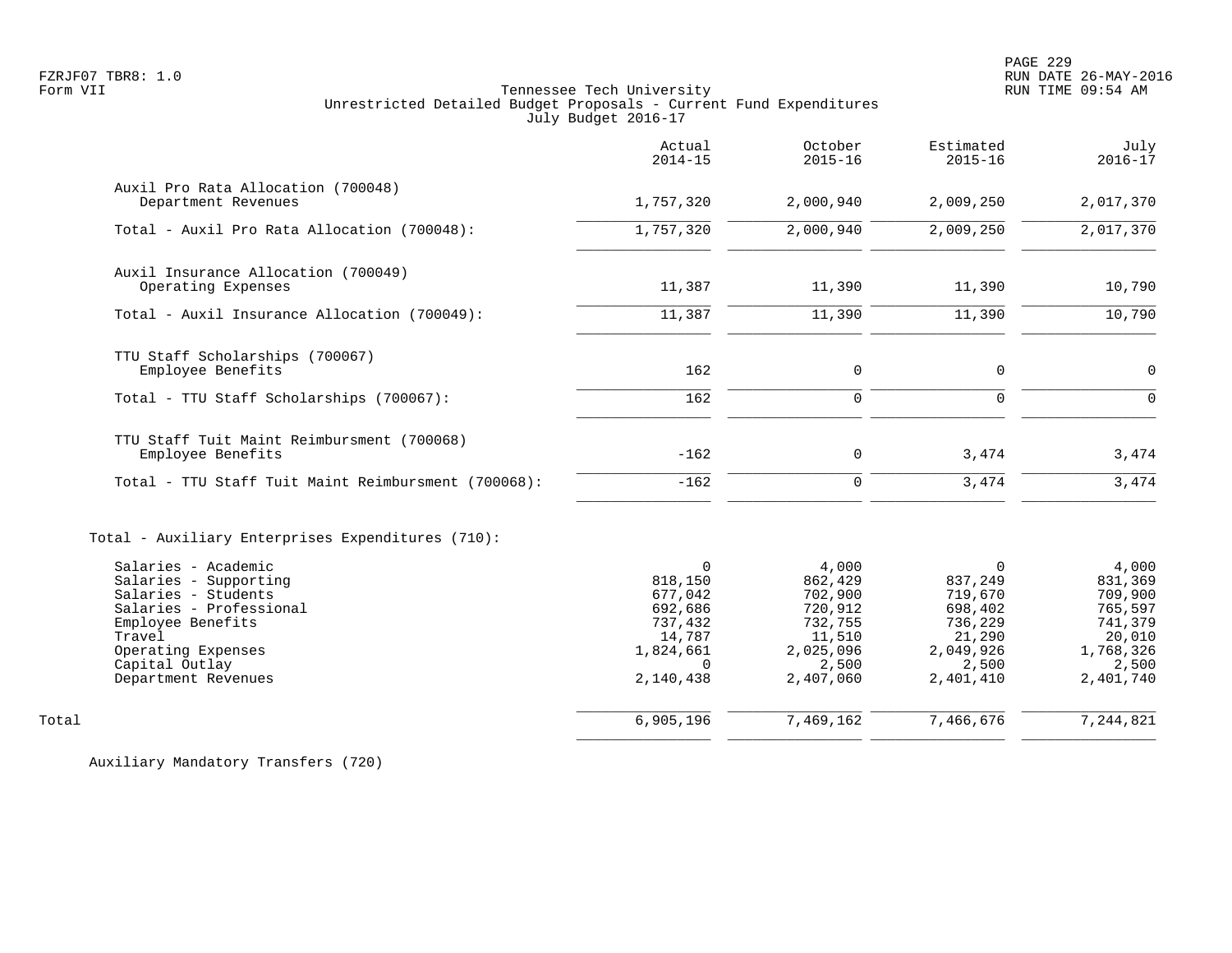Tennessee Tech University
Unrestricted Detailed Budget Proposals - Current Fund Expenditures
July Budget 2016-17

| | Actual 2014-15 | October 2015-16 | Estimated 2015-16 | July 2016-17 |
|---|---|---|---|---|
| **Auxil Pro Rata Allocation (700048)** | | | | |
| Department Revenues | 1,757,320 | 2,000,940 | 2,009,250 | 2,017,370 |
| Total - Auxil Pro Rata Allocation (700048): | 1,757,320 | 2,000,940 | 2,009,250 | 2,017,370 |
| **Auxil Insurance Allocation (700049)** | | | | |
| Operating Expenses | 11,387 | 11,390 | 11,390 | 10,790 |
| Total - Auxil Insurance Allocation (700049): | 11,387 | 11,390 | 11,390 | 10,790 |
| **TTU Staff Scholarships (700067)** | | | | |
| Employee Benefits | 162 | 0 | 0 | 0 |
| Total - TTU Staff Scholarships (700067): | 162 | 0 | 0 | 0 |
| **TTU Staff Tuit Maint Reimbursment (700068)** | | | | |
| Employee Benefits | -162 | 0 | 3,474 | 3,474 |
| Total - TTU Staff Tuit Maint Reimbursment (700068): | -162 | 0 | 3,474 | 3,474 |
| **Total - Auxiliary Enterprises Expenditures (710):** | | | | |
| Salaries - Academic | 0 | 4,000 | 0 | 4,000 |
| Salaries - Supporting | 818,150 | 862,429 | 837,249 | 831,369 |
| Salaries - Students | 677,042 | 702,900 | 719,670 | 709,900 |
| Salaries - Professional | 692,686 | 720,912 | 698,402 | 765,597 |
| Employee Benefits | 737,432 | 732,755 | 736,229 | 741,379 |
| Travel | 14,787 | 11,510 | 21,290 | 20,010 |
| Operating Expenses | 1,824,661 | 2,025,096 | 2,049,926 | 1,768,326 |
| Capital Outlay | 0 | 2,500 | 2,500 | 2,500 |
| Department Revenues | 2,140,438 | 2,407,060 | 2,401,410 | 2,401,740 |
| **Total** | 6,905,196 | 7,469,162 | 7,466,676 | 7,244,821 |

Auxiliary Mandatory Transfers (720)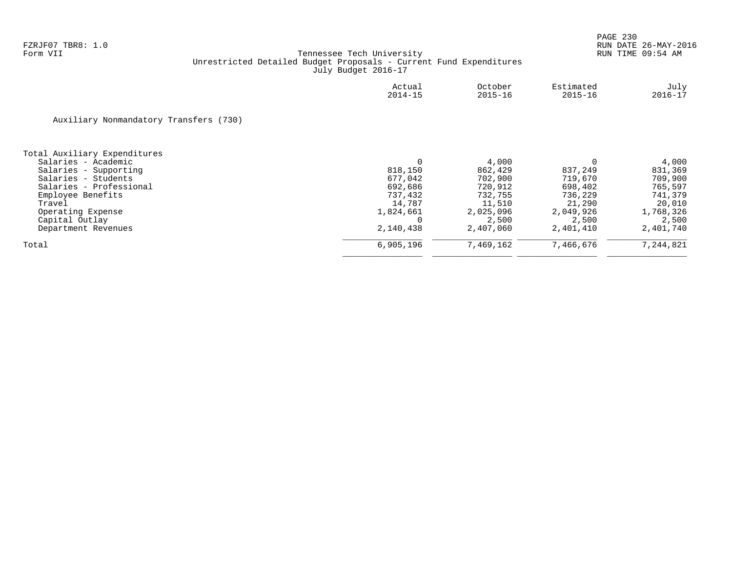Tennessee Tech University
Unrestricted Detailed Budget Proposals - Current Fund Expenditures
July Budget 2016-17

FZRJF07 TBR8: 1.0
Form VII

RUN DATE 26-MAY-2016
RUN TIME 09:54 AM

Auxiliary Nonmandatory Transfers (730)

| | Actual 2014-15 | October 2015-16 | Estimated 2015-16 | July 2016-17 |
|---|---|---|---|---|
| **Total Auxiliary Expenditures** | | | | |
| Salaries - Academic | 0 | 4,000 | 0 | 4,000 |
| Salaries - Supporting | 818,150 | 862,429 | 837,249 | 831,369 |
| Salaries - Students | 677,042 | 702,900 | 719,670 | 709,900 |
| Salaries - Professional | 692,686 | 720,912 | 698,402 | 765,597 |
| Employee Benefits | 737,432 | 732,755 | 736,229 | 741,379 |
| Travel | 14,787 | 11,510 | 21,290 | 20,010 |
| Operating Expense | 1,824,661 | 2,025,096 | 2,049,926 | 1,768,326 |
| Capital Outlay | 0 | 2,500 | 2,500 | 2,500 |
| Department Revenues | 2,140,438 | 2,407,060 | 2,401,410 | 2,401,740 |
| Total | 6,905,196 | 7,469,162 | 7,466,676 | 7,244,821 |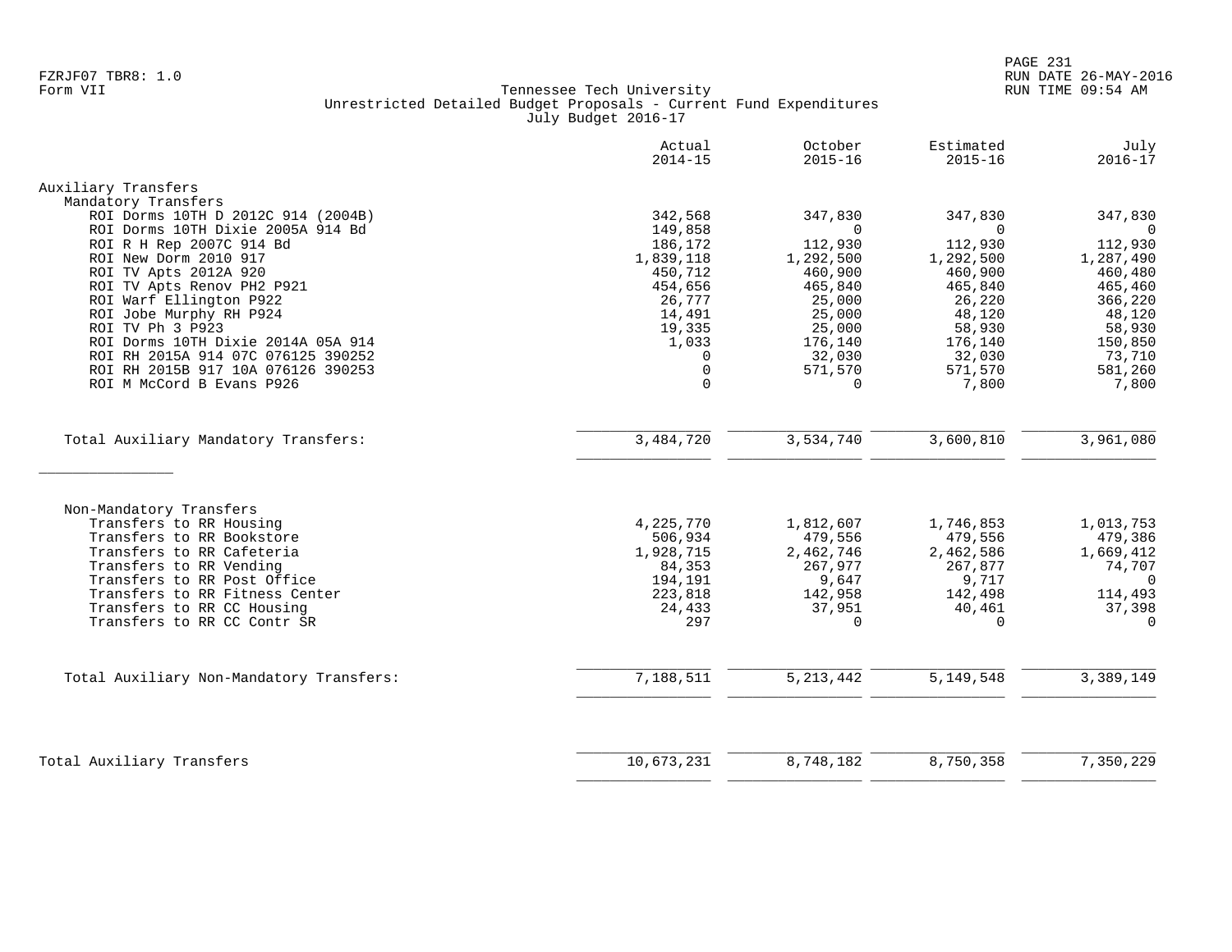FZRJF07 TBR8: 1.0
Form VII

Tennessee Tech University
Unrestricted Detailed Budget Proposals - Current Fund Expenditures
July Budget 2016-17

RUN DATE 26-MAY-2016
RUN TIME 09:54 AM

| | Actual 2014-15 | October 2015-16 | Estimated 2015-16 | July 2016-17 |
|---|---|---|---|---|
| **Auxiliary Transfers** | | | | |
| Mandatory Transfers | | | | |
| ROI Dorms 10TH D 2012C 914 (2004B) | 342,568 | 347,830 | 347,830 | 347,830 |
| ROI Dorms 10TH Dixie 2005A 914 Bd | 149,858 | 0 | 0 | 0 |
| ROI R H Rep 2007C 914 Bd | 186,172 | 112,930 | 112,930 | 112,930 |
| ROI New Dorm 2010 917 | 1,839,118 | 1,292,500 | 1,292,500 | 1,287,490 |
| ROI TV Apts 2012A 920 | 450,712 | 460,900 | 460,900 | 460,480 |
| ROI TV Apts Renov PH2 P921 | 454,656 | 465,840 | 465,840 | 465,460 |
| ROI Warf Ellington P922 | 26,777 | 25,000 | 26,220 | 366,220 |
| ROI Jobe Murphy RH P924 | 14,491 | 25,000 | 48,120 | 48,120 |
| ROI TV Ph 3 P923 | 19,335 | 25,000 | 58,930 | 58,930 |
| ROI Dorms 10TH Dixie 2014A 05A 914 | 1,033 | 176,140 | 176,140 | 150,850 |
| ROI RH 2015A 914 07C 076125 390252 | 0 | 32,030 | 32,030 | 73,710 |
| ROI RH 2015B 917 10A 076126 390253 | 0 | 571,570 | 571,570 | 581,260 |
| ROI M McCord B Evans P926 | 0 | 0 | 7,800 | 7,800 |
| Total Auxiliary Mandatory Transfers: | 3,484,720 | 3,534,740 | 3,600,810 | 3,961,080 |
| Non-Mandatory Transfers | | | | |
| Transfers to RR Housing | 4,225,770 | 1,812,607 | 1,746,853 | 1,013,753 |
| Transfers to RR Bookstore | 506,934 | 479,556 | 479,556 | 479,386 |
| Transfers to RR Cafeteria | 1,928,715 | 2,462,746 | 2,462,586 | 1,669,412 |
| Transfers to RR Vending | 84,353 | 267,977 | 267,877 | 74,707 |
| Transfers to RR Post Office | 194,191 | 9,647 | 9,717 | 0 |
| Transfers to RR Fitness Center | 223,818 | 142,958 | 142,498 | 114,493 |
| Transfers to RR CC Housing | 24,433 | 37,951 | 40,461 | 37,398 |
| Transfers to RR CC Contr SR | 297 | 0 | 0 | 0 |
| Total Auxiliary Non-Mandatory Transfers: | 7,188,511 | 5,213,442 | 5,149,548 | 3,389,149 |
| **Total Auxiliary Transfers** | 10,673,231 | 8,748,182 | 8,750,358 | 7,350,229 |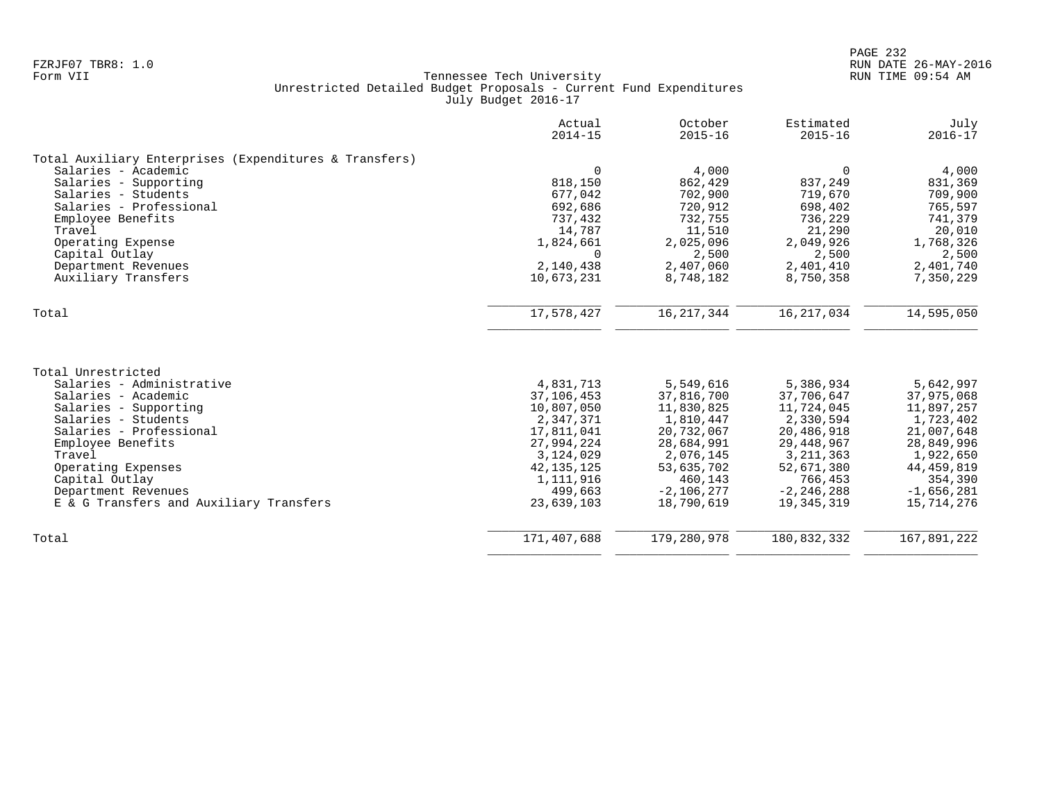FZRJF07 TBR8: 1.0
Form VII

Tennessee Tech University
Unrestricted Detailed Budget Proposals - Current Fund Expenditures
July Budget 2016-17

RUN DATE 26-MAY-2016
RUN TIME 09:54 AM

| | Actual 2014-15 | October 2015-16 | Estimated 2015-16 | July 2016-17 |
|---|---|---|---|---|
| **Total Auxiliary Enterprises (Expenditures & Transfers)** | | | | |
| Salaries - Academic | 0 | 4,000 | 0 | 4,000 |
| Salaries - Supporting | 818,150 | 862,429 | 837,249 | 831,369 |
| Salaries - Students | 677,042 | 702,900 | 719,670 | 709,900 |
| Salaries - Professional | 692,686 | 720,912 | 698,402 | 765,597 |
| Employee Benefits | 737,432 | 732,755 | 736,229 | 741,379 |
| Travel | 14,787 | 11,510 | 21,290 | 20,010 |
| Operating Expense | 1,824,661 | 2,025,096 | 2,049,926 | 1,768,326 |
| Capital Outlay | 0 | 2,500 | 2,500 | 2,500 |
| Department Revenues | 2,140,438 | 2,407,060 | 2,401,410 | 2,401,740 |
| Auxiliary Transfers | 10,673,231 | 8,748,182 | 8,750,358 | 7,350,229 |
| Total | 17,578,427 | 16,217,344 | 16,217,034 | 14,595,050 |
| **Total Unrestricted** | | | | |
| Salaries - Administrative | 4,831,713 | 5,549,616 | 5,386,934 | 5,642,997 |
| Salaries - Academic | 37,106,453 | 37,816,700 | 37,706,647 | 37,975,068 |
| Salaries - Supporting | 10,807,050 | 11,830,825 | 11,724,045 | 11,897,257 |
| Salaries - Students | 2,347,371 | 1,810,447 | 2,330,594 | 1,723,402 |
| Salaries - Professional | 17,811,041 | 20,732,067 | 20,486,918 | 21,007,648 |
| Employee Benefits | 27,994,224 | 28,684,991 | 29,448,967 | 28,849,996 |
| Travel | 3,124,029 | 2,076,145 | 3,211,363 | 1,922,650 |
| Operating Expenses | 42,135,125 | 53,635,702 | 52,671,380 | 44,459,819 |
| Capital Outlay | 1,111,916 | 460,143 | 766,453 | 354,390 |
| Department Revenues | 499,663 | -2,106,277 | -2,246,288 | -1,656,281 |
| E & G Transfers and Auxiliary Transfers | 23,639,103 | 18,790,619 | 19,345,319 | 15,714,276 |
| Total | 171,407,688 | 179,280,978 | 180,832,332 | 167,891,222 |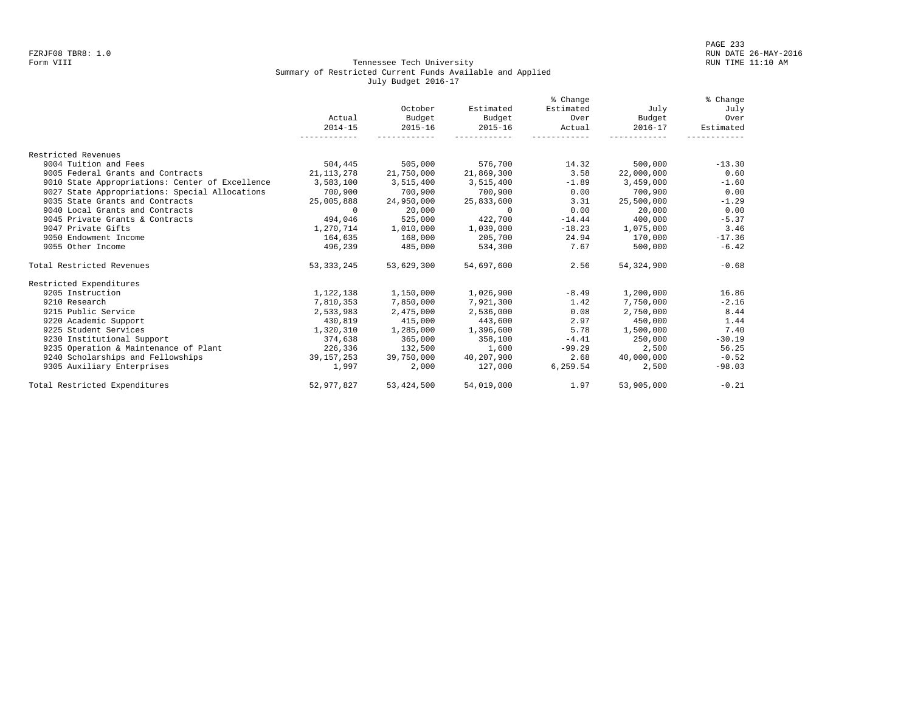Form VIII

# Tennessee Tech University
## Summary of Restricted Current Funds Available and Applied
### July Budget 2016-17

| | Actual 2014-15 | October Budget 2015-16 | Estimated Budget 2015-16 | % Change Estimated Over Actual | July Budget 2016-17 | % Change July Over Estimated |
|---|---|---|---|---|---|---|
| Restricted Revenues | | | | | | |
| 9004 Tuition and Fees | 504,445 | 505,000 | 576,700 | 14.32 | 500,000 | -13.30 |
| 9005 Federal Grants and Contracts | 21,113,278 | 21,750,000 | 21,869,300 | 3.58 | 22,000,000 | 0.60 |
| 9010 State Appropriations: Center of Excellence | 3,583,100 | 3,515,400 | 3,515,400 | -1.89 | 3,459,000 | -1.60 |
| 9027 State Appropriations: Special Allocations | 700,900 | 700,900 | 700,900 | 0.00 | 700,900 | 0.00 |
| 9035 State Grants and Contracts | 25,005,888 | 24,950,000 | 25,833,600 | 3.31 | 25,500,000 | -1.29 |
| 9040 Local Grants and Contracts | 0 | 20,000 | 0 | 0.00 | 20,000 | 0.00 |
| 9045 Private Grants & Contracts | 494,046 | 525,000 | 422,700 | -14.44 | 400,000 | -5.37 |
| 9047 Private Gifts | 1,270,714 | 1,010,000 | 1,039,000 | -18.23 | 1,075,000 | 3.46 |
| 9050 Endowment Income | 164,635 | 168,000 | 205,700 | 24.94 | 170,000 | -17.36 |
| 9055 Other Income | 496,239 | 485,000 | 534,300 | 7.67 | 500,000 | -6.42 |
| Total Restricted Revenues | 53,333,245 | 53,629,300 | 54,697,600 | 2.56 | 54,324,900 | -0.68 |
| Restricted Expenditures | | | | | | |
| 9205 Instruction | 1,122,138 | 1,150,000 | 1,026,900 | -8.49 | 1,200,000 | 16.86 |
| 9210 Research | 7,810,353 | 7,850,000 | 7,921,300 | 1.42 | 7,750,000 | -2.16 |
| 9215 Public Service | 2,533,983 | 2,475,000 | 2,536,000 | 0.08 | 2,750,000 | 8.44 |
| 9220 Academic Support | 430,819 | 415,000 | 443,600 | 2.97 | 450,000 | 1.44 |
| 9225 Student Services | 1,320,310 | 1,285,000 | 1,396,600 | 5.78 | 1,500,000 | 7.40 |
| 9230 Institutional Support | 374,638 | 365,000 | 358,100 | -4.41 | 250,000 | -30.19 |
| 9235 Operation & Maintenance of Plant | 226,336 | 132,500 | 1,600 | -99.29 | 2,500 | 56.25 |
| 9240 Scholarships and Fellowships | 39,157,253 | 39,750,000 | 40,207,900 | 2.68 | 40,000,000 | -0.52 |
| 9305 Auxiliary Enterprises | 1,997 | 2,000 | 127,000 | 6,259.54 | 2,500 | -98.03 |
| Total Restricted Expenditures | 52,977,827 | 53,424,500 | 54,019,000 | 1.97 | 53,905,000 | -0.21 |